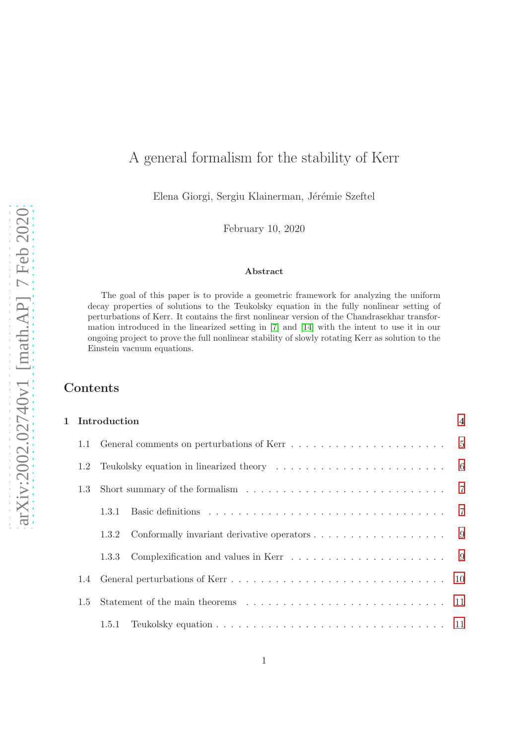# A general formalism for the stability of Kerr

Elena Giorgi, Sergiu Klainerman, Jérémie Szeftel

February 10, 2020

### Abstract

The goal of this paper is to provide a geometric framework for analyzing the uniform decay properties of solutions to the Teukolsky equation in the fully nonlinear setting of perturbations of Kerr. It contains the first nonlinear version of the Chandrasekhar transformation introduced in the linearized setting in [7] and [14] with the intent to use it in our ongoing project to prove the full nonlinear stability of slowly rotating Kerr as solution to the Einstein vacuum equations.

## Contents

**1 Introduction** 4

- 1.1 General comments on perturbations of Kerr 5
- 1.2 Teukolsky equation in linearized theory 6
- 1.3 Short summary of the formalism 7
  - 1.3.1 Basic definitions 7
  - 1.3.2 Conformally invariant derivative operators 9
  - 1.3.3 Complexification and values in Kerr 9
- 1.4 General perturbations of Kerr 10
- 1.5 Statement of the main theorems 11
  - 1.5.1 Teukolsky equation 11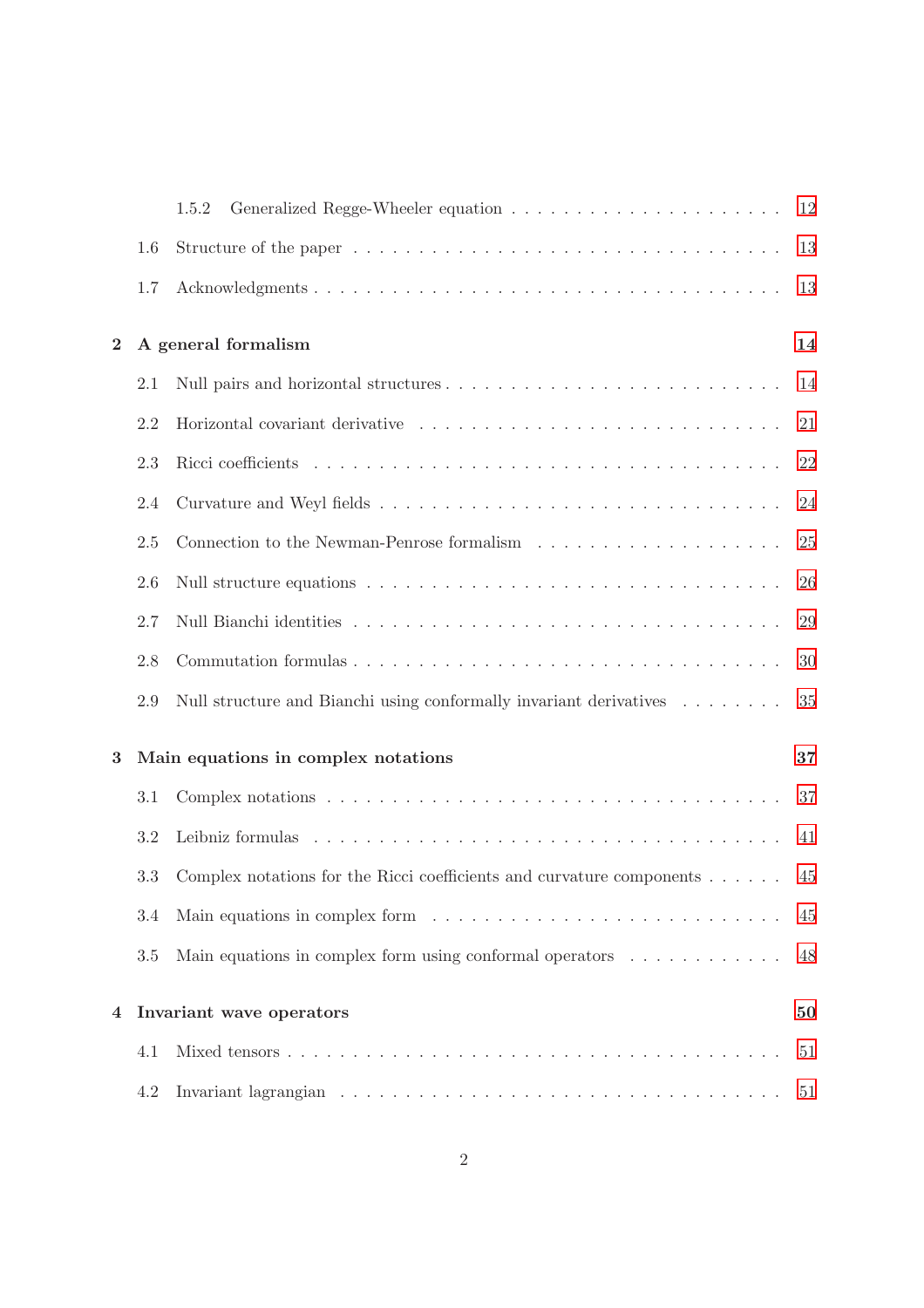- 1.5.2 Generalized Regge-Wheeler equation . . . 12
- 1.6 Structure of the paper . . . 13
- 1.7 Acknowledgments . . . 13

**2 A general formalism** **14**

- 2.1 Null pairs and horizontal structures . . . 14
- 2.2 Horizontal covariant derivative . . . 21
- 2.3 Ricci coefficients . . . 22
- 2.4 Curvature and Weyl fields . . . 24
- 2.5 Connection to the Newman-Penrose formalism . . . 25
- 2.6 Null structure equations . . . 26
- 2.7 Null Bianchi identities . . . 29
- 2.8 Commutation formulas . . . 30
- 2.9 Null structure and Bianchi using conformally invariant derivatives . . . 35

**3 Main equations in complex notations** **37**

- 3.1 Complex notations . . . 37
- 3.2 Leibniz formulas . . . 41
- 3.3 Complex notations for the Ricci coefficients and curvature components . . . 45
- 3.4 Main equations in complex form . . . 45
- 3.5 Main equations in complex form using conformal operators . . . 48

**4 Invariant wave operators** **50**

- 4.1 Mixed tensors . . . 51
- 4.2 Invariant lagrangian . . . 51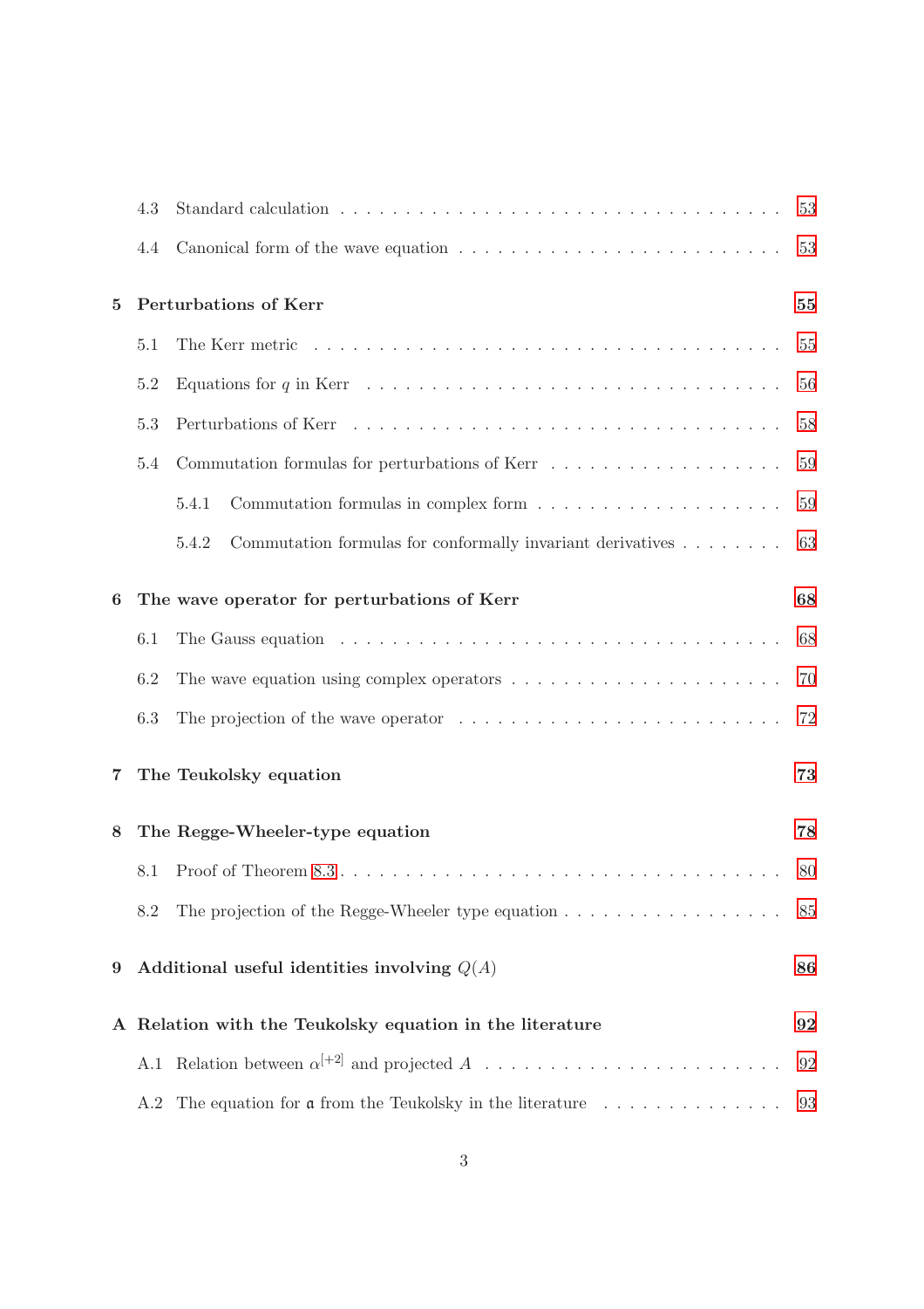- 4.3 Standard calculation . . . . . 53
- 4.4 Canonical form of the wave equation . . . . . 53

**5 Perturbations of Kerr** **55**

- 5.1 The Kerr metric . . . . . 55
- 5.2 Equations for $q$ in Kerr . . . . . 56
- 5.3 Perturbations of Kerr . . . . . 58
- 5.4 Commutation formulas for perturbations of Kerr . . . . . 59
  - 5.4.1 Commutation formulas in complex form . . . . . 59
  - 5.4.2 Commutation formulas for conformally invariant derivatives . . . . . 63

**6 The wave operator for perturbations of Kerr** **68**

- 6.1 The Gauss equation . . . . . 68
- 6.2 The wave equation using complex operators . . . . . 70
- 6.3 The projection of the wave operator . . . . . 72

**7 The Teukolsky equation** **73**

**8 The Regge-Wheeler-type equation** **78**

- 8.1 Proof of Theorem 8.3 . . . . . 80
- 8.2 The projection of the Regge-Wheeler type equation . . . . . 85

**9 Additional useful identities involving $Q(A)$** **86**

**A Relation with the Teukolsky equation in the literature** **92**

- A.1 Relation between $\alpha^{[+2]}$ and projected $A$ . . . . . 92
- A.2 The equation for $\mathfrak{a}$ from the Teukolsky in the literature . . . . . 93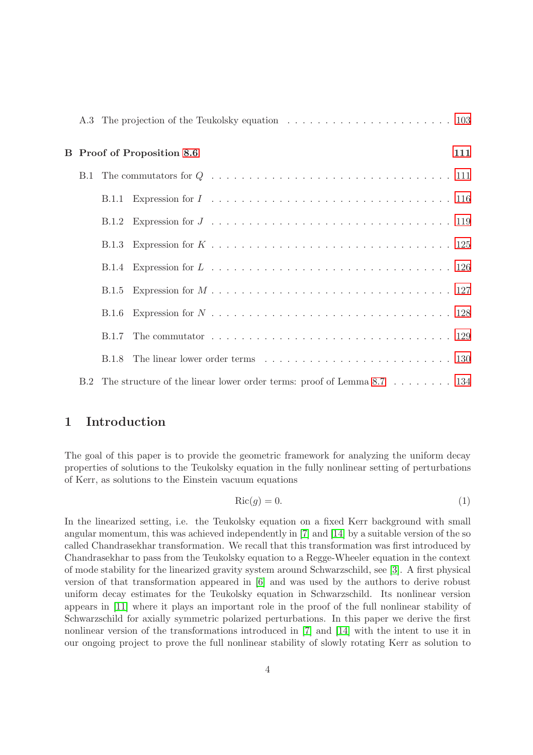A.3 The projection of the Teukolsky equation . . . . . . . . . . . . . . . . . . . . . . 103

**B Proof of Proposition 8.6** **111**

B.1 The commutators for $Q$ . . . . . . . . . . . . . . . . . . . . . . . . . . . . . . 111

B.1.1 Expression for $I$ . . . . . . . . . . . . . . . . . . . . . . . . . . . . . . 116

B.1.2 Expression for $J$ . . . . . . . . . . . . . . . . . . . . . . . . . . . . . . 119

B.1.3 Expression for $K$ . . . . . . . . . . . . . . . . . . . . . . . . . . . . . . 125

B.1.4 Expression for $L$ . . . . . . . . . . . . . . . . . . . . . . . . . . . . . . 126

B.1.5 Expression for $M$ . . . . . . . . . . . . . . . . . . . . . . . . . . . . . . 127

B.1.6 Expression for $N$ . . . . . . . . . . . . . . . . . . . . . . . . . . . . . . 128

B.1.7 The commutator . . . . . . . . . . . . . . . . . . . . . . . . . . . . . . 129

B.1.8 The linear lower order terms . . . . . . . . . . . . . . . . . . . . . . . . 130

B.2 The structure of the linear lower order terms: proof of Lemma 8.7 . . . . . . . . 134

# 1 Introduction

The goal of this paper is to provide the geometric framework for analyzing the uniform decay properties of solutions to the Teukolsky equation in the fully nonlinear setting of perturbations of Kerr, as solutions to the Einstein vacuum equations

$$\mathrm{Ric}(g) = 0. \tag{1}$$

In the linearized setting, i.e. the Teukolsky equation on a fixed Kerr background with small angular momentum, this was achieved independently in [7] and [14] by a suitable version of the so called Chandrasekhar transformation. We recall that this transformation was first introduced by Chandrasekhar to pass from the Teukolsky equation to a Regge-Wheeler equation in the context of mode stability for the linearized gravity system around Schwarzschild, see [3]. A first physical version of that transformation appeared in [6] and was used by the authors to derive robust uniform decay estimates for the Teukolsky equation in Schwarzschild. Its nonlinear version appears in [11] where it plays an important role in the proof of the full nonlinear stability of Schwarzschild for axially symmetric polarized perturbations. In this paper we derive the first nonlinear version of the transformations introduced in [7] and [14] with the intent to use it in our ongoing project to prove the full nonlinear stability of slowly rotating Kerr as solution to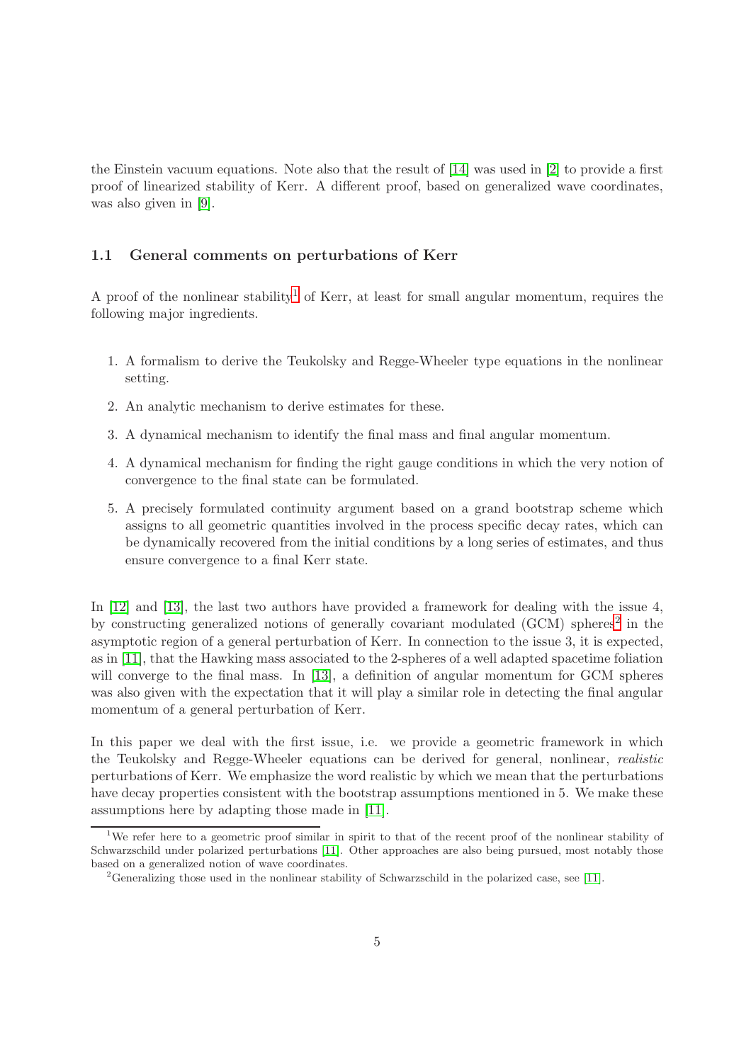the Einstein vacuum equations. Note also that the result of [14] was used in [2] to provide a first proof of linearized stability of Kerr. A different proof, based on generalized wave coordinates, was also given in [9].

### 1.1 General comments on perturbations of Kerr

A proof of the nonlinear stability[1] of Kerr, at least for small angular momentum, requires the following major ingredients.

1. A formalism to derive the Teukolsky and Regge-Wheeler type equations in the nonlinear setting.
2. An analytic mechanism to derive estimates for these.
3. A dynamical mechanism to identify the final mass and final angular momentum.
4. A dynamical mechanism for finding the right gauge conditions in which the very notion of convergence to the final state can be formulated.
5. A precisely formulated continuity argument based on a grand bootstrap scheme which assigns to all geometric quantities involved in the process specific decay rates, which can be dynamically recovered from the initial conditions by a long series of estimates, and thus ensure convergence to a final Kerr state.

In [12] and [13], the last two authors have provided a framework for dealing with the issue 4, by constructing generalized notions of generally covariant modulated (GCM) spheres[2] in the asymptotic region of a general perturbation of Kerr. In connection to the issue 3, it is expected, as in [11], that the Hawking mass associated to the 2-spheres of a well adapted spacetime foliation will converge to the final mass. In [13], a definition of angular momentum for GCM spheres was also given with the expectation that it will play a similar role in detecting the final angular momentum of a general perturbation of Kerr.

In this paper we deal with the first issue, i.e. we provide a geometric framework in which the Teukolsky and Regge-Wheeler equations can be derived for general, nonlinear, *realistic* perturbations of Kerr. We emphasize the word realistic by which we mean that the perturbations have decay properties consistent with the bootstrap assumptions mentioned in 5. We make these assumptions here by adapting those made in [11].

[1] We refer here to a geometric proof similar in spirit to that of the recent proof of the nonlinear stability of Schwarzschild under polarized perturbations [11]. Other approaches are also being pursued, most notably those based on a generalized notion of wave coordinates.

[2] Generalizing those used in the nonlinear stability of Schwarzschild in the polarized case, see [11].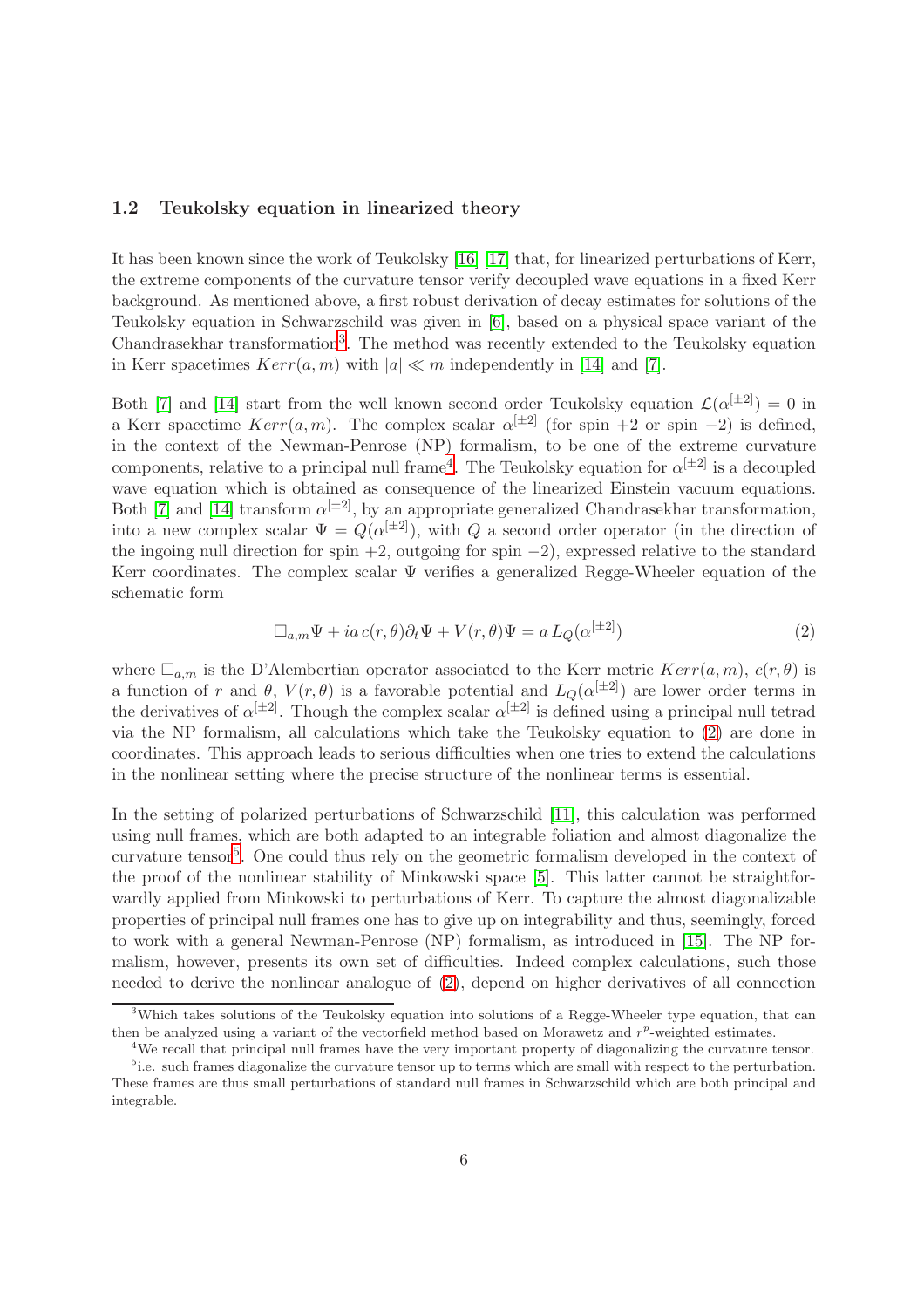### 1.2 Teukolsky equation in linearized theory

It has been known since the work of Teukolsky [16] [17] that, for linearized perturbations of Kerr, the extreme components of the curvature tensor verify decoupled wave equations in a fixed Kerr background. As mentioned above, a first robust derivation of decay estimates for solutions of the Teukolsky equation in Schwarzschild was given in [6], based on a physical space variant of the Chandrasekhar transformation[3]. The method was recently extended to the Teukolsky equation in Kerr spacetimes $Kerr(a, m)$ with $|a| \ll m$ independently in [14] and [7].

Both [7] and [14] start from the well known second order Teukolsky equation $\mathcal{L}(\alpha^{[\pm 2]}) = 0$ in a Kerr spacetime $Kerr(a, m)$. The complex scalar $\alpha^{[\pm 2]}$ (for spin $+2$ or spin $-2$) is defined, in the context of the Newman-Penrose (NP) formalism, to be one of the extreme curvature components, relative to a principal null frame[4]. The Teukolsky equation for $\alpha^{[\pm 2]}$ is a decoupled wave equation which is obtained as consequence of the linearized Einstein vacuum equations. Both [7] and [14] transform $\alpha^{[\pm 2]}$, by an appropriate generalized Chandrasekhar transformation, into a new complex scalar $\Psi = Q(\alpha^{[\pm 2]})$, with $Q$ a second order operator (in the direction of the ingoing null direction for spin $+2$, outgoing for spin $-2$), expressed relative to the standard Kerr coordinates. The complex scalar $\Psi$ verifies a generalized Regge-Wheeler equation of the schematic form

$$\square_{a,m}\Psi + ia\, c(r, \theta)\partial_t \Psi + V(r, \theta)\Psi = a\, L_Q(\alpha^{[\pm 2]}) \tag{2}$$

where $\square_{a,m}$ is the D'Alembertian operator associated to the Kerr metric $Kerr(a, m)$, $c(r, \theta)$ is a function of $r$ and $\theta$, $V(r, \theta)$ is a favorable potential and $L_Q(\alpha^{[\pm 2]})$ are lower order terms in the derivatives of $\alpha^{[\pm 2]}$. Though the complex scalar $\alpha^{[\pm 2]}$ is defined using a principal null tetrad via the NP formalism, all calculations which take the Teukolsky equation to (2) are done in coordinates. This approach leads to serious difficulties when one tries to extend the calculations in the nonlinear setting where the precise structure of the nonlinear terms is essential.

In the setting of polarized perturbations of Schwarzschild [11], this calculation was performed using null frames, which are both adapted to an integrable foliation and almost diagonalize the curvature tensor[5]. One could thus rely on the geometric formalism developed in the context of the proof of the nonlinear stability of Minkowski space [5]. This latter cannot be straightforwardly applied from Minkowski to perturbations of Kerr. To capture the almost diagonalizable properties of principal null frames one has to give up on integrability and thus, seemingly, forced to work with a general Newman-Penrose (NP) formalism, as introduced in [15]. The NP formalism, however, presents its own set of difficulties. Indeed complex calculations, such those needed to derive the nonlinear analogue of (2), depend on higher derivatives of all connection

---

[3] Which takes solutions of the Teukolsky equation into solutions of a Regge-Wheeler type equation, that can then be analyzed using a variant of the vectorfield method based on Morawetz and $r^p$-weighted estimates.

[4] We recall that principal null frames have the very important property of diagonalizing the curvature tensor.

[5] i.e. such frames diagonalize the curvature tensor up to terms which are small with respect to the perturbation. These frames are thus small perturbations of standard null frames in Schwarzschild which are both principal and integrable.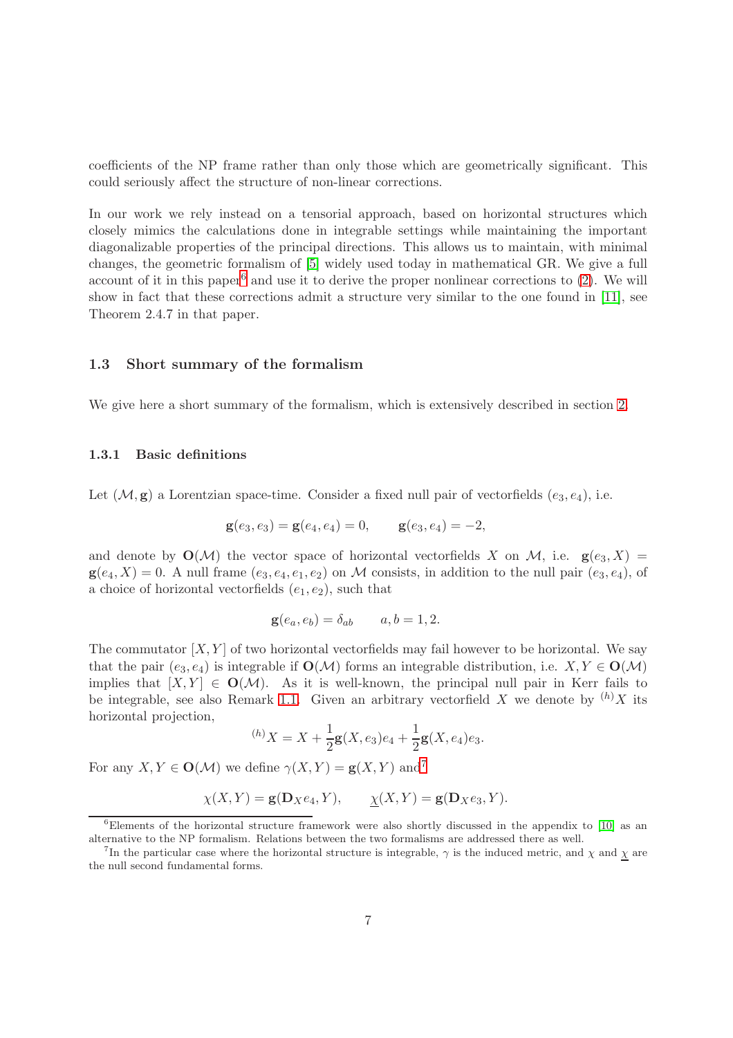coefficients of the NP frame rather than only those which are geometrically significant. This could seriously affect the structure of non-linear corrections.

In our work we rely instead on a tensorial approach, based on horizontal structures which closely mimics the calculations done in integrable settings while maintaining the important diagonalizable properties of the principal directions. This allows us to maintain, with minimal changes, the geometric formalism of [5] widely used today in mathematical GR. We give a full account of it in this paper[6] and use it to derive the proper nonlinear corrections to (2). We will show in fact that these corrections admit a structure very similar to the one found in [11], see Theorem 2.4.7 in that paper.

### 1.3 Short summary of the formalism

We give here a short summary of the formalism, which is extensively described in section 2.

#### 1.3.1 Basic definitions

Let $(\mathcal{M}, \mathbf{g})$ a Lorentzian space-time. Consider a fixed null pair of vectorfields $(e_3, e_4)$, i.e.

$$\mathbf{g}(e_3, e_3) = \mathbf{g}(e_4, e_4) = 0, \qquad \mathbf{g}(e_3, e_4) = -2,$$

and denote by $\mathbf{O}(\mathcal{M})$ the vector space of horizontal vectorfields $X$ on $\mathcal{M}$, i.e. $\mathbf{g}(e_3, X) = \mathbf{g}(e_4, X) = 0$. A null frame $(e_3, e_4, e_1, e_2)$ on $\mathcal{M}$ consists, in addition to the null pair $(e_3, e_4)$, of a choice of horizontal vectorfields $(e_1, e_2)$, such that

$$\mathbf{g}(e_a, e_b) = \delta_{ab} \qquad a, b = 1, 2.$$

The commutator $[X, Y]$ of two horizontal vectorfields may fail however to be horizontal. We say that the pair $(e_3, e_4)$ is integrable if $\mathbf{O}(\mathcal{M})$ forms an integrable distribution, i.e. $X, Y \in \mathbf{O}(\mathcal{M})$ implies that $[X, Y] \in \mathbf{O}(\mathcal{M})$. As it is well-known, the principal null pair in Kerr fails to be integrable, see also Remark 1.1. Given an arbitrary vectorfield $X$ we denote by ${}^{(h)}X$ its horizontal projection,

$${}^{(h)}X = X + \frac{1}{2}\mathbf{g}(X, e_3)e_4 + \frac{1}{2}\mathbf{g}(X, e_4)e_3.$$

For any $X, Y \in \mathbf{O}(\mathcal{M})$ we define $\gamma(X, Y) = \mathbf{g}(X, Y)$ and[7]

$$\chi(X, Y) = \mathbf{g}(\mathbf{D}_X e_4, Y), \qquad \underline{\chi}(X, Y) = \mathbf{g}(\mathbf{D}_X e_3, Y).$$

[6] Elements of the horizontal structure framework were also shortly discussed in the appendix to [10] as an alternative to the NP formalism. Relations between the two formalisms are addressed there as well.

[7] In the particular case where the horizontal structure is integrable, $\gamma$ is the induced metric, and $\chi$ and $\underline{\chi}$ are the null second fundamental forms.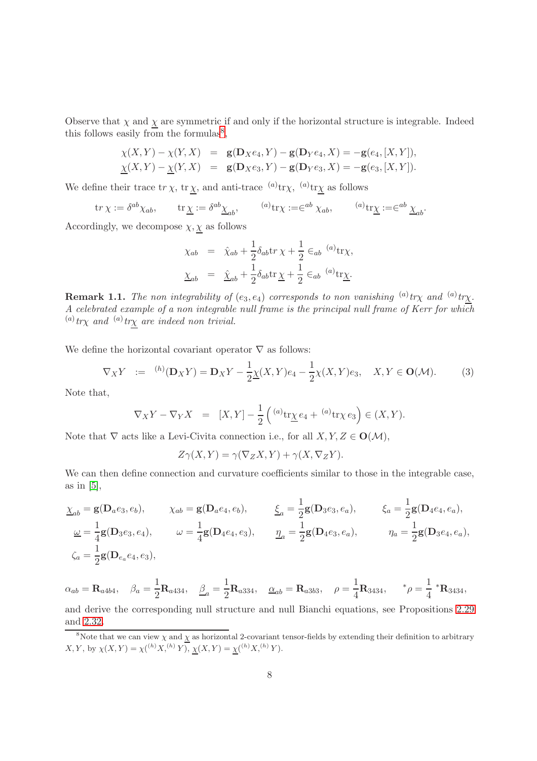Observe that $\chi$ and $\underline{\chi}$ are symmetric if and only if the horizontal structure is integrable. Indeed this follows easily from the formulas[8],

$$
\begin{aligned}
\chi(X,Y) - \chi(Y,X) &= \mathbf{g}(\mathbf{D}_X e_4, Y) - \mathbf{g}(\mathbf{D}_Y e_4, X) = -\mathbf{g}(e_4, [X,Y]),\\
\underline{\chi}(X,Y) - \underline{\chi}(Y,X) &= \mathbf{g}(\mathbf{D}_X e_3, Y) - \mathbf{g}(\mathbf{D}_Y e_3, X) = -\mathbf{g}(e_3, [X,Y]).
\end{aligned}
$$

We define their trace $\mathrm{tr}\,\chi$, $\mathrm{tr}\,\underline{\chi}$, and anti-trace ${}^{(a)}\mathrm{tr}\chi$, ${}^{(a)}\mathrm{tr}\underline{\chi}$ as follows

$$
\mathrm{tr}\,\chi := \delta^{ab}\chi_{ab}, \qquad \mathrm{tr}\,\underline{\chi} := \delta^{ab}\underline{\chi}_{ab}, \qquad {}^{(a)}\mathrm{tr}\chi := \in^{ab}\chi_{ab}, \qquad {}^{(a)}\mathrm{tr}\underline{\chi} := \in^{ab}\underline{\chi}_{ab}.
$$

Accordingly, we decompose $\chi, \underline{\chi}$ as follows

$$
\begin{aligned}
\chi_{ab} &= \hat{\chi}_{ab} + \frac{1}{2}\delta_{ab}\mathrm{tr}\,\chi + \frac{1}{2}\in_{ab}\,{}^{(a)}\mathrm{tr}\chi,\\
\underline{\chi}_{ab} &= \underline{\hat{\chi}}_{ab} + \frac{1}{2}\delta_{ab}\mathrm{tr}\,\underline{\chi} + \frac{1}{2}\in_{ab}\,{}^{(a)}\mathrm{tr}\underline{\chi}.
\end{aligned}
$$

**Remark 1.1.** *The non integrability of $(e_3, e_4)$ corresponds to non vanishing ${}^{(a)}tr\chi$ and ${}^{(a)}tr\underline{\chi}$. A celebrated example of a non integrable null frame is the principal null frame of Kerr for which ${}^{(a)}tr\chi$ and ${}^{(a)}tr\underline{\chi}$ are indeed non trivial.*

We define the horizontal covariant operator $\nabla$ as follows:

$$
\nabla_X Y \;:=\; {}^{(h)}(\mathbf{D}_X Y) = \mathbf{D}_X Y - \frac{1}{2}\underline{\chi}(X,Y)e_4 - \frac{1}{2}\chi(X,Y)e_3, \quad X, Y \in \mathbf{O}(\mathcal{M}). \tag{3}
$$

Note that,

$$
\nabla_X Y - \nabla_Y X \;=\; [X,Y] - \frac{1}{2}\left({}^{(a)}\mathrm{tr}\underline{\chi}\, e_4 + {}^{(a)}\mathrm{tr}\chi\, e_3\right) \in (X,Y).
$$

Note that $\nabla$ acts like a Levi-Civita connection i.e., for all $X, Y, Z \in \mathbf{O}(\mathcal{M})$,

$$
Z\gamma(X,Y) = \gamma(\nabla_Z X, Y) + \gamma(X, \nabla_Z Y).
$$

We can then define connection and curvature coefficients similar to those in the integrable case, as in [5],

$$
\begin{aligned}
&\underline{\chi}_{ab} = \mathbf{g}(\mathbf{D}_a e_3, e_b), \qquad \chi_{ab} = \mathbf{g}(\mathbf{D}_a e_4, e_b), \qquad \underline{\xi}_a = \frac{1}{2}\mathbf{g}(\mathbf{D}_3 e_3, e_a), \qquad \xi_a = \frac{1}{2}\mathbf{g}(\mathbf{D}_4 e_4, e_a),\\
&\underline{\omega} = \frac{1}{4}\mathbf{g}(\mathbf{D}_3 e_3, e_4), \qquad \omega = \frac{1}{4}\mathbf{g}(\mathbf{D}_4 e_4, e_3), \qquad \underline{\eta}_a = \frac{1}{2}\mathbf{g}(\mathbf{D}_4 e_3, e_a), \qquad \eta_a = \frac{1}{2}\mathbf{g}(\mathbf{D}_3 e_4, e_a),\\
&\zeta_a = \frac{1}{2}\mathbf{g}(\mathbf{D}_{e_a} e_4, e_3),
\end{aligned}
$$

$$
\alpha_{ab} = \mathbf{R}_{a4b4}, \quad \beta_a = \frac{1}{2}\mathbf{R}_{a434}, \quad \underline{\beta}_a = \frac{1}{2}\mathbf{R}_{a334}, \quad \underline{\alpha}_{ab} = \mathbf{R}_{a3b3}, \quad \rho = \frac{1}{4}\mathbf{R}_{3434}, \quad {}^*\rho = \frac{1}{4}\,{}^*\mathbf{R}_{3434},
$$

and derive the corresponding null structure and null Bianchi equations, see Propositions 2.29 and 2.32.

[8] Note that we can view $\chi$ and $\underline{\chi}$ as horizontal 2-covariant tensor-fields by extending their definition to arbitrary $X, Y$, by $\chi(X,Y) = \chi({}^{(h)}X, {}^{(h)}Y)$, $\underline{\chi}(X,Y) = \underline{\chi}({}^{(h)}X, {}^{(h)}Y)$.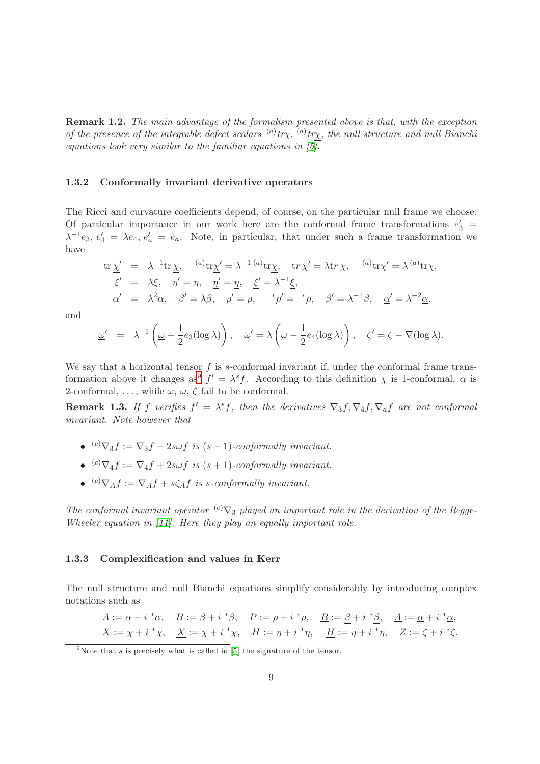**Remark 1.2.** *The main advantage of the formalism presented above is that, with the exception of the presence of the integrable defect scalars ${}^{(a)}tr\chi$, ${}^{(a)}tr\underline{\chi}$, the null structure and null Bianchi equations look very similar to the familiar equations in [5].*

### 1.3.2 Conformally invariant derivative operators

The Ricci and curvature coefficients depend, of course, on the particular null frame we choose. Of particular importance in our work here are the conformal frame transformations $e_3' = \lambda^{-1}e_3$, $e_4' = \lambda e_4$, $e_a' = e_a$. Note, in particular, that under such a frame transformation we have

$$
\begin{aligned}
\mathrm{tr}\,\underline{\chi}' &= \lambda^{-1}\mathrm{tr}\,\underline{\chi}, \quad {}^{(a)}\mathrm{tr}\underline{\chi}' = \lambda^{-1}\,{}^{(a)}\mathrm{tr}\underline{\chi}, \quad tr\,\chi' = \lambda tr\,\chi, \quad {}^{(a)}\mathrm{tr}\chi' = \lambda\,{}^{(a)}\mathrm{tr}\chi,\\
\xi' &= \lambda\xi, \quad \eta' = \eta, \quad \underline{\eta}' = \underline{\eta}, \quad \underline{\xi}' = \lambda^{-1}\underline{\xi},\\
\alpha' &= \lambda^2\alpha, \quad \beta' = \lambda\beta, \quad \rho' = \rho, \quad {}^*\rho' = {}^*\rho, \quad \underline{\beta}' = \lambda^{-1}\underline{\beta}, \quad \underline{\alpha}' = \lambda^{-2}\underline{\alpha},
\end{aligned}
$$

and

$$
\underline{\omega}' = \lambda^{-1}\left(\underline{\omega} + \frac{1}{2}e_3(\log\lambda)\right), \quad \omega' = \lambda\left(\omega - \frac{1}{2}e_4(\log\lambda)\right), \quad \zeta' = \zeta - \nabla(\log\lambda).
$$

We say that a horizontal tensor $f$ is $s$-conformal invariant if, under the conformal frame transformation above it changes as[9] $f' = \lambda^s f$. According to this definition $\chi$ is 1-conformal, $\alpha$ is 2-conformal, ..., while $\omega$, $\underline{\omega}$, $\zeta$ fail to be conformal.

**Remark 1.3.** *If $f$ verifies $f' = \lambda^s f$, then the derivatives $\nabla_3 f, \nabla_4 f, \nabla_a f$ are not conformal invariant. Note however that*

- ${}^{(c)}\nabla_3 f := \nabla_3 f - 2s\underline{\omega}f$ *is $(s-1)$-conformally invariant.*
- ${}^{(c)}\nabla_4 f := \nabla_4 f + 2s\omega f$ *is $(s+1)$-conformally invariant.*
- ${}^{(c)}\nabla_A f := \nabla_A f + s\zeta_A f$ *is $s$-conformally invariant.*

*The conformal invariant operator ${}^{(c)}\nabla_3$ played an important role in the derivation of the Regge-Wheeler equation in [11]. Here they play an equally important role.*

### 1.3.3 Complexification and values in Kerr

The null structure and null Bianchi equations simplify considerably by introducing complex notations such as

$$
\begin{aligned}
&A := \alpha + i\,{}^*\alpha, \quad B := \beta + i\,{}^*\beta, \quad P := \rho + i\,{}^*\rho, \quad \underline{B} := \underline{\beta} + i\,{}^*\underline{\beta}, \quad \underline{A} := \underline{\alpha} + i\,{}^*\underline{\alpha},\\
&X := \chi + i\,{}^*\chi, \quad \underline{X} := \underline{\chi} + i\,{}^*\underline{\chi}, \quad H := \eta + i\,{}^*\eta, \quad \underline{H} := \underline{\eta} + i\,{}^*\underline{\eta}, \quad Z := \zeta + i\,{}^*\zeta.
\end{aligned}
$$

[9] Note that $s$ is precisely what is called in [5] the signature of the tensor.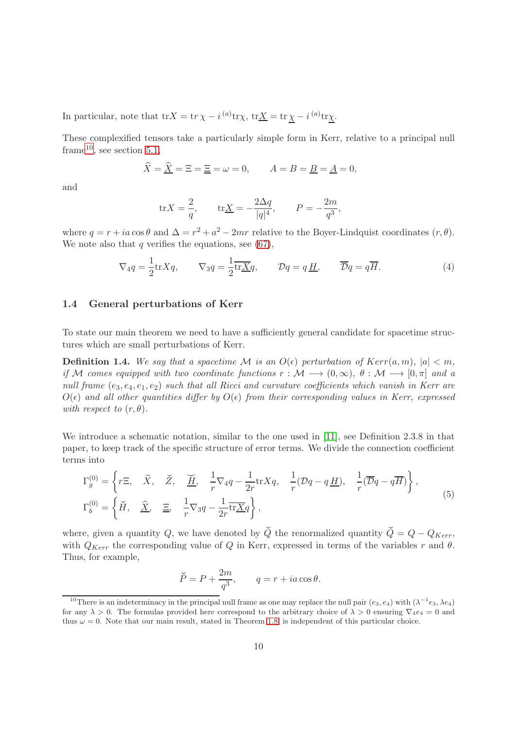In particular, note that $\mathrm{tr} X = \mathrm{tr}\,\chi - i\,{}^{(a)}\mathrm{tr}\chi$, $\mathrm{tr}\underline{X} = \mathrm{tr}\,\underline{\chi} - i\,{}^{(a)}\mathrm{tr}\underline{\chi}$.

These complexified tensors take a particularly simple form in Kerr, relative to a principal null frame[10], see section 5.1,

$$\widehat{X} = \widehat{\underline{X}} = \Xi = \underline{\Xi} = \omega = 0, \qquad A = B = \underline{B} = \underline{A} = 0,$$

and

$$\mathrm{tr} X = \frac{2}{q}, \qquad \mathrm{tr}\underline{X} = -\frac{2\Delta q}{|q|^4}, \qquad P = -\frac{2m}{q^3},$$

where $q = r + ia\cos\theta$ and $\Delta = r^2 + a^2 - 2mr$ relative to the Boyer-Lindquist coordinates $(r, \theta)$. We note also that $q$ verifies the equations, see (67),

$$\nabla_4 q = \frac{1}{2}\mathrm{tr} X q, \qquad \nabla_3 q = \frac{1}{2}\overline{\mathrm{tr}\underline{X}} q, \qquad \mathcal{D} q = q\,\underline{H}, \qquad \overline{\mathcal{D}} q = q\overline{H}. \tag{4}$$

### 1.4 General perturbations of Kerr

To state our main theorem we need to have a sufficiently general candidate for spacetime structures which are small perturbations of Kerr.

**Definition 1.4.** *We say that a spacetime $\mathcal{M}$ is an $O(\epsilon)$ perturbation of $Kerr(a, m)$, $|a| < m$, if $\mathcal{M}$ comes equipped with two coordinate functions $r : \mathcal{M} \longrightarrow (0, \infty)$, $\theta : \mathcal{M} \longrightarrow [0, \pi]$ and a null frame $(e_3, e_4, e_1, e_2)$ such that all Ricci and curvature coefficients which vanish in Kerr are $O(\epsilon)$ and all other quantities differ by $O(\epsilon)$ from their corresponding values in Kerr, expressed with respect to $(r, \theta)$.*

We introduce a schematic notation, similar to the one used in [11], see Definition 2.3.8 in that paper, to keep track of the specific structure of error terms. We divide the connection coefficient terms into

$$\begin{aligned}
\Gamma_g^{(0)} &= \left\{ r\Xi, \quad \widehat{X}, \quad \check{Z}, \quad \check{\underline{H}}, \quad \frac{1}{r}\nabla_4 q - \frac{1}{2r}\mathrm{tr} X q, \quad \frac{1}{r}(\mathcal{D}q - q\,\underline{H}), \quad \frac{1}{r}(\overline{\mathcal{D}}q - q\overline{H}) \right\}, \\
\Gamma_b^{(0)} &= \left\{ \check{H}, \quad \widehat{\underline{X}}, \quad \underline{\Xi}, \quad \frac{1}{r}\nabla_3 q - \frac{1}{2r}\overline{\mathrm{tr}\underline{X}} q \right\},
\end{aligned} \tag{5}$$

where, given a quantity $Q$, we have denoted by $\check{Q}$ the renormalized quantity $\check{Q} = Q - Q_{Kerr}$, with $Q_{Kerr}$ the corresponding value of $Q$ in Kerr, expressed in terms of the variables $r$ and $\theta$. Thus, for example,

$$\check{P} = P + \frac{2m}{q^3}, \qquad q = r + ia\cos\theta.$$

[10] There is an indeterminacy in the principal null frame as one may replace the null pair $(e_3, e_4)$ with $(\lambda^{-1}e_3, \lambda e_4)$ for any $\lambda > 0$. The formulas provided here correspond to the arbitrary choice of $\lambda > 0$ ensuring $\nabla_4 e_4 = 0$ and thus $\omega = 0$. Note that our main result, stated in Theorem 1.8, is independent of this particular choice.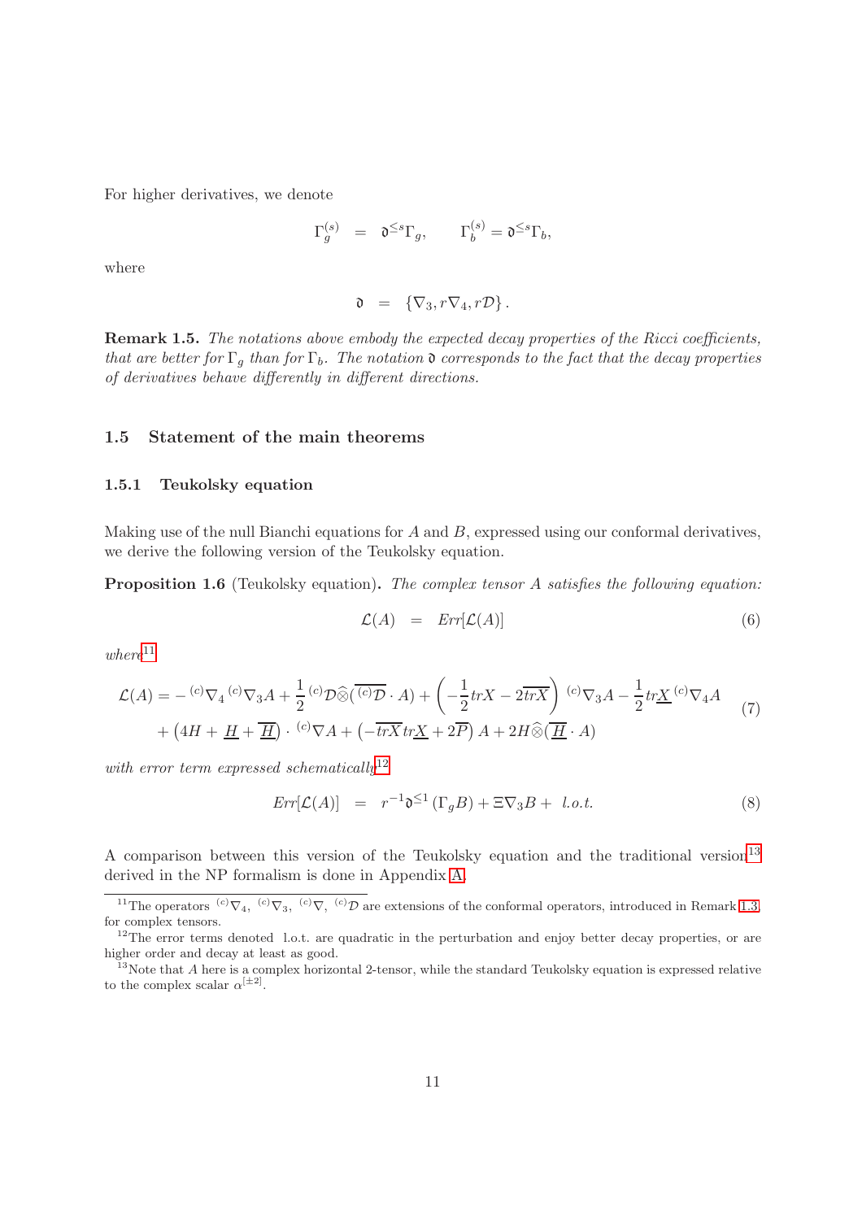For higher derivatives, we denote

$$\Gamma_g^{(s)} \;=\; \mathfrak{d}^{\leq s}\Gamma_g, \qquad \Gamma_b^{(s)} = \mathfrak{d}^{\leq s}\Gamma_b,$$

where

$$\mathfrak{d} \;=\; \{\nabla_3, r\nabla_4, r\mathcal{D}\}.$$

**Remark 1.5.** *The notations above embody the expected decay properties of the Ricci coefficients, that are better for $\Gamma_g$ than for $\Gamma_b$. The notation $\mathfrak{d}$ corresponds to the fact that the decay properties of derivatives behave differently in different directions.*

## 1.5 Statement of the main theorems

### 1.5.1 Teukolsky equation

Making use of the null Bianchi equations for $A$ and $B$, expressed using our conformal derivatives, we derive the following version of the Teukolsky equation.

**Proposition 1.6** (Teukolsky equation)**.** *The complex tensor $A$ satisfies the following equation:*

$$\mathcal{L}(A) \;=\; Err[\mathcal{L}(A)] \tag{6}$$

*where*[11]

$$\begin{aligned}\mathcal{L}(A) = &-{}^{(c)}\nabla_4\,{}^{(c)}\nabla_3 A + \frac{1}{2}\,{}^{(c)}\mathcal{D}\widehat{\otimes}(\overline{{}^{(c)}\mathcal{D}}\cdot A) + \left(-\frac{1}{2}trX - 2\overline{trX}\right)\,{}^{(c)}\nabla_3 A - \frac{1}{2}tr\underline{X}\,{}^{(c)}\nabla_4 A \\ &+ \left(4H + \underline{H} + \overline{\underline{H}}\right)\cdot\,{}^{(c)}\nabla A + \left(-\overline{trX}\,tr\underline{X} + 2\overline{P}\right)A + 2H\widehat{\otimes}(\overline{\underline{H}}\cdot A)\end{aligned} \tag{7}$$

*with error term expressed schematically*[12]

$$Err[\mathcal{L}(A)] \;=\; r^{-1}\mathfrak{d}^{\leq 1}\left(\Gamma_g B\right) + \Xi\nabla_3 B + \;l.o.t. \tag{8}$$

A comparison between this version of the Teukolsky equation and the traditional version[13] derived in the NP formalism is done in Appendix A.

[11] The operators ${}^{(c)}\nabla_4$, ${}^{(c)}\nabla_3$, ${}^{(c)}\nabla$, ${}^{(c)}\mathcal{D}$ are extensions of the conformal operators, introduced in Remark 1.3, for complex tensors.

[12] The error terms denoted l.o.t. are quadratic in the perturbation and enjoy better decay properties, or are higher order and decay at least as good.

[13] Note that $A$ here is a complex horizontal 2-tensor, while the standard Teukolsky equation is expressed relative to the complex scalar $\alpha^{[\pm 2]}$.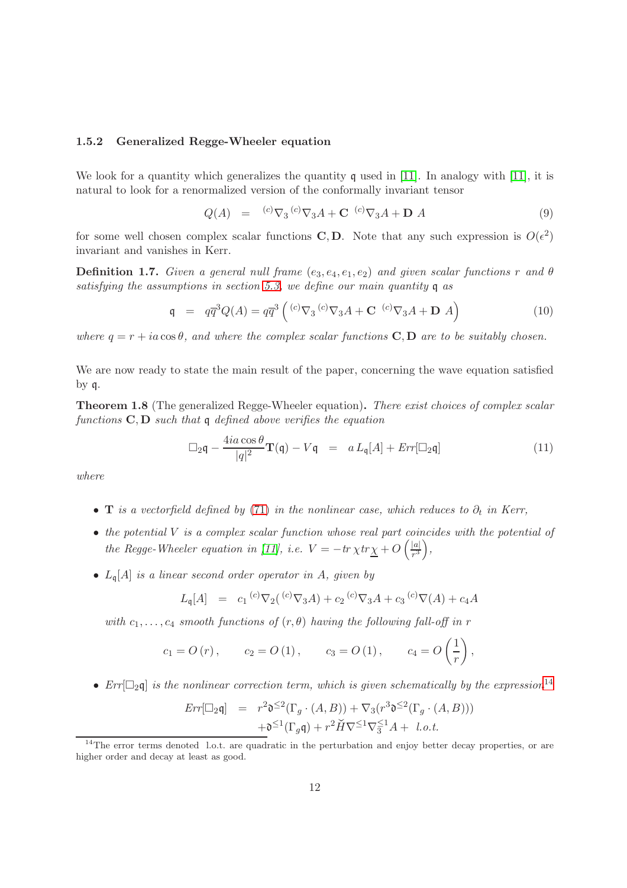### 1.5.2 Generalized Regge-Wheeler equation

We look for a quantity which generalizes the quantity $\mathfrak{q}$ used in [11]. In analogy with [11], it is natural to look for a renormalized version of the conformally invariant tensor

$$Q(A) \quad = \quad {}^{(c)}\nabla_3 \, {}^{(c)}\nabla_3 A + \mathbf{C} \ {}^{(c)}\nabla_3 A + \mathbf{D} \ A \tag{9}$$

for some well chosen complex scalar functions $\mathbf{C}, \mathbf{D}$. Note that any such expression is $O(\epsilon^2)$ invariant and vanishes in Kerr.

**Definition 1.7.** *Given a general null frame $(e_3, e_4, e_1, e_2)$ and given scalar functions $r$ and $\theta$ satisfying the assumptions in section 5.3, we define our main quantity $\mathfrak{q}$ as*

$$\mathfrak{q} \quad = \quad q\overline{q}^3 Q(A) = q\overline{q}^3 \left( {}^{(c)}\nabla_3 \, {}^{(c)}\nabla_3 A + \mathbf{C} \ {}^{(c)}\nabla_3 A + \mathbf{D} \ A \right) \tag{10}$$

*where $q = r + ia\cos\theta$, and where the complex scalar functions $\mathbf{C}, \mathbf{D}$ are to be suitably chosen.*

We are now ready to state the main result of the paper, concerning the wave equation satisfied by $\mathfrak{q}$.

**Theorem 1.8** (The generalized Regge-Wheeler equation)**.** *There exist choices of complex scalar functions $\mathbf{C}, \mathbf{D}$ such that $\mathfrak{q}$ defined above verifies the equation*

$$\square_2 \mathfrak{q} - \frac{4ia\cos\theta}{|q|^2} \mathbf{T}(\mathfrak{q}) - V\mathfrak{q} \quad = \quad a\, L_{\mathfrak{q}}[A] + Err[\square_2 \mathfrak{q}] \tag{11}$$

*where*

- *$\mathbf{T}$ is a vectorfield defined by (71) in the nonlinear case, which reduces to $\partial_t$ in Kerr,*
- *the potential $V$ is a complex scalar function whose real part coincides with the potential of the Regge-Wheeler equation in [11], i.e. $V = -tr\,\chi tr\underline{\chi} + O\left(\frac{|a|}{r^3}\right)$,*
- *$L_{\mathfrak{q}}[A]$ is a linear second order operator in $A$, given by*

  $$L_{\mathfrak{q}}[A] \quad = \quad c_1 \, {}^{(c)}\nabla_2 ( {}^{(c)}\nabla_3 A) + c_2 \, {}^{(c)}\nabla_3 A + c_3 \, {}^{(c)}\nabla(A) + c_4 A$$

  *with $c_1, \ldots, c_4$ smooth functions of $(r, \theta)$ having the following fall-off in $r$*

  $$c_1 = O(r), \qquad c_2 = O(1), \qquad c_3 = O(1), \qquad c_4 = O\left(\frac{1}{r}\right),$$

- *$Err[\square_2 \mathfrak{q}]$ is the nonlinear correction term, which is given schematically by the expression*[14]

  $$\begin{aligned} Err[\square_2 \mathfrak{q}] \quad &= \quad r^2 \mathfrak{d}^{\leq 2}(\Gamma_g \cdot (A, B)) + \nabla_3 (r^3 \mathfrak{d}^{\leq 2}(\Gamma_g \cdot (A, B))) \\ &\quad + \mathfrak{d}^{\leq 1}(\Gamma_g \mathfrak{q}) + r^2 \check{H} \nabla^{\leq 1} \nabla_3^{\leq 1} A + \ l.o.t. \end{aligned}$$

[14] The error terms denoted l.o.t. are quadratic in the perturbation and enjoy better decay properties, or are higher order and decay at least as good.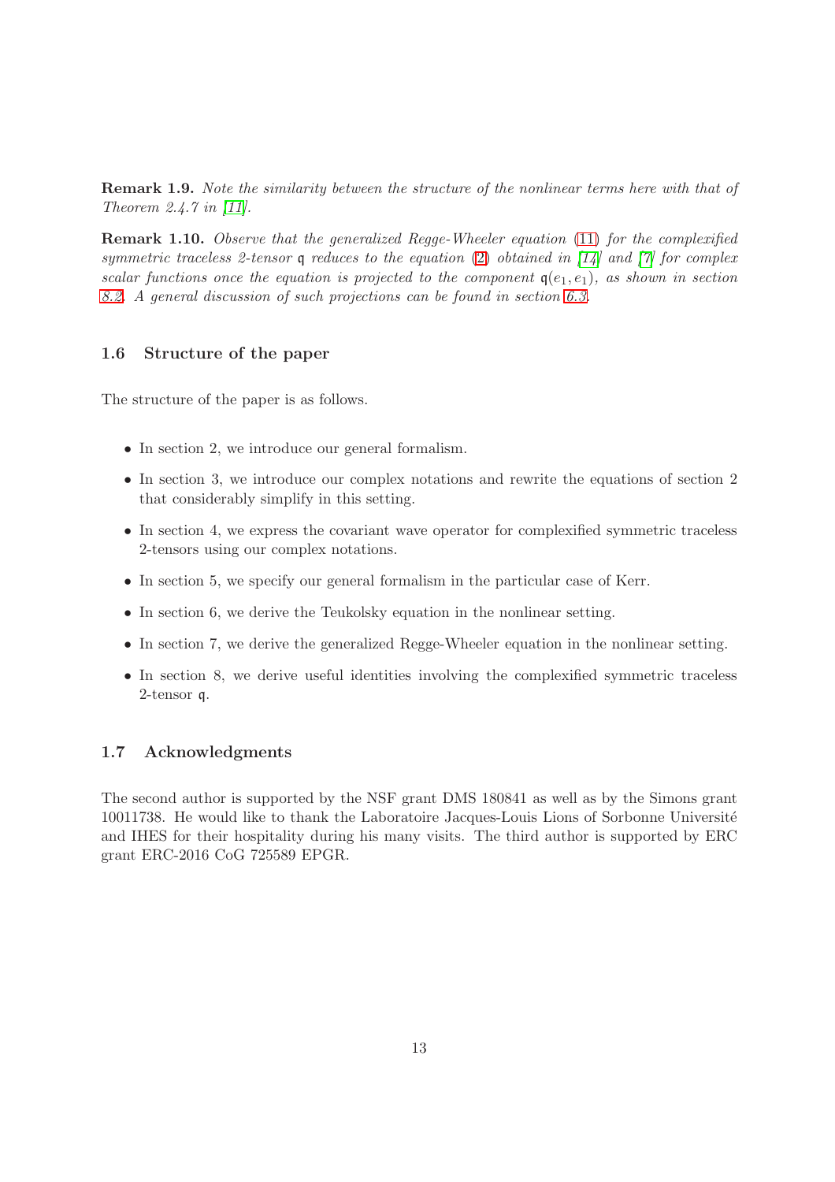**Remark 1.9.** *Note the similarity between the structure of the nonlinear terms here with that of Theorem 2.4.7 in [11].*

**Remark 1.10.** *Observe that the generalized Regge-Wheeler equation (11) for the complexified symmetric traceless 2-tensor $\mathfrak{q}$ reduces to the equation (2) obtained in [14] and [7] for complex scalar functions once the equation is projected to the component $\mathfrak{q}(e_1, e_1)$, as shown in section 8.2. A general discussion of such projections can be found in section 6.3.*

### 1.6 Structure of the paper

The structure of the paper is as follows.

- In section 2, we introduce our general formalism.
- In section 3, we introduce our complex notations and rewrite the equations of section 2 that considerably simplify in this setting.
- In section 4, we express the covariant wave operator for complexified symmetric traceless 2-tensors using our complex notations.
- In section 5, we specify our general formalism in the particular case of Kerr.
- In section 6, we derive the Teukolsky equation in the nonlinear setting.
- In section 7, we derive the generalized Regge-Wheeler equation in the nonlinear setting.
- In section 8, we derive useful identities involving the complexified symmetric traceless 2-tensor $\mathfrak{q}$.

### 1.7 Acknowledgments

The second author is supported by the NSF grant DMS 180841 as well as by the Simons grant 10011738. He would like to thank the Laboratoire Jacques-Louis Lions of Sorbonne Université and IHES for their hospitality during his many visits. The third author is supported by ERC grant ERC-2016 CoG 725589 EPGR.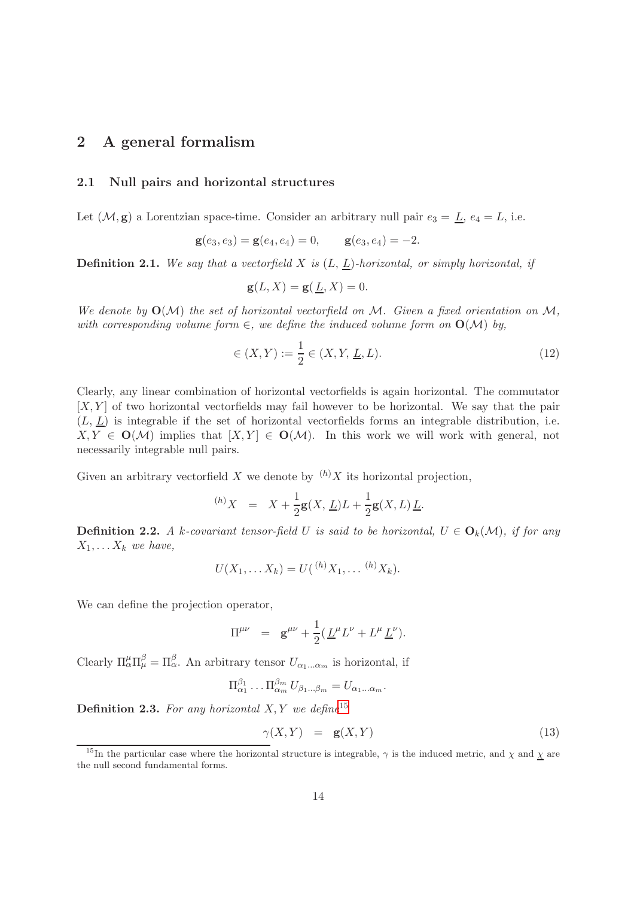## 2 A general formalism

### 2.1 Null pairs and horizontal structures

Let $(\mathcal{M}, \mathbf{g})$ a Lorentzian space-time. Consider an arbitrary null pair $e_3 = \underline{L}$, $e_4 = L$, i.e.

$$\mathbf{g}(e_3, e_3) = \mathbf{g}(e_4, e_4) = 0, \qquad \mathbf{g}(e_3, e_4) = -2.$$

**Definition 2.1.** *We say that a vectorfield $X$ is $(L, \underline{L})$-horizontal, or simply horizontal, if*

$$\mathbf{g}(L, X) = \mathbf{g}(\underline{L}, X) = 0.$$

*We denote by $\mathbf{O}(\mathcal{M})$ the set of horizontal vectorfield on $\mathcal{M}$. Given a fixed orientation on $\mathcal{M}$, with corresponding volume form $\in$, we define the induced volume form on $\mathbf{O}(\mathcal{M})$ by,*

$$\in (X, Y) := \frac{1}{2} \in (X, Y, \underline{L}, L). \tag{12}$$

Clearly, any linear combination of horizontal vectorfields is again horizontal. The commutator $[X, Y]$ of two horizontal vectorfields may fail however to be horizontal. We say that the pair $(L, \underline{L})$ is integrable if the set of horizontal vectorfields forms an integrable distribution, i.e. $X, Y \in \mathbf{O}(\mathcal{M})$ implies that $[X, Y] \in \mathbf{O}(\mathcal{M})$. In this work we will work with general, not necessarily integrable null pairs.

Given an arbitrary vectorfield $X$ we denote by ${}^{(h)}X$ its horizontal projection,

$${}^{(h)}X \;\;=\;\; X + \frac{1}{2}\mathbf{g}(X, \underline{L})L + \frac{1}{2}\mathbf{g}(X, L)\,\underline{L}.$$

**Definition 2.2.** *A $k$-covariant tensor-field $U$ is said to be horizontal, $U \in \mathbf{O}_k(\mathcal{M})$, if for any $X_1, \ldots X_k$ we have,*

$$U(X_1, \ldots X_k) = U({}^{(h)}X_1, \ldots {}^{(h)}X_k).$$

We can define the projection operator,

$$\Pi^{\mu\nu} \;\;=\;\; \mathbf{g}^{\mu\nu} + \frac{1}{2}(\underline{L}^\mu L^\nu + L^\mu \underline{L}^\nu).$$

Clearly $\Pi^\mu_\alpha \Pi^\beta_\mu = \Pi^\beta_\alpha$. An arbitrary tensor $U_{\alpha_1\ldots\alpha_m}$ is horizontal, if

$$\Pi^{\beta_1}_{\alpha_1} \ldots \Pi^{\beta_m}_{\alpha_m} U_{\beta_1\ldots\beta_m} = U_{\alpha_1\ldots\alpha_m}.$$

**Definition 2.3.** *For any horizontal $X, Y$ we define*[15]

$$\gamma(X, Y) \;\;=\;\; \mathbf{g}(X, Y) \tag{13}$$

[15] In the particular case where the horizontal structure is integrable, $\gamma$ is the induced metric, and $\chi$ and $\underline{\chi}$ are the null second fundamental forms.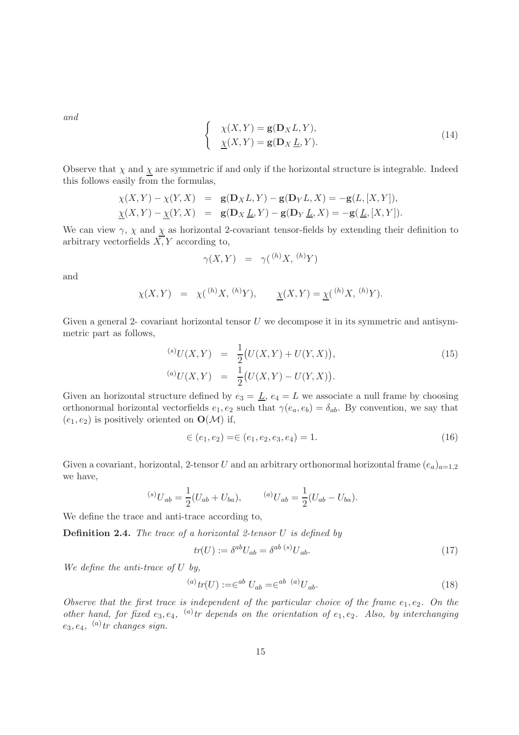*and*

$$
\begin{cases} \chi(X,Y) = \mathbf{g}(\mathbf{D}_X L, Y), \\ \underline{\chi}(X,Y) = \mathbf{g}(\mathbf{D}_X \underline{L}, Y). \end{cases} \tag{14}
$$

Observe that $\chi$ and $\underline{\chi}$ are symmetric if and only if the horizontal structure is integrable. Indeed this follows easily from the formulas,

$$
\begin{aligned}
\chi(X,Y) - \chi(Y,X) &= \mathbf{g}(\mathbf{D}_X L, Y) - \mathbf{g}(\mathbf{D}_Y L, X) = -\mathbf{g}(L, [X,Y]), \\
\underline{\chi}(X,Y) - \underline{\chi}(Y,X) &= \mathbf{g}(\mathbf{D}_X \underline{L}, Y) - \mathbf{g}(\mathbf{D}_Y \underline{L}, X) = -\mathbf{g}(\underline{L}, [X,Y]).
\end{aligned}
$$

We can view $\gamma$, $\chi$ and $\underline{\chi}$ as horizontal 2-covariant tensor-fields by extending their definition to arbitrary vectorfields $X, Y$ according to,

$$
\gamma(X,Y) = \gamma({}^{(h)}X, {}^{(h)}Y)
$$

and

$$
\chi(X,Y) = \chi({}^{(h)}X, {}^{(h)}Y), \qquad \underline{\chi}(X,Y) = \underline{\chi}({}^{(h)}X, {}^{(h)}Y).
$$

Given a general 2- covariant horizontal tensor $U$ we decompose it in its symmetric and antisymmetric part as follows,

$$
\begin{aligned}
{}^{(s)}U(X,Y) &= \frac{1}{2}\big(U(X,Y) + U(Y,X)\big), \\
{}^{(a)}U(X,Y) &= \frac{1}{2}\big(U(X,Y) - U(Y,X)\big).
\end{aligned} \tag{15}
$$

Given an horizontal structure defined by $e_3 = \underline{L}$, $e_4 = L$ we associate a null frame by choosing orthonormal horizontal vectorfields $e_1, e_2$ such that $\gamma(e_a, e_b) = \delta_{ab}$. By convention, we say that $(e_1, e_2)$ is positively oriented on $\mathbf{O}(\mathcal{M})$ if,

$$
\in(e_1, e_2) = \in(e_1, e_2, e_3, e_4) = 1. \tag{16}
$$

Given a covariant, horizontal, 2-tensor $U$ and an arbitrary orthonormal horizontal frame $(e_a)_{a=1,2}$ we have,

$$
{}^{(s)}U_{ab} = \frac{1}{2}(U_{ab} + U_{ba}), \qquad {}^{(a)}U_{ab} = \frac{1}{2}(U_{ab} - U_{ba}).
$$

We define the trace and anti-trace according to,

**Definition 2.4.** *The trace of a horizontal 2-tensor $U$ is defined by*

$$
tr(U) := \delta^{ab} U_{ab} = \delta^{ab}\, {}^{(s)}U_{ab}. \tag{17}
$$

*We define the anti-trace of $U$ by,*

$$
{}^{(a)}tr(U) := \in^{ab} U_{ab} = \in^{ab}\, {}^{(a)}U_{ab}. \tag{18}
$$

*Observe that the first trace is independent of the particular choice of the frame $e_1, e_2$. On the other hand, for fixed $e_3, e_4$, ${}^{(a)}tr$ depends on the orientation of $e_1, e_2$. Also, by interchanging $e_3, e_4$, ${}^{(a)}tr$ changes sign.*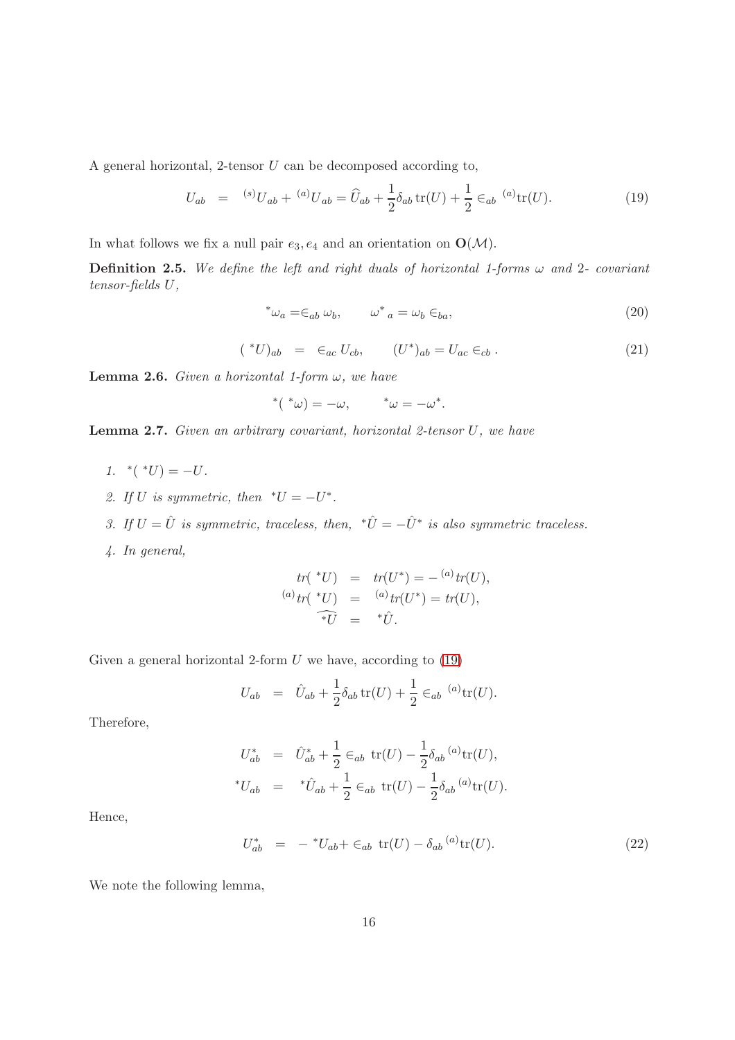A general horizontal, 2-tensor $U$ can be decomposed according to,

$$U_{ab} \;\; = \;\; {}^{(s)}U_{ab} + {}^{(a)}U_{ab} = \widehat{U}_{ab} + \frac{1}{2}\delta_{ab}\,\mathrm{tr}(U) + \frac{1}{2}\in_{ab}\,{}^{(a)}\mathrm{tr}(U). \tag{19}$$

In what follows we fix a null pair $e_3, e_4$ and an orientation on $\mathbf{O}(\mathcal{M})$.

**Definition 2.5.** *We define the left and right duals of horizontal 1-forms $\omega$ and 2- covariant tensor-fields $U$,*

$${}^*\omega_a = \in_{ab}\omega_b, \qquad \omega^*{}_a = \omega_b \in_{ba}, \tag{20}$$

$$({}^*U)_{ab} \;\; = \;\; \in_{ac} U_{cb}, \qquad (U^*)_{ab} = U_{ac}\in_{cb}. \tag{21}$$

**Lemma 2.6.** *Given a horizontal 1-form $\omega$, we have*

$${}^*({}^*\omega) = -\omega, \qquad {}^*\omega = -\omega^*.$$

**Lemma 2.7.** *Given an arbitrary covariant, horizontal 2-tensor $U$, we have*

1. ${}^*({}^*U) = -U$.
2. *If $U$ is symmetric, then ${}^*U = -U^*$.*
3. *If $U = \hat{U}$ is symmetric, traceless, then, ${}^*\hat{U} = -\hat{U}^*$ is also symmetric traceless.*
4. *In general,*

$$\begin{aligned}
tr({}^*U) &= tr(U^*) = -{}^{(a)}tr(U), \\
{}^{(a)}tr({}^*U) &= {}^{(a)}tr(U^*) = tr(U), \\
\widehat{{}^*U} &= {}^*\hat{U}.
\end{aligned}$$

Given a general horizontal 2-form $U$ we have, according to (19)

$$U_{ab} \;\; = \;\; \hat{U}_{ab} + \frac{1}{2}\delta_{ab}\,\mathrm{tr}(U) + \frac{1}{2}\in_{ab}\,{}^{(a)}\mathrm{tr}(U).$$

Therefore,

$$\begin{aligned}
U^*_{ab} &= \hat{U}^*_{ab} + \frac{1}{2}\in_{ab}\,\mathrm{tr}(U) - \frac{1}{2}\delta_{ab}\,{}^{(a)}\mathrm{tr}(U), \\
{}^*U_{ab} &= {}^*\hat{U}_{ab} + \frac{1}{2}\in_{ab}\,\mathrm{tr}(U) - \frac{1}{2}\delta_{ab}\,{}^{(a)}\mathrm{tr}(U).
\end{aligned}$$

Hence,

$$U^*_{ab} \;\; = \;\; -{}^*U_{ab} + \in_{ab}\,\mathrm{tr}(U) - \delta_{ab}\,{}^{(a)}\mathrm{tr}(U). \tag{22}$$

We note the following lemma,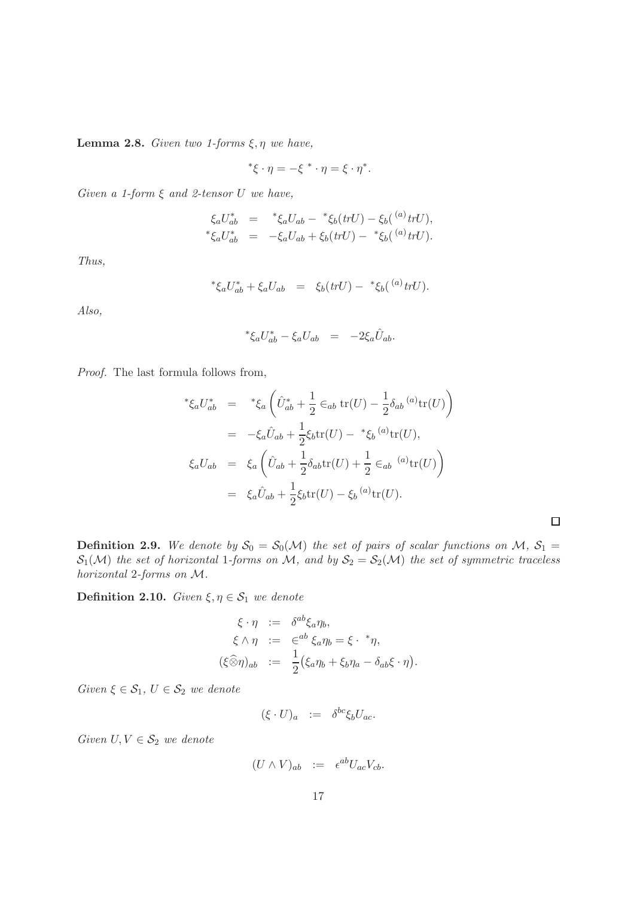**Lemma 2.8.** *Given two 1-forms $\xi, \eta$ we have,*

$$
{}^*\xi \cdot \eta = -\xi\,{}^* \cdot \eta = \xi \cdot \eta^*.
$$

*Given a 1-form $\xi$ and 2-tensor $U$ we have,*

$$
\begin{aligned}
\xi_a U^*_{ab} &= {}^*\xi_a U_{ab} - {}^*\xi_b (trU) - \xi_b ({}^{(a)}trU),\\
{}^*\xi_a U^*_{ab} &= -\xi_a U_{ab} + \xi_b(trU) - {}^*\xi_b({}^{(a)}trU).
\end{aligned}
$$

*Thus,*

$$
{}^*\xi_a U^*_{ab} + \xi_a U_{ab} = \xi_b(trU) - {}^*\xi_b({}^{(a)}trU).
$$

*Also,*

$$
{}^*\xi_a U^*_{ab} - \xi_a U_{ab} = -2\xi_a \hat{U}_{ab}.
$$

*Proof.* The last formula follows from,

$$
\begin{aligned}
{}^*\xi_a U^*_{ab} &= {}^*\xi_a \left( \hat{U}^*_{ab} + \frac{1}{2} \in_{ab} \mathrm{tr}(U) - \frac{1}{2}\delta_{ab}\, {}^{(a)}\mathrm{tr}(U)\right)\\
&= -\xi_a \hat{U}_{ab} + \frac{1}{2}\xi_b \mathrm{tr}(U) - {}^*\xi_b\, {}^{(a)}\mathrm{tr}(U),\\
\xi_a U_{ab} &= \xi_a \left( \hat{U}_{ab} + \frac{1}{2}\delta_{ab}\mathrm{tr}(U) + \frac{1}{2} \in_{ab}\, {}^{(a)}\mathrm{tr}(U)\right)\\
&= \xi_a \hat{U}_{ab} + \frac{1}{2}\xi_b \mathrm{tr}(U) - \xi_b\, {}^{(a)}\mathrm{tr}(U).
\end{aligned}
$$

∎

**Definition 2.9.** *We denote by $\mathcal{S}_0 = \mathcal{S}_0(\mathcal{M})$ the set of pairs of scalar functions on $\mathcal{M}$, $\mathcal{S}_1 = \mathcal{S}_1(\mathcal{M})$ the set of horizontal 1-forms on $\mathcal{M}$, and by $\mathcal{S}_2 = \mathcal{S}_2(\mathcal{M})$ the set of symmetric traceless horizontal 2-forms on $\mathcal{M}$.*

**Definition 2.10.** *Given $\xi, \eta \in \mathcal{S}_1$ we denote*

$$
\begin{aligned}
\xi \cdot \eta &:= \delta^{ab}\xi_a \eta_b,\\
\xi \wedge \eta &:= \in^{ab} \xi_a \eta_b = \xi \cdot {}^*\eta,\\
(\xi \widehat{\otimes} \eta)_{ab} &:= \frac{1}{2}\big(\xi_a\eta_b + \xi_b \eta_a - \delta_{ab}\xi \cdot \eta\big).
\end{aligned}
$$

*Given $\xi \in \mathcal{S}_1$, $U \in \mathcal{S}_2$ we denote*

$$
(\xi \cdot U)_a := \delta^{bc}\xi_b U_{ac}.
$$

*Given $U, V \in \mathcal{S}_2$ we denote*

$$
(U \wedge V)_{ab} := \epsilon^{ab} U_{ac} V_{cb}.
$$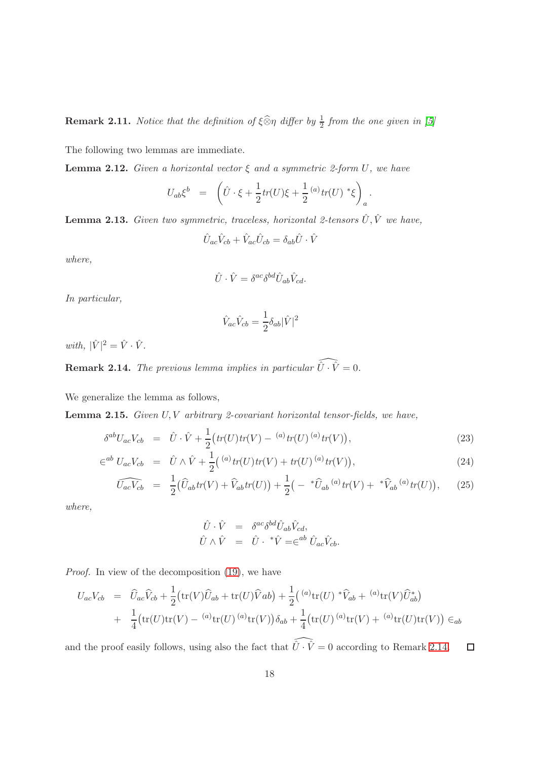**Remark 2.11.** *Notice that the definition of $\xi\widehat{\otimes}\eta$ differ by $\frac{1}{2}$ from the one given in [5]*

The following two lemmas are immediate.

**Lemma 2.12.** *Given a horizontal vector $\xi$ and a symmetric 2-form $U$, we have*

$$
U_{ab}\xi^b \;\; = \;\; \left(\hat{U}\cdot\xi + \frac{1}{2}tr(U)\xi + \frac{1}{2}\,{}^{(a)}tr(U)\;{}^*\xi\right)_a.
$$

**Lemma 2.13.** *Given two symmetric, traceless, horizontal 2-tensors $\hat{U}, \hat{V}$ we have,*

$$
\hat{U}_{ac}\hat{V}_{cb} + \hat{V}_{ac}\hat{U}_{cb} = \delta_{ab}\hat{U}\cdot\hat{V}
$$

*where,*

$$
\hat{U}\cdot\hat{V} = \delta^{ac}\delta^{bd}\hat{U}_{ab}\hat{V}_{cd}.
$$

*In particular,*

$$
\hat{V}_{ac}\hat{V}_{cb} = \frac{1}{2}\delta_{ab}|\hat{V}|^2
$$

*with, $|\hat{V}|^2 = \hat{V}\cdot\hat{V}$.*

**Remark 2.14.** *The previous lemma implies in particular $\widehat{\hat{U}\cdot\hat{V}} = 0$.*

We generalize the lemma as follows,

**Lemma 2.15.** *Given $U, V$ arbitrary 2-covariant horizontal tensor-fields, we have,*

$$
\delta^{ab}U_{ac}V_{cb} \;\; = \;\; \hat{U}\cdot\hat{V} + \frac{1}{2}\big(tr(U)tr(V) - {}^{(a)}tr(U)\,{}^{(a)}tr(V)\big), \tag{23}
$$

$$
\in^{ab} U_{ac}V_{cb} \;\; = \;\; \hat{U}\wedge\hat{V} + \frac{1}{2}\big({}^{(a)}tr(U)tr(V) + tr(U)\,{}^{(a)}tr(V)\big), \tag{24}
$$

$$
\widehat{U_{ac}V_{cb}} \;\; = \;\; \frac{1}{2}\big(\widehat{U}_{ab}tr(V) + \widehat{V}_{ab}tr(U)\big) + \frac{1}{2}\big(-\;{}^*\widehat{U}_{ab}\,{}^{(a)}tr(V) + \;{}^*\widehat{V}_{ab}\,{}^{(a)}tr(U)\big), \tag{25}
$$

*where,*

$$
\begin{aligned}
\hat{U}\cdot\hat{V} &= \delta^{ac}\delta^{bd}\hat{U}_{ab}\hat{V}_{cd},\\
\hat{U}\wedge\hat{V} &= \hat{U}\cdot\;{}^*\hat{V} = \in^{ab}\hat{U}_{ac}\hat{V}_{cb}.
\end{aligned}
$$

*Proof.* In view of the decomposition (19), we have

$$
\begin{aligned}
U_{ac}V_{cb} &= \widehat{U}_{ac}\widehat{V}_{cb} + \frac{1}{2}\big(\mathrm{tr}(V)\widehat{U}_{ab} + \mathrm{tr}(U)\widehat{V}ab\big) + \frac{1}{2}\big({}^{(a)}\mathrm{tr}(U)\;{}^*\widehat{V}_{ab} + {}^{(a)}\mathrm{tr}(V)\widehat{U}^*_{ab}\big)\\
&+ \frac{1}{4}\big(\mathrm{tr}(U)\mathrm{tr}(V) - {}^{(a)}\mathrm{tr}(U)\,{}^{(a)}\mathrm{tr}(V)\big)\delta_{ab} + \frac{1}{4}\big(\mathrm{tr}(U)\,{}^{(a)}\mathrm{tr}(V) + {}^{(a)}\mathrm{tr}(U)\mathrm{tr}(V)\big) \in_{ab}
\end{aligned}
$$

and the proof easily follows, using also the fact that $\widehat{\hat{U}\cdot\hat{V}} = 0$ according to Remark 2.14. $\square$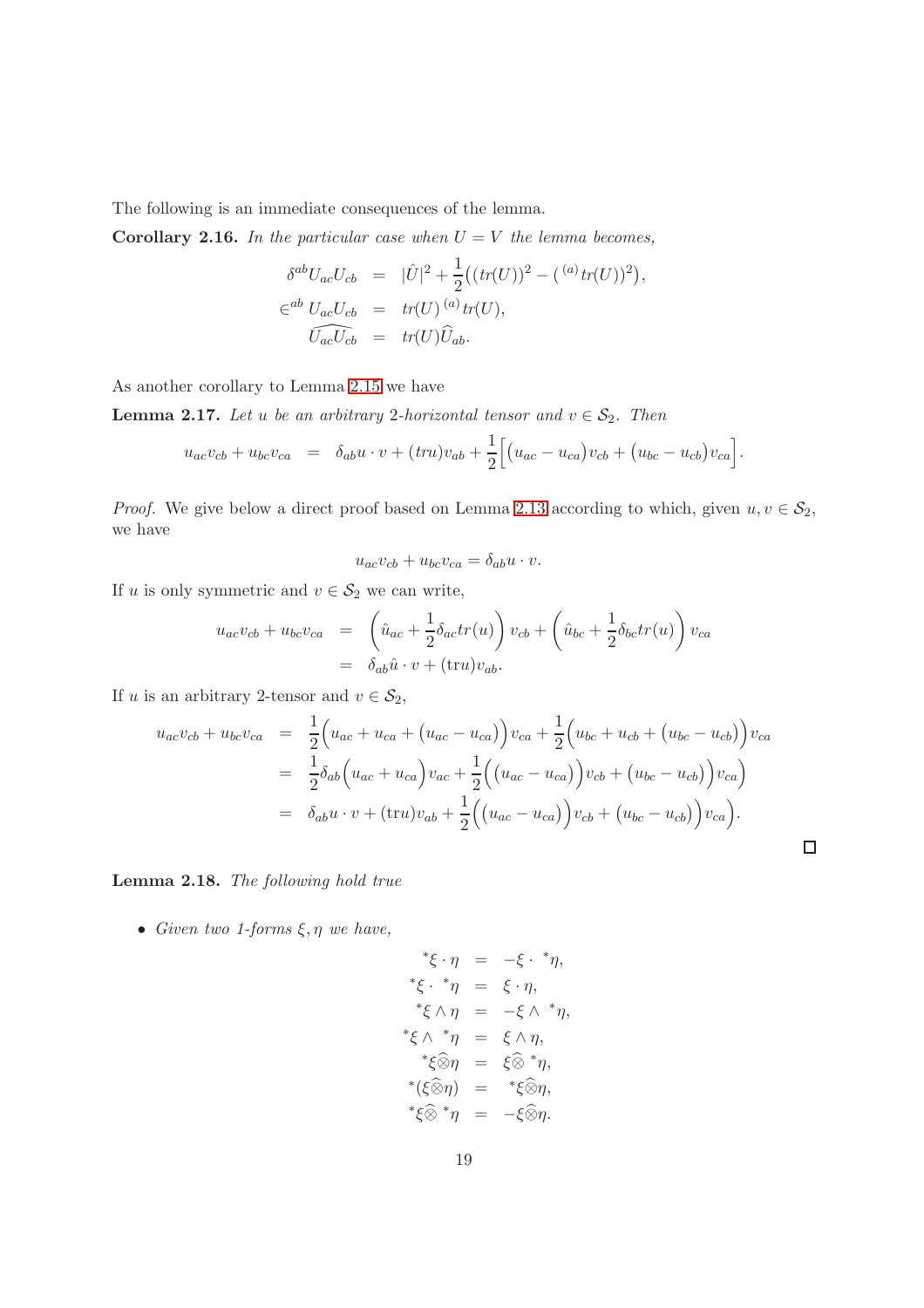The following is an immediate consequences of the lemma.

**Corollary 2.16.** *In the particular case when $U = V$ the lemma becomes,*

$$
\begin{aligned}
\delta^{ab} U_{ac} U_{cb} &= |\hat{U}|^2 + \frac{1}{2}\big((tr(U))^2 - ({}^{(a)}tr(U))^2\big),\\
\in^{ab} U_{ac} U_{cb} &= tr(U)\, {}^{(a)}tr(U),\\
\widehat{U_{ac} U_{cb}} &= tr(U) \widehat{U}_{ab}.
\end{aligned}
$$

As another corollary to Lemma 2.15 we have

**Lemma 2.17.** *Let $u$ be an arbitrary 2-horizontal tensor and $v \in \mathcal{S}_2$. Then*

$$
u_{ac} v_{cb} + u_{bc} v_{ca} \;=\; \delta_{ab} u \cdot v + (tr u) v_{ab} + \frac{1}{2}\Big[\big(u_{ac} - u_{ca}\big) v_{cb} + \big(u_{bc} - u_{cb}\big) v_{ca}\Big].
$$

*Proof.* We give below a direct proof based on Lemma 2.13 according to which, given $u, v \in \mathcal{S}_2$, we have

$$
u_{ac} v_{cb} + u_{bc} v_{ca} = \delta_{ab} u \cdot v.
$$

If $u$ is only symmetric and $v \in \mathcal{S}_2$ we can write,

$$
\begin{aligned}
u_{ac} v_{cb} + u_{bc} v_{ca} &= \left(\hat{u}_{ac} + \frac{1}{2}\delta_{ac} tr(u)\right) v_{cb} + \left(\hat{u}_{bc} + \frac{1}{2}\delta_{bc} tr(u)\right) v_{ca}\\
&= \delta_{ab} \hat{u} \cdot v + (\mathrm{tr} u) v_{ab}.
\end{aligned}
$$

If $u$ is an arbitrary 2-tensor and $v \in \mathcal{S}_2$,

$$
\begin{aligned}
u_{ac} v_{cb} + u_{bc} v_{ca} &= \frac{1}{2}\Big(u_{ac} + u_{ca} + \big(u_{ac} - u_{ca}\big)\Big) v_{ca} + \frac{1}{2}\Big(u_{bc} + u_{cb} + \big(u_{bc} - u_{cb}\big)\Big) v_{ca}\\
&= \frac{1}{2}\delta_{ab}\Big(u_{ac} + u_{ca}\Big) v_{ac} + \frac{1}{2}\Big(\big(u_{ac} - u_{ca}\big)\Big) v_{cb} + \big(u_{bc} - u_{cb}\big)\Big) v_{ca}\Big)\\
&= \delta_{ab} u \cdot v + (\mathrm{tr} u) v_{ab} + \frac{1}{2}\Big(\big(u_{ac} - u_{ca}\big)\Big) v_{cb} + \big(u_{bc} - u_{cb}\big)\Big) v_{ca}\Big).
\end{aligned}
$$

□

**Lemma 2.18.** *The following hold true*

- *Given two 1-forms $\xi, \eta$ we have,*

$$
\begin{aligned}
{}^*\xi \cdot \eta &= -\xi \cdot {}^*\eta,\\
{}^*\xi \cdot {}^*\eta &= \xi \cdot \eta,\\
{}^*\xi \wedge \eta &= -\xi \wedge {}^*\eta,\\
{}^*\xi \wedge {}^*\eta &= \xi \wedge \eta,\\
{}^*\xi \widehat{\otimes} \eta &= \xi \widehat{\otimes} {}^*\eta,\\
{}^*(\xi \widehat{\otimes} \eta) &= {}^*\xi \widehat{\otimes} \eta,\\
{}^*\xi \widehat{\otimes} {}^*\eta &= -\xi \widehat{\otimes} \eta.
\end{aligned}
$$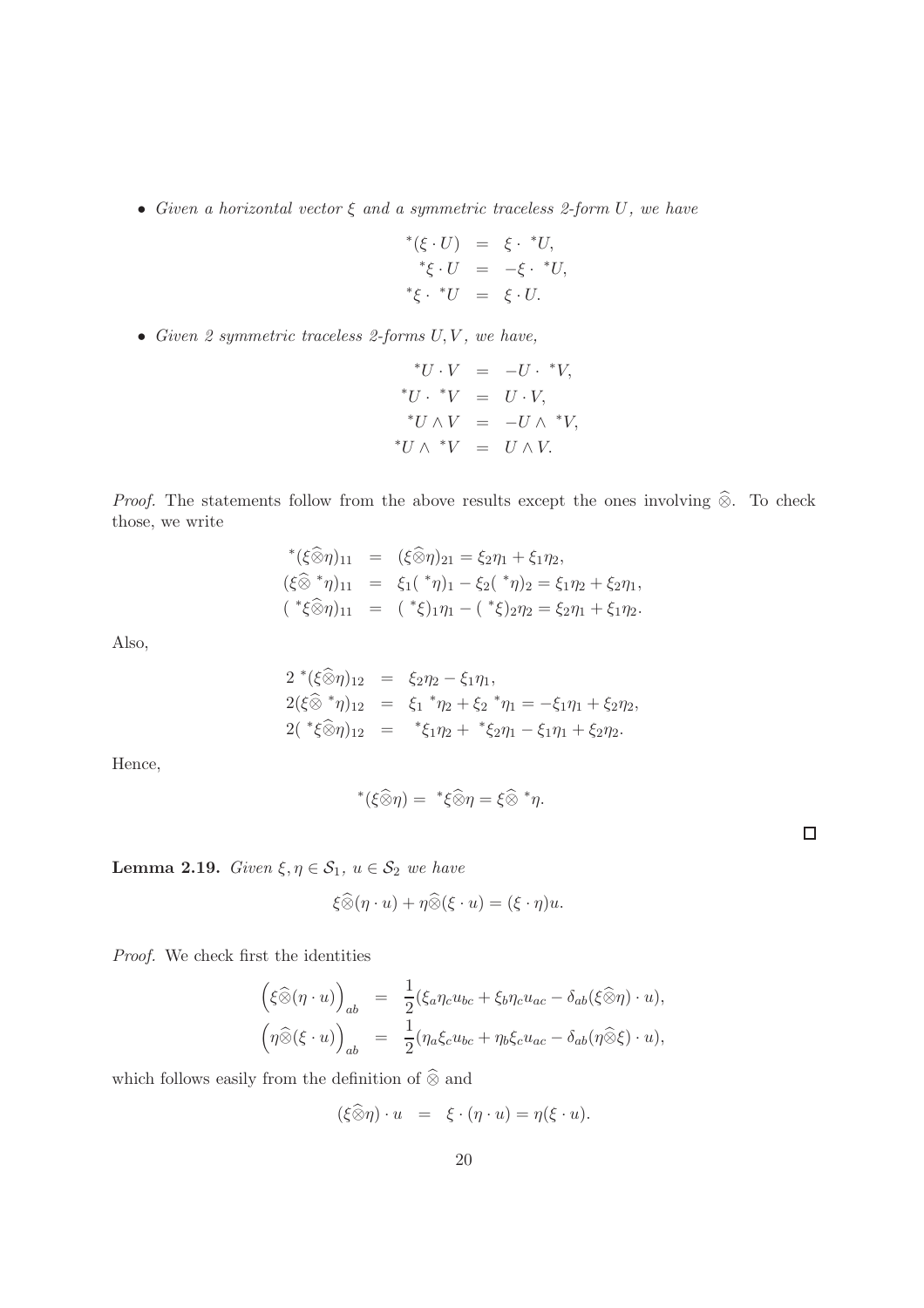- *Given a horizontal vector $\xi$ and a symmetric traceless 2-form $U$, we have*

$$
\begin{aligned}
{}^*(\xi \cdot U) &= \xi \cdot {}^*U, \\
{}^*\xi \cdot U &= -\xi \cdot {}^*U, \\
{}^*\xi \cdot {}^*U &= \xi \cdot U.
\end{aligned}
$$

- *Given 2 symmetric traceless 2-forms $U, V$, we have,*

$$
\begin{aligned}
{}^*U \cdot V &= -U \cdot {}^*V, \\
{}^*U \cdot {}^*V &= U \cdot V, \\
{}^*U \wedge V &= -U \wedge {}^*V, \\
{}^*U \wedge {}^*V &= U \wedge V.
\end{aligned}
$$

*Proof.* The statements follow from the above results except the ones involving $\widehat{\otimes}$. To check those, we write

$$
\begin{aligned}
{}^*(\xi\widehat{\otimes}\eta)_{11} &= (\xi\widehat{\otimes}\eta)_{21} = \xi_2\eta_1 + \xi_1\eta_2, \\
(\xi\widehat{\otimes}\, {}^*\eta)_{11} &= \xi_1({}^*\eta)_1 - \xi_2({}^*\eta)_2 = \xi_1\eta_2 + \xi_2\eta_1, \\
({}^*\xi\widehat{\otimes}\eta)_{11} &= ({}^*\xi)_1\eta_1 - ({}^*\xi)_2\eta_2 = \xi_2\eta_1 + \xi_1\eta_2.
\end{aligned}
$$

Also,

$$
\begin{aligned}
2\, {}^*(\xi\widehat{\otimes}\eta)_{12} &= \xi_2\eta_2 - \xi_1\eta_1, \\
2(\xi\widehat{\otimes}\, {}^*\eta)_{12} &= \xi_1\, {}^*\eta_2 + \xi_2\, {}^*\eta_1 = -\xi_1\eta_1 + \xi_2\eta_2, \\
2({}^*\xi\widehat{\otimes}\eta)_{12} &= {}^*\xi_1\eta_2 + {}^*\xi_2\eta_1 - \xi_1\eta_1 + \xi_2\eta_2.
\end{aligned}
$$

Hence,

$$
{}^*(\xi\widehat{\otimes}\eta) = {}^*\xi\widehat{\otimes}\eta = \xi\widehat{\otimes}\, {}^*\eta.
$$

□

**Lemma 2.19.** *Given $\xi, \eta \in \mathcal{S}_1$, $u \in \mathcal{S}_2$ we have*

$$
\xi\widehat{\otimes}(\eta \cdot u) + \eta\widehat{\otimes}(\xi \cdot u) = (\xi \cdot \eta)u.
$$

*Proof.* We check first the identities

$$
\begin{aligned}
\Big(\xi\widehat{\otimes}(\eta \cdot u)\Big)_{ab} &= \frac{1}{2}(\xi_a\eta_c u_{bc} + \xi_b\eta_c u_{ac} - \delta_{ab}(\xi\widehat{\otimes}\eta) \cdot u), \\
\Big(\eta\widehat{\otimes}(\xi \cdot u)\Big)_{ab} &= \frac{1}{2}(\eta_a\xi_c u_{bc} + \eta_b\xi_c u_{ac} - \delta_{ab}(\eta\widehat{\otimes}\xi) \cdot u),
\end{aligned}
$$

which follows easily from the definition of $\widehat{\otimes}$ and

$$
(\xi\widehat{\otimes}\eta) \cdot u \;=\; \xi \cdot (\eta \cdot u) = \eta(\xi \cdot u).
$$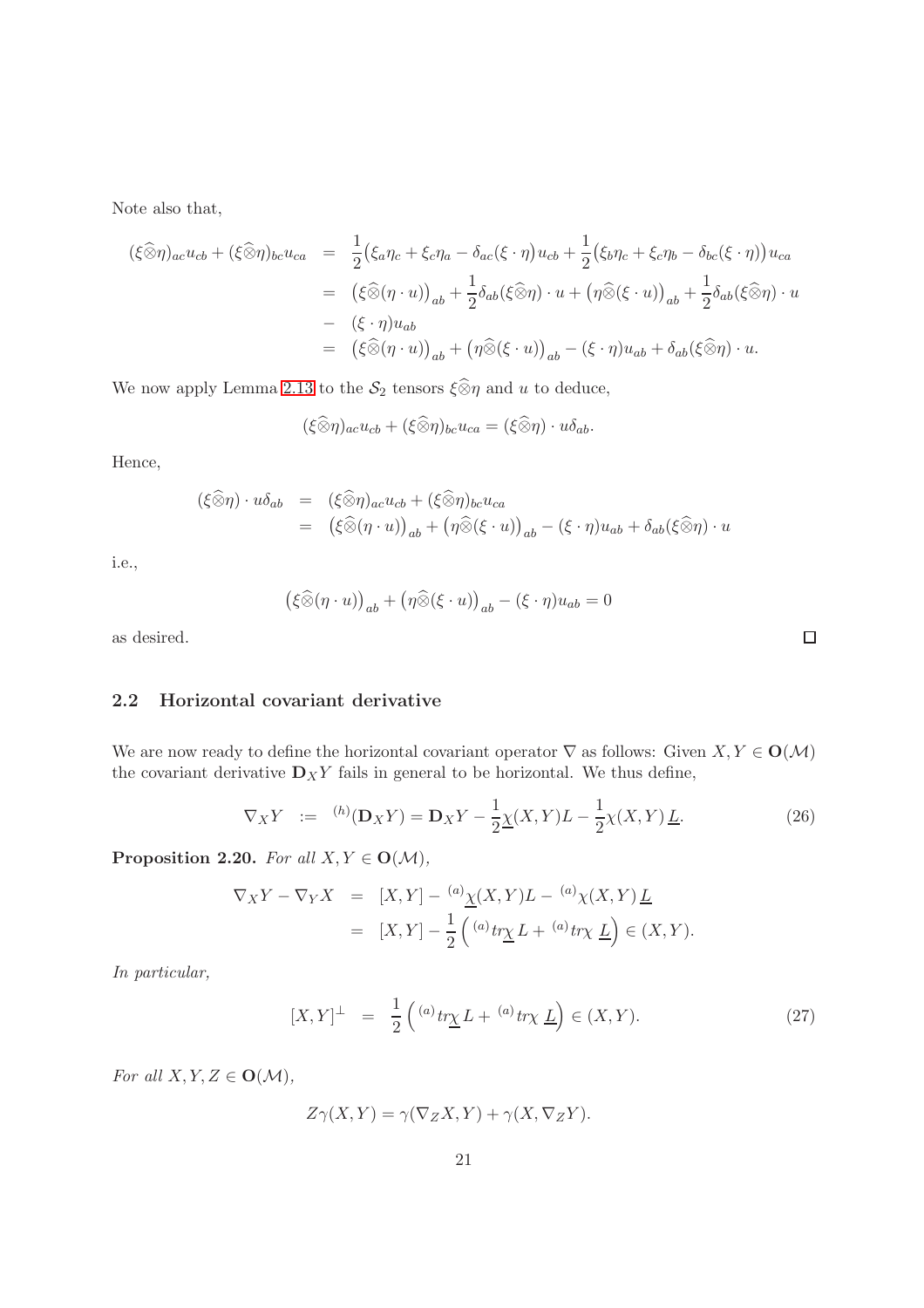Note also that,

$$
\begin{aligned}
(\xi\widehat{\otimes}\eta)_{ac}u_{cb} + (\xi\widehat{\otimes}\eta)_{bc}u_{ca} &= \frac{1}{2}\big(\xi_a\eta_c + \xi_c\eta_a - \delta_{ac}(\xi\cdot\eta)\big)u_{cb} + \frac{1}{2}\big(\xi_b\eta_c + \xi_c\eta_b - \delta_{bc}(\xi\cdot\eta)\big)u_{ca} \\
&= \big(\xi\widehat{\otimes}(\eta\cdot u)\big)_{ab} + \frac{1}{2}\delta_{ab}(\xi\widehat{\otimes}\eta)\cdot u + \big(\eta\widehat{\otimes}(\xi\cdot u)\big)_{ab} + \frac{1}{2}\delta_{ab}(\xi\widehat{\otimes}\eta)\cdot u \\
&- (\xi\cdot\eta)u_{ab} \\
&= \big(\xi\widehat{\otimes}(\eta\cdot u)\big)_{ab} + \big(\eta\widehat{\otimes}(\xi\cdot u)\big)_{ab} - (\xi\cdot\eta)u_{ab} + \delta_{ab}(\xi\widehat{\otimes}\eta)\cdot u.
\end{aligned}
$$

We now apply Lemma 2.13 to the $\mathcal{S}_2$ tensors $\xi\widehat{\otimes}\eta$ and $u$ to deduce,

$$
(\xi\widehat{\otimes}\eta)_{ac}u_{cb} + (\xi\widehat{\otimes}\eta)_{bc}u_{ca} = (\xi\widehat{\otimes}\eta)\cdot u\delta_{ab}.
$$

Hence,

$$
\begin{aligned}
(\xi\widehat{\otimes}\eta)\cdot u\delta_{ab} &= (\xi\widehat{\otimes}\eta)_{ac}u_{cb} + (\xi\widehat{\otimes}\eta)_{bc}u_{ca} \\
&= \big(\xi\widehat{\otimes}(\eta\cdot u)\big)_{ab} + \big(\eta\widehat{\otimes}(\xi\cdot u)\big)_{ab} - (\xi\cdot\eta)u_{ab} + \delta_{ab}(\xi\widehat{\otimes}\eta)\cdot u
\end{aligned}
$$

i.e.,

$$
\big(\xi\widehat{\otimes}(\eta\cdot u)\big)_{ab} + \big(\eta\widehat{\otimes}(\xi\cdot u)\big)_{ab} - (\xi\cdot\eta)u_{ab} = 0
$$

as desired. $\square$

## 2.2 Horizontal covariant derivative

We are now ready to define the horizontal covariant operator $\nabla$ as follows: Given $X, Y \in \mathbf{O}(\mathcal{M})$ the covariant derivative $\mathbf{D}_X Y$ fails in general to be horizontal. We thus define,

$$
\nabla_X Y \;:=\; {}^{(h)}(\mathbf{D}_X Y) = \mathbf{D}_X Y - \frac{1}{2}\underline{\chi}(X,Y)L - \frac{1}{2}\chi(X,Y)\,\underline{L}. \tag{26}
$$

**Proposition 2.20.** *For all $X, Y \in \mathbf{O}(\mathcal{M})$,*

$$
\begin{aligned}
\nabla_X Y - \nabla_Y X &= [X,Y] - {}^{(a)}\underline{\chi}(X,Y)L - {}^{(a)}\chi(X,Y)\,\underline{L} \\
&= [X,Y] - \frac{1}{2}\left({}^{(a)}tr\underline{\chi}\,L + {}^{(a)}tr\chi\;\underline{L}\right) \in (X,Y).
\end{aligned}
$$

*In particular,*

$$
[X,Y]^{\perp} \;=\; \frac{1}{2}\left({}^{(a)}tr\underline{\chi}\,L + {}^{(a)}tr\chi\;\underline{L}\right) \in (X,Y). \tag{27}
$$

*For all $X, Y, Z \in \mathbf{O}(\mathcal{M})$,*

$$
Z\gamma(X,Y) = \gamma(\nabla_Z X, Y) + \gamma(X, \nabla_Z Y).
$$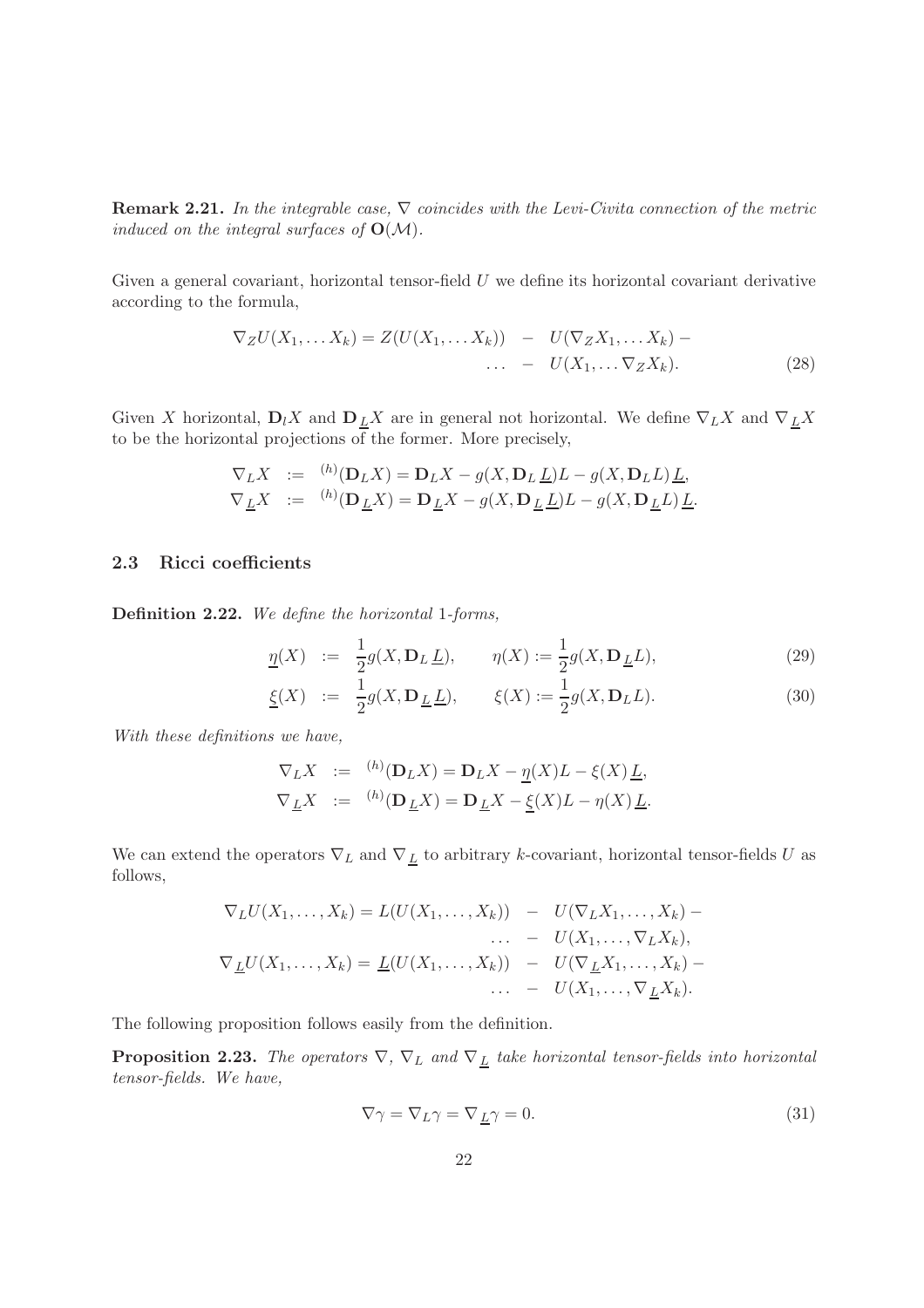**Remark 2.21.** *In the integrable case, $\nabla$ coincides with the Levi-Civita connection of the metric induced on the integral surfaces of $\mathbf{O}(\mathcal{M})$.*

Given a general covariant, horizontal tensor-field $U$ we define its horizontal covariant derivative according to the formula,

$$
\begin{aligned}
\nabla_Z U(X_1, \dots X_k) = Z(U(X_1, \dots X_k)) \;&-\; U(\nabla_Z X_1, \dots X_k) - \\
\dots \;&-\; U(X_1, \dots \nabla_Z X_k).
\end{aligned} \tag{28}
$$

Given $X$ horizontal, $\mathbf{D}_l X$ and $\mathbf{D}_{\underline{L}} X$ are in general not horizontal. We define $\nabla_L X$ and $\nabla_{\underline{L}} X$ to be the horizontal projections of the former. More precisely,

$$
\begin{aligned}
\nabla_L X \;&:=\; {}^{(h)}(\mathbf{D}_L X) = \mathbf{D}_L X - g(X, \mathbf{D}_L \underline{L}) L - g(X, \mathbf{D}_L L)\, \underline{L}, \\
\nabla_{\underline{L}} X \;&:=\; {}^{(h)}(\mathbf{D}_{\underline{L}} X) = \mathbf{D}_{\underline{L}} X - g(X, \mathbf{D}_{\underline{L}} \underline{L}) L - g(X, \mathbf{D}_{\underline{L}} L)\, \underline{L}.
\end{aligned}
$$

## 2.3 Ricci coefficients

**Definition 2.22.** *We define the horizontal 1-forms,*

$$
\underline{\eta}(X) \;:=\; \frac{1}{2} g(X, \mathbf{D}_L \underline{L}), \qquad \eta(X) := \frac{1}{2} g(X, \mathbf{D}_{\underline{L}} L), \tag{29}
$$

$$
\underline{\xi}(X) \;:=\; \frac{1}{2} g(X, \mathbf{D}_{\underline{L}} \underline{L}), \qquad \xi(X) := \frac{1}{2} g(X, \mathbf{D}_L L). \tag{30}
$$

*With these definitions we have,*

$$
\begin{aligned}
\nabla_L X \;&:=\; {}^{(h)}(\mathbf{D}_L X) = \mathbf{D}_L X - \underline{\eta}(X) L - \xi(X)\, \underline{L}, \\
\nabla_{\underline{L}} X \;&:=\; {}^{(h)}(\mathbf{D}_{\underline{L}} X) = \mathbf{D}_{\underline{L}} X - \underline{\xi}(X) L - \eta(X)\, \underline{L}.
\end{aligned}
$$

We can extend the operators $\nabla_L$ and $\nabla_{\underline{L}}$ to arbitrary $k$-covariant, horizontal tensor-fields $U$ as follows,

$$
\begin{aligned}
\nabla_L U(X_1, \dots, X_k) = L(U(X_1, \dots, X_k)) \;&-\; U(\nabla_L X_1, \dots, X_k) - \\
\dots \;&-\; U(X_1, \dots, \nabla_L X_k), \\
\nabla_{\underline{L}} U(X_1, \dots, X_k) = \underline{L}(U(X_1, \dots, X_k)) \;&-\; U(\nabla_{\underline{L}} X_1, \dots, X_k) - \\
\dots \;&-\; U(X_1, \dots, \nabla_{\underline{L}} X_k).
\end{aligned}
$$

The following proposition follows easily from the definition.

**Proposition 2.23.** *The operators $\nabla$, $\nabla_L$ and $\nabla_{\underline{L}}$ take horizontal tensor-fields into horizontal tensor-fields. We have,*

$$
\nabla \gamma = \nabla_L \gamma = \nabla_{\underline{L}} \gamma = 0. \tag{31}
$$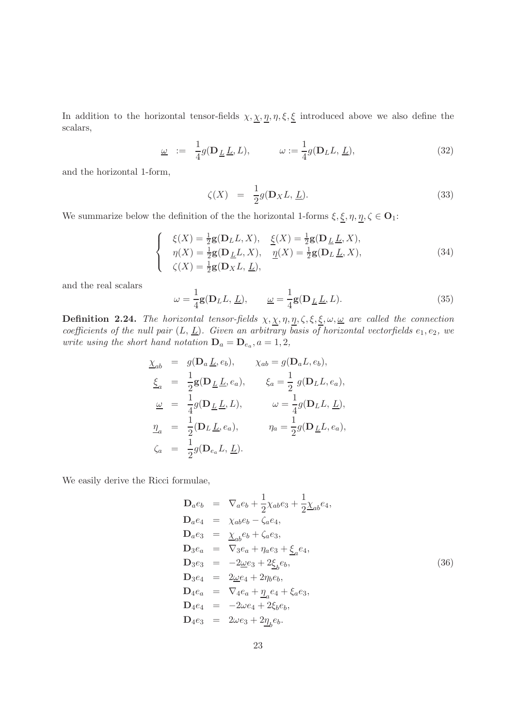In addition to the horizontal tensor-fields $\chi, \underline{\chi}, \underline{\eta}, \eta, \xi, \underline{\xi}$ introduced above we also define the scalars,

$$
\underline{\omega} \;\; := \;\; \frac{1}{4} g(\mathbf{D}_{\underline{L}} \underline{L}, L), \qquad\quad \omega := \frac{1}{4} g(\mathbf{D}_L L, \underline{L}), \tag{32}
$$

and the horizontal 1-form,

$$
\zeta(X) \;\; = \;\; \frac{1}{2} g(\mathbf{D}_X L, \underline{L}). \tag{33}
$$

We summarize below the definition of the the horizontal 1-forms $\xi, \underline{\xi}, \eta, \underline{\eta}, \zeta \in \mathbf{O}_1$:

$$
\left\{
\begin{array}{ll}
\xi(X) = \frac{1}{2}\mathbf{g}(\mathbf{D}_L L, X), & \underline{\xi}(X) = \frac{1}{2}\mathbf{g}(\mathbf{D}_{\underline{L}} \underline{L}, X), \\
\eta(X) = \frac{1}{2}\mathbf{g}(\mathbf{D}_{\underline{L}} L, X), & \underline{\eta}(X) = \frac{1}{2}\mathbf{g}(\mathbf{D}_L \underline{L}, X), \\
\zeta(X) = \frac{1}{2}\mathbf{g}(\mathbf{D}_X L, \underline{L}), &
\end{array}
\right. \tag{34}
$$

and the real scalars

$$
\omega = \frac{1}{4}\mathbf{g}(\mathbf{D}_L L, \underline{L}), \qquad \underline{\omega} = \frac{1}{4}\mathbf{g}(\mathbf{D}_{\underline{L}} \underline{L}, L). \tag{35}
$$

**Definition 2.24.** *The horizontal tensor-fields $\chi, \underline{\chi}, \eta, \underline{\eta}, \zeta, \xi, \underline{\xi}, \omega, \underline{\omega}$ are called the connection coefficients of the null pair $(L, \underline{L})$. Given an arbitrary basis of horizontal vectorfields $e_1, e_2$, we write using the short hand notation $\mathbf{D}_a = \mathbf{D}_{e_a}, a = 1, 2$,*

$$
\begin{aligned}
\underline{\chi}_{ab} &= g(\mathbf{D}_a \underline{L}, e_b), \qquad \chi_{ab} = g(\mathbf{D}_a L, e_b), \\
\underline{\xi}_a &= \frac{1}{2}\mathbf{g}(\mathbf{D}_{\underline{L}} \underline{L}, e_a), \qquad \xi_a = \frac{1}{2}\, g(\mathbf{D}_L L, e_a), \\
\underline{\omega} &= \frac{1}{4} g(\mathbf{D}_{\underline{L}} \underline{L}, L), \qquad \omega = \frac{1}{4} g(\mathbf{D}_L L, \underline{L}), \\
\underline{\eta}_a &= \frac{1}{2}(\mathbf{D}_L \underline{L}, e_a), \qquad \eta_a = \frac{1}{2} g(\mathbf{D}_{\underline{L}} L, e_a), \\
\zeta_a &= \frac{1}{2} g(\mathbf{D}_{e_a} L, \underline{L}).
\end{aligned}
$$

We easily derive the Ricci formulae,

$$
\begin{aligned}
\mathbf{D}_a e_b &= \nabla_a e_b + \frac{1}{2}\chi_{ab} e_3 + \frac{1}{2}\underline{\chi}_{ab} e_4, \\
\mathbf{D}_a e_4 &= \chi_{ab} e_b - \zeta_a e_4, \\
\mathbf{D}_a e_3 &= \underline{\chi}_{ab} e_b + \zeta_a e_3, \\
\mathbf{D}_3 e_a &= \nabla_3 e_a + \eta_a e_3 + \underline{\xi}_a e_4, \\
\mathbf{D}_3 e_3 &= -2\underline{\omega} e_3 + 2\underline{\xi}_b e_b, \\
\mathbf{D}_3 e_4 &= 2\underline{\omega} e_4 + 2\eta_b e_b, \\
\mathbf{D}_4 e_a &= \nabla_4 e_a + \underline{\eta}_a e_4 + \xi_a e_3, \\
\mathbf{D}_4 e_4 &= -2\omega e_4 + 2\xi_b e_b, \\
\mathbf{D}_4 e_3 &= 2\omega e_3 + 2\underline{\eta}_b e_b.
\end{aligned} \tag{36}
$$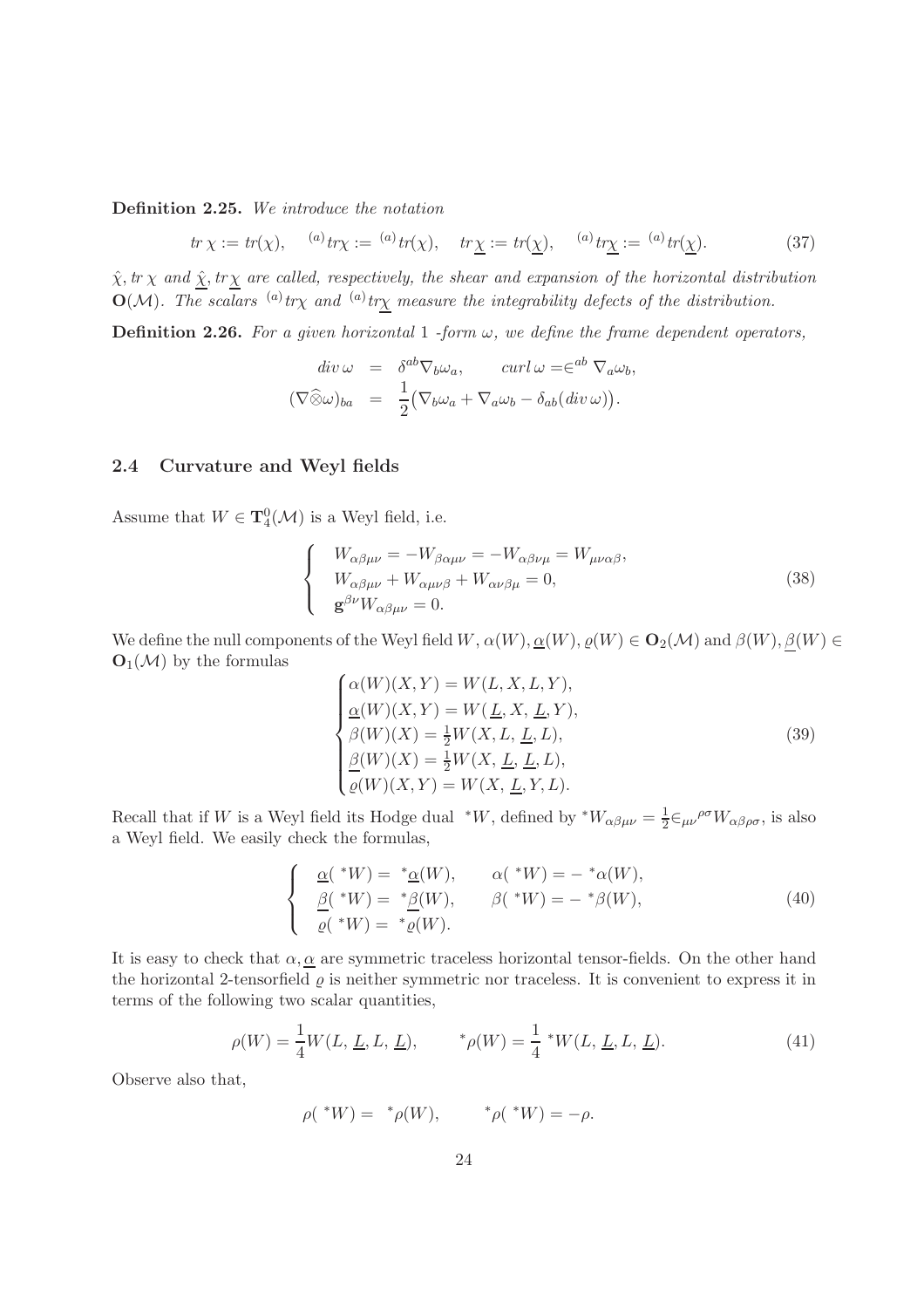**Definition 2.25.** *We introduce the notation*

$$tr\,\chi := tr(\chi), \quad {}^{(a)}tr\chi := {}^{(a)}tr(\chi), \quad tr\,\underline{\chi} := tr(\underline{\chi}), \quad {}^{(a)}tr\underline{\chi} := {}^{(a)}tr(\underline{\chi}). \tag{37}$$

*$\hat{\chi}, tr\,\chi$ and $\underline{\hat{\chi}}, tr\,\underline{\chi}$ are called, respectively, the shear and expansion of the horizontal distribution $\mathbf{O}(\mathcal{M})$. The scalars ${}^{(a)}tr\chi$ and ${}^{(a)}tr\underline{\chi}$ measure the integrability defects of the distribution.*

**Definition 2.26.** *For a given horizontal 1 -form $\omega$, we define the frame dependent operators,*

$$\begin{aligned} div\,\omega &= \delta^{ab}\nabla_b\omega_a, \qquad curl\,\omega = \in^{ab}\nabla_a\omega_b, \\ (\nabla\widehat{\otimes}\omega)_{ba} &= \frac{1}{2}\big(\nabla_b\omega_a + \nabla_a\omega_b - \delta_{ab}(div\,\omega)\big). \end{aligned}$$

## 2.4 Curvature and Weyl fields

Assume that $W \in \mathbf{T}^0_4(\mathcal{M})$ is a Weyl field, i.e.

$$\begin{cases} W_{\alpha\beta\mu\nu} = -W_{\beta\alpha\mu\nu} = -W_{\alpha\beta\nu\mu} = W_{\mu\nu\alpha\beta}, \\ W_{\alpha\beta\mu\nu} + W_{\alpha\mu\nu\beta} + W_{\alpha\nu\beta\mu} = 0, \\ \mathbf{g}^{\beta\nu}W_{\alpha\beta\mu\nu} = 0. \end{cases} \tag{38}$$

We define the null components of the Weyl field $W$, $\alpha(W), \underline{\alpha}(W), \varrho(W) \in \mathbf{O}_2(\mathcal{M})$ and $\beta(W), \underline{\beta}(W) \in \mathbf{O}_1(\mathcal{M})$ by the formulas

$$\begin{cases} \alpha(W)(X,Y) = W(L,X,L,Y), \\ \underline{\alpha}(W)(X,Y) = W(\underline{L},X,\underline{L},Y), \\ \beta(W)(X) = \frac{1}{2}W(X,L,\underline{L},L), \\ \underline{\beta}(W)(X) = \frac{1}{2}W(X,\underline{L},\underline{L},L), \\ \varrho(W)(X,Y) = W(X,\underline{L},Y,L). \end{cases} \tag{39}$$

Recall that if $W$ is a Weyl field its Hodge dual ${}^*W$, defined by ${}^*W_{\alpha\beta\mu\nu} = \frac{1}{2}\in_{\mu\nu}{}^{\rho\sigma}W_{\alpha\beta\rho\sigma}$, is also a Weyl field. We easily check the formulas,

$$\begin{cases} \underline{\alpha}({}^*W) = {}^*\underline{\alpha}(W), \qquad \alpha({}^*W) = -{}^*\alpha(W), \\ \underline{\beta}({}^*W) = {}^*\underline{\beta}(W), \qquad \beta({}^*W) = -{}^*\beta(W), \\ \varrho({}^*W) = {}^*\varrho(W). \end{cases} \tag{40}$$

It is easy to check that $\alpha, \underline{\alpha}$ are symmetric traceless horizontal tensor-fields. On the other hand the horizontal 2-tensorfield $\varrho$ is neither symmetric nor traceless. It is convenient to express it in terms of the following two scalar quantities,

$$\rho(W) = \frac{1}{4}W(L,\underline{L},L,\underline{L}), \qquad {}^*\rho(W) = \frac{1}{4}\,{}^*W(L,\underline{L},L,\underline{L}). \tag{41}$$

Observe also that,

$$\rho({}^*W) = {}^*\rho(W), \qquad {}^*\rho({}^*W) = -\rho.$$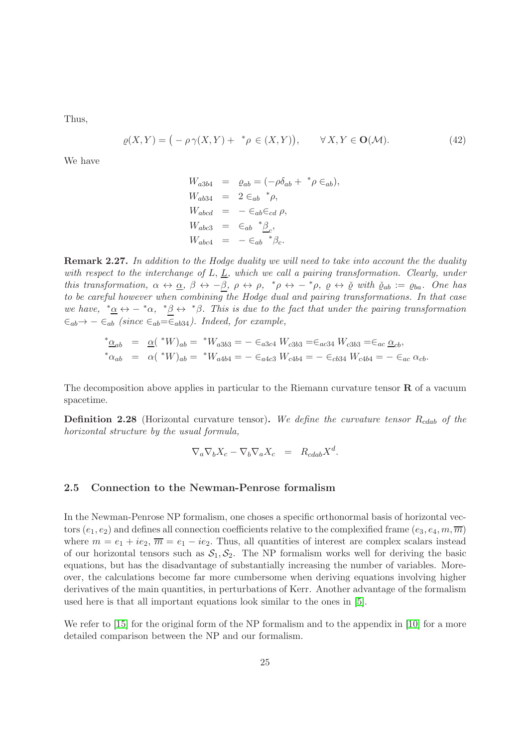Thus,

$$\varrho(X,Y) = \big( - \rho\, \gamma(X,Y) + \,{}^*\rho \in (X,Y)\big), \qquad \forall\, X, Y \in \mathbf{O}(\mathcal{M}). \tag{42}$$

We have

$$
\begin{aligned}
W_{a3b4} &= \varrho_{ab} = (-\rho\delta_{ab} + \,{}^*\rho \in_{ab}),\\
W_{ab34} &= 2 \in_{ab} \,{}^*\rho,\\
W_{abcd} &= - \in_{ab}\in_{cd} \rho,\\
W_{abc3} &= \in_{ab} \,{}^*\underline{\beta}_c,\\
W_{abc4} &= - \in_{ab} \,{}^*\beta_c.
\end{aligned}
$$

**Remark 2.27.** *In addition to the Hodge duality we will need to take into account the the duality with respect to the interchange of $L$, $\underline{L}$, which we call a pairing transformation. Clearly, under this transformation, $\alpha \leftrightarrow \underline{\alpha}$, $\beta \leftrightarrow -\underline{\beta}$, $\rho \leftrightarrow \rho$, ${}^*\rho \leftrightarrow -\,{}^*\rho$, $\varrho \leftrightarrow \check{\varrho}$ with $\check{\varrho}_{ab} := \varrho_{ba}$. One has to be careful however when combining the Hodge dual and pairing transformations. In that case we have, ${}^*\underline{\alpha} \leftrightarrow -\,{}^*\alpha$, ${}^*\underline{\beta} \leftrightarrow {}^*\beta$. This is due to the fact that under the pairing transformation $\in_{ab} \to - \in_{ab}$ (since $\in_{ab} = \in_{ab34}$). Indeed, for example,*

$$
\begin{aligned}
{}^*\underline{\alpha}_{ab} &= \underline{\alpha}(\,{}^*W)_{ab} = {}^*W_{a3b3} = - \in_{a3c4} W_{c3b3} = \in_{ac34} W_{c3b3} = \in_{ac} \underline{\alpha}_{cb},\\
{}^*\alpha_{ab} &= \alpha(\,{}^*W)_{ab} = {}^*W_{a4b4} = - \in_{a4c3} W_{c4b4} = - \in_{cb34} W_{c4b4} = - \in_{ac} \alpha_{cb}.
\end{aligned}
$$

The decomposition above applies in particular to the Riemann curvature tensor $\mathbf{R}$ of a vacuum spacetime.

**Definition 2.28** (Horizontal curvature tensor)**.** *We define the curvature tensor $R_{cdab}$ of the horizontal structure by the usual formula,*

$$\nabla_a \nabla_b X_c - \nabla_b \nabla_a X_c \;\;=\;\; R_{cdab} X^d.$$

### 2.5 Connection to the Newman-Penrose formalism

In the Newman-Penrose NP formalism, one choses a specific orthonormal basis of horizontal vectors $(e_1, e_2)$ and defines all connection coefficients relative to the complexified frame $(e_3, e_4, m, \overline{m})$ where $m = e_1 + ie_2$, $\overline{m} = e_1 - ie_2$. Thus, all quantities of interest are complex scalars instead of our horizontal tensors such as $\mathcal{S}_1, \mathcal{S}_2$. The NP formalism works well for deriving the basic equations, but has the disadvantage of substantially increasing the number of variables. Moreover, the calculations become far more cumbersome when deriving equations involving higher derivatives of the main quantities, in perturbations of Kerr. Another advantage of the formalism used here is that all important equations look similar to the ones in [5].

We refer to [15] for the original form of the NP formalism and to the appendix in [10] for a more detailed comparison between the NP and our formalism.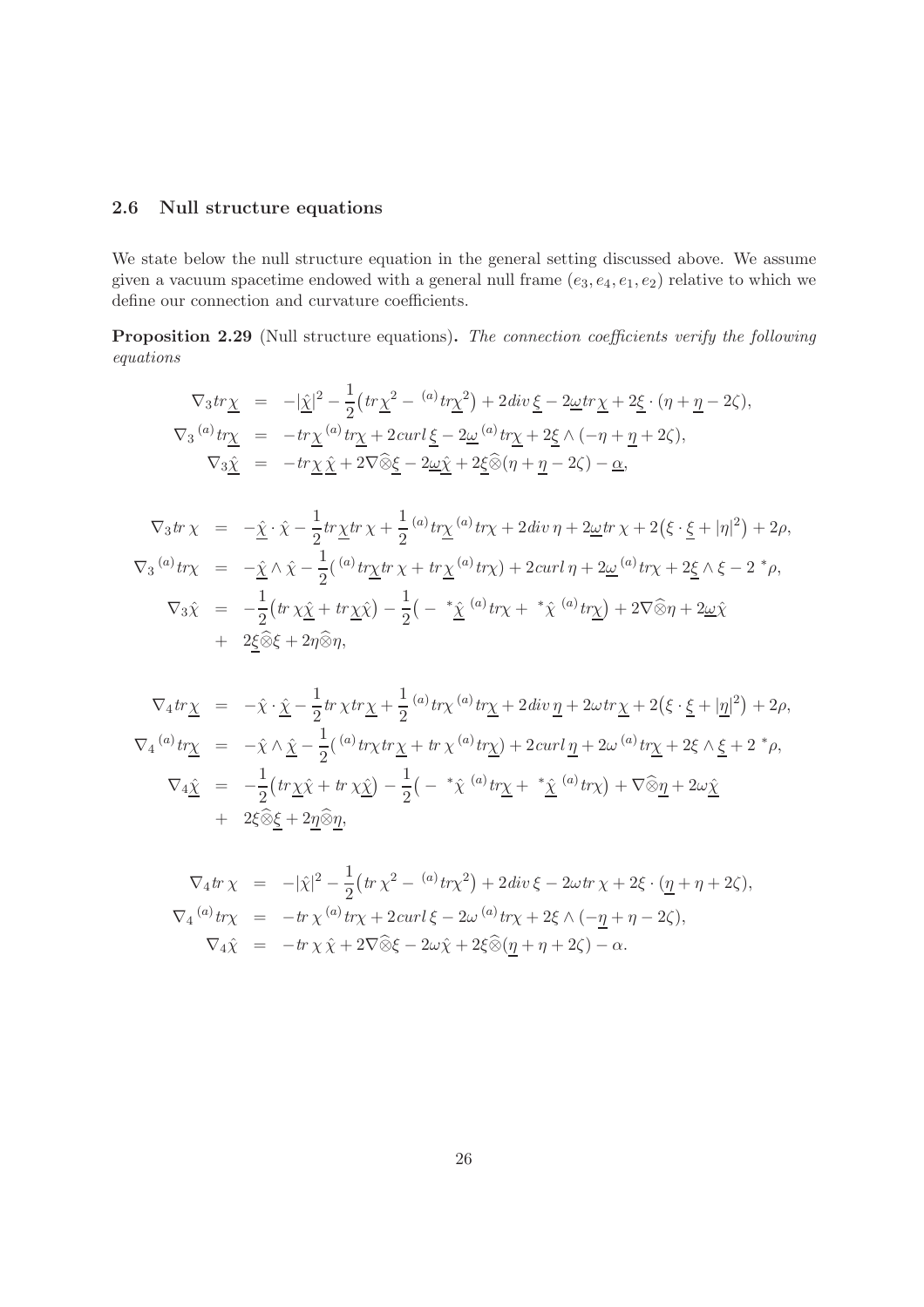### 2.6 Null structure equations

We state below the null structure equation in the general setting discussed above. We assume given a vacuum spacetime endowed with a general null frame $(e_3, e_4, e_1, e_2)$ relative to which we define our connection and curvature coefficients.

**Proposition 2.29** (Null structure equations)**.** *The connection coefficients verify the following equations*

$$
\begin{aligned}
\nabla_3 tr\underline{\chi} &= -|\underline{\hat{\chi}}|^2 - \frac{1}{2}\big(tr\underline{\chi}^2 - {}^{(a)}tr\underline{\chi}^2\big) + 2div\,\underline{\xi} - 2\underline{\omega}tr\,\underline{\chi} + 2\underline{\xi}\cdot(\eta + \underline{\eta} - 2\zeta),\\
\nabla_3\, {}^{(a)}tr\underline{\chi} &= -tr\underline{\chi}\, {}^{(a)}tr\underline{\chi} + 2curl\,\underline{\xi} - 2\underline{\omega}\, {}^{(a)}tr\underline{\chi} + 2\underline{\xi}\wedge(-\eta + \underline{\eta} + 2\zeta),\\
\nabla_3\underline{\hat{\chi}} &= -tr\,\underline{\chi}\,\underline{\hat{\chi}} + 2\nabla\widehat{\otimes}\underline{\xi} - 2\underline{\omega}\underline{\hat{\chi}} + 2\underline{\xi}\widehat{\otimes}(\eta + \underline{\eta} - 2\zeta) - \underline{\alpha},
\end{aligned}
$$

$$
\begin{aligned}
\nabla_3 tr\,\chi &= -\underline{\hat{\chi}}\cdot\hat{\chi} - \frac{1}{2}tr\,\underline{\chi}tr\,\chi + \frac{1}{2}\,{}^{(a)}tr\underline{\chi}\,{}^{(a)}tr\chi + 2div\,\eta + 2\underline{\omega}tr\,\chi + 2\big(\xi\cdot\underline{\xi} + |\eta|^2\big) + 2\rho,\\
\nabla_3\,{}^{(a)}tr\chi &= -\underline{\hat{\chi}}\wedge\hat{\chi} - \frac{1}{2}\big({}^{(a)}tr\underline{\chi}tr\,\chi + tr\,\underline{\chi}\,{}^{(a)}tr\chi\big) + 2curl\,\eta + 2\underline{\omega}\,{}^{(a)}tr\chi + 2\underline{\xi}\wedge\xi - 2\,{}^*\rho,\\
\nabla_3\hat{\chi} &= -\frac{1}{2}\big(tr\,\chi\underline{\hat{\chi}} + tr\,\underline{\chi}\hat{\chi}\big) - \frac{1}{2}\big(-\,{}^*\underline{\hat{\chi}}\,{}^{(a)}tr\chi + {}^*\hat{\chi}\,{}^{(a)}tr\underline{\chi}\big) + 2\nabla\widehat{\otimes}\eta + 2\underline{\omega}\hat{\chi}\\
&+ 2\underline{\xi}\widehat{\otimes}\xi + 2\eta\widehat{\otimes}\eta,
\end{aligned}
$$

$$
\begin{aligned}
\nabla_4 tr\underline{\chi} &= -\hat{\chi}\cdot\underline{\hat{\chi}} - \frac{1}{2}tr\,\chi tr\underline{\chi} + \frac{1}{2}\,{}^{(a)}tr\chi\,{}^{(a)}tr\underline{\chi} + 2div\,\underline{\eta} + 2\omega tr\,\underline{\chi} + 2\big(\xi\cdot\underline{\xi} + |\underline{\eta}|^2\big) + 2\rho,\\
\nabla_4\,{}^{(a)}tr\underline{\chi} &= -\hat{\chi}\wedge\underline{\hat{\chi}} - \frac{1}{2}\big({}^{(a)}tr\chi tr\,\underline{\chi} + tr\,\chi\,{}^{(a)}tr\underline{\chi}\big) + 2curl\,\underline{\eta} + 2\omega\,{}^{(a)}tr\underline{\chi} + 2\xi\wedge\underline{\xi} + 2\,{}^*\rho,\\
\nabla_4\underline{\hat{\chi}} &= -\frac{1}{2}\big(tr\underline{\chi}\hat{\chi} + tr\,\chi\underline{\hat{\chi}}\big) - \frac{1}{2}\big(-\,{}^*\hat{\chi}\,{}^{(a)}tr\underline{\chi} + {}^*\underline{\hat{\chi}}\,{}^{(a)}tr\chi\big) + \nabla\widehat{\otimes}\underline{\eta} + 2\omega\underline{\hat{\chi}}\\
&+ 2\xi\widehat{\otimes}\underline{\xi} + 2\underline{\eta}\widehat{\otimes}\underline{\eta},
\end{aligned}
$$

$$
\begin{aligned}
\nabla_4 tr\,\chi &= -|\hat{\chi}|^2 - \frac{1}{2}\big(tr\,\chi^2 - {}^{(a)}tr\chi^2\big) + 2div\,\xi - 2\omega tr\,\chi + 2\xi\cdot(\underline{\eta} + \eta + 2\zeta),\\
\nabla_4\,{}^{(a)}tr\chi &= -tr\,\chi\,{}^{(a)}tr\chi + 2curl\,\xi - 2\omega\,{}^{(a)}tr\chi + 2\xi\wedge(-\underline{\eta} + \eta - 2\zeta),\\
\nabla_4\hat{\chi} &= -tr\,\chi\,\hat{\chi} + 2\nabla\widehat{\otimes}\xi - 2\omega\hat{\chi} + 2\xi\widehat{\otimes}(\underline{\eta} + \eta + 2\zeta) - \alpha.
\end{aligned}
$$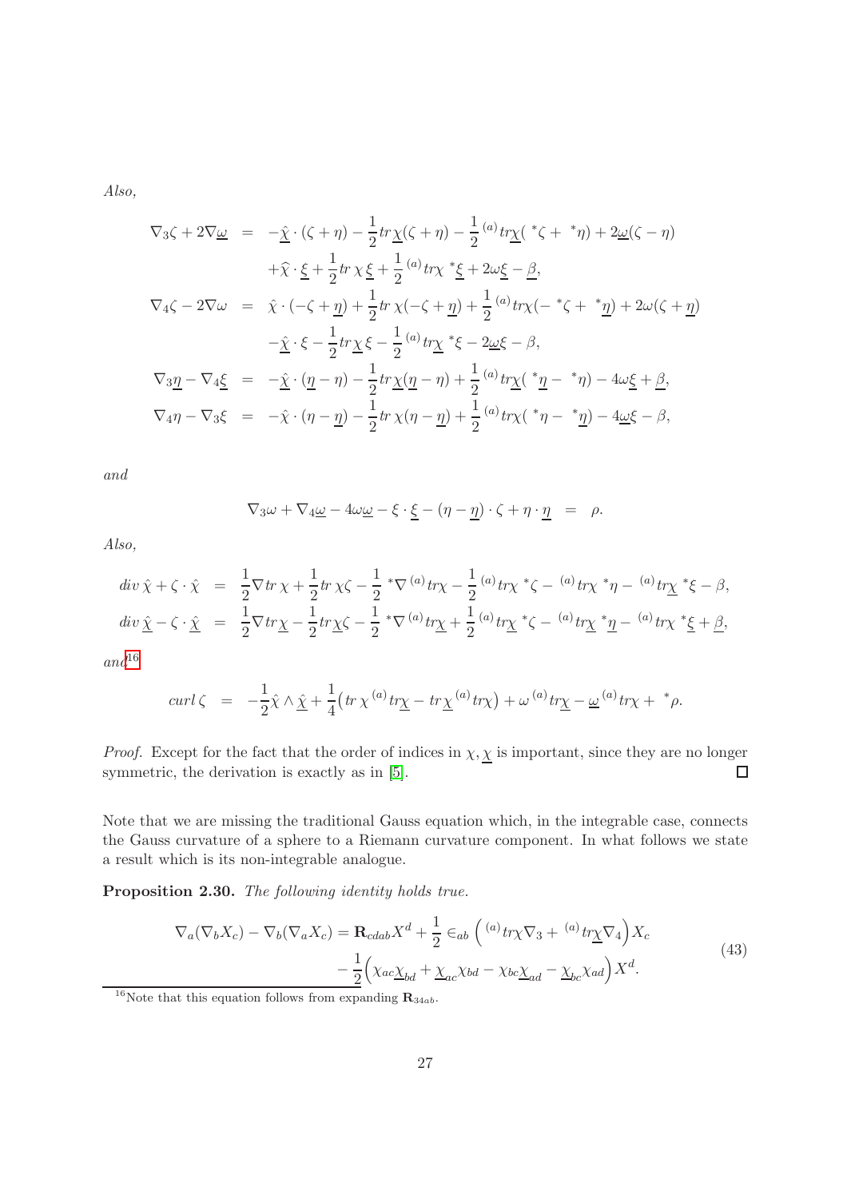*Also,*

$$
\begin{aligned}
\nabla_3\zeta + 2\nabla\underline{\omega} &= -\underline{\hat{\chi}}\cdot(\zeta+\eta) - \frac{1}{2}tr\,\underline{\chi}(\zeta+\eta) - \frac{1}{2}{}^{(a)}tr\underline{\chi}({}^*\zeta + {}^*\eta) + 2\underline{\omega}(\zeta-\eta)\\
&\quad + \widehat{\chi}\cdot\underline{\xi} + \frac{1}{2}tr\,\chi\,\underline{\xi} + \frac{1}{2}{}^{(a)}tr\chi\,{}^*\underline{\xi} + 2\omega\underline{\xi} - \underline{\beta},\\
\nabla_4\zeta - 2\nabla\omega &= \hat{\chi}\cdot(-\zeta+\underline{\eta}) + \frac{1}{2}tr\,\chi(-\zeta+\underline{\eta}) + \frac{1}{2}{}^{(a)}tr\chi(-{}^*\zeta + {}^*\underline{\eta}) + 2\omega(\zeta+\underline{\eta})\\
&\quad - \underline{\hat{\chi}}\cdot\xi - \frac{1}{2}tr\underline{\chi}\,\xi - \frac{1}{2}{}^{(a)}tr\underline{\chi}\,{}^*\xi - 2\underline{\omega}\xi - \beta,\\
\nabla_3\underline{\eta} - \nabla_4\underline{\xi} &= -\underline{\hat{\chi}}\cdot(\underline{\eta}-\eta) - \frac{1}{2}tr\underline{\chi}(\underline{\eta}-\eta) + \frac{1}{2}{}^{(a)}tr\underline{\chi}({}^*\underline{\eta} - {}^*\eta) - 4\omega\underline{\xi} + \underline{\beta},\\
\nabla_4\eta - \nabla_3\xi &= -\hat{\chi}\cdot(\eta-\underline{\eta}) - \frac{1}{2}tr\,\chi(\eta-\underline{\eta}) + \frac{1}{2}{}^{(a)}tr\chi({}^*\eta - {}^*\underline{\eta}) - 4\underline{\omega}\xi - \beta,
\end{aligned}
$$

*and*

$$
\nabla_3\omega + \nabla_4\underline{\omega} - 4\omega\underline{\omega} - \xi\cdot\underline{\xi} - (\eta-\underline{\eta})\cdot\zeta + \eta\cdot\underline{\eta} = \rho.
$$

*Also,*

$$
\begin{aligned}
div\,\hat{\chi} + \zeta\cdot\hat{\chi} &= \frac{1}{2}\nabla tr\,\chi + \frac{1}{2}tr\,\chi\zeta - \frac{1}{2}{}^*\nabla{}^{(a)}tr\chi - \frac{1}{2}{}^{(a)}tr\chi\,{}^*\zeta - {}^{(a)}tr\chi\,{}^*\eta - {}^{(a)}tr\underline{\chi}\,{}^*\xi - \beta,\\
div\,\underline{\hat{\chi}} - \zeta\cdot\underline{\hat{\chi}} &= \frac{1}{2}\nabla tr\underline{\chi} - \frac{1}{2}tr\underline{\chi}\zeta - \frac{1}{2}{}^*\nabla{}^{(a)}tr\underline{\chi} + \frac{1}{2}{}^{(a)}tr\underline{\chi}\,{}^*\zeta - {}^{(a)}tr\underline{\chi}\,{}^*\underline{\eta} - {}^{(a)}tr\chi\,{}^*\underline{\xi} + \underline{\beta},
\end{aligned}
$$

*and*[16]

$$
curl\,\zeta = -\frac{1}{2}\hat{\chi}\wedge\underline{\hat{\chi}} + \frac{1}{4}\big(tr\,\chi\,{}^{(a)}tr\underline{\chi} - tr\,\underline{\chi}\,{}^{(a)}tr\chi\big) + \omega\,{}^{(a)}tr\underline{\chi} - \underline{\omega}\,{}^{(a)}tr\chi + {}^*\rho.
$$

*Proof.* Except for the fact that the order of indices in $\chi, \underline{\chi}$ is important, since they are no longer symmetric, the derivation is exactly as in [5]. □

Note that we are missing the traditional Gauss equation which, in the integrable case, connects the Gauss curvature of a sphere to a Riemann curvature component. In what follows we state a result which is its non-integrable analogue.

**Proposition 2.30.** *The following identity holds true.*

$$
\begin{aligned}
\nabla_a(\nabla_b X_c) - \nabla_b(\nabla_a X_c) = \mathbf{R}_{cdab}X^d + \frac{1}{2}\in_{ab}\Big({}^{(a)}tr\chi\nabla_3 + {}^{(a)}tr\underline{\chi}\nabla_4\Big)X_c\\
- \frac{1}{2}\Big(\chi_{ac}\underline{\chi}_{bd} + \underline{\chi}_{ac}\chi_{bd} - \chi_{bc}\underline{\chi}_{ad} - \underline{\chi}_{bc}\chi_{ad}\Big)X^d.
\end{aligned}
\tag{43}
$$

[16] Note that this equation follows from expanding $\mathbf{R}_{34ab}$.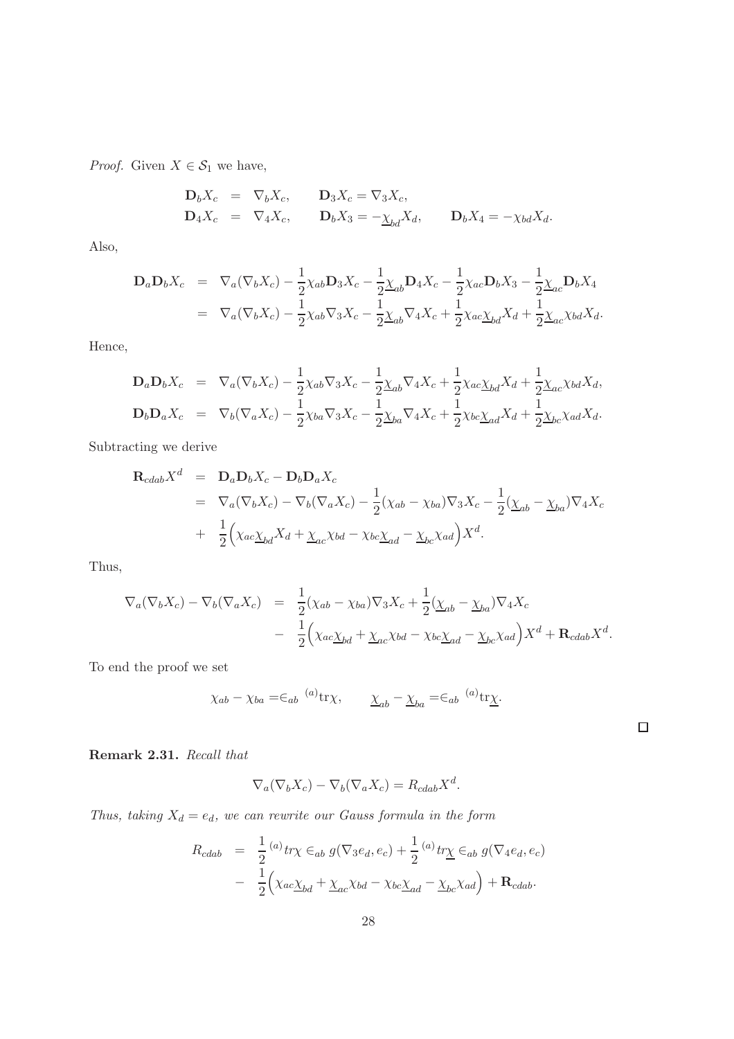*Proof.* Given $X \in \mathcal{S}_1$ we have,

$$
\begin{aligned}
\mathbf{D}_b X_c &= \nabla_b X_c, \qquad \mathbf{D}_3 X_c = \nabla_3 X_c,\\
\mathbf{D}_4 X_c &= \nabla_4 X_c, \qquad \mathbf{D}_b X_3 = -\underline{\chi}_{bd} X_d, \qquad \mathbf{D}_b X_4 = -\chi_{bd} X_d.
\end{aligned}
$$

Also,

$$
\begin{aligned}
\mathbf{D}_a \mathbf{D}_b X_c &= \nabla_a(\nabla_b X_c) - \frac{1}{2}\chi_{ab}\mathbf{D}_3 X_c - \frac{1}{2}\underline{\chi}_{ab}\mathbf{D}_4 X_c - \frac{1}{2}\chi_{ac}\mathbf{D}_b X_3 - \frac{1}{2}\underline{\chi}_{ac}\mathbf{D}_b X_4\\
&= \nabla_a(\nabla_b X_c) - \frac{1}{2}\chi_{ab}\nabla_3 X_c - \frac{1}{2}\underline{\chi}_{ab}\nabla_4 X_c + \frac{1}{2}\chi_{ac}\underline{\chi}_{bd} X_d + \frac{1}{2}\underline{\chi}_{ac}\chi_{bd} X_d.
\end{aligned}
$$

Hence,

$$
\begin{aligned}
\mathbf{D}_a \mathbf{D}_b X_c &= \nabla_a(\nabla_b X_c) - \frac{1}{2}\chi_{ab}\nabla_3 X_c - \frac{1}{2}\underline{\chi}_{ab}\nabla_4 X_c + \frac{1}{2}\chi_{ac}\underline{\chi}_{bd} X_d + \frac{1}{2}\underline{\chi}_{ac}\chi_{bd} X_d,\\
\mathbf{D}_b \mathbf{D}_a X_c &= \nabla_b(\nabla_a X_c) - \frac{1}{2}\chi_{ba}\nabla_3 X_c - \frac{1}{2}\underline{\chi}_{ba}\nabla_4 X_c + \frac{1}{2}\chi_{bc}\underline{\chi}_{ad} X_d + \frac{1}{2}\underline{\chi}_{bc}\chi_{ad} X_d.
\end{aligned}
$$

Subtracting we derive

$$
\begin{aligned}
\mathbf{R}_{cdab} X^d &= \mathbf{D}_a \mathbf{D}_b X_c - \mathbf{D}_b \mathbf{D}_a X_c\\
&= \nabla_a(\nabla_b X_c) - \nabla_b(\nabla_a X_c) - \frac{1}{2}(\chi_{ab} - \chi_{ba})\nabla_3 X_c - \frac{1}{2}(\underline{\chi}_{ab} - \underline{\chi}_{ba})\nabla_4 X_c\\
&+ \frac{1}{2}\Big(\chi_{ac}\underline{\chi}_{bd} X_d + \underline{\chi}_{ac}\chi_{bd} - \chi_{bc}\underline{\chi}_{ad} - \underline{\chi}_{bc}\chi_{ad}\Big) X^d.
\end{aligned}
$$

Thus,

$$
\begin{aligned}
\nabla_a(\nabla_b X_c) - \nabla_b(\nabla_a X_c) &= \frac{1}{2}(\chi_{ab} - \chi_{ba})\nabla_3 X_c + \frac{1}{2}(\underline{\chi}_{ab} - \underline{\chi}_{ba})\nabla_4 X_c\\
&- \frac{1}{2}\Big(\chi_{ac}\underline{\chi}_{bd} + \underline{\chi}_{ac}\chi_{bd} - \chi_{bc}\underline{\chi}_{ad} - \underline{\chi}_{bc}\chi_{ad}\Big) X^d + \mathbf{R}_{cdab} X^d.
\end{aligned}
$$

To end the proof we set

$$
\chi_{ab} - \chi_{ba} = \in_{ab}\ {}^{(a)}\mathrm{tr}\chi, \qquad \underline{\chi}_{ab} - \underline{\chi}_{ba} = \in_{ab}\ {}^{(a)}\mathrm{tr}\underline{\chi}.
$$

$\square$

**Remark 2.31.** *Recall that*

$$
\nabla_a(\nabla_b X_c) - \nabla_b(\nabla_a X_c) = R_{cdab} X^d.
$$

*Thus, taking $X_d = e_d$, we can rewrite our Gauss formula in the form*

$$
\begin{aligned}
R_{cdab} &= \frac{1}{2}\,{}^{(a)}tr\chi \in_{ab} g(\nabla_3 e_d, e_c) + \frac{1}{2}\,{}^{(a)}tr\underline{\chi} \in_{ab} g(\nabla_4 e_d, e_c)\\
&- \frac{1}{2}\Big(\chi_{ac}\underline{\chi}_{bd} + \underline{\chi}_{ac}\chi_{bd} - \chi_{bc}\underline{\chi}_{ad} - \underline{\chi}_{bc}\chi_{ad}\Big) + \mathbf{R}_{cdab}.
\end{aligned}
$$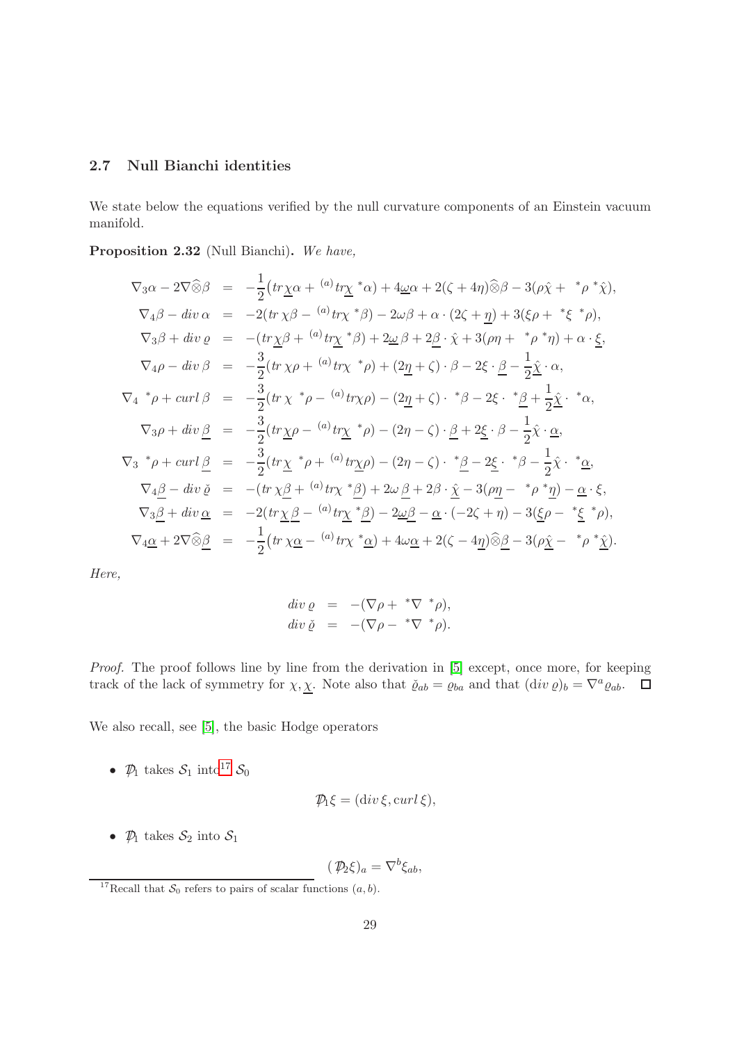### 2.7 Null Bianchi identities

We state below the equations verified by the null curvature components of an Einstein vacuum manifold.

**Proposition 2.32** (Null Bianchi)**.** *We have,*

$$
\begin{aligned}
\nabla_3\alpha - 2\nabla\widehat{\otimes}\beta &= -\frac{1}{2}\big(tr\underline{\chi}\alpha + {}^{(a)}tr\underline{\chi}\,{}^*\alpha\big) + 4\underline{\omega}\alpha + 2(\zeta + 4\eta)\widehat{\otimes}\beta - 3(\rho\hat{\chi} + {}^*\rho\,{}^*\hat{\chi}),\\
\nabla_4\beta - div\,\alpha &= -2(tr\,\chi\beta - {}^{(a)}tr\chi\,{}^*\beta) - 2\omega\beta + \alpha\cdot(2\zeta + \underline{\eta}) + 3(\xi\rho + {}^*\xi\,{}^*\rho),\\
\nabla_3\beta + div\,\varrho &= -(tr\underline{\chi}\beta + {}^{(a)}tr\underline{\chi}\,{}^*\beta) + 2\underline{\omega}\,\beta + 2\underline{\beta}\cdot\hat{\chi} + 3(\rho\eta + {}^*\rho\,{}^*\eta) + \alpha\cdot\underline{\xi},\\
\nabla_4\rho - div\,\beta &= -\frac{3}{2}(tr\,\chi\rho + {}^{(a)}tr\chi\,{}^*\rho) + (2\underline{\eta} + \zeta)\cdot\beta - 2\xi\cdot\underline{\beta} - \frac{1}{2}\hat{\underline{\chi}}\cdot\alpha,\\
\nabla_4\,{}^*\rho + curl\,\beta &= -\frac{3}{2}(tr\,\chi\,{}^*\rho - {}^{(a)}tr\chi\rho) - (2\underline{\eta} + \zeta)\cdot{}^*\beta - 2\xi\cdot{}^*\underline{\beta} + \frac{1}{2}\hat{\underline{\chi}}\cdot{}^*\alpha,\\
\nabla_3\rho + div\,\underline{\beta} &= -\frac{3}{2}(tr\underline{\chi}\rho - {}^{(a)}tr\underline{\chi}\,{}^*\rho) - (2\eta - \zeta)\cdot\underline{\beta} + 2\underline{\xi}\cdot\beta - \frac{1}{2}\hat{\chi}\cdot\underline{\alpha},\\
\nabla_3\,{}^*\rho + curl\,\underline{\beta} &= -\frac{3}{2}(tr\underline{\chi}\,{}^*\rho + {}^{(a)}tr\underline{\chi}\rho) - (2\eta - \zeta)\cdot{}^*\underline{\beta} - 2\underline{\xi}\cdot{}^*\beta - \frac{1}{2}\hat{\chi}\cdot{}^*\underline{\alpha},\\
\nabla_4\underline{\beta} - div\,\check{\varrho} &= -(tr\,\chi\underline{\beta} + {}^{(a)}tr\chi\,{}^*\underline{\beta}) + 2\omega\,\underline{\beta} + 2\beta\cdot\hat{\underline{\chi}} - 3(\rho\underline{\eta} - {}^*\rho\,{}^*\underline{\eta}) - \underline{\alpha}\cdot\xi,\\
\nabla_3\underline{\beta} + div\,\underline{\alpha} &= -2(tr\,\underline{\chi}\,\underline{\beta} - {}^{(a)}tr\underline{\chi}\,{}^*\underline{\beta}) - 2\underline{\omega}\underline{\beta} - \underline{\alpha}\cdot(-2\zeta + \eta) - 3(\underline{\xi}\rho - {}^*\underline{\xi}\,{}^*\rho),\\
\nabla_4\underline{\alpha} + 2\nabla\widehat{\otimes}\underline{\beta} &= -\frac{1}{2}\big(tr\,\chi\underline{\alpha} - {}^{(a)}tr\chi\,{}^*\underline{\alpha}\big) + 4\omega\underline{\alpha} + 2(\zeta - 4\underline{\eta})\widehat{\otimes}\underline{\beta} - 3(\rho\hat{\underline{\chi}} - {}^*\rho\,{}^*\hat{\underline{\chi}}).
\end{aligned}
$$

*Here,*

$$
\begin{aligned}
div\,\varrho &= -(\nabla\rho + {}^*\nabla\,{}^*\rho),\\
div\,\check{\varrho} &= -(\nabla\rho - {}^*\nabla\,{}^*\rho).
\end{aligned}
$$

*Proof.* The proof follows line by line from the derivation in [5] except, once more, for keeping track of the lack of symmetry for $\chi, \underline{\chi}$. Note also that $\check{\varrho}_{ab} = \varrho_{ba}$ and that $(\mathrm{d}iv\,\varrho)_b = \nabla^a\varrho_{ab}$. $\square$

We also recall, see [5], the basic Hodge operators

- $\mathcal{D}_1$ takes $\mathcal{S}_1$ into[17] $\mathcal{S}_0$

$$
\mathcal{D}_1\xi = (\mathrm{d}iv\,\xi, curl\,\xi),
$$

- $\mathcal{D}_1$ takes $\mathcal{S}_2$ into $\mathcal{S}_1$

$$
(\mathcal{D}_2\xi)_a = \nabla^b\xi_{ab},
$$

[17] Recall that $\mathcal{S}_0$ refers to pairs of scalar functions $(a, b)$.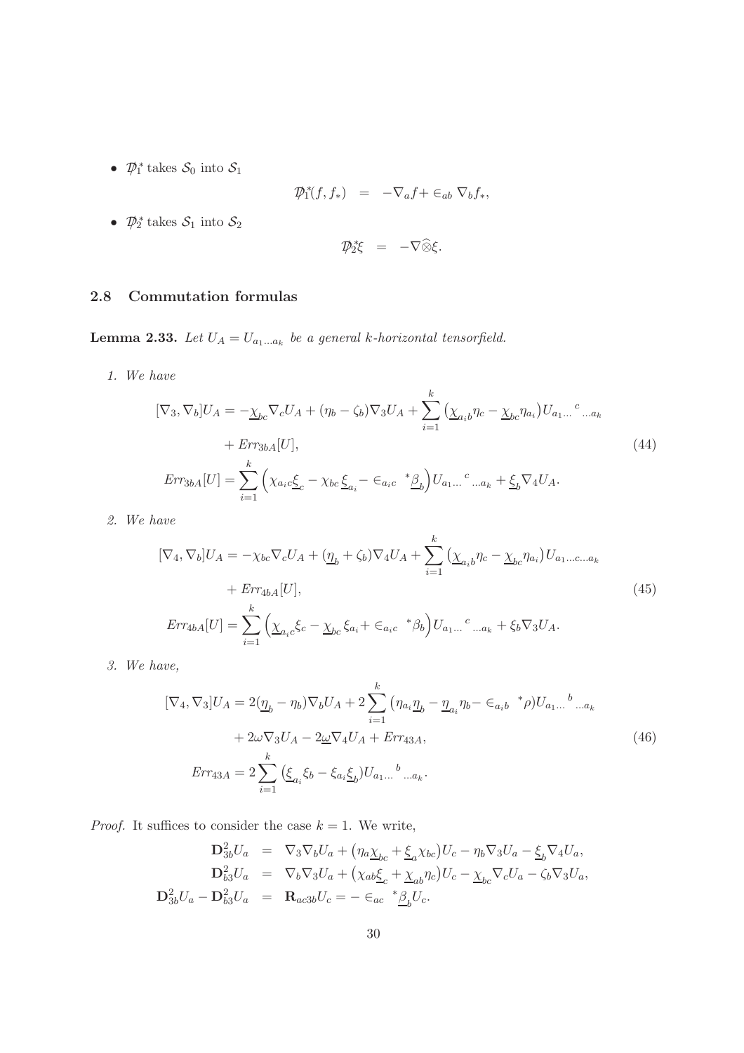- ${\not{\mathcal{D}}}_1^*$ takes $\mathcal{S}_0$ into $\mathcal{S}_1$

$$
{\not{\mathcal{D}}}_1^*(f, f_*) \;\; = \;\; -\nabla_a f + \in_{ab} \nabla_b f_*,
$$

- ${\not{\mathcal{D}}}_2^*$ takes $\mathcal{S}_1$ into $\mathcal{S}_2$

$$
{\not{\mathcal{D}}}_2^* \xi \;\; = \;\; -\nabla \widehat{\otimes} \xi.
$$

### 2.8 Commutation formulas

**Lemma 2.33.** *Let $U_A = U_{a_1 \ldots a_k}$ be a general k-horizontal tensorfield.*

*1. We have*

$$
\begin{aligned}
[\nabla_3, \nabla_b] U_A &= -\underline{\chi}_{bc} \nabla_c U_A + (\eta_b - \zeta_b) \nabla_3 U_A + \sum_{i=1}^k \left( \underline{\chi}_{a_i b} \eta_c - \underline{\chi}_{bc} \eta_{a_i} \right) U_{a_1 \ldots}{}^c{}_{\ldots a_k} \\
&\quad + Err_{3bA}[U], \\
Err_{3bA}[U] &= \sum_{i=1}^k \Big( \chi_{a_i c} \underline{\xi}_c - \chi_{bc} \underline{\xi}_{a_i} - \in_{a_i c} {}^* \underline{\beta}_b \Big) U_{a_1 \ldots}{}^c{}_{\ldots a_k} + \underline{\xi}_b \nabla_4 U_A.
\end{aligned} \tag{44}
$$

*2. We have*

$$
\begin{aligned}
[\nabla_4, \nabla_b] U_A &= -\chi_{bc} \nabla_c U_A + (\underline{\eta}_b + \zeta_b) \nabla_4 U_A + \sum_{i=1}^k \left( \underline{\chi}_{a_i b} \eta_c - \underline{\chi}_{bc} \eta_{a_i} \right) U_{a_1 \ldots c \ldots a_k} \\
&\quad + Err_{4bA}[U], \\
Err_{4bA}[U] &= \sum_{i=1}^k \Big( \underline{\chi}_{a_i c} \xi_c - \underline{\chi}_{bc} \xi_{a_i} + \in_{a_i c} {}^* \beta_b \Big) U_{a_1 \ldots}{}^c{}_{\ldots a_k} + \xi_b \nabla_3 U_A.
\end{aligned} \tag{45}
$$

*3. We have,*

$$
\begin{aligned}
[\nabla_4, \nabla_3] U_A &= 2(\underline{\eta}_b - \eta_b) \nabla_b U_A + 2 \sum_{i=1}^k \left( \eta_{a_i} \underline{\eta}_b - \underline{\eta}_{a_i} \eta_b - \in_{a_i b} {}^* \rho \right) U_{a_1 \ldots}{}^b{}_{\ldots a_k} \\
&\quad + 2\omega \nabla_3 U_A - 2\underline{\omega} \nabla_4 U_A + Err_{43A}, \\
Err_{43A} &= 2 \sum_{i=1}^k \left( \underline{\xi}_{a_i} \xi_b - \xi_{a_i} \underline{\xi}_b \right) U_{a_1 \ldots}{}^b{}_{\ldots a_k}.
\end{aligned} \tag{46}
$$

*Proof.* It suffices to consider the case $k = 1$. We write,

$$
\begin{aligned}
\mathbf{D}^2_{3b} U_a &= \nabla_3 \nabla_b U_a + \left( \eta_a \underline{\chi}_{bc} + \underline{\xi}_a \chi_{bc} \right) U_c - \eta_b \nabla_3 U_a - \underline{\xi}_b \nabla_4 U_a, \\
\mathbf{D}^2_{b3} U_a &= \nabla_b \nabla_3 U_a + \left( \chi_{ab} \underline{\xi}_c + \underline{\chi}_{ab} \eta_c \right) U_c - \underline{\chi}_{bc} \nabla_c U_a - \zeta_b \nabla_3 U_a, \\
\mathbf{D}^2_{3b} U_a - \mathbf{D}^2_{b3} U_a &= \mathbf{R}_{ac3b} U_c = - \in_{ac} {}^* \underline{\beta}_b U_c.
\end{aligned}
$$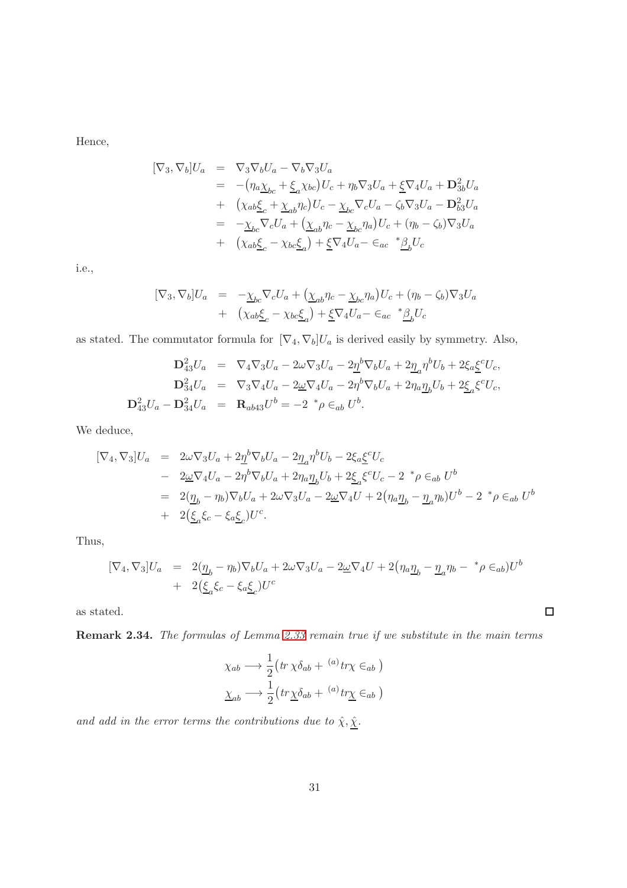Hence,

$$
\begin{aligned}
[\nabla_3, \nabla_b] U_a &= \nabla_3 \nabla_b U_a - \nabla_b \nabla_3 U_a \\
&= -\big(\eta_a \underline{\chi}_{bc} + \underline{\xi}_a \chi_{bc}\big) U_c + \eta_b \nabla_3 U_a + \underline{\xi} \nabla_4 U_a + \mathbf{D}^2_{3b} U_a \\
&+ \big(\chi_{ab} \underline{\xi}_c + \underline{\chi}_{ab} \eta_c\big) U_c - \underline{\chi}_{bc} \nabla_c U_a - \zeta_b \nabla_3 U_a - \mathbf{D}^2_{b3} U_a \\
&= -\underline{\chi}_{bc} \nabla_c U_a + \big(\underline{\chi}_{ab} \eta_c - \underline{\chi}_{bc} \eta_a\big) U_c + (\eta_b - \zeta_b) \nabla_3 U_a \\
&+ \big(\chi_{ab} \underline{\xi}_c - \chi_{bc} \underline{\xi}_a\big) + \underline{\xi} \nabla_4 U_a - \in_{ac} \ {}^*\underline{\beta}_b U_c
\end{aligned}
$$

i.e.,

$$
\begin{aligned}
[\nabla_3, \nabla_b] U_a &= -\underline{\chi}_{bc} \nabla_c U_a + \big(\underline{\chi}_{ab} \eta_c - \underline{\chi}_{bc} \eta_a\big) U_c + (\eta_b - \zeta_b) \nabla_3 U_a \\
&+ \big(\chi_{ab} \underline{\xi}_c - \chi_{bc} \underline{\xi}_a\big) + \underline{\xi} \nabla_4 U_a - \in_{ac} \ {}^*\underline{\beta}_b U_c
\end{aligned}
$$

as stated. The commutator formula for $[\nabla_4, \nabla_b] U_a$ is derived easily by symmetry. Also,

$$
\begin{aligned}
\mathbf{D}^2_{43} U_a &= \nabla_4 \nabla_3 U_a - 2\omega \nabla_3 U_a - 2\underline{\eta}^b \nabla_b U_a + 2\underline{\eta}_a \eta^b U_b + 2\xi_a \underline{\xi}^c U_c, \\
\mathbf{D}^2_{34} U_a &= \nabla_3 \nabla_4 U_a - 2\underline{\omega} \nabla_4 U_a - 2\eta^b \nabla_b U_a + 2\eta_a \underline{\eta}_b U_b + 2\underline{\xi}_a \xi^c U_c, \\
\mathbf{D}^2_{43} U_a - \mathbf{D}^2_{34} U_a &= \mathbf{R}_{ab43} U^b = -2 \ {}^*\rho \in_{ab} U^b.
\end{aligned}
$$

We deduce,

$$
\begin{aligned}
[\nabla_4, \nabla_3] U_a &= 2\omega \nabla_3 U_a + 2\underline{\eta}^b \nabla_b U_a - 2\underline{\eta}_a \eta^b U_b - 2\xi_a \underline{\xi}^c U_c \\
&- 2\underline{\omega} \nabla_4 U_a - 2\eta^b \nabla_b U_a + 2\eta_a \underline{\eta}_b U_b + 2\underline{\xi}_a \xi^c U_c - 2 \ {}^*\rho \in_{ab} U^b \\
&= 2(\underline{\eta}_b - \eta_b) \nabla_b U_a + 2\omega \nabla_3 U_a - 2\underline{\omega} \nabla_4 U + 2\big(\eta_a \underline{\eta}_b - \underline{\eta}_a \eta_b\big) U^b - 2 \ {}^*\rho \in_{ab} U^b \\
&+ 2\big(\underline{\xi}_a \xi_c - \xi_a \underline{\xi}_c\big) U^c.
\end{aligned}
$$

Thus,

$$
\begin{aligned}
[\nabla_4, \nabla_3] U_a &= 2(\underline{\eta}_b - \eta_b) \nabla_b U_a + 2\omega \nabla_3 U_a - 2\underline{\omega} \nabla_4 U + 2\big(\eta_a \underline{\eta}_b - \underline{\eta}_a \eta_b - \ {}^*\rho \in_{ab}\big) U^b \\
&+ 2\big(\underline{\xi}_a \xi_c - \xi_a \underline{\xi}_c\big) U^c
\end{aligned}
$$

as stated. $\square$

**Remark 2.34.** *The formulas of Lemma 2.33 remain true if we substitute in the main terms*

$$
\chi_{ab} \longrightarrow \frac{1}{2}\big(tr\, \chi \delta_{ab} + {}^{(a)}tr\chi \in_{ab}\big)
$$

$$
\underline{\chi}_{ab} \longrightarrow \frac{1}{2}\big(tr\, \underline{\chi} \delta_{ab} + {}^{(a)}tr\underline{\chi} \in_{ab}\big)
$$

*and add in the error terms the contributions due to $\hat{\chi}, \hat{\underline{\chi}}$.*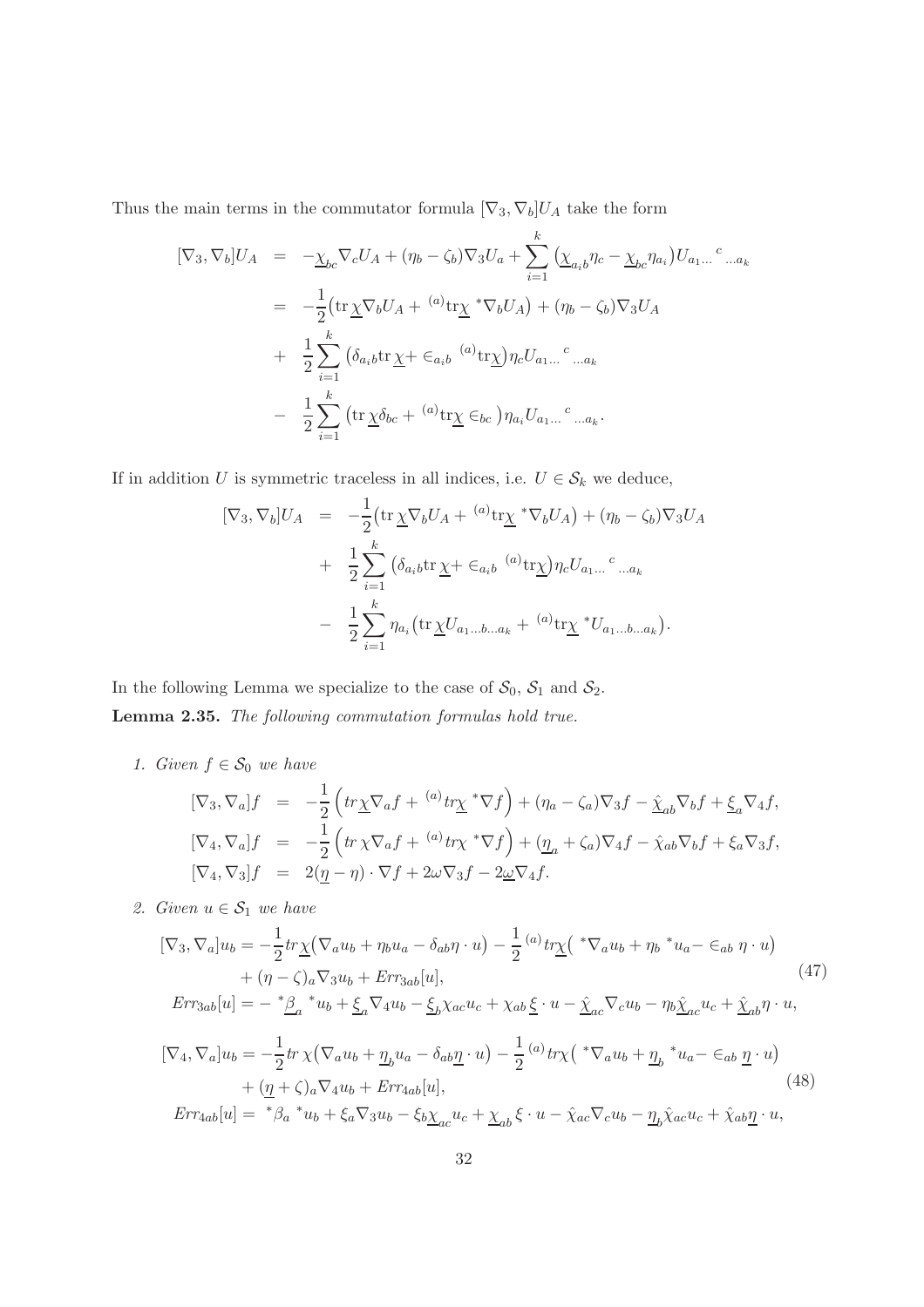Thus the main terms in the commutator formula $[\nabla_3, \nabla_b]U_A$ take the form

$$
\begin{aligned}
[\nabla_3, \nabla_b]U_A &= -\underline{\chi}_{bc}\nabla_c U_A + (\eta_b - \zeta_b)\nabla_3 U_a + \sum_{i=1}^k \left(\underline{\chi}_{a_i b}\eta_c - \underline{\chi}_{bc}\eta_{a_i}\right) U_{a_1\ldots}{}^c{}_{\ldots a_k} \\
&= -\frac{1}{2}\left(\mathrm{tr}\,\underline{\chi}\nabla_b U_A + {}^{(a)}\mathrm{tr}\underline{\chi}\ {}^*\nabla_b U_A\right) + (\eta_b - \zeta_b)\nabla_3 U_A \\
&+ \frac{1}{2}\sum_{i=1}^k \left(\delta_{a_i b}\mathrm{tr}\,\underline{\chi} + \in_{a_i b}\ {}^{(a)}\mathrm{tr}\underline{\chi}\right)\eta_c U_{a_1\ldots}{}^c{}_{\ldots a_k} \\
&- \frac{1}{2}\sum_{i=1}^k \left(\mathrm{tr}\,\underline{\chi}\delta_{bc} + {}^{(a)}\mathrm{tr}\underline{\chi} \in_{bc}\right)\eta_{a_i} U_{a_1\ldots}{}^c{}_{\ldots a_k}.
\end{aligned}
$$

If in addition $U$ is symmetric traceless in all indices, i.e. $U \in \mathcal{S}_k$ we deduce,

$$
\begin{aligned}
[\nabla_3, \nabla_b]U_A &= -\frac{1}{2}\left(\mathrm{tr}\,\underline{\chi}\nabla_b U_A + {}^{(a)}\mathrm{tr}\underline{\chi}\ {}^*\nabla_b U_A\right) + (\eta_b - \zeta_b)\nabla_3 U_A \\
&+ \frac{1}{2}\sum_{i=1}^k \left(\delta_{a_i b}\mathrm{tr}\,\underline{\chi} + \in_{a_i b}\ {}^{(a)}\mathrm{tr}\underline{\chi}\right)\eta_c U_{a_1\ldots}{}^c{}_{\ldots a_k} \\
&- \frac{1}{2}\sum_{i=1}^k \eta_{a_i}\left(\mathrm{tr}\,\underline{\chi} U_{a_1\ldots b\ldots a_k} + {}^{(a)}\mathrm{tr}\underline{\chi}\ {}^*U_{a_1\ldots b\ldots a_k}\right).
\end{aligned}
$$

In the following Lemma we specialize to the case of $\mathcal{S}_0$, $\mathcal{S}_1$ and $\mathcal{S}_2$.

**Lemma 2.35.** *The following commutation formulas hold true.*

1. *Given $f \in \mathcal{S}_0$ we have*

$$
\begin{aligned}
[\nabla_3, \nabla_a]f &= -\frac{1}{2}\left(tr\underline{\chi}\nabla_a f + {}^{(a)}tr\underline{\chi}\ {}^*\nabla f\right) + (\eta_a - \zeta_a)\nabla_3 f - \hat{\underline{\chi}}_{ab}\nabla_b f + \underline{\xi}_a\nabla_4 f, \\
[\nabla_4, \nabla_a]f &= -\frac{1}{2}\left(tr\,\chi\nabla_a f + {}^{(a)}tr\chi\ {}^*\nabla f\right) + (\underline{\eta}_a + \zeta_a)\nabla_4 f - \hat{\chi}_{ab}\nabla_b f + \xi_a\nabla_3 f, \\
[\nabla_4, \nabla_3]f &= 2(\underline{\eta} - \eta)\cdot\nabla f + 2\omega\nabla_3 f - 2\underline{\omega}\nabla_4 f.
\end{aligned}
$$

2. *Given $u \in \mathcal{S}_1$ we have*

$$
\begin{aligned}
[\nabla_3, \nabla_a]u_b &= -\frac{1}{2}tr\underline{\chi}\left(\nabla_a u_b + \eta_b u_a - \delta_{ab}\eta\cdot u\right) - \frac{1}{2}\,{}^{(a)}tr\underline{\chi}\left({}^*\nabla_a u_b + \eta_b\ {}^*u_a - \in_{ab}\eta\cdot u\right) \\
&\quad + (\eta - \zeta)_a\nabla_3 u_b + Err_{3ab}[u], \\
Err_{3ab}[u] &= -\ {}^*\underline{\beta}_a\ {}^*u_b + \underline{\xi}_a\nabla_4 u_b - \underline{\xi}_b\chi_{ac}u_c + \chi_{ab}\underline{\xi}\cdot u - \hat{\underline{\chi}}_{ac}\nabla_c u_b - \eta_b\hat{\underline{\chi}}_{ac}u_c + \hat{\underline{\chi}}_{ab}\eta\cdot u,
\end{aligned}
\tag{47}
$$

$$
\begin{aligned}
[\nabla_4, \nabla_a]u_b &= -\frac{1}{2}tr\,\chi\left(\nabla_a u_b + \underline{\eta}_b u_a - \delta_{ab}\underline{\eta}\cdot u\right) - \frac{1}{2}\,{}^{(a)}tr\chi\left({}^*\nabla_a u_b + \underline{\eta}_b\ {}^*u_a - \in_{ab}\underline{\eta}\cdot u\right) \\
&\quad + (\underline{\eta} + \zeta)_a\nabla_4 u_b + Err_{4ab}[u], \\
Err_{4ab}[u] &= {}^*\beta_a\ {}^*u_b + \xi_a\nabla_3 u_b - \xi_b\underline{\chi}_{ac}u_c + \underline{\chi}_{ab}\xi\cdot u - \hat{\chi}_{ac}\nabla_c u_b - \underline{\eta}_b\hat{\chi}_{ac}u_c + \hat{\chi}_{ab}\underline{\eta}\cdot u,
\end{aligned}
\tag{48}
$$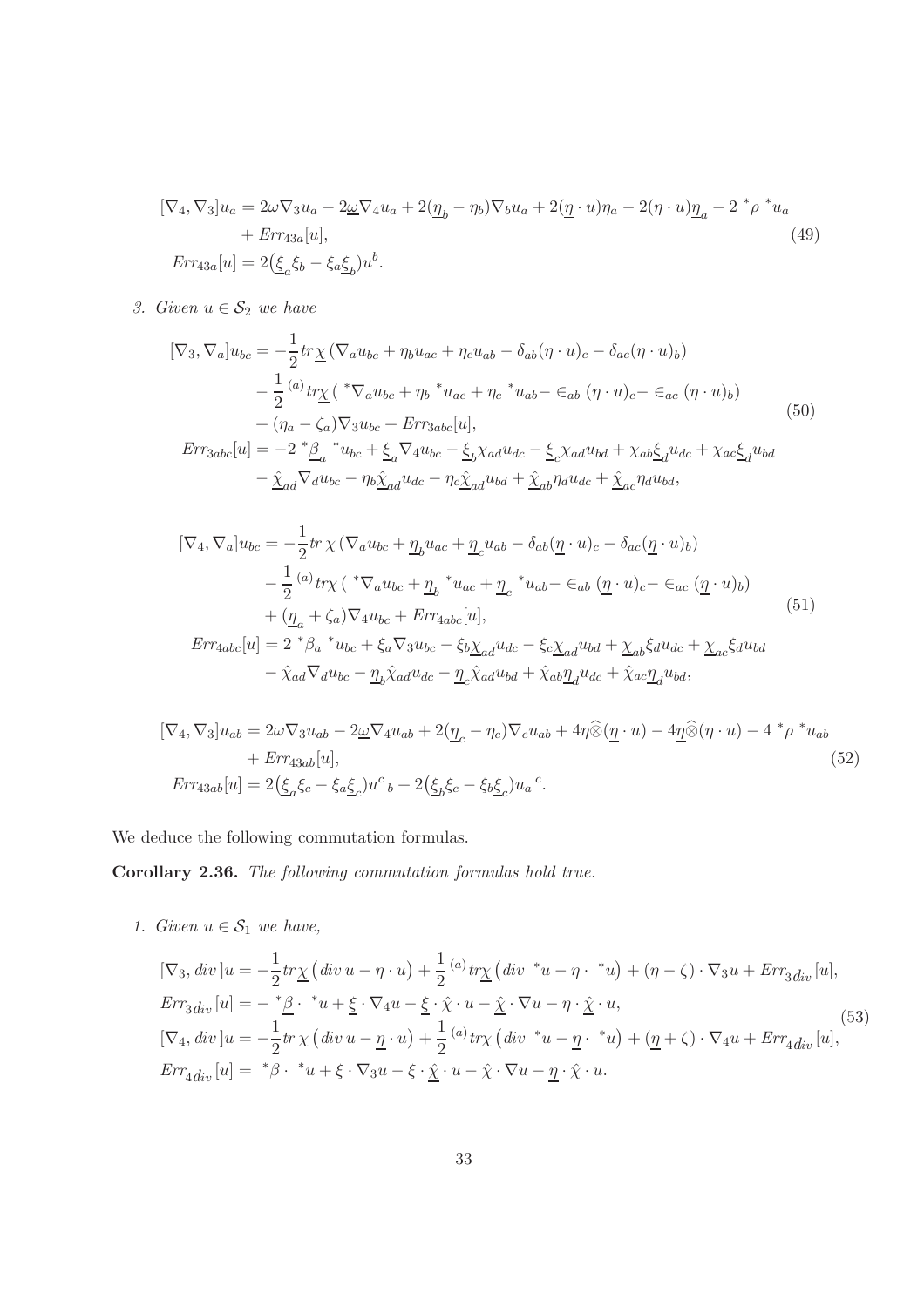$$
\begin{aligned}
[\nabla_4, \nabla_3] u_a &= 2\omega \nabla_3 u_a - 2\underline{\omega} \nabla_4 u_a + 2(\underline{\eta}_b - \eta_b) \nabla_b u_a + 2(\underline{\eta} \cdot u)\eta_a - 2(\eta \cdot u)\underline{\eta}_a - 2\, {}^*\rho\, {}^* u_a \\
&\quad + Err_{43a}[u], \\
Err_{43a}[u] &= 2\big(\underline{\xi}_a \xi_b - \xi_a \underline{\xi}_b\big) u^b.
\end{aligned}
\tag{49}
$$

3. *Given $u \in \mathcal{S}_2$ we have*

$$
\begin{aligned}
[\nabla_3, \nabla_a] u_{bc} &= -\frac{1}{2} tr\underline{\chi} \left( \nabla_a u_{bc} + \eta_b u_{ac} + \eta_c u_{ab} - \delta_{ab} (\eta \cdot u)_c - \delta_{ac} (\eta \cdot u)_b \right) \\
&\quad - \frac{1}{2} {}^{(a)}tr\underline{\chi} \left( {}^*\nabla_a u_{bc} + \eta_b\, {}^* u_{ac} + \eta_c\, {}^* u_{ab} - \in_{ab} (\eta \cdot u)_c - \in_{ac} (\eta \cdot u)_b \right) \\
&\quad + (\eta_a - \zeta_a) \nabla_3 u_{bc} + Err_{3abc}[u], \\
Err_{3abc}[u] &= -2\, {}^*\underline{\beta}_a\, {}^* u_{bc} + \underline{\xi}_a \nabla_4 u_{bc} - \underline{\xi}_b \chi_{ad} u_{dc} - \underline{\xi}_c \chi_{ad} u_{bd} + \chi_{ab} \underline{\xi}_d u_{dc} + \chi_{ac} \underline{\xi}_d u_{bd} \\
&\quad - \underline{\hat{\chi}}_{ad} \nabla_d u_{bc} - \eta_b \underline{\hat{\chi}}_{ad} u_{dc} - \eta_c \underline{\hat{\chi}}_{ad} u_{bd} + \underline{\hat{\chi}}_{ab} \eta_d u_{dc} + \underline{\hat{\chi}}_{ac} \eta_d u_{bd},
\end{aligned}
\tag{50}
$$

$$
\begin{aligned}
[\nabla_4, \nabla_a] u_{bc} &= -\frac{1}{2} tr\,\chi \left( \nabla_a u_{bc} + \underline{\eta}_b u_{ac} + \underline{\eta}_c u_{ab} - \delta_{ab} (\underline{\eta} \cdot u)_c - \delta_{ac} (\underline{\eta} \cdot u)_b \right) \\
&\quad - \frac{1}{2} {}^{(a)}tr\chi \left( {}^*\nabla_a u_{bc} + \underline{\eta}_b\, {}^* u_{ac} + \underline{\eta}_c\, {}^* u_{ab} - \in_{ab} (\underline{\eta} \cdot u)_c - \in_{ac} (\underline{\eta} \cdot u)_b \right) \\
&\quad + (\underline{\eta}_a + \zeta_a) \nabla_4 u_{bc} + Err_{4abc}[u], \\
Err_{4abc}[u] &= 2\, {}^*\beta_a\, {}^* u_{bc} + \xi_a \nabla_3 u_{bc} - \xi_b \underline{\chi}_{ad} u_{dc} - \xi_c \underline{\chi}_{ad} u_{bd} + \underline{\chi}_{ab} \xi_d u_{dc} + \underline{\chi}_{ac} \xi_d u_{bd} \\
&\quad - \hat{\chi}_{ad} \nabla_d u_{bc} - \underline{\eta}_b \hat{\chi}_{ad} u_{dc} - \underline{\eta}_c \hat{\chi}_{ad} u_{bd} + \hat{\chi}_{ab} \underline{\eta}_d u_{dc} + \hat{\chi}_{ac} \underline{\eta}_d u_{bd},
\end{aligned}
\tag{51}
$$

$$
\begin{aligned}
[\nabla_4, \nabla_3] u_{ab} &= 2\omega \nabla_3 u_{ab} - 2\underline{\omega} \nabla_4 u_{ab} + 2(\underline{\eta}_c - \eta_c) \nabla_c u_{ab} + 4\eta \widehat{\otimes} (\underline{\eta} \cdot u) - 4\underline{\eta} \widehat{\otimes} (\eta \cdot u) - 4\, {}^*\rho\, {}^* u_{ab} \\
&\quad + Err_{43ab}[u], \\
Err_{43ab}[u] &= 2\big(\underline{\xi}_a \xi_c - \xi_a \underline{\xi}_c\big) u^c{}_b + 2\big(\underline{\xi}_b \xi_c - \xi_b \underline{\xi}_c\big) u_a{}^c.
\end{aligned}
\tag{52}
$$

We deduce the following commutation formulas.

**Corollary 2.36.** *The following commutation formulas hold true.*

1. *Given $u \in \mathcal{S}_1$ we have,*

$$
\begin{aligned}
[\nabla_3, div\,] u &= -\frac{1}{2} tr\underline{\chi} \left( div\, u - \eta \cdot u \right) + \frac{1}{2} {}^{(a)}tr\underline{\chi} \left( div\, {}^* u - \eta \cdot {}^* u \right) + (\eta - \zeta) \cdot \nabla_3 u + Err_{3div}[u], \\
Err_{3div}[u] &= -\, {}^*\underline{\beta} \cdot {}^* u + \underline{\xi} \cdot \nabla_4 u - \underline{\xi} \cdot \hat{\chi} \cdot u - \underline{\hat{\chi}} \cdot \nabla u - \eta \cdot \underline{\hat{\chi}} \cdot u, \\
[\nabla_4, div\,] u &= -\frac{1}{2} tr\,\chi \left( div\, u - \underline{\eta} \cdot u \right) + \frac{1}{2} {}^{(a)}tr\chi \left( div\, {}^* u - \underline{\eta} \cdot {}^* u \right) + (\underline{\eta} + \zeta) \cdot \nabla_4 u + Err_{4div}[u], \\
Err_{4div}[u] &= {}^*\beta \cdot {}^* u + \xi \cdot \nabla_3 u - \xi \cdot \underline{\hat{\chi}} \cdot u - \hat{\chi} \cdot \nabla u - \underline{\eta} \cdot \hat{\chi} \cdot u.
\end{aligned}
\tag{53}
$$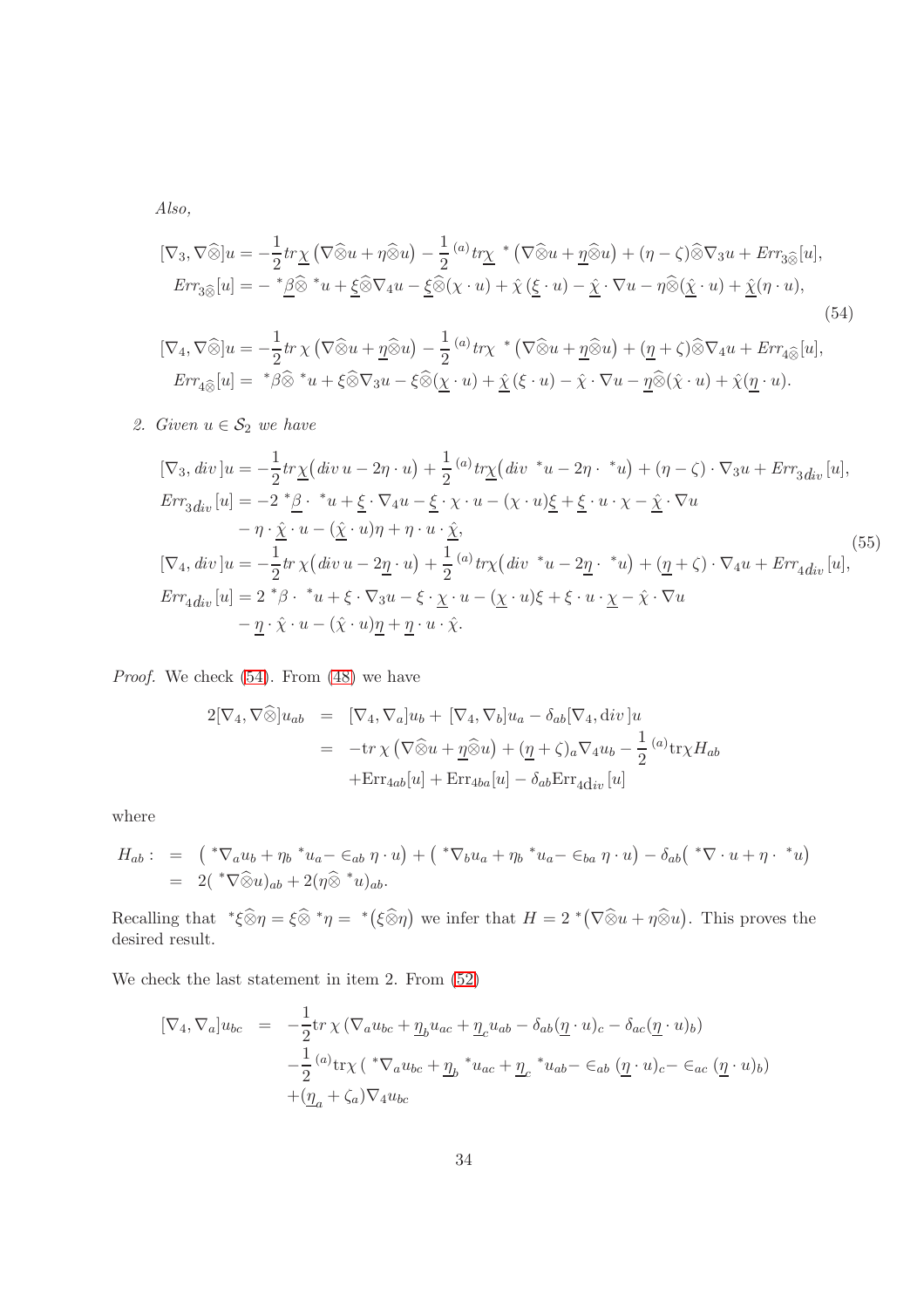*Also,*

$$
\begin{aligned}
[\nabla_3, \nabla\widehat{\otimes}]u &= -\frac{1}{2}tr\underline{\chi}\left(\nabla\widehat{\otimes}u + \eta\widehat{\otimes}u\right) - \frac{1}{2}{}^{(a)}tr\underline{\chi}\ {}^*\left(\nabla\widehat{\otimes}u + \underline{\eta}\widehat{\otimes}u\right) + (\eta-\zeta)\widehat{\otimes}\nabla_3 u + Err_{3\widehat{\otimes}}[u],\\
Err_{3\widehat{\otimes}}[u] &= -\,{}^*\underline{\beta}\widehat{\otimes}\ {}^*u + \underline{\xi}\widehat{\otimes}\nabla_4 u - \underline{\xi}\widehat{\otimes}(\chi\cdot u) + \hat{\chi}\,(\underline{\xi}\cdot u) - \underline{\hat{\chi}}\cdot\nabla u - \eta\widehat{\otimes}(\underline{\hat{\chi}}\cdot u) + \underline{\hat{\chi}}(\eta\cdot u),\\
[\nabla_4, \nabla\widehat{\otimes}]u &= -\frac{1}{2}tr\,\chi\left(\nabla\widehat{\otimes}u + \underline{\eta}\widehat{\otimes}u\right) - \frac{1}{2}{}^{(a)}tr\chi\ {}^*\left(\nabla\widehat{\otimes}u + \underline{\eta}\widehat{\otimes}u\right) + (\underline{\eta}+\zeta)\widehat{\otimes}\nabla_4 u + Err_{4\widehat{\otimes}}[u],\\
Err_{4\widehat{\otimes}}[u] &= {}^*\beta\widehat{\otimes}\ {}^*u + \xi\widehat{\otimes}\nabla_3 u - \xi\widehat{\otimes}(\underline{\chi}\cdot u) + \underline{\hat{\chi}}\,(\xi\cdot u) - \hat{\chi}\cdot\nabla u - \underline{\eta}\widehat{\otimes}(\hat{\chi}\cdot u) + \hat{\chi}(\underline{\eta}\cdot u).
\end{aligned}
\tag{54}
$$

2. *Given $u\in\mathcal{S}_2$ we have*

$$
\begin{aligned}
[\nabla_3, div\,]u &= -\frac{1}{2}tr\underline{\chi}\big(div\,u - 2\eta\cdot u\big) + \frac{1}{2}{}^{(a)}tr\underline{\chi}\big(div\ {}^*u - 2\eta\cdot\ {}^*u\big) + (\eta-\zeta)\cdot\nabla_3 u + Err_{3div}[u],\\
Err_{3div}[u] &= -2\ {}^*\underline{\beta}\cdot\ {}^*u + \underline{\xi}\cdot\nabla_4 u - \underline{\xi}\cdot\chi\cdot u - (\chi\cdot u)\underline{\xi} + \underline{\xi}\cdot u\cdot\chi - \underline{\hat{\chi}}\cdot\nabla u\\
&\quad - \eta\cdot\underline{\hat{\chi}}\cdot u - (\underline{\hat{\chi}}\cdot u)\eta + \eta\cdot u\cdot\underline{\hat{\chi}},\\
[\nabla_4, div\,]u &= -\frac{1}{2}tr\,\chi\big(div\,u - 2\underline{\eta}\cdot u\big) + \frac{1}{2}{}^{(a)}tr\chi\big(div\ {}^*u - 2\underline{\eta}\cdot\ {}^*u\big) + (\underline{\eta}+\zeta)\cdot\nabla_4 u + Err_{4div}[u],\\
Err_{4div}[u] &= 2\ {}^*\beta\cdot\ {}^*u + \xi\cdot\nabla_3 u - \xi\cdot\underline{\chi}\cdot u - (\underline{\chi}\cdot u)\xi + \xi\cdot u\cdot\underline{\chi} - \hat{\chi}\cdot\nabla u\\
&\quad - \underline{\eta}\cdot\hat{\chi}\cdot u - (\hat{\chi}\cdot u)\underline{\eta} + \underline{\eta}\cdot u\cdot\hat{\chi}.
\end{aligned}
\tag{55}
$$

*Proof.* We check (54). From (48) we have

$$
\begin{aligned}
2[\nabla_4, \nabla\widehat{\otimes}]u_{ab} &= [\nabla_4, \nabla_a]u_b + [\nabla_4, \nabla_b]u_a - \delta_{ab}[\nabla_4, \mathrm{div}\,]u\\
&= -\mathrm{tr}\,\chi\left(\nabla\widehat{\otimes}u + \underline{\eta}\widehat{\otimes}u\right) + (\underline{\eta}+\zeta)_a\nabla_4 u_b - \frac{1}{2}{}^{(a)}\mathrm{tr}\chi H_{ab}\\
&\quad + \mathrm{Err}_{4ab}[u] + \mathrm{Err}_{4ba}[u] - \delta_{ab}\mathrm{Err}_{4\mathrm{d}iv}[u]
\end{aligned}
$$

where

$$
\begin{aligned}
H_{ab} : &= \big({}^*\nabla_a u_b + \eta_b\ {}^*u_a - \in_{ab}\eta\cdot u\big) + \big({}^*\nabla_b u_a + \eta_b\ {}^*u_a - \in_{ba}\eta\cdot u\big) - \delta_{ab}\big({}^*\nabla\cdot u + \eta\cdot\ {}^*u\big)\\
&= 2({}^*\nabla\widehat{\otimes}u)_{ab} + 2(\eta\widehat{\otimes}\ {}^*u)_{ab}.
\end{aligned}
$$

Recalling that ${}^*\xi\widehat{\otimes}\eta = \xi\widehat{\otimes}\ {}^*\eta = {}^*\big(\xi\widehat{\otimes}\eta\big)$ we infer that $H = 2\ {}^*\big(\nabla\widehat{\otimes}u + \eta\widehat{\otimes}u\big)$. This proves the desired result.

We check the last statement in item 2. From (52)

$$
\begin{aligned}
[\nabla_4, \nabla_a]u_{bc} &= -\frac{1}{2}\mathrm{tr}\,\chi\left(\nabla_a u_{bc} + \underline{\eta}_b u_{ac} + \underline{\eta}_c u_{ab} - \delta_{ab}(\underline{\eta}\cdot u)_c - \delta_{ac}(\underline{\eta}\cdot u)_b\right)\\
&\quad - \frac{1}{2}{}^{(a)}\mathrm{tr}\chi\left({}^*\nabla_a u_{bc} + \underline{\eta}_b\ {}^*u_{ac} + \underline{\eta}_c\ {}^*u_{ab} - \in_{ab}(\underline{\eta}\cdot u)_c - \in_{ac}(\underline{\eta}\cdot u)_b\right)\\
&\quad + (\underline{\eta}_a + \zeta_a)\nabla_4 u_{bc}
\end{aligned}
$$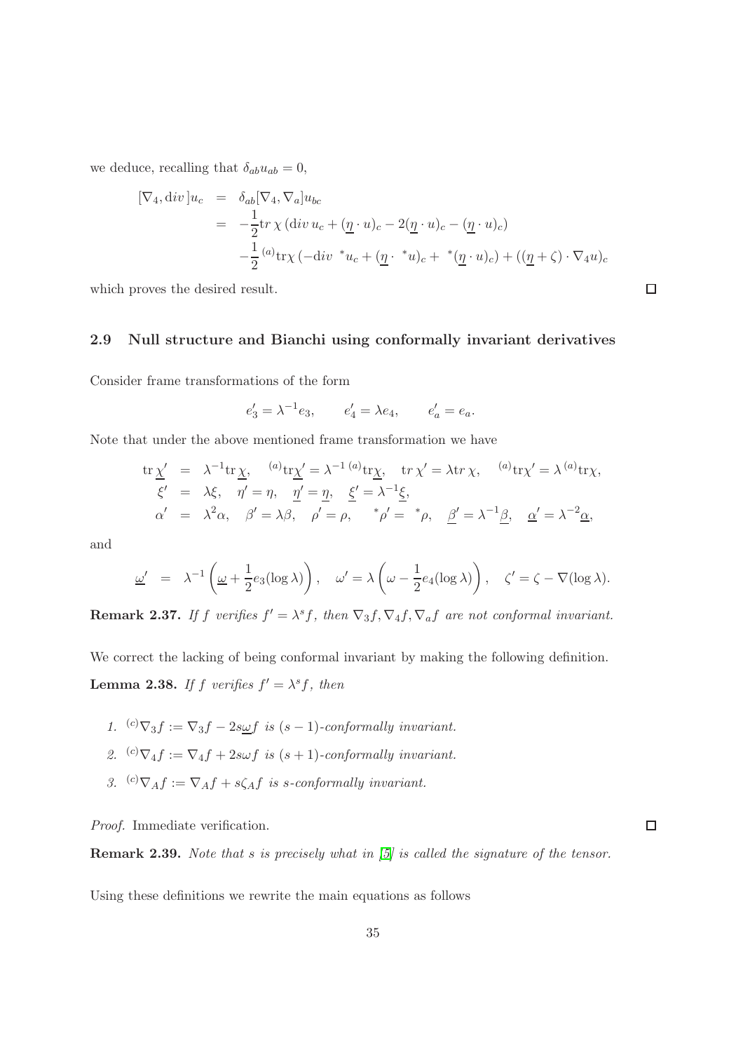we deduce, recalling that $\delta_{ab}u_{ab} = 0$,

$$
\begin{aligned}
[\nabla_4, \operatorname{div}]u_c &= \delta_{ab}[\nabla_4, \nabla_a]u_{bc} \\
&= -\frac{1}{2}\mathrm{tr}\,\chi\,(\operatorname{div} u_c + (\underline{\eta}\cdot u)_c - 2(\underline{\eta}\cdot u)_c - (\underline{\eta}\cdot u)_c) \\
&\quad -\frac{1}{2}{}^{(a)}\mathrm{tr}\chi\,(-\operatorname{div}\ {}^*u_c + (\underline{\eta}\cdot\ {}^*u)_c + \ {}^*(\underline{\eta}\cdot u)_c) + ((\underline{\eta}+\zeta)\cdot\nabla_4 u)_c
\end{aligned}
$$

which proves the desired result. □

## 2.9 Null structure and Bianchi using conformally invariant derivatives

Consider frame transformations of the form

$$
e_3' = \lambda^{-1}e_3, \qquad e_4' = \lambda e_4, \qquad e_a' = e_a.
$$

Note that under the above mentioned frame transformation we have

$$
\begin{aligned}
\mathrm{tr}\,\underline{\chi}' &= \lambda^{-1}\mathrm{tr}\,\underline{\chi}, \quad {}^{(a)}\mathrm{tr}\underline{\chi}' = \lambda^{-1}\,{}^{(a)}\mathrm{tr}\underline{\chi}, \quad \mathrm{tr}\,\chi' = \lambda\mathrm{tr}\,\chi, \quad {}^{(a)}\mathrm{tr}\chi' = \lambda\,{}^{(a)}\mathrm{tr}\chi, \\
\xi' &= \lambda\xi, \quad \eta' = \eta, \quad \underline{\eta}' = \underline{\eta}, \quad \underline{\xi}' = \lambda^{-1}\underline{\xi}, \\
\alpha' &= \lambda^2\alpha, \quad \beta' = \lambda\beta, \quad \rho' = \rho, \quad {}^*\rho' = {}^*\rho, \quad \underline{\beta}' = \lambda^{-1}\underline{\beta}, \quad \underline{\alpha}' = \lambda^{-2}\underline{\alpha},
\end{aligned}
$$

and

$$
\underline{\omega}' = \lambda^{-1}\left(\underline{\omega} + \frac{1}{2}e_3(\log\lambda)\right), \quad \omega' = \lambda\left(\omega - \frac{1}{2}e_4(\log\lambda)\right), \quad \zeta' = \zeta - \nabla(\log\lambda).
$$

**Remark 2.37.** *If $f$ verifies $f' = \lambda^s f$, then $\nabla_3 f, \nabla_4 f, \nabla_a f$ are not conformal invariant.*

We correct the lacking of being conformal invariant by making the following definition.

**Lemma 2.38.** *If $f$ verifies $f' = \lambda^s f$, then*

1. ${}^{(c)}\nabla_3 f := \nabla_3 f - 2s\underline{\omega}f$ *is $(s-1)$-conformally invariant.*
2. ${}^{(c)}\nabla_4 f := \nabla_4 f + 2s\omega f$ *is $(s+1)$-conformally invariant.*
3. ${}^{(c)}\nabla_A f := \nabla_A f + s\zeta_A f$ *is $s$-conformally invariant.*

*Proof.* Immediate verification. □

**Remark 2.39.** *Note that $s$ is precisely what in [5] is called the signature of the tensor.*

Using these definitions we rewrite the main equations as follows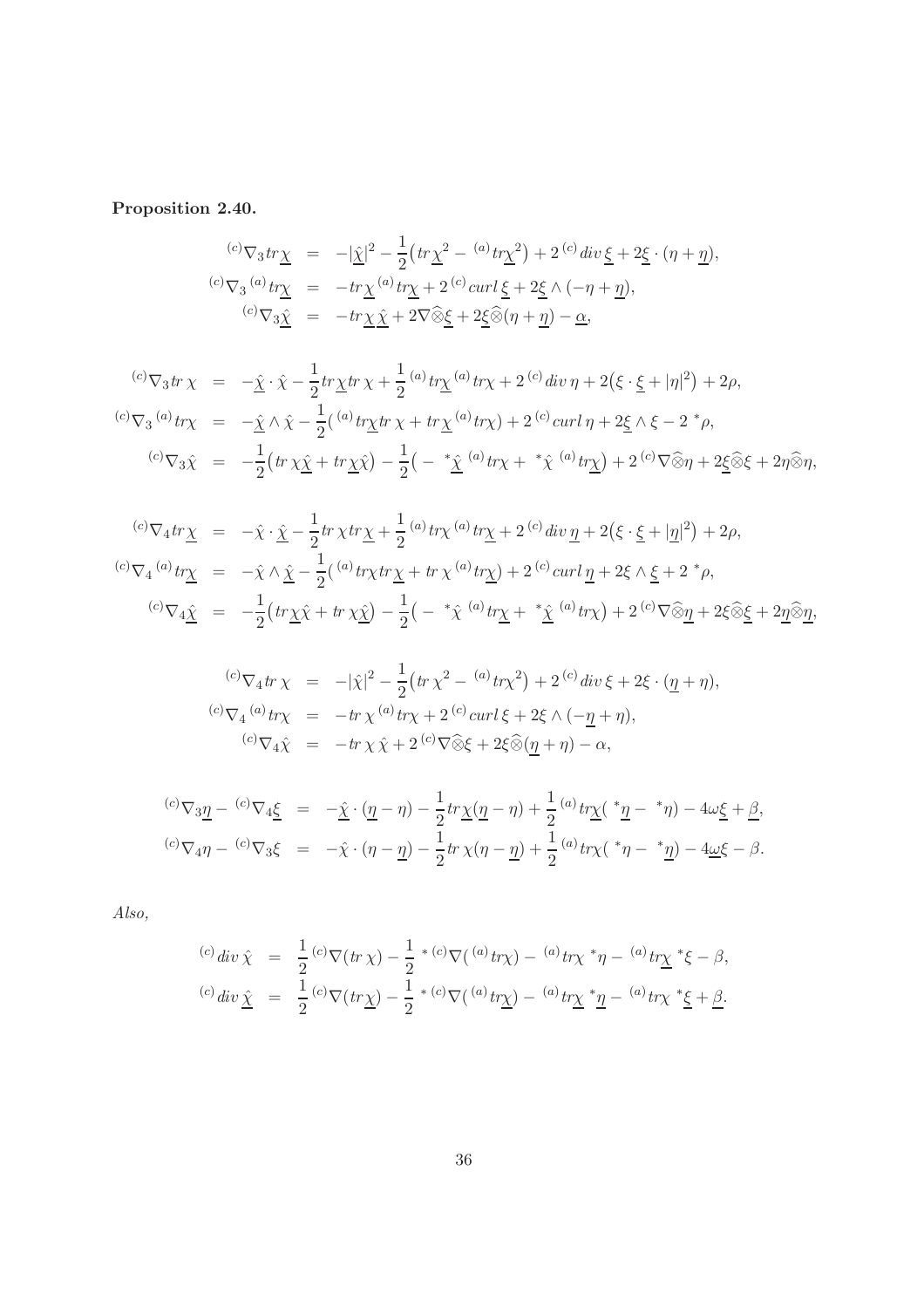**Proposition 2.40.**

$$
\begin{aligned}
{}^{(c)}\nabla_3 tr\underline{\chi} &= -|\underline{\hat{\chi}}|^2 - \frac{1}{2}\big(tr\underline{\chi}^2 - {}^{(a)}tr\underline{\chi}^2\big) + 2\,{}^{(c)}div\,\underline{\xi} + 2\underline{\xi}\cdot(\eta+\underline{\eta}),\\
{}^{(c)}\nabla_3\,{}^{(a)}tr\underline{\chi} &= -tr\underline{\chi}\,{}^{(a)}tr\underline{\chi} + 2\,{}^{(c)}curl\,\underline{\xi} + 2\underline{\xi}\wedge(-\eta+\underline{\eta}),\\
{}^{(c)}\nabla_3\underline{\hat{\chi}} &= -tr\underline{\chi}\,\underline{\hat{\chi}} + 2\nabla\widehat{\otimes}\underline{\xi} + 2\underline{\xi}\widehat{\otimes}(\eta+\underline{\eta}) - \underline{\alpha},
\end{aligned}
$$

$$
\begin{aligned}
{}^{(c)}\nabla_3 tr\,\chi &= -\underline{\hat{\chi}}\cdot\hat{\chi} - \frac{1}{2}tr\underline{\chi}tr\,\chi + \frac{1}{2}\,{}^{(a)}tr\underline{\chi}\,{}^{(a)}tr\chi + 2\,{}^{(c)}div\,\eta + 2\big(\xi\cdot\underline{\xi} + |\eta|^2\big) + 2\rho,\\
{}^{(c)}\nabla_3\,{}^{(a)}tr\chi &= -\underline{\hat{\chi}}\wedge\hat{\chi} - \frac{1}{2}\big({}^{(a)}tr\underline{\chi}tr\,\chi + tr\underline{\chi}\,{}^{(a)}tr\chi\big) + 2\,{}^{(c)}curl\,\eta + 2\underline{\xi}\wedge\xi - 2\,{}^*\rho,\\
{}^{(c)}\nabla_3\hat{\chi} &= -\frac{1}{2}\big(tr\,\chi\underline{\hat{\chi}} + tr\underline{\chi}\hat{\chi}\big) - \frac{1}{2}\big(-\,{}^*\underline{\hat{\chi}}\,{}^{(a)}tr\chi + {}^*\hat{\chi}\,{}^{(a)}tr\underline{\chi}\big) + 2\,{}^{(c)}\nabla\widehat{\otimes}\eta + 2\underline{\xi}\widehat{\otimes}\xi + 2\eta\widehat{\otimes}\eta,
\end{aligned}
$$

$$
\begin{aligned}
{}^{(c)}\nabla_4 tr\underline{\chi} &= -\hat{\chi}\cdot\underline{\hat{\chi}} - \frac{1}{2}tr\,\chi tr\underline{\chi} + \frac{1}{2}\,{}^{(a)}tr\chi\,{}^{(a)}tr\underline{\chi} + 2\,{}^{(c)}div\,\underline{\eta} + 2\big(\xi\cdot\underline{\xi} + |\underline{\eta}|^2\big) + 2\rho,\\
{}^{(c)}\nabla_4\,{}^{(a)}tr\underline{\chi} &= -\hat{\chi}\wedge\underline{\hat{\chi}} - \frac{1}{2}\big({}^{(a)}tr\chi tr\underline{\chi} + tr\,\chi\,{}^{(a)}tr\underline{\chi}\big) + 2\,{}^{(c)}curl\,\underline{\eta} + 2\xi\wedge\underline{\xi} + 2\,{}^*\rho,\\
{}^{(c)}\nabla_4\underline{\hat{\chi}} &= -\frac{1}{2}\big(tr\underline{\chi}\hat{\chi} + tr\,\chi\underline{\hat{\chi}}\big) - \frac{1}{2}\big(-\,{}^*\hat{\chi}\,{}^{(a)}tr\underline{\chi} + {}^*\underline{\hat{\chi}}\,{}^{(a)}tr\chi\big) + 2\,{}^{(c)}\nabla\widehat{\otimes}\underline{\eta} + 2\xi\widehat{\otimes}\underline{\xi} + 2\underline{\eta}\widehat{\otimes}\underline{\eta},
\end{aligned}
$$

$$
\begin{aligned}
{}^{(c)}\nabla_4 tr\,\chi &= -|\hat{\chi}|^2 - \frac{1}{2}\big(tr\,\chi^2 - {}^{(a)}tr\chi^2\big) + 2\,{}^{(c)}div\,\xi + 2\xi\cdot(\underline{\eta}+\eta),\\
{}^{(c)}\nabla_4\,{}^{(a)}tr\chi &= -tr\,\chi\,{}^{(a)}tr\chi + 2\,{}^{(c)}curl\,\xi + 2\xi\wedge(-\underline{\eta}+\eta),\\
{}^{(c)}\nabla_4\hat{\chi} &= -tr\,\chi\,\hat{\chi} + 2\,{}^{(c)}\nabla\widehat{\otimes}\xi + 2\xi\widehat{\otimes}(\underline{\eta}+\eta) - \alpha,
\end{aligned}
$$

$$
\begin{aligned}
{}^{(c)}\nabla_3\underline{\eta} - {}^{(c)}\nabla_4\underline{\xi} &= -\underline{\hat{\chi}}\cdot(\underline{\eta}-\eta) - \frac{1}{2}tr\underline{\chi}(\underline{\eta}-\eta) + \frac{1}{2}\,{}^{(a)}tr\underline{\chi}({}^*\underline{\eta} - {}^*\eta) - 4\omega\underline{\xi} + \underline{\beta},\\
{}^{(c)}\nabla_4\eta - {}^{(c)}\nabla_3\xi &= -\hat{\chi}\cdot(\eta-\underline{\eta}) - \frac{1}{2}tr\,\chi(\eta-\underline{\eta}) + \frac{1}{2}\,{}^{(a)}tr\chi({}^*\eta - {}^*\underline{\eta}) - 4\underline{\omega}\xi - \beta.
\end{aligned}
$$

*Also,*

$$
\begin{aligned}
{}^{(c)}div\,\hat{\chi} &= \frac{1}{2}\,{}^{(c)}\nabla(tr\,\chi) - \frac{1}{2}\,{}^{*\,(c)}\nabla\big({}^{(a)}tr\chi\big) - {}^{(a)}tr\chi\,{}^*\eta - {}^{(a)}tr\underline{\chi}\,{}^*\xi - \beta,\\
{}^{(c)}div\,\underline{\hat{\chi}} &= \frac{1}{2}\,{}^{(c)}\nabla(tr\underline{\chi}) - \frac{1}{2}\,{}^{*\,(c)}\nabla\big({}^{(a)}tr\underline{\chi}\big) - {}^{(a)}tr\underline{\chi}\,{}^*\underline{\eta} - {}^{(a)}tr\chi\,{}^*\underline{\xi} + \underline{\beta}.
\end{aligned}
$$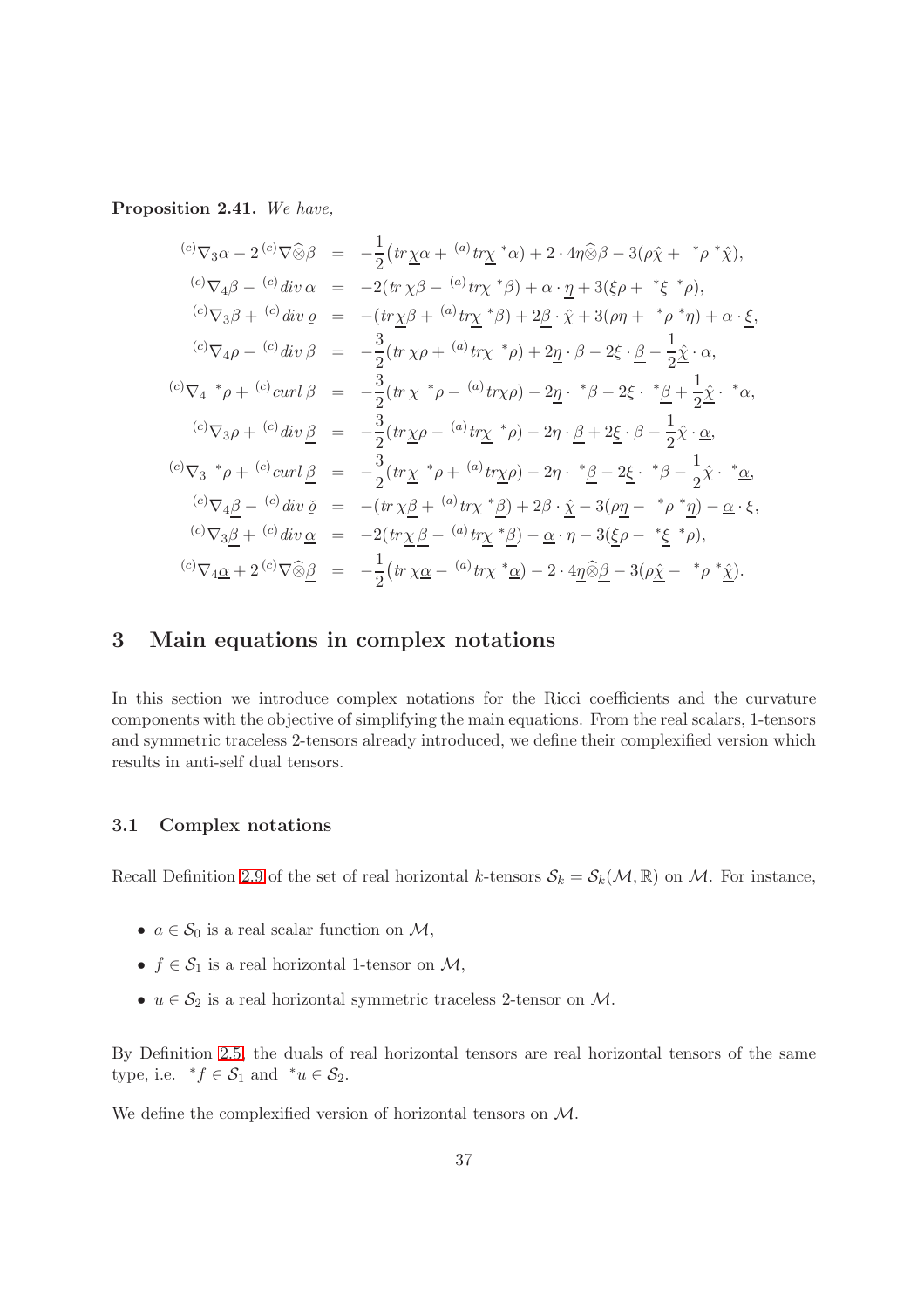**Proposition 2.41.** *We have,*

$$
\begin{aligned}
{}^{(c)}\nabla_3\alpha - 2\,{}^{(c)}\nabla\widehat{\otimes}\beta &= -\frac{1}{2}\big(tr\underline{\chi}\alpha + {}^{(a)}tr\underline{\chi}\,{}^*\alpha\big) + 2\cdot 4\eta\widehat{\otimes}\beta - 3(\rho\hat{\chi} + {}^*\rho\,{}^*\hat{\chi}),\\
{}^{(c)}\nabla_4\beta - {}^{(c)}div\,\alpha &= -2(tr\,\chi\beta - {}^{(a)}tr\chi\,{}^*\beta) + \alpha\cdot\underline{\eta} + 3(\xi\rho + {}^*\xi\,{}^*\rho),\\
{}^{(c)}\nabla_3\beta + {}^{(c)}div\,\varrho &= -(tr\underline{\chi}\beta + {}^{(a)}tr\underline{\chi}\,{}^*\beta) + 2\underline{\beta}\cdot\hat{\chi} + 3(\rho\eta + {}^*\rho\,{}^*\eta) + \alpha\cdot\underline{\xi},\\
{}^{(c)}\nabla_4\rho - {}^{(c)}div\,\beta &= -\frac{3}{2}(tr\,\chi\rho + {}^{(a)}tr\chi\,{}^*\rho) + 2\underline{\eta}\cdot\beta - 2\xi\cdot\underline{\beta} - \frac{1}{2}\underline{\hat{\chi}}\cdot\alpha,\\
{}^{(c)}\nabla_4\,{}^*\rho + {}^{(c)}curl\,\beta &= -\frac{3}{2}(tr\,\chi\,{}^*\rho - {}^{(a)}tr\chi\rho) - 2\underline{\eta}\cdot{}^*\beta - 2\xi\cdot{}^*\underline{\beta} + \frac{1}{2}\underline{\hat{\chi}}\cdot{}^*\alpha,\\
{}^{(c)}\nabla_3\rho + {}^{(c)}div\,\underline{\beta} &= -\frac{3}{2}(tr\underline{\chi}\rho - {}^{(a)}tr\underline{\chi}\,{}^*\rho) - 2\eta\cdot\underline{\beta} + 2\underline{\xi}\cdot\beta - \frac{1}{2}\hat{\chi}\cdot\underline{\alpha},\\
{}^{(c)}\nabla_3\,{}^*\rho + {}^{(c)}curl\,\underline{\beta} &= -\frac{3}{2}(tr\underline{\chi}\,{}^*\rho + {}^{(a)}tr\underline{\chi}\rho) - 2\eta\cdot{}^*\underline{\beta} - 2\underline{\xi}\cdot{}^*\beta - \frac{1}{2}\hat{\chi}\cdot{}^*\underline{\alpha},\\
{}^{(c)}\nabla_4\underline{\beta} - {}^{(c)}div\,\check{\varrho} &= -(tr\,\chi\underline{\beta} + {}^{(a)}tr\chi\,{}^*\underline{\beta}) + 2\beta\cdot\underline{\hat{\chi}} - 3(\rho\underline{\eta} - {}^*\rho\,{}^*\underline{\eta}) - \underline{\alpha}\cdot\xi,\\
{}^{(c)}\nabla_3\underline{\beta} + {}^{(c)}div\,\underline{\alpha} &= -2(tr\,\underline{\chi}\,\underline{\beta} - {}^{(a)}tr\underline{\chi}\,{}^*\underline{\beta}) - \underline{\alpha}\cdot\eta - 3(\underline{\xi}\rho - {}^*\underline{\xi}\,{}^*\rho),\\
{}^{(c)}\nabla_4\underline{\alpha} + 2\,{}^{(c)}\nabla\widehat{\otimes}\underline{\beta} &= -\frac{1}{2}\big(tr\,\chi\underline{\alpha} - {}^{(a)}tr\chi\,{}^*\underline{\alpha}\big) - 2\cdot 4\underline{\eta}\widehat{\otimes}\underline{\beta} - 3(\rho\underline{\hat{\chi}} - {}^*\rho\,{}^*\underline{\hat{\chi}}).
\end{aligned}
$$

# 3 Main equations in complex notations

In this section we introduce complex notations for the Ricci coefficients and the curvature components with the objective of simplifying the main equations. From the real scalars, 1-tensors and symmetric traceless 2-tensors already introduced, we define their complexified version which results in anti-self dual tensors.

## 3.1 Complex notations

Recall Definition 2.9 of the set of real horizontal $k$-tensors $\mathcal{S}_k = \mathcal{S}_k(\mathcal{M}, \mathbb{R})$ on $\mathcal{M}$. For instance,

- $a \in \mathcal{S}_0$ is a real scalar function on $\mathcal{M}$,
- $f \in \mathcal{S}_1$ is a real horizontal 1-tensor on $\mathcal{M}$,
- $u \in \mathcal{S}_2$ is a real horizontal symmetric traceless 2-tensor on $\mathcal{M}$.

By Definition 2.5, the duals of real horizontal tensors are real horizontal tensors of the same type, i.e. ${}^*f \in \mathcal{S}_1$ and ${}^*u \in \mathcal{S}_2$.

We define the complexified version of horizontal tensors on $\mathcal{M}$.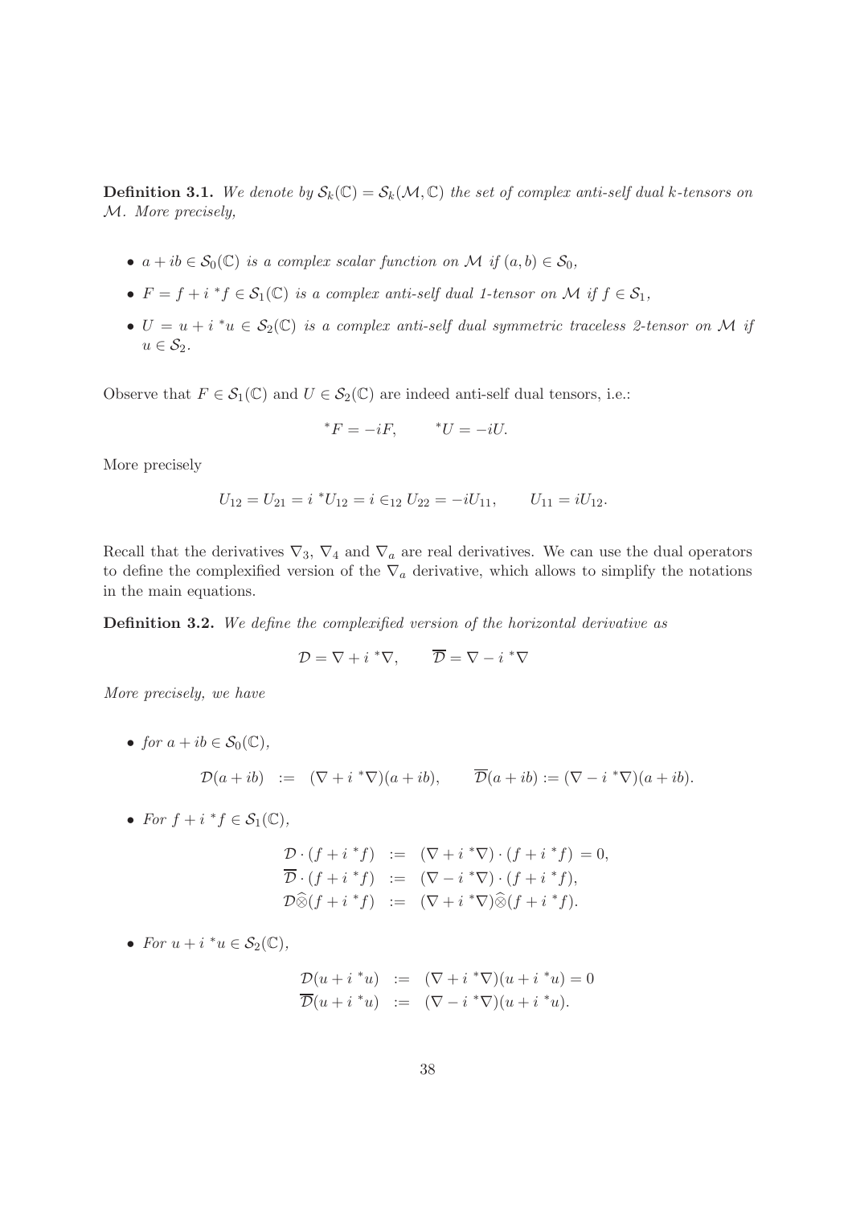**Definition 3.1.** *We denote by $\mathcal{S}_k(\mathbb{C}) = \mathcal{S}_k(\mathcal{M}, \mathbb{C})$ the set of complex anti-self dual $k$-tensors on $\mathcal{M}$. More precisely,*

- *$a + ib \in \mathcal{S}_0(\mathbb{C})$ is a complex scalar function on $\mathcal{M}$ if $(a, b) \in \mathcal{S}_0$,*
- *$F = f + i\,{}^*f \in \mathcal{S}_1(\mathbb{C})$ is a complex anti-self dual 1-tensor on $\mathcal{M}$ if $f \in \mathcal{S}_1$,*
- *$U = u + i\,{}^*u \in \mathcal{S}_2(\mathbb{C})$ is a complex anti-self dual symmetric traceless 2-tensor on $\mathcal{M}$ if $u \in \mathcal{S}_2$.*

Observe that $F \in \mathcal{S}_1(\mathbb{C})$ and $U \in \mathcal{S}_2(\mathbb{C})$ are indeed anti-self dual tensors, i.e.:

$$
{}^*F = -iF, \qquad {}^*U = -iU.
$$

More precisely

$$
U_{12} = U_{21} = i\,{}^*U_{12} = i \in_{12} U_{22} = -iU_{11}, \qquad U_{11} = iU_{12}.
$$

Recall that the derivatives $\nabla_3$, $\nabla_4$ and $\nabla_a$ are real derivatives. We can use the dual operators to define the complexified version of the $\nabla_a$ derivative, which allows to simplify the notations in the main equations.

**Definition 3.2.** *We define the complexified version of the horizontal derivative as*

$$
\mathcal{D} = \nabla + i\,{}^*\nabla, \qquad \overline{\mathcal{D}} = \nabla - i\,{}^*\nabla
$$

*More precisely, we have*

- *for $a + ib \in \mathcal{S}_0(\mathbb{C})$,*

$$
\mathcal{D}(a + ib) \;:=\; (\nabla + i\,{}^*\nabla)(a + ib), \qquad \overline{\mathcal{D}}(a + ib) := (\nabla - i\,{}^*\nabla)(a + ib).
$$

- *For $f + i\,{}^*f \in \mathcal{S}_1(\mathbb{C})$,*

$$
\begin{aligned}
\mathcal{D} \cdot (f + i\,{}^*f) &:= (\nabla + i\,{}^*\nabla) \cdot (f + i\,{}^*f) = 0, \\
\overline{\mathcal{D}} \cdot (f + i\,{}^*f) &:= (\nabla - i\,{}^*\nabla) \cdot (f + i\,{}^*f), \\
\mathcal{D}\widehat{\otimes}(f + i\,{}^*f) &:= (\nabla + i\,{}^*\nabla)\widehat{\otimes}(f + i\,{}^*f).
\end{aligned}
$$

- *For $u + i\,{}^*u \in \mathcal{S}_2(\mathbb{C})$,*

$$
\begin{aligned}
\mathcal{D}(u + i\,{}^*u) &:= (\nabla + i\,{}^*\nabla)(u + i\,{}^*u) = 0 \\
\overline{\mathcal{D}}(u + i\,{}^*u) &:= (\nabla - i\,{}^*\nabla)(u + i\,{}^*u).
\end{aligned}
$$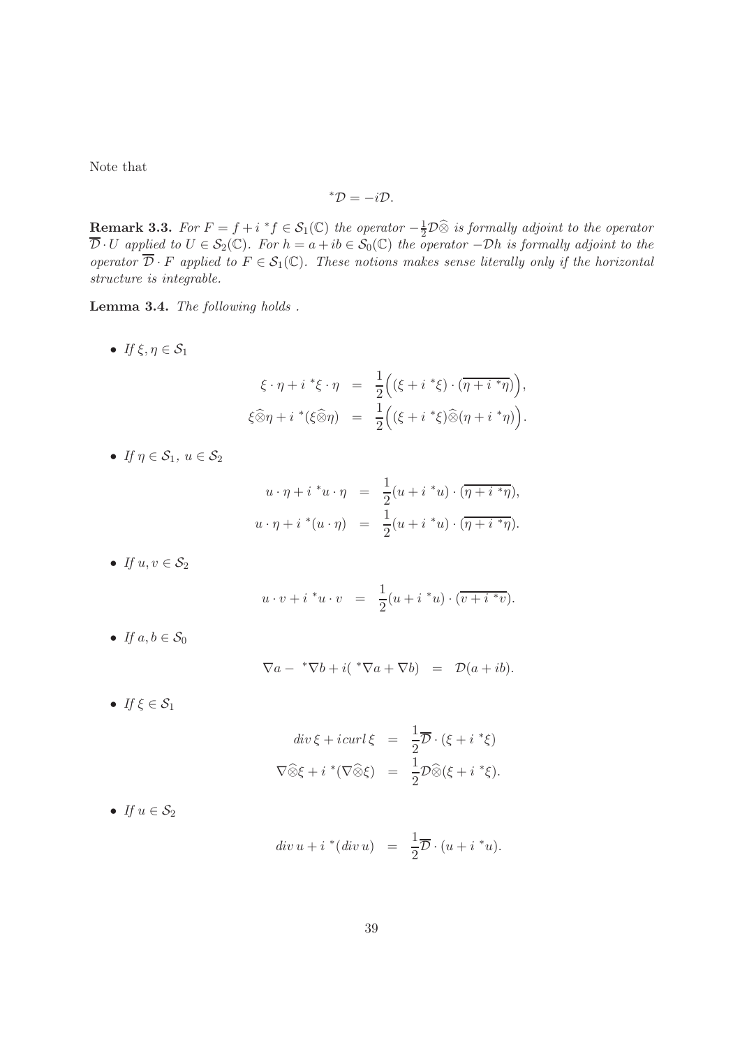Note that

$$^*\mathcal{D} = -i\mathcal{D}.$$

**Remark 3.3.** *For $F = f + i\,^*f \in \mathcal{S}_1(\mathbb{C})$ the operator $-\frac{1}{2}\mathcal{D}\widehat{\otimes}$ is formally adjoint to the operator $\overline{\mathcal{D}} \cdot U$ applied to $U \in \mathcal{S}_2(\mathbb{C})$. For $h = a + ib \in \mathcal{S}_0(\mathbb{C})$ the operator $-\mathcal{D}h$ is formally adjoint to the operator $\overline{\mathcal{D}} \cdot F$ applied to $F \in \mathcal{S}_1(\mathbb{C})$. These notions makes sense literally only if the horizontal structure is integrable.*

**Lemma 3.4.** *The following holds .*

- *If $\xi, \eta \in \mathcal{S}_1$*

$$\begin{aligned}
\xi \cdot \eta + i\,^*\xi \cdot \eta &= \frac{1}{2}\Big((\xi + i\,^*\xi) \cdot (\overline{\eta + i\,^*\eta})\Big),\\
\xi\widehat{\otimes}\eta + i\,^*(\xi\widehat{\otimes}\eta) &= \frac{1}{2}\Big((\xi + i\,^*\xi)\widehat{\otimes}(\eta + i\,^*\eta)\Big).
\end{aligned}$$

- *If $\eta \in \mathcal{S}_1,\ u \in \mathcal{S}_2$*

$$\begin{aligned}
u \cdot \eta + i\,^*u \cdot \eta &= \frac{1}{2}(u + i\,^*u) \cdot (\overline{\eta + i\,^*\eta}),\\
u \cdot \eta + i\,^*(u \cdot \eta) &= \frac{1}{2}(u + i\,^*u) \cdot (\overline{\eta + i\,^*\eta}).
\end{aligned}$$

- *If $u, v \in \mathcal{S}_2$*

$$u \cdot v + i\,^*u \cdot v = \frac{1}{2}(u + i\,^*u) \cdot (\overline{v + i\,^*v}).$$

- *If $a, b \in \mathcal{S}_0$*

$$\nabla a - \,^*\nabla b + i(\,^*\nabla a + \nabla b) = \mathcal{D}(a + ib).$$

- *If $\xi \in \mathcal{S}_1$*

$$\begin{aligned}
div\, \xi + i\, curl\, \xi &= \frac{1}{2}\overline{\mathcal{D}} \cdot (\xi + i\,^*\xi)\\
\nabla\widehat{\otimes}\xi + i\,^*(\nabla\widehat{\otimes}\xi) &= \frac{1}{2}\mathcal{D}\widehat{\otimes}(\xi + i\,^*\xi).
\end{aligned}$$

- *If $u \in \mathcal{S}_2$*

$$div\, u + i\,^*(div\, u) = \frac{1}{2}\overline{\mathcal{D}} \cdot (u + i\,^*u).$$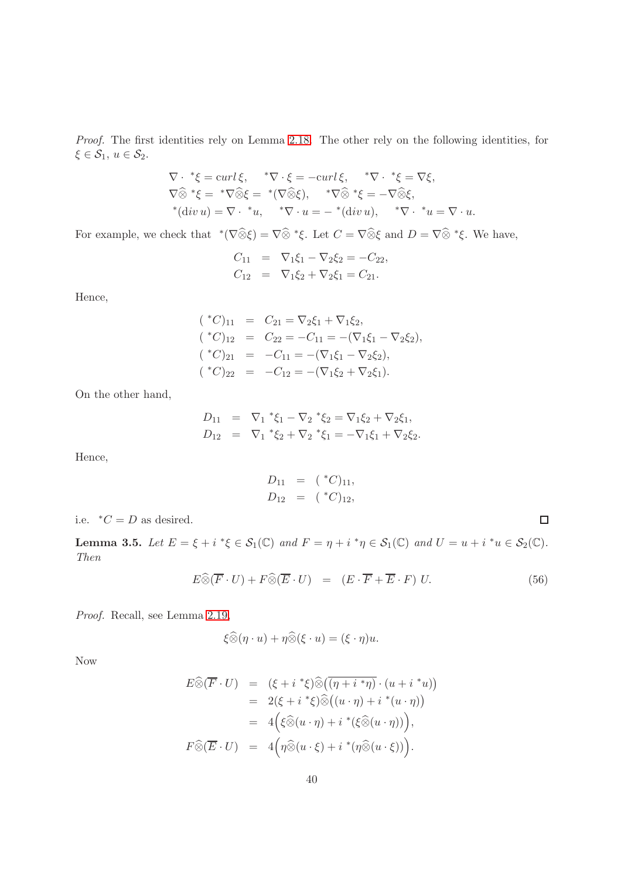*Proof.* The first identities rely on Lemma 2.18. The other rely on the following identities, for $\xi \in \mathcal{S}_1$, $u \in \mathcal{S}_2$.

$$
\begin{aligned}
&\nabla\cdot\ {}^*\xi = curl\,\xi, \quad {}^*\nabla\cdot\xi = -curl\,\xi, \quad {}^*\nabla\cdot\ {}^*\xi = \nabla\xi,\\
&\nabla\widehat{\otimes}\ {}^*\xi = \ {}^*\nabla\widehat{\otimes}\xi = \ {}^*(\nabla\widehat{\otimes}\xi), \quad {}^*\nabla\widehat{\otimes}\ {}^*\xi = -\nabla\widehat{\otimes}\xi,\\
&{}^*(\mathrm{div}\, u) = \nabla\cdot\ {}^*u, \quad {}^*\nabla\cdot u = -\ {}^*(\mathrm{div}\, u), \quad {}^*\nabla\cdot\ {}^*u = \nabla\cdot u.
\end{aligned}
$$

For example, we check that ${}^*(\nabla\widehat{\otimes}\xi) = \nabla\widehat{\otimes}\ {}^*\xi$. Let $C = \nabla\widehat{\otimes}\xi$ and $D = \nabla\widehat{\otimes}\ {}^*\xi$. We have,

$$
\begin{aligned}
C_{11} &= \nabla_1\xi_1 - \nabla_2\xi_2 = -C_{22},\\
C_{12} &= \nabla_1\xi_2 + \nabla_2\xi_1 = C_{21}.
\end{aligned}
$$

Hence,

$$
\begin{aligned}
({}^*C)_{11} &= C_{21} = \nabla_2\xi_1 + \nabla_1\xi_2,\\
({}^*C)_{12} &= C_{22} = -C_{11} = -(\nabla_1\xi_1 - \nabla_2\xi_2),\\
({}^*C)_{21} &= -C_{11} = -(\nabla_1\xi_1 - \nabla_2\xi_2),\\
({}^*C)_{22} &= -C_{12} = -(\nabla_1\xi_2 + \nabla_2\xi_1).
\end{aligned}
$$

On the other hand,

$$
\begin{aligned}
D_{11} &= \nabla_1\ {}^*\xi_1 - \nabla_2\ {}^*\xi_2 = \nabla_1\xi_2 + \nabla_2\xi_1,\\
D_{12} &= \nabla_1\ {}^*\xi_2 + \nabla_2\ {}^*\xi_1 = -\nabla_1\xi_1 + \nabla_2\xi_2.
\end{aligned}
$$

Hence,

$$
\begin{aligned}
D_{11} &= ({}^*C)_{11},\\
D_{12} &= ({}^*C)_{12},
\end{aligned}
$$

i.e. ${}^*C = D$ as desired. $\square$

**Lemma 3.5.** *Let $E = \xi + i\ {}^*\xi \in \mathcal{S}_1(\mathbb{C})$ and $F = \eta + i\ {}^*\eta \in \mathcal{S}_1(\mathbb{C})$ and $U = u + i\ {}^*u \in \mathcal{S}_2(\mathbb{C})$. Then*

$$
E\widehat{\otimes}(\overline{F}\cdot U) + F\widehat{\otimes}(\overline{E}\cdot U) = (E\cdot\overline{F} + \overline{E}\cdot F)\,U. \tag{56}
$$

*Proof.* Recall, see Lemma 2.19,

$$
\xi\widehat{\otimes}(\eta\cdot u) + \eta\widehat{\otimes}(\xi\cdot u) = (\xi\cdot\eta)u.
$$

Now

$$
\begin{aligned}
E\widehat{\otimes}(\overline{F}\cdot U) &= (\xi + i\ {}^*\xi)\widehat{\otimes}\big(\overline{(\eta + i\ {}^*\eta)}\cdot(u + i\ {}^*u)\big)\\
&= 2(\xi + i\ {}^*\xi)\widehat{\otimes}\big((u\cdot\eta) + i\ {}^*(u\cdot\eta)\big)\\
&= 4\Big(\xi\widehat{\otimes}(u\cdot\eta) + i\ {}^*(\xi\widehat{\otimes}(u\cdot\eta))\Big),\\
F\widehat{\otimes}(\overline{E}\cdot U) &= 4\Big(\eta\widehat{\otimes}(u\cdot\xi) + i\ {}^*(\eta\widehat{\otimes}(u\cdot\xi))\Big).
\end{aligned}
$$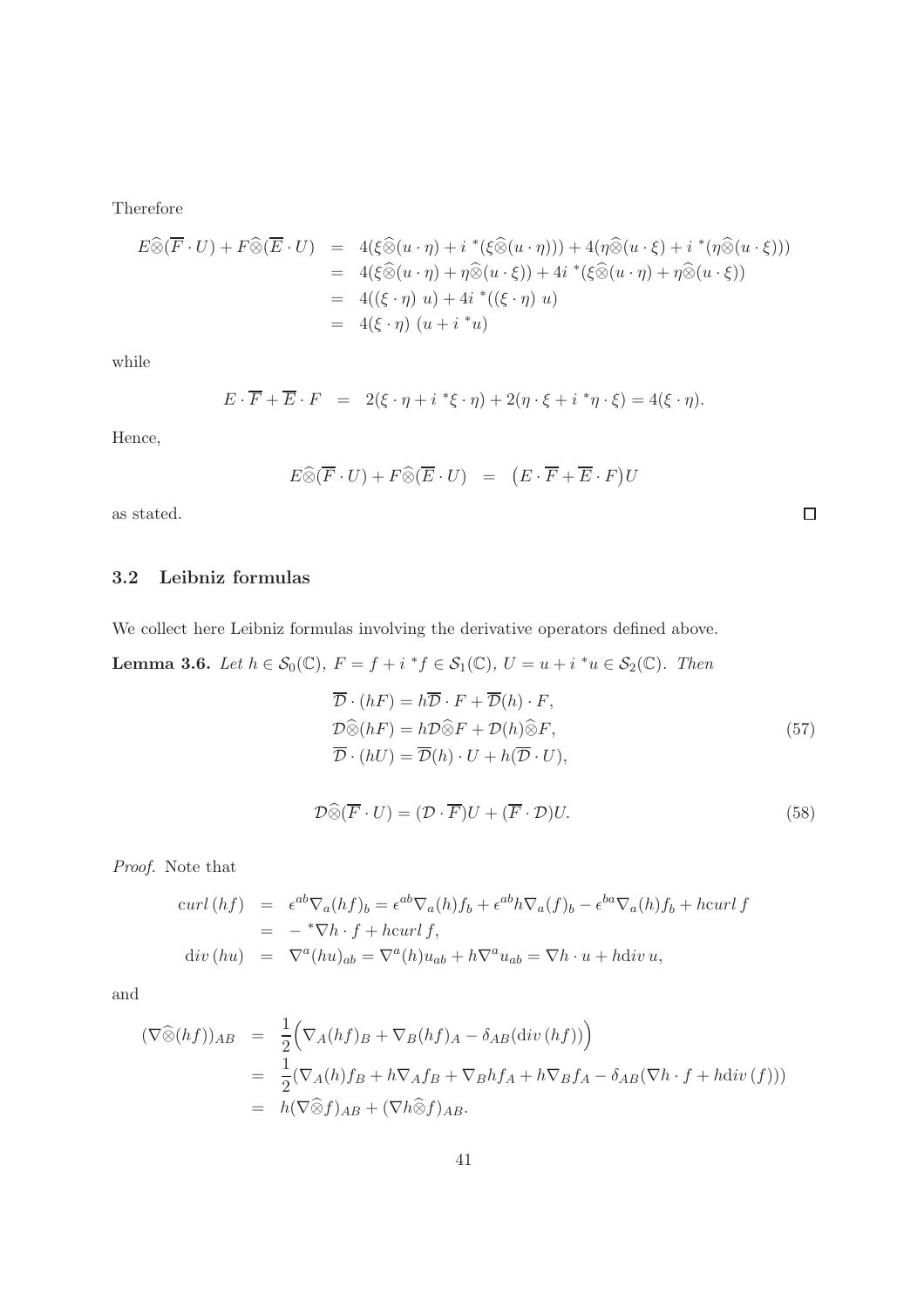Therefore

$$
\begin{aligned}
E\widehat{\otimes}(\overline{F}\cdot U)+F\widehat{\otimes}(\overline{E}\cdot U) &= 4(\xi\widehat{\otimes}(u\cdot\eta)+i\,{}^*(\xi\widehat{\otimes}(u\cdot\eta)))+4(\eta\widehat{\otimes}(u\cdot\xi)+i\,{}^*(\eta\widehat{\otimes}(u\cdot\xi)))\\
&= 4(\xi\widehat{\otimes}(u\cdot\eta)+\eta\widehat{\otimes}(u\cdot\xi))+4i\,{}^*(\xi\widehat{\otimes}(u\cdot\eta)+\eta\widehat{\otimes}(u\cdot\xi))\\
&= 4((\xi\cdot\eta)\ u)+4i\,{}^*((\xi\cdot\eta)\ u)\\
&= 4(\xi\cdot\eta)\ (u+i\,{}^*u)
\end{aligned}
$$

while

$$
E\cdot\overline{F}+\overline{E}\cdot F \;=\; 2(\xi\cdot\eta+i\,{}^*\xi\cdot\eta)+2(\eta\cdot\xi+i\,{}^*\eta\cdot\xi)=4(\xi\cdot\eta).
$$

Hence,

$$
E\widehat{\otimes}(\overline{F}\cdot U)+F\widehat{\otimes}(\overline{E}\cdot U) \;=\; \big(E\cdot\overline{F}+\overline{E}\cdot F\big)U
$$

as stated. □

### 3.2 Leibniz formulas

We collect here Leibniz formulas involving the derivative operators defined above.

**Lemma 3.6.** *Let $h\in\mathcal{S}_0(\mathbb{C})$, $F=f+i\,{}^*f\in\mathcal{S}_1(\mathbb{C})$, $U=u+i\,{}^*u\in\mathcal{S}_2(\mathbb{C})$. Then*

$$
\begin{aligned}
&\overline{\mathcal{D}}\cdot(hF)=h\overline{\mathcal{D}}\cdot F+\overline{\mathcal{D}}(h)\cdot F,\\
&\mathcal{D}\widehat{\otimes}(hF)=h\mathcal{D}\widehat{\otimes}F+\mathcal{D}(h)\widehat{\otimes}F,\\
&\overline{\mathcal{D}}\cdot(hU)=\overline{\mathcal{D}}(h)\cdot U+h(\overline{\mathcal{D}}\cdot U),
\end{aligned}
\tag{57}
$$

$$
\mathcal{D}\widehat{\otimes}(\overline{F}\cdot U)=(\mathcal{D}\cdot\overline{F})U+(\overline{F}\cdot\mathcal{D})U. \tag{58}
$$

*Proof.* Note that

$$
\begin{aligned}
curl\,(hf) &= \epsilon^{ab}\nabla_a(hf)_b=\epsilon^{ab}\nabla_a(h)f_b+\epsilon^{ab}h\nabla_a(f)_b-\epsilon^{ba}\nabla_a(h)f_b+hcurl\,f\\
&= -\,{}^*\nabla h\cdot f+hcurl\,f,\\
\mathrm{d}iv\,(hu) &= \nabla^a(hu)_{ab}=\nabla^a(h)u_{ab}+h\nabla^a u_{ab}=\nabla h\cdot u+h\mathrm{d}iv\,u,
\end{aligned}
$$

and

$$
\begin{aligned}
(\nabla\widehat{\otimes}(hf))_{AB} &= \frac{1}{2}\Big(\nabla_A(hf)_B+\nabla_B(hf)_A-\delta_{AB}(\mathrm{d}iv\,(hf))\Big)\\
&= \frac{1}{2}(\nabla_A(h)f_B+h\nabla_Af_B+\nabla_Bhf_A+h\nabla_Bf_A-\delta_{AB}(\nabla h\cdot f+h\mathrm{d}iv\,(f)))\\
&= h(\nabla\widehat{\otimes}f)_{AB}+(\nabla h\widehat{\otimes}f)_{AB}.
\end{aligned}
$$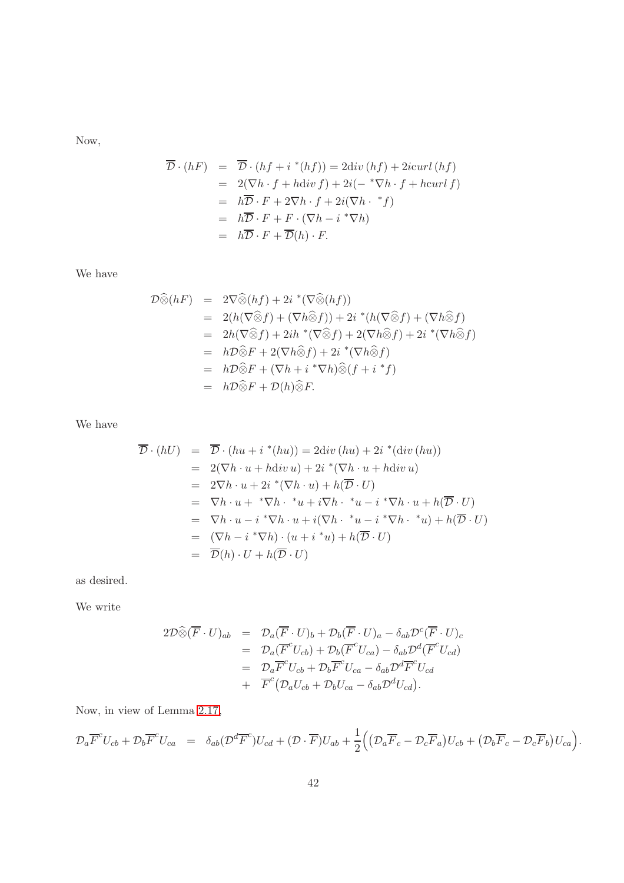Now,

$$
\begin{aligned}
\overline{\mathcal{D}} \cdot (hF) &= \overline{\mathcal{D}} \cdot (hf + i\,{}^*(hf)) = 2\mathrm{div}\,(hf) + 2i curl\,(hf)\\
&= 2(\nabla h \cdot f + h\mathrm{div}\, f) + 2i(-\,{}^*\nabla h \cdot f + h curl\, f)\\
&= h\overline{\mathcal{D}} \cdot F + 2\nabla h \cdot f + 2i(\nabla h \cdot\, {}^*f)\\
&= h\overline{\mathcal{D}} \cdot F + F \cdot (\nabla h - i\,{}^*\nabla h)\\
&= h\overline{\mathcal{D}} \cdot F + \overline{\mathcal{D}}(h) \cdot F.
\end{aligned}
$$

We have

$$
\begin{aligned}
\mathcal{D}\widehat{\otimes}(hF) &= 2\nabla\widehat{\otimes}(hf) + 2i\,{}^*(\nabla\widehat{\otimes}(hf))\\
&= 2(h(\nabla\widehat{\otimes}f) + (\nabla h\widehat{\otimes}f)) + 2i\,{}^*(h(\nabla\widehat{\otimes}f) + (\nabla h\widehat{\otimes}f))\\
&= 2h(\nabla\widehat{\otimes}f) + 2ih\,{}^*(\nabla\widehat{\otimes}f) + 2(\nabla h\widehat{\otimes}f) + 2i\,{}^*(\nabla h\widehat{\otimes}f)\\
&= h\mathcal{D}\widehat{\otimes}F + 2(\nabla h\widehat{\otimes}f) + 2i\,{}^*(\nabla h\widehat{\otimes}f)\\
&= h\mathcal{D}\widehat{\otimes}F + (\nabla h + i\,{}^*\nabla h)\widehat{\otimes}(f + i\,{}^*f)\\
&= h\mathcal{D}\widehat{\otimes}F + \mathcal{D}(h)\widehat{\otimes}F.
\end{aligned}
$$

We have

$$
\begin{aligned}
\overline{\mathcal{D}} \cdot (hU) &= \overline{\mathcal{D}} \cdot (hu + i\,{}^*(hu)) = 2\mathrm{div}\,(hu) + 2i\,{}^*(\mathrm{div}\,(hu))\\
&= 2(\nabla h \cdot u + h\mathrm{div}\, u) + 2i\,{}^*(\nabla h \cdot u + h\mathrm{div}\, u)\\
&= 2\nabla h \cdot u + 2i\,{}^*(\nabla h \cdot u) + h(\overline{\mathcal{D}} \cdot U)\\
&= \nabla h \cdot u + {}^*\nabla h \cdot\, {}^*u + i\nabla h \cdot\, {}^*u - i\,{}^*\nabla h \cdot u + h(\overline{\mathcal{D}} \cdot U)\\
&= \nabla h \cdot u - i\,{}^*\nabla h \cdot u + i(\nabla h \cdot\, {}^*u - i\,{}^*\nabla h \cdot\, {}^*u) + h(\overline{\mathcal{D}} \cdot U)\\
&= (\nabla h - i\,{}^*\nabla h) \cdot (u + i\,{}^*u) + h(\overline{\mathcal{D}} \cdot U)\\
&= \overline{\mathcal{D}}(h) \cdot U + h(\overline{\mathcal{D}} \cdot U)
\end{aligned}
$$

as desired.

We write

$$
\begin{aligned}
2\mathcal{D}\widehat{\otimes}(\overline{F} \cdot U)_{ab} &= \mathcal{D}_a(\overline{F} \cdot U)_b + \mathcal{D}_b(\overline{F} \cdot U)_a - \delta_{ab}\mathcal{D}^c(\overline{F} \cdot U)_c\\
&= \mathcal{D}_a(\overline{F}^c U_{cb}) + \mathcal{D}_b(\overline{F}^c U_{ca}) - \delta_{ab}\mathcal{D}^d(\overline{F}^c U_{cd})\\
&= \mathcal{D}_a\overline{F}^c U_{cb} + \mathcal{D}_b\overline{F}^c U_{ca} - \delta_{ab}\mathcal{D}^d\overline{F}^c U_{cd}\\
&+ \overline{F}^c\big(\mathcal{D}_a U_{cb} + \mathcal{D}_b U_{ca} - \delta_{ab}\mathcal{D}^d U_{cd}\big).
\end{aligned}
$$

Now, in view of Lemma 2.17,

$$
\mathcal{D}_a\overline{F}^c U_{cb} + \mathcal{D}_b\overline{F}^c U_{ca} = \delta_{ab}(\mathcal{D}^d\overline{F}^c)U_{cd} + (\mathcal{D} \cdot \overline{F})U_{ab} + \frac{1}{2}\Big(\big(\mathcal{D}_a\overline{F}_c - \mathcal{D}_c\overline{F}_a\big)U_{cb} + \big(\mathcal{D}_b\overline{F}_c - \mathcal{D}_c\overline{F}_b\big)U_{ca}\Big).
$$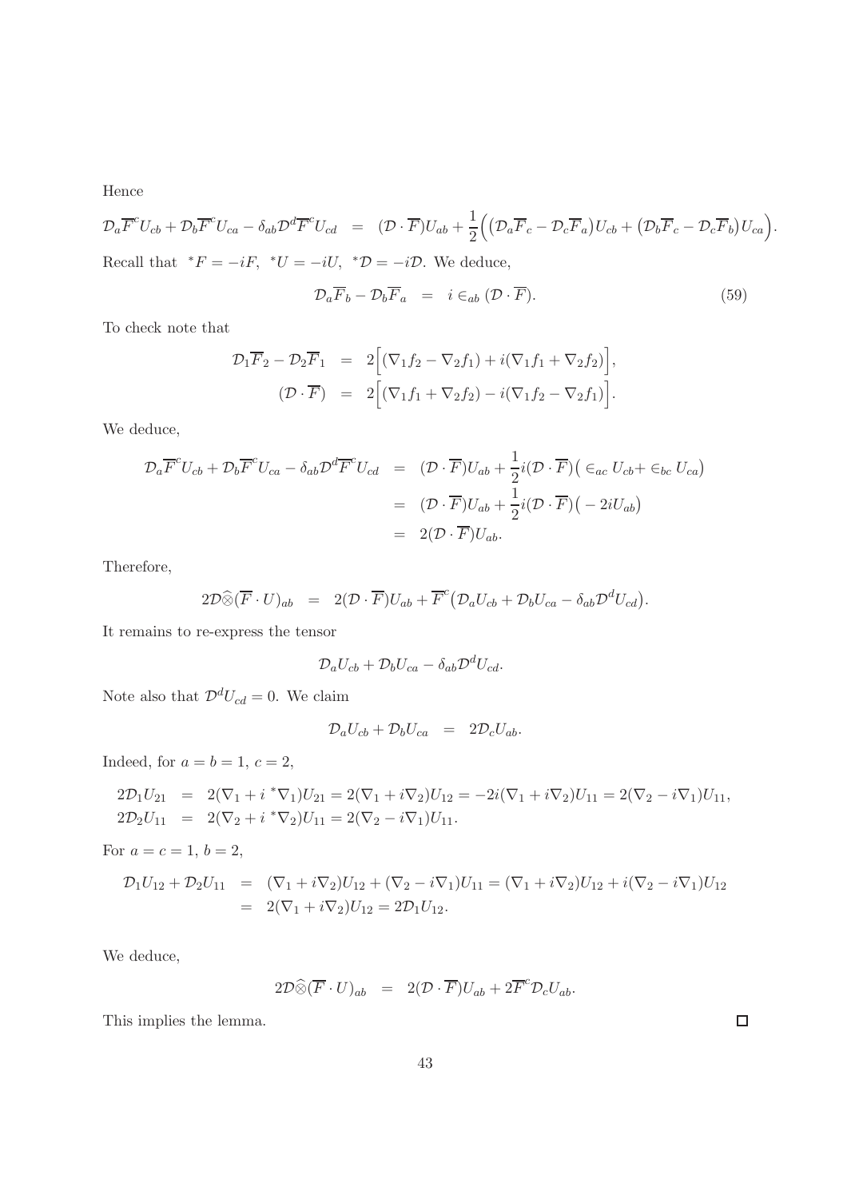Hence

$$\mathcal{D}_a\overline{F}^c U_{cb} + \mathcal{D}_b\overline{F}^c U_{ca} - \delta_{ab}\mathcal{D}^d\overline{F}^c U_{cd} \;\;=\;\; (\mathcal{D}\cdot\overline{F})U_{ab} + \frac{1}{2}\Big(\big(\mathcal{D}_a\overline{F}_c - \mathcal{D}_c\overline{F}_a\big)U_{cb} + \big(\mathcal{D}_b\overline{F}_c - \mathcal{D}_c\overline{F}_b\big)U_{ca}\Big).$$

Recall that ${}^*F = -iF$, ${}^*U = -iU$, ${}^*\mathcal{D} = -i\mathcal{D}$. We deduce,

$$\mathcal{D}_a\overline{F}_b - \mathcal{D}_b\overline{F}_a \;\;=\;\; i \in_{ab} (\mathcal{D}\cdot\overline{F}). \tag{59}$$

To check note that

$$\begin{aligned}
\mathcal{D}_1\overline{F}_2 - \mathcal{D}_2\overline{F}_1 &= 2\Big[(\nabla_1 f_2 - \nabla_2 f_1) + i(\nabla_1 f_1 + \nabla_2 f_2)\Big],\\
(\mathcal{D}\cdot\overline{F}) &= 2\Big[(\nabla_1 f_1 + \nabla_2 f_2) - i(\nabla_1 f_2 - \nabla_2 f_1)\Big].
\end{aligned}$$

We deduce,

$$\begin{aligned}
\mathcal{D}_a\overline{F}^c U_{cb} + \mathcal{D}_b\overline{F}^c U_{ca} - \delta_{ab}\mathcal{D}^d\overline{F}^c U_{cd} &= (\mathcal{D}\cdot\overline{F})U_{ab} + \frac{1}{2}i(\mathcal{D}\cdot\overline{F})\big(\in_{ac} U_{cb} + \in_{bc} U_{ca}\big)\\
&= (\mathcal{D}\cdot\overline{F})U_{ab} + \frac{1}{2}i(\mathcal{D}\cdot\overline{F})\big(-2iU_{ab}\big)\\
&= 2(\mathcal{D}\cdot\overline{F})U_{ab}.
\end{aligned}$$

Therefore,

$$2\mathcal{D}\widehat{\otimes}(\overline{F}\cdot U)_{ab} \;\;=\;\; 2(\mathcal{D}\cdot\overline{F})U_{ab} + \overline{F}^c\big(\mathcal{D}_a U_{cb} + \mathcal{D}_b U_{ca} - \delta_{ab}\mathcal{D}^d U_{cd}\big).$$

It remains to re-express the tensor

$$\mathcal{D}_a U_{cb} + \mathcal{D}_b U_{ca} - \delta_{ab}\mathcal{D}^d U_{cd}.$$

Note also that $\mathcal{D}^d U_{cd} = 0$. We claim

$$\mathcal{D}_a U_{cb} + \mathcal{D}_b U_{ca} \;\;=\;\; 2\mathcal{D}_c U_{ab}.$$

Indeed, for $a = b = 1$, $c = 2$,

$$\begin{aligned}
2\mathcal{D}_1 U_{21} &= 2(\nabla_1 + i\,{}^*\nabla_1)U_{21} = 2(\nabla_1 + i\nabla_2)U_{12} = -2i(\nabla_1 + i\nabla_2)U_{11} = 2(\nabla_2 - i\nabla_1)U_{11},\\
2\mathcal{D}_2 U_{11} &= 2(\nabla_2 + i\,{}^*\nabla_2)U_{11} = 2(\nabla_2 - i\nabla_1)U_{11}.
\end{aligned}$$

For $a = c = 1$, $b = 2$,

$$\begin{aligned}
\mathcal{D}_1 U_{12} + \mathcal{D}_2 U_{11} &= (\nabla_1 + i\nabla_2)U_{12} + (\nabla_2 - i\nabla_1)U_{11} = (\nabla_1 + i\nabla_2)U_{12} + i(\nabla_2 - i\nabla_1)U_{12}\\
&= 2(\nabla_1 + i\nabla_2)U_{12} = 2\mathcal{D}_1 U_{12}.
\end{aligned}$$

We deduce,

$$2\mathcal{D}\widehat{\otimes}(\overline{F}\cdot U)_{ab} \;\;=\;\; 2(\mathcal{D}\cdot\overline{F})U_{ab} + 2\overline{F}^c\mathcal{D}_c U_{ab}.$$

This implies the lemma. □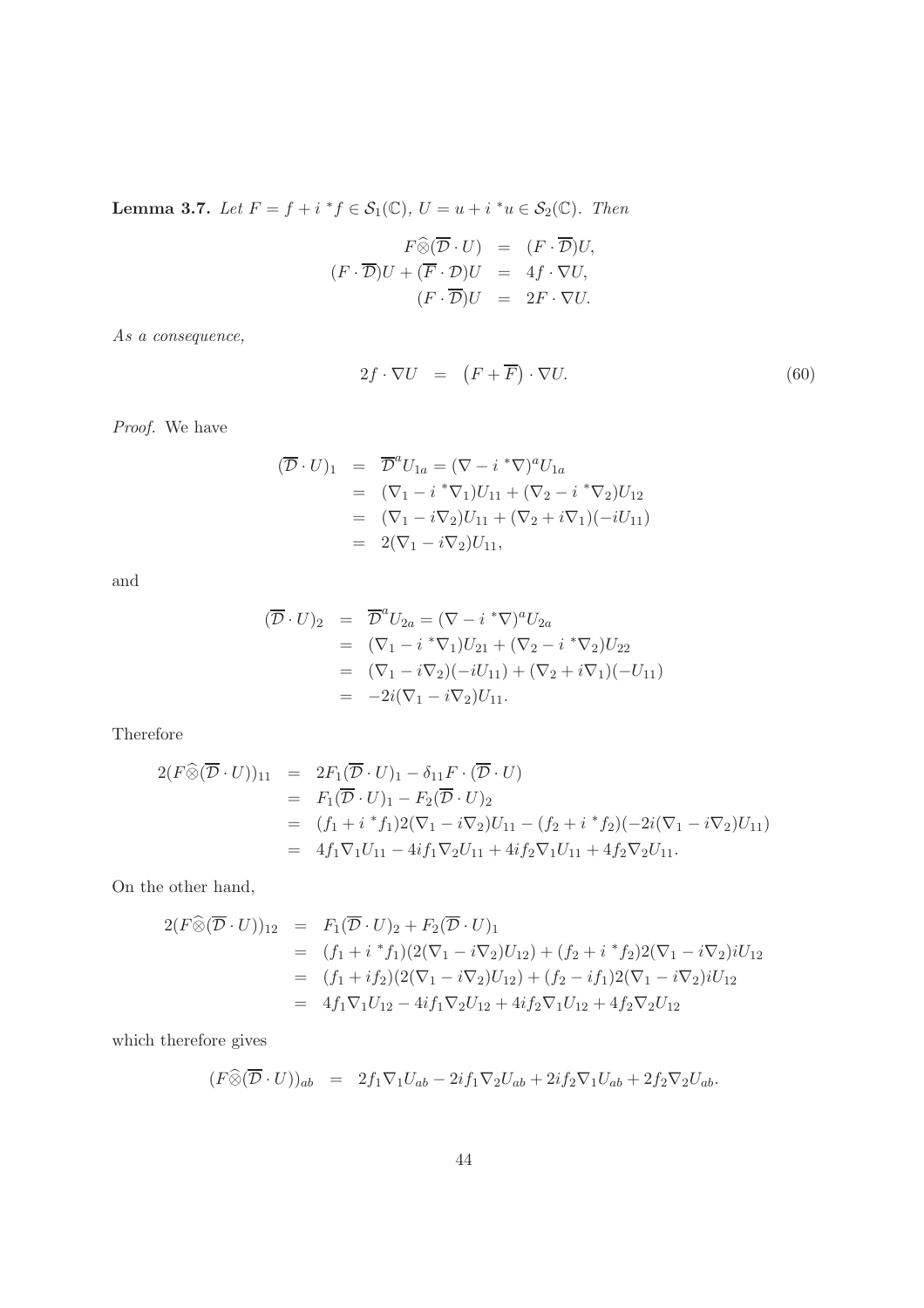**Lemma 3.7.** *Let $F = f + i\,{}^*f \in \mathcal{S}_1(\mathbb{C})$, $U = u + i\,{}^*u \in \mathcal{S}_2(\mathbb{C})$. Then*

$$
\begin{aligned}
F\widehat{\otimes}(\overline{\mathcal{D}}\cdot U) &= (F\cdot\overline{\mathcal{D}})U,\\
(F\cdot\overline{\mathcal{D}})U + (\overline{F}\cdot\mathcal{D})U &= 4f\cdot\nabla U,\\
(F\cdot\overline{\mathcal{D}})U &= 2F\cdot\nabla U.
\end{aligned}
$$

*As a consequence,*

$$
2f\cdot\nabla U = \left(F+\overline{F}\right)\cdot\nabla U. \tag{60}
$$

*Proof.* We have

$$
\begin{aligned}
(\overline{\mathcal{D}}\cdot U)_1 &= \overline{\mathcal{D}}^a U_{1a} = (\nabla - i\,{}^*\nabla)^a U_{1a}\\
&= (\nabla_1 - i\,{}^*\nabla_1)U_{11} + (\nabla_2 - i\,{}^*\nabla_2)U_{12}\\
&= (\nabla_1 - i\nabla_2)U_{11} + (\nabla_2 + i\nabla_1)(-iU_{11})\\
&= 2(\nabla_1 - i\nabla_2)U_{11},
\end{aligned}
$$

and

$$
\begin{aligned}
(\overline{\mathcal{D}}\cdot U)_2 &= \overline{\mathcal{D}}^a U_{2a} = (\nabla - i\,{}^*\nabla)^a U_{2a}\\
&= (\nabla_1 - i\,{}^*\nabla_1)U_{21} + (\nabla_2 - i\,{}^*\nabla_2)U_{22}\\
&= (\nabla_1 - i\nabla_2)(-iU_{11}) + (\nabla_2 + i\nabla_1)(-U_{11})\\
&= -2i(\nabla_1 - i\nabla_2)U_{11}.
\end{aligned}
$$

Therefore

$$
\begin{aligned}
2(F\widehat{\otimes}(\overline{\mathcal{D}}\cdot U))_{11} &= 2F_1(\overline{\mathcal{D}}\cdot U)_1 - \delta_{11}F\cdot(\overline{\mathcal{D}}\cdot U)\\
&= F_1(\overline{\mathcal{D}}\cdot U)_1 - F_2(\overline{\mathcal{D}}\cdot U)_2\\
&= (f_1 + i\,{}^*f_1)2(\nabla_1 - i\nabla_2)U_{11} - (f_2 + i\,{}^*f_2)(-2i(\nabla_1 - i\nabla_2)U_{11})\\
&= 4f_1\nabla_1 U_{11} - 4if_1\nabla_2 U_{11} + 4if_2\nabla_1 U_{11} + 4f_2\nabla_2 U_{11}.
\end{aligned}
$$

On the other hand,

$$
\begin{aligned}
2(F\widehat{\otimes}(\overline{\mathcal{D}}\cdot U))_{12} &= F_1(\overline{\mathcal{D}}\cdot U)_2 + F_2(\overline{\mathcal{D}}\cdot U)_1\\
&= (f_1 + i\,{}^*f_1)(2(\nabla_1 - i\nabla_2)U_{12}) + (f_2 + i\,{}^*f_2)2(\nabla_1 - i\nabla_2)iU_{12}\\
&= (f_1 + if_2)(2(\nabla_1 - i\nabla_2)U_{12}) + (f_2 - if_1)2(\nabla_1 - i\nabla_2)iU_{12}\\
&= 4f_1\nabla_1 U_{12} - 4if_1\nabla_2 U_{12} + 4if_2\nabla_1 U_{12} + 4f_2\nabla_2 U_{12}
\end{aligned}
$$

which therefore gives

$$
(F\widehat{\otimes}(\overline{\mathcal{D}}\cdot U))_{ab} = 2f_1\nabla_1 U_{ab} - 2if_1\nabla_2 U_{ab} + 2if_2\nabla_1 U_{ab} + 2f_2\nabla_2 U_{ab}.
$$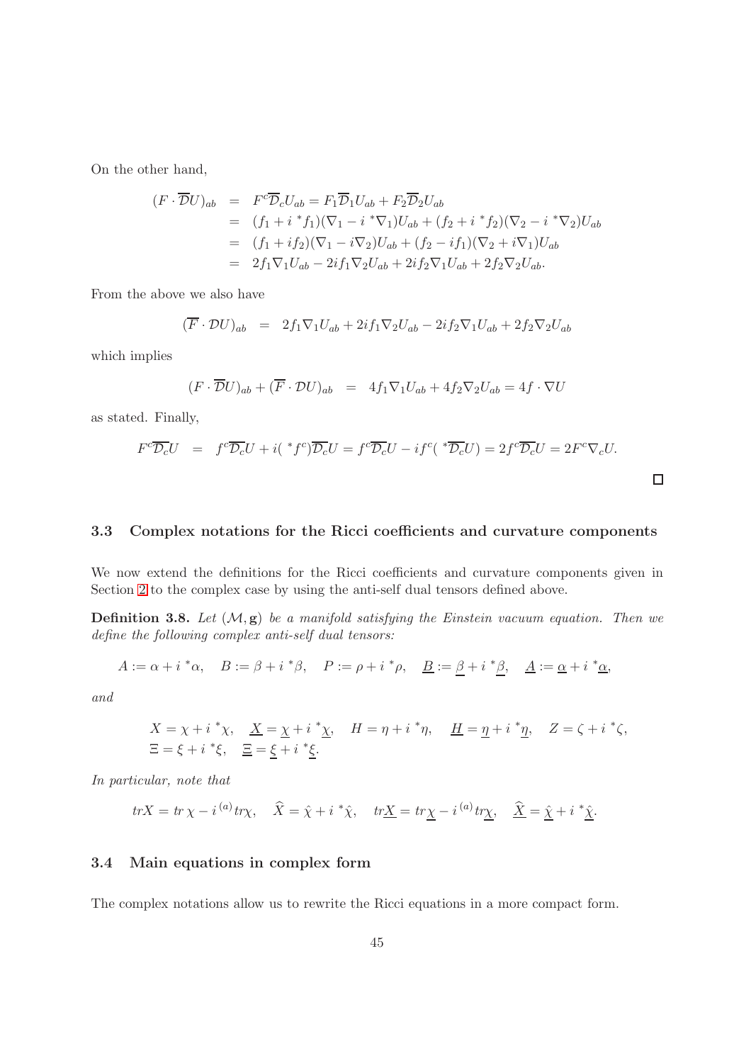On the other hand,

$$
\begin{aligned}
(F \cdot \overline{\mathcal{D}} U)_{ab} &= F^c \overline{\mathcal{D}}_c U_{ab} = F_1 \overline{\mathcal{D}}_1 U_{ab} + F_2 \overline{\mathcal{D}}_2 U_{ab} \\
&= (f_1 + i\,{}^*f_1)(\nabla_1 - i\,{}^*\nabla_1) U_{ab} + (f_2 + i\,{}^*f_2)(\nabla_2 - i\,{}^*\nabla_2) U_{ab} \\
&= (f_1 + i f_2)(\nabla_1 - i \nabla_2) U_{ab} + (f_2 - i f_1)(\nabla_2 + i \nabla_1) U_{ab} \\
&= 2 f_1 \nabla_1 U_{ab} - 2 i f_1 \nabla_2 U_{ab} + 2 i f_2 \nabla_1 U_{ab} + 2 f_2 \nabla_2 U_{ab}.
\end{aligned}
$$

From the above we also have

$$
(\overline{F} \cdot \mathcal{D} U)_{ab} = 2 f_1 \nabla_1 U_{ab} + 2 i f_1 \nabla_2 U_{ab} - 2 i f_2 \nabla_1 U_{ab} + 2 f_2 \nabla_2 U_{ab}
$$

which implies

$$
(F \cdot \overline{\mathcal{D}} U)_{ab} + (\overline{F} \cdot \mathcal{D} U)_{ab} = 4 f_1 \nabla_1 U_{ab} + 4 f_2 \nabla_2 U_{ab} = 4 f \cdot \nabla U
$$

as stated. Finally,

$$
F^c \overline{\mathcal{D}_c} U = f^c \overline{\mathcal{D}_c} U + i({}^*f^c) \overline{\mathcal{D}_c} U = f^c \overline{\mathcal{D}_c} U - i f^c ({}^*\overline{\mathcal{D}_c} U) = 2 f^c \overline{\mathcal{D}_c} U = 2 F^c \nabla_c U.
$$

□

### 3.3 Complex notations for the Ricci coefficients and curvature components

We now extend the definitions for the Ricci coefficients and curvature components given in Section 2 to the complex case by using the anti-self dual tensors defined above.

**Definition 3.8.** *Let $(\mathcal{M}, \mathbf{g})$ be a manifold satisfying the Einstein vacuum equation. Then we define the following complex anti-self dual tensors:*

$$
A := \alpha + i\,{}^*\alpha, \quad B := \beta + i\,{}^*\beta, \quad P := \rho + i\,{}^*\rho, \quad \underline{B} := \underline{\beta} + i\,{}^*\underline{\beta}, \quad \underline{A} := \underline{\alpha} + i\,{}^*\underline{\alpha},
$$

*and*

$$
\begin{aligned}
&X = \chi + i\,{}^*\chi, \quad \underline{X} = \underline{\chi} + i\,{}^*\underline{\chi}, \quad H = \eta + i\,{}^*\eta, \quad \underline{H} = \underline{\eta} + i\,{}^*\underline{\eta}, \quad Z = \zeta + i\,{}^*\zeta, \\
&\Xi = \xi + i\,{}^*\xi, \quad \underline{\Xi} = \underline{\xi} + i\,{}^*\underline{\xi}.
\end{aligned}
$$

*In particular, note that*

$$
tr X = tr\,\chi - i\,{}^{(a)}tr\chi, \quad \widehat{X} = \hat{\chi} + i\,{}^*\hat{\chi}, \quad tr\underline{X} = tr\,\underline{\chi} - i\,{}^{(a)}tr\underline{\chi}, \quad \underline{\widehat{X}} = \underline{\hat{\chi}} + i\,{}^*\underline{\hat{\chi}}.
$$

### 3.4 Main equations in complex form

The complex notations allow us to rewrite the Ricci equations in a more compact form.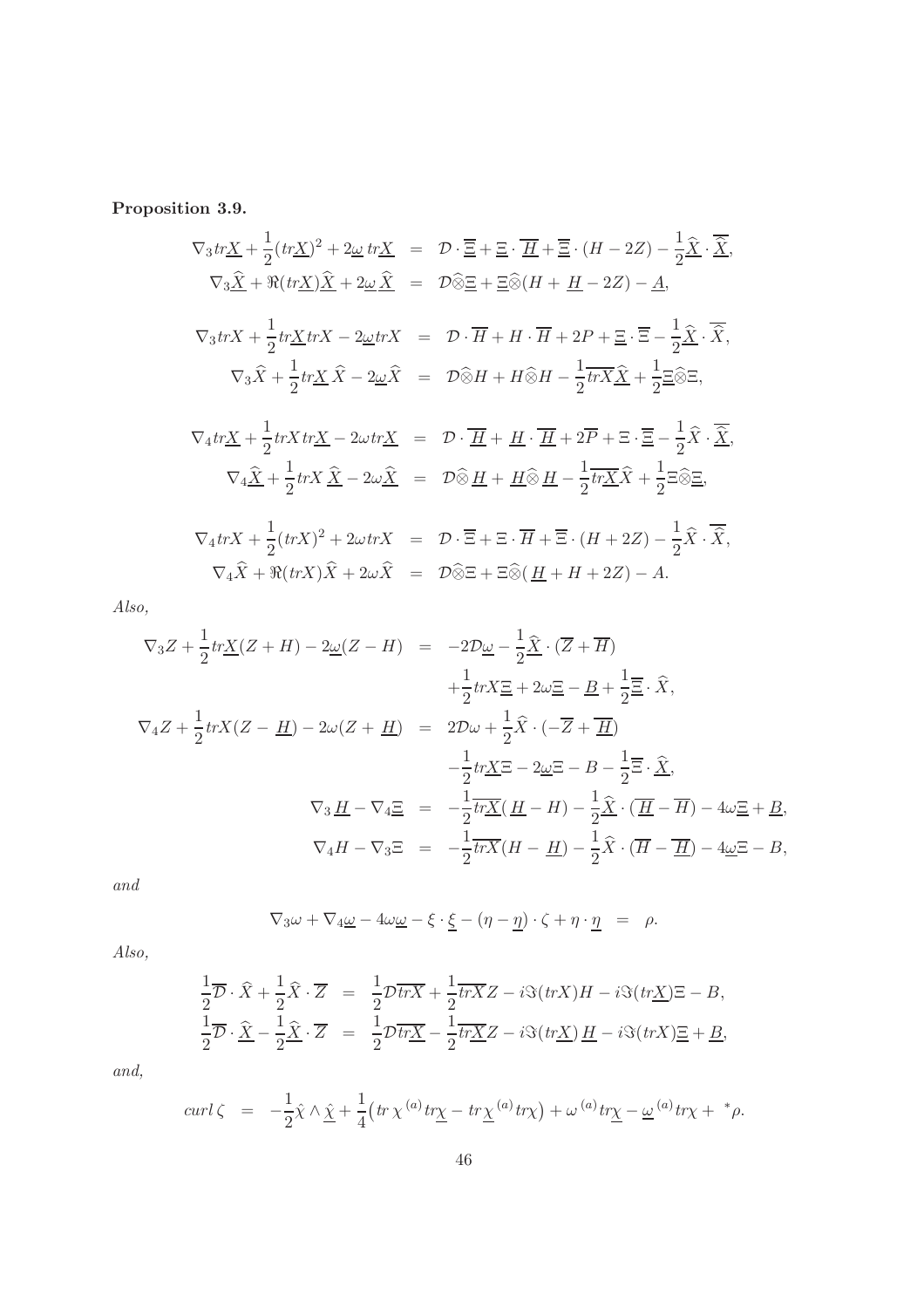**Proposition 3.9.**

$$
\begin{aligned}
\nabla_3 tr\underline{X} + \frac{1}{2}(tr\underline{X})^2 + 2\underline{\omega}\, tr\underline{X} &= \mathcal{D}\cdot\overline{\underline{\Xi}} + \underline{\Xi}\cdot\overline{\underline{H}} + \overline{\underline{\Xi}}\cdot(H - 2Z) - \frac{1}{2}\widehat{\underline{X}}\cdot\overline{\widehat{\underline{X}}},\\
\nabla_3\widehat{\underline{X}} + \Re(tr\underline{X})\widehat{\underline{X}} + 2\underline{\omega}\,\widehat{\underline{X}} &= \mathcal{D}\widehat{\otimes}\underline{\Xi} + \underline{\Xi}\widehat{\otimes}(H + \underline{H} - 2Z) - \underline{A},
\end{aligned}
$$

$$
\begin{aligned}
\nabla_3 trX + \frac{1}{2}tr\underline{X}\,trX - 2\underline{\omega}\,trX &= \mathcal{D}\cdot\overline{H} + H\cdot\overline{H} + 2P + \underline{\Xi}\cdot\overline{\Xi} - \frac{1}{2}\widehat{\underline{X}}\cdot\overline{\widehat{X}},\\
\nabla_3\widehat{X} + \frac{1}{2}tr\underline{X}\,\widehat{X} - 2\underline{\omega}\widehat{X} &= \mathcal{D}\widehat{\otimes}H + H\widehat{\otimes}H - \frac{1}{2}\overline{trX}\widehat{\underline{X}} + \frac{1}{2}\underline{\Xi}\widehat{\otimes}\Xi,
\end{aligned}
$$

$$
\begin{aligned}
\nabla_4 tr\underline{X} + \frac{1}{2}trX\,tr\underline{X} - 2\omega\, tr\underline{X} &= \mathcal{D}\cdot\overline{\underline{H}} + \underline{H}\cdot\overline{\underline{H}} + 2\overline{P} + \Xi\cdot\overline{\underline{\Xi}} - \frac{1}{2}\widehat{X}\cdot\overline{\widehat{\underline{X}}},\\
\nabla_4\widehat{\underline{X}} + \frac{1}{2}trX\,\widehat{\underline{X}} - 2\omega\widehat{\underline{X}} &= \mathcal{D}\widehat{\otimes}\,\underline{H} + \underline{H}\widehat{\otimes}\,\underline{H} - \frac{1}{2}\overline{tr\underline{X}}\widehat{X} + \frac{1}{2}\Xi\widehat{\otimes}\underline{\Xi},
\end{aligned}
$$

$$
\begin{aligned}
\nabla_4 trX + \frac{1}{2}(trX)^2 + 2\omega\, trX &= \mathcal{D}\cdot\overline{\Xi} + \Xi\cdot\overline{H} + \overline{\Xi}\cdot(H + 2Z) - \frac{1}{2}\widehat{X}\cdot\overline{\widehat{X}},\\
\nabla_4\widehat{X} + \Re(trX)\widehat{X} + 2\omega\widehat{X} &= \mathcal{D}\widehat{\otimes}\Xi + \Xi\widehat{\otimes}(\underline{H} + H + 2Z) - A.
\end{aligned}
$$

*Also,*

$$
\begin{aligned}
\nabla_3 Z + \frac{1}{2}tr\underline{X}(Z + H) - 2\underline{\omega}(Z - H) &= -2\mathcal{D}\underline{\omega} - \frac{1}{2}\widehat{\underline{X}}\cdot(\overline{Z} + \overline{H})\\
&\quad + \frac{1}{2}trX\underline{\Xi} + 2\omega\underline{\Xi} - \underline{B} + \frac{1}{2}\overline{\underline{\Xi}}\cdot\widehat{X},\\
\nabla_4 Z + \frac{1}{2}trX(Z - \underline{H}) - 2\omega(Z + \underline{H}) &= 2\mathcal{D}\omega + \frac{1}{2}\widehat{X}\cdot(-\overline{Z} + \overline{\underline{H}})\\
&\quad - \frac{1}{2}tr\underline{X}\Xi - 2\underline{\omega}\Xi - B - \frac{1}{2}\overline{\Xi}\cdot\widehat{\underline{X}},\\
\nabla_3\,\underline{H} - \nabla_4\underline{\Xi} &= -\frac{1}{2}\overline{tr\underline{X}}(\,\underline{H} - H) - \frac{1}{2}\widehat{\underline{X}}\cdot(\overline{\underline{H}} - \overline{H}) - 4\omega\underline{\Xi} + \underline{B},\\
\nabla_4 H - \nabla_3\Xi &= -\frac{1}{2}\overline{trX}(H - \underline{H}) - \frac{1}{2}\widehat{X}\cdot(\overline{H} - \overline{\underline{H}}) - 4\underline{\omega}\Xi - B,
\end{aligned}
$$

*and*

$$
\nabla_3\omega + \nabla_4\underline{\omega} - 4\omega\underline{\omega} - \xi\cdot\underline{\xi} - (\eta - \underline{\eta})\cdot\zeta + \eta\cdot\underline{\eta} \;=\; \rho.
$$

*Also,*

$$
\begin{aligned}
\frac{1}{2}\overline{\mathcal{D}}\cdot\widehat{X} + \frac{1}{2}\widehat{X}\cdot\overline{Z} &= \frac{1}{2}\mathcal{D}\overline{trX} + \frac{1}{2}\overline{trX}Z - i\Im(trX)H - i\Im(tr\underline{X})\Xi - B,\\
\frac{1}{2}\overline{\mathcal{D}}\cdot\widehat{\underline{X}} - \frac{1}{2}\widehat{\underline{X}}\cdot\overline{Z} &= \frac{1}{2}\mathcal{D}\overline{tr\underline{X}} - \frac{1}{2}\overline{tr\underline{X}}Z - i\Im(tr\underline{X})\,\underline{H} - i\Im(trX)\underline{\Xi} + \underline{B},
\end{aligned}
$$

*and,*

$$
curl\,\zeta \;=\; -\frac{1}{2}\hat{\chi}\wedge\hat{\underline{\chi}} + \frac{1}{4}\big(tr\,\chi^{(a)}tr\underline{\chi} - tr\,\underline{\chi}^{(a)}tr\chi\big) + \omega^{(a)}tr\underline{\chi} - \underline{\omega}^{(a)}tr\chi + {}^*\rho.
$$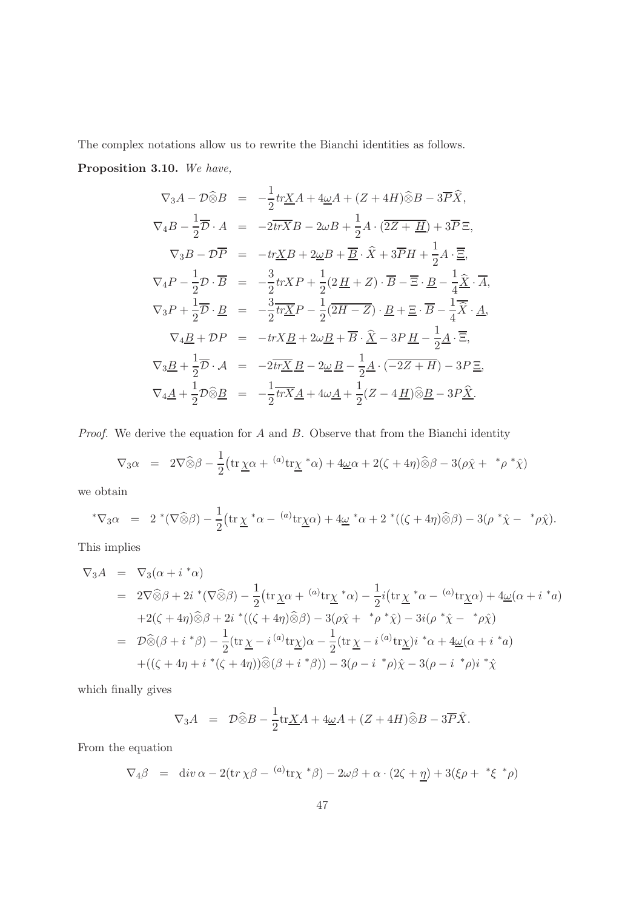The complex notations allow us to rewrite the Bianchi identities as follows.

**Proposition 3.10.** *We have,*

$$
\begin{aligned}
\nabla_3 A - \mathcal{D}\widehat{\otimes} B &= -\frac{1}{2}tr\underline{X} A + 4\underline{\omega} A + (Z+4H)\widehat{\otimes} B - 3\overline{P}\widehat{X},\\
\nabla_4 B - \frac{1}{2}\overline{\mathcal{D}}\cdot A &= -2\overline{trX} B - 2\omega B + \frac{1}{2} A\cdot(\overline{2Z+\underline{H}}) + 3\overline{P}\,\Xi,\\
\nabla_3 B - \mathcal{D}\overline{P} &= -tr\underline{X} B + 2\underline{\omega} B + \overline{\underline{B}}\cdot\widehat{X} + 3\overline{P}H + \frac{1}{2}A\cdot\overline{\underline{\Xi}},\\
\nabla_4 P - \frac{1}{2}\mathcal{D}\cdot\overline{\underline{B}} &= -\frac{3}{2}trXP + \frac{1}{2}(2\underline{H}+Z)\cdot\overline{\underline{B}} - \overline{\Xi}\cdot\underline{B} - \frac{1}{4}\widehat{\underline{X}}\cdot\overline{A},\\
\nabla_3 P + \frac{1}{2}\overline{\mathcal{D}}\cdot\underline{B} &= -\frac{3}{2}\overline{tr\underline{X}}P - \frac{1}{2}(\overline{2H-Z})\cdot\underline{B} + \Xi\cdot\overline{B} - \frac{1}{4}\overline{\widehat{X}}\cdot\underline{A},\\
\nabla_4\underline{B} + \mathcal{D}P &= -trX\underline{B} + 2\omega\underline{B} + \overline{B}\cdot\widehat{\underline{X}} - 3P\,\underline{H} - \frac{1}{2}\underline{A}\cdot\overline{\Xi},\\
\nabla_3\underline{B} + \frac{1}{2}\overline{\mathcal{D}}\cdot\mathcal{A} &= -2\overline{tr\underline{X}}\,\underline{B} - 2\underline{\omega}\,\underline{B} - \frac{1}{2}\underline{A}\cdot(\overline{-2Z+H}) - 3P\,\underline{\Xi},\\
\nabla_4\underline{A} + \frac{1}{2}\mathcal{D}\widehat{\otimes}\underline{B} &= -\frac{1}{2}\overline{trX}\underline{A} + 4\omega\underline{A} + \frac{1}{2}(Z-4\underline{H})\widehat{\otimes}\underline{B} - 3P\widehat{\underline{X}}.
\end{aligned}
$$

*Proof.* We derive the equation for $A$ and $B$. Observe that from the Bianchi identity

$$
\nabla_3\alpha \;=\; 2\nabla\widehat{\otimes}\beta - \frac{1}{2}\big(\mathrm{tr}\,\underline{\chi}\alpha + {}^{(a)}\mathrm{tr}\underline{\chi}\;{}^*\alpha\big) + 4\underline{\omega}\alpha + 2(\zeta+4\eta)\widehat{\otimes}\beta - 3(\rho\hat{\chi} + {}^*\rho\;{}^*\hat{\chi})
$$

we obtain

$$
{}^*\nabla_3\alpha \;=\; 2\;{}^*(\nabla\widehat{\otimes}\beta) - \frac{1}{2}\big(\mathrm{tr}\,\underline{\chi}\;{}^*\alpha - {}^{(a)}\mathrm{tr}\underline{\chi}\alpha\big) + 4\underline{\omega}\;{}^*\alpha + 2\;{}^*((\zeta+4\eta)\widehat{\otimes}\beta) - 3(\rho\;{}^*\hat{\chi} - {}^*\rho\hat{\chi}).
$$

This implies

$$
\begin{aligned}
\nabla_3 A &= \nabla_3(\alpha + i\;{}^*\alpha)\\
&= 2\nabla\widehat{\otimes}\beta + 2i\;{}^*(\nabla\widehat{\otimes}\beta) - \frac{1}{2}\big(\mathrm{tr}\,\underline{\chi}\alpha + {}^{(a)}\mathrm{tr}\underline{\chi}\;{}^*\alpha\big) - \frac{1}{2}i\big(\mathrm{tr}\,\underline{\chi}\;{}^*\alpha - {}^{(a)}\mathrm{tr}\underline{\chi}\alpha\big) + 4\underline{\omega}(\alpha + i\;{}^*a)\\
&\quad + 2(\zeta+4\eta)\widehat{\otimes}\beta + 2i\;{}^*((\zeta+4\eta)\widehat{\otimes}\beta) - 3(\rho\hat{\chi} + {}^*\rho\;{}^*\hat{\chi}) - 3i(\rho\;{}^*\hat{\chi} - {}^*\rho\hat{\chi})\\
&= \mathcal{D}\widehat{\otimes}(\beta + i\;{}^*\beta) - \frac{1}{2}(\mathrm{tr}\,\underline{\chi} - i\,{}^{(a)}\mathrm{tr}\underline{\chi})\alpha - \frac{1}{2}(\mathrm{tr}\,\underline{\chi} - i\,{}^{(a)}\mathrm{tr}\underline{\chi})i\;{}^*\alpha + 4\underline{\omega}(\alpha + i\;{}^*a)\\
&\quad + ((\zeta+4\eta + i\;{}^*(\zeta+4\eta))\widehat{\otimes}(\beta + i\;{}^*\beta)) - 3(\rho - i\;{}^*\rho)\hat{\chi} - 3(\rho - i\;{}^*\rho)i\;{}^*\hat{\chi}
\end{aligned}
$$

which finally gives

$$
\nabla_3 A \;=\; \mathcal{D}\widehat{\otimes}B - \frac{1}{2}\mathrm{tr}\underline{X}A + 4\underline{\omega}A + (Z+4H)\widehat{\otimes}B - 3\overline{P}\hat{X}.
$$

From the equation

$$
\nabla_4\beta \;=\; \mathrm{d}iv\,\alpha - 2(\mathrm{tr}\,\chi\beta - {}^{(a)}\mathrm{tr}\chi\;{}^*\beta) - 2\omega\beta + \alpha\cdot(2\zeta + \underline{\eta}) + 3(\xi\rho + {}^*\xi\;{}^*\rho)
$$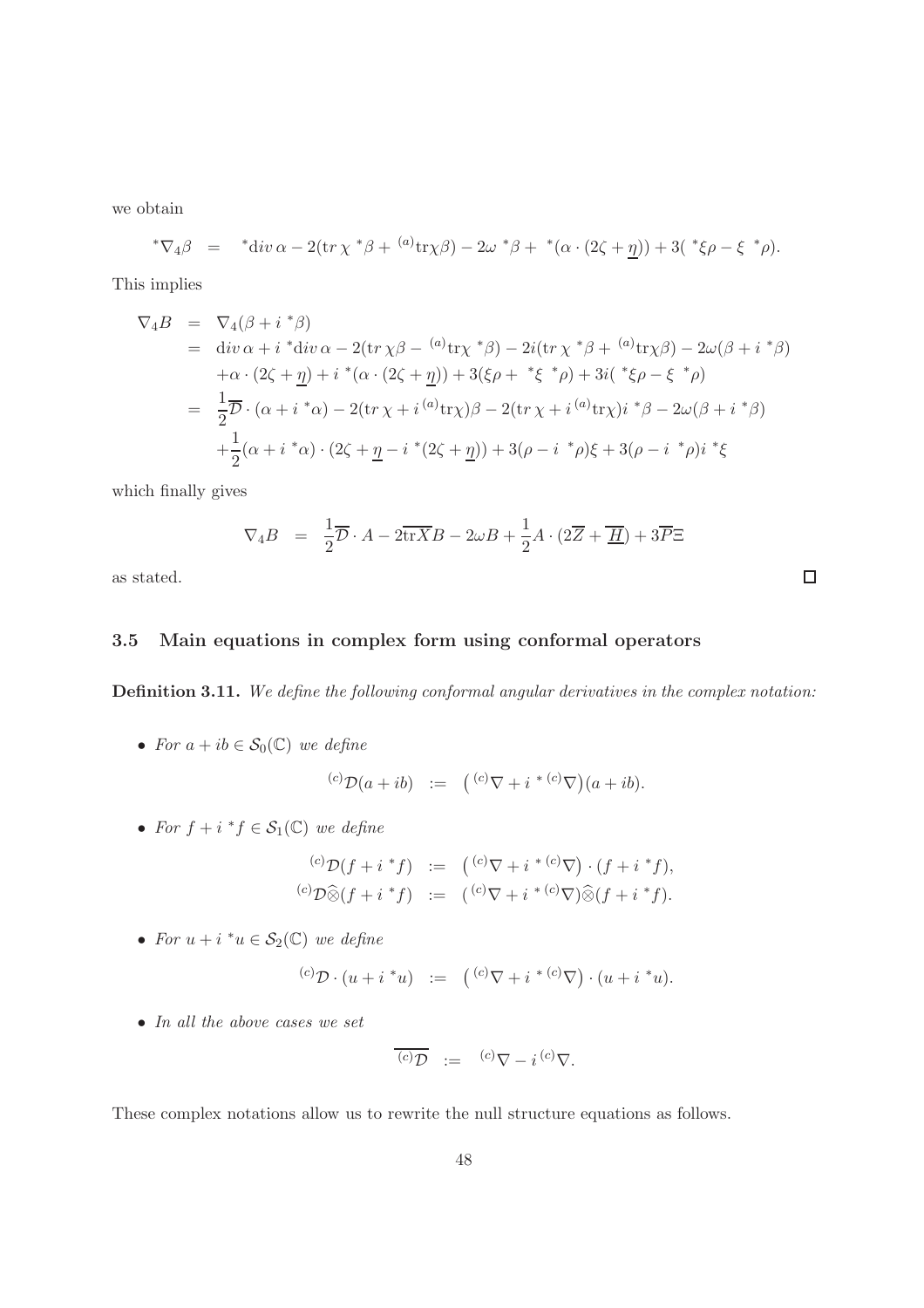we obtain

$$
{}^*\nabla_4\beta \;\; = \;\; {}^*\mathrm{d}iv\,\alpha - 2(\mathrm{tr}\,\chi\,{}^*\beta + {}^{(a)}\mathrm{tr}\chi\beta) - 2\omega\,{}^*\beta + {}^*(\alpha\cdot(2\zeta+\underline{\eta})) + 3({}^*\xi\rho - \xi\,{}^*\rho).
$$

This implies

$$
\begin{aligned}
\nabla_4 B &= \nabla_4(\beta + i\,{}^*\beta)\\
&= \mathrm{d}iv\,\alpha + i\,{}^*\mathrm{d}iv\,\alpha - 2(\mathrm{tr}\,\chi\beta - {}^{(a)}\mathrm{tr}\chi\,{}^*\beta) - 2i(\mathrm{tr}\,\chi\,{}^*\beta + {}^{(a)}\mathrm{tr}\chi\beta) - 2\omega(\beta + i\,{}^*\beta)\\
&\quad + \alpha\cdot(2\zeta+\underline{\eta}) + i\,{}^*(\alpha\cdot(2\zeta+\underline{\eta})) + 3(\xi\rho + {}^*\xi\,{}^*\rho) + 3i({}^*\xi\rho - \xi\,{}^*\rho)\\
&= \frac{1}{2}\overline{\mathcal{D}}\cdot(\alpha + i\,{}^*\alpha) - 2(\mathrm{tr}\,\chi + i\,{}^{(a)}\mathrm{tr}\chi)\beta - 2(\mathrm{tr}\,\chi + i\,{}^{(a)}\mathrm{tr}\chi)i\,{}^*\beta - 2\omega(\beta + i\,{}^*\beta)\\
&\quad + \frac{1}{2}(\alpha + i\,{}^*\alpha)\cdot(2\zeta + \underline{\eta} - i\,{}^*(2\zeta+\underline{\eta})) + 3(\rho - i\,{}^*\rho)\xi + 3(\rho - i\,{}^*\rho)i\,{}^*\xi
\end{aligned}
$$

which finally gives

$$
\nabla_4 B \;\; = \;\; \frac{1}{2}\overline{\mathcal{D}}\cdot A - 2\overline{\mathrm{tr}X}B - 2\omega B + \frac{1}{2}A\cdot(2\overline{Z} + \overline{\underline{H}}) + 3\overline{P}\Xi
$$

as stated. □

### 3.5 Main equations in complex form using conformal operators

**Definition 3.11.** *We define the following conformal angular derivatives in the complex notation:*

- *For $a + ib \in \mathcal{S}_0(\mathbb{C})$ we define*

$$
{}^{(c)}\mathcal{D}(a+ib) \;\; := \;\; \big({}^{(c)}\nabla + i\,{}^*\,{}^{(c)}\nabla\big)(a+ib).
$$

- *For $f + i\,{}^*f \in \mathcal{S}_1(\mathbb{C})$ we define*

$$
\begin{aligned}
{}^{(c)}\mathcal{D}(f + i\,{}^*f) &:= \big({}^{(c)}\nabla + i\,{}^*\,{}^{(c)}\nabla\big)\cdot(f + i\,{}^*f),\\
{}^{(c)}\mathcal{D}\widehat{\otimes}(f + i\,{}^*f) &:= \big({}^{(c)}\nabla + i\,{}^*\,{}^{(c)}\nabla\big)\widehat{\otimes}(f + i\,{}^*f).
\end{aligned}
$$

- *For $u + i\,{}^*u \in \mathcal{S}_2(\mathbb{C})$ we define*

$$
{}^{(c)}\mathcal{D}\cdot(u + i\,{}^*u) \;\; := \;\; \big({}^{(c)}\nabla + i\,{}^*\,{}^{(c)}\nabla\big)\cdot(u + i\,{}^*u).
$$

- *In all the above cases we set*

$$
\overline{{}^{(c)}\mathcal{D}} \;\; := \;\; {}^{(c)}\nabla - i\,{}^{(c)}\nabla.
$$

These complex notations allow us to rewrite the null structure equations as follows.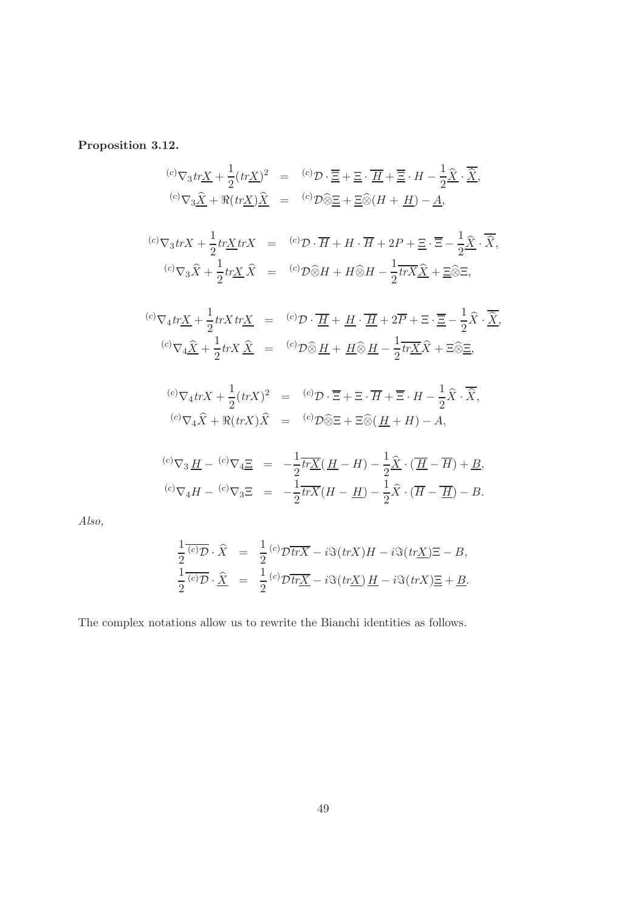**Proposition 3.12.**

$$
\begin{aligned}
{}^{(c)}\nabla_3 tr\underline{X} + \frac{1}{2}(tr\underline{X})^2 &= {}^{(c)}\mathcal{D}\cdot\overline{\underline{\Xi}} + \underline{\Xi}\cdot\overline{\underline{H}} + \overline{\underline{\Xi}}\cdot H - \frac{1}{2}\widehat{\underline{X}}\cdot\overline{\widehat{\underline{X}}},\\
{}^{(c)}\nabla_3\widehat{\underline{X}} + \Re(tr\underline{X})\widehat{\underline{X}} &= {}^{(c)}\mathcal{D}\widehat{\otimes}\underline{\Xi} + \underline{\Xi}\widehat{\otimes}(H+\underline{H}) - \underline{A},
\end{aligned}
$$

$$
\begin{aligned}
{}^{(c)}\nabla_3 trX + \frac{1}{2}tr\underline{X}\,trX &= {}^{(c)}\mathcal{D}\cdot\overline{H} + H\cdot\overline{H} + 2P + \underline{\Xi}\cdot\overline{\Xi} - \frac{1}{2}\widehat{\underline{X}}\cdot\overline{\widehat{X}},\\
{}^{(c)}\nabla_3\widehat{X} + \frac{1}{2}tr\underline{X}\,\widehat{X} &= {}^{(c)}\mathcal{D}\widehat{\otimes}H + H\widehat{\otimes}H - \frac{1}{2}\overline{trX}\widehat{\underline{X}} + \underline{\Xi}\widehat{\otimes}\Xi,
\end{aligned}
$$

$$
\begin{aligned}
{}^{(c)}\nabla_4 tr\underline{X} + \frac{1}{2}trX\,tr\underline{X} &= {}^{(c)}\mathcal{D}\cdot\overline{\underline{H}} + \underline{H}\cdot\overline{\underline{H}} + 2\overline{P} + \Xi\cdot\overline{\underline{\Xi}} - \frac{1}{2}\widehat{X}\cdot\overline{\widehat{\underline{X}}},\\
{}^{(c)}\nabla_4\widehat{\underline{X}} + \frac{1}{2}trX\,\widehat{\underline{X}} &= {}^{(c)}\mathcal{D}\widehat{\otimes}\,\underline{H} + \underline{H}\widehat{\otimes}\,\underline{H} - \frac{1}{2}\overline{tr\underline{X}}\widehat{X} + \Xi\widehat{\otimes}\underline{\Xi},
\end{aligned}
$$

$$
\begin{aligned}
{}^{(c)}\nabla_4 trX + \frac{1}{2}(trX)^2 &= {}^{(c)}\mathcal{D}\cdot\overline{\Xi} + \Xi\cdot\overline{H} + \overline{\Xi}\cdot H - \frac{1}{2}\widehat{X}\cdot\overline{\widehat{X}},\\
{}^{(c)}\nabla_4\widehat{X} + \Re(trX)\widehat{X} &= {}^{(c)}\mathcal{D}\widehat{\otimes}\Xi + \Xi\widehat{\otimes}(\underline{H}+H) - A,
\end{aligned}
$$

$$
\begin{aligned}
{}^{(c)}\nabla_3\,\underline{H} - {}^{(c)}\nabla_4\underline{\Xi} &= -\frac{1}{2}\overline{tr\underline{X}}(\underline{H}-H) - \frac{1}{2}\widehat{\underline{X}}\cdot(\overline{\underline{H}}-\overline{H}) + \underline{B},\\
{}^{(c)}\nabla_4 H - {}^{(c)}\nabla_3\Xi &= -\frac{1}{2}\overline{trX}(H-\underline{H}) - \frac{1}{2}\widehat{X}\cdot(\overline{H}-\overline{\underline{H}}) - B.
\end{aligned}
$$

*Also,*

$$
\begin{aligned}
\frac{1}{2}\overline{{}^{(c)}\mathcal{D}}\cdot\widehat{X} &= \frac{1}{2}\,{}^{(c)}\mathcal{D}\overline{trX} - i\Im(trX)H - i\Im(tr\underline{X})\Xi - B,\\
\frac{1}{2}\overline{{}^{(c)}\mathcal{D}}\cdot\widehat{\underline{X}} &= \frac{1}{2}\,{}^{(c)}\mathcal{D}\overline{tr\underline{X}} - i\Im(tr\underline{X})\,\underline{H} - i\Im(trX)\underline{\Xi} + \underline{B}.
\end{aligned}
$$

The complex notations allow us to rewrite the Bianchi identities as follows.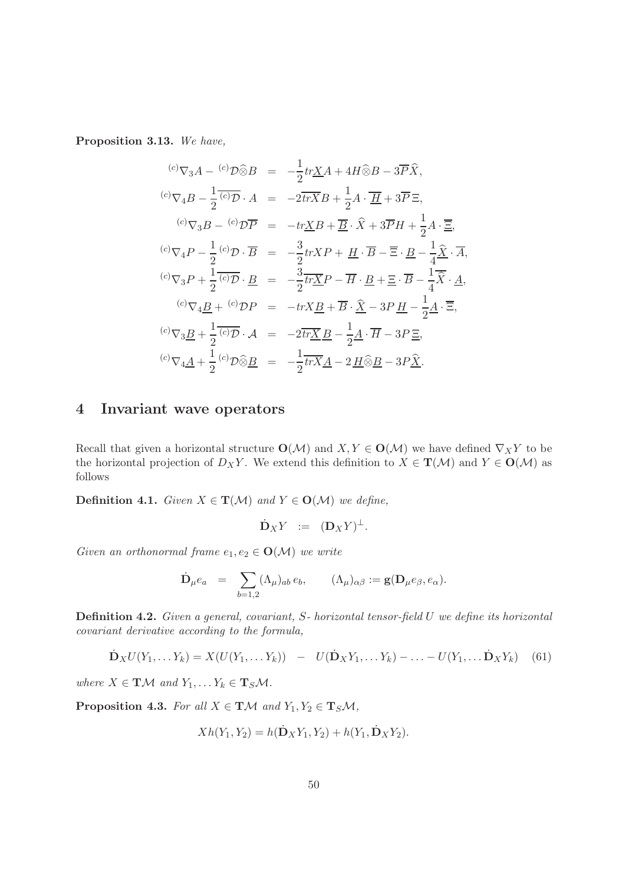**Proposition 3.13.** *We have,*

$$
\begin{aligned}
{}^{(c)}\nabla_3 A - {}^{(c)}\mathcal{D}\widehat{\otimes} B &= -\frac{1}{2}tr\underline{X}A + 4H\widehat{\otimes}B - 3\overline{P}\widehat{X},\\
{}^{(c)}\nabla_4 B - \frac{1}{2}\overline{{}^{(c)}\mathcal{D}}\cdot A &= -2\overline{trX}B + \frac{1}{2}A\cdot\overline{\underline{H}} + 3\overline{P}\,\Xi,\\
{}^{(c)}\nabla_3 B - {}^{(c)}\mathcal{D}\overline{P} &= -tr\underline{X}B + \overline{\underline{B}}\cdot\widehat{X} + 3\overline{P}H + \frac{1}{2}A\cdot\overline{\underline{\Xi}},\\
{}^{(c)}\nabla_4 P - \frac{1}{2}{}^{(c)}\mathcal{D}\cdot\overline{B} &= -\frac{3}{2}trXP + \underline{H}\cdot\overline{B} - \overline{\Xi}\cdot\underline{B} - \frac{1}{4}\widehat{\underline{X}}\cdot\overline{A},\\
{}^{(c)}\nabla_3 P + \frac{1}{2}\overline{{}^{(c)}\mathcal{D}}\cdot\underline{B} &= -\frac{3}{2}\overline{tr\underline{X}}P - \overline{H}\cdot\underline{B} + \underline{\Xi}\cdot\overline{B} - \frac{1}{4}\overline{\widehat{X}}\cdot\underline{A},\\
{}^{(c)}\nabla_4 \underline{B} + {}^{(c)}\mathcal{D}P &= -trX\underline{B} + \overline{B}\cdot\widehat{\underline{X}} - 3P\,\underline{H} - \frac{1}{2}\underline{A}\cdot\overline{\Xi},\\
{}^{(c)}\nabla_3 \underline{B} + \frac{1}{2}\overline{{}^{(c)}\mathcal{D}}\cdot\mathcal{A} &= -2\overline{tr\underline{X}}\,\underline{B} - \frac{1}{2}\underline{A}\cdot\overline{H} - 3P\,\underline{\Xi},\\
{}^{(c)}\nabla_4 \underline{A} + \frac{1}{2}{}^{(c)}\mathcal{D}\widehat{\otimes}\underline{B} &= -\frac{1}{2}\overline{trX}\underline{A} - 2\,\underline{H}\widehat{\otimes}\underline{B} - 3P\widehat{\underline{X}}.
\end{aligned}
$$

# 4 Invariant wave operators

Recall that given a horizontal structure $\mathbf{O}(\mathcal{M})$ and $X, Y \in \mathbf{O}(\mathcal{M})$ we have defined $\nabla_X Y$ to be the horizontal projection of $D_X Y$. We extend this definition to $X \in \mathbf{T}(\mathcal{M})$ and $Y \in \mathbf{O}(\mathcal{M})$ as follows

**Definition 4.1.** *Given $X \in \mathbf{T}(\mathcal{M})$ and $Y \in \mathbf{O}(\mathcal{M})$ we define,*

$$
\dot{\mathbf{D}}_X Y \ := \ (\mathbf{D}_X Y)^\perp.
$$

*Given an orthonormal frame $e_1, e_2 \in \mathbf{O}(\mathcal{M})$ we write*

$$
\dot{\mathbf{D}}_\mu e_a \ = \ \sum_{b=1,2}(\Lambda_\mu)_{ab}\, e_b, \qquad (\Lambda_\mu)_{\alpha\beta} := \mathbf{g}(\mathbf{D}_\mu e_\beta, e_\alpha).
$$

**Definition 4.2.** *Given a general, covariant, $S$- horizontal tensor-field $U$ we define its horizontal covariant derivative according to the formula,*

$$
\dot{\mathbf{D}}_X U(Y_1, \ldots Y_k) = X(U(Y_1, \ldots Y_k)) \ - \ U(\dot{\mathbf{D}}_X Y_1, \ldots Y_k) - \ldots - U(Y_1, \ldots \dot{\mathbf{D}}_X Y_k) \quad (61)
$$

*where $X \in \mathbf{T}\mathcal{M}$ and $Y_1, \ldots Y_k \in \mathbf{T}_S\mathcal{M}$.*

**Proposition 4.3.** *For all $X \in \mathbf{T}\mathcal{M}$ and $Y_1, Y_2 \in \mathbf{T}_S\mathcal{M}$,*

$$
Xh(Y_1, Y_2) = h(\dot{\mathbf{D}}_X Y_1, Y_2) + h(Y_1, \dot{\mathbf{D}}_X Y_2).
$$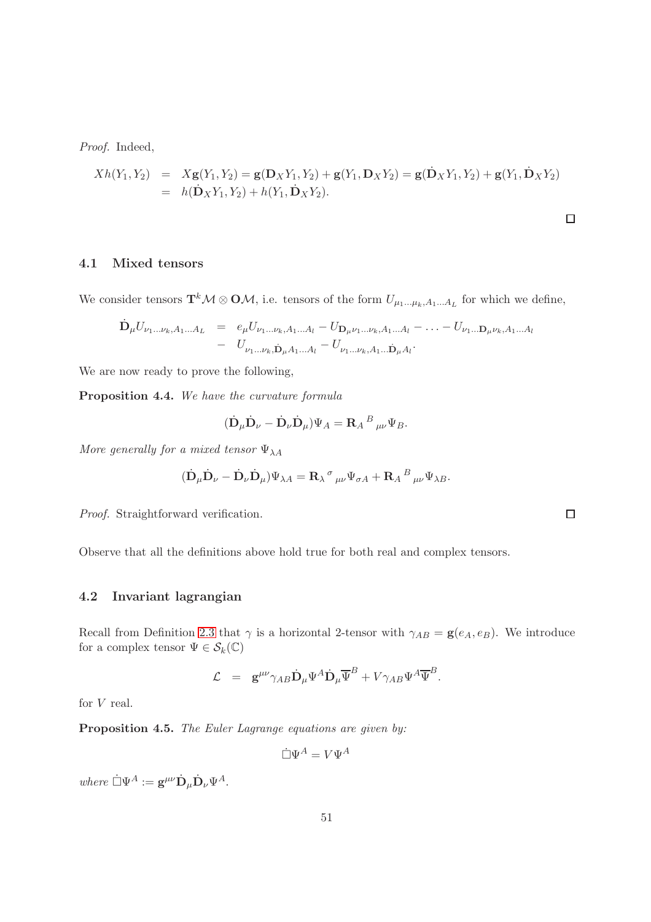*Proof.* Indeed,

$$
\begin{aligned}
Xh(Y_1, Y_2) &= X\mathbf{g}(Y_1, Y_2) = \mathbf{g}(\mathbf{D}_X Y_1, Y_2) + \mathbf{g}(Y_1, \mathbf{D}_X Y_2) = \mathbf{g}(\dot{\mathbf{D}}_X Y_1, Y_2) + \mathbf{g}(Y_1, \dot{\mathbf{D}}_X Y_2) \\
&= h(\dot{\mathbf{D}}_X Y_1, Y_2) + h(Y_1, \dot{\mathbf{D}}_X Y_2).
\end{aligned}
$$

□

### 4.1 Mixed tensors

We consider tensors $\mathbf{T}^k\mathcal{M} \otimes \mathbf{O}\mathcal{M}$, i.e. tensors of the form $U_{\mu_1\ldots\mu_k, A_1\ldots A_L}$ for which we define,

$$
\begin{aligned}
\dot{\mathbf{D}}_\mu U_{\nu_1\ldots\nu_k, A_1\ldots A_L} &= e_\mu U_{\nu_1\ldots\nu_k, A_1\ldots A_l} - U_{\mathbf{D}_\mu \nu_1\ldots\nu_k, A_1\ldots A_l} - \ldots - U_{\nu_1\ldots\mathbf{D}_\mu \nu_k, A_1\ldots A_l} \\
&- U_{\nu_1\ldots\nu_k, \dot{\mathbf{D}}_\mu A_1\ldots A_l} - U_{\nu_1\ldots\nu_k, A_1\ldots\dot{\mathbf{D}}_\mu A_l}.
\end{aligned}
$$

We are now ready to prove the following,

**Proposition 4.4.** *We have the curvature formula*

$$
(\dot{\mathbf{D}}_\mu \dot{\mathbf{D}}_\nu - \dot{\mathbf{D}}_\nu \dot{\mathbf{D}}_\mu)\Psi_A = \mathbf{R}_A{}^B{}_{\mu\nu}\Psi_B.
$$

*More generally for a mixed tensor* $\Psi_{\lambda A}$

$$
(\dot{\mathbf{D}}_\mu \dot{\mathbf{D}}_\nu - \dot{\mathbf{D}}_\nu \dot{\mathbf{D}}_\mu)\Psi_{\lambda A} = \mathbf{R}_\lambda{}^\sigma{}_{\mu\nu}\Psi_{\sigma A} + \mathbf{R}_A{}^B{}_{\mu\nu}\Psi_{\lambda B}.
$$

*Proof.* Straightforward verification. □

Observe that all the definitions above hold true for both real and complex tensors.

### 4.2 Invariant lagrangian

Recall from Definition 2.3 that $\gamma$ is a horizontal 2-tensor with $\gamma_{AB} = \mathbf{g}(e_A, e_B)$. We introduce for a complex tensor $\Psi \in \mathcal{S}_k(\mathbb{C})$

$$
\mathcal{L} \;\; = \;\; \mathbf{g}^{\mu\nu}\gamma_{AB}\dot{\mathbf{D}}_\mu \Psi^A \dot{\mathbf{D}}_\mu \overline{\Psi}^B + V\gamma_{AB}\Psi^A\overline{\Psi}^B.
$$

for $V$ real.

**Proposition 4.5.** *The Euler Lagrange equations are given by:*

$$
\dot{\square}\Psi^A = V\Psi^A
$$

*where* $\dot{\square}\Psi^A := \mathbf{g}^{\mu\nu}\dot{\mathbf{D}}_\mu \dot{\mathbf{D}}_\nu \Psi^A$.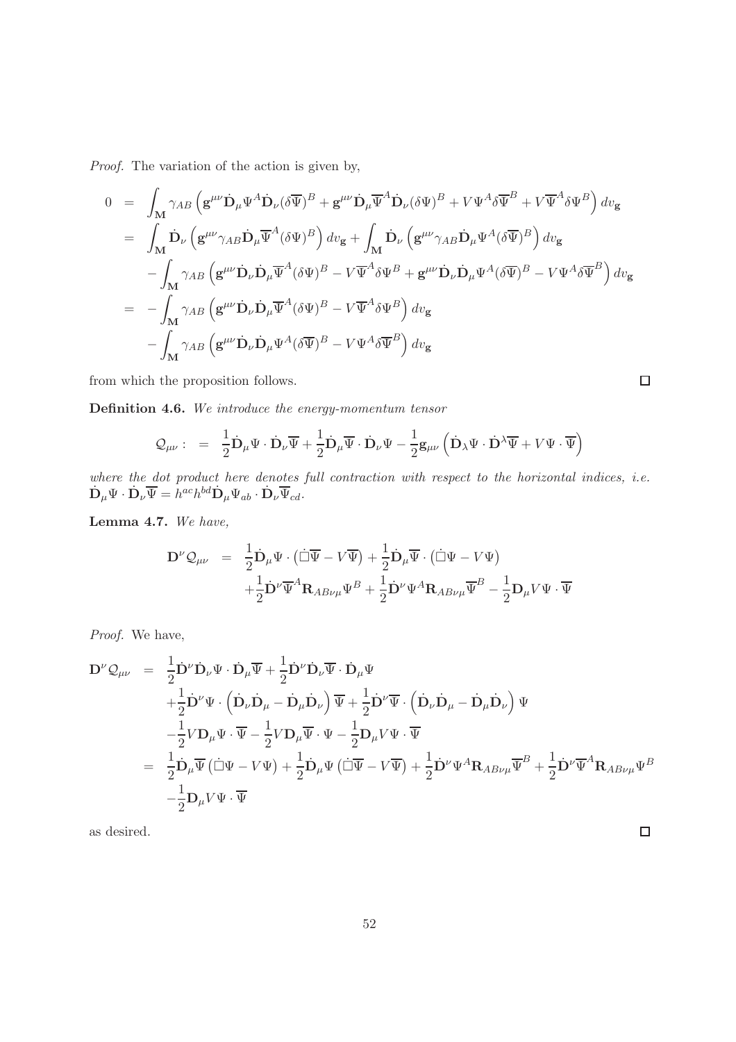*Proof.* The variation of the action is given by,

$$
\begin{aligned}
0 &= \int_{\mathbf{M}} \gamma_{AB}\left(\mathbf{g}^{\mu\nu}\dot{\mathbf{D}}_\mu\Psi^A\dot{\mathbf{D}}_\nu(\delta\overline{\Psi})^B + \mathbf{g}^{\mu\nu}\dot{\mathbf{D}}_\mu\overline{\Psi}^A\dot{\mathbf{D}}_\nu(\delta\Psi)^B + V\Psi^A\delta\overline{\Psi}^B + V\overline{\Psi}^A\delta\Psi^B\right) dv_{\mathbf{g}} \\
&= \int_{\mathbf{M}} \dot{\mathbf{D}}_\nu\left(\mathbf{g}^{\mu\nu}\gamma_{AB}\dot{\mathbf{D}}_\mu\overline{\Psi}^A(\delta\Psi)^B\right) dv_{\mathbf{g}} + \int_{\mathbf{M}} \dot{\mathbf{D}}_\nu\left(\mathbf{g}^{\mu\nu}\gamma_{AB}\dot{\mathbf{D}}_\mu\Psi^A(\delta\overline{\Psi})^B\right) dv_{\mathbf{g}} \\
&\quad - \int_{\mathbf{M}} \gamma_{AB}\left(\mathbf{g}^{\mu\nu}\dot{\mathbf{D}}_\nu\dot{\mathbf{D}}_\mu\overline{\Psi}^A(\delta\Psi)^B - V\overline{\Psi}^A\delta\Psi^B + \mathbf{g}^{\mu\nu}\dot{\mathbf{D}}_\nu\dot{\mathbf{D}}_\mu\Psi^A(\delta\overline{\Psi})^B - V\Psi^A\delta\overline{\Psi}^B\right) dv_{\mathbf{g}} \\
&= -\int_{\mathbf{M}} \gamma_{AB}\left(\mathbf{g}^{\mu\nu}\dot{\mathbf{D}}_\nu\dot{\mathbf{D}}_\mu\overline{\Psi}^A(\delta\Psi)^B - V\overline{\Psi}^A\delta\Psi^B\right) dv_{\mathbf{g}} \\
&\quad - \int_{\mathbf{M}} \gamma_{AB}\left(\mathbf{g}^{\mu\nu}\dot{\mathbf{D}}_\nu\dot{\mathbf{D}}_\mu\Psi^A(\delta\overline{\Psi})^B - V\Psi^A\delta\overline{\Psi}^B\right) dv_{\mathbf{g}}
\end{aligned}
$$

from which the proposition follows. □

**Definition 4.6.** *We introduce the energy-momentum tensor*

$$
\mathcal{Q}_{\mu\nu} : = \frac{1}{2}\dot{\mathbf{D}}_\mu\Psi\cdot\dot{\mathbf{D}}_\nu\overline{\Psi} + \frac{1}{2}\dot{\mathbf{D}}_\mu\overline{\Psi}\cdot\dot{\mathbf{D}}_\nu\Psi - \frac{1}{2}\mathbf{g}_{\mu\nu}\left(\dot{\mathbf{D}}_\lambda\Psi\cdot\dot{\mathbf{D}}^\lambda\overline{\Psi} + V\Psi\cdot\overline{\Psi}\right)
$$

*where the dot product here denotes full contraction with respect to the horizontal indices, i.e.* $\dot{\mathbf{D}}_\mu\Psi\cdot\dot{\mathbf{D}}_\nu\overline{\Psi} = h^{ac}h^{bd}\dot{\mathbf{D}}_\mu\Psi_{ab}\cdot\dot{\mathbf{D}}_\nu\overline{\Psi}_{cd}$.

**Lemma 4.7.** *We have,*

$$
\begin{aligned}
\mathbf{D}^\nu\mathcal{Q}_{\mu\nu} &= \frac{1}{2}\dot{\mathbf{D}}_\mu\Psi\cdot\left(\dot{\square}\overline{\Psi} - V\overline{\Psi}\right) + \frac{1}{2}\dot{\mathbf{D}}_\mu\overline{\Psi}\cdot\left(\dot{\square}\Psi - V\Psi\right) \\
&\quad + \frac{1}{2}\dot{\mathbf{D}}^\nu\overline{\Psi}^A\mathbf{R}_{AB\nu\mu}\Psi^B + \frac{1}{2}\dot{\mathbf{D}}^\nu\Psi^A\mathbf{R}_{AB\nu\mu}\overline{\Psi}^B - \frac{1}{2}\mathbf{D}_\mu V\Psi\cdot\overline{\Psi}
\end{aligned}
$$

*Proof.* We have,

$$
\begin{aligned}
\mathbf{D}^\nu\mathcal{Q}_{\mu\nu} &= \frac{1}{2}\dot{\mathbf{D}}^\nu\dot{\mathbf{D}}_\nu\Psi\cdot\dot{\mathbf{D}}_\mu\overline{\Psi} + \frac{1}{2}\dot{\mathbf{D}}^\nu\dot{\mathbf{D}}_\nu\overline{\Psi}\cdot\dot{\mathbf{D}}_\mu\Psi \\
&\quad + \frac{1}{2}\dot{\mathbf{D}}^\nu\Psi\cdot\left(\dot{\mathbf{D}}_\nu\dot{\mathbf{D}}_\mu - \dot{\mathbf{D}}_\mu\dot{\mathbf{D}}_\nu\right)\overline{\Psi} + \frac{1}{2}\dot{\mathbf{D}}^\nu\overline{\Psi}\cdot\left(\dot{\mathbf{D}}_\nu\dot{\mathbf{D}}_\mu - \dot{\mathbf{D}}_\mu\dot{\mathbf{D}}_\nu\right)\Psi \\
&\quad - \frac{1}{2}V\mathbf{D}_\mu\Psi\cdot\overline{\Psi} - \frac{1}{2}V\mathbf{D}_\mu\overline{\Psi}\cdot\Psi - \frac{1}{2}\mathbf{D}_\mu V\Psi\cdot\overline{\Psi} \\
&= \frac{1}{2}\dot{\mathbf{D}}_\mu\overline{\Psi}\left(\dot{\square}\Psi - V\Psi\right) + \frac{1}{2}\dot{\mathbf{D}}_\mu\Psi\left(\dot{\square}\overline{\Psi} - V\overline{\Psi}\right) + \frac{1}{2}\dot{\mathbf{D}}^\nu\Psi^A\mathbf{R}_{AB\nu\mu}\overline{\Psi}^B + \frac{1}{2}\dot{\mathbf{D}}^\nu\overline{\Psi}^A\mathbf{R}_{AB\nu\mu}\Psi^B \\
&\quad - \frac{1}{2}\mathbf{D}_\mu V\Psi\cdot\overline{\Psi}
\end{aligned}
$$

as desired. □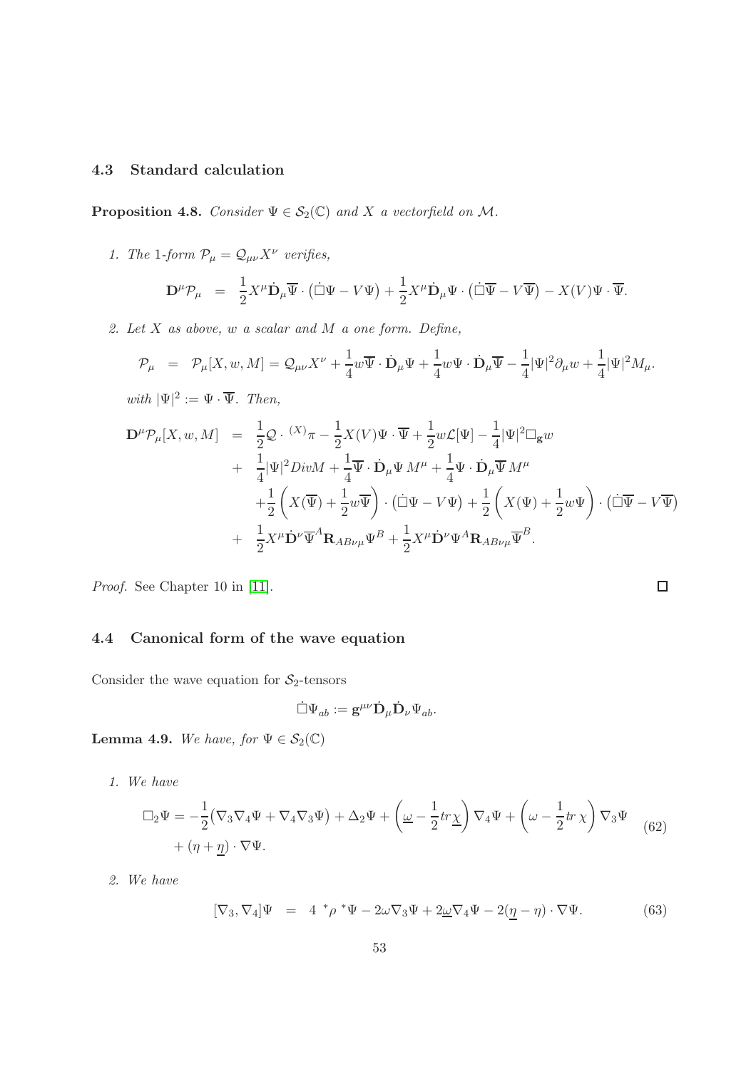### 4.3 Standard calculation

**Proposition 4.8.** *Consider $\Psi \in \mathcal{S}_2(\mathbb{C})$ and $X$ a vectorfield on $\mathcal{M}$.*

1. *The 1-form $\mathcal{P}_\mu = \mathcal{Q}_{\mu\nu} X^\nu$ verifies,*

$$\mathbf{D}^\mu \mathcal{P}_\mu \;=\; \frac{1}{2} X^\mu \dot{\mathbf{D}}_\mu \overline{\Psi} \cdot \big(\dot{\square}\Psi - V\Psi\big) + \frac{1}{2} X^\mu \dot{\mathbf{D}}_\mu \Psi \cdot \big(\dot{\square}\overline{\Psi} - V\overline{\Psi}\big) - X(V)\Psi \cdot \overline{\Psi}.$$

2. *Let $X$ as above, $w$ a scalar and $M$ a one form. Define,*

$$\mathcal{P}_\mu \;=\; \mathcal{P}_\mu[X, w, M] = \mathcal{Q}_{\mu\nu} X^\nu + \frac{1}{4} w \overline{\Psi} \cdot \dot{\mathbf{D}}_\mu \Psi + \frac{1}{4} w \Psi \cdot \dot{\mathbf{D}}_\mu \overline{\Psi} - \frac{1}{4} |\Psi|^2 \partial_\mu w + \frac{1}{4} |\Psi|^2 M_\mu.$$

*with $|\Psi|^2 := \Psi \cdot \overline{\Psi}$. Then,*

$$\begin{aligned}
\mathbf{D}^\mu \mathcal{P}_\mu[X, w, M] \;&=\; \frac{1}{2} \mathcal{Q} \cdot {}^{(X)}\pi - \frac{1}{2} X(V) \Psi \cdot \overline{\Psi} + \frac{1}{2} w \mathcal{L}[\Psi] - \frac{1}{4} |\Psi|^2 \square_{\mathbf{g}} w \\
&+\; \frac{1}{4} |\Psi|^2 Div M + \frac{1}{4} \overline{\Psi} \cdot \dot{\mathbf{D}}_\mu \Psi \, M^\mu + \frac{1}{4} \Psi \cdot \dot{\mathbf{D}}_\mu \overline{\Psi} \, M^\mu \\
&+ \frac{1}{2} \left( X(\overline{\Psi}) + \frac{1}{2} w \overline{\Psi} \right) \cdot \big(\dot{\square}\Psi - V\Psi\big) + \frac{1}{2} \left( X(\Psi) + \frac{1}{2} w \Psi \right) \cdot \big(\dot{\square}\overline{\Psi} - V\overline{\Psi}\big) \\
&+\; \frac{1}{2} X^\mu \dot{\mathbf{D}}^\nu \overline{\Psi}^A \mathbf{R}_{AB\nu\mu} \Psi^B + \frac{1}{2} X^\mu \dot{\mathbf{D}}^\nu \Psi^A \mathbf{R}_{AB\nu\mu} \overline{\Psi}^B.
\end{aligned}$$

*Proof.* See Chapter 10 in [11]. □

### 4.4 Canonical form of the wave equation

Consider the wave equation for $\mathcal{S}_2$-tensors

$$\dot{\square}\Psi_{ab} := \mathbf{g}^{\mu\nu} \dot{\mathbf{D}}_\mu \dot{\mathbf{D}}_\nu \Psi_{ab}.$$

**Lemma 4.9.** *We have, for $\Psi \in \mathcal{S}_2(\mathbb{C})$*

1. *We have*

$$\begin{aligned}
\square_2 \Psi = &-\frac{1}{2} \big( \nabla_3 \nabla_4 \Psi + \nabla_4 \nabla_3 \Psi \big) + \Delta_2 \Psi + \left( \underline{\omega} - \frac{1}{2} tr \underline{\chi} \right) \nabla_4 \Psi + \left( \omega - \frac{1}{2} tr \, \chi \right) \nabla_3 \Psi \\
&+ (\eta + \underline{\eta}) \cdot \nabla \Psi.
\end{aligned} \tag{62}$$

2. *We have*

$$[\nabla_3, \nabla_4] \Psi \;=\; 4 \; {}^*\rho \; {}^*\Psi - 2\omega \nabla_3 \Psi + 2\underline{\omega} \nabla_4 \Psi - 2(\underline{\eta} - \eta) \cdot \nabla \Psi. \tag{63}$$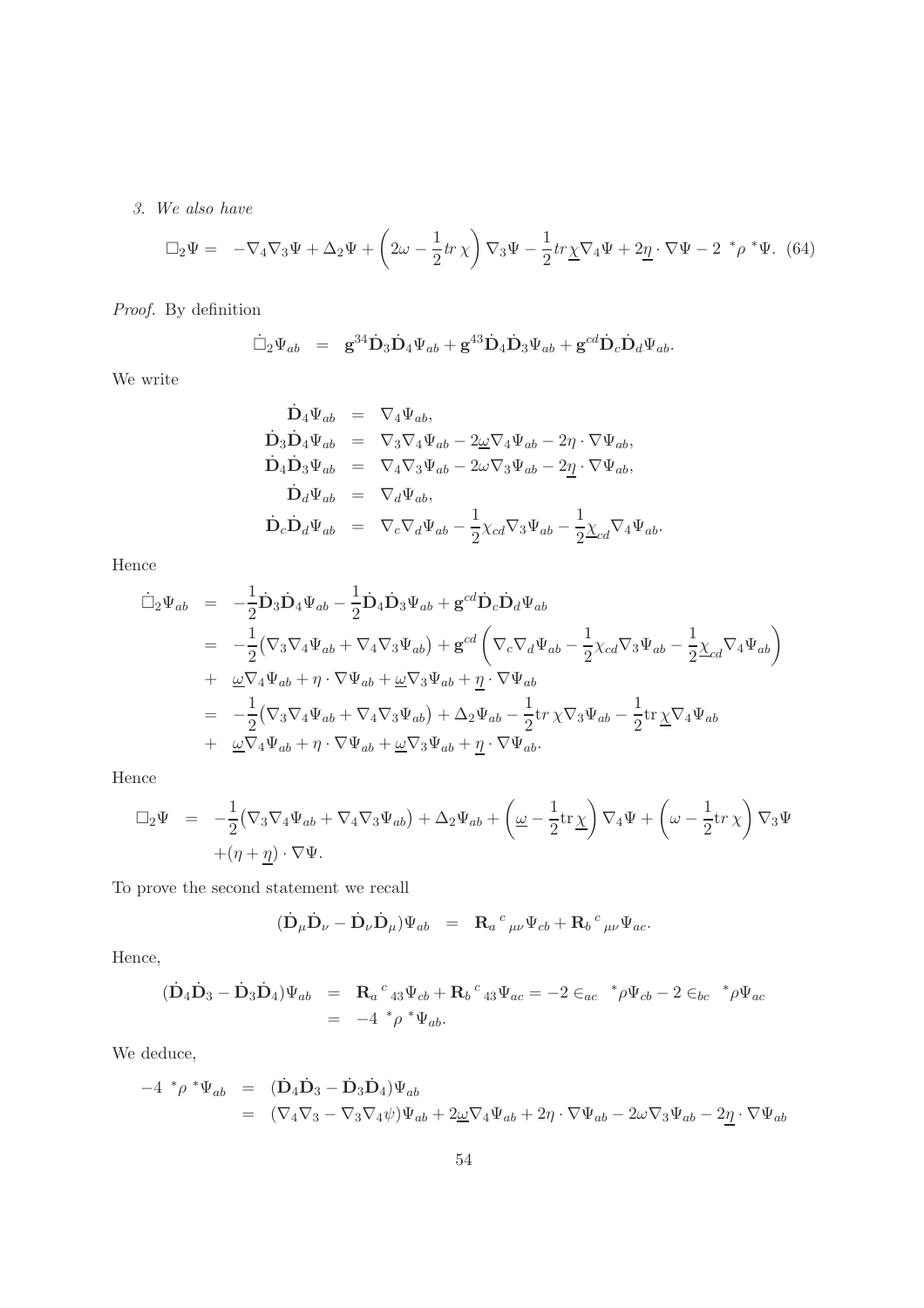*3. We also have*

$$\Box_2\Psi = -\nabla_4\nabla_3\Psi + \Delta_2\Psi + \left(2\omega - \frac{1}{2}tr\,\chi\right)\nabla_3\Psi - \frac{1}{2}tr\,\underline{\chi}\nabla_4\Psi + 2\underline{\eta}\cdot\nabla\Psi - 2\ {}^*\rho\ {}^*\Psi. \quad (64)$$

*Proof.* By definition

$$\dot{\Box}_2\Psi_{ab} = \mathbf{g}^{34}\dot{\mathbf{D}}_3\dot{\mathbf{D}}_4\Psi_{ab} + \mathbf{g}^{43}\dot{\mathbf{D}}_4\dot{\mathbf{D}}_3\Psi_{ab} + \mathbf{g}^{cd}\dot{\mathbf{D}}_c\dot{\mathbf{D}}_d\Psi_{ab}.$$

We write

$$\begin{aligned}
\dot{\mathbf{D}}_4\Psi_{ab} &= \nabla_4\Psi_{ab},\\
\dot{\mathbf{D}}_3\dot{\mathbf{D}}_4\Psi_{ab} &= \nabla_3\nabla_4\Psi_{ab} - 2\underline{\omega}\nabla_4\Psi_{ab} - 2\eta\cdot\nabla\Psi_{ab},\\
\dot{\mathbf{D}}_4\dot{\mathbf{D}}_3\Psi_{ab} &= \nabla_4\nabla_3\Psi_{ab} - 2\omega\nabla_3\Psi_{ab} - 2\underline{\eta}\cdot\nabla\Psi_{ab},\\
\dot{\mathbf{D}}_d\Psi_{ab} &= \nabla_d\Psi_{ab},\\
\dot{\mathbf{D}}_c\dot{\mathbf{D}}_d\Psi_{ab} &= \nabla_c\nabla_d\Psi_{ab} - \frac{1}{2}\chi_{cd}\nabla_3\Psi_{ab} - \frac{1}{2}\underline{\chi}_{cd}\nabla_4\Psi_{ab}.
\end{aligned}$$

Hence

$$\begin{aligned}
\dot{\Box}_2\Psi_{ab} &= -\frac{1}{2}\dot{\mathbf{D}}_3\dot{\mathbf{D}}_4\Psi_{ab} - \frac{1}{2}\dot{\mathbf{D}}_4\dot{\mathbf{D}}_3\Psi_{ab} + \mathbf{g}^{cd}\dot{\mathbf{D}}_c\dot{\mathbf{D}}_d\Psi_{ab}\\
&= -\frac{1}{2}\big(\nabla_3\nabla_4\Psi_{ab} + \nabla_4\nabla_3\Psi_{ab}\big) + \mathbf{g}^{cd}\left(\nabla_c\nabla_d\Psi_{ab} - \frac{1}{2}\chi_{cd}\nabla_3\Psi_{ab} - \frac{1}{2}\underline{\chi}_{cd}\nabla_4\Psi_{ab}\right)\\
&+ \ \underline{\omega}\nabla_4\Psi_{ab} + \eta\cdot\nabla\Psi_{ab} + \underline{\omega}\nabla_3\Psi_{ab} + \underline{\eta}\cdot\nabla\Psi_{ab}\\
&= -\frac{1}{2}\big(\nabla_3\nabla_4\Psi_{ab} + \nabla_4\nabla_3\Psi_{ab}\big) + \Delta_2\Psi_{ab} - \frac{1}{2}\mathrm{tr}\,\chi\nabla_3\Psi_{ab} - \frac{1}{2}\mathrm{tr}\,\underline{\chi}\nabla_4\Psi_{ab}\\
&+ \ \underline{\omega}\nabla_4\Psi_{ab} + \eta\cdot\nabla\Psi_{ab} + \underline{\omega}\nabla_3\Psi_{ab} + \underline{\eta}\cdot\nabla\Psi_{ab}.
\end{aligned}$$

Hence

$$\begin{aligned}
\Box_2\Psi &= -\frac{1}{2}\big(\nabla_3\nabla_4\Psi_{ab} + \nabla_4\nabla_3\Psi_{ab}\big) + \Delta_2\Psi_{ab} + \left(\underline{\omega} - \frac{1}{2}\mathrm{tr}\,\underline{\chi}\right)\nabla_4\Psi + \left(\omega - \frac{1}{2}\mathrm{tr}\,\chi\right)\nabla_3\Psi\\
&+(\eta + \underline{\eta})\cdot\nabla\Psi.
\end{aligned}$$

To prove the second statement we recall

$$(\dot{\mathbf{D}}_\mu\dot{\mathbf{D}}_\nu - \dot{\mathbf{D}}_\nu\dot{\mathbf{D}}_\mu)\Psi_{ab} = \mathbf{R}_a{}^c{}_{\mu\nu}\Psi_{cb} + \mathbf{R}_b{}^c{}_{\mu\nu}\Psi_{ac}.$$

Hence,

$$\begin{aligned}
(\dot{\mathbf{D}}_4\dot{\mathbf{D}}_3 - \dot{\mathbf{D}}_3\dot{\mathbf{D}}_4)\Psi_{ab} &= \mathbf{R}_a{}^c{}_{43}\Psi_{cb} + \mathbf{R}_b{}^c{}_{43}\Psi_{ac} = -2\in_{ac}\ {}^*\rho\Psi_{cb} - 2\in_{bc}\ {}^*\rho\Psi_{ac}\\
&= -4\ {}^*\rho\ {}^*\Psi_{ab}.
\end{aligned}$$

We deduce,

$$\begin{aligned}
-4\ {}^*\rho\ {}^*\Psi_{ab} &= (\dot{\mathbf{D}}_4\dot{\mathbf{D}}_3 - \dot{\mathbf{D}}_3\dot{\mathbf{D}}_4)\Psi_{ab}\\
&= (\nabla_4\nabla_3 - \nabla_3\nabla_4\psi)\Psi_{ab} + 2\underline{\omega}\nabla_4\Psi_{ab} + 2\eta\cdot\nabla\Psi_{ab} - 2\omega\nabla_3\Psi_{ab} - 2\underline{\eta}\cdot\nabla\Psi_{ab}
\end{aligned}$$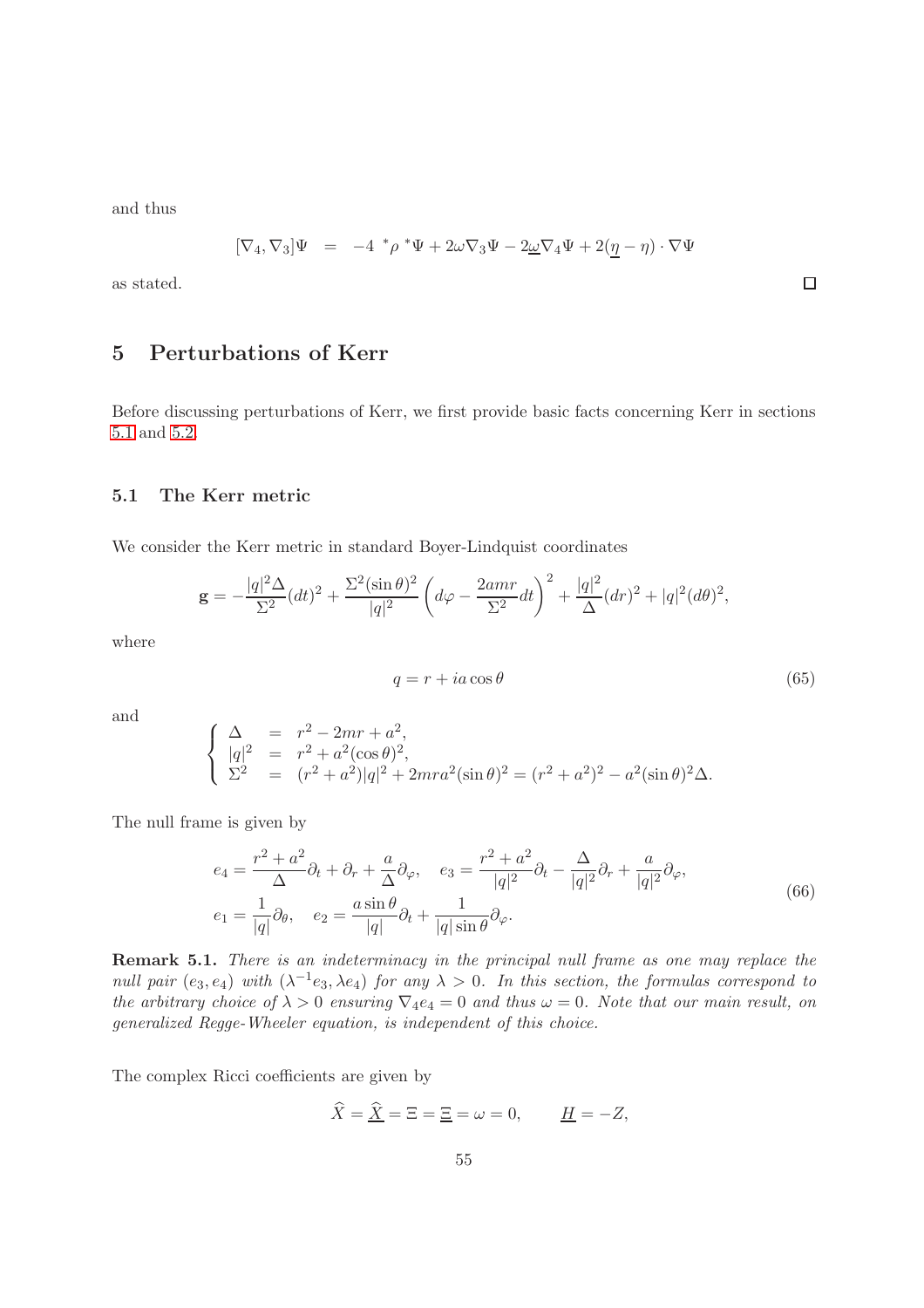and thus

$$[\nabla_4, \nabla_3]\Psi \;\; = \;\; -4 \;{}^*\rho \;{}^*\Psi + 2\omega\nabla_3\Psi - 2\underline{\omega}\nabla_4\Psi + 2(\underline{\eta} - \eta)\cdot\nabla\Psi$$

as stated. $\square$

# 5 Perturbations of Kerr

Before discussing perturbations of Kerr, we first provide basic facts concerning Kerr in sections 5.1 and 5.2.

## 5.1 The Kerr metric

We consider the Kerr metric in standard Boyer-Lindquist coordinates

$$\mathbf{g} = -\frac{|q|^2\Delta}{\Sigma^2}(dt)^2 + \frac{\Sigma^2(\sin\theta)^2}{|q|^2}\left(d\varphi - \frac{2amr}{\Sigma^2}dt\right)^2 + \frac{|q|^2}{\Delta}(dr)^2 + |q|^2(d\theta)^2,$$

where

$$q = r + ia\cos\theta \tag{65}$$

and

$$\begin{cases} \Delta &= r^2 - 2mr + a^2, \\ |q|^2 &= r^2 + a^2(\cos\theta)^2, \\ \Sigma^2 &= (r^2+a^2)|q|^2 + 2mra^2(\sin\theta)^2 = (r^2+a^2)^2 - a^2(\sin\theta)^2\Delta. \end{cases}$$

The null frame is given by

$$\begin{aligned} e_4 &= \frac{r^2+a^2}{\Delta}\partial_t + \partial_r + \frac{a}{\Delta}\partial_\varphi, \quad e_3 = \frac{r^2+a^2}{|q|^2}\partial_t - \frac{\Delta}{|q|^2}\partial_r + \frac{a}{|q|^2}\partial_\varphi, \\ e_1 &= \frac{1}{|q|}\partial_\theta, \quad e_2 = \frac{a\sin\theta}{|q|}\partial_t + \frac{1}{|q|\sin\theta}\partial_\varphi. \end{aligned} \tag{66}$$

**Remark 5.1.** *There is an indeterminacy in the principal null frame as one may replace the null pair $(e_3, e_4)$ with $(\lambda^{-1}e_3, \lambda e_4)$ for any $\lambda > 0$. In this section, the formulas correspond to the arbitrary choice of $\lambda > 0$ ensuring $\nabla_4 e_4 = 0$ and thus $\omega = 0$. Note that our main result, on generalized Regge-Wheeler equation, is independent of this choice.*

The complex Ricci coefficients are given by

$$\widehat{X} = \underline{\widehat{X}} = \Xi = \underline{\Xi} = \omega = 0, \qquad \underline{H} = -Z,$$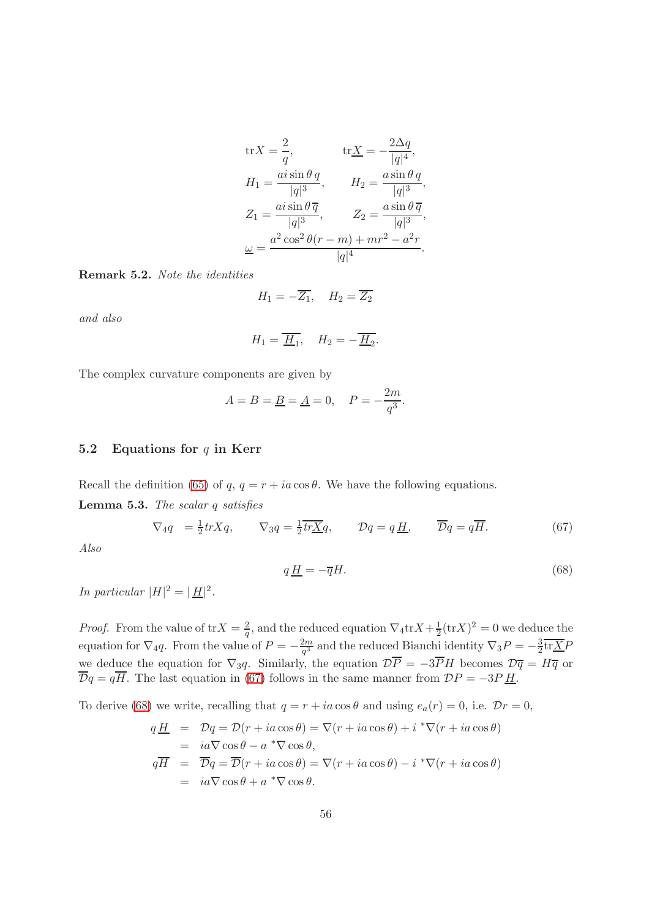$$
\begin{aligned}
\mathrm{tr}X &= \frac{2}{q}, & \mathrm{tr}\underline{X} &= -\frac{2\Delta q}{|q|^4},\\
H_1 &= \frac{ai\sin\theta\, q}{|q|^3}, & H_2 &= \frac{a\sin\theta\, q}{|q|^3},\\
Z_1 &= \frac{ai\sin\theta\, \overline{q}}{|q|^3}, & Z_2 &= \frac{a\sin\theta\, \overline{q}}{|q|^3},\\
\underline{\omega} &= \frac{a^2\cos^2\theta(r-m)+mr^2-a^2r}{|q|^4}.
\end{aligned}
$$

**Remark 5.2.** *Note the identities*

$$
H_1 = -\overline{Z_1}, \quad H_2 = \overline{Z_2}
$$

*and also*

$$
H_1 = \overline{\underline{H}_1}, \quad H_2 = -\overline{\underline{H}_2}.
$$

The complex curvature components are given by

$$
A = B = \underline{B} = \underline{A} = 0, \quad P = -\frac{2m}{q^3}.
$$

### 5.2 Equations for $q$ in Kerr

Recall the definition (65) of $q$, $q = r + ia\cos\theta$. We have the following equations.

**Lemma 5.3.** *The scalar $q$ satisfies*

$$
\nabla_4 q \;= \tfrac{1}{2}trXq, \qquad \nabla_3 q = \tfrac{1}{2}\overline{tr\underline{X}}q, \qquad \mathcal{D}q = q\,\underline{H}, \qquad \overline{\mathcal{D}}q = q\overline{H}. \tag{67}
$$

*Also*

$$
q\,\underline{H} = -\overline{q}H. \tag{68}
$$

*In particular $|H|^2 = |\,\underline{H}|^2$.*

*Proof.* From the value of $\mathrm{tr}X = \frac{2}{q}$, and the reduced equation $\nabla_4\mathrm{tr}X + \frac{1}{2}(\mathrm{tr}X)^2 = 0$ we deduce the equation for $\nabla_4 q$. From the value of $P = -\frac{2m}{q^3}$ and the reduced Bianchi identity $\nabla_3 P = -\frac{3}{2}\overline{\mathrm{tr}\underline{X}}P$ we deduce the equation for $\nabla_3 q$. Similarly, the equation $\mathcal{D}\overline{P} = -3\overline{P}H$ becomes $\mathcal{D}\overline{q} = H\overline{q}$ or $\overline{\mathcal{D}}q = q\overline{H}$. The last equation in (67) follows in the same manner from $\mathcal{D}P = -3P\,\underline{H}$.

To derive (68) we write, recalling that $q = r + ia\cos\theta$ and using $e_a(r) = 0$, i.e. $\mathcal{D}r = 0$,

$$
\begin{aligned}
q\,\underline{H} &= \mathcal{D}q = \mathcal{D}(r + ia\cos\theta) = \nabla(r + ia\cos\theta) + i\,{}^*\nabla(r + ia\cos\theta)\\
&= ia\nabla\cos\theta - a\,{}^*\nabla\cos\theta,\\
q\overline{H} &= \overline{\mathcal{D}}q = \overline{\mathcal{D}}(r + ia\cos\theta) = \nabla(r + ia\cos\theta) - i\,{}^*\nabla(r + ia\cos\theta)\\
&= ia\nabla\cos\theta + a\,{}^*\nabla\cos\theta.
\end{aligned}
$$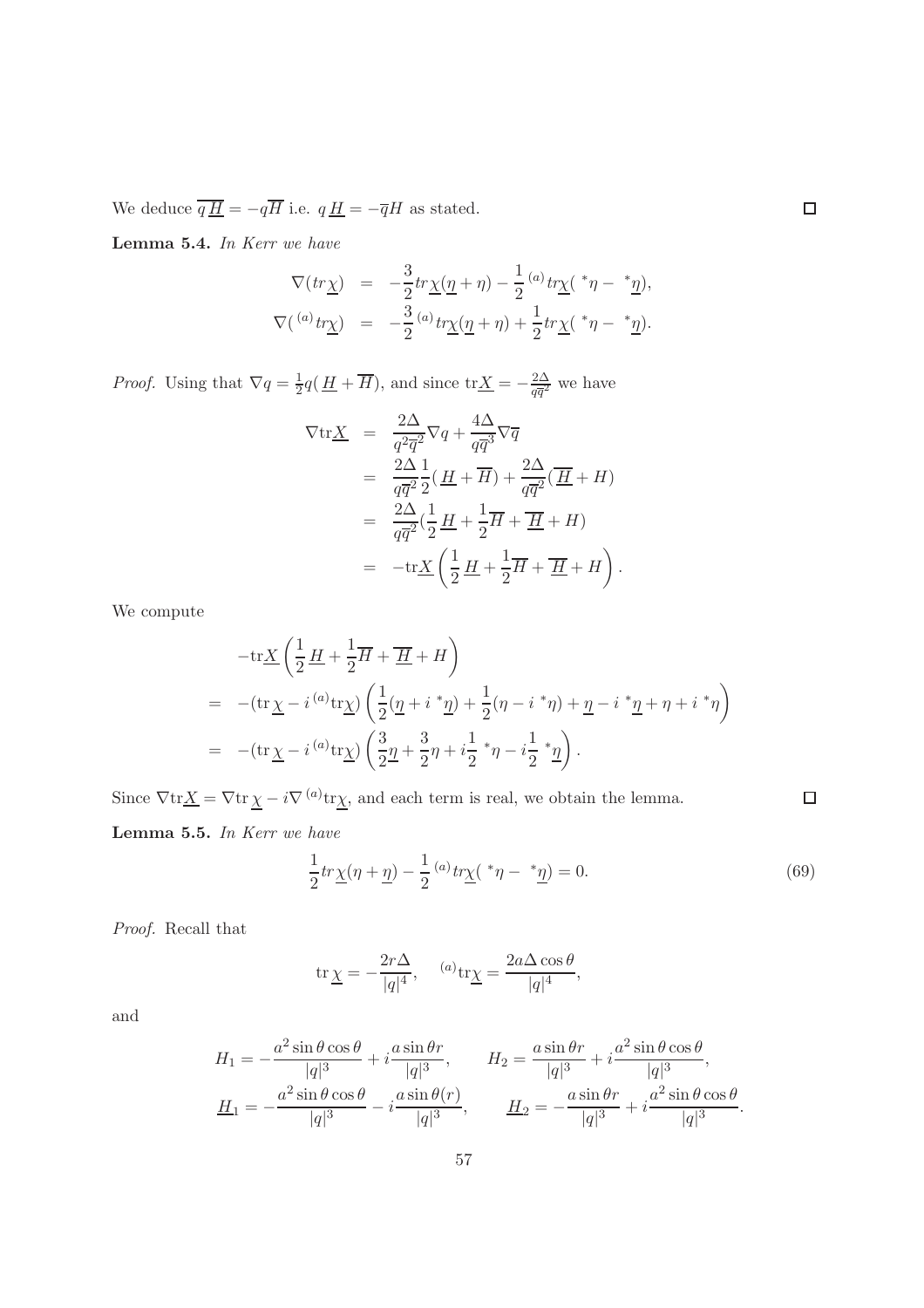We deduce $\overline{q\,\underline{H}} = -q\overline{H}$ i.e. $q\,\underline{H} = -\overline{q}H$ as stated. ∎

**Lemma 5.4.** *In Kerr we have*

$$
\begin{aligned}
\nabla(tr\underline{\chi}) &= -\frac{3}{2}tr\underline{\chi}(\underline{\eta}+\eta) - \frac{1}{2}\,{}^{(a)}tr\underline{\chi}(\,{}^*\eta - \,{}^*\underline{\eta}),\\
\nabla(\,{}^{(a)}tr\underline{\chi}) &= -\frac{3}{2}\,{}^{(a)}tr\underline{\chi}(\underline{\eta}+\eta) + \frac{1}{2}tr\underline{\chi}(\,{}^*\eta - \,{}^*\underline{\eta}).
\end{aligned}
$$

*Proof.* Using that $\nabla q = \frac{1}{2}q(\underline{H}+\overline{H})$, and since $\mathrm{tr}\underline{X} = -\frac{2\Delta}{q\overline{q}^2}$ we have

$$
\begin{aligned}
\nabla \mathrm{tr}\underline{X} &= \frac{2\Delta}{q^2\overline{q}^2}\nabla q + \frac{4\Delta}{q\overline{q}^3}\nabla\overline{q}\\
&= \frac{2\Delta}{q\overline{q}^2}\frac{1}{2}(\underline{H}+\overline{H}) + \frac{2\Delta}{q\overline{q}^2}(\overline{\underline{H}}+H)\\
&= \frac{2\Delta}{q\overline{q}^2}(\frac{1}{2}\underline{H}+\frac{1}{2}\overline{H}+\overline{\underline{H}}+H)\\
&= -\mathrm{tr}\underline{X}\left(\frac{1}{2}\underline{H}+\frac{1}{2}\overline{H}+\overline{\underline{H}}+H\right).
\end{aligned}
$$

We compute

$$
\begin{aligned}
&-\mathrm{tr}\underline{X}\left(\frac{1}{2}\underline{H}+\frac{1}{2}\overline{H}+\overline{\underline{H}}+H\right)\\
=&\; -(\mathrm{tr}\,\underline{\chi} - i\,{}^{(a)}\mathrm{tr}\underline{\chi})\left(\frac{1}{2}(\underline{\eta}+i\,{}^*\underline{\eta}) + \frac{1}{2}(\eta - i\,{}^*\eta) + \underline{\eta} - i\,{}^*\underline{\eta} + \eta + i\,{}^*\eta\right)\\
=&\; -(\mathrm{tr}\,\underline{\chi} - i\,{}^{(a)}\mathrm{tr}\underline{\chi})\left(\frac{3}{2}\underline{\eta} + \frac{3}{2}\eta + i\frac{1}{2}\,{}^*\eta - i\frac{1}{2}\,{}^*\underline{\eta}\right).
\end{aligned}
$$

Since $\nabla\mathrm{tr}\underline{X} = \nabla\mathrm{tr}\,\underline{\chi} - i\nabla\,{}^{(a)}\mathrm{tr}\underline{\chi}$, and each term is real, we obtain the lemma. ∎

**Lemma 5.5.** *In Kerr we have*

$$
\frac{1}{2}tr\underline{\chi}(\eta+\underline{\eta}) - \frac{1}{2}\,{}^{(a)}tr\underline{\chi}(\,{}^*\eta - \,{}^*\underline{\eta}) = 0. \tag{69}
$$

*Proof.* Recall that

$$
\mathrm{tr}\,\underline{\chi} = -\frac{2r\Delta}{|q|^4}, \qquad {}^{(a)}\mathrm{tr}\underline{\chi} = \frac{2a\Delta\cos\theta}{|q|^4},
$$

and

$$
\begin{aligned}
H_1 &= -\frac{a^2\sin\theta\cos\theta}{|q|^3} + i\frac{a\sin\theta r}{|q|^3}, & H_2 &= \frac{a\sin\theta r}{|q|^3} + i\frac{a^2\sin\theta\cos\theta}{|q|^3},\\
\underline{H}_1 &= -\frac{a^2\sin\theta\cos\theta}{|q|^3} - i\frac{a\sin\theta(r)}{|q|^3}, & \underline{H}_2 &= -\frac{a\sin\theta r}{|q|^3} + i\frac{a^2\sin\theta\cos\theta}{|q|^3}.
\end{aligned}
$$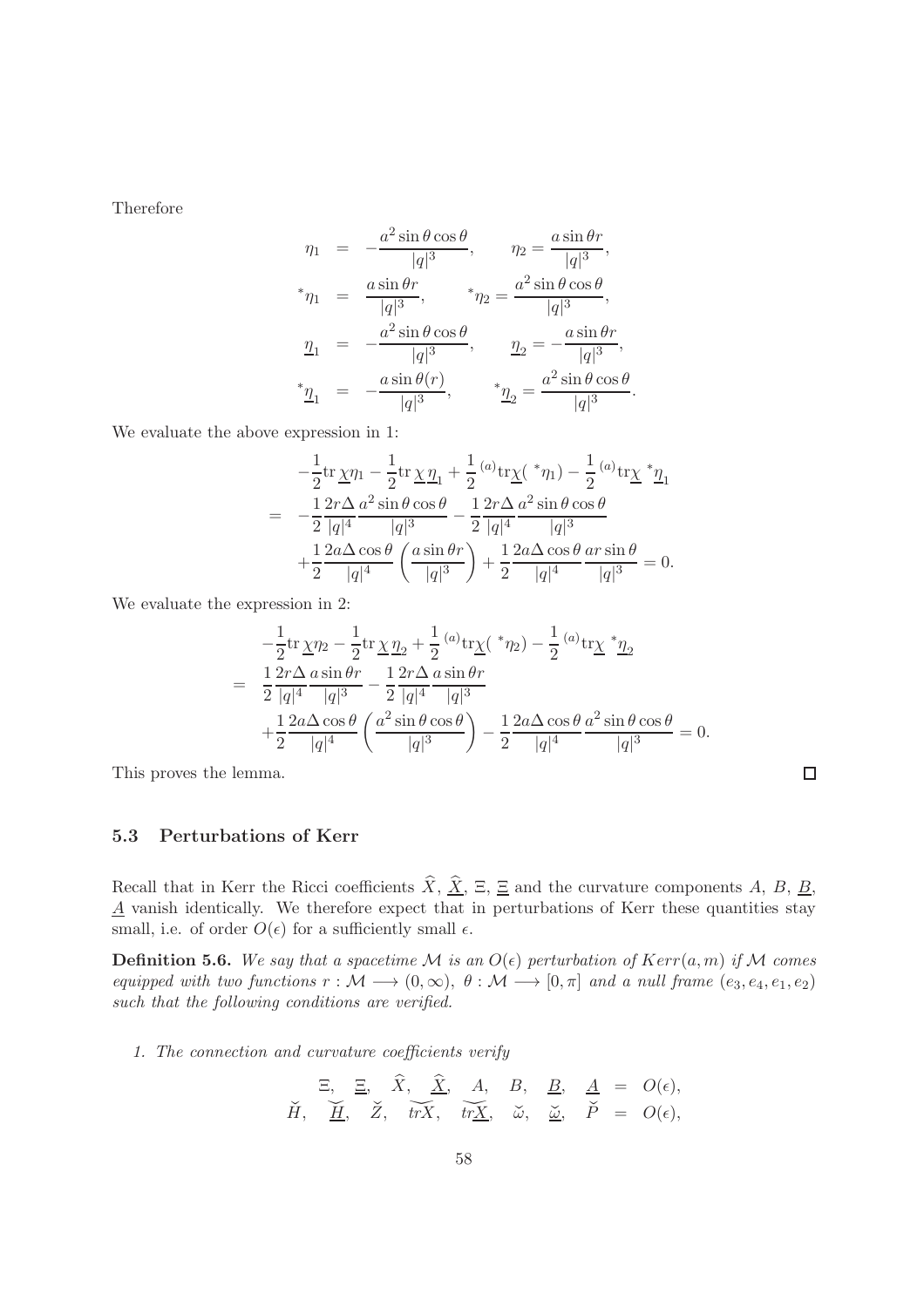Therefore

$$
\begin{aligned}
\eta_1 &= -\frac{a^2 \sin\theta \cos\theta}{|q|^3}, \qquad \eta_2 = \frac{a \sin\theta r}{|q|^3},\\
{}^*\eta_1 &= \frac{a \sin\theta r}{|q|^3}, \qquad {}^*\eta_2 = \frac{a^2 \sin\theta \cos\theta}{|q|^3},\\
\underline{\eta}_1 &= -\frac{a^2 \sin\theta \cos\theta}{|q|^3}, \qquad \underline{\eta}_2 = -\frac{a \sin\theta r}{|q|^3},\\
{}^*\underline{\eta}_1 &= -\frac{a \sin\theta (r)}{|q|^3}, \qquad {}^*\underline{\eta}_2 = \frac{a^2 \sin\theta \cos\theta}{|q|^3}.
\end{aligned}
$$

We evaluate the above expression in 1:

$$
\begin{aligned}
& -\frac{1}{2}\mathrm{tr}\, \underline{\chi}\eta_1 - \frac{1}{2}\mathrm{tr}\, \chi\, \underline{\eta}_1 + \frac{1}{2}{}^{(a)}\mathrm{tr}\underline{\chi}( {}^*\eta_1) - \frac{1}{2}{}^{(a)}\mathrm{tr}\chi\ {}^*\underline{\eta}_1\\
=& \ -\frac{1}{2}\frac{2r\Delta}{|q|^4}\frac{a^2\sin\theta\cos\theta}{|q|^3} - \frac{1}{2}\frac{2r\Delta}{|q|^4}\frac{a^2\sin\theta\cos\theta}{|q|^3}\\
& +\frac{1}{2}\frac{2a\Delta\cos\theta}{|q|^4}\left(\frac{a\sin\theta r}{|q|^3}\right) + \frac{1}{2}\frac{2a\Delta\cos\theta}{|q|^4}\frac{ar\sin\theta}{|q|^3} = 0.
\end{aligned}
$$

We evaluate the expression in 2:

$$
\begin{aligned}
& -\frac{1}{2}\mathrm{tr}\, \underline{\chi}\eta_2 - \frac{1}{2}\mathrm{tr}\, \chi\, \underline{\eta}_2 + \frac{1}{2}{}^{(a)}\mathrm{tr}\underline{\chi}( {}^*\eta_2) - \frac{1}{2}{}^{(a)}\mathrm{tr}\chi\ {}^*\underline{\eta}_2\\
=& \ \frac{1}{2}\frac{2r\Delta}{|q|^4}\frac{a\sin\theta r}{|q|^3} - \frac{1}{2}\frac{2r\Delta}{|q|^4}\frac{a\sin\theta r}{|q|^3}\\
& +\frac{1}{2}\frac{2a\Delta\cos\theta}{|q|^4}\left(\frac{a^2\sin\theta\cos\theta}{|q|^3}\right) - \frac{1}{2}\frac{2a\Delta\cos\theta}{|q|^4}\frac{a^2\sin\theta\cos\theta}{|q|^3} = 0.
\end{aligned}
$$

This proves the lemma. □

### 5.3 Perturbations of Kerr

Recall that in Kerr the Ricci coefficients $\widehat{X}$, $\widehat{\underline{X}}$, $\Xi$, $\underline{\Xi}$ and the curvature components $A$, $B$, $\underline{B}$, $\underline{A}$ vanish identically. We therefore expect that in perturbations of Kerr these quantities stay small, i.e. of order $O(\epsilon)$ for a sufficiently small $\epsilon$.

**Definition 5.6.** *We say that a spacetime $\mathcal{M}$ is an $O(\epsilon)$ perturbation of $Kerr(a,m)$ if $\mathcal{M}$ comes equipped with two functions $r : \mathcal{M} \longrightarrow (0,\infty)$, $\theta : \mathcal{M} \longrightarrow [0,\pi]$ and a null frame $(e_3, e_4, e_1, e_2)$ such that the following conditions are verified.*

1. *The connection and curvature coefficients verify*

$$
\begin{aligned}
\Xi,\ \ \underline{\Xi},\ \ \widehat{X},\ \ \widehat{\underline{X}},\ \ A,\ \ B,\ \ \underline{B},\ \ \underline{A} &= O(\epsilon),\\
\check{H},\ \ \check{\underline{H}},\ \ \check{Z},\ \ \widetilde{trX},\ \ \widetilde{tr\underline{X}},\ \ \check{\omega},\ \ \check{\underline{\omega}},\ \ \check{P} &= O(\epsilon),
\end{aligned}
$$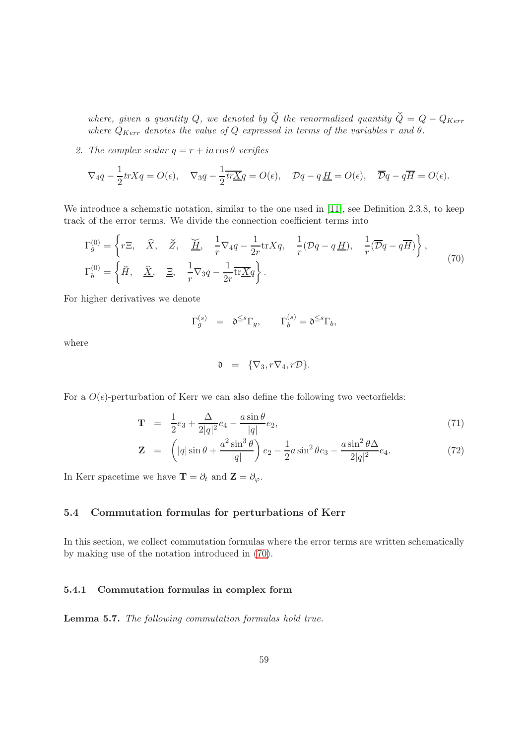*where, given a quantity $Q$, we denoted by $\check{Q}$ the renormalized quantity $\check{Q} = Q - Q_{Kerr}$ where $Q_{Kerr}$ denotes the value of $Q$ expressed in terms of the variables $r$ and $\theta$.*

2. *The complex scalar $q = r + ia\cos\theta$ verifies*

$$\nabla_4 q - \frac{1}{2} trX q = O(\epsilon), \quad \nabla_3 q - \frac{1}{2}\overline{tr\underline{X}} q = O(\epsilon), \quad \mathcal{D}q - q\,\underline{H} = O(\epsilon), \quad \overline{\mathcal{D}}q - q\overline{H} = O(\epsilon).$$

We introduce a schematic notation, similar to the one used in [11], see Definition 2.3.8, to keep track of the error terms. We divide the connection coefficient terms into

$$\begin{aligned}
\Gamma_g^{(0)} &= \left\{ r\Xi, \quad \widehat{X}, \quad \check{Z}, \quad \check{\underline{H}}, \quad \frac{1}{r}\nabla_4 q - \frac{1}{2r}\mathrm{tr} X q, \quad \frac{1}{r}(\mathcal{D}q - q\,\underline{H}), \quad \frac{1}{r}(\overline{\mathcal{D}}q - q\overline{H}) \right\}, \\
\Gamma_b^{(0)} &= \left\{ \check{H}, \quad \widehat{\underline{X}}, \quad \underline{\Xi}, \quad \frac{1}{r}\nabla_3 q - \frac{1}{2r}\overline{\mathrm{tr}\underline{X}} q \right\}.
\end{aligned} \tag{70}$$

For higher derivatives we denote

$$\Gamma_g^{(s)} \quad = \quad \mathfrak{d}^{\leq s}\Gamma_g, \qquad \Gamma_b^{(s)} = \mathfrak{d}^{\leq s}\Gamma_b,$$

where

$$\mathfrak{d} \quad = \quad \{\nabla_3, r\nabla_4, r\mathcal{D}\}.$$

For a $O(\epsilon)$-perturbation of Kerr we can also define the following two vectorfields:

$$\mathbf{T} \quad = \quad \frac{1}{2}e_3 + \frac{\Delta}{2|q|^2}e_4 - \frac{a\sin\theta}{|q|}e_2, \tag{71}$$

$$\mathbf{Z} \quad = \quad \left(|q|\sin\theta + \frac{a^2\sin^3\theta}{|q|}\right)e_2 - \frac{1}{2}a\sin^2\theta e_3 - \frac{a\sin^2\theta\Delta}{2|q|^2}e_4. \tag{72}$$

In Kerr spacetime we have $\mathbf{T} = \partial_t$ and $\mathbf{Z} = \partial_\varphi$.

## 5.4 Commutation formulas for perturbations of Kerr

In this section, we collect commutation formulas where the error terms are written schematically by making use of the notation introduced in (70).

### 5.4.1 Commutation formulas in complex form

**Lemma 5.7.** *The following commutation formulas hold true.*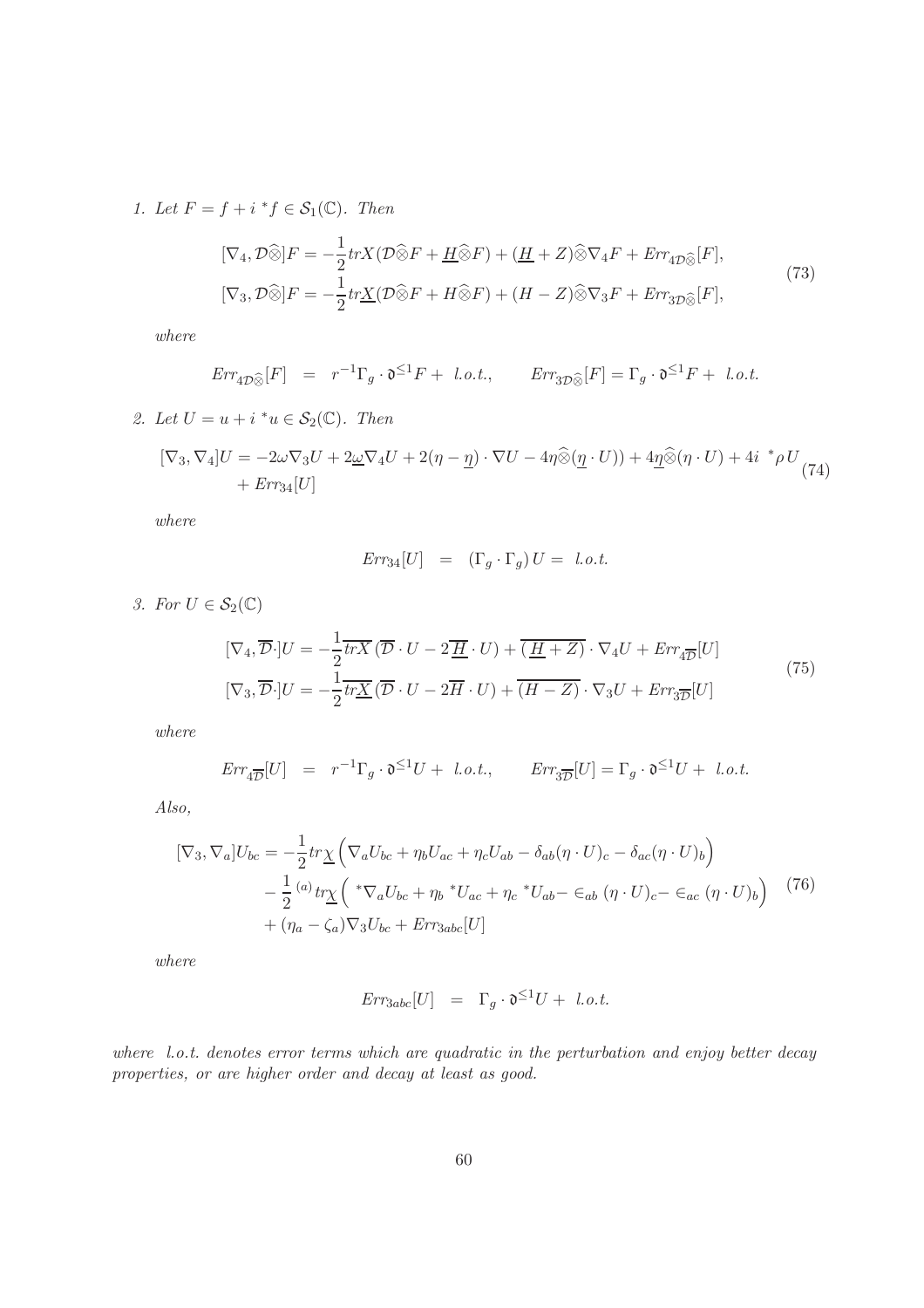1. *Let $F = f + i\,{}^*f \in \mathcal{S}_1(\mathbb{C})$. Then*

$$
\begin{aligned}
[\nabla_4, \mathcal{D}\widehat{\otimes}]F &= -\frac{1}{2}trX(\mathcal{D}\widehat{\otimes}F + \underline{H}\widehat{\otimes}F) + (\underline{H} + Z)\widehat{\otimes}\nabla_4 F + Err_{4\mathcal{D}\widehat{\otimes}}[F],\\
[\nabla_3, \mathcal{D}\widehat{\otimes}]F &= -\frac{1}{2}tr\underline{X}(\mathcal{D}\widehat{\otimes}F + H\widehat{\otimes}F) + (H - Z)\widehat{\otimes}\nabla_3 F + Err_{3\mathcal{D}\widehat{\otimes}}[F],
\end{aligned}
\tag{73}
$$

*where*

$$
Err_{4\mathcal{D}\widehat{\otimes}}[F] \;=\; r^{-1}\Gamma_g \cdot \mathfrak{d}^{\leq 1}F + \; l.o.t., \qquad Err_{3\mathcal{D}\widehat{\otimes}}[F] = \Gamma_g \cdot \mathfrak{d}^{\leq 1}F + \; l.o.t.
$$

2. *Let $U = u + i\,{}^*u \in \mathcal{S}_2(\mathbb{C})$. Then*

$$
\begin{aligned}
[\nabla_3, \nabla_4]U = &-2\omega\nabla_3 U + 2\underline{\omega}\nabla_4 U + 2(\eta - \underline{\eta})\cdot\nabla U - 4\eta\widehat{\otimes}(\underline{\eta}\cdot U)) + 4\underline{\eta}\widehat{\otimes}(\eta\cdot U) + 4i\;{}^*\rho\, U\\
&+ Err_{34}[U]
\end{aligned}
\tag{74}
$$

*where*

$$
Err_{34}[U] \;=\; (\Gamma_g\cdot\Gamma_g)\,U = \; l.o.t.
$$

3. *For $U \in \mathcal{S}_2(\mathbb{C})$*

$$
\begin{aligned}
[\nabla_4, \overline{\mathcal{D}}\cdot]U &= -\frac{1}{2}\overline{trX}\,(\overline{\mathcal{D}}\cdot U - 2\overline{\underline{H}}\cdot U) + \overline{(\underline{H} + Z)}\cdot\nabla_4 U + Err_{4\overline{\mathcal{D}}}[U]\\
[\nabla_3, \overline{\mathcal{D}}\cdot]U &= -\frac{1}{2}\overline{tr\underline{X}}\,(\overline{\mathcal{D}}\cdot U - 2\overline{H}\cdot U) + \overline{(H - Z)}\cdot\nabla_3 U + Err_{3\overline{\mathcal{D}}}[U]
\end{aligned}
\tag{75}
$$

*where*

$$
Err_{4\overline{\mathcal{D}}}[U] \;=\; r^{-1}\Gamma_g\cdot\mathfrak{d}^{\leq 1}U + \; l.o.t., \qquad Err_{3\overline{\mathcal{D}}}[U] = \Gamma_g\cdot\mathfrak{d}^{\leq 1}U + \; l.o.t.
$$

*Also,*

$$
\begin{aligned}
[\nabla_3, \nabla_a]U_{bc} = &-\frac{1}{2}tr\underline{\chi}\Big(\nabla_a U_{bc} + \eta_b U_{ac} + \eta_c U_{ab} - \delta_{ab}(\eta\cdot U)_c - \delta_{ac}(\eta\cdot U)_b\Big)\\
&-\frac{1}{2}\,{}^{(a)}tr\underline{\chi}\Big({}^*\nabla_a U_{bc} + \eta_b\;{}^*U_{ac} + \eta_c\;{}^*U_{ab} - \in_{ab}(\eta\cdot U)_c - \in_{ac}(\eta\cdot U)_b\Big)\\
&+ (\eta_a - \zeta_a)\nabla_3 U_{bc} + Err_{3abc}[U]
\end{aligned}
\tag{76}
$$

*where*

$$
Err_{3abc}[U] \;=\; \Gamma_g\cdot\mathfrak{d}^{\leq 1}U + \; l.o.t.
$$

*where $l.o.t.$ denotes error terms which are quadratic in the perturbation and enjoy better decay properties, or are higher order and decay at least as good.*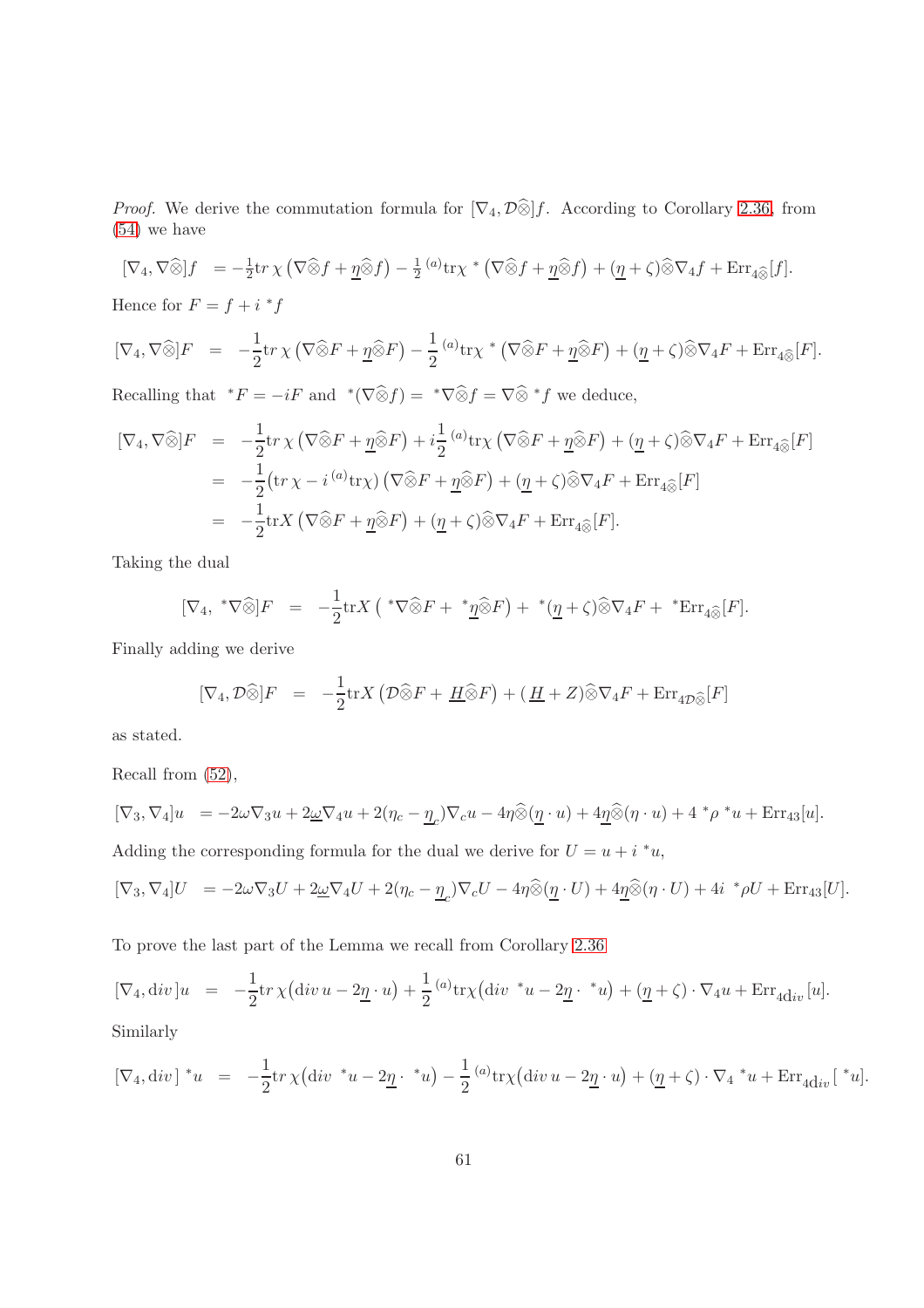*Proof.* We derive the commutation formula for $[\nabla_4, \mathcal{D}\widehat{\otimes}]f$. According to Corollary 2.36, from (54) we have

$$[\nabla_4, \nabla\widehat{\otimes}]f = -\tfrac{1}{2}\mathrm{tr}\,\chi\left(\nabla\widehat{\otimes}f + \underline{\eta}\widehat{\otimes}f\right) - \tfrac{1}{2}{}^{(a)}\mathrm{tr}\chi\,{}^*\left(\nabla\widehat{\otimes}f + \underline{\eta}\widehat{\otimes}f\right) + (\underline{\eta} + \zeta)\widehat{\otimes}\nabla_4 f + \mathrm{Err}_{4\widehat{\otimes}}[f].$$

Hence for $F = f + i\,{}^*f$

$$[\nabla_4, \nabla\widehat{\otimes}]F = -\frac{1}{2}\mathrm{tr}\,\chi\left(\nabla\widehat{\otimes}F + \underline{\eta}\widehat{\otimes}F\right) - \frac{1}{2}{}^{(a)}\mathrm{tr}\chi\,{}^*\left(\nabla\widehat{\otimes}F + \underline{\eta}\widehat{\otimes}F\right) + (\underline{\eta} + \zeta)\widehat{\otimes}\nabla_4 F + \mathrm{Err}_{4\widehat{\otimes}}[F].$$

Recalling that ${}^*F = -iF$ and ${}^*(\nabla\widehat{\otimes}f) = {}^*\nabla\widehat{\otimes}f = \nabla\widehat{\otimes}\,{}^*f$ we deduce,

$$\begin{aligned}
[\nabla_4, \nabla\widehat{\otimes}]F &= -\frac{1}{2}\mathrm{tr}\,\chi\left(\nabla\widehat{\otimes}F + \underline{\eta}\widehat{\otimes}F\right) + i\frac{1}{2}{}^{(a)}\mathrm{tr}\chi\left(\nabla\widehat{\otimes}F + \underline{\eta}\widehat{\otimes}F\right) + (\underline{\eta} + \zeta)\widehat{\otimes}\nabla_4 F + \mathrm{Err}_{4\widehat{\otimes}}[F]\\
&= -\frac{1}{2}\big(\mathrm{tr}\,\chi - i\,{}^{(a)}\mathrm{tr}\chi\big)\left(\nabla\widehat{\otimes}F + \underline{\eta}\widehat{\otimes}F\right) + (\underline{\eta} + \zeta)\widehat{\otimes}\nabla_4 F + \mathrm{Err}_{4\widehat{\otimes}}[F]\\
&= -\frac{1}{2}\mathrm{tr}X\left(\nabla\widehat{\otimes}F + \underline{\eta}\widehat{\otimes}F\right) + (\underline{\eta} + \zeta)\widehat{\otimes}\nabla_4 F + \mathrm{Err}_{4\widehat{\otimes}}[F].
\end{aligned}$$

Taking the dual

$$[\nabla_4, {}^*\nabla\widehat{\otimes}]F = -\frac{1}{2}\mathrm{tr}X\left({}^*\nabla\widehat{\otimes}F + {}^*\underline{\eta}\widehat{\otimes}F\right) + {}^*(\underline{\eta} + \zeta)\widehat{\otimes}\nabla_4 F + {}^*\mathrm{Err}_{4\widehat{\otimes}}[F].$$

Finally adding we derive

$$[\nabla_4, \mathcal{D}\widehat{\otimes}]F = -\frac{1}{2}\mathrm{tr}X\left(\mathcal{D}\widehat{\otimes}F + \underline{H}\widehat{\otimes}F\right) + (\underline{H} + Z)\widehat{\otimes}\nabla_4 F + \mathrm{Err}_{4\mathcal{D}\widehat{\otimes}}[F]$$

as stated.

Recall from (52),

$$[\nabla_3, \nabla_4]u = -2\omega\nabla_3 u + 2\underline{\omega}\nabla_4 u + 2(\eta_c - \underline{\eta}_c)\nabla_c u - 4\eta\widehat{\otimes}(\underline{\eta}\cdot u) + 4\underline{\eta}\widehat{\otimes}(\eta\cdot u) + 4\,{}^*\rho\,{}^*u + \mathrm{Err}_{43}[u].$$

Adding the corresponding formula for the dual we derive for $U = u + i\,{}^*u$,

$$[\nabla_3, \nabla_4]U = -2\omega\nabla_3 U + 2\underline{\omega}\nabla_4 U + 2(\eta_c - \underline{\eta}_c)\nabla_c U - 4\eta\widehat{\otimes}(\underline{\eta}\cdot U) + 4\underline{\eta}\widehat{\otimes}(\eta\cdot U) + 4i\,{}^*\rho U + \mathrm{Err}_{43}[U].$$

To prove the last part of the Lemma we recall from Corollary 2.36

$$[\nabla_4, \mathrm{div}\,]u = -\frac{1}{2}\mathrm{tr}\,\chi\big(\mathrm{div}\,u - 2\underline{\eta}\cdot u\big) + \frac{1}{2}{}^{(a)}\mathrm{tr}\chi\big(\mathrm{div}\,{}^*u - 2\underline{\eta}\cdot{}^*u\big) + (\underline{\eta} + \zeta)\cdot\nabla_4 u + \mathrm{Err}_{4\mathrm{d}iv}[u].$$

Similarly

$$[\nabla_4, \mathrm{div}\,]\,{}^*u = -\frac{1}{2}\mathrm{tr}\,\chi\big(\mathrm{div}\,{}^*u - 2\underline{\eta}\cdot{}^*u\big) - \frac{1}{2}{}^{(a)}\mathrm{tr}\chi\big(\mathrm{div}\,u - 2\underline{\eta}\cdot u\big) + (\underline{\eta} + \zeta)\cdot\nabla_4\,{}^*u + \mathrm{Err}_{4\mathrm{d}iv}[\,{}^*u].$$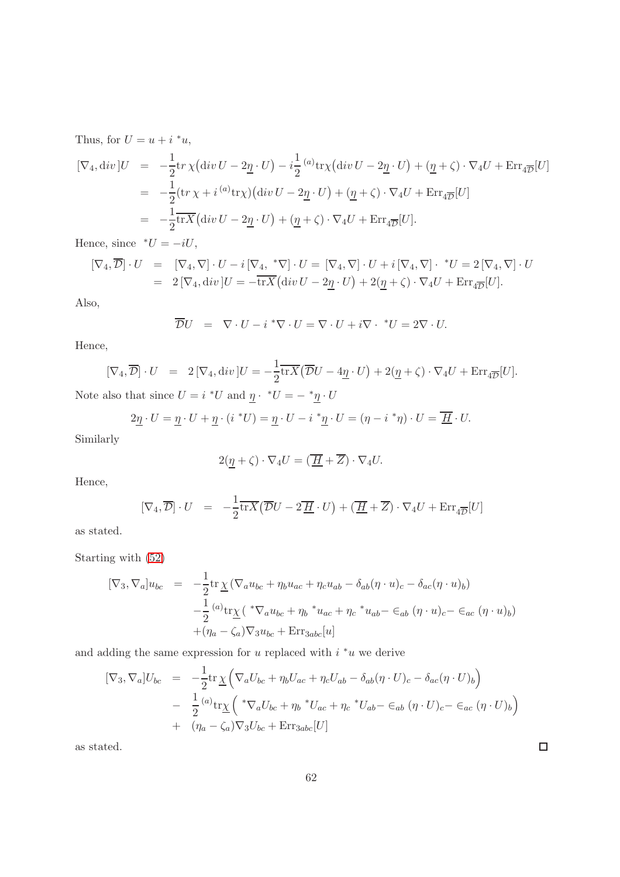Thus, for $U = u + i\,{}^*u$,

$$
\begin{aligned}
[\nabla_4, div\,]U &= -\frac{1}{2}\mathrm{tr}\,\chi\big(\mathrm{div}\,U - 2\underline{\eta}\cdot U\big) - i\frac{1}{2}\,{}^{(a)}\mathrm{tr}\chi\big(\mathrm{div}\,U - 2\underline{\eta}\cdot U\big) + (\underline{\eta}+\zeta)\cdot\nabla_4 U + \mathrm{Err}_{4\overline{\mathcal{D}}}[U]\\
&= -\frac{1}{2}(\mathrm{tr}\,\chi + i\,{}^{(a)}\mathrm{tr}\chi)\big(\mathrm{div}\,U - 2\underline{\eta}\cdot U\big) + (\underline{\eta}+\zeta)\cdot\nabla_4 U + \mathrm{Err}_{4\overline{\mathcal{D}}}[U]\\
&= -\frac{1}{2}\overline{\mathrm{tr}X}\big(\mathrm{div}\,U - 2\underline{\eta}\cdot U\big) + (\underline{\eta}+\zeta)\cdot\nabla_4 U + \mathrm{Err}_{4\overline{\mathcal{D}}}[U].
\end{aligned}
$$

Hence, since ${}^*U = -iU$,

$$
\begin{aligned}
[\nabla_4, \overline{\mathcal{D}}]\cdot U &= [\nabla_4, \nabla]\cdot U - i\,[\nabla_4,\ {}^*\nabla]\cdot U = [\nabla_4, \nabla]\cdot U + i\,[\nabla_4, \nabla]\cdot\ {}^*U = 2\,[\nabla_4, \nabla]\cdot U\\
&= 2\,[\nabla_4, \mathrm{div}\,]U = -\overline{\mathrm{tr}X}\big(\mathrm{div}\,U - 2\underline{\eta}\cdot U\big) + 2(\underline{\eta}+\zeta)\cdot\nabla_4 U + \mathrm{Err}_{4\overline{\mathcal{D}}}[U].
\end{aligned}
$$

Also,

$$
\overline{\mathcal{D}}U = \nabla\cdot U - i\,{}^*\nabla\cdot U = \nabla\cdot U + i\nabla\cdot\ {}^*U = 2\nabla\cdot U.
$$

Hence,

$$
[\nabla_4, \overline{\mathcal{D}}]\cdot U = 2\,[\nabla_4, \mathrm{div}\,]U = -\frac{1}{2}\overline{\mathrm{tr}X}\big(\overline{\mathcal{D}}U - 4\underline{\eta}\cdot U\big) + 2(\underline{\eta}+\zeta)\cdot\nabla_4 U + \mathrm{Err}_{4\overline{\mathcal{D}}}[U].
$$

Note also that since $U = i\,{}^*U$ and $\underline{\eta}\cdot\ {}^*U = -\ {}^*\underline{\eta}\cdot U$

$$
2\underline{\eta}\cdot U = \underline{\eta}\cdot U + \underline{\eta}\cdot(i\,{}^*U) = \underline{\eta}\cdot U - i\,{}^*\underline{\eta}\cdot U = (\eta - i\,{}^*\eta)\cdot U = \overline{\underline{H}}\cdot U.
$$

Similarly

$$
2(\underline{\eta}+\zeta)\cdot\nabla_4 U = (\overline{\underline{H}} + \overline{Z})\cdot\nabla_4 U.
$$

Hence,

$$
[\nabla_4, \overline{\mathcal{D}}]\cdot U = -\frac{1}{2}\overline{\mathrm{tr}X}\big(\overline{\mathcal{D}}U - 2\overline{\underline{H}}\cdot U\big) + (\overline{\underline{H}} + \overline{Z})\cdot\nabla_4 U + \mathrm{Err}_{4\overline{\mathcal{D}}}[U]
$$

as stated.

Starting with (52)

$$
\begin{aligned}
[\nabla_3, \nabla_a]u_{bc} &= -\frac{1}{2}\mathrm{tr}\,\underline{\chi}\,(\nabla_a u_{bc} + \eta_b u_{ac} + \eta_c u_{ab} - \delta_{ab}(\eta\cdot u)_c - \delta_{ac}(\eta\cdot u)_b)\\
&\quad -\frac{1}{2}\,{}^{(a)}\mathrm{tr}\underline{\chi}\,(\ {}^*\nabla_a u_{bc} + \eta_b\ {}^*u_{ac} + \eta_c\ {}^*u_{ab} - \in_{ab}(\eta\cdot u)_c - \in_{ac}(\eta\cdot u)_b)\\
&\quad +(\eta_a - \zeta_a)\nabla_3 u_{bc} + \mathrm{Err}_{3abc}[u]
\end{aligned}
$$

and adding the same expression for $u$ replaced with $i\,{}^*u$ we derive

$$
\begin{aligned}
[\nabla_3, \nabla_a]U_{bc} &= -\frac{1}{2}\mathrm{tr}\,\underline{\chi}\,\Big(\nabla_a U_{bc} + \eta_b U_{ac} + \eta_c U_{ab} - \delta_{ab}(\eta\cdot U)_c - \delta_{ac}(\eta\cdot U)_b\Big)\\
&\quad - \frac{1}{2}\,{}^{(a)}\mathrm{tr}\underline{\chi}\,\Big(\ {}^*\nabla_a U_{bc} + \eta_b\ {}^*U_{ac} + \eta_c\ {}^*U_{ab} - \in_{ab}(\eta\cdot U)_c - \in_{ac}(\eta\cdot U)_b\Big)\\
&\quad + (\eta_a - \zeta_a)\nabla_3 U_{bc} + \mathrm{Err}_{3abc}[U]
\end{aligned}
$$

as stated. $\square$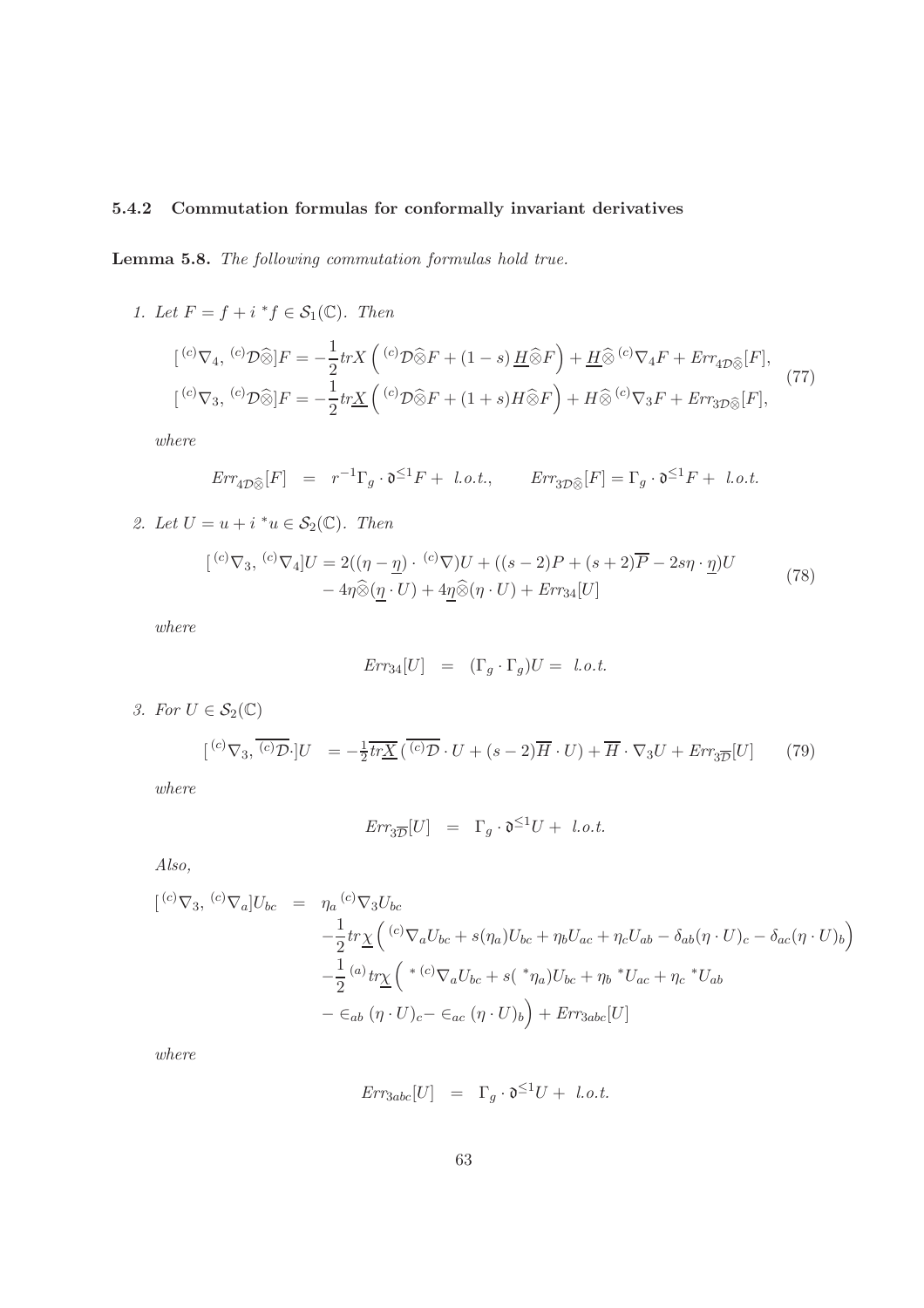### 5.4.2 Commutation formulas for conformally invariant derivatives

**Lemma 5.8.** *The following commutation formulas hold true.*

1. *Let $F = f + i\,{}^*f \in \mathcal{S}_1(\mathbb{C})$. Then*

$$
\begin{aligned}
[\,{}^{(c)}\nabla_4, {}^{(c)}\mathcal{D}\widehat{\otimes}]F &= -\frac{1}{2}trX\left({}^{(c)}\mathcal{D}\widehat{\otimes}F + (1-s)\,\underline{H}\widehat{\otimes}F\right) + \underline{H}\widehat{\otimes}\,{}^{(c)}\nabla_4 F + Err_{4\mathcal{D}\widehat{\otimes}}[F],\\
[\,{}^{(c)}\nabla_3, {}^{(c)}\mathcal{D}\widehat{\otimes}]F &= -\frac{1}{2}tr\underline{X}\left({}^{(c)}\mathcal{D}\widehat{\otimes}F + (1+s)H\widehat{\otimes}F\right) + H\widehat{\otimes}\,{}^{(c)}\nabla_3 F + Err_{3\mathcal{D}\widehat{\otimes}}[F],
\end{aligned}
\tag{77}
$$

*where*

$$
Err_{4\mathcal{D}\widehat{\otimes}}[F] \;=\; r^{-1}\Gamma_g\cdot\mathfrak{d}^{\leq 1}F + \;l.o.t., \qquad Err_{3\mathcal{D}\widehat{\otimes}}[F] = \Gamma_g\cdot\mathfrak{d}^{\leq 1}F + \;l.o.t.
$$

2. *Let $U = u + i\,{}^*u \in \mathcal{S}_2(\mathbb{C})$. Then*

$$
\begin{aligned}
[\,{}^{(c)}\nabla_3, {}^{(c)}\nabla_4]U &= 2((\eta-\underline{\eta})\cdot\,{}^{(c)}\nabla)U + ((s-2)P + (s+2)\overline{P} - 2s\eta\cdot\underline{\eta})U\\
&\quad - 4\eta\widehat{\otimes}(\underline{\eta}\cdot U) + 4\underline{\eta}\widehat{\otimes}(\eta\cdot U) + Err_{34}[U]
\end{aligned}
\tag{78}
$$

*where*

$$
Err_{34}[U] \;=\; (\Gamma_g\cdot\Gamma_g)U = \;l.o.t.
$$

3. *For $U \in \mathcal{S}_2(\mathbb{C})$*

$$
[\,{}^{(c)}\nabla_3, \overline{{}^{(c)}\mathcal{D}}\cdot]U \;= -\tfrac{1}{2}\overline{tr\underline{X}}\left(\overline{{}^{(c)}\mathcal{D}}\cdot U + (s-2)\overline{H}\cdot U\right) + \overline{H}\cdot\nabla_3 U + Err_{3\overline{\mathcal{D}}}[U] \tag{79}
$$

*where*

$$
Err_{3\overline{\mathcal{D}}}[U] \;=\; \Gamma_g\cdot\mathfrak{d}^{\leq 1}U + \;l.o.t.
$$

*Also,*

$$
\begin{aligned}
[\,{}^{(c)}\nabla_3, {}^{(c)}\nabla_a]U_{bc} \;=\;& \eta_a\,{}^{(c)}\nabla_3 U_{bc}\\
&-\frac{1}{2}tr\underline{\chi}\Big({}^{(c)}\nabla_a U_{bc} + s(\eta_a)U_{bc} + \eta_b U_{ac} + \eta_c U_{ab} - \delta_{ab}(\eta\cdot U)_c - \delta_{ac}(\eta\cdot U)_b\Big)\\
&-\frac{1}{2}\,{}^{(a)}tr\underline{\chi}\Big({}^{*\,(c)}\nabla_a U_{bc} + s({}^*\eta_a)U_{bc} + \eta_b\,{}^*U_{ac} + \eta_c\,{}^*U_{ab}\\
&-\in_{ab}(\eta\cdot U)_c - \in_{ac}(\eta\cdot U)_b\Big) + Err_{3abc}[U]
\end{aligned}
$$

*where*

$$
Err_{3abc}[U] \;=\; \Gamma_g\cdot\mathfrak{d}^{\leq 1}U + \;l.o.t.
$$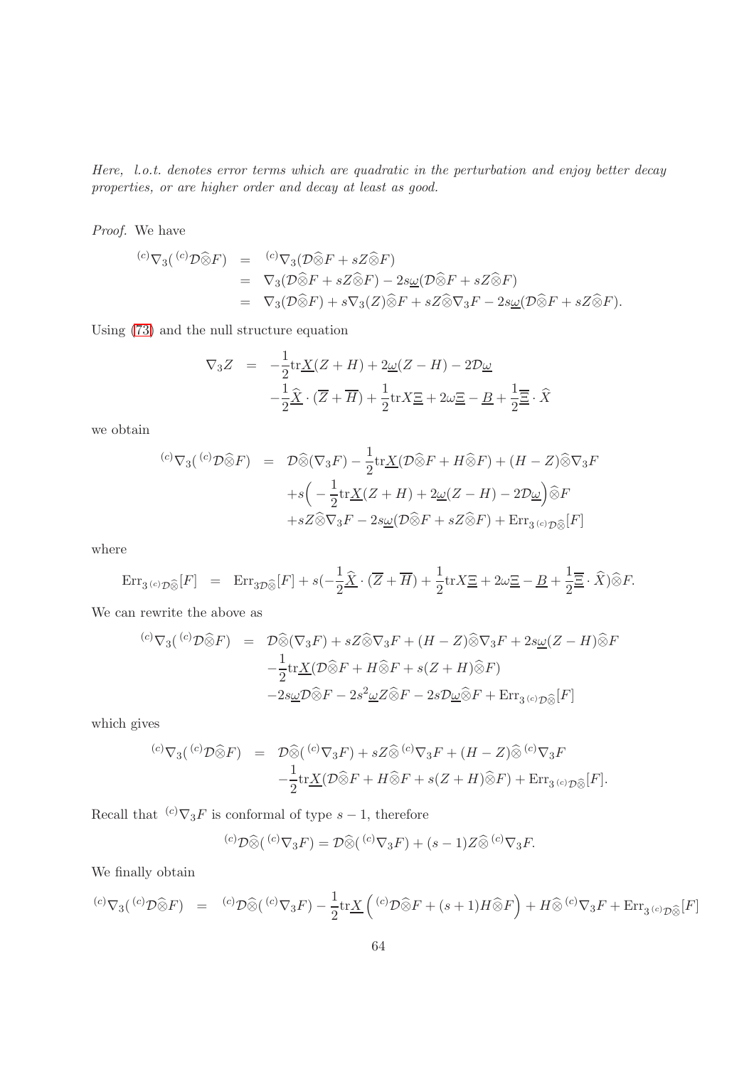*Here, l.o.t. denotes error terms which are quadratic in the perturbation and enjoy better decay properties, or are higher order and decay at least as good.*

*Proof.* We have

$$
\begin{aligned}
{}^{(c)}\nabla_3({}^{(c)}\mathcal{D}\widehat{\otimes}F) &= {}^{(c)}\nabla_3(\mathcal{D}\widehat{\otimes}F + sZ\widehat{\otimes}F)\\
&= \nabla_3(\mathcal{D}\widehat{\otimes}F + sZ\widehat{\otimes}F) - 2s\underline{\omega}(\mathcal{D}\widehat{\otimes}F + sZ\widehat{\otimes}F)\\
&= \nabla_3(\mathcal{D}\widehat{\otimes}F) + s\nabla_3(Z)\widehat{\otimes}F + sZ\widehat{\otimes}\nabla_3 F - 2s\underline{\omega}(\mathcal{D}\widehat{\otimes}F + sZ\widehat{\otimes}F).
\end{aligned}
$$

Using (73) and the null structure equation

$$
\begin{aligned}
\nabla_3 Z &= -\frac{1}{2}\mathrm{tr}\underline{X}(Z+H) + 2\underline{\omega}(Z-H) - 2\mathcal{D}\underline{\omega}\\
&\quad -\frac{1}{2}\widehat{\underline{X}}\cdot(\overline{Z}+\overline{H}) + \frac{1}{2}\mathrm{tr}X\underline{\Xi} + 2\omega\underline{\Xi} - \underline{B} + \frac{1}{2}\overline{\underline{\Xi}}\cdot\widehat{X}
\end{aligned}
$$

we obtain

$$
\begin{aligned}
{}^{(c)}\nabla_3({}^{(c)}\mathcal{D}\widehat{\otimes}F) &= \mathcal{D}\widehat{\otimes}(\nabla_3 F) - \frac{1}{2}\mathrm{tr}\underline{X}(\mathcal{D}\widehat{\otimes}F + H\widehat{\otimes}F) + (H-Z)\widehat{\otimes}\nabla_3 F\\
&\quad + s\Big(-\frac{1}{2}\mathrm{tr}\underline{X}(Z+H) + 2\underline{\omega}(Z-H) - 2\mathcal{D}\underline{\omega}\Big)\widehat{\otimes}F\\
&\quad + sZ\widehat{\otimes}\nabla_3 F - 2s\underline{\omega}(\mathcal{D}\widehat{\otimes}F + sZ\widehat{\otimes}F) + \mathrm{Err}_{3\,{}^{(c)}\mathcal{D}\widehat{\otimes}}[F]
\end{aligned}
$$

where

$$
\mathrm{Err}_{3\,{}^{(c)}\mathcal{D}\widehat{\otimes}}[F] = \mathrm{Err}_{3\mathcal{D}\widehat{\otimes}}[F] + s\Big(-\frac{1}{2}\widehat{\underline{X}}\cdot(\overline{Z}+\overline{H}) + \frac{1}{2}\mathrm{tr}X\underline{\Xi} + 2\omega\underline{\Xi} - \underline{B} + \frac{1}{2}\overline{\underline{\Xi}}\cdot\widehat{X}\Big)\widehat{\otimes}F.
$$

We can rewrite the above as

$$
\begin{aligned}
{}^{(c)}\nabla_3({}^{(c)}\mathcal{D}\widehat{\otimes}F) &= \mathcal{D}\widehat{\otimes}(\nabla_3 F) + sZ\widehat{\otimes}\nabla_3 F + (H-Z)\widehat{\otimes}\nabla_3 F + 2s\underline{\omega}(Z-H)\widehat{\otimes}F\\
&\quad -\frac{1}{2}\mathrm{tr}\underline{X}(\mathcal{D}\widehat{\otimes}F + H\widehat{\otimes}F + s(Z+H)\widehat{\otimes}F)\\
&\quad -2s\underline{\omega}\mathcal{D}\widehat{\otimes}F - 2s^2\underline{\omega}Z\widehat{\otimes}F - 2s\mathcal{D}\underline{\omega}\widehat{\otimes}F + \mathrm{Err}_{3\,{}^{(c)}\mathcal{D}\widehat{\otimes}}[F]
\end{aligned}
$$

which gives

$$
\begin{aligned}
{}^{(c)}\nabla_3({}^{(c)}\mathcal{D}\widehat{\otimes}F) &= \mathcal{D}\widehat{\otimes}({}^{(c)}\nabla_3 F) + sZ\widehat{\otimes}\,{}^{(c)}\nabla_3 F + (H-Z)\widehat{\otimes}\,{}^{(c)}\nabla_3 F\\
&\quad -\frac{1}{2}\mathrm{tr}\underline{X}(\mathcal{D}\widehat{\otimes}F + H\widehat{\otimes}F + s(Z+H)\widehat{\otimes}F) + \mathrm{Err}_{3\,{}^{(c)}\mathcal{D}\widehat{\otimes}}[F].
\end{aligned}
$$

Recall that ${}^{(c)}\nabla_3 F$ is conformal of type $s-1$, therefore

$$
{}^{(c)}\mathcal{D}\widehat{\otimes}({}^{(c)}\nabla_3 F) = \mathcal{D}\widehat{\otimes}({}^{(c)}\nabla_3 F) + (s-1)Z\widehat{\otimes}\,{}^{(c)}\nabla_3 F.
$$

We finally obtain

$$
{}^{(c)}\nabla_3({}^{(c)}\mathcal{D}\widehat{\otimes}F) = {}^{(c)}\mathcal{D}\widehat{\otimes}({}^{(c)}\nabla_3 F) - \frac{1}{2}\mathrm{tr}\underline{X}\Big({}^{(c)}\mathcal{D}\widehat{\otimes}F + (s+1)H\widehat{\otimes}F\Big) + H\widehat{\otimes}\,{}^{(c)}\nabla_3 F + \mathrm{Err}_{3\,{}^{(c)}\mathcal{D}\widehat{\otimes}}[F]
$$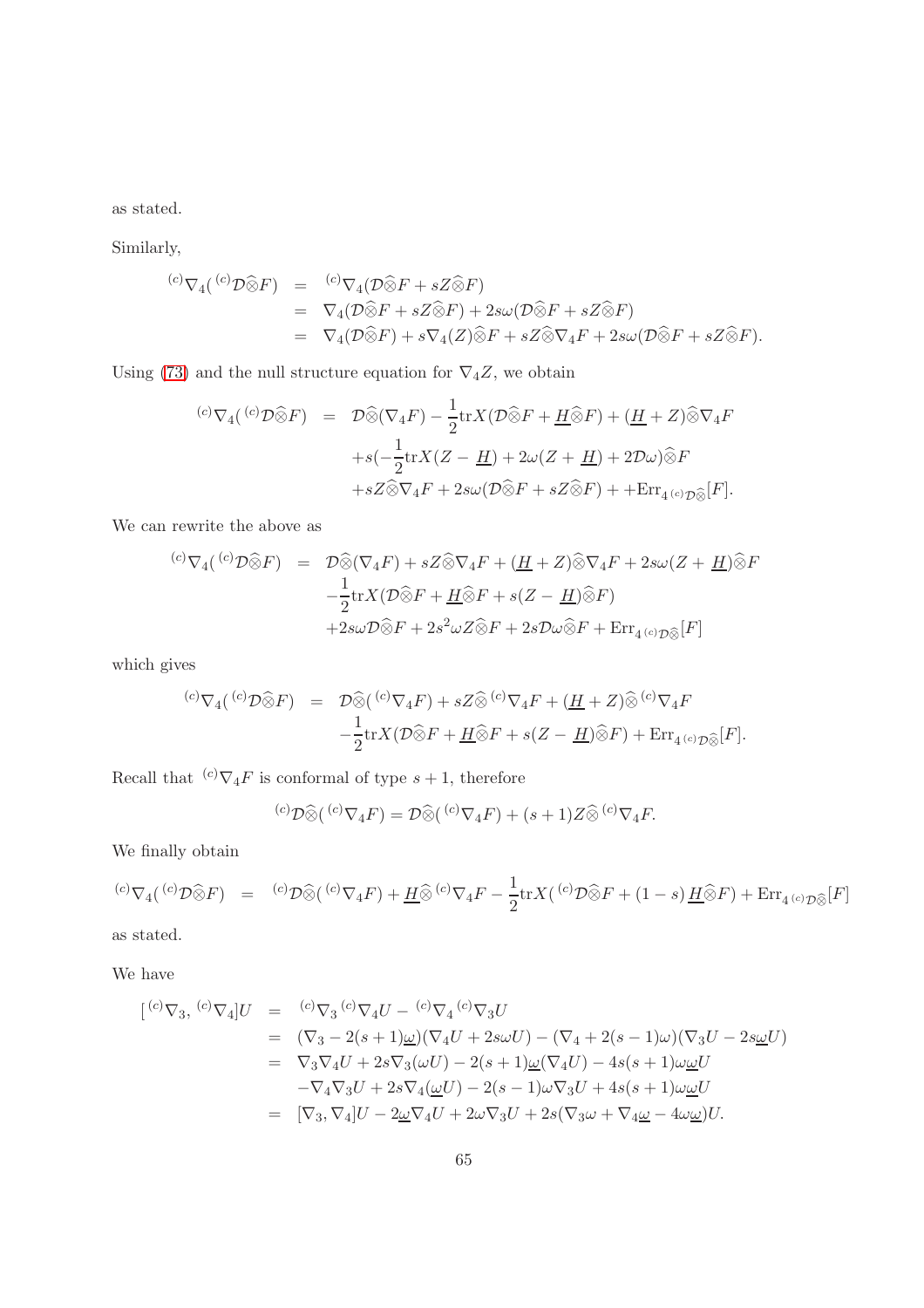as stated.

Similarly,

$$
\begin{aligned}
{}^{(c)}\nabla_4({}^{(c)}\mathcal{D}\widehat{\otimes}F) &= {}^{(c)}\nabla_4(\mathcal{D}\widehat{\otimes}F + sZ\widehat{\otimes}F)\\
&= \nabla_4(\mathcal{D}\widehat{\otimes}F + sZ\widehat{\otimes}F) + 2s\omega(\mathcal{D}\widehat{\otimes}F + sZ\widehat{\otimes}F)\\
&= \nabla_4(\mathcal{D}\widehat{\otimes}F) + s\nabla_4(Z)\widehat{\otimes}F + sZ\widehat{\otimes}\nabla_4 F + 2s\omega(\mathcal{D}\widehat{\otimes}F + sZ\widehat{\otimes}F).
\end{aligned}
$$

Using (73) and the null structure equation for $\nabla_4 Z$, we obtain

$$
\begin{aligned}
{}^{(c)}\nabla_4({}^{(c)}\mathcal{D}\widehat{\otimes}F) &= \mathcal{D}\widehat{\otimes}(\nabla_4 F) - \frac{1}{2}\mathrm{tr}X(\mathcal{D}\widehat{\otimes}F + \underline{H}\widehat{\otimes}F) + (\underline{H}+Z)\widehat{\otimes}\nabla_4 F\\
&\quad + s(-\frac{1}{2}\mathrm{tr}X(Z-\underline{H}) + 2\omega(Z+\underline{H}) + 2\mathcal{D}\omega)\widehat{\otimes}F\\
&\quad + sZ\widehat{\otimes}\nabla_4 F + 2s\omega(\mathcal{D}\widehat{\otimes}F + sZ\widehat{\otimes}F) + +\mathrm{Err}_{4\,{}^{(c)}\mathcal{D}\widehat{\otimes}}[F].
\end{aligned}
$$

We can rewrite the above as

$$
\begin{aligned}
{}^{(c)}\nabla_4({}^{(c)}\mathcal{D}\widehat{\otimes}F) &= \mathcal{D}\widehat{\otimes}(\nabla_4 F) + sZ\widehat{\otimes}\nabla_4 F + (\underline{H}+Z)\widehat{\otimes}\nabla_4 F + 2s\omega(Z+\underline{H})\widehat{\otimes}F\\
&\quad -\frac{1}{2}\mathrm{tr}X(\mathcal{D}\widehat{\otimes}F + \underline{H}\widehat{\otimes}F + s(Z-\underline{H})\widehat{\otimes}F)\\
&\quad + 2s\omega\mathcal{D}\widehat{\otimes}F + 2s^2\omega Z\widehat{\otimes}F + 2s\mathcal{D}\omega\widehat{\otimes}F + \mathrm{Err}_{4\,{}^{(c)}\mathcal{D}\widehat{\otimes}}[F]
\end{aligned}
$$

which gives

$$
\begin{aligned}
{}^{(c)}\nabla_4({}^{(c)}\mathcal{D}\widehat{\otimes}F) &= \mathcal{D}\widehat{\otimes}({}^{(c)}\nabla_4 F) + sZ\widehat{\otimes}\,{}^{(c)}\nabla_4 F + (\underline{H}+Z)\widehat{\otimes}\,{}^{(c)}\nabla_4 F\\
&\quad -\frac{1}{2}\mathrm{tr}X(\mathcal{D}\widehat{\otimes}F + \underline{H}\widehat{\otimes}F + s(Z-\underline{H})\widehat{\otimes}F) + \mathrm{Err}_{4\,{}^{(c)}\mathcal{D}\widehat{\otimes}}[F].
\end{aligned}
$$

Recall that ${}^{(c)}\nabla_4 F$ is conformal of type $s+1$, therefore

$$
{}^{(c)}\mathcal{D}\widehat{\otimes}({}^{(c)}\nabla_4 F) = \mathcal{D}\widehat{\otimes}({}^{(c)}\nabla_4 F) + (s+1)Z\widehat{\otimes}\,{}^{(c)}\nabla_4 F.
$$

We finally obtain

$$
{}^{(c)}\nabla_4({}^{(c)}\mathcal{D}\widehat{\otimes}F) = {}^{(c)}\mathcal{D}\widehat{\otimes}({}^{(c)}\nabla_4 F) + \underline{H}\widehat{\otimes}\,{}^{(c)}\nabla_4 F - \frac{1}{2}\mathrm{tr}X({}^{(c)}\mathcal{D}\widehat{\otimes}F + (1-s)\,\underline{H}\widehat{\otimes}F) + \mathrm{Err}_{4\,{}^{(c)}\mathcal{D}\widehat{\otimes}}[F]
$$

as stated.

We have

$$
\begin{aligned}
[{}^{(c)}\nabla_3, {}^{(c)}\nabla_4]U &= {}^{(c)}\nabla_3\,{}^{(c)}\nabla_4 U - {}^{(c)}\nabla_4\,{}^{(c)}\nabla_3 U\\
&= (\nabla_3 - 2(s+1)\underline{\omega})(\nabla_4 U + 2s\omega U) - (\nabla_4 + 2(s-1)\omega)(\nabla_3 U - 2s\underline{\omega}U)\\
&= \nabla_3\nabla_4 U + 2s\nabla_3(\omega U) - 2(s+1)\underline{\omega}(\nabla_4 U) - 4s(s+1)\omega\underline{\omega}U\\
&\quad -\nabla_4\nabla_3 U + 2s\nabla_4(\underline{\omega}U) - 2(s-1)\omega\nabla_3 U + 4s(s+1)\omega\underline{\omega}U\\
&= [\nabla_3, \nabla_4]U - 2\underline{\omega}\nabla_4 U + 2\omega\nabla_3 U + 2s(\nabla_3\omega + \nabla_4\underline{\omega} - 4\omega\underline{\omega})U.
\end{aligned}
$$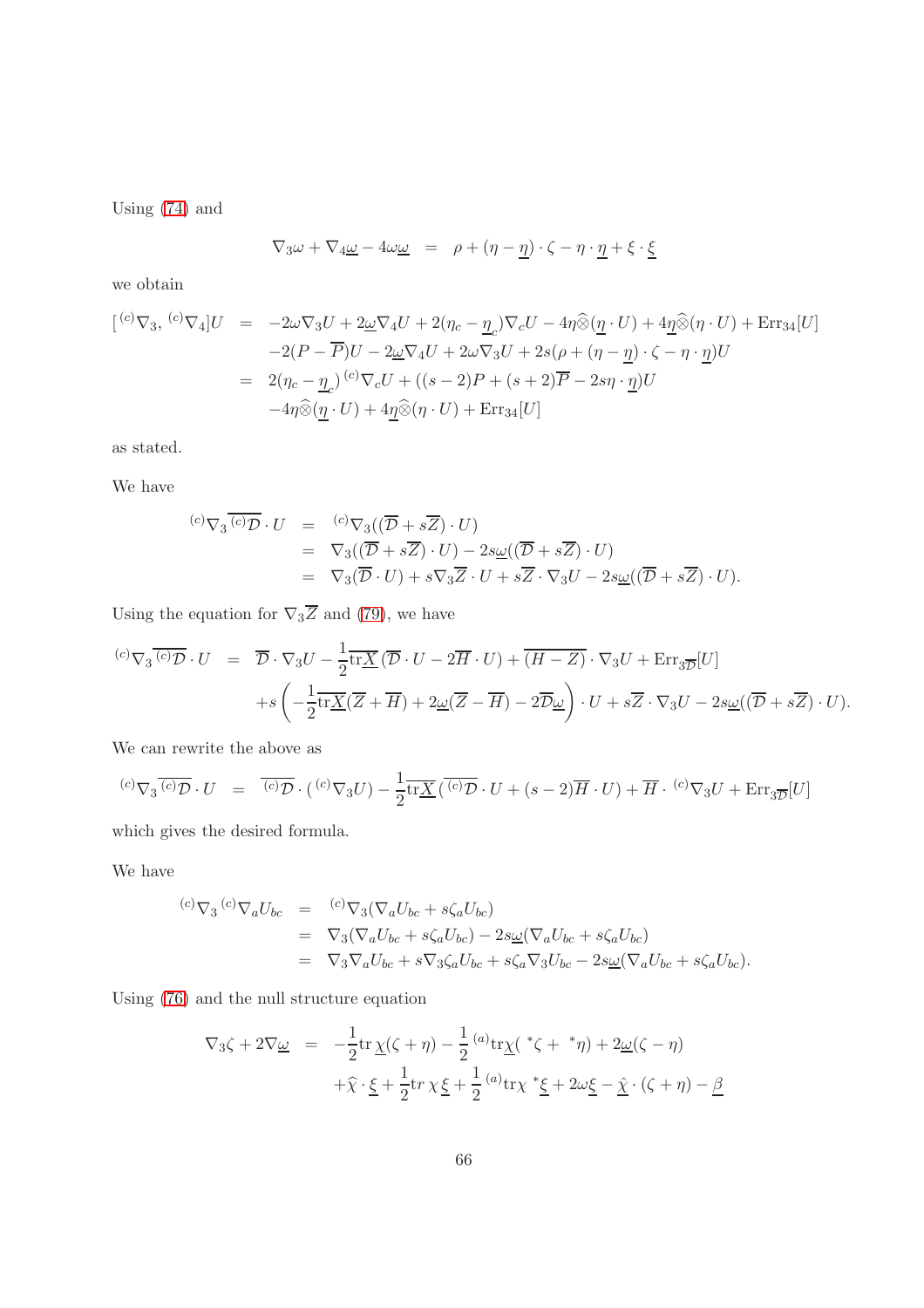Using (74) and

$$\nabla_3\omega + \nabla_4\underline{\omega} - 4\omega\underline{\omega} \;\; = \;\; \rho + (\eta - \underline{\eta})\cdot\zeta - \eta\cdot\underline{\eta} + \xi\cdot\underline{\xi}$$

we obtain

$$\begin{aligned}
[\,{}^{(c)}\nabla_3,\, {}^{(c)}\nabla_4]U \;\; &= \;\; -2\omega\nabla_3 U + 2\underline{\omega}\nabla_4 U + 2(\eta_c - \underline{\eta}_c)\nabla_c U - 4\eta\widehat{\otimes}(\underline{\eta}\cdot U) + 4\underline{\eta}\widehat{\otimes}(\eta\cdot U) + \mathrm{Err}_{34}[U]\\
&\quad -2(P - \overline{P})U - 2\underline{\omega}\nabla_4 U + 2\omega\nabla_3 U + 2s(\rho + (\eta - \underline{\eta})\cdot\zeta - \eta\cdot\underline{\eta})U\\
&= \;\; 2(\eta_c - \underline{\eta}_c)\,{}^{(c)}\nabla_c U + ((s-2)P + (s+2)\overline{P} - 2s\eta\cdot\underline{\eta})U\\
&\quad -4\eta\widehat{\otimes}(\underline{\eta}\cdot U) + 4\underline{\eta}\widehat{\otimes}(\eta\cdot U) + \mathrm{Err}_{34}[U]
\end{aligned}$$

as stated.

We have

$$\begin{aligned}
{}^{(c)}\nabla_3\,\overline{{}^{(c)}\mathcal{D}}\cdot U \;\; &= \;\; {}^{(c)}\nabla_3((\overline{\mathcal{D}} + s\overline{Z})\cdot U)\\
&= \;\; \nabla_3((\overline{\mathcal{D}} + s\overline{Z})\cdot U) - 2s\underline{\omega}((\overline{\mathcal{D}} + s\overline{Z})\cdot U)\\
&= \;\; \nabla_3(\overline{\mathcal{D}}\cdot U) + s\nabla_3\overline{Z}\cdot U + s\overline{Z}\cdot\nabla_3 U - 2s\underline{\omega}((\overline{\mathcal{D}} + s\overline{Z})\cdot U).
\end{aligned}$$

Using the equation for $\nabla_3\overline{Z}$ and (79), we have

$$\begin{aligned}
{}^{(c)}\nabla_3\,\overline{{}^{(c)}\mathcal{D}}\cdot U \;\; &= \;\; \overline{\mathcal{D}}\cdot\nabla_3 U - \frac{1}{2}\overline{\mathrm{tr}\underline{X}}\,(\overline{\mathcal{D}}\cdot U - 2\overline{H}\cdot U) + \overline{(H-Z)}\cdot\nabla_3 U + \mathrm{Err}_{3\overline{\mathcal{D}}}[U]\\
&\quad + s\left(-\frac{1}{2}\overline{\mathrm{tr}\underline{X}}(\overline{Z} + \overline{H}) + 2\underline{\omega}(\overline{Z} - \overline{H}) - 2\overline{\mathcal{D}}\underline{\omega}\right)\cdot U + s\overline{Z}\cdot\nabla_3 U - 2s\underline{\omega}((\overline{\mathcal{D}} + s\overline{Z})\cdot U).
\end{aligned}$$

We can rewrite the above as

$${}^{(c)}\nabla_3\,\overline{{}^{(c)}\mathcal{D}}\cdot U \;\; = \;\; \overline{{}^{(c)}\mathcal{D}}\cdot({}^{(c)}\nabla_3 U) - \frac{1}{2}\overline{\mathrm{tr}\underline{X}}\,(\overline{{}^{(c)}\mathcal{D}}\cdot U + (s-2)\overline{H}\cdot U) + \overline{H}\cdot{}^{(c)}\nabla_3 U + \mathrm{Err}_{3\overline{\mathcal{D}}}[U]$$

which gives the desired formula.

We have

$$\begin{aligned}
{}^{(c)}\nabla_3\,{}^{(c)}\nabla_a U_{bc} \;\; &= \;\; {}^{(c)}\nabla_3(\nabla_a U_{bc} + s\zeta_a U_{bc})\\
&= \;\; \nabla_3(\nabla_a U_{bc} + s\zeta_a U_{bc}) - 2s\underline{\omega}(\nabla_a U_{bc} + s\zeta_a U_{bc})\\
&= \;\; \nabla_3\nabla_a U_{bc} + s\nabla_3\zeta_a U_{bc} + s\zeta_a\nabla_3 U_{bc} - 2s\underline{\omega}(\nabla_a U_{bc} + s\zeta_a U_{bc}).
\end{aligned}$$

Using (76) and the null structure equation

$$\begin{aligned}
\nabla_3\zeta + 2\nabla\underline{\omega} \;\; &= \;\; -\frac{1}{2}\mathrm{tr}\,\underline{\chi}(\zeta + \eta) - \frac{1}{2}\,{}^{(a)}\mathrm{tr}\underline{\chi}(\,{}^*\zeta + \,{}^*\eta) + 2\underline{\omega}(\zeta - \eta)\\
&\quad + \widehat{\chi}\cdot\underline{\xi} + \frac{1}{2}\mathrm{tr}\,\chi\,\underline{\xi} + \frac{1}{2}\,{}^{(a)}\mathrm{tr}\chi\,{}^*\underline{\xi} + 2\omega\underline{\xi} - \underline{\hat{\chi}}\cdot(\zeta + \eta) - \underline{\beta}
\end{aligned}$$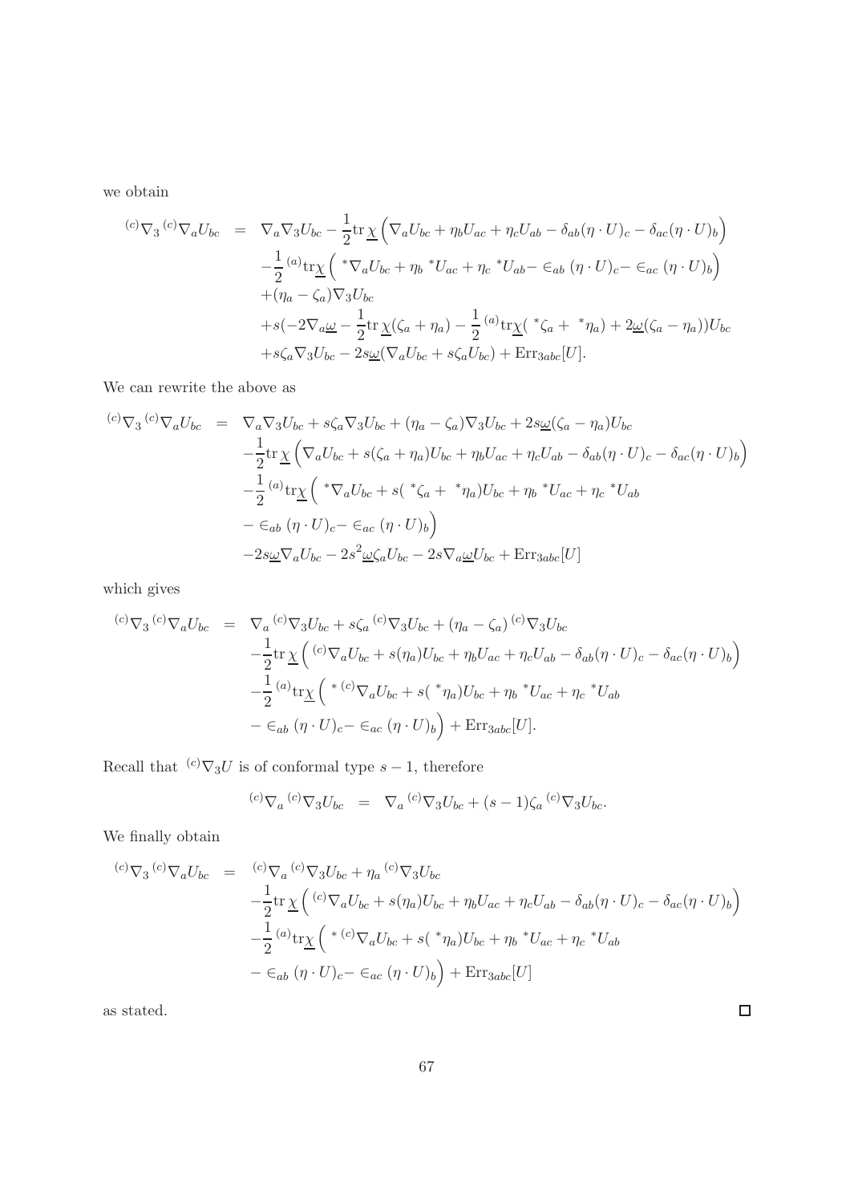we obtain

$$
\begin{aligned}
{}^{(c)}\nabla_3 {}^{(c)}\nabla_a U_{bc} &= \nabla_a \nabla_3 U_{bc} - \frac{1}{2}\mathrm{tr}\,\underline{\chi}\Big(\nabla_a U_{bc} + \eta_b U_{ac} + \eta_c U_{ab} - \delta_{ab}(\eta\cdot U)_c - \delta_{ac}(\eta\cdot U)_b\Big)\\
&-\frac{1}{2}{}^{(a)}\mathrm{tr}\underline{\chi}\Big({}^*\nabla_a U_{bc} + \eta_b {}^*U_{ac} + \eta_c {}^*U_{ab} - \in_{ab}(\eta\cdot U)_c - \in_{ac}(\eta\cdot U)_b\Big)\\
&+(\eta_a - \zeta_a)\nabla_3 U_{bc}\\
&+s(-2\nabla_a\underline{\omega} - \frac{1}{2}\mathrm{tr}\,\underline{\chi}(\zeta_a + \eta_a) - \frac{1}{2}{}^{(a)}\mathrm{tr}\underline{\chi}({}^*\zeta_a + {}^*\eta_a) + 2\underline{\omega}(\zeta_a - \eta_a))U_{bc}\\
&+s\zeta_a\nabla_3 U_{bc} - 2s\underline{\omega}(\nabla_a U_{bc} + s\zeta_a U_{bc}) + \mathrm{Err}_{3abc}[U].
\end{aligned}
$$

We can rewrite the above as

$$
\begin{aligned}
{}^{(c)}\nabla_3 {}^{(c)}\nabla_a U_{bc} &= \nabla_a \nabla_3 U_{bc} + s\zeta_a \nabla_3 U_{bc} + (\eta_a - \zeta_a)\nabla_3 U_{bc} + 2s\underline{\omega}(\zeta_a - \eta_a)U_{bc}\\
&-\frac{1}{2}\mathrm{tr}\,\underline{\chi}\Big(\nabla_a U_{bc} + s(\zeta_a + \eta_a)U_{bc} + \eta_b U_{ac} + \eta_c U_{ab} - \delta_{ab}(\eta\cdot U)_c - \delta_{ac}(\eta\cdot U)_b\Big)\\
&-\frac{1}{2}{}^{(a)}\mathrm{tr}\underline{\chi}\Big({}^*\nabla_a U_{bc} + s({}^*\zeta_a + {}^*\eta_a)U_{bc} + \eta_b {}^*U_{ac} + \eta_c {}^*U_{ab}\\
&- \in_{ab}(\eta\cdot U)_c - \in_{ac}(\eta\cdot U)_b\Big)\\
&-2s\underline{\omega}\nabla_a U_{bc} - 2s^2\underline{\omega}\zeta_a U_{bc} - 2s\nabla_a\underline{\omega}U_{bc} + \mathrm{Err}_{3abc}[U]
\end{aligned}
$$

which gives

$$
\begin{aligned}
{}^{(c)}\nabla_3 {}^{(c)}\nabla_a U_{bc} &= \nabla_a {}^{(c)}\nabla_3 U_{bc} + s\zeta_a {}^{(c)}\nabla_3 U_{bc} + (\eta_a - \zeta_a){}^{(c)}\nabla_3 U_{bc}\\
&-\frac{1}{2}\mathrm{tr}\,\underline{\chi}\Big({}^{(c)}\nabla_a U_{bc} + s(\eta_a)U_{bc} + \eta_b U_{ac} + \eta_c U_{ab} - \delta_{ab}(\eta\cdot U)_c - \delta_{ac}(\eta\cdot U)_b\Big)\\
&-\frac{1}{2}{}^{(a)}\mathrm{tr}\underline{\chi}\Big({}^{*\,(c)}\nabla_a U_{bc} + s({}^*\eta_a)U_{bc} + \eta_b {}^*U_{ac} + \eta_c {}^*U_{ab}\\
&- \in_{ab}(\eta\cdot U)_c - \in_{ac}(\eta\cdot U)_b\Big) + \mathrm{Err}_{3abc}[U].
\end{aligned}
$$

Recall that ${}^{(c)}\nabla_3 U$ is of conformal type $s-1$, therefore

$$
{}^{(c)}\nabla_a {}^{(c)}\nabla_3 U_{bc} \;=\; \nabla_a {}^{(c)}\nabla_3 U_{bc} + (s-1)\zeta_a {}^{(c)}\nabla_3 U_{bc}.
$$

We finally obtain

$$
\begin{aligned}
{}^{(c)}\nabla_3 {}^{(c)}\nabla_a U_{bc} &= {}^{(c)}\nabla_a {}^{(c)}\nabla_3 U_{bc} + \eta_a {}^{(c)}\nabla_3 U_{bc}\\
&-\frac{1}{2}\mathrm{tr}\,\underline{\chi}\Big({}^{(c)}\nabla_a U_{bc} + s(\eta_a)U_{bc} + \eta_b U_{ac} + \eta_c U_{ab} - \delta_{ab}(\eta\cdot U)_c - \delta_{ac}(\eta\cdot U)_b\Big)\\
&-\frac{1}{2}{}^{(a)}\mathrm{tr}\underline{\chi}\Big({}^{*\,(c)}\nabla_a U_{bc} + s({}^*\eta_a)U_{bc} + \eta_b {}^*U_{ac} + \eta_c {}^*U_{ab}\\
&- \in_{ab}(\eta\cdot U)_c - \in_{ac}(\eta\cdot U)_b\Big) + \mathrm{Err}_{3abc}[U]
\end{aligned}
$$

as stated. $\square$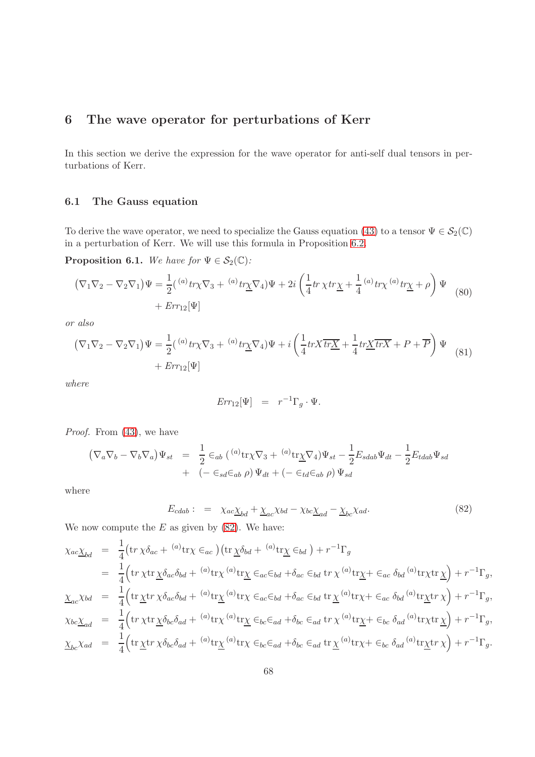# 6 The wave operator for perturbations of Kerr

In this section we derive the expression for the wave operator for anti-self dual tensors in perturbations of Kerr.

## 6.1 The Gauss equation

To derive the wave operator, we need to specialize the Gauss equation (43) to a tensor $\Psi \in \mathcal{S}_2(\mathbb{C})$ in a perturbation of Kerr. We will use this formula in Proposition 6.2.

**Proposition 6.1.** *We have for* $\Psi \in \mathcal{S}_2(\mathbb{C})$*:*

$$
\begin{aligned}
\big(\nabla_1\nabla_2 - \nabla_2\nabla_1\big)\Psi &= \frac{1}{2}\big({}^{(a)}tr\chi\nabla_3 + {}^{(a)}tr\underline{\chi}\nabla_4\big)\Psi + 2i\left(\frac{1}{4}tr\,\chi\, tr\underline{\chi} + \frac{1}{4}{}^{(a)}tr\chi\,{}^{(a)}tr\underline{\chi} + \rho\right)\Psi \\
&\quad + Err_{12}[\Psi]
\end{aligned}
\tag{80}
$$

*or also*

$$
\begin{aligned}
\big(\nabla_1\nabla_2 - \nabla_2\nabla_1\big)\Psi &= \frac{1}{2}\big({}^{(a)}tr\chi\nabla_3 + {}^{(a)}tr\underline{\chi}\nabla_4\big)\Psi + i\left(\frac{1}{4}trX\overline{tr\underline{X}} + \frac{1}{4}tr\underline{X}\,\overline{trX} + P + \overline{P}\right)\Psi \\
&\quad + Err_{12}[\Psi]
\end{aligned}
\tag{81}
$$

*where*

$$
Err_{12}[\Psi] \;=\; r^{-1}\Gamma_g\cdot\Psi.
$$

*Proof.* From (43), we have

$$
\begin{aligned}
\big(\nabla_a\nabla_b - \nabla_b\nabla_a\big)\Psi_{st} &= \frac{1}{2}\in_{ab}\big({}^{(a)}\mathrm{tr}\chi\nabla_3 + {}^{(a)}\mathrm{tr}\underline{\chi}\nabla_4\big)\Psi_{st} - \frac{1}{2}E_{sdab}\Psi_{dt} - \frac{1}{2}E_{tdab}\Psi_{sd} \\
&+ \;(-\in_{sd}\in_{ab}\rho)\,\Psi_{dt} + (-\in_{td}\in_{ab}\rho)\,\Psi_{sd}
\end{aligned}
$$

where

$$
E_{cdab} : \;=\; \chi_{ac}\underline{\chi}_{bd} + \underline{\chi}_{ac}\chi_{bd} - \chi_{bc}\underline{\chi}_{ad} - \underline{\chi}_{bc}\chi_{ad}. \tag{82}
$$

We now compute the $E$ as given by (82). We have:

$$
\begin{aligned}
\chi_{ac}\underline{\chi}_{bd} &= \frac{1}{4}\big(\mathrm{tr}\,\chi\delta_{ac} + {}^{(a)}\mathrm{tr}\chi\in_{ac}\big)\big(\mathrm{tr}\,\underline{\chi}\delta_{bd} + {}^{(a)}\mathrm{tr}\underline{\chi}\in_{bd}\big) + r^{-1}\Gamma_g \\
&= \frac{1}{4}\Big(\mathrm{tr}\,\chi\mathrm{tr}\,\underline{\chi}\delta_{ac}\delta_{bd} + {}^{(a)}\mathrm{tr}\chi\,{}^{(a)}\mathrm{tr}\underline{\chi}\in_{ac}\in_{bd} + \delta_{ac}\in_{bd}\mathrm{tr}\,\chi\,{}^{(a)}\mathrm{tr}\underline{\chi} + \in_{ac}\delta_{bd}\,{}^{(a)}\mathrm{tr}\chi\mathrm{tr}\,\underline{\chi}\Big) + r^{-1}\Gamma_g, \\
\underline{\chi}_{ac}\chi_{bd} &= \frac{1}{4}\Big(\mathrm{tr}\,\underline{\chi}\mathrm{tr}\,\chi\delta_{ac}\delta_{bd} + {}^{(a)}\mathrm{tr}\underline{\chi}\,{}^{(a)}\mathrm{tr}\chi\in_{ac}\in_{bd} + \delta_{ac}\in_{bd}\mathrm{tr}\,\underline{\chi}\,{}^{(a)}\mathrm{tr}\chi + \in_{ac}\delta_{bd}\,{}^{(a)}\mathrm{tr}\underline{\chi}\mathrm{tr}\,\chi\Big) + r^{-1}\Gamma_g, \\
\chi_{bc}\underline{\chi}_{ad} &= \frac{1}{4}\Big(\mathrm{tr}\,\chi\mathrm{tr}\,\underline{\chi}\delta_{bc}\delta_{ad} + {}^{(a)}\mathrm{tr}\chi\,{}^{(a)}\mathrm{tr}\underline{\chi}\in_{bc}\in_{ad} + \delta_{bc}\in_{ad}\mathrm{tr}\,\chi\,{}^{(a)}\mathrm{tr}\underline{\chi} + \in_{bc}\delta_{ad}\,{}^{(a)}\mathrm{tr}\chi\mathrm{tr}\,\underline{\chi}\Big) + r^{-1}\Gamma_g, \\
\underline{\chi}_{bc}\chi_{ad} &= \frac{1}{4}\Big(\mathrm{tr}\,\underline{\chi}\mathrm{tr}\,\chi\delta_{bc}\delta_{ad} + {}^{(a)}\mathrm{tr}\underline{\chi}\,{}^{(a)}\mathrm{tr}\chi\in_{bc}\in_{ad} + \delta_{bc}\in_{ad}\mathrm{tr}\,\underline{\chi}\,{}^{(a)}\mathrm{tr}\chi + \in_{bc}\delta_{ad}\,{}^{(a)}\mathrm{tr}\underline{\chi}\mathrm{tr}\,\chi\Big) + r^{-1}\Gamma_g.
\end{aligned}
$$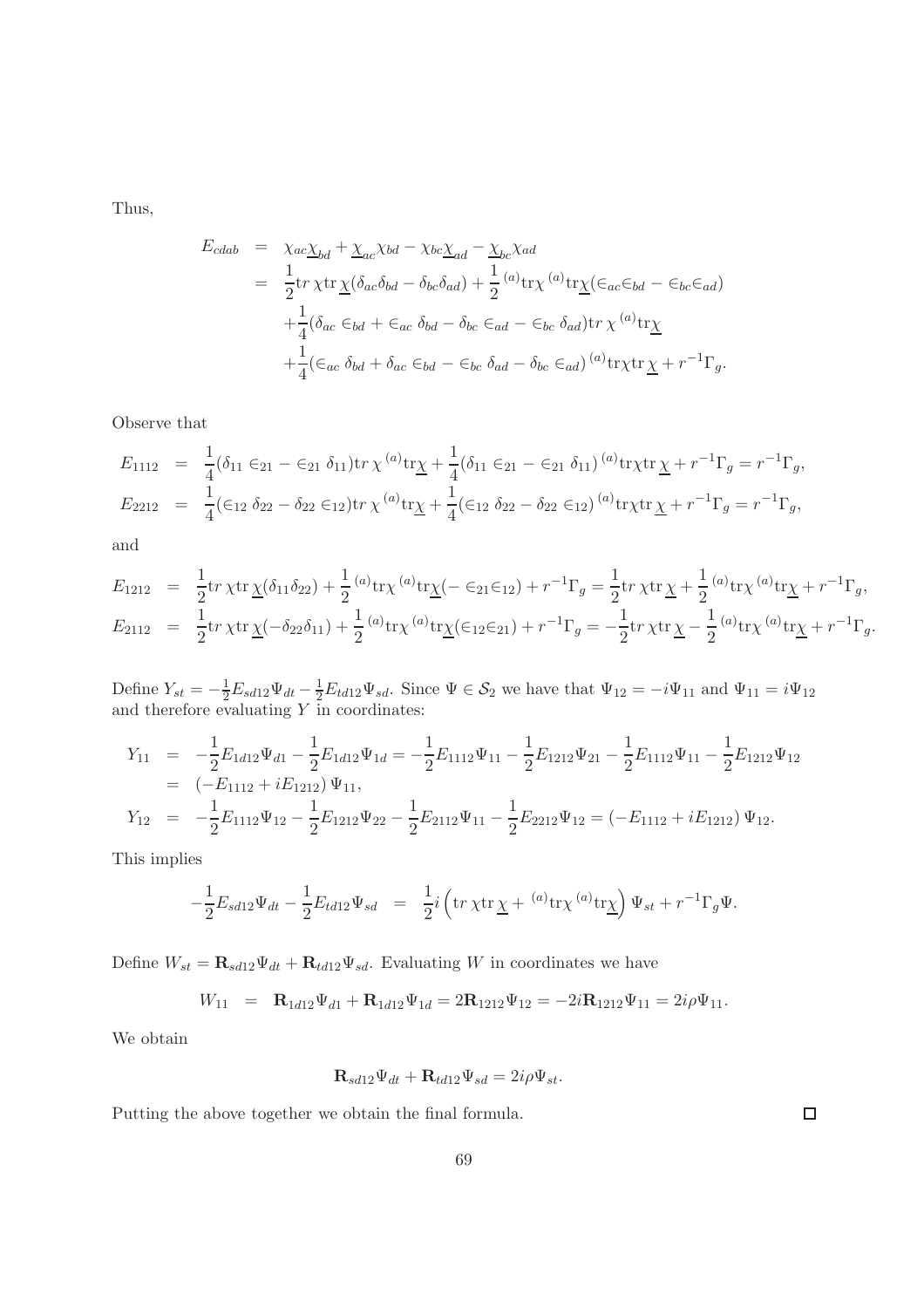Thus,

$$
\begin{aligned}
E_{cdab} &= \chi_{ac}\underline{\chi}_{bd} + \underline{\chi}_{ac}\chi_{bd} - \chi_{bc}\underline{\chi}_{ad} - \underline{\chi}_{bc}\chi_{ad} \\
&= \frac{1}{2}\mathrm{tr}\,\chi\mathrm{tr}\,\underline{\chi}(\delta_{ac}\delta_{bd} - \delta_{bc}\delta_{ad}) + \frac{1}{2}\,{}^{(a)}\mathrm{tr}\chi\,{}^{(a)}\mathrm{tr}\underline{\chi}(\in_{ac}\in_{bd} - \in_{bc}\in_{ad}) \\
&\quad + \frac{1}{4}(\delta_{ac}\in_{bd} + \in_{ac}\delta_{bd} - \delta_{bc}\in_{ad} - \in_{bc}\delta_{ad})\mathrm{tr}\,\chi\,{}^{(a)}\mathrm{tr}\underline{\chi} \\
&\quad + \frac{1}{4}(\in_{ac}\delta_{bd} + \delta_{ac}\in_{bd} - \in_{bc}\delta_{ad} - \delta_{bc}\in_{ad})\,{}^{(a)}\mathrm{tr}\chi\mathrm{tr}\,\underline{\chi} + r^{-1}\Gamma_g.
\end{aligned}
$$

Observe that

$$
\begin{aligned}
E_{1112} &= \frac{1}{4}(\delta_{11}\in_{21} - \in_{21}\delta_{11})\mathrm{tr}\,\chi\,{}^{(a)}\mathrm{tr}\underline{\chi} + \frac{1}{4}(\delta_{11}\in_{21} - \in_{21}\delta_{11})\,{}^{(a)}\mathrm{tr}\chi\mathrm{tr}\,\underline{\chi} + r^{-1}\Gamma_g = r^{-1}\Gamma_g, \\
E_{2212} &= \frac{1}{4}(\in_{12}\delta_{22} - \delta_{22}\in_{12})\mathrm{tr}\,\chi\,{}^{(a)}\mathrm{tr}\underline{\chi} + \frac{1}{4}(\in_{12}\delta_{22} - \delta_{22}\in_{12})\,{}^{(a)}\mathrm{tr}\chi\mathrm{tr}\,\underline{\chi} + r^{-1}\Gamma_g = r^{-1}\Gamma_g,
\end{aligned}
$$

and

$$
\begin{aligned}
E_{1212} &= \frac{1}{2}\mathrm{tr}\,\chi\mathrm{tr}\,\underline{\chi}(\delta_{11}\delta_{22}) + \frac{1}{2}\,{}^{(a)}\mathrm{tr}\chi\,{}^{(a)}\mathrm{tr}\underline{\chi}(-\in_{21}\in_{12}) + r^{-1}\Gamma_g = \frac{1}{2}\mathrm{tr}\,\chi\mathrm{tr}\,\underline{\chi} + \frac{1}{2}\,{}^{(a)}\mathrm{tr}\chi\,{}^{(a)}\mathrm{tr}\underline{\chi} + r^{-1}\Gamma_g, \\
E_{2112} &= \frac{1}{2}\mathrm{tr}\,\chi\mathrm{tr}\,\underline{\chi}(-\delta_{22}\delta_{11}) + \frac{1}{2}\,{}^{(a)}\mathrm{tr}\chi\,{}^{(a)}\mathrm{tr}\underline{\chi}(\in_{12}\in_{21}) + r^{-1}\Gamma_g = -\frac{1}{2}\mathrm{tr}\,\chi\mathrm{tr}\,\underline{\chi} - \frac{1}{2}\,{}^{(a)}\mathrm{tr}\chi\,{}^{(a)}\mathrm{tr}\underline{\chi} + r^{-1}\Gamma_g.
\end{aligned}
$$

Define $Y_{st} = -\frac{1}{2}E_{sd12}\Psi_{dt} - \frac{1}{2}E_{td12}\Psi_{sd}$. Since $\Psi \in \mathcal{S}_2$ we have that $\Psi_{12} = -i\Psi_{11}$ and $\Psi_{11} = i\Psi_{12}$ and therefore evaluating $Y$ in coordinates:

$$
\begin{aligned}
Y_{11} &= -\frac{1}{2}E_{1d12}\Psi_{d1} - \frac{1}{2}E_{1d12}\Psi_{1d} = -\frac{1}{2}E_{1112}\Psi_{11} - \frac{1}{2}E_{1212}\Psi_{21} - \frac{1}{2}E_{1112}\Psi_{11} - \frac{1}{2}E_{1212}\Psi_{12} \\
&= (-E_{1112} + iE_{1212})\,\Psi_{11}, \\
Y_{12} &= -\frac{1}{2}E_{1112}\Psi_{12} - \frac{1}{2}E_{1212}\Psi_{22} - \frac{1}{2}E_{2112}\Psi_{11} - \frac{1}{2}E_{2212}\Psi_{12} = (-E_{1112} + iE_{1212})\,\Psi_{12}.
\end{aligned}
$$

This implies

$$
-\frac{1}{2}E_{sd12}\Psi_{dt} - \frac{1}{2}E_{td12}\Psi_{sd} = \frac{1}{2}i\left(\mathrm{tr}\,\chi\mathrm{tr}\,\underline{\chi} + {}^{(a)}\mathrm{tr}\chi\,{}^{(a)}\mathrm{tr}\underline{\chi}\right)\Psi_{st} + r^{-1}\Gamma_g\Psi.
$$

Define $W_{st} = \mathbf{R}_{sd12}\Psi_{dt} + \mathbf{R}_{td12}\Psi_{sd}$. Evaluating $W$ in coordinates we have

$$
W_{11} = \mathbf{R}_{1d12}\Psi_{d1} + \mathbf{R}_{1d12}\Psi_{1d} = 2\mathbf{R}_{1212}\Psi_{12} = -2i\mathbf{R}_{1212}\Psi_{11} = 2i\rho\Psi_{11}.
$$

We obtain

$$
\mathbf{R}_{sd12}\Psi_{dt} + \mathbf{R}_{td12}\Psi_{sd} = 2i\rho\Psi_{st}.
$$

Putting the above together we obtain the final formula. □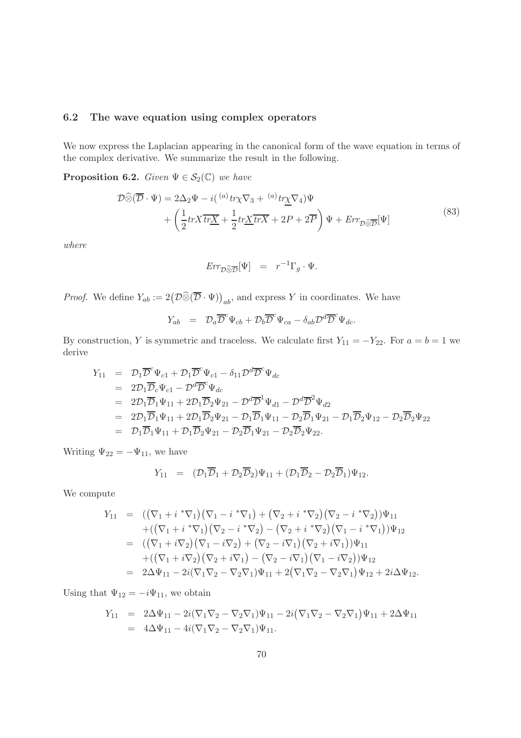### 6.2 The wave equation using complex operators

We now express the Laplacian appearing in the canonical form of the wave equation in terms of the complex derivative. We summarize the result in the following.

**Proposition 6.2.** *Given $\Psi \in \mathcal{S}_2(\mathbb{C})$ we have*

$$
\begin{aligned}
\mathcal{D}\widehat{\otimes}(\overline{\mathcal{D}}\cdot\Psi) &= 2\Delta_2\Psi - i\big({}^{(a)}tr\chi\nabla_3 + {}^{(a)}tr\underline{\chi}\nabla_4\big)\Psi \\
&\quad + \left(\frac{1}{2}trX\overline{tr\underline{X}} + \frac{1}{2}tr\underline{X}\overline{trX} + 2P + 2\overline{P}\right)\Psi + Err_{\mathcal{D}\widehat{\otimes}\overline{\mathcal{D}}}[\Psi]
\end{aligned}
\tag{83}
$$

*where*

$$
Err_{\mathcal{D}\widehat{\otimes}\overline{\mathcal{D}}}[\Psi] \;\;=\;\; r^{-1}\Gamma_g\cdot\Psi.
$$

*Proof.* We define $Y_{ab} := 2\big(\mathcal{D}\widehat{\otimes}(\overline{\mathcal{D}}\cdot\Psi)\big)_{ab}$, and express $Y$ in coordinates. We have

$$
Y_{ab} \;\;=\;\; \mathcal{D}_a\overline{\mathcal{D}}^c\Psi_{cb} + \mathcal{D}_b\overline{\mathcal{D}}^c\Psi_{ca} - \delta_{ab}\mathcal{D}^d\overline{\mathcal{D}}^c\Psi_{dc}.
$$

By construction, $Y$ is symmetric and traceless. We calculate first $Y_{11} = -Y_{22}$. For $a = b = 1$ we derive

$$
\begin{aligned}
Y_{11} &= \mathcal{D}_1\overline{\mathcal{D}}^c\Psi_{c1} + \mathcal{D}_1\overline{\mathcal{D}}^c\Psi_{c1} - \delta_{11}\mathcal{D}^d\overline{\mathcal{D}}^c\Psi_{dc} \\
&= 2\mathcal{D}_1\overline{\mathcal{D}}_c\Psi_{c1} - \mathcal{D}^d\overline{\mathcal{D}}^c\Psi_{dc} \\
&= 2\mathcal{D}_1\overline{\mathcal{D}}_1\Psi_{11} + 2\mathcal{D}_1\overline{\mathcal{D}}_2\Psi_{21} - \mathcal{D}^d\overline{\mathcal{D}}^1\Psi_{d1} - \mathcal{D}^d\overline{\mathcal{D}}^2\Psi_{d2} \\
&= 2\mathcal{D}_1\overline{\mathcal{D}}_1\Psi_{11} + 2\mathcal{D}_1\overline{\mathcal{D}}_2\Psi_{21} - \mathcal{D}_1\overline{\mathcal{D}}_1\Psi_{11} - \mathcal{D}_2\overline{\mathcal{D}}_1\Psi_{21} - \mathcal{D}_1\overline{\mathcal{D}}_2\Psi_{12} - \mathcal{D}_2\overline{\mathcal{D}}_2\Psi_{22} \\
&= \mathcal{D}_1\overline{\mathcal{D}}_1\Psi_{11} + \mathcal{D}_1\overline{\mathcal{D}}_2\Psi_{21} - \mathcal{D}_2\overline{\mathcal{D}}_1\Psi_{21} - \mathcal{D}_2\overline{\mathcal{D}}_2\Psi_{22}.
\end{aligned}
$$

Writing $\Psi_{22} = -\Psi_{11}$, we have

$$
Y_{11} \;\;=\;\; (\mathcal{D}_1\overline{\mathcal{D}}_1 + \mathcal{D}_2\overline{\mathcal{D}}_2)\Psi_{11} + (\mathcal{D}_1\overline{\mathcal{D}}_2 - \mathcal{D}_2\overline{\mathcal{D}}_1)\Psi_{12}.
$$

We compute

$$
\begin{aligned}
Y_{11} &= \big(\big(\nabla_1 + i\,{}^*\nabla_1\big)\big(\nabla_1 - i\,{}^*\nabla_1\big) + \big(\nabla_2 + i\,{}^*\nabla_2\big)\big(\nabla_2 - i\,{}^*\nabla_2\big)\big)\Psi_{11} \\
&\quad + \big(\big(\nabla_1 + i\,{}^*\nabla_1\big)\big(\nabla_2 - i\,{}^*\nabla_2\big) - \big(\nabla_2 + i\,{}^*\nabla_2\big)\big(\nabla_1 - i\,{}^*\nabla_1\big)\big)\Psi_{12} \\
&= \big(\big(\nabla_1 + i\nabla_2\big)\big(\nabla_1 - i\nabla_2\big) + \big(\nabla_2 - i\nabla_1\big)\big(\nabla_2 + i\nabla_1\big)\big)\Psi_{11} \\
&\quad + \big(\big(\nabla_1 + i\nabla_2\big)\big(\nabla_2 + i\nabla_1\big) - \big(\nabla_2 - i\nabla_1\big)\big(\nabla_1 - i\nabla_2\big)\big)\Psi_{12} \\
&= 2\Delta\Psi_{11} - 2i(\nabla_1\nabla_2 - \nabla_2\nabla_1)\Psi_{11} + 2\big(\nabla_1\nabla_2 - \nabla_2\nabla_1\big)\Psi_{12} + 2i\Delta\Psi_{12}.
\end{aligned}
$$

Using that $\Psi_{12} = -i\Psi_{11}$, we obtain

$$
\begin{aligned}
Y_{11} &= 2\Delta\Psi_{11} - 2i(\nabla_1\nabla_2 - \nabla_2\nabla_1)\Psi_{11} - 2i\big(\nabla_1\nabla_2 - \nabla_2\nabla_1\big)\Psi_{11} + 2\Delta\Psi_{11} \\
&= 4\Delta\Psi_{11} - 4i(\nabla_1\nabla_2 - \nabla_2\nabla_1)\Psi_{11}.
\end{aligned}
$$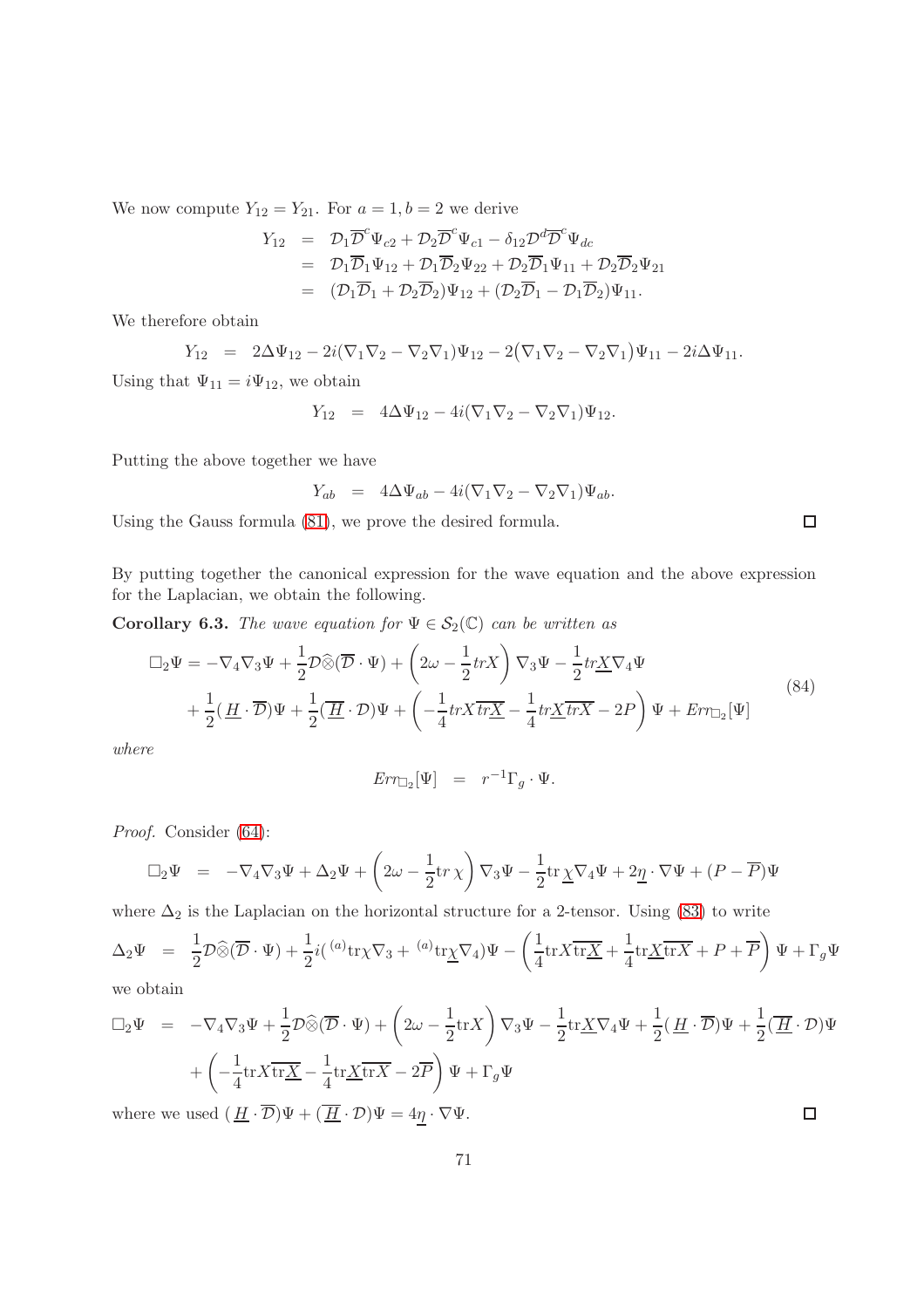We now compute $Y_{12} = Y_{21}$. For $a = 1, b = 2$ we derive

$$
\begin{aligned}
Y_{12} &= \mathcal{D}_1\overline{\mathcal{D}}^c\Psi_{c2} + \mathcal{D}_2\overline{\mathcal{D}}^c\Psi_{c1} - \delta_{12}\mathcal{D}^d\overline{\mathcal{D}}^c\Psi_{dc}\\
&= \mathcal{D}_1\overline{\mathcal{D}}_1\Psi_{12} + \mathcal{D}_1\overline{\mathcal{D}}_2\Psi_{22} + \mathcal{D}_2\overline{\mathcal{D}}_1\Psi_{11} + \mathcal{D}_2\overline{\mathcal{D}}_2\Psi_{21}\\
&= (\mathcal{D}_1\overline{\mathcal{D}}_1 + \mathcal{D}_2\overline{\mathcal{D}}_2)\Psi_{12} + (\mathcal{D}_2\overline{\mathcal{D}}_1 - \mathcal{D}_1\overline{\mathcal{D}}_2)\Psi_{11}.
\end{aligned}
$$

We therefore obtain

$$
Y_{12} \;=\; 2\Delta\Psi_{12} - 2i(\nabla_1\nabla_2 - \nabla_2\nabla_1)\Psi_{12} - 2\big(\nabla_1\nabla_2 - \nabla_2\nabla_1\big)\Psi_{11} - 2i\Delta\Psi_{11}.
$$

Using that $\Psi_{11} = i\Psi_{12}$, we obtain

$$
Y_{12} \;=\; 4\Delta\Psi_{12} - 4i(\nabla_1\nabla_2 - \nabla_2\nabla_1)\Psi_{12}.
$$

Putting the above together we have

$$
Y_{ab} \;=\; 4\Delta\Psi_{ab} - 4i(\nabla_1\nabla_2 - \nabla_2\nabla_1)\Psi_{ab}.
$$

Using the Gauss formula (81), we prove the desired formula. □

By putting together the canonical expression for the wave equation and the above expression for the Laplacian, we obtain the following.

**Corollary 6.3.** *The wave equation for $\Psi \in \mathcal{S}_2(\mathbb{C})$ can be written as*

$$
\begin{aligned}
\square_2\Psi = &-\nabla_4\nabla_3\Psi + \frac{1}{2}\mathcal{D}\widehat{\otimes}(\overline{\mathcal{D}}\cdot\Psi) + \left(2\omega - \frac{1}{2}trX\right)\nabla_3\Psi - \frac{1}{2}tr\underline{X}\nabla_4\Psi\\
&+ \frac{1}{2}(\,\underline{H}\cdot\overline{\mathcal{D}})\Psi + \frac{1}{2}(\overline{\underline{H}}\cdot\mathcal{D})\Psi + \left(-\frac{1}{4}trX\overline{tr\underline{X}} - \frac{1}{4}tr\underline{X}\overline{trX} - 2P\right)\Psi + Err_{\square_2}[\Psi]
\end{aligned}
\tag{84}
$$

*where*

$$
Err_{\square_2}[\Psi] \;=\; r^{-1}\Gamma_g\cdot\Psi.
$$

*Proof.* Consider (64):

$$
\square_2\Psi \;=\; -\nabla_4\nabla_3\Psi + \Delta_2\Psi + \left(2\omega - \frac{1}{2}\mathrm{tr}\,\chi\right)\nabla_3\Psi - \frac{1}{2}\mathrm{tr}\,\underline{\chi}\nabla_4\Psi + 2\underline{\eta}\cdot\nabla\Psi + (P - \overline{P})\Psi
$$

where $\Delta_2$ is the Laplacian on the horizontal structure for a 2-tensor. Using (83) to write

$$
\Delta_2\Psi \;=\; \frac{1}{2}\mathcal{D}\widehat{\otimes}(\overline{\mathcal{D}}\cdot\Psi) + \frac{1}{2}i({}^{(a)}\mathrm{tr}\chi\nabla_3 + {}^{(a)}\mathrm{tr}\underline{\chi}\nabla_4)\Psi - \left(\frac{1}{4}\mathrm{tr}X\overline{\mathrm{tr}\underline{X}} + \frac{1}{4}\mathrm{tr}\underline{X}\overline{\mathrm{tr}X} + P + \overline{P}\right)\Psi + \Gamma_g\Psi
$$

we obtain

$$
\begin{aligned}
\square_2\Psi \;=\; &-\nabla_4\nabla_3\Psi + \frac{1}{2}\mathcal{D}\widehat{\otimes}(\overline{\mathcal{D}}\cdot\Psi) + \left(2\omega - \frac{1}{2}\mathrm{tr}X\right)\nabla_3\Psi - \frac{1}{2}\mathrm{tr}\underline{X}\nabla_4\Psi + \frac{1}{2}(\,\underline{H}\cdot\overline{\mathcal{D}})\Psi + \frac{1}{2}(\overline{\underline{H}}\cdot\mathcal{D})\Psi\\
&+ \left(-\frac{1}{4}\mathrm{tr}X\overline{\mathrm{tr}\underline{X}} - \frac{1}{4}\mathrm{tr}\underline{X}\overline{\mathrm{tr}X} - 2\overline{P}\right)\Psi + \Gamma_g\Psi
\end{aligned}
$$

where we used $(\,\underline{H}\cdot\overline{\mathcal{D}})\Psi + (\overline{\underline{H}}\cdot\mathcal{D})\Psi = 4\underline{\eta}\cdot\nabla\Psi$. □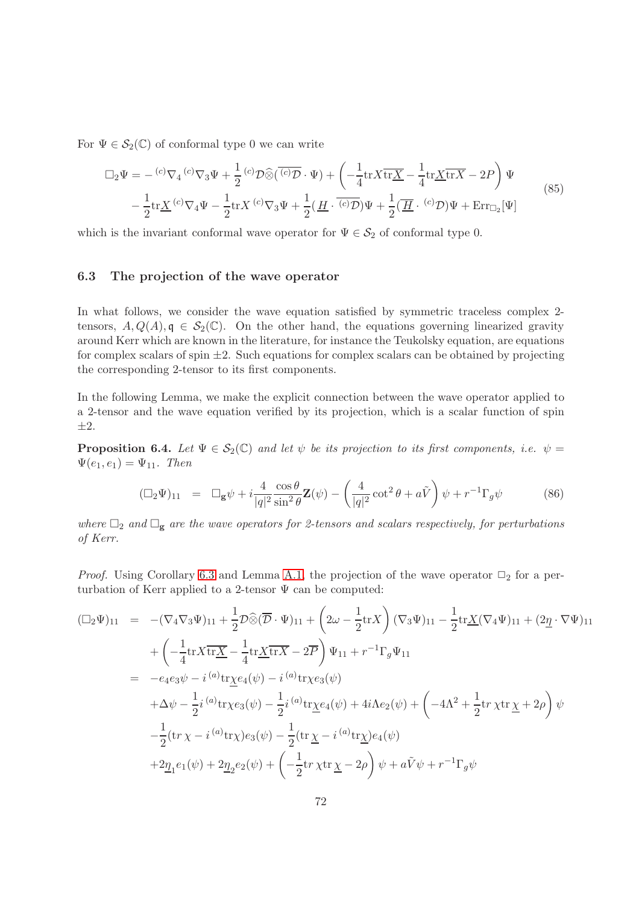For $\Psi \in \mathcal{S}_2(\mathbb{C})$ of conformal type 0 we can write

$$
\begin{aligned}
\square_2 \Psi &= -{}^{(c)}\nabla_4 {}^{(c)}\nabla_3 \Psi + \frac{1}{2} {}^{(c)}\mathcal{D}\widehat{\otimes}(\overline{{}^{(c)}\mathcal{D}} \cdot \Psi) + \left(-\frac{1}{4}\mathrm{tr} X \overline{\mathrm{tr}\underline{X}} - \frac{1}{4}\mathrm{tr}\underline{X}\overline{\mathrm{tr} X} - 2P\right)\Psi \\
&\quad - \frac{1}{2}\mathrm{tr}\underline{X}\, {}^{(c)}\nabla_4 \Psi - \frac{1}{2}\mathrm{tr} X\, {}^{(c)}\nabla_3 \Psi + \frac{1}{2}(\underline{H} \cdot \overline{{}^{(c)}\mathcal{D}})\Psi + \frac{1}{2}(\overline{\underline{H}} \cdot {}^{(c)}\mathcal{D})\Psi + \mathrm{Err}_{\square_2}[\Psi]
\end{aligned}
\tag{85}
$$

which is the invariant conformal wave operator for $\Psi \in \mathcal{S}_2$ of conformal type 0.

### 6.3 The projection of the wave operator

In what follows, we consider the wave equation satisfied by symmetric traceless complex 2-tensors, $A, Q(A), \mathfrak{q} \in \mathcal{S}_2(\mathbb{C})$. On the other hand, the equations governing linearized gravity around Kerr which are known in the literature, for instance the Teukolsky equation, are equations for complex scalars of spin $\pm 2$. Such equations for complex scalars can be obtained by projecting the corresponding 2-tensor to its first components.

In the following Lemma, we make the explicit connection between the wave operator applied to a 2-tensor and the wave equation verified by its projection, which is a scalar function of spin $\pm 2$.

**Proposition 6.4.** *Let $\Psi \in \mathcal{S}_2(\mathbb{C})$ and let $\psi$ be its projection to its first components, i.e. $\psi = \Psi(e_1, e_1) = \Psi_{11}$. Then*

$$
(\square_2 \Psi)_{11} = \square_{\mathbf{g}} \psi + i \frac{4}{|q|^2} \frac{\cos\theta}{\sin^2\theta} \mathbf{Z}(\psi) - \left(\frac{4}{|q|^2}\cot^2\theta + a\tilde{V}\right)\psi + r^{-1}\Gamma_g \psi \tag{86}
$$

*where $\square_2$ and $\square_{\mathbf{g}}$ are the wave operators for 2-tensors and scalars respectively, for perturbations of Kerr.*

*Proof.* Using Corollary 6.3 and Lemma A.1, the projection of the wave operator $\square_2$ for a perturbation of Kerr applied to a 2-tensor $\Psi$ can be computed:

$$
\begin{aligned}
(\square_2 \Psi)_{11} &= -(\nabla_4 \nabla_3 \Psi)_{11} + \frac{1}{2}\mathcal{D}\widehat{\otimes}(\overline{\mathcal{D}} \cdot \Psi)_{11} + \left(2\omega - \frac{1}{2}\mathrm{tr} X\right)(\nabla_3 \Psi)_{11} - \frac{1}{2}\mathrm{tr}\underline{X}(\nabla_4 \Psi)_{11} + (2\underline{\eta} \cdot \nabla \Psi)_{11} \\
&\quad + \left(-\frac{1}{4}\mathrm{tr} X \overline{\mathrm{tr}\underline{X}} - \frac{1}{4}\mathrm{tr}\underline{X}\overline{\mathrm{tr} X} - 2\overline{P}\right)\Psi_{11} + r^{-1}\Gamma_g \Psi_{11} \\
&= -e_4 e_3 \psi - i\, {}^{(a)}\mathrm{tr}\underline{\chi}\, e_4(\psi) - i\, {}^{(a)}\mathrm{tr}\chi\, e_3(\psi) \\
&\quad + \Delta\psi - \frac{1}{2} i\, {}^{(a)}\mathrm{tr}\chi\, e_3(\psi) - \frac{1}{2} i\, {}^{(a)}\mathrm{tr}\underline{\chi}\, e_4(\psi) + 4i\Lambda e_2(\psi) + \left(-4\Lambda^2 + \frac{1}{2}\mathrm{tr}\,\chi \mathrm{tr}\,\underline{\chi} + 2\rho\right)\psi \\
&\quad - \frac{1}{2}(\mathrm{tr}\,\chi - i\, {}^{(a)}\mathrm{tr}\chi) e_3(\psi) - \frac{1}{2}(\mathrm{tr}\,\underline{\chi} - i\, {}^{(a)}\mathrm{tr}\underline{\chi}) e_4(\psi) \\
&\quad + 2\underline{\eta}_1 e_1(\psi) + 2\underline{\eta}_2 e_2(\psi) + \left(-\frac{1}{2}\mathrm{tr}\,\chi \mathrm{tr}\,\underline{\chi} - 2\rho\right)\psi + a\tilde{V}\psi + r^{-1}\Gamma_g \psi
\end{aligned}
$$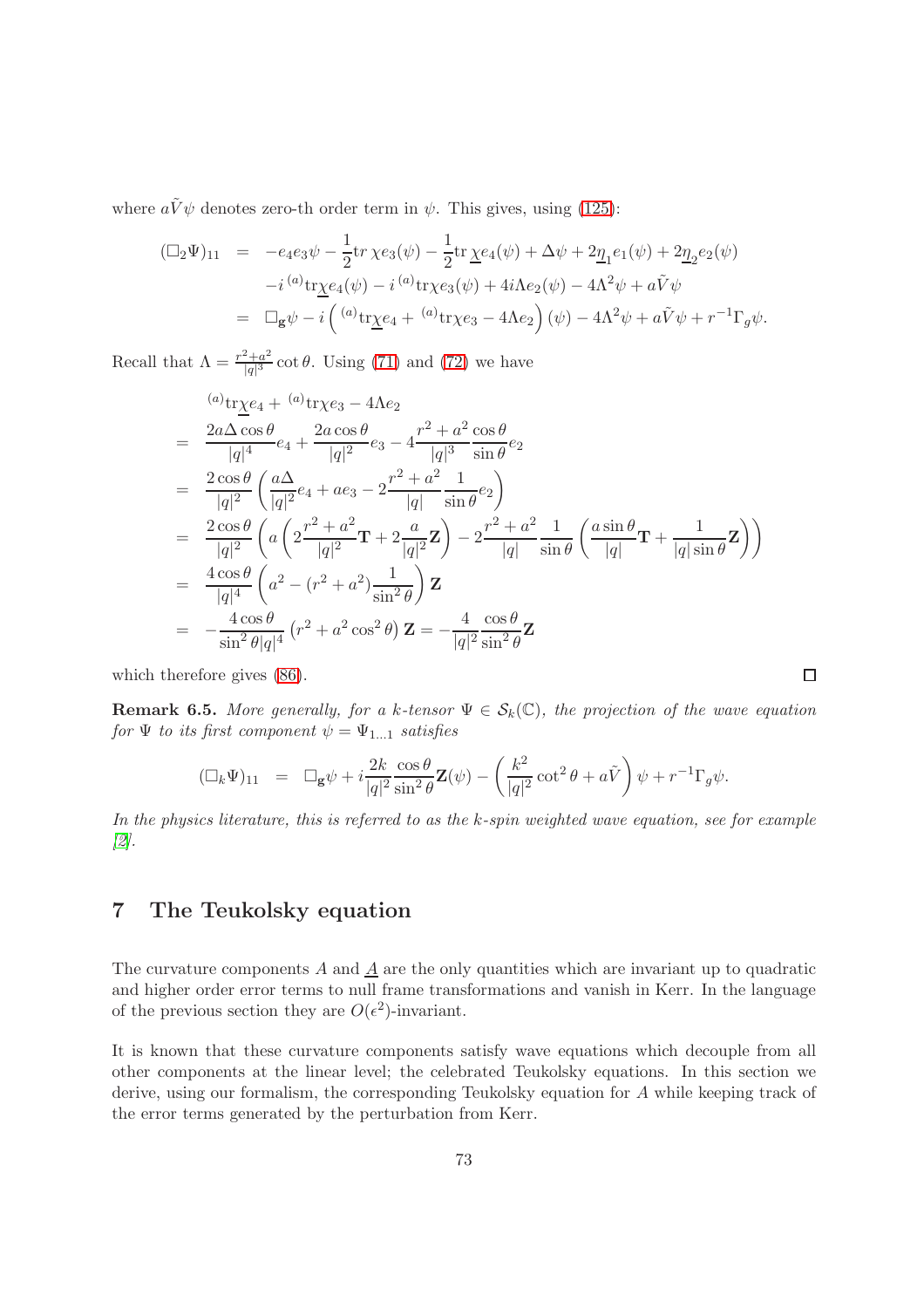where $a\tilde{V}\psi$ denotes zero-th order term in $\psi$. This gives, using (125):

$$
\begin{aligned}
(\square_2\Psi)_{11} &= -e_4e_3\psi - \frac{1}{2}\mathrm{tr}\,\chi e_3(\psi) - \frac{1}{2}\mathrm{tr}\,\underline{\chi} e_4(\psi) + \Delta\psi + 2\underline{\eta}_1 e_1(\psi) + 2\underline{\eta}_2 e_2(\psi)\\
&\quad -i\,{}^{(a)}\mathrm{tr}\underline{\chi} e_4(\psi) - i\,{}^{(a)}\mathrm{tr}\chi e_3(\psi) + 4i\Lambda e_2(\psi) - 4\Lambda^2\psi + a\tilde{V}\psi\\
&= \square_{\mathbf{g}}\psi - i\left({}^{(a)}\mathrm{tr}\underline{\chi} e_4 + {}^{(a)}\mathrm{tr}\chi e_3 - 4\Lambda e_2\right)(\psi) - 4\Lambda^2\psi + a\tilde{V}\psi + r^{-1}\Gamma_g\psi.
\end{aligned}
$$

Recall that $\Lambda = \frac{r^2+a^2}{|q|^3}\cot\theta$. Using (71) and (72) we have

$$
\begin{aligned}
&{}^{(a)}\mathrm{tr}\underline{\chi} e_4 + {}^{(a)}\mathrm{tr}\chi e_3 - 4\Lambda e_2\\
&= \frac{2a\Delta\cos\theta}{|q|^4}e_4 + \frac{2a\cos\theta}{|q|^2}e_3 - 4\frac{r^2+a^2}{|q|^3}\frac{\cos\theta}{\sin\theta}e_2\\
&= \frac{2\cos\theta}{|q|^2}\left(\frac{a\Delta}{|q|^2}e_4 + ae_3 - 2\frac{r^2+a^2}{|q|}\frac{1}{\sin\theta}e_2\right)\\
&= \frac{2\cos\theta}{|q|^2}\left(a\left(2\frac{r^2+a^2}{|q|^2}\mathbf{T} + 2\frac{a}{|q|^2}\mathbf{Z}\right) - 2\frac{r^2+a^2}{|q|}\frac{1}{\sin\theta}\left(\frac{a\sin\theta}{|q|}\mathbf{T} + \frac{1}{|q|\sin\theta}\mathbf{Z}\right)\right)\\
&= \frac{4\cos\theta}{|q|^4}\left(a^2 - (r^2+a^2)\frac{1}{\sin^2\theta}\right)\mathbf{Z}\\
&= -\frac{4\cos\theta}{\sin^2\theta|q|^4}\left(r^2+a^2\cos^2\theta\right)\mathbf{Z} = -\frac{4}{|q|^2}\frac{\cos\theta}{\sin^2\theta}\mathbf{Z}
\end{aligned}
$$

which therefore gives (86). $\square$

**Remark 6.5.** *More generally, for a $k$-tensor $\Psi \in \mathcal{S}_k(\mathbb{C})$, the projection of the wave equation for $\Psi$ to its first component $\psi = \Psi_{1\ldots1}$ satisfies*

$$
(\square_k\Psi)_{11} = \square_{\mathbf{g}}\psi + i\frac{2k}{|q|^2}\frac{\cos\theta}{\sin^2\theta}\mathbf{Z}(\psi) - \left(\frac{k^2}{|q|^2}\cot^2\theta + a\tilde{V}\right)\psi + r^{-1}\Gamma_g\psi.
$$

*In the physics literature, this is referred to as the $k$-spin weighted wave equation, see for example [2].*

# 7 The Teukolsky equation

The curvature components $A$ and $\underline{A}$ are the only quantities which are invariant up to quadratic and higher order error terms to null frame transformations and vanish in Kerr. In the language of the previous section they are $O(\epsilon^2)$-invariant.

It is known that these curvature components satisfy wave equations which decouple from all other components at the linear level; the celebrated Teukolsky equations. In this section we derive, using our formalism, the corresponding Teukolsky equation for $A$ while keeping track of the error terms generated by the perturbation from Kerr.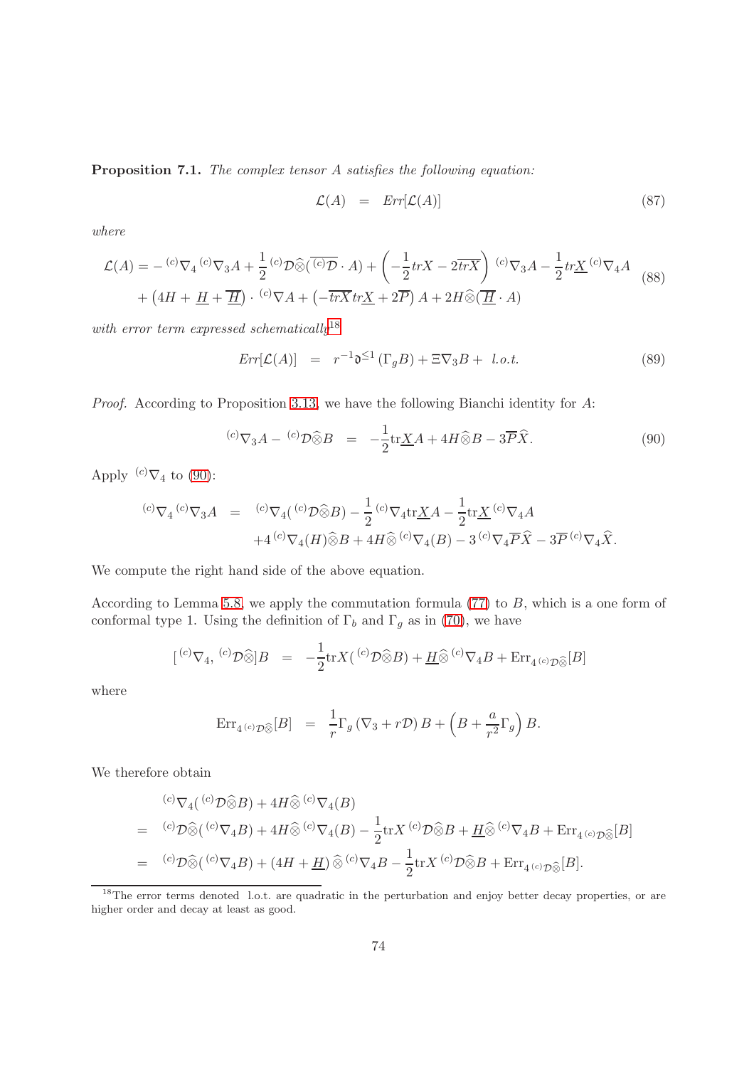**Proposition 7.1.** *The complex tensor $A$ satisfies the following equation:*

$$\mathcal{L}(A) \quad = \quad Err[\mathcal{L}(A)] \tag{87}$$

*where*

$$\begin{aligned}\mathcal{L}(A) = &-{}^{(c)}\nabla_4 {}^{(c)}\nabla_3 A + \frac{1}{2}{}^{(c)}\mathcal{D}\widehat{\otimes}(\overline{{}^{(c)}\mathcal{D}}\cdot A) + \left(-\frac{1}{2}trX - 2\overline{tr\underline{X}}\right){}^{(c)}\nabla_3 A - \frac{1}{2}tr\underline{X}\,{}^{(c)}\nabla_4 A \\ &+ \left(4H + \underline{H} + \overline{\underline{H}}\right)\cdot {}^{(c)}\nabla A + \left(-\overline{trX}\,tr\underline{X} + 2\overline{P}\right)A + 2H\widehat{\otimes}(\overline{\underline{H}}\cdot A)\end{aligned} \tag{88}$$

*with error term expressed schematically*[18]

$$Err[\mathcal{L}(A)] \quad = \quad r^{-1}\mathfrak{d}^{\leq 1}(\Gamma_g B) + \Xi\nabla_3 B + \ l.o.t. \tag{89}$$

*Proof.* According to Proposition 3.13, we have the following Bianchi identity for $A$:

$$ {}^{(c)}\nabla_3 A - {}^{(c)}\mathcal{D}\widehat{\otimes}B \quad = \quad -\frac{1}{2}\mathrm{tr}\underline{X}A + 4H\widehat{\otimes}B - 3\overline{P}\widehat{X}. \tag{90}$$

Apply ${}^{(c)}\nabla_4$ to (90):

$$\begin{aligned}{}^{(c)}\nabla_4 {}^{(c)}\nabla_3 A \quad = \quad & {}^{(c)}\nabla_4({}^{(c)}\mathcal{D}\widehat{\otimes}B) - \frac{1}{2}{}^{(c)}\nabla_4\mathrm{tr}\underline{X}A - \frac{1}{2}\mathrm{tr}\underline{X}\,{}^{(c)}\nabla_4 A \\ &+4\,{}^{(c)}\nabla_4(H)\widehat{\otimes}B + 4H\widehat{\otimes}\,{}^{(c)}\nabla_4(B) - 3\,{}^{(c)}\nabla_4\overline{P}\widehat{X} - 3\overline{P}\,{}^{(c)}\nabla_4\widehat{X}.\end{aligned}$$

We compute the right hand side of the above equation.

According to Lemma 5.8, we apply the commutation formula (77) to $B$, which is a one form of conformal type 1. Using the definition of $\Gamma_b$ and $\Gamma_g$ as in (70), we have

$$[\,{}^{(c)}\nabla_4,\,{}^{(c)}\mathcal{D}\widehat{\otimes}]B \quad = \quad -\frac{1}{2}\mathrm{tr}X({}^{(c)}\mathcal{D}\widehat{\otimes}B) + \underline{H}\widehat{\otimes}\,{}^{(c)}\nabla_4 B + \mathrm{Err}_{4\,{}^{(c)}\mathcal{D}\widehat{\otimes}}[B]$$

where

$$\mathrm{Err}_{4\,{}^{(c)}\mathcal{D}\widehat{\otimes}}[B] \quad = \quad \frac{1}{r}\Gamma_g(\nabla_3 + r\mathcal{D})B + \left(B + \frac{a}{r^2}\Gamma_g\right)B.$$

We therefore obtain

$$\begin{aligned}&{}^{(c)}\nabla_4({}^{(c)}\mathcal{D}\widehat{\otimes}B) + 4H\widehat{\otimes}\,{}^{(c)}\nabla_4(B) \\ = \quad & {}^{(c)}\mathcal{D}\widehat{\otimes}({}^{(c)}\nabla_4 B) + 4H\widehat{\otimes}\,{}^{(c)}\nabla_4(B) - \frac{1}{2}\mathrm{tr}X\,{}^{(c)}\mathcal{D}\widehat{\otimes}B + \underline{H}\widehat{\otimes}\,{}^{(c)}\nabla_4 B + \mathrm{Err}_{4\,{}^{(c)}\mathcal{D}\widehat{\otimes}}[B] \\ = \quad & {}^{(c)}\mathcal{D}\widehat{\otimes}({}^{(c)}\nabla_4 B) + (4H + \underline{H})\widehat{\otimes}\,{}^{(c)}\nabla_4 B - \frac{1}{2}\mathrm{tr}X\,{}^{(c)}\mathcal{D}\widehat{\otimes}B + \mathrm{Err}_{4\,{}^{(c)}\mathcal{D}\widehat{\otimes}}[B].\end{aligned}$$

[18] The error terms denoted l.o.t. are quadratic in the perturbation and enjoy better decay properties, or are higher order and decay at least as good.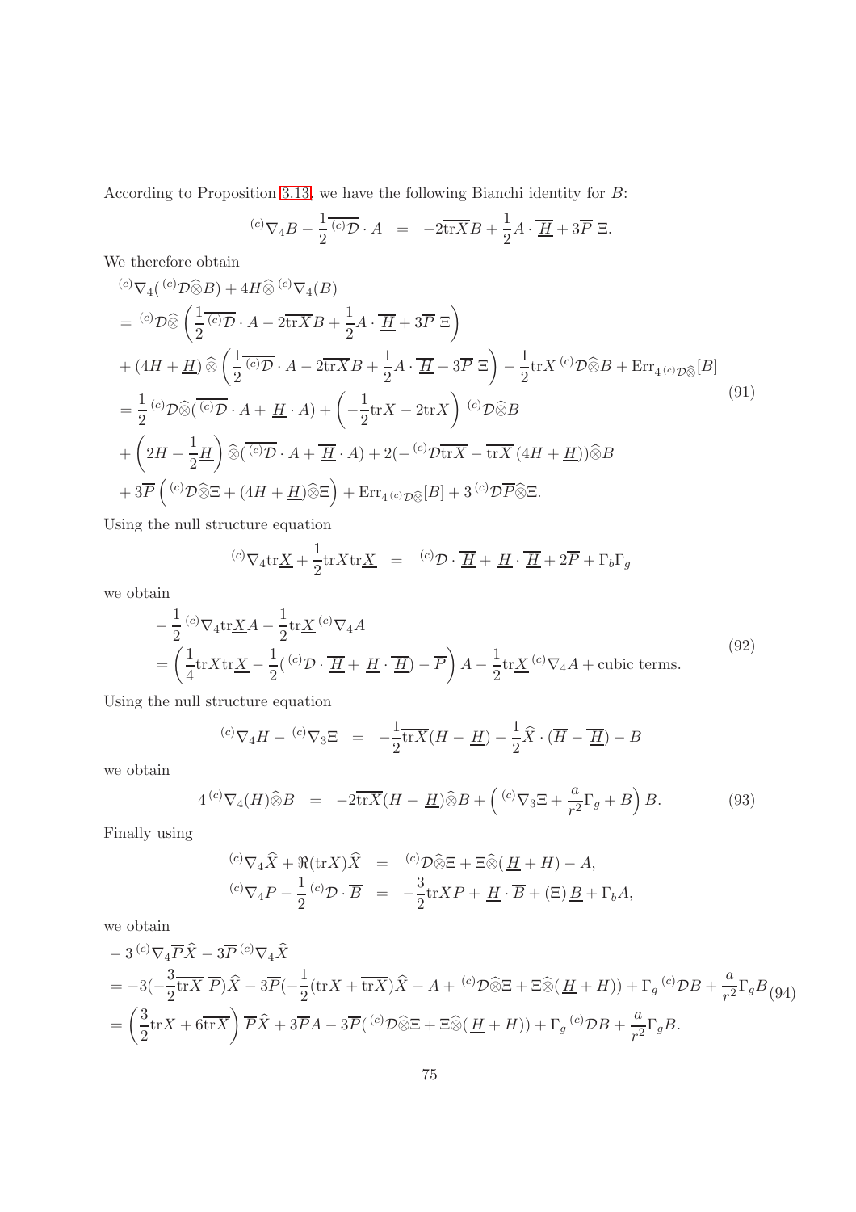According to Proposition 3.13, we have the following Bianchi identity for $B$:

$$
{}^{(c)}\nabla_4 B - \frac{1}{2}\overline{{}^{(c)}\mathcal{D}}\cdot A \;\; = \;\; -2\overline{\mathrm{tr}X}B + \frac{1}{2}A\cdot\overline{\underline{H}} + 3\overline{P}\,\Xi.
$$

We therefore obtain

$$
\begin{aligned}
&{}^{(c)}\nabla_4({}^{(c)}\mathcal{D}\widehat{\otimes}B) + 4H\widehat{\otimes}\,{}^{(c)}\nabla_4(B)\\
&= {}^{(c)}\mathcal{D}\widehat{\otimes}\left(\frac{1}{2}\overline{{}^{(c)}\mathcal{D}}\cdot A - 2\overline{\mathrm{tr}X}B + \frac{1}{2}A\cdot\overline{\underline{H}} + 3\overline{P}\,\Xi\right)\\
&+ (4H+\underline{H})\,\widehat{\otimes}\left(\frac{1}{2}\overline{{}^{(c)}\mathcal{D}}\cdot A - 2\overline{\mathrm{tr}X}B + \frac{1}{2}A\cdot\overline{\underline{H}} + 3\overline{P}\,\Xi\right) - \frac{1}{2}\mathrm{tr}X\,{}^{(c)}\mathcal{D}\widehat{\otimes}B + \mathrm{Err}_{4\,{}^{(c)}\mathcal{D}\widehat{\otimes}}[B]\\
&= \frac{1}{2}\,{}^{(c)}\mathcal{D}\widehat{\otimes}(\overline{{}^{(c)}\mathcal{D}}\cdot A + \overline{\underline{H}}\cdot A) + \left(-\frac{1}{2}\mathrm{tr}X - 2\overline{\mathrm{tr}X}\right){}^{(c)}\mathcal{D}\widehat{\otimes}B\\
&+ \left(2H + \frac{1}{2}\underline{H}\right)\widehat{\otimes}(\overline{{}^{(c)}\mathcal{D}}\cdot A + \overline{\underline{H}}\cdot A) + 2(-{}^{(c)}\mathcal{D}\overline{\mathrm{tr}X} - \overline{\mathrm{tr}X}\,(4H+\underline{H}))\widehat{\otimes}B\\
&+ 3\overline{P}\left({}^{(c)}\mathcal{D}\widehat{\otimes}\Xi + (4H+\underline{H})\widehat{\otimes}\Xi\right) + \mathrm{Err}_{4\,{}^{(c)}\mathcal{D}\widehat{\otimes}}[B] + 3\,{}^{(c)}\mathcal{D}\overline{P}\widehat{\otimes}\Xi.
\end{aligned}
\tag{91}
$$

Using the null structure equation

$$
{}^{(c)}\nabla_4\mathrm{tr}\underline{X} + \frac{1}{2}\mathrm{tr}X\mathrm{tr}\underline{X} \;\; = \;\; {}^{(c)}\mathcal{D}\cdot\overline{\underline{H}} + \underline{H}\cdot\overline{\underline{H}} + 2\overline{P} + \Gamma_b\Gamma_g
$$

we obtain

$$
\begin{aligned}
&-\frac{1}{2}\,{}^{(c)}\nabla_4\mathrm{tr}\underline{X}A - \frac{1}{2}\mathrm{tr}\underline{X}\,{}^{(c)}\nabla_4 A\\
&= \left(\frac{1}{4}\mathrm{tr}X\mathrm{tr}\underline{X} - \frac{1}{2}({}^{(c)}\mathcal{D}\cdot\overline{\underline{H}} + \underline{H}\cdot\overline{\underline{H}}) - \overline{P}\right)A - \frac{1}{2}\mathrm{tr}\underline{X}\,{}^{(c)}\nabla_4 A + \text{cubic terms}.
\end{aligned}
\tag{92}
$$

Using the null structure equation

$$
{}^{(c)}\nabla_4 H - {}^{(c)}\nabla_3\Xi \;\; = \;\; -\frac{1}{2}\overline{\mathrm{tr}X}(H-\underline{H}) - \frac{1}{2}\widehat{X}\cdot(\overline{H}-\overline{\underline{H}}) - B
$$

we obtain

$$
4\,{}^{(c)}\nabla_4(H)\widehat{\otimes}B \;\; = \;\; -2\overline{\mathrm{tr}X}(H-\underline{H})\widehat{\otimes}B + \left({}^{(c)}\nabla_3\Xi + \frac{a}{r^2}\Gamma_g + B\right)B. \tag{93}
$$

Finally using

$$
\begin{aligned}
{}^{(c)}\nabla_4\widehat{X} + \Re(\mathrm{tr}X)\widehat{X} &= {}^{(c)}\mathcal{D}\widehat{\otimes}\Xi + \Xi\widehat{\otimes}(\underline{H}+H) - A,\\
{}^{(c)}\nabla_4 P - \frac{1}{2}\,{}^{(c)}\mathcal{D}\cdot\overline{B} &= -\frac{3}{2}\mathrm{tr}XP + \underline{H}\cdot\overline{B} + (\Xi)\,\underline{B} + \Gamma_b A,
\end{aligned}
$$

we obtain

$$
\begin{aligned}
&-3\,{}^{(c)}\nabla_4\overline{P}\widehat{X} - 3\overline{P}\,{}^{(c)}\nabla_4\widehat{X}\\
&= -3(-\frac{3}{2}\overline{\mathrm{tr}X}\;\overline{P})\widehat{X} - 3\overline{P}(-\frac{1}{2}(\mathrm{tr}X + \overline{\mathrm{tr}X})\widehat{X} - A + {}^{(c)}\mathcal{D}\widehat{\otimes}\Xi + \Xi\widehat{\otimes}(\underline{H}+H)) + \Gamma_g\,{}^{(c)}\mathcal{D}B + \frac{a}{r^2}\Gamma_g B\\
&= \left(\frac{3}{2}\mathrm{tr}X + 6\overline{\mathrm{tr}X}\right)\overline{P}\widehat{X} + 3\overline{P}A - 3\overline{P}({}^{(c)}\mathcal{D}\widehat{\otimes}\Xi + \Xi\widehat{\otimes}(\underline{H}+H)) + \Gamma_g\,{}^{(c)}\mathcal{D}B + \frac{a}{r^2}\Gamma_g B.
\end{aligned}
\tag{94}
$$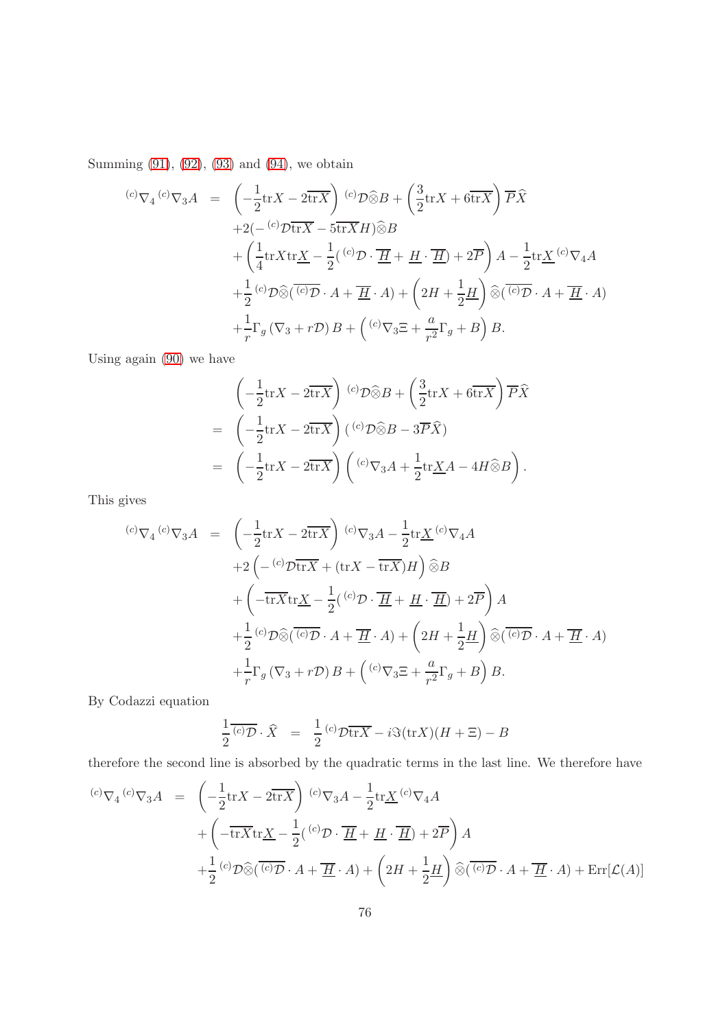Summing (91), (92), (93) and (94), we obtain

$$
\begin{aligned}
{}^{(c)}\nabla_4 {}^{(c)}\nabla_3 A &= \left(-\frac{1}{2}\mathrm{tr} X - 2\overline{\mathrm{tr} X}\right) {}^{(c)}\mathcal{D}\widehat{\otimes} B + \left(\frac{3}{2}\mathrm{tr} X + 6\overline{\mathrm{tr} X}\right)\overline{P}\widehat{X} \\
&\quad + 2(-{}^{(c)}\mathcal{D}\overline{\mathrm{tr} X} - 5\overline{\mathrm{tr} X} H)\widehat{\otimes} B \\
&\quad + \left(\frac{1}{4}\mathrm{tr} X \mathrm{tr}\underline{X} - \frac{1}{2}({}^{(c)}\mathcal{D}\cdot\overline{\underline{H}} + \underline{H}\cdot\overline{\underline{H}}) + 2\overline{P}\right) A - \frac{1}{2}\mathrm{tr}\underline{X}\, {}^{(c)}\nabla_4 A \\
&\quad + \frac{1}{2}{}^{(c)}\mathcal{D}\widehat{\otimes}(\overline{{}^{(c)}\mathcal{D}}\cdot A + \overline{\underline{H}}\cdot A) + \left(2H + \frac{1}{2}\underline{H}\right)\widehat{\otimes}(\overline{{}^{(c)}\mathcal{D}}\cdot A + \overline{\underline{H}}\cdot A) \\
&\quad + \frac{1}{r}\Gamma_g\,(\nabla_3 + r\mathcal{D})\, B + \left({}^{(c)}\nabla_3 \Xi + \frac{a}{r^2}\Gamma_g + B\right) B.
\end{aligned}
$$

Using again (90) we have

$$
\begin{aligned}
& \left(-\frac{1}{2}\mathrm{tr} X - 2\overline{\mathrm{tr} X}\right) {}^{(c)}\mathcal{D}\widehat{\otimes} B + \left(\frac{3}{2}\mathrm{tr} X + 6\overline{\mathrm{tr} X}\right)\overline{P}\widehat{X} \\
&= \left(-\frac{1}{2}\mathrm{tr} X - 2\overline{\mathrm{tr} X}\right)({}^{(c)}\mathcal{D}\widehat{\otimes} B - 3\overline{P}\widehat{X}) \\
&= \left(-\frac{1}{2}\mathrm{tr} X - 2\overline{\mathrm{tr} X}\right)\left({}^{(c)}\nabla_3 A + \frac{1}{2}\mathrm{tr}\underline{X} A - 4H\widehat{\otimes} B\right).
\end{aligned}
$$

This gives

$$
\begin{aligned}
{}^{(c)}\nabla_4 {}^{(c)}\nabla_3 A &= \left(-\frac{1}{2}\mathrm{tr} X - 2\overline{\mathrm{tr} X}\right) {}^{(c)}\nabla_3 A - \frac{1}{2}\mathrm{tr}\underline{X}\, {}^{(c)}\nabla_4 A \\
&\quad + 2\left(-{}^{(c)}\mathcal{D}\overline{\mathrm{tr} X} + (\mathrm{tr} X - \overline{\mathrm{tr} X}) H\right)\widehat{\otimes} B \\
&\quad + \left(-\overline{\mathrm{tr} X}\mathrm{tr}\underline{X} - \frac{1}{2}({}^{(c)}\mathcal{D}\cdot\overline{\underline{H}} + \underline{H}\cdot\overline{\underline{H}}) + 2\overline{P}\right) A \\
&\quad + \frac{1}{2}{}^{(c)}\mathcal{D}\widehat{\otimes}(\overline{{}^{(c)}\mathcal{D}}\cdot A + \overline{\underline{H}}\cdot A) + \left(2H + \frac{1}{2}\underline{H}\right)\widehat{\otimes}(\overline{{}^{(c)}\mathcal{D}}\cdot A + \overline{\underline{H}}\cdot A) \\
&\quad + \frac{1}{r}\Gamma_g\,(\nabla_3 + r\mathcal{D})\, B + \left({}^{(c)}\nabla_3 \Xi + \frac{a}{r^2}\Gamma_g + B\right) B.
\end{aligned}
$$

By Codazzi equation

$$
\frac{1}{2}\overline{{}^{(c)}\mathcal{D}}\cdot\widehat{X} = \frac{1}{2}{}^{(c)}\mathcal{D}\overline{\mathrm{tr} X} - i\Im(\mathrm{tr} X)(H + \Xi) - B
$$

therefore the second line is absorbed by the quadratic terms in the last line. We therefore have

$$
\begin{aligned}
{}^{(c)}\nabla_4 {}^{(c)}\nabla_3 A &= \left(-\frac{1}{2}\mathrm{tr} X - 2\overline{\mathrm{tr} X}\right) {}^{(c)}\nabla_3 A - \frac{1}{2}\mathrm{tr}\underline{X}\, {}^{(c)}\nabla_4 A \\
&\quad + \left(-\overline{\mathrm{tr} X}\mathrm{tr}\underline{X} - \frac{1}{2}({}^{(c)}\mathcal{D}\cdot\overline{\underline{H}} + \underline{H}\cdot\overline{\underline{H}}) + 2\overline{P}\right) A \\
&\quad + \frac{1}{2}{}^{(c)}\mathcal{D}\widehat{\otimes}(\overline{{}^{(c)}\mathcal{D}}\cdot A + \overline{\underline{H}}\cdot A) + \left(2H + \frac{1}{2}\underline{H}\right)\widehat{\otimes}(\overline{{}^{(c)}\mathcal{D}}\cdot A + \overline{\underline{H}}\cdot A) + \mathrm{Err}[\mathcal{L}(A)]
\end{aligned}
$$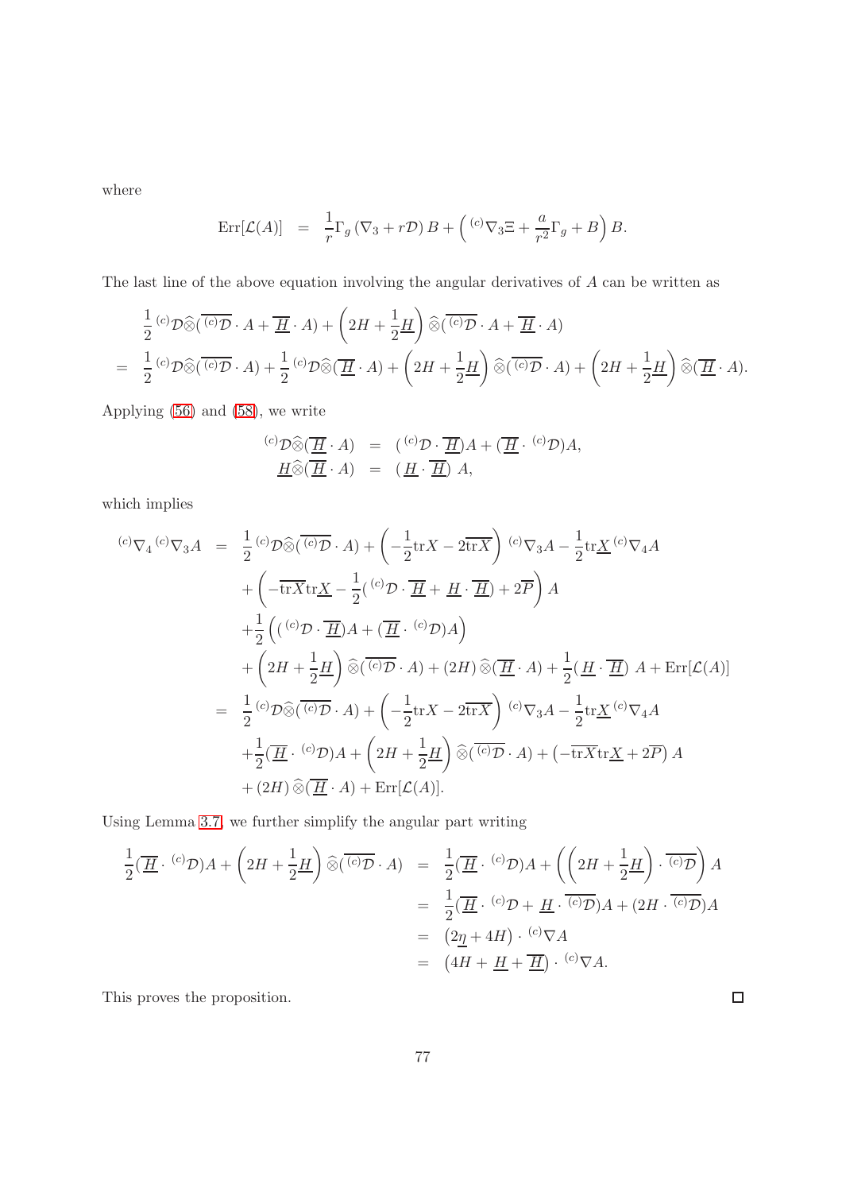where

$$\mathrm{Err}[\mathcal{L}(A)] \quad = \quad \frac{1}{r}\Gamma_g \left(\nabla_3 + r\mathcal{D}\right) B + \left( {}^{(c)}\nabla_3 \Xi + \frac{a}{r^2}\Gamma_g + B\right) B.$$

The last line of the above equation involving the angular derivatives of $A$ can be written as

$$\begin{aligned}
& \frac{1}{2}\,{}^{(c)}\mathcal{D}\widehat{\otimes}(\overline{{}^{(c)}\mathcal{D}}\cdot A + \overline{\underline{H}}\cdot A) + \left(2H + \frac{1}{2}\underline{H}\right)\widehat{\otimes}(\overline{{}^{(c)}\mathcal{D}}\cdot A + \overline{\underline{H}}\cdot A) \\
= \;& \frac{1}{2}\,{}^{(c)}\mathcal{D}\widehat{\otimes}(\overline{{}^{(c)}\mathcal{D}}\cdot A) + \frac{1}{2}\,{}^{(c)}\mathcal{D}\widehat{\otimes}(\overline{\underline{H}}\cdot A) + \left(2H + \frac{1}{2}\underline{H}\right)\widehat{\otimes}(\overline{{}^{(c)}\mathcal{D}}\cdot A) + \left(2H + \frac{1}{2}\underline{H}\right)\widehat{\otimes}(\overline{\underline{H}}\cdot A).
\end{aligned}$$

Applying (56) and (58), we write

$$\begin{aligned}
{}^{(c)}\mathcal{D}\widehat{\otimes}(\overline{\underline{H}}\cdot A) &= ({}^{(c)}\mathcal{D}\cdot\overline{\underline{H}})A + (\overline{\underline{H}}\cdot{}^{(c)}\mathcal{D})A,\\
\underline{H}\widehat{\otimes}(\overline{\underline{H}}\cdot A) &= (\underline{H}\cdot\overline{\underline{H}})\,A,
\end{aligned}$$

which implies

$$\begin{aligned}
{}^{(c)}\nabla_4\,{}^{(c)}\nabla_3 A &= \frac{1}{2}\,{}^{(c)}\mathcal{D}\widehat{\otimes}(\overline{{}^{(c)}\mathcal{D}}\cdot A) + \left(-\frac{1}{2}\mathrm{tr}X - 2\overline{\mathrm{tr}X}\right){}^{(c)}\nabla_3 A - \frac{1}{2}\mathrm{tr}\underline{X}\,{}^{(c)}\nabla_4 A\\
&\quad + \left(-\overline{\mathrm{tr}X}\mathrm{tr}\underline{X} - \frac{1}{2}({}^{(c)}\mathcal{D}\cdot\overline{\underline{H}} + \underline{H}\cdot\overline{\underline{H}}) + 2\overline{P}\right)A\\
&\quad + \frac{1}{2}\left(({}^{(c)}\mathcal{D}\cdot\overline{\underline{H}})A + (\overline{\underline{H}}\cdot{}^{(c)}\mathcal{D})A\right)\\
&\quad + \left(2H + \frac{1}{2}\underline{H}\right)\widehat{\otimes}(\overline{{}^{(c)}\mathcal{D}}\cdot A) + (2H)\,\widehat{\otimes}(\overline{\underline{H}}\cdot A) + \frac{1}{2}(\underline{H}\cdot\overline{\underline{H}})\,A + \mathrm{Err}[\mathcal{L}(A)]\\
&= \frac{1}{2}\,{}^{(c)}\mathcal{D}\widehat{\otimes}(\overline{{}^{(c)}\mathcal{D}}\cdot A) + \left(-\frac{1}{2}\mathrm{tr}X - 2\overline{\mathrm{tr}X}\right){}^{(c)}\nabla_3 A - \frac{1}{2}\mathrm{tr}\underline{X}\,{}^{(c)}\nabla_4 A\\
&\quad + \frac{1}{2}(\overline{\underline{H}}\cdot{}^{(c)}\mathcal{D})A + \left(2H + \frac{1}{2}\underline{H}\right)\widehat{\otimes}(\overline{{}^{(c)}\mathcal{D}}\cdot A) + \left(-\overline{\mathrm{tr}X}\mathrm{tr}\underline{X} + 2\overline{P}\right)A\\
&\quad + (2H)\,\widehat{\otimes}(\overline{\underline{H}}\cdot A) + \mathrm{Err}[\mathcal{L}(A)].
\end{aligned}$$

Using Lemma 3.7, we further simplify the angular part writing

$$\begin{aligned}
\frac{1}{2}(\overline{\underline{H}}\cdot{}^{(c)}\mathcal{D})A + \left(2H + \frac{1}{2}\underline{H}\right)\widehat{\otimes}(\overline{{}^{(c)}\mathcal{D}}\cdot A) &= \frac{1}{2}(\overline{\underline{H}}\cdot{}^{(c)}\mathcal{D})A + \left(\left(2H + \frac{1}{2}\underline{H}\right)\cdot\overline{{}^{(c)}\mathcal{D}}\right)A\\
&= \frac{1}{2}(\overline{\underline{H}}\cdot{}^{(c)}\mathcal{D} + \underline{H}\cdot\overline{{}^{(c)}\mathcal{D}})A + (2H\cdot\overline{{}^{(c)}\mathcal{D}})A\\
&= \left(2\underline{\eta} + 4H\right)\cdot{}^{(c)}\nabla A\\
&= \left(4H + \underline{H} + \overline{\underline{H}}\right)\cdot{}^{(c)}\nabla A.
\end{aligned}$$

This proves the proposition. □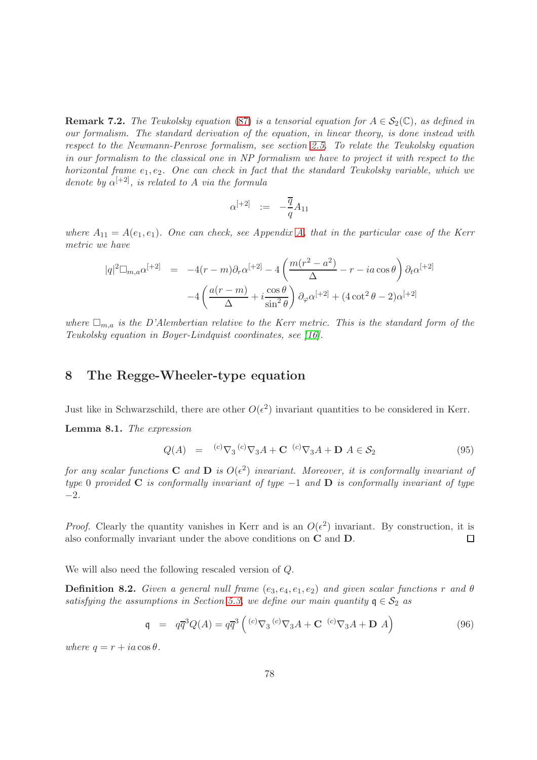**Remark 7.2.** *The Teukolsky equation (87) is a tensorial equation for $A \in \mathcal{S}_2(\mathbb{C})$, as defined in our formalism. The standard derivation of the equation, in linear theory, is done instead with respect to the Newmann-Penrose formalism, see section 2.5. To relate the Teukolsky equation in our formalism to the classical one in NP formalism we have to project it with respect to the horizontal frame $e_1, e_2$. One can check in fact that the standard Teukolsky variable, which we denote by $\alpha^{[+2]}$, is related to $A$ via the formula*

$$\alpha^{[+2]} \;\; := \;\; -\frac{\overline{q}}{q} A_{11}$$

*where $A_{11} = A(e_1, e_1)$. One can check, see Appendix A, that in the particular case of the Kerr metric we have*

$$\begin{aligned}
|q|^2 \square_{m,a} \alpha^{[+2]} &= -4(r-m)\partial_r \alpha^{[+2]} - 4\left(\frac{m(r^2-a^2)}{\Delta} - r - ia\cos\theta\right)\partial_t \alpha^{[+2]} \\
&\quad -4\left(\frac{a(r-m)}{\Delta} + i\frac{\cos\theta}{\sin^2\theta}\right)\partial_\varphi \alpha^{[+2]} + (4\cot^2\theta - 2)\alpha^{[+2]}
\end{aligned}$$

*where $\square_{m,a}$ is the D'Alembertian relative to the Kerr metric. This is the standard form of the Teukolsky equation in Boyer-Lindquist coordinates, see [16].*

# 8 The Regge-Wheeler-type equation

Just like in Schwarzschild, there are other $O(\epsilon^2)$ invariant quantities to be considered in Kerr.

**Lemma 8.1.** *The expression*

$$Q(A) \;\; = \;\; {}^{(c)}\nabla_3 \, {}^{(c)}\nabla_3 A + \mathbf{C} \;\, {}^{(c)}\nabla_3 A + \mathbf{D} \;\, A \in \mathcal{S}_2 \tag{95}$$

*for any scalar functions $\mathbf{C}$ and $\mathbf{D}$ is $O(\epsilon^2)$ invariant. Moreover, it is conformally invariant of type $0$ provided $\mathbf{C}$ is conformally invariant of type $-1$ and $\mathbf{D}$ is conformally invariant of type $-2$.*

*Proof.* Clearly the quantity vanishes in Kerr and is an $O(\epsilon^2)$ invariant. By construction, it is also conformally invariant under the above conditions on $\mathbf{C}$ and $\mathbf{D}$. ◻

We will also need the following rescaled version of $Q$.

**Definition 8.2.** *Given a general null frame $(e_3, e_4, e_1, e_2)$ and given scalar functions $r$ and $\theta$ satisfying the assumptions in Section 5.3, we define our main quantity $\mathfrak{q} \in \mathcal{S}_2$ as*

$$\mathfrak{q} \;\; = \;\; q\overline{q}^3 Q(A) = q\overline{q}^3 \left( {}^{(c)}\nabla_3 \, {}^{(c)}\nabla_3 A + \mathbf{C} \;\, {}^{(c)}\nabla_3 A + \mathbf{D} \;\, A \right) \tag{96}$$

*where $q = r + ia\cos\theta$.*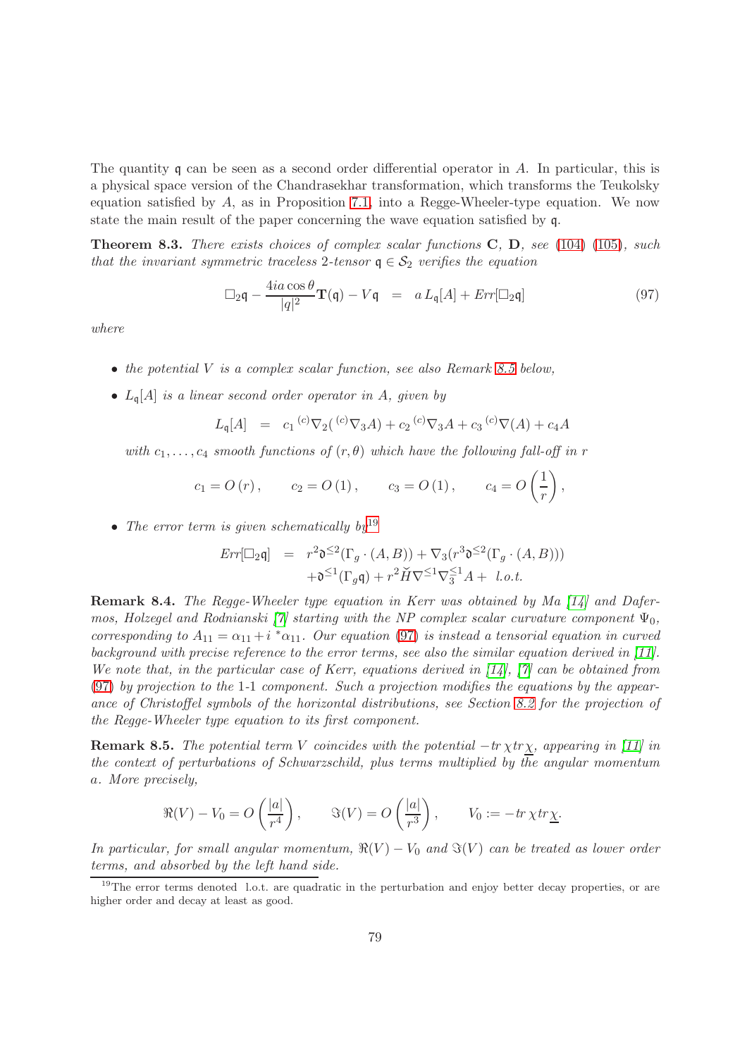The quantity $\mathfrak{q}$ can be seen as a second order differential operator in $A$. In particular, this is a physical space version of the Chandrasekhar transformation, which transforms the Teukolsky equation satisfied by $A$, as in Proposition 7.1, into a Regge-Wheeler-type equation. We now state the main result of the paper concerning the wave equation satisfied by $\mathfrak{q}$.

**Theorem 8.3.** *There exists choices of complex scalar functions* $\mathbf{C}$, $\mathbf{D}$, *see* (104) (105), *such that the invariant symmetric traceless 2-tensor* $\mathfrak{q} \in \mathcal{S}_2$ *verifies the equation*

$$\square_2 \mathfrak{q} - \frac{4ia\cos\theta}{|q|^2}\mathbf{T}(\mathfrak{q}) - V\mathfrak{q} \quad = \quad a\, L_{\mathfrak{q}}[A] + Err[\square_2 \mathfrak{q}] \tag{97}$$

*where*

- *the potential* $V$ *is a complex scalar function, see also Remark 8.5 below,*
- $L_{\mathfrak{q}}[A]$ *is a linear second order operator in* $A$*, given by*

$$L_{\mathfrak{q}}[A] \quad = \quad c_1\, {}^{(c)}\nabla_2({}^{(c)}\nabla_3 A) + c_2\, {}^{(c)}\nabla_3 A + c_3\, {}^{(c)}\nabla(A) + c_4 A$$

  *with* $c_1, \ldots, c_4$ *smooth functions of* $(r, \theta)$ *which have the following fall-off in* $r$

$$c_1 = O(r), \qquad c_2 = O(1), \qquad c_3 = O(1), \qquad c_4 = O\left(\frac{1}{r}\right),$$

- *The error term is given schematically by*[19]

$$\begin{aligned} Err[\square_2 \mathfrak{q}] \quad &= \quad r^2 \mathfrak{d}^{\leq 2}(\Gamma_g \cdot (A, B)) + \nabla_3(r^3 \mathfrak{d}^{\leq 2}(\Gamma_g \cdot (A, B))) \\ &\quad + \mathfrak{d}^{\leq 1}(\Gamma_g \mathfrak{q}) + r^2 \check{H} \nabla^{\leq 1} \nabla_3^{\leq 1} A + \ \text{l.o.t.} \end{aligned}$$

**Remark 8.4.** *The Regge-Wheeler type equation in Kerr was obtained by Ma [14] and Dafermos, Holzegel and Rodnianski [7] starting with the NP complex scalar curvature component* $\Psi_0$*, corresponding to* $A_{11} = \alpha_{11} + i\, {}^*\alpha_{11}$*. Our equation* (97) *is instead a tensorial equation in curved background with precise reference to the error terms, see also the similar equation derived in [11]. We note that, in the particular case of Kerr, equations derived in [14], [7] can be obtained from* (97) *by projection to the 1-1 component. Such a projection modifies the equations by the appearance of Christoffel symbols of the horizontal distributions, see Section 8.2 for the projection of the Regge-Wheeler type equation to its first component.*

**Remark 8.5.** *The potential term* $V$ *coincides with the potential* $-\mathrm{tr}\,\chi \mathrm{tr}\,\underline{\chi}$*, appearing in [11] in the context of perturbations of Schwarzschild, plus terms multiplied by the angular momentum* $a$*. More precisely,*

$$\Re(V) - V_0 = O\left(\frac{|a|}{r^4}\right), \qquad \Im(V) = O\left(\frac{|a|}{r^3}\right), \qquad V_0 := -\mathrm{tr}\,\chi \mathrm{tr}\,\underline{\chi}.$$

*In particular, for small angular momentum,* $\Re(V) - V_0$ *and* $\Im(V)$ *can be treated as lower order terms, and absorbed by the left hand side.*

[19] The error terms denoted l.o.t. are quadratic in the perturbation and enjoy better decay properties, or are higher order and decay at least as good.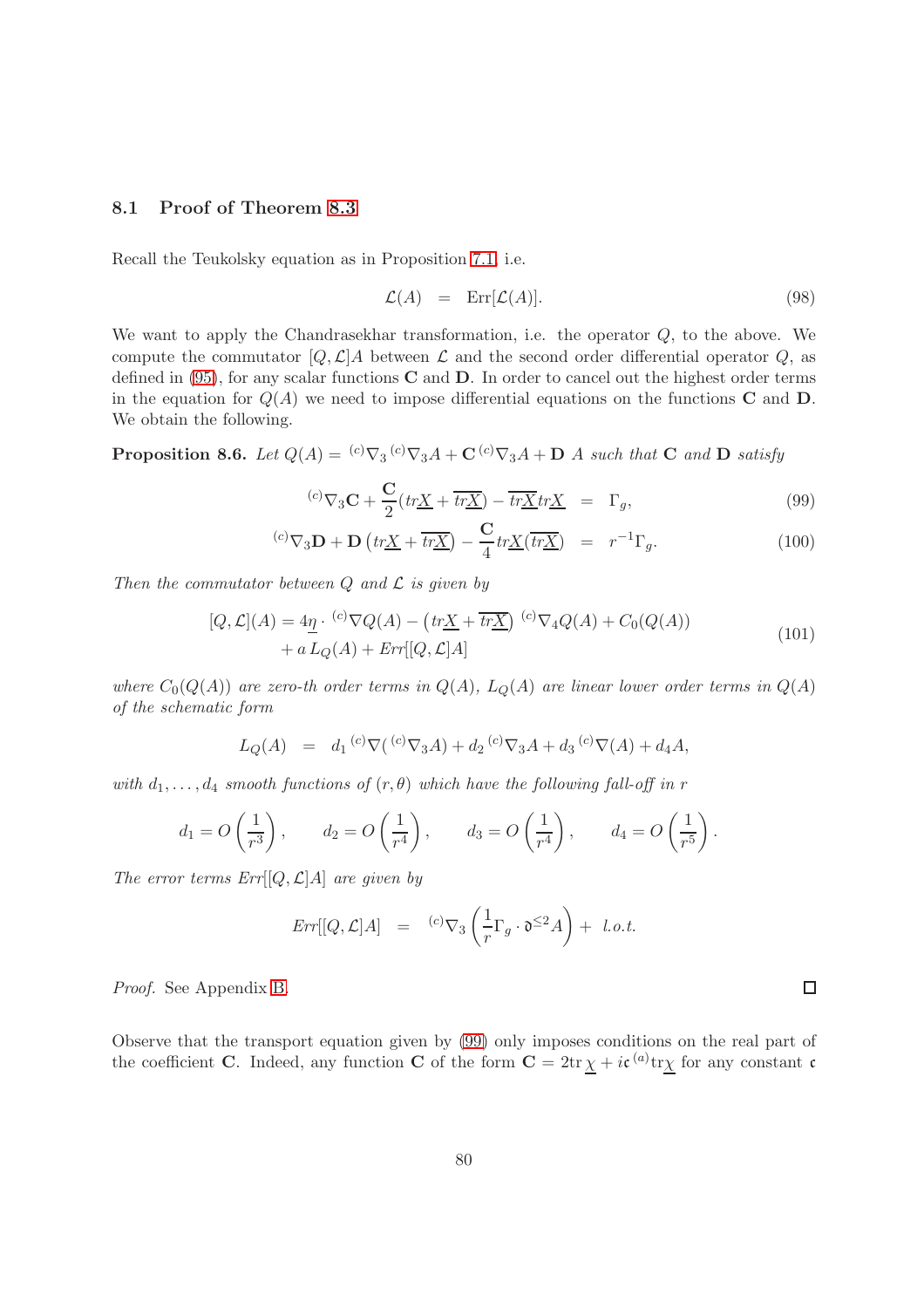### 8.1 Proof of Theorem 8.3

Recall the Teukolsky equation as in Proposition 7.1, i.e.

$$\mathcal{L}(A) \;=\; \text{Err}[\mathcal{L}(A)]. \tag{98}$$

We want to apply the Chandrasekhar transformation, i.e. the operator $Q$, to the above. We compute the commutator $[Q,\mathcal{L}]A$ between $\mathcal{L}$ and the second order differential operator $Q$, as defined in (95), for any scalar functions $\mathbf{C}$ and $\mathbf{D}$. In order to cancel out the highest order terms in the equation for $Q(A)$ we need to impose differential equations on the functions $\mathbf{C}$ and $\mathbf{D}$. We obtain the following.

**Proposition 8.6.** *Let $Q(A) = {}^{(c)}\nabla_3 {}^{(c)}\nabla_3 A + \mathbf{C}\,{}^{(c)}\nabla_3 A + \mathbf{D}\; A$ such that $\mathbf{C}$ and $\mathbf{D}$ satisfy*

$$
\begin{aligned}
{}^{(c)}\nabla_3 \mathbf{C} + \frac{\mathbf{C}}{2}(tr\underline{X} + \overline{tr\underline{X}}) - \overline{tr\underline{X}}\, tr\underline{X} &= \Gamma_g, & (99)\\
{}^{(c)}\nabla_3 \mathbf{D} + \mathbf{D}\left(tr\underline{X} + \overline{tr\underline{X}}\right) - \frac{\mathbf{C}}{4} tr\underline{X}(\overline{tr\underline{X}}) &= r^{-1}\Gamma_g. & (100)
\end{aligned}
$$

*Then the commutator between $Q$ and $\mathcal{L}$ is given by*

$$
\begin{aligned}
[Q,\mathcal{L}](A) = {} & 4\underline{\eta}\cdot {}^{(c)}\nabla Q(A) - \left(tr\underline{X} + \overline{tr\underline{X}}\right)\, {}^{(c)}\nabla_4 Q(A) + C_0(Q(A)) \\
& + a\, L_Q(A) + Err[[Q,\mathcal{L}]A]
\end{aligned} \tag{101}
$$

*where $C_0(Q(A))$ are zero-th order terms in $Q(A)$, $L_Q(A)$ are linear lower order terms in $Q(A)$ of the schematic form*

$$L_Q(A) \;=\; d_1\, {}^{(c)}\nabla({}^{(c)}\nabla_3 A) + d_2\, {}^{(c)}\nabla_3 A + d_3\, {}^{(c)}\nabla(A) + d_4 A,$$

*with $d_1,\ldots,d_4$ smooth functions of $(r,\theta)$ which have the following fall-off in $r$*

$$d_1 = O\left(\frac{1}{r^3}\right), \qquad d_2 = O\left(\frac{1}{r^4}\right), \qquad d_3 = O\left(\frac{1}{r^4}\right), \qquad d_4 = O\left(\frac{1}{r^5}\right).$$

*The error terms $Err[[Q,\mathcal{L}]A]$ are given by*

$$Err[[Q,\mathcal{L}]A] \;=\; {}^{(c)}\nabla_3\left(\frac{1}{r}\Gamma_g\cdot \mathfrak{d}^{\leq 2}A\right) + \;l.o.t.$$

*Proof.* See Appendix B. ∎

Observe that the transport equation given by (99) only imposes conditions on the real part of the coefficient $\mathbf{C}$. Indeed, any function $\mathbf{C}$ of the form $\mathbf{C} = 2\text{tr}\,\underline{\chi} + i\mathfrak{c}\,{}^{(a)}\text{tr}\underline{\chi}$ for any constant $\mathfrak{c}$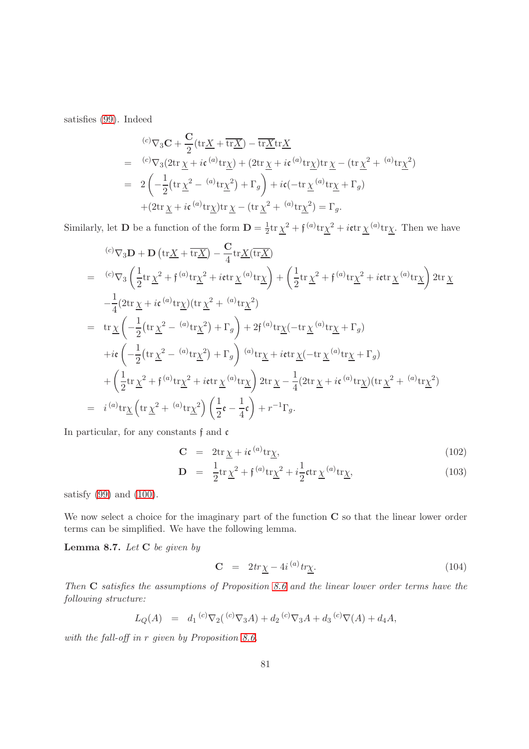satisfies (99). Indeed

$$
\begin{aligned}
& {}^{(c)}\nabla_3 \mathbf{C} + \frac{\mathbf{C}}{2}(\mathrm{tr}\underline{X} + \overline{\mathrm{tr}\underline{X}}) - \overline{\mathrm{tr}\underline{X}}\mathrm{tr}\underline{X} \\
= \;& {}^{(c)}\nabla_3 (2\mathrm{tr}\,\underline{\chi} + i\mathfrak{c}\,{}^{(a)}\mathrm{tr}\underline{\chi}) + (2\mathrm{tr}\,\underline{\chi} + i\mathfrak{c}\,{}^{(a)}\mathrm{tr}\underline{\chi})\mathrm{tr}\,\underline{\chi} - (\mathrm{tr}\,\underline{\chi}^2 + {}^{(a)}\mathrm{tr}\underline{\chi}^2) \\
= \;& 2\left( -\frac{1}{2}\big(\mathrm{tr}\,\underline{\chi}^2 - {}^{(a)}\mathrm{tr}\underline{\chi}^2\big) + \Gamma_g \right) + i\mathfrak{c}(-\mathrm{tr}\,\underline{\chi}\,{}^{(a)}\mathrm{tr}\underline{\chi} + \Gamma_g) \\
& + (2\mathrm{tr}\,\underline{\chi} + i\mathfrak{c}\,{}^{(a)}\mathrm{tr}\underline{\chi})\mathrm{tr}\,\underline{\chi} - (\mathrm{tr}\,\underline{\chi}^2 + {}^{(a)}\mathrm{tr}\underline{\chi}^2) = \Gamma_g.
\end{aligned}
$$

Similarly, let $\mathbf{D}$ be a function of the form $\mathbf{D} = \frac{1}{2}\mathrm{tr}\,\underline{\chi}^2 + \mathfrak{f}\,{}^{(a)}\mathrm{tr}\underline{\chi}^2 + i\mathfrak{e}\mathrm{tr}\,\underline{\chi}\,{}^{(a)}\mathrm{tr}\underline{\chi}$. Then we have

$$
\begin{aligned}
& {}^{(c)}\nabla_3 \mathbf{D} + \mathbf{D}\left(\mathrm{tr}\underline{X} + \overline{\mathrm{tr}\underline{X}}\right) - \frac{\mathbf{C}}{4}\mathrm{tr}\underline{X}(\overline{\mathrm{tr}\underline{X}}) \\
= \;& {}^{(c)}\nabla_3\left(\frac{1}{2}\mathrm{tr}\,\underline{\chi}^2 + \mathfrak{f}\,{}^{(a)}\mathrm{tr}\underline{\chi}^2 + i\mathfrak{e}\mathrm{tr}\,\underline{\chi}\,{}^{(a)}\mathrm{tr}\underline{\chi}\right) + \left(\frac{1}{2}\mathrm{tr}\,\underline{\chi}^2 + \mathfrak{f}\,{}^{(a)}\mathrm{tr}\underline{\chi}^2 + i\mathfrak{e}\mathrm{tr}\,\underline{\chi}\,{}^{(a)}\mathrm{tr}\underline{\chi}\right) 2\mathrm{tr}\,\underline{\chi} \\
& -\frac{1}{4}(2\mathrm{tr}\,\underline{\chi} + i\mathfrak{c}\,{}^{(a)}\mathrm{tr}\underline{\chi})(\mathrm{tr}\,\underline{\chi}^2 + {}^{(a)}\mathrm{tr}\underline{\chi}^2) \\
= \;& \mathrm{tr}\,\underline{\chi}\left(-\frac{1}{2}\big(\mathrm{tr}\,\underline{\chi}^2 - {}^{(a)}\mathrm{tr}\underline{\chi}^2\big) + \Gamma_g\right) + 2\mathfrak{f}\,{}^{(a)}\mathrm{tr}\underline{\chi}(-\mathrm{tr}\,\underline{\chi}\,{}^{(a)}\mathrm{tr}\underline{\chi} + \Gamma_g) \\
& + i\mathfrak{e}\left(-\frac{1}{2}\big(\mathrm{tr}\,\underline{\chi}^2 - {}^{(a)}\mathrm{tr}\underline{\chi}^2\big) + \Gamma_g\right){}^{(a)}\mathrm{tr}\underline{\chi} + i\mathfrak{e}\mathrm{tr}\,\underline{\chi}(-\mathrm{tr}\,\underline{\chi}\,{}^{(a)}\mathrm{tr}\underline{\chi} + \Gamma_g) \\
& + \left(\frac{1}{2}\mathrm{tr}\,\underline{\chi}^2 + \mathfrak{f}\,{}^{(a)}\mathrm{tr}\underline{\chi}^2 + i\mathfrak{e}\mathrm{tr}\,\underline{\chi}\,{}^{(a)}\mathrm{tr}\underline{\chi}\right) 2\mathrm{tr}\,\underline{\chi} - \frac{1}{4}(2\mathrm{tr}\,\underline{\chi} + i\mathfrak{c}\,{}^{(a)}\mathrm{tr}\underline{\chi})(\mathrm{tr}\,\underline{\chi}^2 + {}^{(a)}\mathrm{tr}\underline{\chi}^2) \\
= \;& i\,{}^{(a)}\mathrm{tr}\underline{\chi}\left(\mathrm{tr}\,\underline{\chi}^2 + {}^{(a)}\mathrm{tr}\underline{\chi}^2\right)\left(\frac{1}{2}\mathfrak{e} - \frac{1}{4}\mathfrak{c}\right) + r^{-1}\Gamma_g.
\end{aligned}
$$

In particular, for any constants $\mathfrak{f}$ and $\mathfrak{c}$

$$
\begin{aligned}
\mathbf{C} &= 2\mathrm{tr}\,\underline{\chi} + i\mathfrak{c}\,{}^{(a)}\mathrm{tr}\underline{\chi}, && (102) \\
\mathbf{D} &= \frac{1}{2}\mathrm{tr}\,\underline{\chi}^2 + \mathfrak{f}\,{}^{(a)}\mathrm{tr}\underline{\chi}^2 + i\frac{1}{2}\mathfrak{c}\mathrm{tr}\,\underline{\chi}\,{}^{(a)}\mathrm{tr}\underline{\chi}, && (103)
\end{aligned}
$$

satisfy (99) and (100).

We now select a choice for the imaginary part of the function $\mathbf{C}$ so that the linear lower order terms can be simplified. We have the following lemma.

**Lemma 8.7.** *Let* $\mathbf{C}$ *be given by*

$$
\mathbf{C} = 2tr\underline{\chi} - 4i\,{}^{(a)}tr\underline{\chi}. \qquad (104)
$$

*Then* $\mathbf{C}$ *satisfies the assumptions of Proposition 8.6 and the linear lower order terms have the following structure:*

$$
L_Q(A) = d_1\,{}^{(c)}\nabla_2({}^{(c)}\nabla_3 A) + d_2\,{}^{(c)}\nabla_3 A + d_3\,{}^{(c)}\nabla(A) + d_4 A,
$$

*with the fall-off in $r$ given by Proposition 8.6.*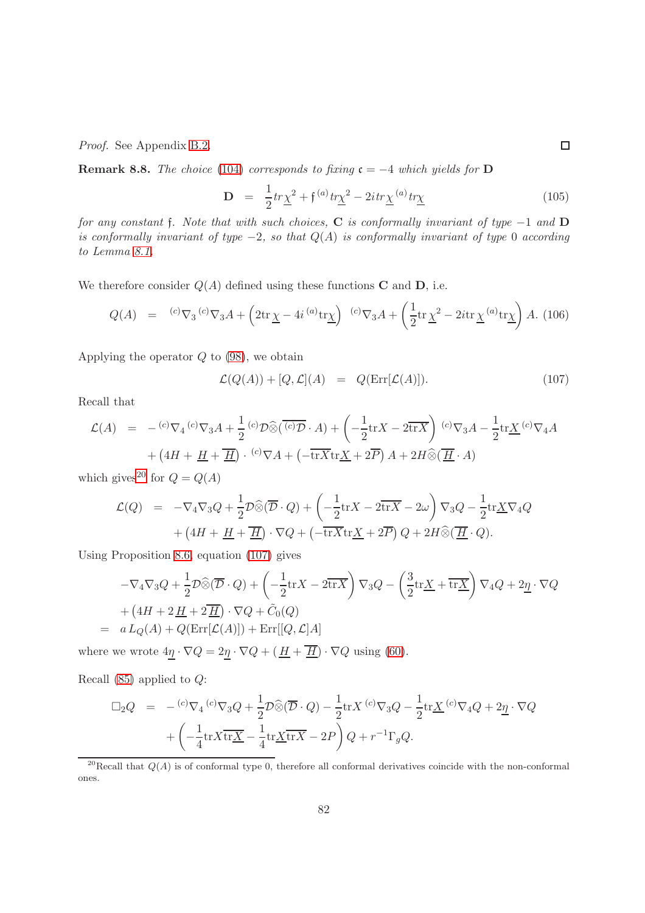*Proof.* See Appendix B.2. $\square$

**Remark 8.8.** *The choice (104) corresponds to fixing $\mathfrak{c} = -4$ which yields for* $\mathbf{D}$

$$\mathbf{D} \quad = \quad \frac{1}{2} tr\underline{\chi}^2 + \mathfrak{f}\, {}^{(a)}tr\underline{\chi}^2 - 2i\, tr\underline{\chi}\, {}^{(a)}tr\underline{\chi} \tag{105}$$

*for any constant $\mathfrak{f}$. Note that with such choices, $\mathbf{C}$ is conformally invariant of type $-1$ and $\mathbf{D}$ is conformally invariant of type $-2$, so that $Q(A)$ is conformally invariant of type $0$ according to Lemma 8.1.*

We therefore consider $Q(A)$ defined using these functions $\mathbf{C}$ and $\mathbf{D}$, i.e.

$$Q(A) \quad = \quad {}^{(c)}\nabla_3\, {}^{(c)}\nabla_3 A + \left(2\mathrm{tr}\,\underline{\chi} - 4i\, {}^{(a)}\mathrm{tr}\underline{\chi}\right)\ {}^{(c)}\nabla_3 A + \left(\frac{1}{2}\mathrm{tr}\,\underline{\chi}^2 - 2i\mathrm{tr}\,\underline{\chi}\, {}^{(a)}\mathrm{tr}\underline{\chi}\right) A. \tag{106}$$

Applying the operator $Q$ to (98), we obtain

$$\mathcal{L}(Q(A)) + [Q, \mathcal{L}](A) \quad = \quad Q(\mathrm{Err}[\mathcal{L}(A)]). \tag{107}$$

Recall that

$$\begin{aligned}
\mathcal{L}(A) \quad = \quad & -{}^{(c)}\nabla_4\, {}^{(c)}\nabla_3 A + \frac{1}{2}\, {}^{(c)}\mathcal{D}\widehat{\otimes}(\overline{{}^{(c)}\mathcal{D}} \cdot A) + \left(-\frac{1}{2}\mathrm{tr}X - 2\overline{\mathrm{tr}X}\right)\, {}^{(c)}\nabla_3 A - \frac{1}{2}\mathrm{tr}\underline{X}\, {}^{(c)}\nabla_4 A \\
& + \left(4H + \underline{H} + \overline{\underline{H}}\right) \cdot\, {}^{(c)}\nabla A + \left(-\overline{\mathrm{tr}X}\mathrm{tr}\underline{X} + 2\overline{P}\right) A + 2H\widehat{\otimes}(\overline{\underline{H}} \cdot A)
\end{aligned}$$

which gives[20] for $Q = Q(A)$

$$\begin{aligned}
\mathcal{L}(Q) \quad = \quad & -\nabla_4\nabla_3 Q + \frac{1}{2}\mathcal{D}\widehat{\otimes}(\overline{\mathcal{D}} \cdot Q) + \left(-\frac{1}{2}\mathrm{tr}X - 2\overline{\mathrm{tr}X} - 2\omega\right)\nabla_3 Q - \frac{1}{2}\mathrm{tr}\underline{X}\nabla_4 Q \\
& + \left(4H + \underline{H} + \overline{\underline{H}}\right) \cdot \nabla Q + \left(-\overline{\mathrm{tr}X}\mathrm{tr}\underline{X} + 2\overline{P}\right) Q + 2H\widehat{\otimes}(\overline{\underline{H}} \cdot Q).
\end{aligned}$$

Using Proposition 8.6, equation (107) gives

$$\begin{aligned}
& -\nabla_4\nabla_3 Q + \frac{1}{2}\mathcal{D}\widehat{\otimes}(\overline{\mathcal{D}} \cdot Q) + \left(-\frac{1}{2}\mathrm{tr}X - 2\overline{\mathrm{tr}X}\right)\nabla_3 Q - \left(\frac{3}{2}\mathrm{tr}\underline{X} + \overline{\mathrm{tr}\underline{X}}\right)\nabla_4 Q + 2\underline{\eta} \cdot \nabla Q \\
& + \left(4H + 2\,\underline{H} + 2\,\overline{\underline{H}}\right) \cdot \nabla Q + \tilde{C}_0(Q) \\
= \quad & a\, L_Q(A) + Q(\mathrm{Err}[\mathcal{L}(A)]) + \mathrm{Err}[[Q, \mathcal{L}]A]
\end{aligned}$$

where we wrote $4\underline{\eta} \cdot \nabla Q = 2\underline{\eta} \cdot \nabla Q + (\,\underline{H} + \overline{\underline{H}}) \cdot \nabla Q$ using (60).

Recall (85) applied to $Q$:

$$\begin{aligned}
\square_2 Q \quad = \quad & -{}^{(c)}\nabla_4\, {}^{(c)}\nabla_3 Q + \frac{1}{2}\mathcal{D}\widehat{\otimes}(\overline{\mathcal{D}} \cdot Q) - \frac{1}{2}\mathrm{tr}X\, {}^{(c)}\nabla_3 Q - \frac{1}{2}\mathrm{tr}\underline{X}\, {}^{(c)}\nabla_4 Q + 2\underline{\eta} \cdot \nabla Q \\
& + \left(-\frac{1}{4}\mathrm{tr}X\overline{\mathrm{tr}\underline{X}} - \frac{1}{4}\mathrm{tr}\underline{X}\overline{\mathrm{tr}X} - 2P\right) Q + r^{-1}\Gamma_g Q.
\end{aligned}$$

[20] Recall that $Q(A)$ is of conformal type 0, therefore all conformal derivatives coincide with the non-conformal ones.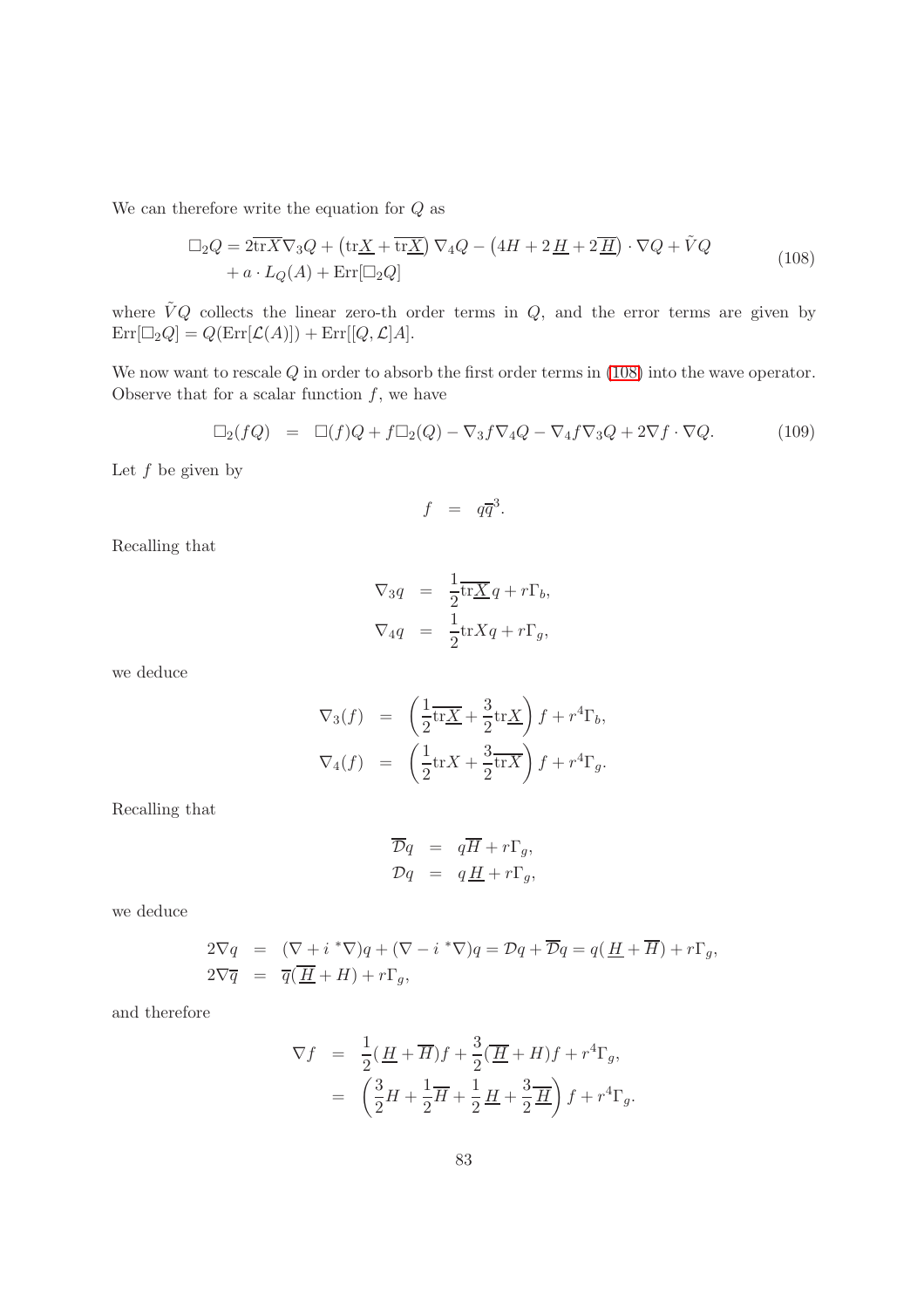We can therefore write the equation for $Q$ as

$$
\begin{aligned}
\square_2 Q &= 2\overline{\mathrm{tr} X}\nabla_3 Q + \left(\mathrm{tr}\underline{X} + \overline{\mathrm{tr}\underline{X}}\right)\nabla_4 Q - \left(4H + 2\,\underline{H} + 2\overline{\underline{H}}\right)\cdot\nabla Q + \tilde{V} Q \\
&\quad + a\cdot L_Q(A) + \mathrm{Err}[\square_2 Q]
\end{aligned}
\tag{108}
$$

where $\tilde{V}Q$ collects the linear zero-th order terms in $Q$, and the error terms are given by $\mathrm{Err}[\square_2 Q] = Q(\mathrm{Err}[\mathcal{L}(A)]) + \mathrm{Err}[[Q,\mathcal{L}]A]$.

We now want to rescale $Q$ in order to absorb the first order terms in (108) into the wave operator. Observe that for a scalar function $f$, we have

$$
\square_2(fQ) \;=\; \square(f)Q + f\square_2(Q) - \nabla_3 f\nabla_4 Q - \nabla_4 f\nabla_3 Q + 2\nabla f\cdot\nabla Q. \tag{109}
$$

Let $f$ be given by

$$
f \;=\; q\overline{q}^3.
$$

Recalling that

$$
\begin{aligned}
\nabla_3 q &= \frac{1}{2}\overline{\mathrm{tr}\underline{X}}\,q + r\Gamma_b,\\
\nabla_4 q &= \frac{1}{2}\mathrm{tr} X q + r\Gamma_g,
\end{aligned}
$$

we deduce

$$
\begin{aligned}
\nabla_3(f) &= \left(\frac{1}{2}\overline{\mathrm{tr}\underline{X}} + \frac{3}{2}\mathrm{tr}\underline{X}\right) f + r^4\Gamma_b,\\
\nabla_4(f) &= \left(\frac{1}{2}\mathrm{tr} X + \frac{3}{2}\overline{\mathrm{tr} X}\right) f + r^4\Gamma_g.
\end{aligned}
$$

Recalling that

$$
\begin{aligned}
\overline{\mathcal{D}}q &= q\overline{H} + r\Gamma_g,\\
\mathcal{D}q &= q\,\underline{H} + r\Gamma_g,
\end{aligned}
$$

we deduce

$$
\begin{aligned}
2\nabla q &= (\nabla + i\,{}^*\nabla)q + (\nabla - i\,{}^*\nabla)q = \mathcal{D}q + \overline{\mathcal{D}}q = q(\,\underline{H} + \overline{H}) + r\Gamma_g,\\
2\nabla\overline{q} &= \overline{q}(\overline{\underline{H}} + H) + r\Gamma_g,
\end{aligned}
$$

and therefore

$$
\begin{aligned}
\nabla f &= \frac{1}{2}(\,\underline{H} + \overline{H})f + \frac{3}{2}(\overline{\underline{H}} + H)f + r^4\Gamma_g,\\
&= \left(\frac{3}{2}H + \frac{1}{2}\overline{H} + \frac{1}{2}\,\underline{H} + \frac{3}{2}\overline{\underline{H}}\right) f + r^4\Gamma_g.
\end{aligned}
$$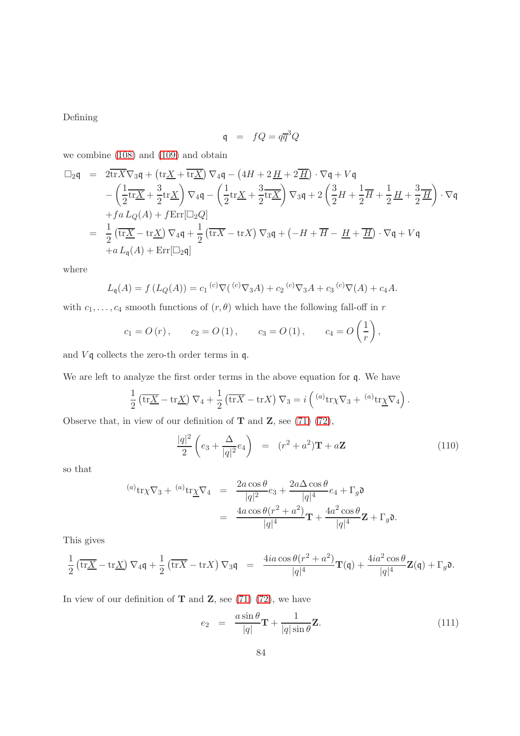Defining

$$\mathfrak{q} \;=\; fQ = q\overline{q}^3 Q$$

we combine (108) and (109) and obtain

$$\begin{aligned}
\square_2\mathfrak{q} &= 2\overline{\mathrm{tr}X}\nabla_3\mathfrak{q} + \left(\mathrm{tr}\underline{X} + \overline{\mathrm{tr}\underline{X}}\right)\nabla_4\mathfrak{q} - \left(4H + 2\,\underline{H} + 2\overline{\underline{H}}\right)\cdot\nabla\mathfrak{q} + V\mathfrak{q}\\
&\quad - \left(\frac{1}{2}\overline{\mathrm{tr}\underline{X}} + \frac{3}{2}\mathrm{tr}\underline{X}\right)\nabla_4\mathfrak{q} - \left(\frac{1}{2}\mathrm{tr}\underline{X} + \frac{3}{2}\overline{\mathrm{tr}\underline{X}}\right)\nabla_3\mathfrak{q} + 2\left(\frac{3}{2}H + \frac{1}{2}\overline{H} + \frac{1}{2}\,\underline{H} + \frac{3}{2}\overline{\underline{H}}\right)\cdot\nabla\mathfrak{q}\\
&\quad + f a\, L_Q(A) + f\,\mathrm{Err}[\square_2 Q]\\
&= \frac{1}{2}\left(\overline{\mathrm{tr}\underline{X}} - \mathrm{tr}\underline{X}\right)\nabla_4\mathfrak{q} + \frac{1}{2}\left(\overline{\mathrm{tr}X} - \mathrm{tr}X\right)\nabla_3\mathfrak{q} + \left(-H + \overline{H} - \,\underline{H} + \overline{\underline{H}}\right)\cdot\nabla\mathfrak{q} + V\mathfrak{q}\\
&\quad + a\, L_{\mathfrak{q}}(A) + \mathrm{Err}[\square_2\mathfrak{q}]
\end{aligned}$$

where

$$L_{\mathfrak{q}}(A) = f\left(L_Q(A)\right) = c_1\, {}^{(c)}\nabla({}^{(c)}\nabla_3 A) + c_2\, {}^{(c)}\nabla_3 A + c_3\, {}^{(c)}\nabla(A) + c_4 A.$$

with $c_1, \ldots, c_4$ smooth functions of $(r,\theta)$ which have the following fall-off in $r$

$$c_1 = O(r), \qquad c_2 = O(1), \qquad c_3 = O(1), \qquad c_4 = O\left(\frac{1}{r}\right),$$

and $V\mathfrak{q}$ collects the zero-th order terms in $\mathfrak{q}$.

We are left to analyze the first order terms in the above equation for $\mathfrak{q}$. We have

$$\frac{1}{2}\left(\overline{\mathrm{tr}\underline{X}} - \mathrm{tr}\underline{X}\right)\nabla_4 + \frac{1}{2}\left(\overline{\mathrm{tr}X} - \mathrm{tr}X\right)\nabla_3 = i\left({}^{(a)}\mathrm{tr}\chi\nabla_3 + {}^{(a)}\mathrm{tr}\underline{\chi}\nabla_4\right).$$

Observe that, in view of our definition of $\mathbf{T}$ and $\mathbf{Z}$, see (71) (72),

$$\frac{|q|^2}{2}\left(e_3 + \frac{\Delta}{|q|^2}e_4\right) \;=\; (r^2+a^2)\mathbf{T} + a\mathbf{Z} \tag{110}$$

so that

$$\begin{aligned}
{}^{(a)}\mathrm{tr}\chi\nabla_3 + {}^{(a)}\mathrm{tr}\underline{\chi}\nabla_4 &= \frac{2a\cos\theta}{|q|^2}e_3 + \frac{2a\Delta\cos\theta}{|q|^4}e_4 + \Gamma_g\mathfrak{d}\\
&= \frac{4a\cos\theta(r^2+a^2)}{|q|^4}\mathbf{T} + \frac{4a^2\cos\theta}{|q|^4}\mathbf{Z} + \Gamma_g\mathfrak{d}.
\end{aligned}$$

This gives

$$\frac{1}{2}\left(\overline{\mathrm{tr}\underline{X}} - \mathrm{tr}\underline{X}\right)\nabla_4\mathfrak{q} + \frac{1}{2}\left(\overline{\mathrm{tr}X} - \mathrm{tr}X\right)\nabla_3\mathfrak{q} \;=\; \frac{4ia\cos\theta(r^2+a^2)}{|q|^4}\mathbf{T}(\mathfrak{q}) + \frac{4ia^2\cos\theta}{|q|^4}\mathbf{Z}(\mathfrak{q}) + \Gamma_g\mathfrak{d}.$$

In view of our definition of $\mathbf{T}$ and $\mathbf{Z}$, see (71) (72), we have

$$e_2 \;=\; \frac{a\sin\theta}{|q|}\mathbf{T} + \frac{1}{|q|\sin\theta}\mathbf{Z}. \tag{111}$$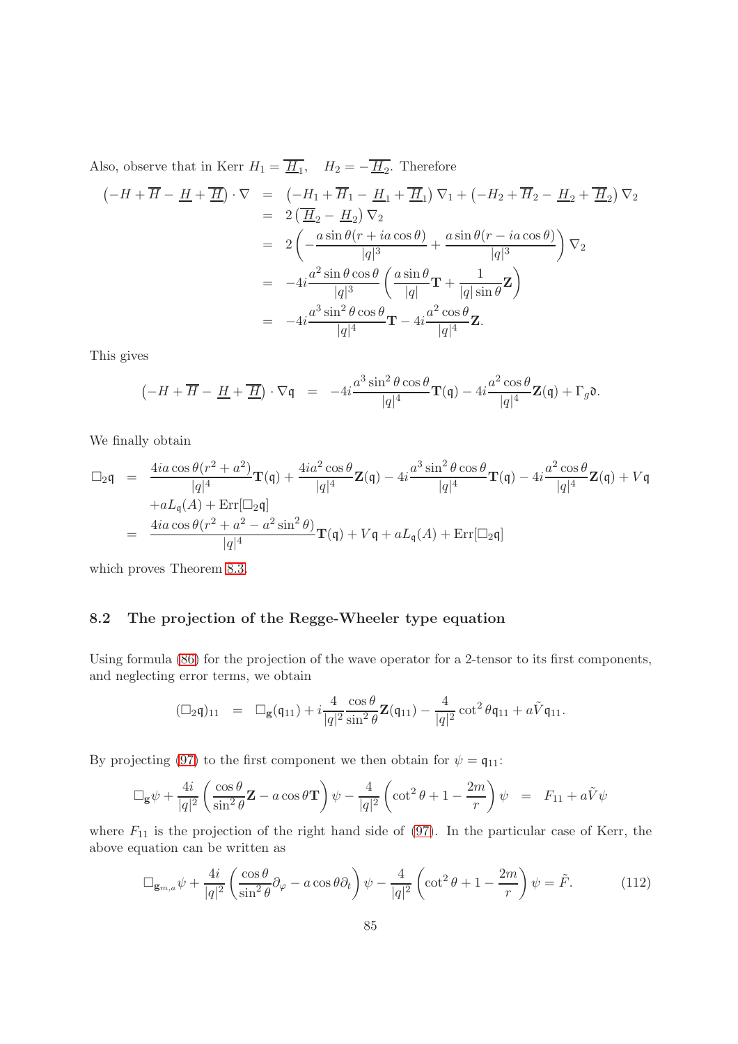Also, observe that in Kerr $H_1 = \overline{\underline{H}_1}, \quad H_2 = -\overline{\underline{H}_2}$. Therefore

$$
\begin{aligned}
\left(-H+\overline{H}-\underline{H}+\overline{\underline{H}}\right)\cdot\nabla &= \left(-H_1+\overline{H}_1-\underline{H}_1+\overline{\underline{H}}_1\right)\nabla_1+\left(-H_2+\overline{H}_2-\underline{H}_2+\overline{\underline{H}}_2\right)\nabla_2\\
&= 2\left(\overline{\underline{H}}_2-\underline{H}_2\right)\nabla_2\\
&= 2\left(-\frac{a\sin\theta(r+ia\cos\theta)}{|q|^3}+\frac{a\sin\theta(r-ia\cos\theta)}{|q|^3}\right)\nabla_2\\
&= -4i\frac{a^2\sin\theta\cos\theta}{|q|^3}\left(\frac{a\sin\theta}{|q|}\mathbf{T}+\frac{1}{|q|\sin\theta}\mathbf{Z}\right)\\
&= -4i\frac{a^3\sin^2\theta\cos\theta}{|q|^4}\mathbf{T}-4i\frac{a^2\cos\theta}{|q|^4}\mathbf{Z}.
\end{aligned}
$$

This gives

$$
\left(-H+\overline{H}-\underline{H}+\overline{\underline{H}}\right)\cdot\nabla\mathfrak{q} \;=\; -4i\frac{a^3\sin^2\theta\cos\theta}{|q|^4}\mathbf{T}(\mathfrak{q})-4i\frac{a^2\cos\theta}{|q|^4}\mathbf{Z}(\mathfrak{q})+\Gamma_g\mathfrak{d}.
$$

We finally obtain

$$
\begin{aligned}
\square_2\mathfrak{q} &= \frac{4ia\cos\theta(r^2+a^2)}{|q|^4}\mathbf{T}(\mathfrak{q})+\frac{4ia^2\cos\theta}{|q|^4}\mathbf{Z}(\mathfrak{q})-4i\frac{a^3\sin^2\theta\cos\theta}{|q|^4}\mathbf{T}(\mathfrak{q})-4i\frac{a^2\cos\theta}{|q|^4}\mathbf{Z}(\mathfrak{q})+V\mathfrak{q}\\
&\quad +aL_{\mathfrak{q}}(A)+\mathrm{Err}[\square_2\mathfrak{q}]\\
&= \frac{4ia\cos\theta(r^2+a^2-a^2\sin^2\theta)}{|q|^4}\mathbf{T}(\mathfrak{q})+V\mathfrak{q}+aL_{\mathfrak{q}}(A)+\mathrm{Err}[\square_2\mathfrak{q}]
\end{aligned}
$$

which proves Theorem 8.3.

## 8.2 The projection of the Regge-Wheeler type equation

Using formula (86) for the projection of the wave operator for a 2-tensor to its first components, and neglecting error terms, we obtain

$$
(\square_2\mathfrak{q})_{11} \;=\; \square_{\mathbf{g}}(\mathfrak{q}_{11})+i\frac{4}{|q|^2}\frac{\cos\theta}{\sin^2\theta}\mathbf{Z}(\mathfrak{q}_{11})-\frac{4}{|q|^2}\cot^2\theta\,\mathfrak{q}_{11}+a\tilde{V}\mathfrak{q}_{11}.
$$

By projecting (97) to the first component we then obtain for $\psi=\mathfrak{q}_{11}$:

$$
\square_{\mathbf{g}}\psi+\frac{4i}{|q|^2}\left(\frac{\cos\theta}{\sin^2\theta}\mathbf{Z}-a\cos\theta\mathbf{T}\right)\psi-\frac{4}{|q|^2}\left(\cot^2\theta+1-\frac{2m}{r}\right)\psi \;=\; F_{11}+a\tilde{V}\psi
$$

where $F_{11}$ is the projection of the right hand side of (97). In the particular case of Kerr, the above equation can be written as

$$
\square_{\mathbf{g}_{m,a}}\psi+\frac{4i}{|q|^2}\left(\frac{\cos\theta}{\sin^2\theta}\partial_\varphi-a\cos\theta\partial_t\right)\psi-\frac{4}{|q|^2}\left(\cot^2\theta+1-\frac{2m}{r}\right)\psi=\tilde{F}. \tag{112}
$$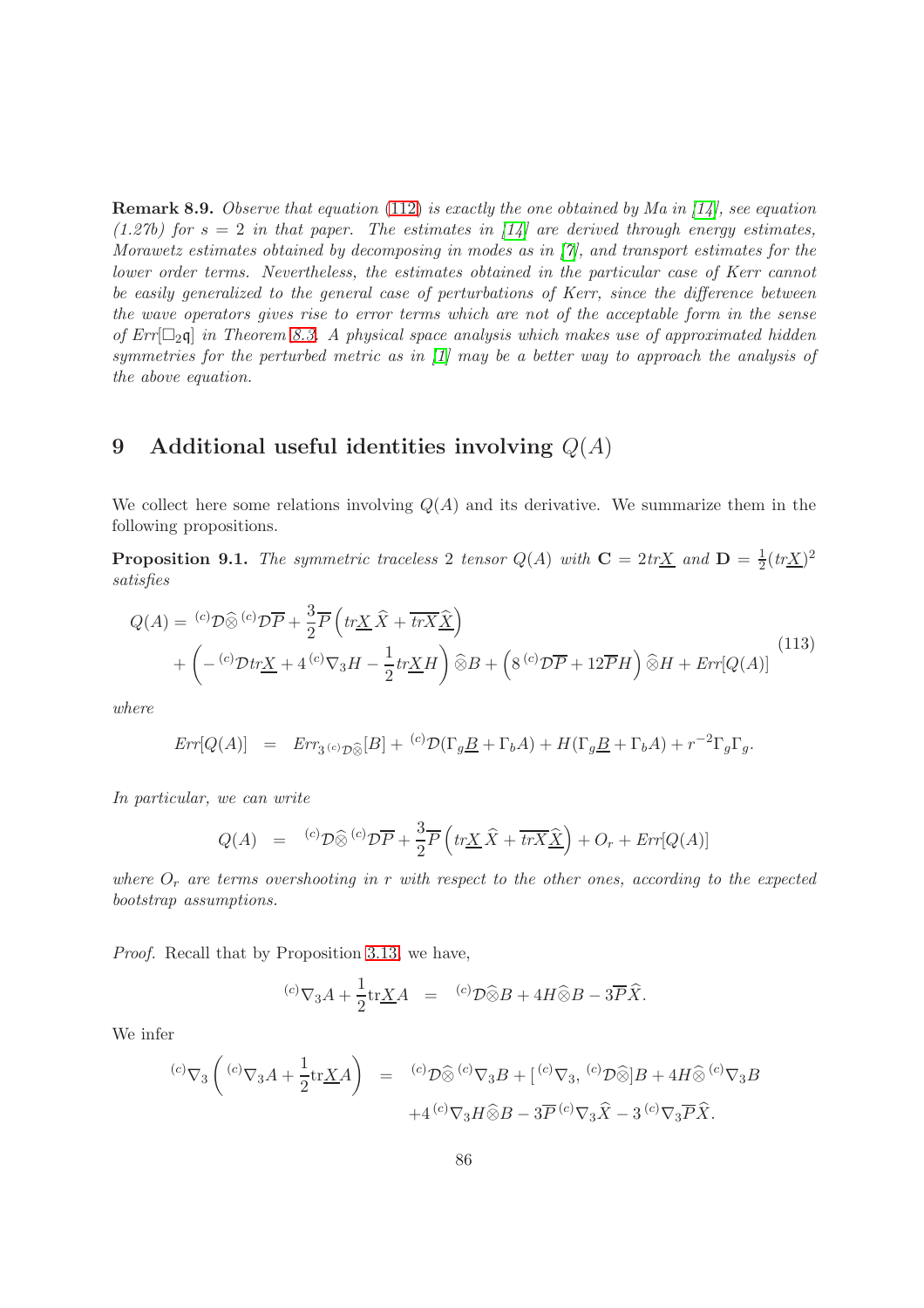**Remark 8.9.** *Observe that equation (112) is exactly the one obtained by Ma in [14], see equation (1.27b) for $s = 2$ in that paper. The estimates in [14] are derived through energy estimates, Morawetz estimates obtained by decomposing in modes as in [7], and transport estimates for the lower order terms. Nevertheless, the estimates obtained in the particular case of Kerr cannot be easily generalized to the general case of perturbations of Kerr, since the difference between the wave operators gives rise to error terms which are not of the acceptable form in the sense of $Err[\square_2 \mathfrak{q}]$ in Theorem 8.3. A physical space analysis which makes use of approximated hidden symmetries for the perturbed metric as in [1] may be a better way to approach the analysis of the above equation.*

# 9 Additional useful identities involving $Q(A)$

We collect here some relations involving $Q(A)$ and its derivative. We summarize them in the following propositions.

**Proposition 9.1.** *The symmetric traceless 2 tensor $Q(A)$ with $\mathbf{C} = 2tr\underline{X}$ and $\mathbf{D} = \frac{1}{2}(tr\underline{X})^2$ satisfies*

$$
\begin{aligned}
Q(A) =& \, {}^{(c)}\mathcal{D}\widehat{\otimes}\, {}^{(c)}\mathcal{D}\overline{P} + \frac{3}{2}\overline{P}\left(tr\underline{X}\,\widehat{X} + \overline{trX}\widehat{\underline{X}}\right) \\
&+ \left(-\, {}^{(c)}\mathcal{D}tr\underline{X} + 4\, {}^{(c)}\nabla_3 H - \frac{1}{2}tr\underline{X}H\right)\widehat{\otimes}B + \left(8\, {}^{(c)}\mathcal{D}\overline{P} + 12\overline{P}H\right)\widehat{\otimes}H + Err[Q(A)]
\end{aligned}
\tag{113}
$$

*where*

$$
Err[Q(A)] \;\; = \;\; Err_{3\, {}^{(c)}\mathcal{D}\widehat{\otimes}}[B] + {}^{(c)}\mathcal{D}(\Gamma_g\underline{B} + \Gamma_b A) + H(\Gamma_g\underline{B} + \Gamma_b A) + r^{-2}\Gamma_g\Gamma_g.
$$

*In particular, we can write*

$$
Q(A) \;\; = \;\; {}^{(c)}\mathcal{D}\widehat{\otimes}\, {}^{(c)}\mathcal{D}\overline{P} + \frac{3}{2}\overline{P}\left(tr\underline{X}\,\widehat{X} + \overline{trX}\widehat{\underline{X}}\right) + O_r + Err[Q(A)]
$$

*where $O_r$ are terms overshooting in $r$ with respect to the other ones, according to the expected bootstrap assumptions.*

*Proof.* Recall that by Proposition 3.13, we have,

$$
{}^{(c)}\nabla_3 A + \frac{1}{2}\mathrm{tr}\underline{X}A \;\; = \;\; {}^{(c)}\mathcal{D}\widehat{\otimes}B + 4H\widehat{\otimes}B - 3\overline{P}\widehat{X}.
$$

We infer

$$
\begin{aligned}
{}^{(c)}\nabla_3\left({}^{(c)}\nabla_3 A + \frac{1}{2}\mathrm{tr}\underline{X}A\right) \;\; = \;\; & {}^{(c)}\mathcal{D}\widehat{\otimes}\, {}^{(c)}\nabla_3 B + [\, {}^{(c)}\nabla_3, \, {}^{(c)}\mathcal{D}\widehat{\otimes}]B + 4H\widehat{\otimes}\, {}^{(c)}\nabla_3 B \\
& + 4\, {}^{(c)}\nabla_3 H\widehat{\otimes}B - 3\overline{P}\, {}^{(c)}\nabla_3\widehat{X} - 3\, {}^{(c)}\nabla_3\overline{P}\widehat{X}.
\end{aligned}
$$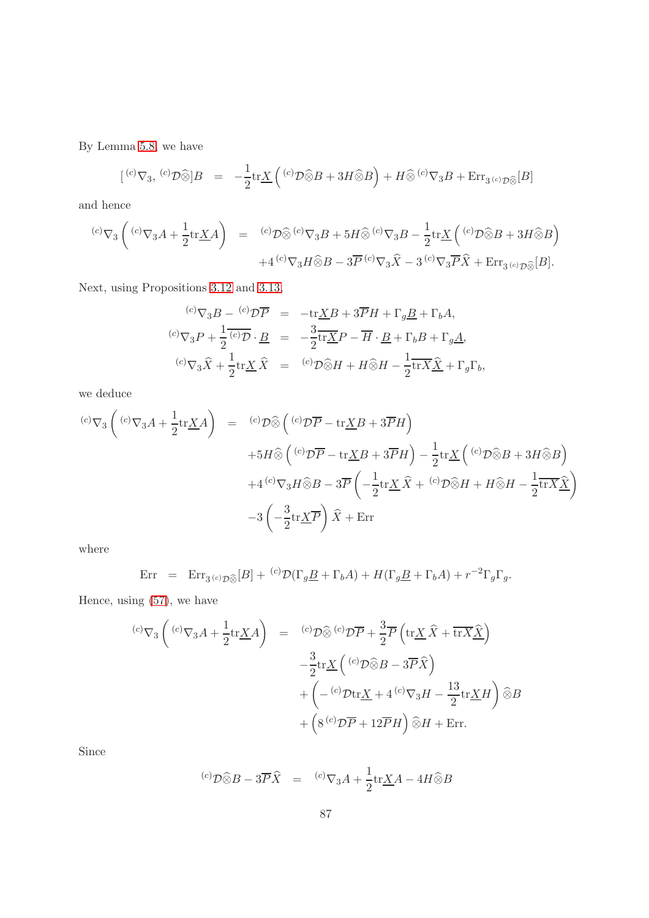By Lemma 5.8, we have

$$
[\,{}^{(c)}\nabla_3, {}^{(c)}\mathcal{D}\widehat{\otimes}]B \quad = \quad -\frac{1}{2}\mathrm{tr}\underline{X}\left({}^{(c)}\mathcal{D}\widehat{\otimes}B + 3H\widehat{\otimes}B\right) + H\widehat{\otimes}\,{}^{(c)}\nabla_3 B + \mathrm{Err}_{3\,{}^{(c)}\mathcal{D}\widehat{\otimes}}[B]
$$

and hence

$$
\begin{aligned}
{}^{(c)}\nabla_3\left({}^{(c)}\nabla_3 A + \frac{1}{2}\mathrm{tr}\underline{X}A\right) \quad = \quad & {}^{(c)}\mathcal{D}\widehat{\otimes}\,{}^{(c)}\nabla_3 B + 5H\widehat{\otimes}\,{}^{(c)}\nabla_3 B - \frac{1}{2}\mathrm{tr}\underline{X}\left({}^{(c)}\mathcal{D}\widehat{\otimes}B + 3H\widehat{\otimes}B\right)\\
&+4\,{}^{(c)}\nabla_3 H\widehat{\otimes}B - 3\overline{P}\,{}^{(c)}\nabla_3\widehat{X} - 3\,{}^{(c)}\nabla_3\overline{P}\widehat{X} + \mathrm{Err}_{3\,{}^{(c)}\mathcal{D}\widehat{\otimes}}[B].
\end{aligned}
$$

Next, using Propositions 3.12 and 3.13,

$$
\begin{aligned}
{}^{(c)}\nabla_3 B - {}^{(c)}\mathcal{D}\overline{P} \quad &= \quad -\mathrm{tr}\underline{X}B + 3\overline{P}H + \Gamma_g\underline{B} + \Gamma_b A,\\
{}^{(c)}\nabla_3 P + \frac{1}{2}\overline{{}^{(c)}\mathcal{D}}\cdot\underline{B} \quad &= \quad -\frac{3}{2}\overline{\mathrm{tr}\underline{X}}P - \overline{H}\cdot\underline{B} + \Gamma_b B + \Gamma_g\underline{A},\\
{}^{(c)}\nabla_3\widehat{X} + \frac{1}{2}\mathrm{tr}\underline{X}\,\widehat{X} \quad &= \quad {}^{(c)}\mathcal{D}\widehat{\otimes}H + H\widehat{\otimes}H - \frac{1}{2}\overline{\mathrm{tr}X}\widehat{\underline{X}} + \Gamma_g\Gamma_b,
\end{aligned}
$$

we deduce

$$
\begin{aligned}
{}^{(c)}\nabla_3\left({}^{(c)}\nabla_3 A + \frac{1}{2}\mathrm{tr}\underline{X}A\right) \quad = \quad & {}^{(c)}\mathcal{D}\widehat{\otimes}\left({}^{(c)}\mathcal{D}\overline{P} - \mathrm{tr}\underline{X}B + 3\overline{P}H\right)\\
&+5H\widehat{\otimes}\left({}^{(c)}\mathcal{D}\overline{P} - \mathrm{tr}\underline{X}B + 3\overline{P}H\right) - \frac{1}{2}\mathrm{tr}\underline{X}\left({}^{(c)}\mathcal{D}\widehat{\otimes}B + 3H\widehat{\otimes}B\right)\\
&+4\,{}^{(c)}\nabla_3 H\widehat{\otimes}B - 3\overline{P}\left(-\frac{1}{2}\mathrm{tr}\underline{X}\,\widehat{X} + {}^{(c)}\mathcal{D}\widehat{\otimes}H + H\widehat{\otimes}H - \frac{1}{2}\overline{\mathrm{tr}X}\widehat{\underline{X}}\right)\\
&-3\left(-\frac{3}{2}\mathrm{tr}\underline{X}\overline{P}\right)\widehat{X} + \mathrm{Err}
\end{aligned}
$$

where

$$
\mathrm{Err} \quad = \quad \mathrm{Err}_{3\,{}^{(c)}\mathcal{D}\widehat{\otimes}}[B] + {}^{(c)}\mathcal{D}(\Gamma_g\underline{B} + \Gamma_b A) + H(\Gamma_g\underline{B} + \Gamma_b A) + r^{-2}\Gamma_g\Gamma_g.
$$

Hence, using (57), we have

$$
\begin{aligned}
{}^{(c)}\nabla_3\left({}^{(c)}\nabla_3 A + \frac{1}{2}\mathrm{tr}\underline{X}A\right) \quad = \quad & {}^{(c)}\mathcal{D}\widehat{\otimes}\,{}^{(c)}\mathcal{D}\overline{P} + \frac{3}{2}\overline{P}\left(\mathrm{tr}\underline{X}\,\widehat{X} + \overline{\mathrm{tr}X}\widehat{\underline{X}}\right)\\
&-\frac{3}{2}\mathrm{tr}\underline{X}\left({}^{(c)}\mathcal{D}\widehat{\otimes}B - 3\overline{P}\widehat{X}\right)\\
&+\left(-\,{}^{(c)}\mathcal{D}\mathrm{tr}\underline{X} + 4\,{}^{(c)}\nabla_3 H - \frac{13}{2}\mathrm{tr}\underline{X}H\right)\widehat{\otimes}B\\
&+\left(8\,{}^{(c)}\mathcal{D}\overline{P} + 12\overline{P}H\right)\widehat{\otimes}H + \mathrm{Err}.
\end{aligned}
$$

Since

$$
{}^{(c)}\mathcal{D}\widehat{\otimes}B - 3\overline{P}\widehat{X} \quad = \quad {}^{(c)}\nabla_3 A + \frac{1}{2}\mathrm{tr}\underline{X}A - 4H\widehat{\otimes}B
$$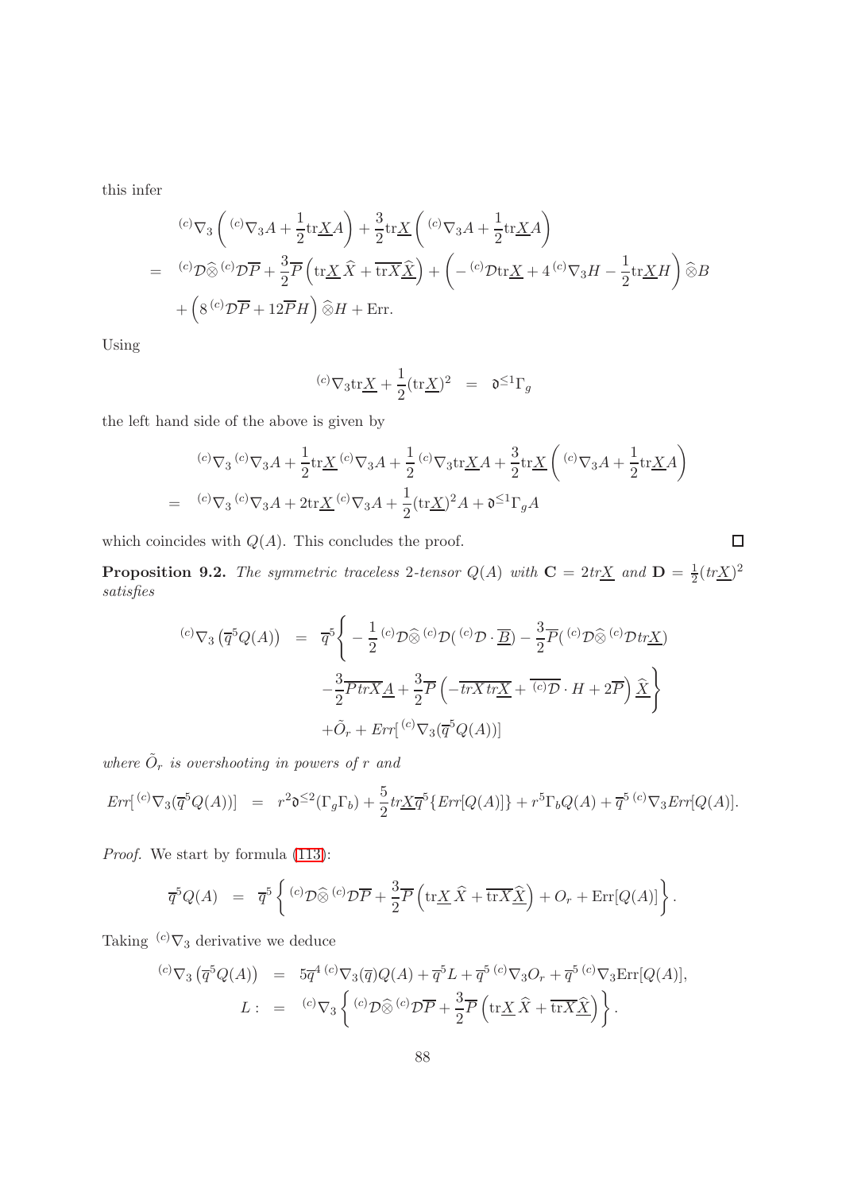this infer

$$
\begin{aligned}
& {}^{(c)}\nabla_3\left({}^{(c)}\nabla_3 A+\frac{1}{2}\mathrm{tr}\underline{X} A\right)+\frac{3}{2}\mathrm{tr}\underline{X}\left({}^{(c)}\nabla_3 A+\frac{1}{2}\mathrm{tr}\underline{X} A\right)\\
= & {}^{(c)}\mathcal{D}\widehat{\otimes}\,{}^{(c)}\mathcal{D}\overline{P}+\frac{3}{2}\overline{P}\left(\mathrm{tr}\underline{X}\,\widehat{X}+\overline{\mathrm{tr}X}\widehat{\underline{X}}\right)+\left(-{}^{(c)}\mathcal{D}\mathrm{tr}\underline{X}+4\,{}^{(c)}\nabla_3 H-\frac{1}{2}\mathrm{tr}\underline{X} H\right)\widehat{\otimes}B\\
& +\left(8\,{}^{(c)}\mathcal{D}\overline{P}+12\overline{P}H\right)\widehat{\otimes}H+\mathrm{Err}.
\end{aligned}
$$

Using

$$
{}^{(c)}\nabla_3\mathrm{tr}\underline{X}+\frac{1}{2}(\mathrm{tr}\underline{X})^2 \;=\; \mathfrak{d}^{\leq 1}\Gamma_g
$$

the left hand side of the above is given by

$$
\begin{aligned}
& {}^{(c)}\nabla_3\,{}^{(c)}\nabla_3 A+\frac{1}{2}\mathrm{tr}\underline{X}\,{}^{(c)}\nabla_3 A+\frac{1}{2}\,{}^{(c)}\nabla_3\mathrm{tr}\underline{X} A+\frac{3}{2}\mathrm{tr}\underline{X}\left({}^{(c)}\nabla_3 A+\frac{1}{2}\mathrm{tr}\underline{X} A\right)\\
= & {}^{(c)}\nabla_3\,{}^{(c)}\nabla_3 A+2\mathrm{tr}\underline{X}\,{}^{(c)}\nabla_3 A+\frac{1}{2}(\mathrm{tr}\underline{X})^2 A+\mathfrak{d}^{\leq 1}\Gamma_g A
\end{aligned}
$$

which coincides with $Q(A)$. This concludes the proof. ◻

**Proposition 9.2.** *The symmetric traceless 2-tensor $Q(A)$ with $\mathbf{C}=2tr\underline{X}$ and $\mathbf{D}=\frac{1}{2}(tr\underline{X})^2$ satisfies*

$$
\begin{aligned}
{}^{(c)}\nabla_3\left(\overline{q}^5 Q(A)\right) \;=\; & \overline{q}^5\Bigg\{-\frac{1}{2}\,{}^{(c)}\mathcal{D}\widehat{\otimes}\,{}^{(c)}\mathcal{D}(\,{}^{(c)}\mathcal{D}\cdot\overline{\underline{B}})-\frac{3}{2}\overline{P}(\,{}^{(c)}\mathcal{D}\widehat{\otimes}\,{}^{(c)}\mathcal{D}tr\underline{X})\\
& -\frac{3}{2}\overline{Ptr X}\underline{A}+\frac{3}{2}\overline{P}\left(-\overline{trX}tr\underline{X}+\overline{{}^{(c)}\mathcal{D}}\cdot H+2\overline{P}\right)\widehat{\underline{X}}\Bigg\}\\
& +\tilde{O}_r+Err[\,{}^{(c)}\nabla_3(\overline{q}^5 Q(A))]
\end{aligned}
$$

*where $\tilde{O}_r$ is overshooting in powers of $r$ and*

$$
Err[\,{}^{(c)}\nabla_3(\overline{q}^5 Q(A))] \;=\; r^2\mathfrak{d}^{\leq 2}(\Gamma_g\Gamma_b)+\frac{5}{2}tr\underline{X}\overline{q}^5\{Err[Q(A)]\}+r^5\Gamma_b Q(A)+\overline{q}^5\,{}^{(c)}\nabla_3 Err[Q(A)].
$$

*Proof.* We start by formula (113):

$$
\overline{q}^5 Q(A) \;=\; \overline{q}^5\left\{{}^{(c)}\mathcal{D}\widehat{\otimes}\,{}^{(c)}\mathcal{D}\overline{P}+\frac{3}{2}\overline{P}\left(\mathrm{tr}\underline{X}\,\widehat{X}+\overline{\mathrm{tr}X}\widehat{\underline{X}}\right)+O_r+\mathrm{Err}[Q(A)]\right\}.
$$

Taking ${}^{(c)}\nabla_3$ derivative we deduce

$$
\begin{aligned}
{}^{(c)}\nabla_3\left(\overline{q}^5 Q(A)\right) \;=\; & 5\overline{q}^4\,{}^{(c)}\nabla_3(\overline{q})Q(A)+\overline{q}^5 L+\overline{q}^5\,{}^{(c)}\nabla_3 O_r+\overline{q}^5\,{}^{(c)}\nabla_3\mathrm{Err}[Q(A)],\\
L: \;=\; & {}^{(c)}\nabla_3\left\{{}^{(c)}\mathcal{D}\widehat{\otimes}\,{}^{(c)}\mathcal{D}\overline{P}+\frac{3}{2}\overline{P}\left(\mathrm{tr}\underline{X}\,\widehat{X}+\overline{\mathrm{tr}X}\widehat{\underline{X}}\right)\right\}.
\end{aligned}
$$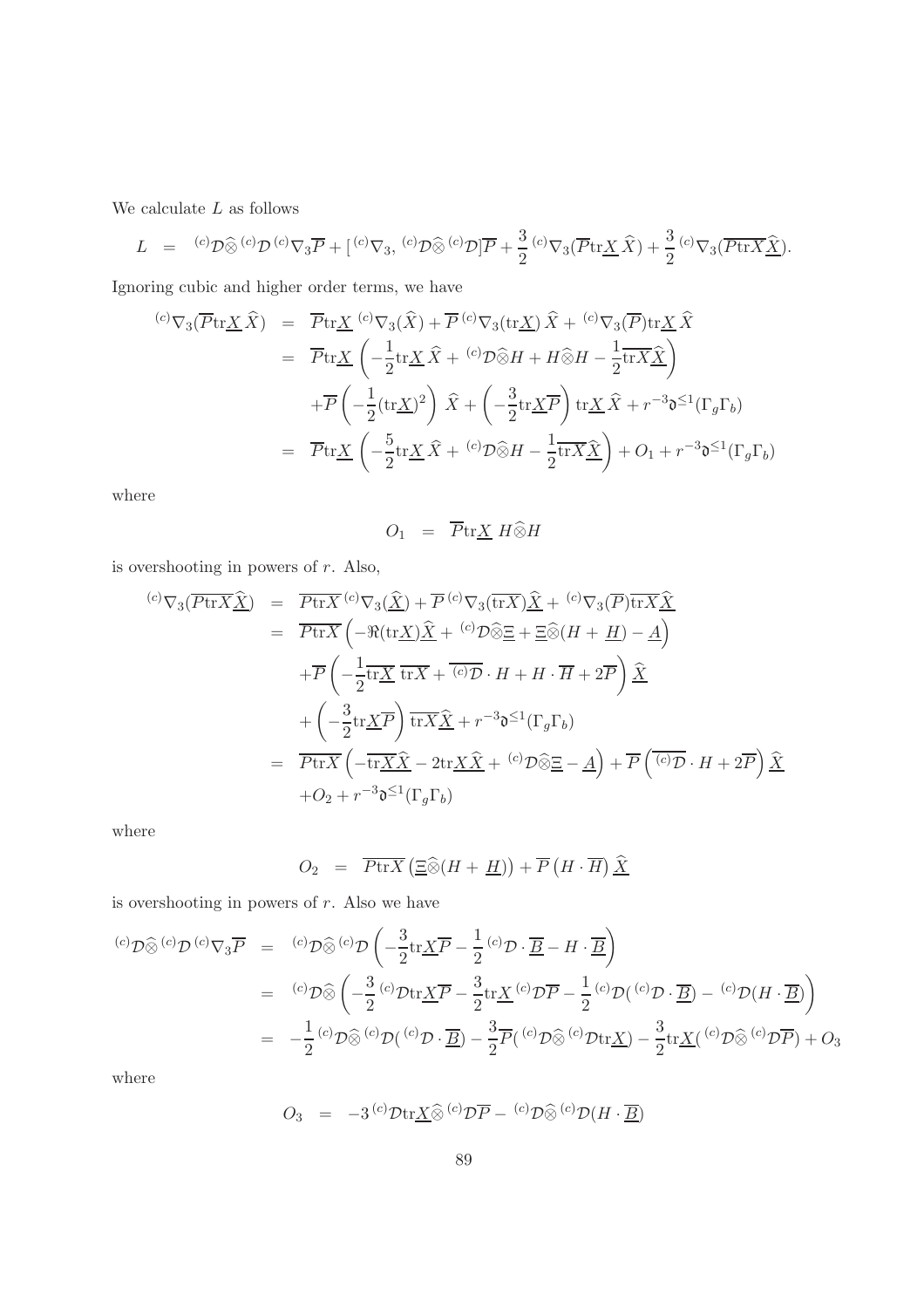We calculate $L$ as follows

$$
L \;=\; {}^{(c)}\mathcal{D}\widehat{\otimes}\,{}^{(c)}\mathcal{D}\,{}^{(c)}\nabla_3\overline{P} + [\,{}^{(c)}\nabla_3, \,{}^{(c)}\mathcal{D}\widehat{\otimes}\,{}^{(c)}\mathcal{D}]\overline{P} + \frac{3}{2}\,{}^{(c)}\nabla_3(\overline{P}\mathrm{tr}\underline{X}\,\widehat{X}) + \frac{3}{2}\,{}^{(c)}\nabla_3(\overline{P\mathrm{tr}X}\widehat{\underline{X}}).
$$

Ignoring cubic and higher order terms, we have

$$
\begin{aligned}
{}^{(c)}\nabla_3(\overline{P}\mathrm{tr}\underline{X}\,\widehat{X}) &= \overline{P}\mathrm{tr}\underline{X}\,{}^{(c)}\nabla_3(\widehat{X}) + \overline{P}\,{}^{(c)}\nabla_3(\mathrm{tr}\underline{X})\,\widehat{X} + {}^{(c)}\nabla_3(\overline{P})\mathrm{tr}\underline{X}\,\widehat{X}\\
&= \overline{P}\mathrm{tr}\underline{X}\left(-\frac{1}{2}\mathrm{tr}\underline{X}\,\widehat{X} + {}^{(c)}\mathcal{D}\widehat{\otimes}H + H\widehat{\otimes}H - \frac{1}{2}\overline{\mathrm{tr}X}\widehat{\underline{X}}\right)\\
&\quad + \overline{P}\left(-\frac{1}{2}(\mathrm{tr}\underline{X})^2\right)\widehat{X} + \left(-\frac{3}{2}\mathrm{tr}\underline{X}\overline{P}\right)\mathrm{tr}\underline{X}\,\widehat{X} + r^{-3}\mathfrak{d}^{\leq 1}(\Gamma_g\Gamma_b)\\
&= \overline{P}\mathrm{tr}\underline{X}\left(-\frac{5}{2}\mathrm{tr}\underline{X}\,\widehat{X} + {}^{(c)}\mathcal{D}\widehat{\otimes}H - \frac{1}{2}\overline{\mathrm{tr}X}\widehat{\underline{X}}\right) + O_1 + r^{-3}\mathfrak{d}^{\leq 1}(\Gamma_g\Gamma_b)
\end{aligned}
$$

where

$$
O_1 \;=\; \overline{P}\mathrm{tr}\underline{X}\;H\widehat{\otimes}H
$$

is overshooting in powers of $r$. Also,

$$
\begin{aligned}
{}^{(c)}\nabla_3(\overline{P\mathrm{tr}X}\widehat{\underline{X}}) &= \overline{P\mathrm{tr}X}\,{}^{(c)}\nabla_3(\widehat{\underline{X}}) + \overline{P}\,{}^{(c)}\nabla_3(\overline{\mathrm{tr}X})\widehat{\underline{X}} + {}^{(c)}\nabla_3(\overline{P})\overline{\mathrm{tr}X}\widehat{\underline{X}}\\
&= \overline{P\mathrm{tr}X}\left(-\Re(\mathrm{tr}\underline{X})\widehat{\underline{X}} + {}^{(c)}\mathcal{D}\widehat{\otimes}\underline{\Xi} + \underline{\Xi}\widehat{\otimes}(H+\underline{H}) - \underline{A}\right)\\
&\quad + \overline{P}\left(-\frac{1}{2}\overline{\mathrm{tr}\underline{X}}\;\overline{\mathrm{tr}X} + \overline{{}^{(c)}\mathcal{D}}\cdot H + H\cdot\overline{H} + 2\overline{P}\right)\widehat{\underline{X}}\\
&\quad + \left(-\frac{3}{2}\mathrm{tr}\underline{X}\overline{P}\right)\overline{\mathrm{tr}X}\widehat{\underline{X}} + r^{-3}\mathfrak{d}^{\leq 1}(\Gamma_g\Gamma_b)\\
&= \overline{P\mathrm{tr}X}\left(-\overline{\mathrm{tr}\underline{X}}\widehat{\underline{X}} - 2\mathrm{tr}\underline{X}\widehat{\underline{X}} + {}^{(c)}\mathcal{D}\widehat{\otimes}\underline{\Xi} - \underline{A}\right) + \overline{P}\left(\overline{{}^{(c)}\mathcal{D}}\cdot H + 2\overline{P}\right)\widehat{\underline{X}}\\
&\quad + O_2 + r^{-3}\mathfrak{d}^{\leq 1}(\Gamma_g\Gamma_b)
\end{aligned}
$$

where

$$
O_2 \;=\; \overline{P\mathrm{tr}X}\left(\underline{\Xi}\widehat{\otimes}(H+\underline{H})\right) + \overline{P}\left(H\cdot\overline{H}\right)\widehat{\underline{X}}
$$

is overshooting in powers of $r$. Also we have

$$
\begin{aligned}
{}^{(c)}\mathcal{D}\widehat{\otimes}\,{}^{(c)}\mathcal{D}\,{}^{(c)}\nabla_3\overline{P} &= {}^{(c)}\mathcal{D}\widehat{\otimes}\,{}^{(c)}\mathcal{D}\left(-\frac{3}{2}\mathrm{tr}\underline{X}\overline{P} - \frac{1}{2}\,{}^{(c)}\mathcal{D}\cdot\overline{\underline{B}} - H\cdot\overline{\underline{B}}\right)\\
&= {}^{(c)}\mathcal{D}\widehat{\otimes}\left(-\frac{3}{2}\,{}^{(c)}\mathcal{D}\mathrm{tr}\underline{X}\overline{P} - \frac{3}{2}\mathrm{tr}\underline{X}\,{}^{(c)}\mathcal{D}\overline{P} - \frac{1}{2}\,{}^{(c)}\mathcal{D}({}^{(c)}\mathcal{D}\cdot\overline{\underline{B}}) - {}^{(c)}\mathcal{D}(H\cdot\overline{\underline{B}})\right)\\
&= -\frac{1}{2}\,{}^{(c)}\mathcal{D}\widehat{\otimes}\,{}^{(c)}\mathcal{D}({}^{(c)}\mathcal{D}\cdot\overline{\underline{B}}) - \frac{3}{2}\overline{P}({}^{(c)}\mathcal{D}\widehat{\otimes}\,{}^{(c)}\mathcal{D}\mathrm{tr}\underline{X}) - \frac{3}{2}\mathrm{tr}\underline{X}({}^{(c)}\mathcal{D}\widehat{\otimes}\,{}^{(c)}\mathcal{D}\overline{P}) + O_3
\end{aligned}
$$

where

$$
O_3 \;=\; -3\,{}^{(c)}\mathcal{D}\mathrm{tr}\underline{X}\widehat{\otimes}\,{}^{(c)}\mathcal{D}\overline{P} - {}^{(c)}\mathcal{D}\widehat{\otimes}\,{}^{(c)}\mathcal{D}(H\cdot\overline{\underline{B}})
$$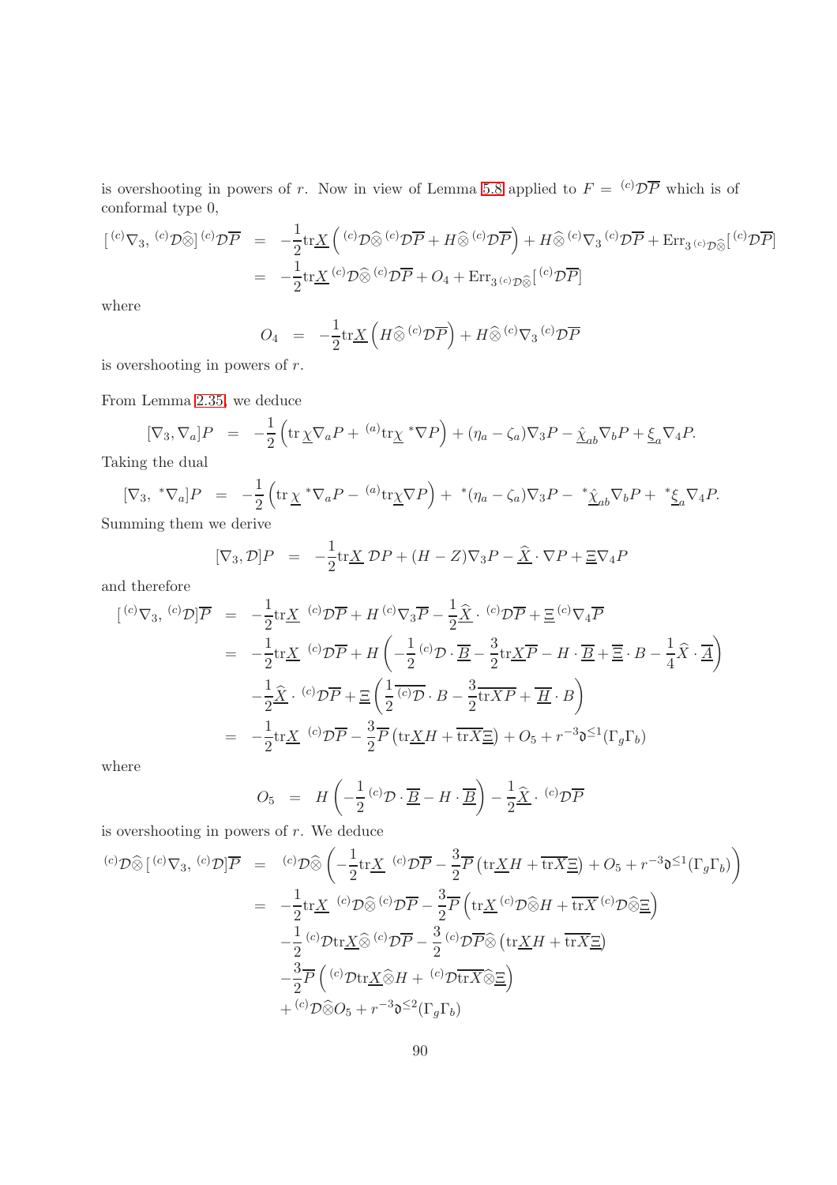is overshooting in powers of $r$. Now in view of Lemma 5.8 applied to $F = {}^{(c)}\mathcal{D}\overline{P}$ which is of conformal type 0,

$$
\begin{aligned}
[\,{}^{(c)}\nabla_3, {}^{(c)}\mathcal{D}\widehat{\otimes}]\,{}^{(c)}\mathcal{D}\overline{P} &= -\frac{1}{2}\mathrm{tr}\underline{X}\left({}^{(c)}\mathcal{D}\widehat{\otimes}\,{}^{(c)}\mathcal{D}\overline{P} + H\widehat{\otimes}\,{}^{(c)}\mathcal{D}\overline{P}\right) + H\widehat{\otimes}\,{}^{(c)}\nabla_3\,{}^{(c)}\mathcal{D}\overline{P} + \mathrm{Err}_{3\,{}^{(c)}\mathcal{D}\widehat{\otimes}}[\,{}^{(c)}\mathcal{D}\overline{P}]\\
&= -\frac{1}{2}\mathrm{tr}\underline{X}\,{}^{(c)}\mathcal{D}\widehat{\otimes}\,{}^{(c)}\mathcal{D}\overline{P} + O_4 + \mathrm{Err}_{3\,{}^{(c)}\mathcal{D}\widehat{\otimes}}[\,{}^{(c)}\mathcal{D}\overline{P}]
\end{aligned}
$$

where

$$
O_4 = -\frac{1}{2}\mathrm{tr}\underline{X}\left(H\widehat{\otimes}\,{}^{(c)}\mathcal{D}\overline{P}\right) + H\widehat{\otimes}\,{}^{(c)}\nabla_3\,{}^{(c)}\mathcal{D}\overline{P}
$$

is overshooting in powers of $r$.

From Lemma 2.35, we deduce

$$
[\nabla_3, \nabla_a]P = -\frac{1}{2}\left(\mathrm{tr}\,\underline{\chi}\nabla_a P + {}^{(a)}\mathrm{tr}\underline{\chi}\,{}^*\nabla P\right) + (\eta_a - \zeta_a)\nabla_3 P - \underline{\hat{\chi}}_{ab}\nabla_b P + \underline{\xi}_a\nabla_4 P.
$$

Taking the dual

$$
[\nabla_3, {}^*\nabla_a]P = -\frac{1}{2}\left(\mathrm{tr}\,\underline{\chi}\,{}^*\nabla_a P - {}^{(a)}\mathrm{tr}\underline{\chi}\nabla P\right) + {}^*(\eta_a - \zeta_a)\nabla_3 P - {}^*\underline{\hat{\chi}}_{ab}\nabla_b P + {}^*\underline{\xi}_a\nabla_4 P.
$$

Summing them we derive

$$
[\nabla_3, \mathcal{D}]P = -\frac{1}{2}\mathrm{tr}\underline{X}\,\mathcal{D}P + (H - Z)\nabla_3 P - \widehat{\underline{X}}\cdot\nabla P + \underline{\Xi}\nabla_4 P
$$

and therefore

$$
\begin{aligned}
[\,{}^{(c)}\nabla_3, {}^{(c)}\mathcal{D}]\overline{P} &= -\frac{1}{2}\mathrm{tr}\underline{X}\;{}^{(c)}\mathcal{D}\overline{P} + H\,{}^{(c)}\nabla_3\overline{P} - \frac{1}{2}\widehat{\underline{X}}\cdot{}^{(c)}\mathcal{D}\overline{P} + \underline{\Xi}\,{}^{(c)}\nabla_4\overline{P}\\
&= -\frac{1}{2}\mathrm{tr}\underline{X}\;{}^{(c)}\mathcal{D}\overline{P} + H\left(-\frac{1}{2}\,{}^{(c)}\mathcal{D}\cdot\overline{\underline{B}} - \frac{3}{2}\mathrm{tr}\underline{X}\overline{P} - H\cdot\overline{\underline{B}} + \overline{\underline{\Xi}}\cdot B - \frac{1}{4}\widehat{X}\cdot\overline{\underline{A}}\right)\\
&\quad -\frac{1}{2}\widehat{\underline{X}}\cdot{}^{(c)}\mathcal{D}\overline{P} + \underline{\Xi}\left(\frac{1}{2}\overline{{}^{(c)}\mathcal{D}}\cdot B - \frac{3}{2}\overline{\mathrm{tr}X P} + \overline{\underline{H}}\cdot B\right)\\
&= -\frac{1}{2}\mathrm{tr}\underline{X}\;{}^{(c)}\mathcal{D}\overline{P} - \frac{3}{2}\overline{P}\left(\mathrm{tr}\underline{X}H + \overline{\mathrm{tr}X}\underline{\Xi}\right) + O_5 + r^{-3}\mathfrak{d}^{\le 1}(\Gamma_g\Gamma_b)
\end{aligned}
$$

where

$$
O_5 = H\left(-\frac{1}{2}\,{}^{(c)}\mathcal{D}\cdot\overline{\underline{B}} - H\cdot\overline{\underline{B}}\right) - \frac{1}{2}\widehat{\underline{X}}\cdot{}^{(c)}\mathcal{D}\overline{P}
$$

is overshooting in powers of $r$. We deduce

$$
\begin{aligned}
{}^{(c)}\mathcal{D}\widehat{\otimes}[\,{}^{(c)}\nabla_3, {}^{(c)}\mathcal{D}]\overline{P} &= {}^{(c)}\mathcal{D}\widehat{\otimes}\left(-\frac{1}{2}\mathrm{tr}\underline{X}\;{}^{(c)}\mathcal{D}\overline{P} - \frac{3}{2}\overline{P}\left(\mathrm{tr}\underline{X}H + \overline{\mathrm{tr}X}\underline{\Xi}\right) + O_5 + r^{-3}\mathfrak{d}^{\le 1}(\Gamma_g\Gamma_b)\right)\\
&= -\frac{1}{2}\mathrm{tr}\underline{X}\;{}^{(c)}\mathcal{D}\widehat{\otimes}\,{}^{(c)}\mathcal{D}\overline{P} - \frac{3}{2}\overline{P}\left(\mathrm{tr}\underline{X}\,{}^{(c)}\mathcal{D}\widehat{\otimes}H + \overline{\mathrm{tr}X}\,{}^{(c)}\mathcal{D}\widehat{\otimes}\underline{\Xi}\right)\\
&\quad -\frac{1}{2}\,{}^{(c)}\mathcal{D}\mathrm{tr}\underline{X}\widehat{\otimes}\,{}^{(c)}\mathcal{D}\overline{P} - \frac{3}{2}\,{}^{(c)}\mathcal{D}\overline{P}\widehat{\otimes}\left(\mathrm{tr}\underline{X}H + \overline{\mathrm{tr}X}\underline{\Xi}\right)\\
&\quad -\frac{3}{2}\overline{P}\left({}^{(c)}\mathcal{D}\mathrm{tr}\underline{X}\widehat{\otimes}H + {}^{(c)}\mathcal{D}\overline{\mathrm{tr}X}\widehat{\otimes}\underline{\Xi}\right)\\
&\quad + {}^{(c)}\mathcal{D}\widehat{\otimes}O_5 + r^{-3}\mathfrak{d}^{\le 2}(\Gamma_g\Gamma_b)
\end{aligned}
$$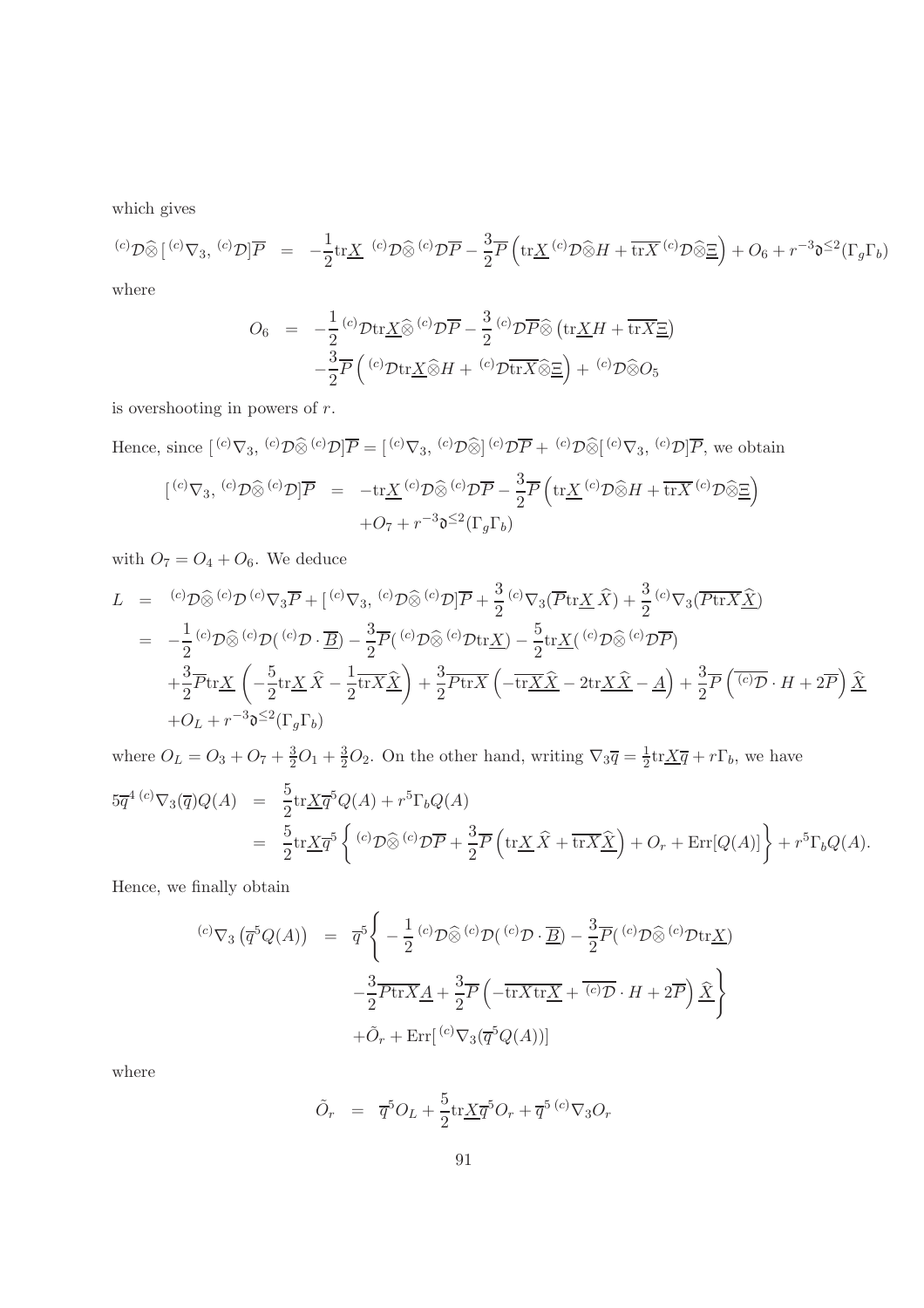which gives

$$
{}^{(c)}\mathcal{D}\widehat{\otimes}[{}^{(c)}\nabla_3, {}^{(c)}\mathcal{D}]\overline{P} = -\frac{1}{2}\mathrm{tr}\underline{X}\ {}^{(c)}\mathcal{D}\widehat{\otimes}{}^{(c)}\mathcal{D}\overline{P} - \frac{3}{2}\overline{P}\left(\mathrm{tr}\underline{X}\,{}^{(c)}\mathcal{D}\widehat{\otimes}H + \overline{\mathrm{tr}X}\,{}^{(c)}\mathcal{D}\widehat{\otimes}\underline{\Xi}\right) + O_6 + r^{-3}\mathfrak{d}^{\leq 2}(\Gamma_g\Gamma_b)
$$

where

$$
\begin{aligned}
O_6 &= -\frac{1}{2}{}^{(c)}\mathcal{D}\mathrm{tr}\underline{X}\widehat{\otimes}{}^{(c)}\mathcal{D}\overline{P} - \frac{3}{2}{}^{(c)}\mathcal{D}\overline{P}\widehat{\otimes}\left(\mathrm{tr}\underline{X}H + \overline{\mathrm{tr}X}\underline{\Xi}\right)\\
&\quad -\frac{3}{2}\overline{P}\left({}^{(c)}\mathcal{D}\mathrm{tr}\underline{X}\widehat{\otimes}H + {}^{(c)}\mathcal{D}\overline{\mathrm{tr}X}\widehat{\otimes}\underline{\Xi}\right) + {}^{(c)}\mathcal{D}\widehat{\otimes}O_5
\end{aligned}
$$

is overshooting in powers of $r$.

Hence, since $[{}^{(c)}\nabla_3, {}^{(c)}\mathcal{D}\widehat{\otimes}{}^{(c)}\mathcal{D}]\overline{P} = [{}^{(c)}\nabla_3, {}^{(c)}\mathcal{D}\widehat{\otimes}]{}^{(c)}\mathcal{D}\overline{P} + {}^{(c)}\mathcal{D}\widehat{\otimes}[{}^{(c)}\nabla_3, {}^{(c)}\mathcal{D}]\overline{P}$, we obtain

$$
\begin{aligned}
[{}^{(c)}\nabla_3, {}^{(c)}\mathcal{D}\widehat{\otimes}{}^{(c)}\mathcal{D}]\overline{P} &= -\mathrm{tr}\underline{X}\,{}^{(c)}\mathcal{D}\widehat{\otimes}{}^{(c)}\mathcal{D}\overline{P} - \frac{3}{2}\overline{P}\left(\mathrm{tr}\underline{X}\,{}^{(c)}\mathcal{D}\widehat{\otimes}H + \overline{\mathrm{tr}X}\,{}^{(c)}\mathcal{D}\widehat{\otimes}\underline{\Xi}\right)\\
&\quad + O_7 + r^{-3}\mathfrak{d}^{\leq 2}(\Gamma_g\Gamma_b)
\end{aligned}
$$

with $O_7 = O_4 + O_6$. We deduce

$$
\begin{aligned}
L &= {}^{(c)}\mathcal{D}\widehat{\otimes}{}^{(c)}\mathcal{D}\,{}^{(c)}\nabla_3\overline{P} + [{}^{(c)}\nabla_3, {}^{(c)}\mathcal{D}\widehat{\otimes}{}^{(c)}\mathcal{D}]\overline{P} + \frac{3}{2}{}^{(c)}\nabla_3(\overline{P}\mathrm{tr}\underline{X}\,\widehat{X}) + \frac{3}{2}{}^{(c)}\nabla_3(\overline{P\mathrm{tr}X}\widehat{\underline{X}})\\
&= -\frac{1}{2}{}^{(c)}\mathcal{D}\widehat{\otimes}{}^{(c)}\mathcal{D}({}^{(c)}\mathcal{D}\cdot\overline{\underline{B}}) - \frac{3}{2}\overline{P}({}^{(c)}\mathcal{D}\widehat{\otimes}{}^{(c)}\mathcal{D}\mathrm{tr}\underline{X}) - \frac{5}{2}\mathrm{tr}\underline{X}({}^{(c)}\mathcal{D}\widehat{\otimes}{}^{(c)}\mathcal{D}\overline{P})\\
&\quad + \frac{3}{2}\overline{P}\mathrm{tr}\underline{X}\left(-\frac{5}{2}\mathrm{tr}\underline{X}\,\widehat{X} - \frac{1}{2}\overline{\mathrm{tr}X}\widehat{\underline{X}}\right) + \frac{3}{2}\overline{P\mathrm{tr}X}\left(-\overline{\mathrm{tr}\underline{X}}\widehat{\underline{X}} - 2\mathrm{tr}\underline{X}\widehat{\underline{X}} - \underline{A}\right) + \frac{3}{2}\overline{P}\left(\overline{{}^{(c)}\mathcal{D}}\cdot H + 2\overline{P}\right)\widehat{\underline{X}}\\
&\quad + O_L + r^{-3}\mathfrak{d}^{\leq 2}(\Gamma_g\Gamma_b)
\end{aligned}
$$

where $O_L = O_3 + O_7 + \frac{3}{2}O_1 + \frac{3}{2}O_2$. On the other hand, writing $\nabla_3\overline{q} = \frac{1}{2}\mathrm{tr}\underline{X}\overline{q} + r\Gamma_b$, we have

$$
\begin{aligned}
5\overline{q}^4\,{}^{(c)}\nabla_3(\overline{q})Q(A) &= \frac{5}{2}\mathrm{tr}\underline{X}\overline{q}^5 Q(A) + r^5\Gamma_b Q(A)\\
&= \frac{5}{2}\mathrm{tr}\underline{X}\overline{q}^5\left\{{}^{(c)}\mathcal{D}\widehat{\otimes}{}^{(c)}\mathcal{D}\overline{P} + \frac{3}{2}\overline{P}\left(\mathrm{tr}\underline{X}\,\widehat{X} + \overline{\mathrm{tr}X}\widehat{\underline{X}}\right) + O_r + \mathrm{Err}[Q(A)]\right\} + r^5\Gamma_b Q(A).
\end{aligned}
$$

Hence, we finally obtain

$$
\begin{aligned}
{}^{(c)}\nabla_3\left(\overline{q}^5 Q(A)\right) &= \overline{q}^5\Bigg\{-\frac{1}{2}{}^{(c)}\mathcal{D}\widehat{\otimes}{}^{(c)}\mathcal{D}({}^{(c)}\mathcal{D}\cdot\overline{\underline{B}}) - \frac{3}{2}\overline{P}({}^{(c)}\mathcal{D}\widehat{\otimes}{}^{(c)}\mathcal{D}\mathrm{tr}\underline{X})\\
&\quad -\frac{3}{2}\overline{P\mathrm{tr}X}\underline{A} + \frac{3}{2}\overline{P}\left(-\overline{\mathrm{tr}X\mathrm{tr}\underline{X}} + \overline{{}^{(c)}\mathcal{D}}\cdot H + 2\overline{P}\right)\widehat{\underline{X}}\Bigg\}\\
&\quad + \tilde{O}_r + \mathrm{Err}[{}^{(c)}\nabla_3(\overline{q}^5 Q(A))]
\end{aligned}
$$

where

$$
\tilde{O}_r = \overline{q}^5 O_L + \frac{5}{2}\mathrm{tr}\underline{X}\overline{q}^5 O_r + \overline{q}^5\,{}^{(c)}\nabla_3 O_r
$$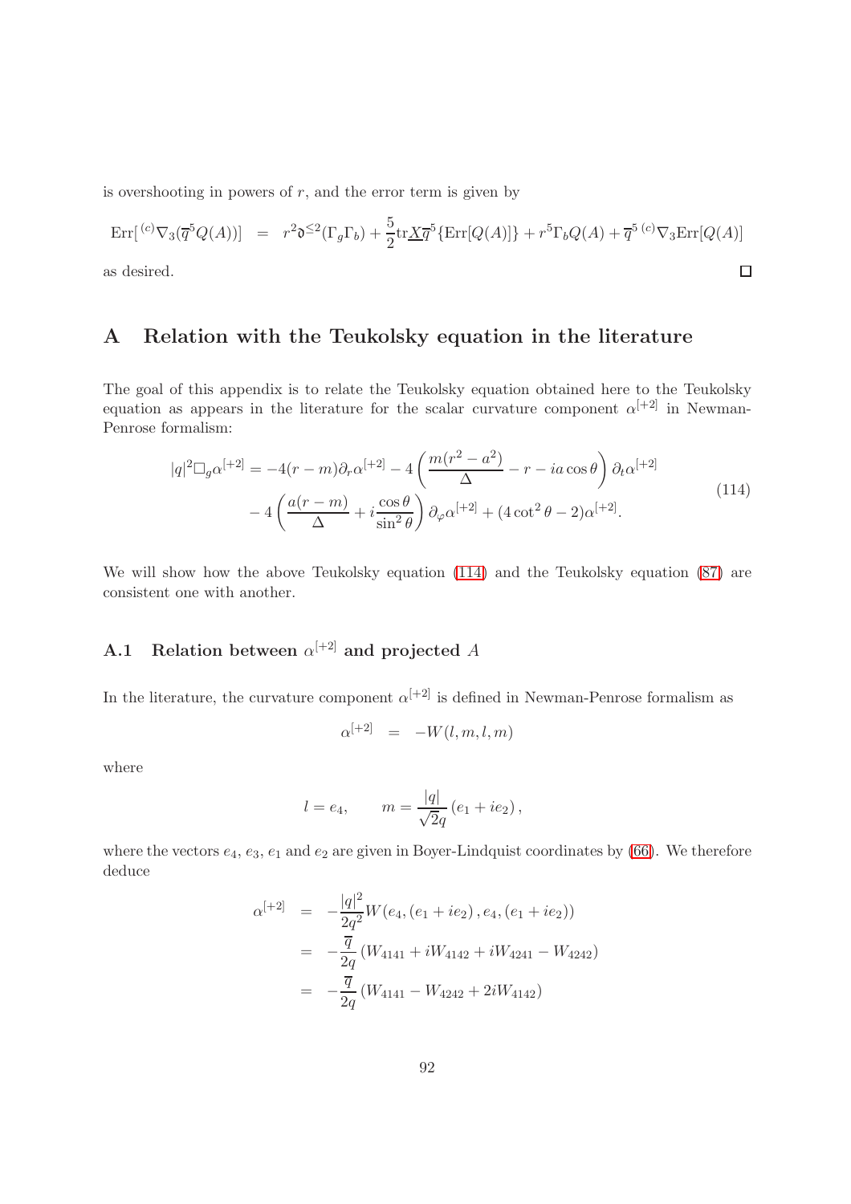is overshooting in powers of $r$, and the error term is given by

$$\mathrm{Err}[{}^{(c)}\nabla_3(\overline{q}^5 Q(A))] = r^2\mathfrak{d}^{\leq 2}(\Gamma_g\Gamma_b) + \frac{5}{2}\mathrm{tr}\underline{X}\overline{q}^5\{\mathrm{Err}[Q(A)]\} + r^5\Gamma_b Q(A) + \overline{q}^5\,{}^{(c)}\nabla_3\mathrm{Err}[Q(A)]$$

as desired. $\square$

# A Relation with the Teukolsky equation in the literature

The goal of this appendix is to relate the Teukolsky equation obtained here to the Teukolsky equation as appears in the literature for the scalar curvature component $\alpha^{[+2]}$ in Newman-Penrose formalism:

$$\begin{aligned}|q|^2\square_g\alpha^{[+2]} =& -4(r-m)\partial_r\alpha^{[+2]} - 4\left(\frac{m(r^2-a^2)}{\Delta} - r - ia\cos\theta\right)\partial_t\alpha^{[+2]} \\ & - 4\left(\frac{a(r-m)}{\Delta} + i\frac{\cos\theta}{\sin^2\theta}\right)\partial_\varphi\alpha^{[+2]} + (4\cot^2\theta - 2)\alpha^{[+2]}.\end{aligned} \tag{114}$$

We will show how the above Teukolsky equation (114) and the Teukolsky equation (87) are consistent one with another.

## A.1 Relation between $\alpha^{[+2]}$ and projected $A$

In the literature, the curvature component $\alpha^{[+2]}$ is defined in Newman-Penrose formalism as

$$\alpha^{[+2]} = -W(l, m, l, m)$$

where

$$l = e_4, \qquad m = \frac{|q|}{\sqrt{2}q}(e_1 + ie_2),$$

where the vectors $e_4$, $e_3$, $e_1$ and $e_2$ are given in Boyer-Lindquist coordinates by (66). We therefore deduce

$$\begin{aligned}\alpha^{[+2]} &= -\frac{|q|^2}{2q^2}W(e_4, (e_1+ie_2), e_4, (e_1+ie_2)) \\ &= -\frac{\overline{q}}{2q}(W_{4141} + iW_{4142} + iW_{4241} - W_{4242}) \\ &= -\frac{\overline{q}}{2q}(W_{4141} - W_{4242} + 2iW_{4142})\end{aligned}$$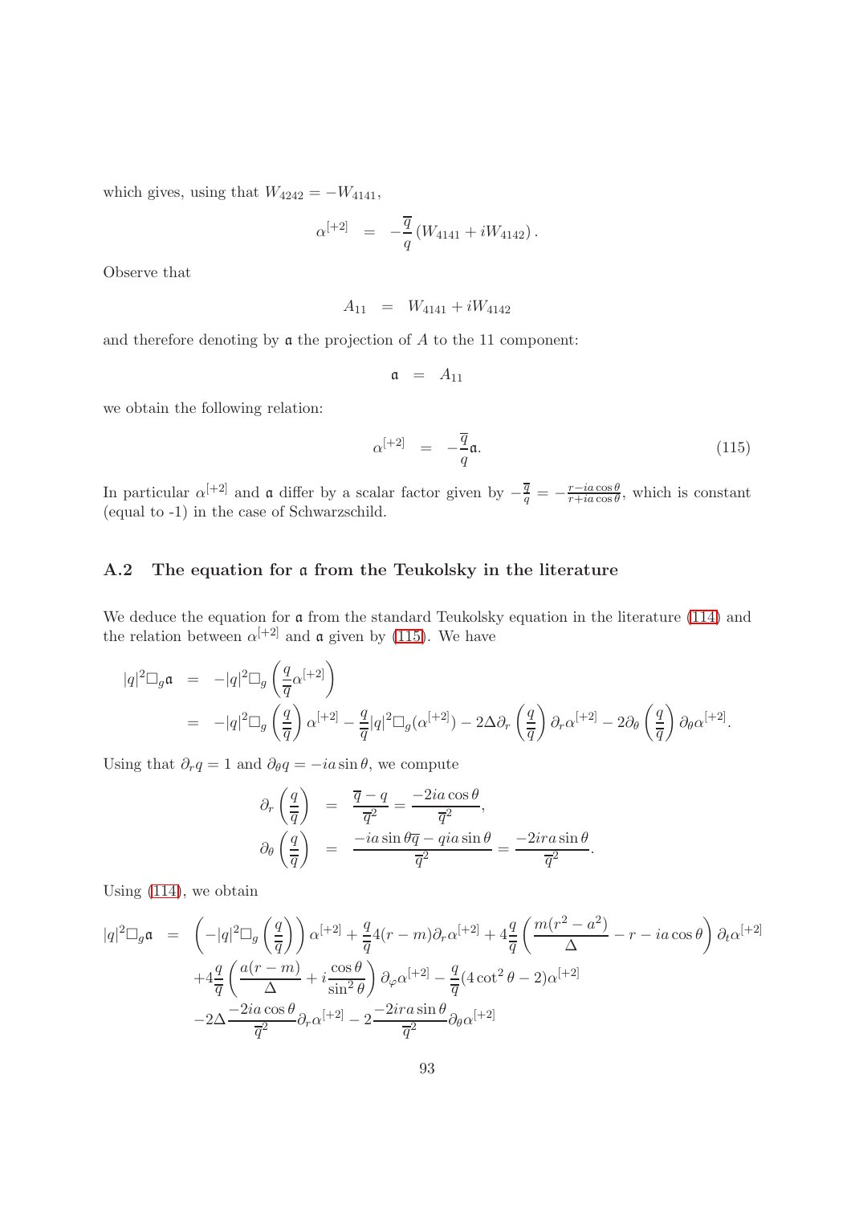which gives, using that $W_{4242} = -W_{4141}$,

$$\alpha^{[+2]} = -\frac{\overline{q}}{q}\left(W_{4141} + iW_{4142}\right).$$

Observe that

$$A_{11} = W_{4141} + iW_{4142}$$

and therefore denoting by $\mathfrak{a}$ the projection of $A$ to the 11 component:

$$\mathfrak{a} = A_{11}$$

we obtain the following relation:

$$\alpha^{[+2]} = -\frac{\overline{q}}{q}\mathfrak{a}. \tag{115}$$

In particular $\alpha^{[+2]}$ and $\mathfrak{a}$ differ by a scalar factor given by $-\frac{\overline{q}}{q} = -\frac{r-ia\cos\theta}{r+ia\cos\theta}$, which is constant (equal to -1) in the case of Schwarzschild.

### A.2 The equation for $\mathfrak{a}$ from the Teukolsky in the literature

We deduce the equation for $\mathfrak{a}$ from the standard Teukolsky equation in the literature (114) and the relation between $\alpha^{[+2]}$ and $\mathfrak{a}$ given by (115). We have

$$\begin{aligned}
|q|^2\square_g\mathfrak{a} &= -|q|^2\square_g\left(\frac{q}{\overline{q}}\alpha^{[+2]}\right)\\
&= -|q|^2\square_g\left(\frac{q}{\overline{q}}\right)\alpha^{[+2]} - \frac{q}{\overline{q}}|q|^2\square_g(\alpha^{[+2]}) - 2\Delta\partial_r\left(\frac{q}{\overline{q}}\right)\partial_r\alpha^{[+2]} - 2\partial_\theta\left(\frac{q}{\overline{q}}\right)\partial_\theta\alpha^{[+2]}.
\end{aligned}$$

Using that $\partial_r q = 1$ and $\partial_\theta q = -ia\sin\theta$, we compute

$$\begin{aligned}
\partial_r\left(\frac{q}{\overline{q}}\right) &= \frac{\overline{q}-q}{\overline{q}^2} = \frac{-2ia\cos\theta}{\overline{q}^2},\\
\partial_\theta\left(\frac{q}{\overline{q}}\right) &= \frac{-ia\sin\theta\overline{q} - qia\sin\theta}{\overline{q}^2} = \frac{-2ira\sin\theta}{\overline{q}^2}.
\end{aligned}$$

Using (114), we obtain

$$\begin{aligned}
|q|^2\square_g\mathfrak{a} &= \left(-|q|^2\square_g\left(\frac{q}{\overline{q}}\right)\right)\alpha^{[+2]} + \frac{q}{\overline{q}}4(r-m)\partial_r\alpha^{[+2]} + 4\frac{q}{\overline{q}}\left(\frac{m(r^2-a^2)}{\Delta} - r - ia\cos\theta\right)\partial_t\alpha^{[+2]}\\
&+4\frac{q}{\overline{q}}\left(\frac{a(r-m)}{\Delta} + i\frac{\cos\theta}{\sin^2\theta}\right)\partial_\varphi\alpha^{[+2]} - \frac{q}{\overline{q}}(4\cot^2\theta - 2)\alpha^{[+2]}\\
&-2\Delta\frac{-2ia\cos\theta}{\overline{q}^2}\partial_r\alpha^{[+2]} - 2\frac{-2ira\sin\theta}{\overline{q}^2}\partial_\theta\alpha^{[+2]}
\end{aligned}$$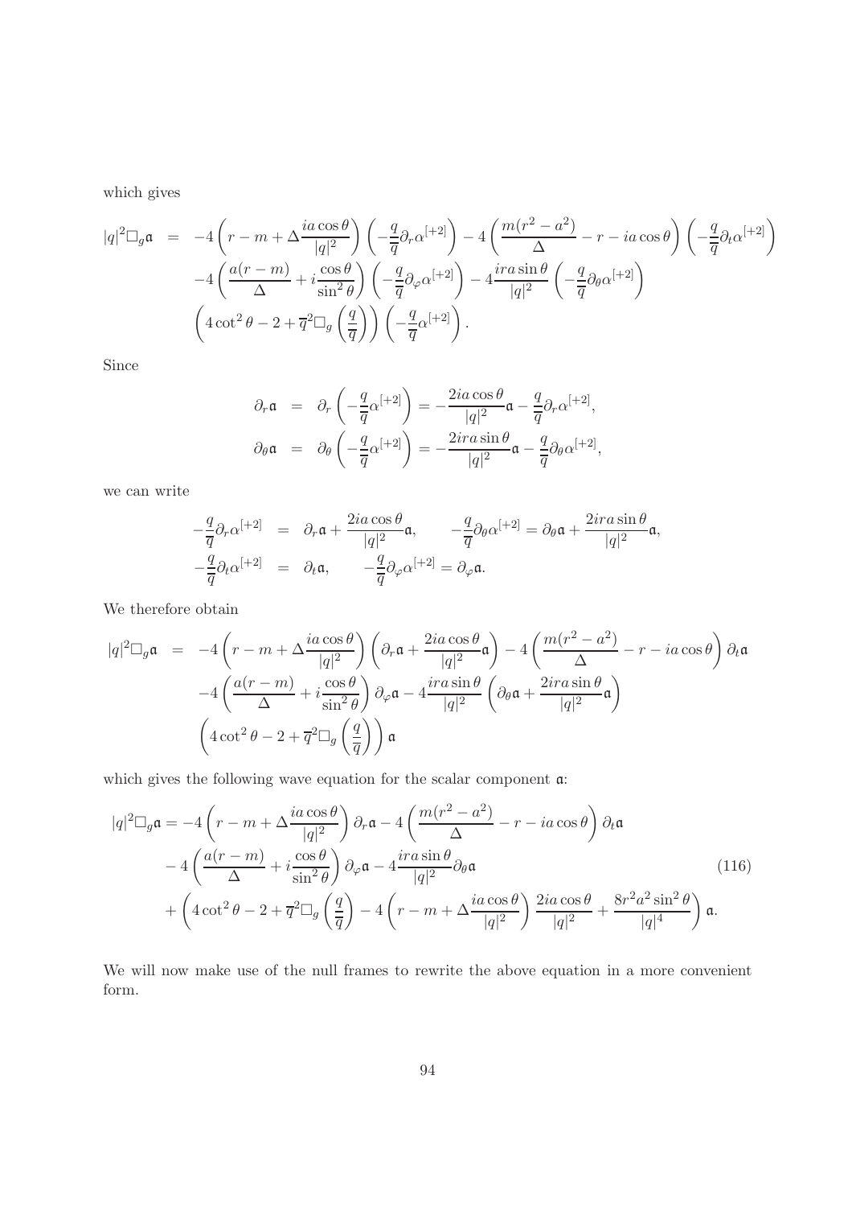which gives

$$
\begin{aligned}
|q|^2\square_g\mathfrak{a} &= -4\left(r-m+\Delta\frac{ia\cos\theta}{|q|^2}\right)\left(-\frac{q}{\overline{q}}\partial_r\alpha^{[+2]}\right)-4\left(\frac{m(r^2-a^2)}{\Delta}-r-ia\cos\theta\right)\left(-\frac{q}{\overline{q}}\partial_t\alpha^{[+2]}\right)\\
&\quad -4\left(\frac{a(r-m)}{\Delta}+i\frac{\cos\theta}{\sin^2\theta}\right)\left(-\frac{q}{\overline{q}}\partial_\varphi\alpha^{[+2]}\right)-4\frac{ira\sin\theta}{|q|^2}\left(-\frac{q}{\overline{q}}\partial_\theta\alpha^{[+2]}\right)\\
&\quad \left(4\cot^2\theta-2+\overline{q}^2\square_g\left(\frac{q}{\overline{q}}\right)\right)\left(-\frac{q}{\overline{q}}\alpha^{[+2]}\right).
\end{aligned}
$$

Since

$$
\begin{aligned}
\partial_r\mathfrak{a} &= \partial_r\left(-\frac{q}{\overline{q}}\alpha^{[+2]}\right)=-\frac{2ia\cos\theta}{|q|^2}\mathfrak{a}-\frac{q}{\overline{q}}\partial_r\alpha^{[+2]},\\
\partial_\theta\mathfrak{a} &= \partial_\theta\left(-\frac{q}{\overline{q}}\alpha^{[+2]}\right)=-\frac{2ira\sin\theta}{|q|^2}\mathfrak{a}-\frac{q}{\overline{q}}\partial_\theta\alpha^{[+2]},
\end{aligned}
$$

we can write

$$
\begin{aligned}
-\frac{q}{\overline{q}}\partial_r\alpha^{[+2]} &= \partial_r\mathfrak{a}+\frac{2ia\cos\theta}{|q|^2}\mathfrak{a}, \qquad -\frac{q}{\overline{q}}\partial_\theta\alpha^{[+2]}=\partial_\theta\mathfrak{a}+\frac{2ira\sin\theta}{|q|^2}\mathfrak{a},\\
-\frac{q}{\overline{q}}\partial_t\alpha^{[+2]} &= \partial_t\mathfrak{a}, \qquad -\frac{q}{\overline{q}}\partial_\varphi\alpha^{[+2]}=\partial_\varphi\mathfrak{a}.
\end{aligned}
$$

We therefore obtain

$$
\begin{aligned}
|q|^2\square_g\mathfrak{a} &= -4\left(r-m+\Delta\frac{ia\cos\theta}{|q|^2}\right)\left(\partial_r\mathfrak{a}+\frac{2ia\cos\theta}{|q|^2}\mathfrak{a}\right)-4\left(\frac{m(r^2-a^2)}{\Delta}-r-ia\cos\theta\right)\partial_t\mathfrak{a}\\
&\quad -4\left(\frac{a(r-m)}{\Delta}+i\frac{\cos\theta}{\sin^2\theta}\right)\partial_\varphi\mathfrak{a}-4\frac{ira\sin\theta}{|q|^2}\left(\partial_\theta\mathfrak{a}+\frac{2ira\sin\theta}{|q|^2}\mathfrak{a}\right)\\
&\quad \left(4\cot^2\theta-2+\overline{q}^2\square_g\left(\frac{q}{\overline{q}}\right)\right)\mathfrak{a}
\end{aligned}
$$

which gives the following wave equation for the scalar component $\mathfrak{a}$:

$$
\begin{aligned}
|q|^2\square_g\mathfrak{a} &= -4\left(r-m+\Delta\frac{ia\cos\theta}{|q|^2}\right)\partial_r\mathfrak{a}-4\left(\frac{m(r^2-a^2)}{\Delta}-r-ia\cos\theta\right)\partial_t\mathfrak{a}\\
&\quad -4\left(\frac{a(r-m)}{\Delta}+i\frac{\cos\theta}{\sin^2\theta}\right)\partial_\varphi\mathfrak{a}-4\frac{ira\sin\theta}{|q|^2}\partial_\theta\mathfrak{a} \qquad (116)\\
&\quad +\left(4\cot^2\theta-2+\overline{q}^2\square_g\left(\frac{q}{\overline{q}}\right)-4\left(r-m+\Delta\frac{ia\cos\theta}{|q|^2}\right)\frac{2ia\cos\theta}{|q|^2}+\frac{8r^2a^2\sin^2\theta}{|q|^4}\right)\mathfrak{a}.
\end{aligned}
$$

We will now make use of the null frames to rewrite the above equation in a more convenient form.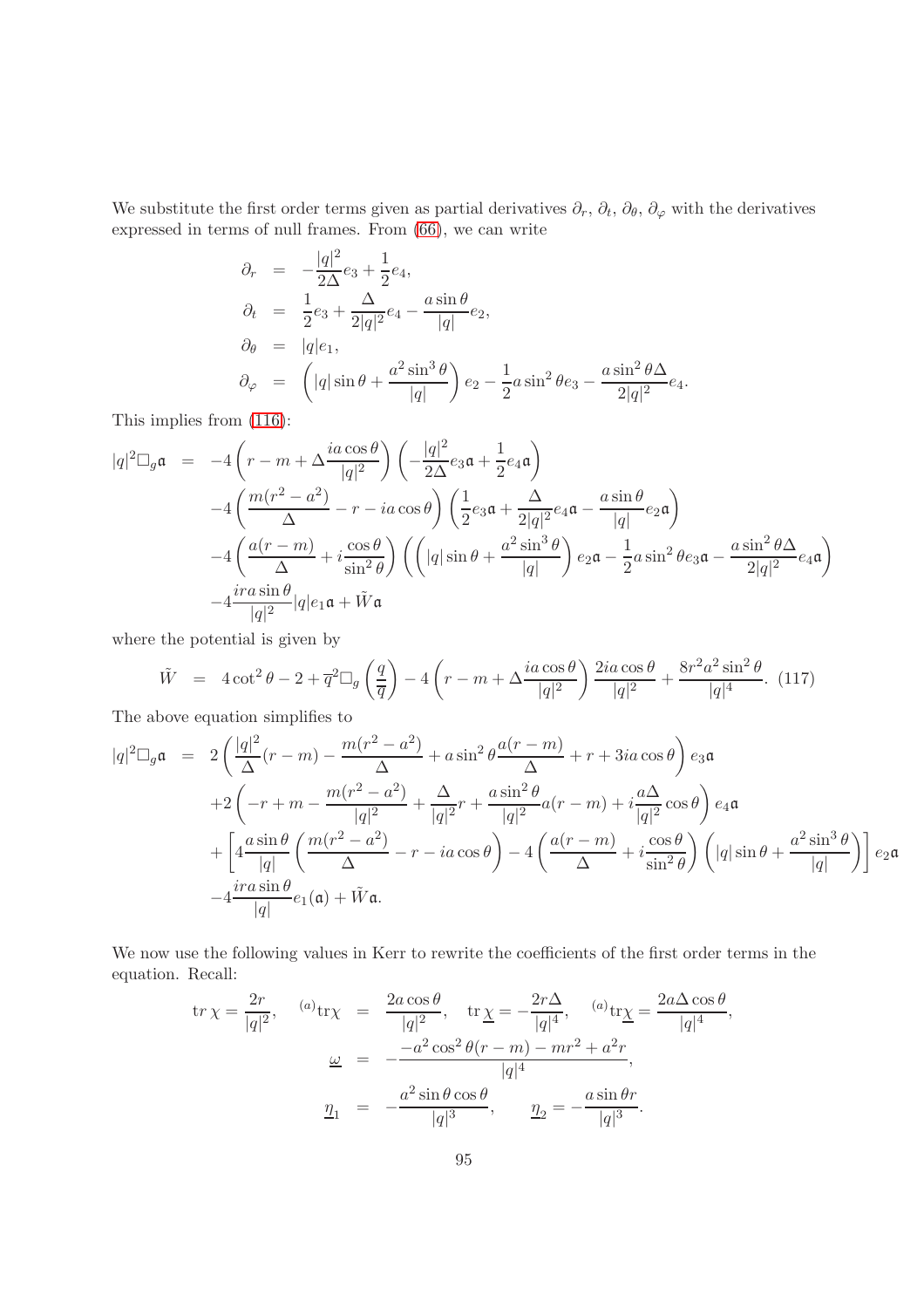We substitute the first order terms given as partial derivatives $\partial_r$, $\partial_t$, $\partial_\theta$, $\partial_\varphi$ with the derivatives expressed in terms of null frames. From (66), we can write

$$
\begin{aligned}
\partial_r &= -\frac{|q|^2}{2\Delta}e_3 + \frac{1}{2}e_4,\\
\partial_t &= \frac{1}{2}e_3 + \frac{\Delta}{2|q|^2}e_4 - \frac{a\sin\theta}{|q|}e_2,\\
\partial_\theta &= |q|e_1,\\
\partial_\varphi &= \left(|q|\sin\theta + \frac{a^2\sin^3\theta}{|q|}\right)e_2 - \frac{1}{2}a\sin^2\theta e_3 - \frac{a\sin^2\theta\Delta}{2|q|^2}e_4.
\end{aligned}
$$

This implies from (116):

$$
\begin{aligned}
|q|^2\Box_g\mathfrak{a} &= -4\left(r-m+\Delta\frac{ia\cos\theta}{|q|^2}\right)\left(-\frac{|q|^2}{2\Delta}e_3\mathfrak{a} + \frac{1}{2}e_4\mathfrak{a}\right)\\
&\quad -4\left(\frac{m(r^2-a^2)}{\Delta} - r - ia\cos\theta\right)\left(\frac{1}{2}e_3\mathfrak{a} + \frac{\Delta}{2|q|^2}e_4\mathfrak{a} - \frac{a\sin\theta}{|q|}e_2\mathfrak{a}\right)\\
&\quad -4\left(\frac{a(r-m)}{\Delta} + i\frac{\cos\theta}{\sin^2\theta}\right)\left(\left(|q|\sin\theta + \frac{a^2\sin^3\theta}{|q|}\right)e_2\mathfrak{a} - \frac{1}{2}a\sin^2\theta e_3\mathfrak{a} - \frac{a\sin^2\theta\Delta}{2|q|^2}e_4\mathfrak{a}\right)\\
&\quad -4\frac{ira\sin\theta}{|q|^2}|q|e_1\mathfrak{a} + \tilde{W}\mathfrak{a}
\end{aligned}
$$

where the potential is given by

$$
\tilde{W} = 4\cot^2\theta - 2 + \overline{q}^2\Box_g\left(\frac{q}{\overline{q}}\right) - 4\left(r-m+\Delta\frac{ia\cos\theta}{|q|^2}\right)\frac{2ia\cos\theta}{|q|^2} + \frac{8r^2a^2\sin^2\theta}{|q|^4}. \quad (117)
$$

The above equation simplifies to

$$
\begin{aligned}
|q|^2\Box_g\mathfrak{a} &= 2\left(\frac{|q|^2}{\Delta}(r-m) - \frac{m(r^2-a^2)}{\Delta} + a\sin^2\theta\frac{a(r-m)}{\Delta} + r + 3ia\cos\theta\right)e_3\mathfrak{a}\\
&\quad +2\left(-r+m-\frac{m(r^2-a^2)}{|q|^2} + \frac{\Delta}{|q|^2}r + \frac{a\sin^2\theta}{|q|^2}a(r-m) + i\frac{a\Delta}{|q|^2}\cos\theta\right)e_4\mathfrak{a}\\
&\quad +\left[4\frac{a\sin\theta}{|q|}\left(\frac{m(r^2-a^2)}{\Delta} - r - ia\cos\theta\right) - 4\left(\frac{a(r-m)}{\Delta} + i\frac{\cos\theta}{\sin^2\theta}\right)\left(|q|\sin\theta + \frac{a^2\sin^3\theta}{|q|}\right)\right]e_2\mathfrak{a}\\
&\quad -4\frac{ira\sin\theta}{|q|}e_1(\mathfrak{a}) + \tilde{W}\mathfrak{a}.
\end{aligned}
$$

We now use the following values in Kerr to rewrite the coefficients of the first order terms in the equation. Recall:

$$
\begin{aligned}
\mathrm{tr}\,\chi = \frac{2r}{|q|^2}, \quad {}^{(a)}\mathrm{tr}\chi &= \frac{2a\cos\theta}{|q|^2}, \quad \mathrm{tr}\,\underline{\chi} = -\frac{2r\Delta}{|q|^4}, \quad {}^{(a)}\mathrm{tr}\underline{\chi} = \frac{2a\Delta\cos\theta}{|q|^4},\\
\underline{\omega} &= -\frac{-a^2\cos^2\theta(r-m) - mr^2 + a^2r}{|q|^4},\\
\underline{\eta}_1 &= -\frac{a^2\sin\theta\cos\theta}{|q|^3}, \qquad \underline{\eta}_2 = -\frac{a\sin\theta r}{|q|^3}.
\end{aligned}
$$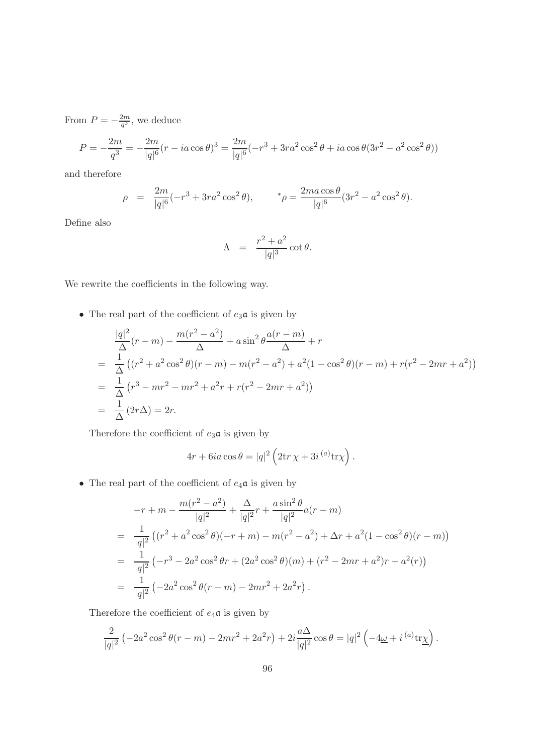From $P = -\frac{2m}{q^3}$, we deduce

$$
P = -\frac{2m}{q^3} = -\frac{2m}{|q|^6}(r - ia\cos\theta)^3 = \frac{2m}{|q|^6}(-r^3 + 3ra^2\cos^2\theta + ia\cos\theta(3r^2 - a^2\cos^2\theta))
$$

and therefore

$$
\rho \;=\; \frac{2m}{|q|^6}(-r^3 + 3ra^2\cos^2\theta), \qquad {}^*\rho = \frac{2ma\cos\theta}{|q|^6}(3r^2 - a^2\cos^2\theta).
$$

Define also

$$
\Lambda \;=\; \frac{r^2 + a^2}{|q|^3}\cot\theta.
$$

We rewrite the coefficients in the following way.

- The real part of the coefficient of $e_3\mathfrak{a}$ is given by

$$
\begin{aligned}
& \frac{|q|^2}{\Delta}(r - m) - \frac{m(r^2 - a^2)}{\Delta} + a\sin^2\theta\frac{a(r - m)}{\Delta} + r \\
=\;& \frac{1}{\Delta}\left((r^2 + a^2\cos^2\theta)(r - m) - m(r^2 - a^2) + a^2(1 - \cos^2\theta)(r - m) + r(r^2 - 2mr + a^2)\right) \\
=\;& \frac{1}{\Delta}\left(r^3 - mr^2 - mr^2 + a^2 r + r(r^2 - 2mr + a^2)\right) \\
=\;& \frac{1}{\Delta}(2r\Delta) = 2r.
\end{aligned}
$$

Therefore the coefficient of $e_3\mathfrak{a}$ is given by

$$
4r + 6ia\cos\theta = |q|^2\left(2\mathrm{tr}\,\chi + 3i\,{}^{(a)}\mathrm{tr}\chi\right).
$$

- The real part of the coefficient of $e_4\mathfrak{a}$ is given by

$$
\begin{aligned}
& -r + m - \frac{m(r^2 - a^2)}{|q|^2} + \frac{\Delta}{|q|^2}r + \frac{a\sin^2\theta}{|q|^2}a(r - m) \\
=\;& \frac{1}{|q|^2}\left((r^2 + a^2\cos^2\theta)(-r + m) - m(r^2 - a^2) + \Delta r + a^2(1 - \cos^2\theta)(r - m)\right) \\
=\;& \frac{1}{|q|^2}\left(-r^3 - 2a^2\cos^2\theta r + (2a^2\cos^2\theta)(m) + (r^2 - 2mr + a^2)r + a^2(r)\right) \\
=\;& \frac{1}{|q|^2}\left(-2a^2\cos^2\theta(r - m) - 2mr^2 + 2a^2 r\right).
\end{aligned}
$$

Therefore the coefficient of $e_4\mathfrak{a}$ is given by

$$
\frac{2}{|q|^2}\left(-2a^2\cos^2\theta(r - m) - 2mr^2 + 2a^2 r\right) + 2i\frac{a\Delta}{|q|^2}\cos\theta = |q|^2\left(-4\underline{\omega} + i\,{}^{(a)}\mathrm{tr}\underline{\chi}\right).
$$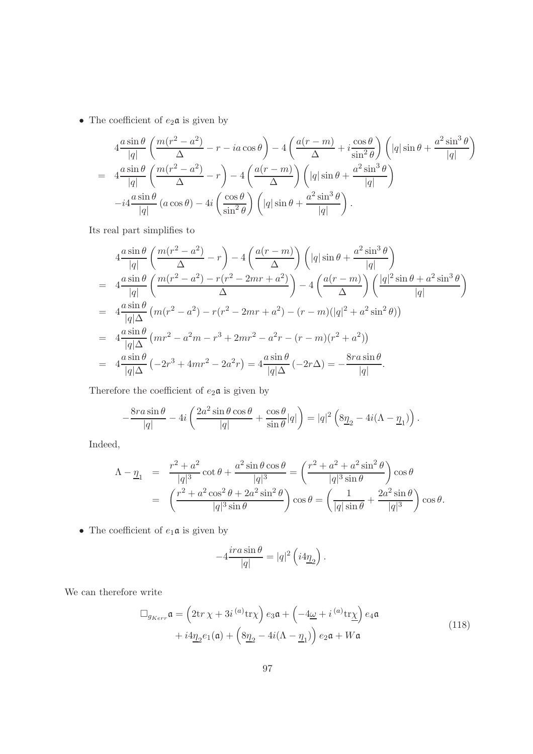- The coefficient of $e_2\mathfrak{a}$ is given by

$$
\begin{aligned}
& 4\frac{a\sin\theta}{|q|}\left(\frac{m(r^2-a^2)}{\Delta}-r-ia\cos\theta\right)-4\left(\frac{a(r-m)}{\Delta}+i\frac{\cos\theta}{\sin^2\theta}\right)\left(|q|\sin\theta+\frac{a^2\sin^3\theta}{|q|}\right)\\
=\ & 4\frac{a\sin\theta}{|q|}\left(\frac{m(r^2-a^2)}{\Delta}-r\right)-4\left(\frac{a(r-m)}{\Delta}\right)\left(|q|\sin\theta+\frac{a^2\sin^3\theta}{|q|}\right)\\
& -i4\frac{a\sin\theta}{|q|}\left(a\cos\theta\right)-4i\left(\frac{\cos\theta}{\sin^2\theta}\right)\left(|q|\sin\theta+\frac{a^2\sin^3\theta}{|q|}\right).
\end{aligned}
$$

Its real part simplifies to

$$
\begin{aligned}
& 4\frac{a\sin\theta}{|q|}\left(\frac{m(r^2-a^2)}{\Delta}-r\right)-4\left(\frac{a(r-m)}{\Delta}\right)\left(|q|\sin\theta+\frac{a^2\sin^3\theta}{|q|}\right)\\
=\ & 4\frac{a\sin\theta}{|q|}\left(\frac{m(r^2-a^2)-r(r^2-2mr+a^2)}{\Delta}\right)-4\left(\frac{a(r-m)}{\Delta}\right)\left(\frac{|q|^2\sin\theta+a^2\sin^3\theta}{|q|}\right)\\
=\ & 4\frac{a\sin\theta}{|q|\Delta}\left(m(r^2-a^2)-r(r^2-2mr+a^2)-(r-m)(|q|^2+a^2\sin^2\theta)\right)\\
=\ & 4\frac{a\sin\theta}{|q|\Delta}\left(mr^2-a^2m-r^3+2mr^2-a^2r-(r-m)(r^2+a^2)\right)\\
=\ & 4\frac{a\sin\theta}{|q|\Delta}\left(-2r^3+4mr^2-2a^2r\right)=4\frac{a\sin\theta}{|q|\Delta}\left(-2r\Delta\right)=-\frac{8ra\sin\theta}{|q|}.
\end{aligned}
$$

Therefore the coefficient of $e_2\mathfrak{a}$ is given by

$$
-\frac{8ra\sin\theta}{|q|}-4i\left(\frac{2a^2\sin\theta\cos\theta}{|q|}+\frac{\cos\theta}{\sin\theta}|q|\right)=|q|^2\left(8\underline{\eta}_2-4i(\Lambda-\underline{\eta}_1)\right).
$$

Indeed,

$$
\begin{aligned}
\Lambda-\underline{\eta}_1 &= \frac{r^2+a^2}{|q|^3}\cot\theta+\frac{a^2\sin\theta\cos\theta}{|q|^3}=\left(\frac{r^2+a^2+a^2\sin^2\theta}{|q|^3\sin\theta}\right)\cos\theta\\
&= \left(\frac{r^2+a^2\cos^2\theta+2a^2\sin^2\theta}{|q|^3\sin\theta}\right)\cos\theta=\left(\frac{1}{|q|\sin\theta}+\frac{2a^2\sin\theta}{|q|^3}\right)\cos\theta.
\end{aligned}
$$

- The coefficient of $e_1\mathfrak{a}$ is given by

$$
-4\frac{ira\sin\theta}{|q|}=|q|^2\left(i4\underline{\eta}_2\right).
$$

We can therefore write

$$
\begin{aligned}
\square_{g_{Kerr}}\mathfrak{a} &= \left(2\mathrm{tr}\,\chi+3i\,{}^{(a)}\mathrm{tr}\chi\right)e_3\mathfrak{a}+\left(-4\underline{\omega}+i\,{}^{(a)}\mathrm{tr}\underline{\chi}\right)e_4\mathfrak{a}\\
&\quad +i4\underline{\eta}_2e_1(\mathfrak{a})+\left(8\underline{\eta}_2-4i(\Lambda-\underline{\eta}_1)\right)e_2\mathfrak{a}+W\mathfrak{a}
\end{aligned}
\tag{118}
$$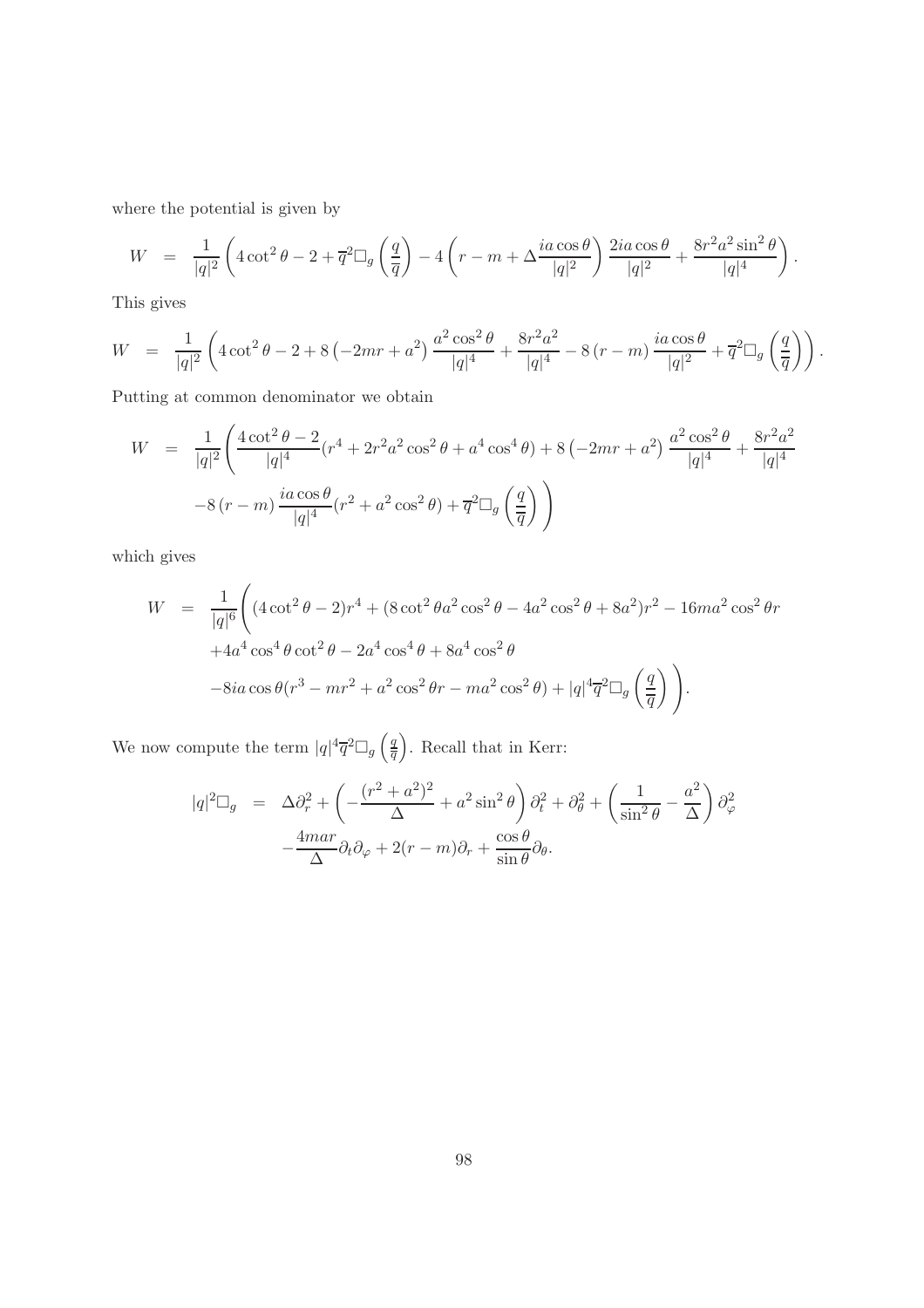where the potential is given by

$$W = \frac{1}{|q|^2}\left(4\cot^2\theta - 2 + \overline{q}^2\Box_g\left(\frac{q}{\overline{q}}\right) - 4\left(r-m+\Delta\frac{ia\cos\theta}{|q|^2}\right)\frac{2ia\cos\theta}{|q|^2} + \frac{8r^2a^2\sin^2\theta}{|q|^4}\right).$$

This gives

$$W = \frac{1}{|q|^2}\left(4\cot^2\theta - 2 + 8\left(-2mr+a^2\right)\frac{a^2\cos^2\theta}{|q|^4} + \frac{8r^2a^2}{|q|^4} - 8\left(r-m\right)\frac{ia\cos\theta}{|q|^2} + \overline{q}^2\Box_g\left(\frac{q}{\overline{q}}\right)\right).$$

Putting at common denominator we obtain

$$\begin{aligned} W &= \frac{1}{|q|^2}\Bigg(\frac{4\cot^2\theta-2}{|q|^4}(r^4+2r^2a^2\cos^2\theta+a^4\cos^4\theta) + 8\left(-2mr+a^2\right)\frac{a^2\cos^2\theta}{|q|^4} + \frac{8r^2a^2}{|q|^4} \\ &\quad -8\left(r-m\right)\frac{ia\cos\theta}{|q|^4}(r^2+a^2\cos^2\theta) + \overline{q}^2\Box_g\left(\frac{q}{\overline{q}}\right)\Bigg) \end{aligned}$$

which gives

$$\begin{aligned} W &= \frac{1}{|q|^6}\Bigg((4\cot^2\theta-2)r^4 + (8\cot^2\theta a^2\cos^2\theta - 4a^2\cos^2\theta + 8a^2)r^2 - 16ma^2\cos^2\theta r \\ &\quad +4a^4\cos^4\theta\cot^2\theta - 2a^4\cos^4\theta + 8a^4\cos^2\theta \\ &\quad -8ia\cos\theta(r^3-mr^2+a^2\cos^2\theta r - ma^2\cos^2\theta) + |q|^4\overline{q}^2\Box_g\left(\frac{q}{\overline{q}}\right)\Bigg). \end{aligned}$$

We now compute the term $|q|^4\overline{q}^2\Box_g\left(\frac{q}{\overline{q}}\right)$. Recall that in Kerr:

$$\begin{aligned} |q|^2\Box_g &= \Delta\partial_r^2 + \left(-\frac{(r^2+a^2)^2}{\Delta} + a^2\sin^2\theta\right)\partial_t^2 + \partial_\theta^2 + \left(\frac{1}{\sin^2\theta} - \frac{a^2}{\Delta}\right)\partial_\varphi^2 \\ &\quad -\frac{4mar}{\Delta}\partial_t\partial_\varphi + 2(r-m)\partial_r + \frac{\cos\theta}{\sin\theta}\partial_\theta. \end{aligned}$$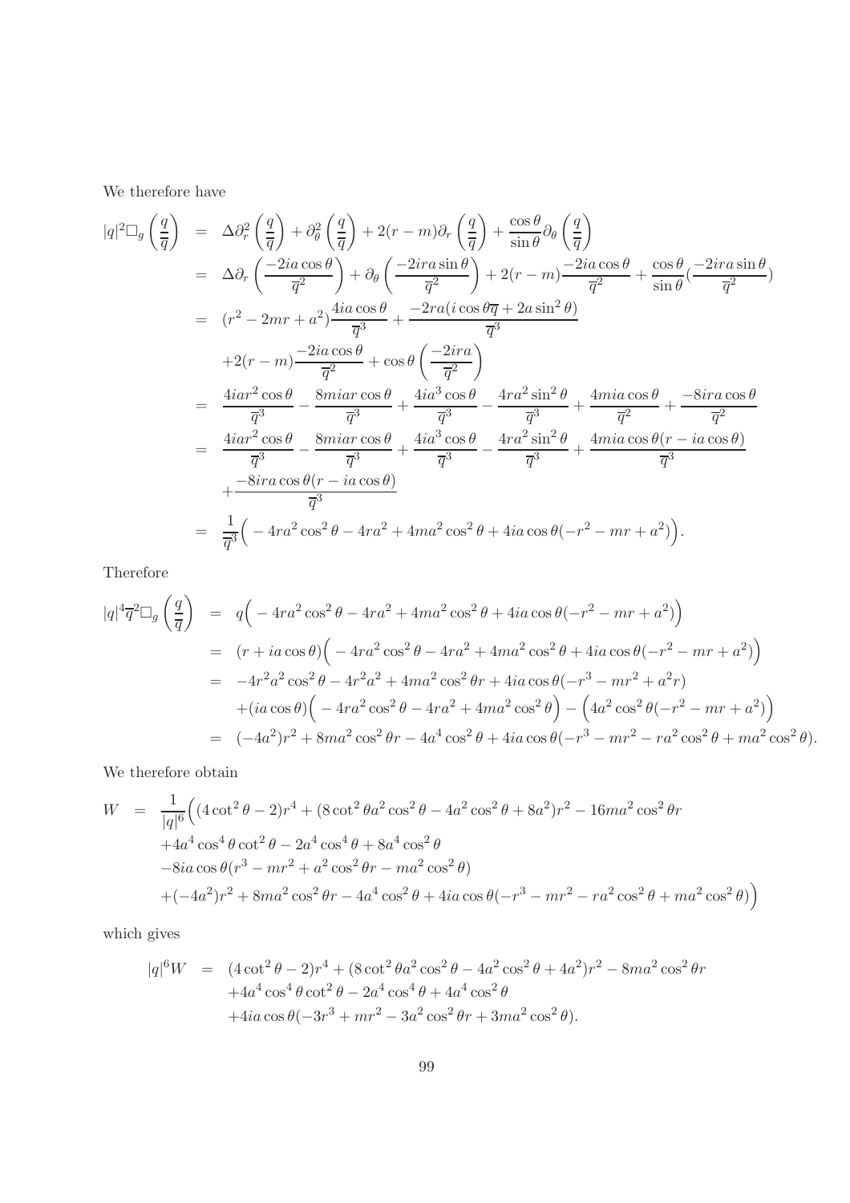We therefore have

$$
\begin{aligned}
|q|^2\Box_g\left(\frac{q}{\overline{q}}\right) &= \Delta\partial_r^2\left(\frac{q}{\overline{q}}\right)+\partial_\theta^2\left(\frac{q}{\overline{q}}\right)+2(r-m)\partial_r\left(\frac{q}{\overline{q}}\right)+\frac{\cos\theta}{\sin\theta}\partial_\theta\left(\frac{q}{\overline{q}}\right)\\
&= \Delta\partial_r\left(\frac{-2ia\cos\theta}{\overline{q}^2}\right)+\partial_\theta\left(\frac{-2ira\sin\theta}{\overline{q}^2}\right)+2(r-m)\frac{-2ia\cos\theta}{\overline{q}^2}+\frac{\cos\theta}{\sin\theta}\left(\frac{-2ira\sin\theta}{\overline{q}^2}\right)\\
&= (r^2-2mr+a^2)\frac{4ia\cos\theta}{\overline{q}^3}+\frac{-2ra(i\cos\theta\overline{q}+2a\sin^2\theta)}{\overline{q}^3}\\
&\quad +2(r-m)\frac{-2ia\cos\theta}{\overline{q}^2}+\cos\theta\left(\frac{-2ira}{\overline{q}^2}\right)\\
&= \frac{4iar^2\cos\theta}{\overline{q}^3}-\frac{8miar\cos\theta}{\overline{q}^3}+\frac{4ia^3\cos\theta}{\overline{q}^3}-\frac{4ra^2\sin^2\theta}{\overline{q}^3}+\frac{4mia\cos\theta}{\overline{q}^2}+\frac{-8ira\cos\theta}{\overline{q}^2}\\
&= \frac{4iar^2\cos\theta}{\overline{q}^3}-\frac{8miar\cos\theta}{\overline{q}^3}+\frac{4ia^3\cos\theta}{\overline{q}^3}-\frac{4ra^2\sin^2\theta}{\overline{q}^3}+\frac{4mia\cos\theta(r-ia\cos\theta)}{\overline{q}^3}\\
&\quad +\frac{-8ira\cos\theta(r-ia\cos\theta)}{\overline{q}^3}\\
&= \frac{1}{\overline{q}^3}\Big(-4ra^2\cos^2\theta-4ra^2+4ma^2\cos^2\theta+4ia\cos\theta(-r^2-mr+a^2)\Big).
\end{aligned}
$$

Therefore

$$
\begin{aligned}
|q|^4\overline{q}^2\Box_g\left(\frac{q}{\overline{q}}\right) &= q\Big(-4ra^2\cos^2\theta-4ra^2+4ma^2\cos^2\theta+4ia\cos\theta(-r^2-mr+a^2)\Big)\\
&= (r+ia\cos\theta)\Big(-4ra^2\cos^2\theta-4ra^2+4ma^2\cos^2\theta+4ia\cos\theta(-r^2-mr+a^2)\Big)\\
&= -4r^2a^2\cos^2\theta-4r^2a^2+4ma^2\cos^2\theta r+4ia\cos\theta(-r^3-mr^2+a^2r)\\
&\quad +(ia\cos\theta)\Big(-4ra^2\cos^2\theta-4ra^2+4ma^2\cos^2\theta\Big)-\Big(4a^2\cos^2\theta(-r^2-mr+a^2)\Big)\\
&= (-4a^2)r^2+8ma^2\cos^2\theta r-4a^4\cos^2\theta+4ia\cos\theta(-r^3-mr^2-ra^2\cos^2\theta+ma^2\cos^2\theta).
\end{aligned}
$$

We therefore obtain

$$
\begin{aligned}
W &= \frac{1}{|q|^6}\Big((4\cot^2\theta-2)r^4+(8\cot^2\theta a^2\cos^2\theta-4a^2\cos^2\theta+8a^2)r^2-16ma^2\cos^2\theta r\\
&\quad +4a^4\cos^4\theta\cot^2\theta-2a^4\cos^4\theta+8a^4\cos^2\theta\\
&\quad -8ia\cos\theta(r^3-mr^2+a^2\cos^2\theta r-ma^2\cos^2\theta)\\
&\quad +(-4a^2)r^2+8ma^2\cos^2\theta r-4a^4\cos^2\theta+4ia\cos\theta(-r^3-mr^2-ra^2\cos^2\theta+ma^2\cos^2\theta)\Big)
\end{aligned}
$$

which gives

$$
\begin{aligned}
|q|^6W &= (4\cot^2\theta-2)r^4+(8\cot^2\theta a^2\cos^2\theta-4a^2\cos^2\theta+4a^2)r^2-8ma^2\cos^2\theta r\\
&\quad +4a^4\cos^4\theta\cot^2\theta-2a^4\cos^4\theta+4a^4\cos^2\theta\\
&\quad +4ia\cos\theta(-3r^3+mr^2-3a^2\cos^2\theta r+3ma^2\cos^2\theta).
\end{aligned}
$$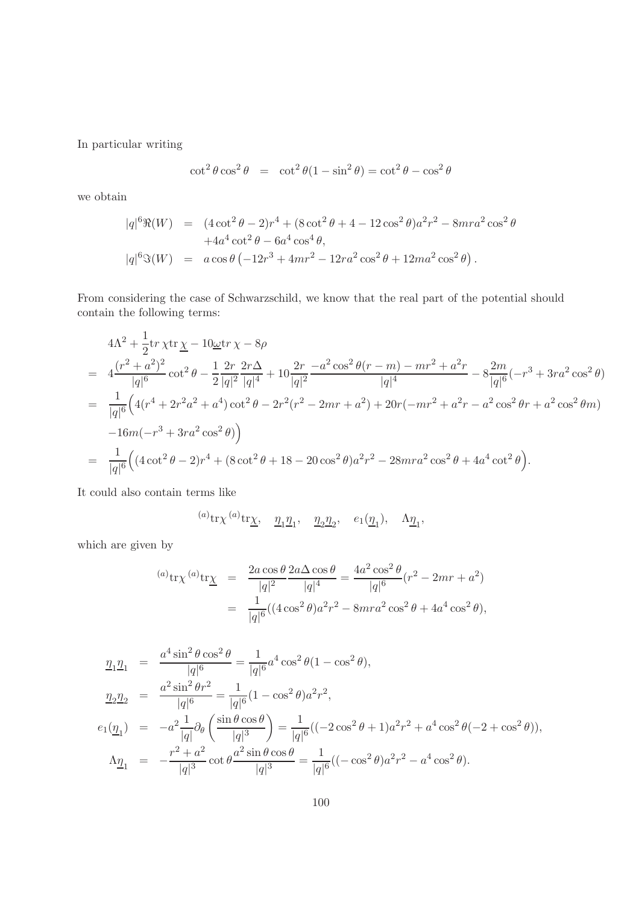In particular writing

$$\cot^2\theta\cos^2\theta \;\; = \;\; \cot^2\theta(1-\sin^2\theta) = \cot^2\theta - \cos^2\theta$$

we obtain

$$\begin{aligned}
|q|^6\Re(W) &= (4\cot^2\theta - 2)r^4 + (8\cot^2\theta + 4 - 12\cos^2\theta)a^2r^2 - 8mra^2\cos^2\theta \\
&\quad +4a^4\cot^2\theta - 6a^4\cos^4\theta, \\
|q|^6\Im(W) &= a\cos\theta\left(-12r^3 + 4mr^2 - 12ra^2\cos^2\theta + 12ma^2\cos^2\theta\right).
\end{aligned}$$

From considering the case of Schwarzschild, we know that the real part of the potential should contain the following terms:

$$\begin{aligned}
& 4\Lambda^2 + \frac{1}{2}\mathrm{tr}\,\chi\mathrm{tr}\,\underline{\chi} - 10\underline{\omega}\mathrm{tr}\,\chi - 8\rho \\
=\;& 4\frac{(r^2+a^2)^2}{|q|^6}\cot^2\theta - \frac{1}{2}\frac{2r}{|q|^2}\frac{2r\Delta}{|q|^4} + 10\frac{2r}{|q|^2}\frac{-a^2\cos^2\theta(r-m) - mr^2 + a^2r}{|q|^4} - 8\frac{2m}{|q|^6}(-r^3 + 3ra^2\cos^2\theta) \\
=\;& \frac{1}{|q|^6}\Big(4(r^4 + 2r^2a^2 + a^4)\cot^2\theta - 2r^2(r^2 - 2mr + a^2) + 20r(-mr^2 + a^2r - a^2\cos^2\theta r + a^2\cos^2\theta m) \\
& -16m(-r^3 + 3ra^2\cos^2\theta)\Big) \\
=\;& \frac{1}{|q|^6}\Big((4\cot^2\theta - 2)r^4 + (8\cot^2\theta + 18 - 20\cos^2\theta)a^2r^2 - 28mra^2\cos^2\theta + 4a^4\cot^2\theta\Big).
\end{aligned}$$

It could also contain terms like

$$^{(a)}\mathrm{tr}\chi\,^{(a)}\mathrm{tr}\underline{\chi}, \quad \underline{\eta}_1\underline{\eta}_1, \quad \underline{\eta}_2\underline{\eta}_2, \quad e_1(\underline{\eta}_1), \quad \Lambda\underline{\eta}_1,$$

which are given by

$$\begin{aligned}
^{(a)}\mathrm{tr}\chi\,^{(a)}\mathrm{tr}\underline{\chi} &= \frac{2a\cos\theta}{|q|^2}\frac{2a\Delta\cos\theta}{|q|^4} = \frac{4a^2\cos^2\theta}{|q|^6}(r^2 - 2mr + a^2) \\
&= \frac{1}{|q|^6}((4\cos^2\theta)a^2r^2 - 8mra^2\cos^2\theta + 4a^4\cos^2\theta),
\end{aligned}$$

$$\begin{aligned}
\underline{\eta}_1\underline{\eta}_1 &= \frac{a^4\sin^2\theta\cos^2\theta}{|q|^6} = \frac{1}{|q|^6}a^4\cos^2\theta(1-\cos^2\theta), \\
\underline{\eta}_2\underline{\eta}_2 &= \frac{a^2\sin^2\theta r^2}{|q|^6} = \frac{1}{|q|^6}(1-\cos^2\theta)a^2r^2, \\
e_1(\underline{\eta}_1) &= -a^2\frac{1}{|q|}\partial_\theta\left(\frac{\sin\theta\cos\theta}{|q|^3}\right) = \frac{1}{|q|^6}((-2\cos^2\theta + 1)a^2r^2 + a^4\cos^2\theta(-2+\cos^2\theta)), \\
\Lambda\underline{\eta}_1 &= -\frac{r^2+a^2}{|q|^3}\cot\theta\frac{a^2\sin\theta\cos\theta}{|q|^3} = \frac{1}{|q|^6}((-\cos^2\theta)a^2r^2 - a^4\cos^2\theta).
\end{aligned}$$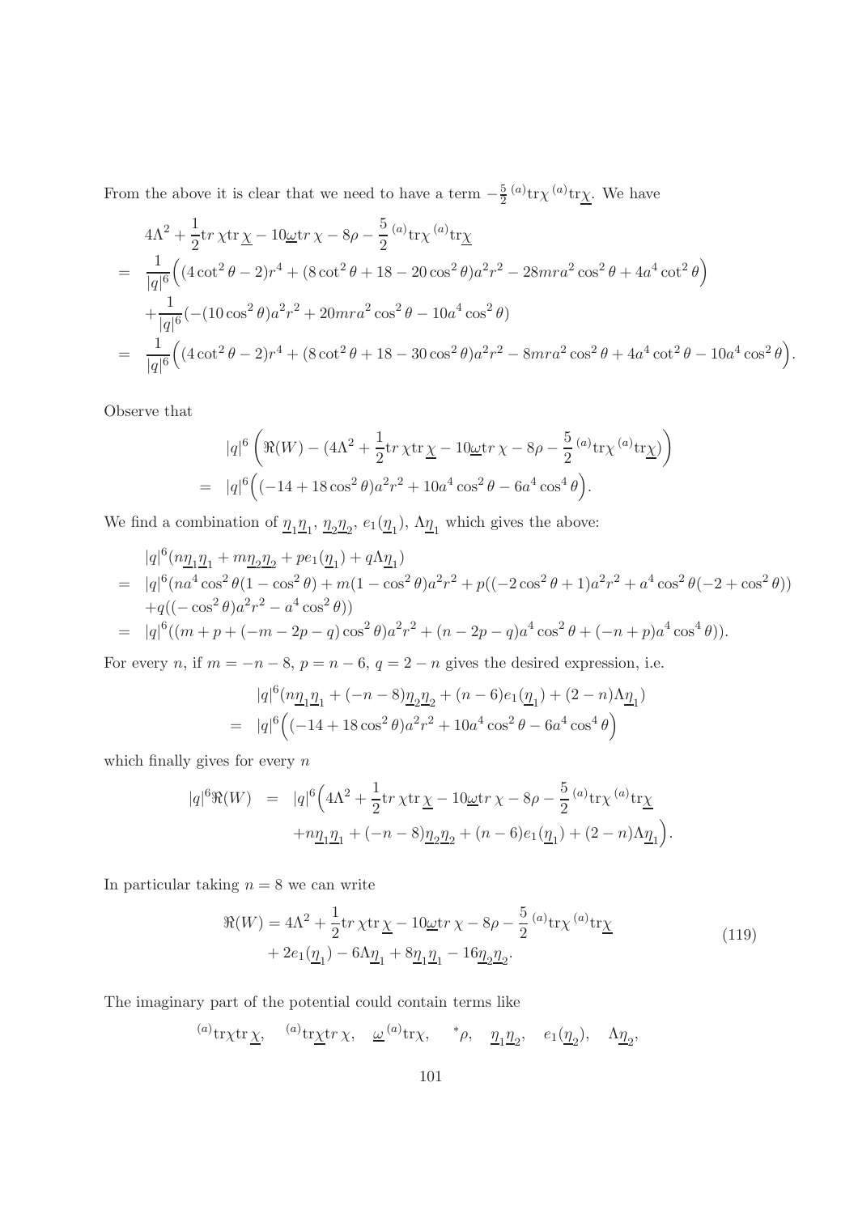From the above it is clear that we need to have a term $-\frac{5}{2}{}^{(a)}\mathrm{tr}\chi\,{}^{(a)}\mathrm{tr}\underline{\chi}$. We have

$$
\begin{aligned}
& 4\Lambda^2+\frac{1}{2}\mathrm{tr}\,\chi\mathrm{tr}\,\underline{\chi}-10\underline{\omega}\mathrm{tr}\,\chi-8\rho-\frac{5}{2}{}^{(a)}\mathrm{tr}\chi\,{}^{(a)}\mathrm{tr}\underline{\chi} \\
=\ & \frac{1}{|q|^6}\Big((4\cot^2\theta-2)r^4+(8\cot^2\theta+18-20\cos^2\theta)a^2r^2-28mra^2\cos^2\theta+4a^4\cot^2\theta\Big) \\
& +\frac{1}{|q|^6}(-(10\cos^2\theta)a^2r^2+20mra^2\cos^2\theta-10a^4\cos^2\theta) \\
=\ & \frac{1}{|q|^6}\Big((4\cot^2\theta-2)r^4+(8\cot^2\theta+18-30\cos^2\theta)a^2r^2-8mra^2\cos^2\theta+4a^4\cot^2\theta-10a^4\cos^2\theta\Big).
\end{aligned}
$$

Observe that

$$
\begin{aligned}
& |q|^6\left(\Re(W)-(4\Lambda^2+\frac{1}{2}\mathrm{tr}\,\chi\mathrm{tr}\,\underline{\chi}-10\underline{\omega}\mathrm{tr}\,\chi-8\rho-\frac{5}{2}{}^{(a)}\mathrm{tr}\chi\,{}^{(a)}\mathrm{tr}\underline{\chi})\right) \\
=\ & |q|^6\Big((-14+18\cos^2\theta)a^2r^2+10a^4\cos^2\theta-6a^4\cos^4\theta\Big).
\end{aligned}
$$

We find a combination of $\underline{\eta}_1\underline{\eta}_1$, $\underline{\eta}_2\underline{\eta}_2$, $e_1(\underline{\eta}_1)$, $\Lambda\underline{\eta}_1$ which gives the above:

$$
\begin{aligned}
& |q|^6(n\underline{\eta}_1\underline{\eta}_1+m\underline{\eta}_2\underline{\eta}_2+pe_1(\underline{\eta}_1)+q\Lambda\underline{\eta}_1) \\
=\ & |q|^6(na^4\cos^2\theta(1-\cos^2\theta)+m(1-\cos^2\theta)a^2r^2+p((-2\cos^2\theta+1)a^2r^2+a^4\cos^2\theta(-2+\cos^2\theta)) \\
& +q((-\cos^2\theta)a^2r^2-a^4\cos^2\theta)) \\
=\ & |q|^6((m+p+(-m-2p-q)\cos^2\theta)a^2r^2+(n-2p-q)a^4\cos^2\theta+(-n+p)a^4\cos^4\theta)).
\end{aligned}
$$

For every $n$, if $m=-n-8$, $p=n-6$, $q=2-n$ gives the desired expression, i.e.

$$
\begin{aligned}
& |q|^6(n\underline{\eta}_1\underline{\eta}_1+(-n-8)\underline{\eta}_2\underline{\eta}_2+(n-6)e_1(\underline{\eta}_1)+(2-n)\Lambda\underline{\eta}_1) \\
=\ & |q|^6\Big((-14+18\cos^2\theta)a^2r^2+10a^4\cos^2\theta-6a^4\cos^4\theta\Big)
\end{aligned}
$$

which finally gives for every $n$

$$
\begin{aligned}
|q|^6\Re(W) \ =\ & |q|^6\Big(4\Lambda^2+\frac{1}{2}\mathrm{tr}\,\chi\mathrm{tr}\,\underline{\chi}-10\underline{\omega}\mathrm{tr}\,\chi-8\rho-\frac{5}{2}{}^{(a)}\mathrm{tr}\chi\,{}^{(a)}\mathrm{tr}\underline{\chi} \\
& +n\underline{\eta}_1\underline{\eta}_1+(-n-8)\underline{\eta}_2\underline{\eta}_2+(n-6)e_1(\underline{\eta}_1)+(2-n)\Lambda\underline{\eta}_1\Big).
\end{aligned}
$$

In particular taking $n=8$ we can write

$$
\begin{aligned}
\Re(W) =\ & 4\Lambda^2+\frac{1}{2}\mathrm{tr}\,\chi\mathrm{tr}\,\underline{\chi}-10\underline{\omega}\mathrm{tr}\,\chi-8\rho-\frac{5}{2}{}^{(a)}\mathrm{tr}\chi\,{}^{(a)}\mathrm{tr}\underline{\chi} \\
& +2e_1(\underline{\eta}_1)-6\Lambda\underline{\eta}_1+8\underline{\eta}_1\underline{\eta}_1-16\underline{\eta}_2\underline{\eta}_2.
\end{aligned} \tag{119}
$$

The imaginary part of the potential could contain terms like

$$
{}^{(a)}\mathrm{tr}\chi\mathrm{tr}\,\underline{\chi}, \quad {}^{(a)}\mathrm{tr}\underline{\chi}\mathrm{tr}\,\chi, \quad \underline{\omega}\,{}^{(a)}\mathrm{tr}\chi, \quad {}^*\rho, \quad \underline{\eta}_1\underline{\eta}_2, \quad e_1(\underline{\eta}_2), \quad \Lambda\underline{\eta}_2,
$$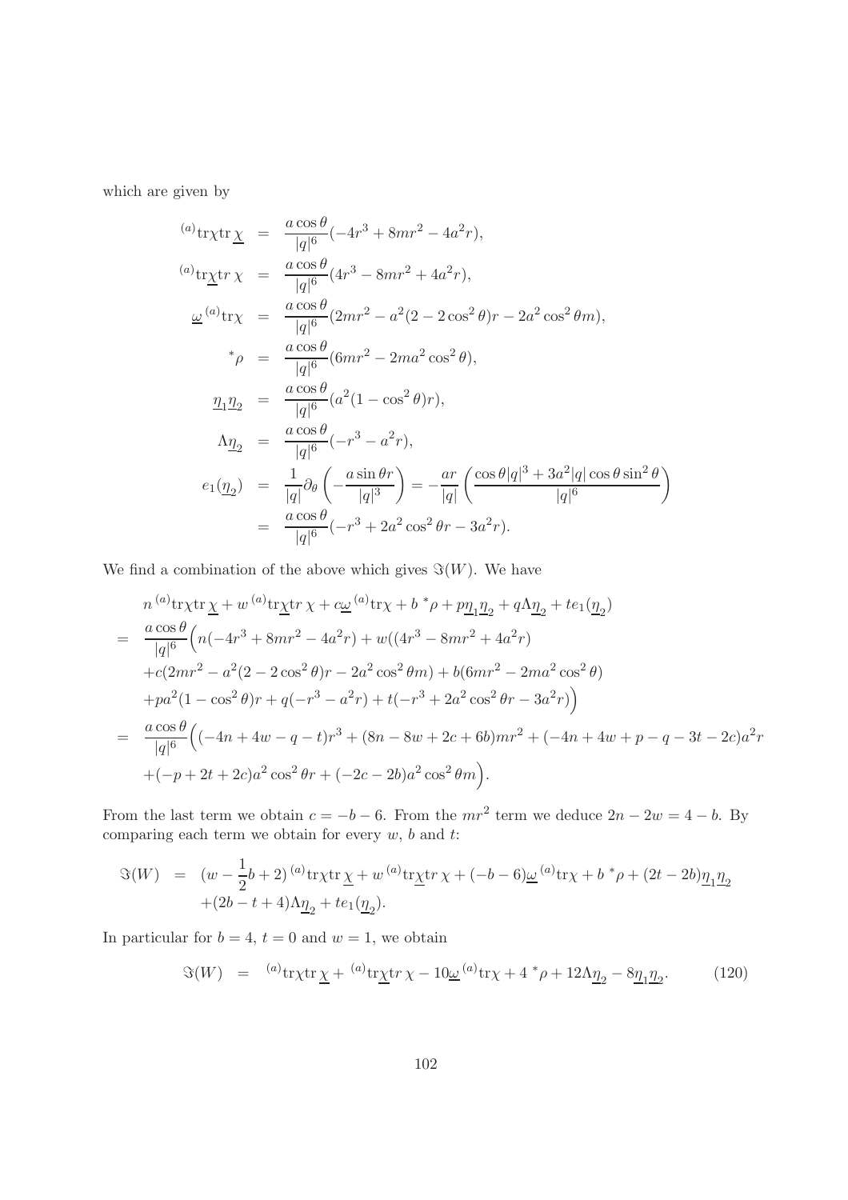which are given by

$$
\begin{aligned}
{}^{(a)}\mathrm{tr}\chi \mathrm{tr}\,\underline{\chi} &= \frac{a\cos\theta}{|q|^6}(-4r^3+8mr^2-4a^2r),\\
{}^{(a)}\mathrm{tr}\underline{\chi}\mathrm{tr}\,\chi &= \frac{a\cos\theta}{|q|^6}(4r^3-8mr^2+4a^2r),\\
\underline{\omega}\,{}^{(a)}\mathrm{tr}\chi &= \frac{a\cos\theta}{|q|^6}(2mr^2-a^2(2-2\cos^2\theta)r-2a^2\cos^2\theta m),\\
{}^*\rho &= \frac{a\cos\theta}{|q|^6}(6mr^2-2ma^2\cos^2\theta),\\
\underline{\eta}_1\underline{\eta}_2 &= \frac{a\cos\theta}{|q|^6}(a^2(1-\cos^2\theta)r),\\
\Lambda\underline{\eta}_2 &= \frac{a\cos\theta}{|q|^6}(-r^3-a^2r),\\
e_1(\underline{\eta}_2) &= \frac{1}{|q|}\partial_\theta\left(-\frac{a\sin\theta r}{|q|^3}\right) = -\frac{ar}{|q|}\left(\frac{\cos\theta|q|^3+3a^2|q|\cos\theta\sin^2\theta}{|q|^6}\right)\\
&= \frac{a\cos\theta}{|q|^6}(-r^3+2a^2\cos^2\theta r-3a^2r).
\end{aligned}
$$

We find a combination of the above which gives $\Im(W)$. We have

$$
\begin{aligned}
& n\,{}^{(a)}\mathrm{tr}\chi\mathrm{tr}\,\underline{\chi} + w\,{}^{(a)}\mathrm{tr}\underline{\chi}\mathrm{tr}\,\chi + c\underline{\omega}\,{}^{(a)}\mathrm{tr}\chi + b\,{}^*\rho + p\underline{\eta}_1\underline{\eta}_2 + q\Lambda\underline{\eta}_2 + te_1(\underline{\eta}_2)\\
=\;& \frac{a\cos\theta}{|q|^6}\Big(n(-4r^3+8mr^2-4a^2r) + w((4r^3-8mr^2+4a^2r)\\
&+c(2mr^2-a^2(2-2\cos^2\theta)r-2a^2\cos^2\theta m) + b(6mr^2-2ma^2\cos^2\theta)\\
&+pa^2(1-\cos^2\theta)r + q(-r^3-a^2r) + t(-r^3+2a^2\cos^2\theta r-3a^2r)\Big)\\
=\;& \frac{a\cos\theta}{|q|^6}\Big((-4n+4w-q-t)r^3 + (8n-8w+2c+6b)mr^2 + (-4n+4w+p-q-3t-2c)a^2r\\
&+(-p+2t+2c)a^2\cos^2\theta r + (-2c-2b)a^2\cos^2\theta m\Big).
\end{aligned}
$$

From the last term we obtain $c=-b-6$. From the $mr^2$ term we deduce $2n-2w=4-b$. By comparing each term we obtain for every $w$, $b$ and $t$:

$$
\begin{aligned}
\Im(W) &= (w-\frac{1}{2}b+2)\,{}^{(a)}\mathrm{tr}\chi\mathrm{tr}\,\underline{\chi} + w\,{}^{(a)}\mathrm{tr}\underline{\chi}\mathrm{tr}\,\chi + (-b-6)\underline{\omega}\,{}^{(a)}\mathrm{tr}\chi + b\,{}^*\rho + (2t-2b)\underline{\eta}_1\underline{\eta}_2\\
&+(2b-t+4)\Lambda\underline{\eta}_2 + te_1(\underline{\eta}_2).
\end{aligned}
$$

In particular for $b=4$, $t=0$ and $w=1$, we obtain

$$
\Im(W) = {}^{(a)}\mathrm{tr}\chi\mathrm{tr}\,\underline{\chi} + {}^{(a)}\mathrm{tr}\underline{\chi}\mathrm{tr}\,\chi - 10\underline{\omega}\,{}^{(a)}\mathrm{tr}\chi + 4\,{}^*\rho + 12\Lambda\underline{\eta}_2 - 8\underline{\eta}_1\underline{\eta}_2. \tag{120}
$$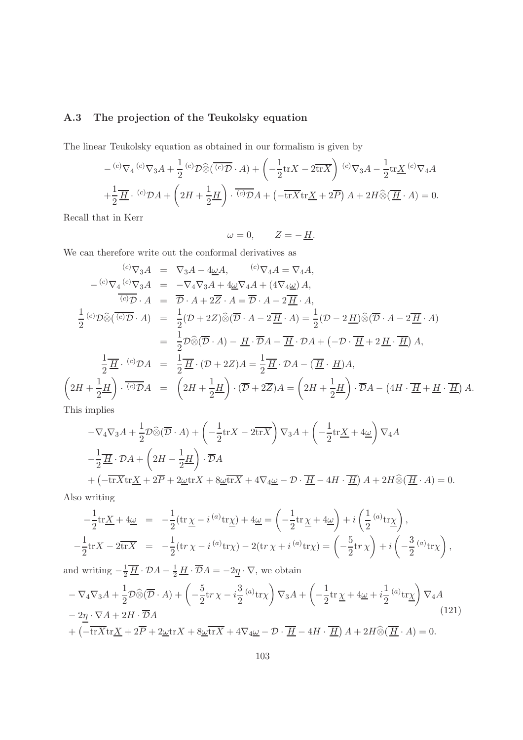### A.3 The projection of the Teukolsky equation

The linear Teukolsky equation as obtained in our formalism is given by

$$
\begin{aligned}
&-{}^{(c)}\nabla_4\, {}^{(c)}\nabla_3 A + \frac{1}{2}\, {}^{(c)}\mathcal{D}\widehat{\otimes}(\overline{{}^{(c)}\mathcal{D}}\cdot A) + \left(-\frac{1}{2}\mathrm{tr} X - 2\overline{\mathrm{tr} X}\right){}^{(c)}\nabla_3 A - \frac{1}{2}\mathrm{tr}\underline{X}\, {}^{(c)}\nabla_4 A\\
&+\frac{1}{2}\overline{\underline{H}}\cdot {}^{(c)}\mathcal{D} A + \left(2H + \frac{1}{2}\underline{H}\right)\cdot \overline{{}^{(c)}\mathcal{D}} A + \left(-\overline{\mathrm{tr} X}\mathrm{tr}\underline{X} + 2\overline{P}\right) A + 2H\widehat{\otimes}(\overline{\underline{H}}\cdot A) = 0.
\end{aligned}
$$

Recall that in Kerr

$$
\omega = 0, \qquad Z = -\underline{H}.
$$

We can therefore write out the conformal derivatives as

$$
\begin{aligned}
{}^{(c)}\nabla_3 A &= \nabla_3 A - 4\underline{\omega} A, \qquad {}^{(c)}\nabla_4 A = \nabla_4 A,\\
-{}^{(c)}\nabla_4\, {}^{(c)}\nabla_3 A &= -\nabla_4\nabla_3 A + 4\underline{\omega}\nabla_4 A + (4\nabla_4\underline{\omega})\, A,\\
\overline{{}^{(c)}\mathcal{D}}\cdot A &= \overline{\mathcal{D}}\cdot A + 2\overline{Z}\cdot A = \overline{\mathcal{D}}\cdot A - 2\overline{\underline{H}}\cdot A,\\
\frac{1}{2}\, {}^{(c)}\mathcal{D}\widehat{\otimes}(\overline{{}^{(c)}\mathcal{D}}\cdot A) &= \frac{1}{2}(\mathcal{D} + 2Z)\widehat{\otimes}(\overline{\mathcal{D}}\cdot A - 2\overline{\underline{H}}\cdot A) = \frac{1}{2}(\mathcal{D} - 2\underline{H})\widehat{\otimes}(\overline{\mathcal{D}}\cdot A - 2\overline{\underline{H}}\cdot A)\\
&= \frac{1}{2}\mathcal{D}\widehat{\otimes}(\overline{\mathcal{D}}\cdot A) - \underline{H}\cdot\overline{\mathcal{D}} A - \overline{\underline{H}}\cdot \mathcal{D} A + \left(-\mathcal{D}\cdot\overline{\underline{H}} + 2\,\underline{H}\cdot\overline{\underline{H}}\right) A,\\
\frac{1}{2}\overline{\underline{H}}\cdot {}^{(c)}\mathcal{D} A &= \frac{1}{2}\overline{\underline{H}}\cdot(\mathcal{D} + 2Z) A = \frac{1}{2}\overline{\underline{H}}\cdot\mathcal{D} A - (\overline{\underline{H}}\cdot\underline{H}) A,\\
\left(2H + \frac{1}{2}\underline{H}\right)\cdot\overline{{}^{(c)}\mathcal{D}} A &= \left(2H + \frac{1}{2}\underline{H}\right)\cdot(\overline{\mathcal{D}} + 2\overline{Z}) A = \left(2H + \frac{1}{2}\underline{H}\right)\cdot\overline{\mathcal{D}} A - \left(4H\cdot\overline{\underline{H}} + \underline{H}\cdot\overline{\underline{H}}\right) A.
\end{aligned}
$$

This implies

$$
\begin{aligned}
&-\nabla_4\nabla_3 A + \frac{1}{2}\mathcal{D}\widehat{\otimes}(\overline{\mathcal{D}}\cdot A) + \left(-\frac{1}{2}\mathrm{tr} X - 2\overline{\mathrm{tr} X}\right)\nabla_3 A + \left(-\frac{1}{2}\mathrm{tr}\underline{X} + 4\underline{\omega}\right)\nabla_4 A\\
&-\frac{1}{2}\overline{\underline{H}}\cdot\mathcal{D} A + \left(2H - \frac{1}{2}\underline{H}\right)\cdot\overline{\mathcal{D}} A\\
&+\left(-\overline{\mathrm{tr} X}\mathrm{tr}\underline{X} + 2\overline{P} + 2\underline{\omega}\mathrm{tr} X + 8\underline{\omega}\overline{\mathrm{tr} X} + 4\nabla_4\underline{\omega} - \mathcal{D}\cdot\overline{\underline{H}} - 4H\cdot\overline{\underline{H}}\right) A + 2H\widehat{\otimes}(\overline{\underline{H}}\cdot A) = 0.
\end{aligned}
$$

Also writing

$$
\begin{aligned}
-\frac{1}{2}\mathrm{tr}\underline{X} + 4\underline{\omega} &= -\frac{1}{2}(\mathrm{tr}\,\underline{\chi} - i\, {}^{(a)}\mathrm{tr}\underline{\chi}) + 4\underline{\omega} = \left(-\frac{1}{2}\mathrm{tr}\,\underline{\chi} + 4\underline{\omega}\right) + i\left(\frac{1}{2}\, {}^{(a)}\mathrm{tr}\underline{\chi}\right),\\
-\frac{1}{2}\mathrm{tr} X - 2\overline{\mathrm{tr} X} &= -\frac{1}{2}(\mathrm{tr}\,\chi - i\, {}^{(a)}\mathrm{tr}\chi) - 2(\mathrm{tr}\,\chi + i\, {}^{(a)}\mathrm{tr}\chi) = \left(-\frac{5}{2}\mathrm{tr}\,\chi\right) + i\left(-\frac{3}{2}\, {}^{(a)}\mathrm{tr}\chi\right),
\end{aligned}
$$

and writing $-\frac{1}{2}\overline{\underline{H}}\cdot\mathcal{D} A - \frac{1}{2}\underline{H}\cdot\overline{\mathcal{D}} A = -2\underline{\eta}\cdot\nabla$, we obtain

$$
\begin{aligned}
&-\nabla_4\nabla_3 A + \frac{1}{2}\mathcal{D}\widehat{\otimes}(\overline{\mathcal{D}}\cdot A) + \left(-\frac{5}{2}\mathrm{tr}\,\chi - i\frac{3}{2}\, {}^{(a)}\mathrm{tr}\chi\right)\nabla_3 A + \left(-\frac{1}{2}\mathrm{tr}\,\underline{\chi} + 4\underline{\omega} + i\frac{1}{2}\, {}^{(a)}\mathrm{tr}\underline{\chi}\right)\nabla_4 A\\
&-2\underline{\eta}\cdot\nabla A + 2H\cdot\overline{\mathcal{D}} A\\
&+\left(-\overline{\mathrm{tr} X}\mathrm{tr}\underline{X} + 2\overline{P} + 2\underline{\omega}\mathrm{tr} X + 8\underline{\omega}\overline{\mathrm{tr} X} + 4\nabla_4\underline{\omega} - \mathcal{D}\cdot\overline{\underline{H}} - 4H\cdot\overline{\underline{H}}\right) A + 2H\widehat{\otimes}(\overline{\underline{H}}\cdot A) = 0.
\end{aligned}
\tag{121}
$$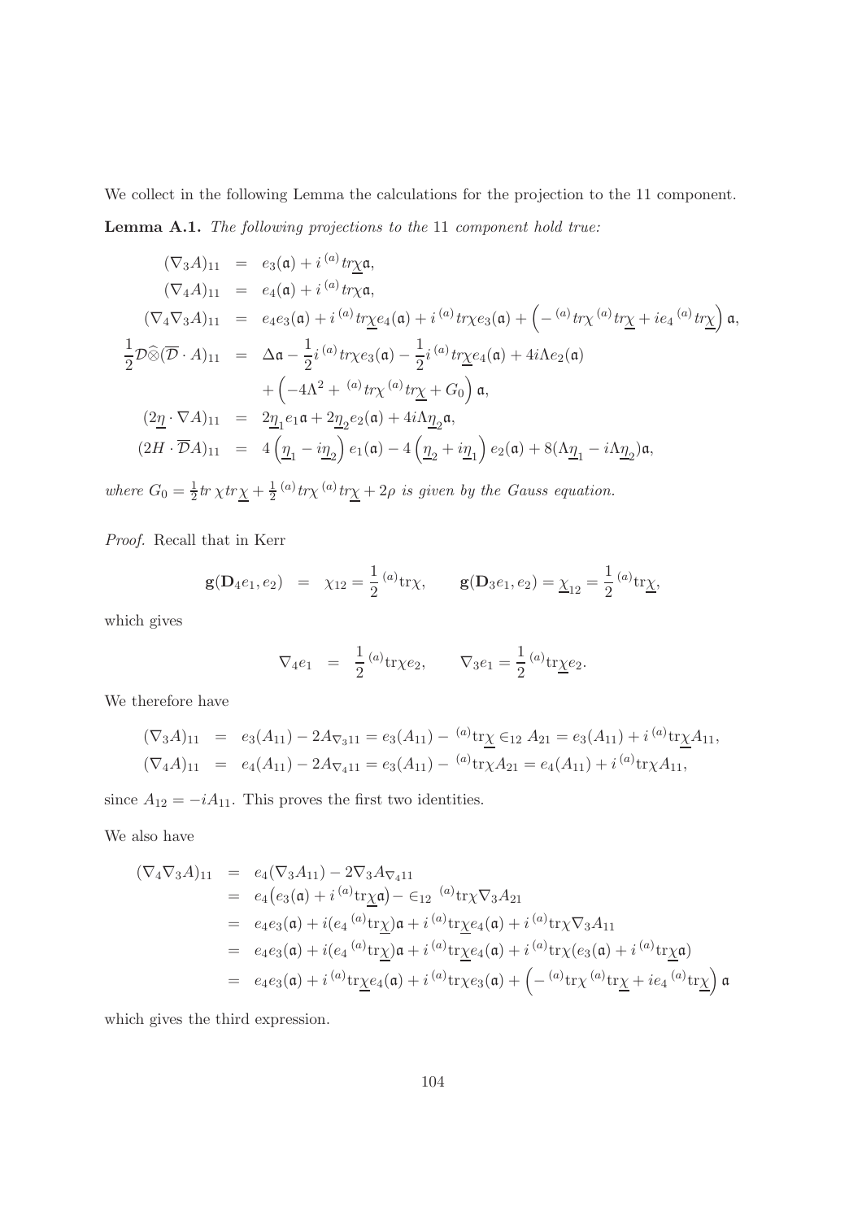We collect in the following Lemma the calculations for the projection to the 11 component.

**Lemma A.1.** *The following projections to the* 11 *component hold true:*

$$
\begin{aligned}
(\nabla_3 A)_{11} &= e_3(\mathfrak{a}) + i\,{}^{(a)}tr\underline{\chi}\mathfrak{a},\\
(\nabla_4 A)_{11} &= e_4(\mathfrak{a}) + i\,{}^{(a)}tr\chi\mathfrak{a},\\
(\nabla_4\nabla_3 A)_{11} &= e_4e_3(\mathfrak{a}) + i\,{}^{(a)}tr\underline{\chi}e_4(\mathfrak{a}) + i\,{}^{(a)}tr\chi e_3(\mathfrak{a}) + \Big(-{}^{(a)}tr\chi\,{}^{(a)}tr\underline{\chi} + ie_4\,{}^{(a)}tr\underline{\chi}\Big)\mathfrak{a},\\
\frac{1}{2}\mathcal{D}\widehat{\otimes}(\overline{\mathcal{D}}\cdot A)_{11} &= \Delta\mathfrak{a} - \frac{1}{2}i\,{}^{(a)}tr\chi e_3(\mathfrak{a}) - \frac{1}{2}i\,{}^{(a)}tr\underline{\chi}e_4(\mathfrak{a}) + 4i\Lambda e_2(\mathfrak{a})\\
&\quad + \Big(-4\Lambda^2 + {}^{(a)}tr\chi\,{}^{(a)}tr\underline{\chi} + G_0\Big)\mathfrak{a},\\
(2\underline{\eta}\cdot\nabla A)_{11} &= 2\underline{\eta}_1 e_1\mathfrak{a} + 2\underline{\eta}_2 e_2(\mathfrak{a}) + 4i\Lambda\underline{\eta}_2\mathfrak{a},\\
(2H\cdot\overline{\mathcal{D}}A)_{11} &= 4\Big(\underline{\eta}_1 - i\underline{\eta}_2\Big)e_1(\mathfrak{a}) - 4\Big(\underline{\eta}_2 + i\underline{\eta}_1\Big)e_2(\mathfrak{a}) + 8(\Lambda\underline{\eta}_1 - i\Lambda\underline{\eta}_2)\mathfrak{a},
\end{aligned}
$$

*where* $G_0 = \frac{1}{2}tr\,\chi tr\,\underline{\chi} + \frac{1}{2}\,{}^{(a)}tr\chi\,{}^{(a)}tr\underline{\chi} + 2\rho$ *is given by the Gauss equation.*

*Proof.* Recall that in Kerr

$$
\mathbf{g}(\mathbf{D}_4 e_1, e_2) = \chi_{12} = \frac{1}{2}\,{}^{(a)}\mathrm{tr}\chi, \qquad \mathbf{g}(\mathbf{D}_3 e_1, e_2) = \underline{\chi}_{12} = \frac{1}{2}\,{}^{(a)}\mathrm{tr}\underline{\chi},
$$

which gives

$$
\nabla_4 e_1 = \frac{1}{2}\,{}^{(a)}\mathrm{tr}\chi e_2, \qquad \nabla_3 e_1 = \frac{1}{2}\,{}^{(a)}\mathrm{tr}\underline{\chi}e_2.
$$

We therefore have

$$
\begin{aligned}
(\nabla_3 A)_{11} &= e_3(A_{11}) - 2A_{\nabla_3 1 1} = e_3(A_{11}) - {}^{(a)}\mathrm{tr}\underline{\chi}\in_{12} A_{21} = e_3(A_{11}) + i\,{}^{(a)}\mathrm{tr}\underline{\chi}A_{11},\\
(\nabla_4 A)_{11} &= e_4(A_{11}) - 2A_{\nabla_4 1 1} = e_3(A_{11}) - {}^{(a)}\mathrm{tr}\chi A_{21} = e_4(A_{11}) + i\,{}^{(a)}\mathrm{tr}\chi A_{11},
\end{aligned}
$$

since $A_{12} = -iA_{11}$. This proves the first two identities.

We also have

$$
\begin{aligned}
(\nabla_4\nabla_3 A)_{11} &= e_4(\nabla_3 A_{11}) - 2\nabla_3 A_{\nabla_4 1 1}\\
&= e_4\big(e_3(\mathfrak{a}) + i\,{}^{(a)}\mathrm{tr}\underline{\chi}\mathfrak{a}\big) - \in_{12}\,{}^{(a)}\mathrm{tr}\chi\nabla_3 A_{21}\\
&= e_4e_3(\mathfrak{a}) + i(e_4\,{}^{(a)}\mathrm{tr}\underline{\chi})\mathfrak{a} + i\,{}^{(a)}\mathrm{tr}\underline{\chi}e_4(\mathfrak{a}) + i\,{}^{(a)}\mathrm{tr}\chi\nabla_3 A_{11}\\
&= e_4e_3(\mathfrak{a}) + i(e_4\,{}^{(a)}\mathrm{tr}\underline{\chi})\mathfrak{a} + i\,{}^{(a)}\mathrm{tr}\underline{\chi}e_4(\mathfrak{a}) + i\,{}^{(a)}\mathrm{tr}\chi(e_3(\mathfrak{a}) + i\,{}^{(a)}\mathrm{tr}\underline{\chi}\mathfrak{a})\\
&= e_4e_3(\mathfrak{a}) + i\,{}^{(a)}\mathrm{tr}\underline{\chi}e_4(\mathfrak{a}) + i\,{}^{(a)}\mathrm{tr}\chi e_3(\mathfrak{a}) + \Big(-{}^{(a)}\mathrm{tr}\chi\,{}^{(a)}\mathrm{tr}\underline{\chi} + ie_4\,{}^{(a)}\mathrm{tr}\underline{\chi}\Big)\mathfrak{a}
\end{aligned}
$$

which gives the third expression.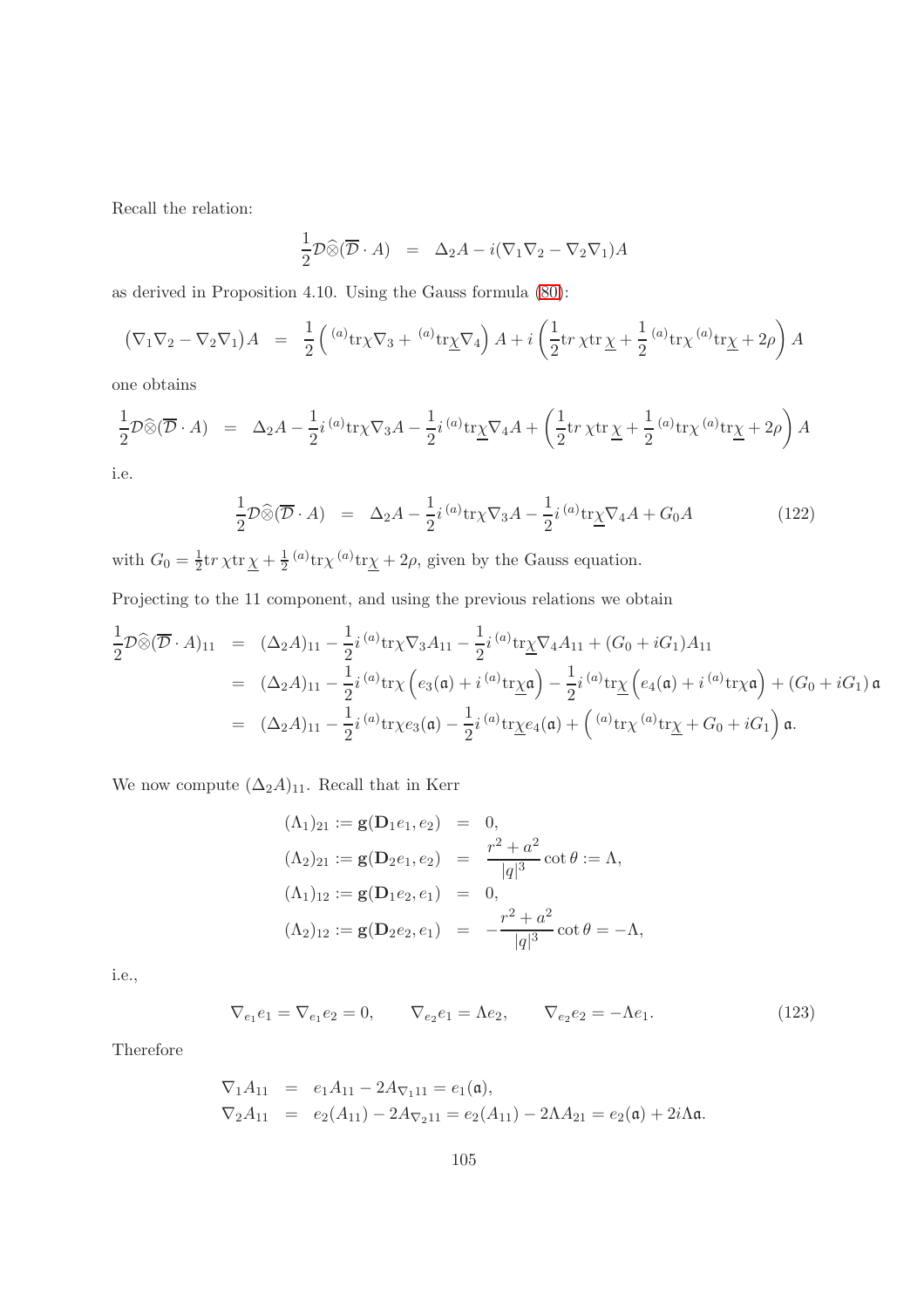Recall the relation:

$$\frac{1}{2}\mathcal{D}\widehat{\otimes}(\overline{\mathcal{D}}\cdot A) \;\;=\;\; \Delta_2 A - i(\nabla_1\nabla_2 - \nabla_2\nabla_1)A$$

as derived in Proposition 4.10. Using the Gauss formula (80):

$$\big(\nabla_1\nabla_2 - \nabla_2\nabla_1\big)A \;\;=\;\; \frac{1}{2}\Big({}^{(a)}\mathrm{tr}\chi\nabla_3 + {}^{(a)}\mathrm{tr}\underline{\chi}\nabla_4\Big)A + i\left(\frac{1}{2}\mathrm{tr}\,\chi\mathrm{tr}\,\underline{\chi} + \frac{1}{2}{}^{(a)}\mathrm{tr}\chi{}^{(a)}\mathrm{tr}\underline{\chi} + 2\rho\right)A$$

one obtains

$$\frac{1}{2}\mathcal{D}\widehat{\otimes}(\overline{\mathcal{D}}\cdot A) \;\;=\;\; \Delta_2 A - \frac{1}{2}i\,{}^{(a)}\mathrm{tr}\chi\nabla_3 A - \frac{1}{2}i\,{}^{(a)}\mathrm{tr}\underline{\chi}\nabla_4 A + \left(\frac{1}{2}\mathrm{tr}\,\chi\mathrm{tr}\,\underline{\chi} + \frac{1}{2}{}^{(a)}\mathrm{tr}\chi{}^{(a)}\mathrm{tr}\underline{\chi} + 2\rho\right)A$$

i.e.

$$\frac{1}{2}\mathcal{D}\widehat{\otimes}(\overline{\mathcal{D}}\cdot A) \;\;=\;\; \Delta_2 A - \frac{1}{2}i\,{}^{(a)}\mathrm{tr}\chi\nabla_3 A - \frac{1}{2}i\,{}^{(a)}\mathrm{tr}\underline{\chi}\nabla_4 A + G_0 A \tag{122}$$

with $G_0 = \frac{1}{2}\mathrm{tr}\,\chi\mathrm{tr}\,\underline{\chi} + \frac{1}{2}{}^{(a)}\mathrm{tr}\chi{}^{(a)}\mathrm{tr}\underline{\chi} + 2\rho$, given by the Gauss equation.

Projecting to the 11 component, and using the previous relations we obtain

$$\begin{aligned}
\frac{1}{2}\mathcal{D}\widehat{\otimes}(\overline{\mathcal{D}}\cdot A)_{11} &= (\Delta_2 A)_{11} - \frac{1}{2}i\,{}^{(a)}\mathrm{tr}\chi\nabla_3 A_{11} - \frac{1}{2}i\,{}^{(a)}\mathrm{tr}\underline{\chi}\nabla_4 A_{11} + (G_0 + iG_1)A_{11}\\
&= (\Delta_2 A)_{11} - \frac{1}{2}i\,{}^{(a)}\mathrm{tr}\chi\Big(e_3(\mathfrak{a}) + i\,{}^{(a)}\mathrm{tr}\underline{\chi}\mathfrak{a}\Big) - \frac{1}{2}i\,{}^{(a)}\mathrm{tr}\underline{\chi}\Big(e_4(\mathfrak{a}) + i\,{}^{(a)}\mathrm{tr}\chi\mathfrak{a}\Big) + (G_0 + iG_1)\,\mathfrak{a}\\
&= (\Delta_2 A)_{11} - \frac{1}{2}i\,{}^{(a)}\mathrm{tr}\chi e_3(\mathfrak{a}) - \frac{1}{2}i\,{}^{(a)}\mathrm{tr}\underline{\chi}e_4(\mathfrak{a}) + \Big({}^{(a)}\mathrm{tr}\chi{}^{(a)}\mathrm{tr}\underline{\chi} + G_0 + iG_1\Big)\,\mathfrak{a}.
\end{aligned}$$

We now compute $(\Delta_2 A)_{11}$. Recall that in Kerr

$$\begin{aligned}
(\Lambda_1)_{21} := \mathbf{g}(\mathbf{D}_1 e_1, e_2) &= 0,\\
(\Lambda_2)_{21} := \mathbf{g}(\mathbf{D}_2 e_1, e_2) &= \frac{r^2+a^2}{|q|^3}\cot\theta := \Lambda,\\
(\Lambda_1)_{12} := \mathbf{g}(\mathbf{D}_1 e_2, e_1) &= 0,\\
(\Lambda_2)_{12} := \mathbf{g}(\mathbf{D}_2 e_2, e_1) &= -\frac{r^2+a^2}{|q|^3}\cot\theta = -\Lambda,
\end{aligned}$$

i.e.,

$$\nabla_{e_1}e_1 = \nabla_{e_1}e_2 = 0, \qquad \nabla_{e_2}e_1 = \Lambda e_2, \qquad \nabla_{e_2}e_2 = -\Lambda e_1. \tag{123}$$

Therefore

$$\begin{aligned}
\nabla_1 A_{11} &= e_1 A_{11} - 2A_{\nabla_1 11} = e_1(\mathfrak{a}),\\
\nabla_2 A_{11} &= e_2(A_{11}) - 2A_{\nabla_2 11} = e_2(A_{11}) - 2\Lambda A_{21} = e_2(\mathfrak{a}) + 2i\Lambda\mathfrak{a}.
\end{aligned}$$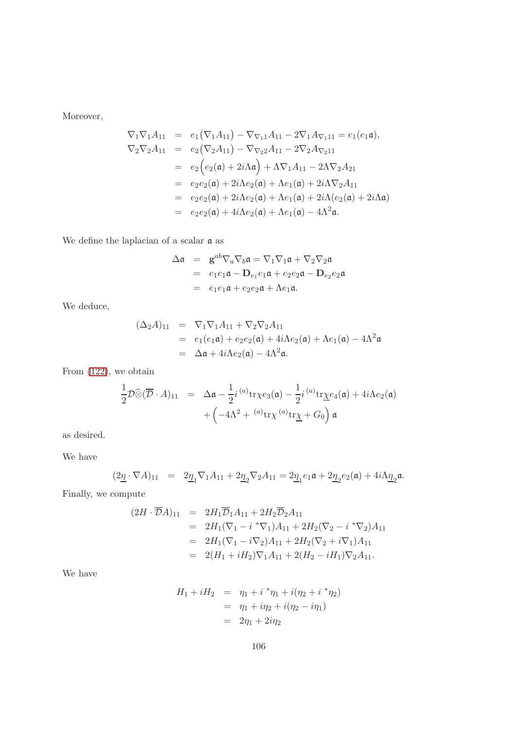Moreover,

$$
\begin{aligned}
\nabla_1\nabla_1 A_{11} &= e_1\big(\nabla_1 A_{11}\big) - \nabla_{\nabla_1 1} A_{11} - 2\nabla_1 A_{\nabla_1 11} = e_1(e_1\mathfrak{a}),\\
\nabla_2\nabla_2 A_{11} &= e_2\big(\nabla_2 A_{11}\big) - \nabla_{\nabla_2 2} A_{11} - 2\nabla_2 A_{\nabla_2 11}\\
&= e_2\Big(e_2(\mathfrak{a}) + 2i\Lambda\mathfrak{a}\Big) + \Lambda\nabla_1 A_{11} - 2\Lambda\nabla_2 A_{21}\\
&= e_2 e_2(\mathfrak{a}) + 2i\Lambda e_2(\mathfrak{a}) + \Lambda e_1(\mathfrak{a}) + 2i\Lambda\nabla_2 A_{11}\\
&= e_2 e_2(\mathfrak{a}) + 2i\Lambda e_2(\mathfrak{a}) + \Lambda e_1(\mathfrak{a}) + 2i\Lambda(e_2(\mathfrak{a}) + 2i\Lambda\mathfrak{a})\\
&= e_2 e_2(\mathfrak{a}) + 4i\Lambda e_2(\mathfrak{a}) + \Lambda e_1(\mathfrak{a}) - 4\Lambda^2\mathfrak{a}.
\end{aligned}
$$

We define the laplacian of a scalar $\mathfrak{a}$ as

$$
\begin{aligned}
\Delta\mathfrak{a} &= \mathbf{g}^{ab}\nabla_a\nabla_b\mathfrak{a} = \nabla_1\nabla_1\mathfrak{a} + \nabla_2\nabla_2\mathfrak{a}\\
&= e_1 e_1\mathfrak{a} - \mathbf{D}_{e_1}e_1\mathfrak{a} + e_2 e_2\mathfrak{a} - \mathbf{D}_{e_2}e_2\mathfrak{a}\\
&= e_1 e_1\mathfrak{a} + e_2 e_2\mathfrak{a} + \Lambda e_1\mathfrak{a}.
\end{aligned}
$$

We deduce,

$$
\begin{aligned}
(\Delta_2 A)_{11} &= \nabla_1\nabla_1 A_{11} + \nabla_2\nabla_2 A_{11}\\
&= e_1(e_1\mathfrak{a}) + e_2 e_2(\mathfrak{a}) + 4i\Lambda e_2(\mathfrak{a}) + \Lambda e_1(\mathfrak{a}) - 4\Lambda^2\mathfrak{a}\\
&= \Delta\mathfrak{a} + 4i\Lambda e_2(\mathfrak{a}) - 4\Lambda^2\mathfrak{a}.
\end{aligned}
$$

From (122), we obtain

$$
\begin{aligned}
\frac{1}{2}\mathcal{D}\widehat{\otimes}(\overline{\mathcal{D}}\cdot A)_{11} &= \Delta\mathfrak{a} - \frac{1}{2}i\,^{(a)}\mathrm{tr}\chi e_3(\mathfrak{a}) - \frac{1}{2}i\,^{(a)}\mathrm{tr}\underline{\chi} e_4(\mathfrak{a}) + 4i\Lambda e_2(\mathfrak{a})\\
&\quad + \Big(-4\Lambda^2 + \,^{(a)}\mathrm{tr}\chi\,^{(a)}\mathrm{tr}\underline{\chi} + G_0\Big)\,\mathfrak{a}
\end{aligned}
$$

as desired.

We have

$$
(2\underline{\eta}\cdot\nabla A)_{11} = 2\underline{\eta}_1\nabla_1 A_{11} + 2\underline{\eta}_2\nabla_2 A_{11} = 2\underline{\eta}_1 e_1\mathfrak{a} + 2\underline{\eta}_2 e_2(\mathfrak{a}) + 4i\Lambda\underline{\eta}_2\mathfrak{a}.
$$

Finally, we compute

$$
\begin{aligned}
(2H\cdot\overline{\mathcal{D}}A)_{11} &= 2H_1\overline{\mathcal{D}}_1 A_{11} + 2H_2\overline{\mathcal{D}}_2 A_{11}\\
&= 2H_1(\nabla_1 - i\,^*\nabla_1)A_{11} + 2H_2(\nabla_2 - i\,^*\nabla_2)A_{11}\\
&= 2H_1(\nabla_1 - i\nabla_2)A_{11} + 2H_2(\nabla_2 + i\nabla_1)A_{11}\\
&= 2(H_1 + iH_2)\nabla_1 A_{11} + 2(H_2 - iH_1)\nabla_2 A_{11}.
\end{aligned}
$$

We have

$$
\begin{aligned}
H_1 + iH_2 &= \eta_1 + i\,^*\eta_1 + i(\eta_2 + i\,^*\eta_2)\\
&= \eta_1 + i\eta_2 + i(\eta_2 - i\eta_1)\\
&= 2\eta_1 + 2i\eta_2
\end{aligned}
$$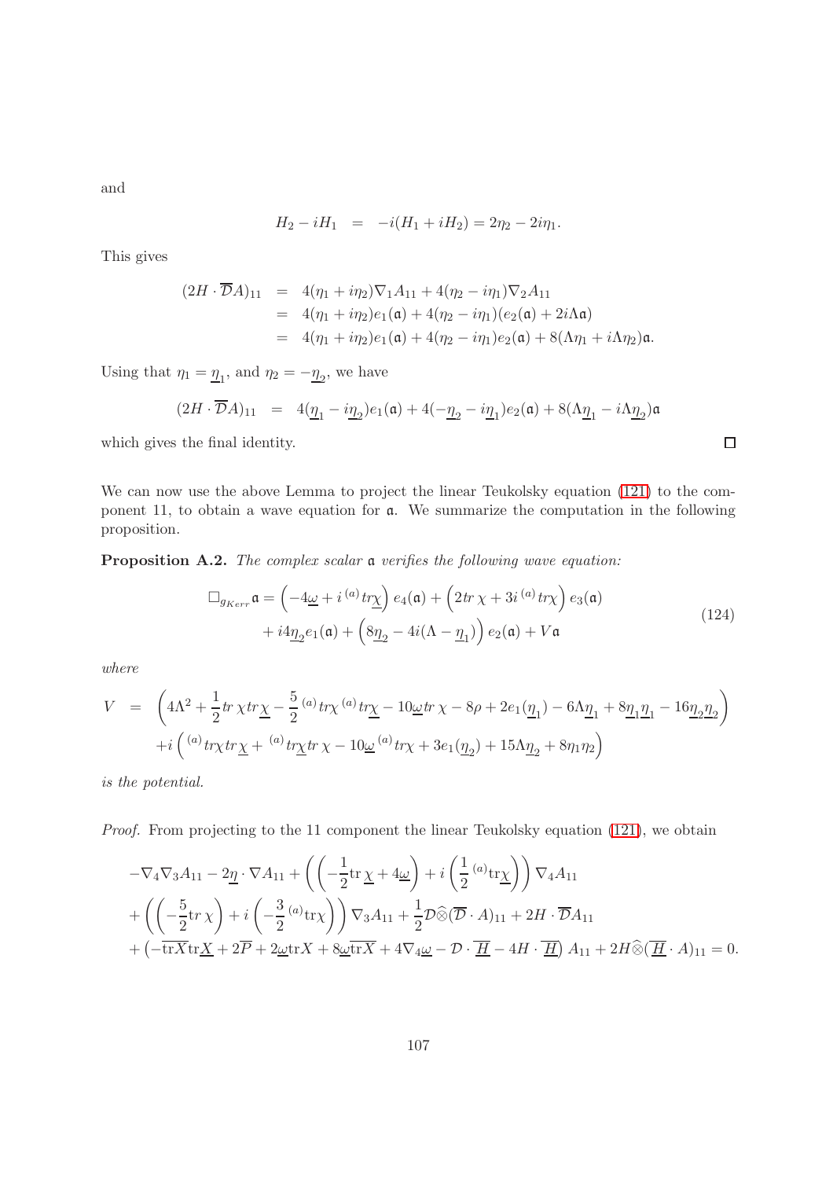and

$$H_2 - iH_1 \;\; = \;\; -i(H_1 + iH_2) = 2\eta_2 - 2i\eta_1.$$

This gives

$$\begin{aligned}
(2H \cdot \overline{\mathcal{D}} A)_{11} &= 4(\eta_1 + i\eta_2)\nabla_1 A_{11} + 4(\eta_2 - i\eta_1)\nabla_2 A_{11} \\
&= 4(\eta_1 + i\eta_2)e_1(\mathfrak{a}) + 4(\eta_2 - i\eta_1)(e_2(\mathfrak{a}) + 2i\Lambda\mathfrak{a}) \\
&= 4(\eta_1 + i\eta_2)e_1(\mathfrak{a}) + 4(\eta_2 - i\eta_1)e_2(\mathfrak{a}) + 8(\Lambda\eta_1 + i\Lambda\eta_2)\mathfrak{a}.
\end{aligned}$$

Using that $\eta_1 = \underline{\eta}_1$, and $\eta_2 = -\underline{\eta}_2$, we have

$$(2H \cdot \overline{\mathcal{D}} A)_{11} \;\; = \;\; 4(\underline{\eta}_1 - i\underline{\eta}_2)e_1(\mathfrak{a}) + 4(-\underline{\eta}_2 - i\underline{\eta}_1)e_2(\mathfrak{a}) + 8(\Lambda\underline{\eta}_1 - i\Lambda\underline{\eta}_2)\mathfrak{a}$$

which gives the final identity. $\square$

We can now use the above Lemma to project the linear Teukolsky equation (121) to the component 11, to obtain a wave equation for $\mathfrak{a}$. We summarize the computation in the following proposition.

**Proposition A.2.** *The complex scalar $\mathfrak{a}$ verifies the following wave equation:*

$$\begin{aligned}
\square_{g_{Kerr}} \mathfrak{a} = &\left(-4\underline{\omega} + i\,{}^{(a)}tr\underline{\chi}\right) e_4(\mathfrak{a}) + \left(2tr\,\chi + 3i\,{}^{(a)}tr\chi\right) e_3(\mathfrak{a}) \\
&+ i4\underline{\eta}_2 e_1(\mathfrak{a}) + \left(8\underline{\eta}_2 - 4i(\Lambda - \underline{\eta}_1)\right) e_2(\mathfrak{a}) + V\mathfrak{a}
\end{aligned} \tag{124}$$

*where*

$$\begin{aligned}
V \;\; = \;\; &\left(4\Lambda^2 + \frac{1}{2}tr\,\chi tr\underline{\chi} - \frac{5}{2}\,{}^{(a)}tr\chi\,{}^{(a)}tr\underline{\chi} - 10\underline{\omega}tr\,\chi - 8\rho + 2e_1(\underline{\eta}_1) - 6\Lambda\underline{\eta}_1 + 8\underline{\eta}_1\underline{\eta}_1 - 16\underline{\eta}_2\underline{\eta}_2\right) \\
&+ i\left({}^{(a)}tr\chi tr\,\underline{\chi} + {}^{(a)}tr\underline{\chi} tr\,\chi - 10\underline{\omega}\,{}^{(a)}tr\chi + 3e_1(\underline{\eta}_2) + 15\Lambda\underline{\eta}_2 + 8\eta_1\eta_2\right)
\end{aligned}$$

*is the potential.*

*Proof.* From projecting to the 11 component the linear Teukolsky equation (121), we obtain

$$\begin{aligned}
&-\nabla_4\nabla_3 A_{11} - 2\underline{\eta} \cdot \nabla A_{11} + \left(\left(-\frac{1}{2}\mathrm{tr}\,\underline{\chi} + 4\underline{\omega}\right) + i\left(\frac{1}{2}\,{}^{(a)}\mathrm{tr}\underline{\chi}\right)\right)\nabla_4 A_{11} \\
&+ \left(\left(-\frac{5}{2}\mathrm{tr}\,\chi\right) + i\left(-\frac{3}{2}\,{}^{(a)}\mathrm{tr}\chi\right)\right)\nabla_3 A_{11} + \frac{1}{2}\mathcal{D}\widehat{\otimes}(\overline{\mathcal{D}} \cdot A)_{11} + 2H \cdot \overline{\mathcal{D}} A_{11} \\
&+ \left(-\overline{\mathrm{tr}X}\mathrm{tr}\underline{X} + 2\overline{P} + 2\underline{\omega}\mathrm{tr}X + 8\underline{\omega}\overline{\mathrm{tr}X} + 4\nabla_4\underline{\omega} - \mathcal{D} \cdot \overline{\underline{H}} - 4H \cdot \overline{\underline{H}}\right) A_{11} + 2H\widehat{\otimes}(\overline{\underline{H}} \cdot A)_{11} = 0.
\end{aligned}$$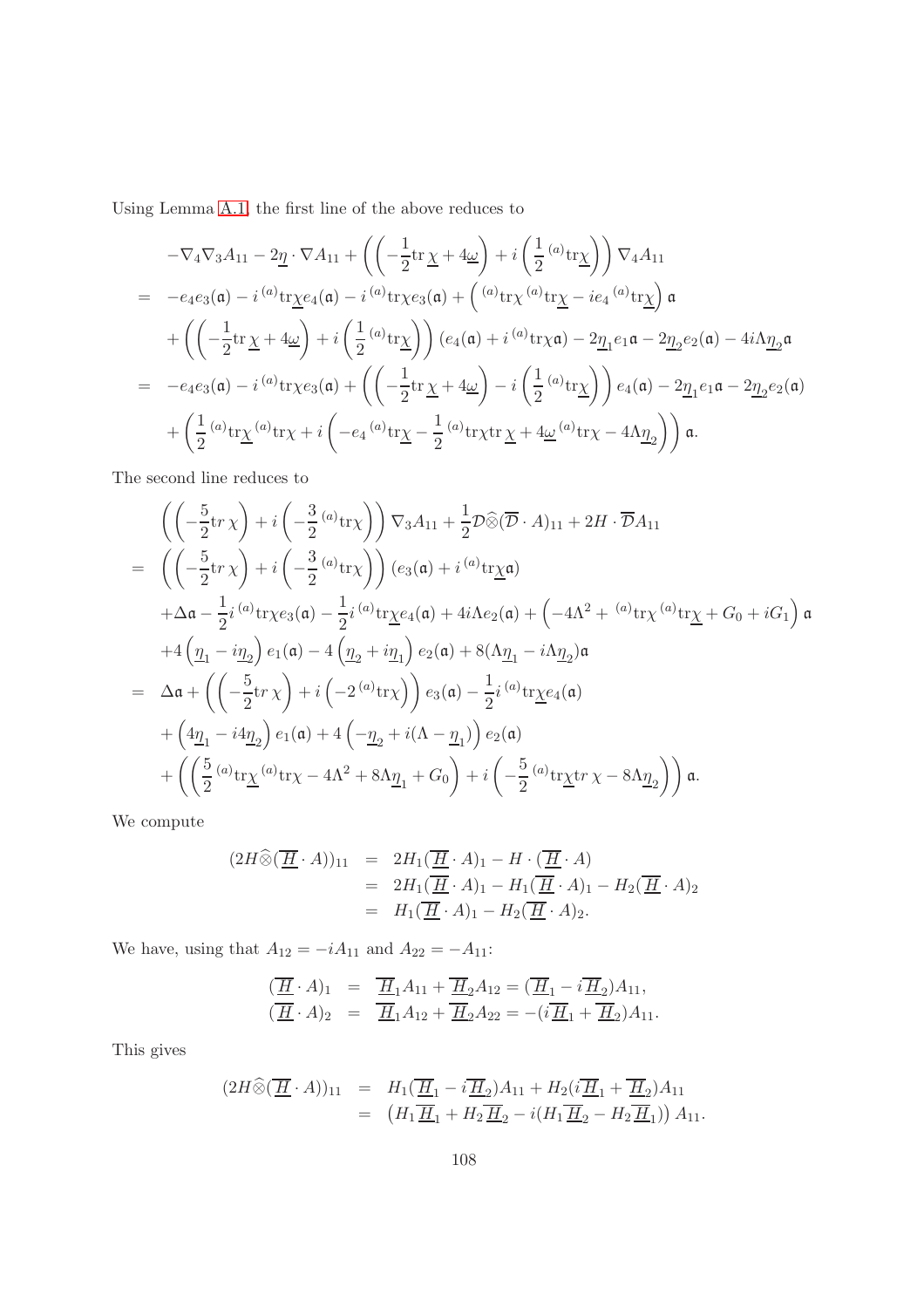Using Lemma A.1, the first line of the above reduces to

$$
\begin{aligned}
&-\nabla_4\nabla_3 A_{11} - 2\underline{\eta}\cdot\nabla A_{11} + \left(\left(-\frac{1}{2}\mathrm{tr}\,\underline{\chi} + 4\underline{\omega}\right) + i\left(\frac{1}{2}{}^{(a)}\mathrm{tr}\underline{\chi}\right)\right)\nabla_4 A_{11}\\
=\;& -e_4e_3(\mathfrak{a}) - i\,{}^{(a)}\mathrm{tr}\underline{\chi}e_4(\mathfrak{a}) - i\,{}^{(a)}\mathrm{tr}\chi e_3(\mathfrak{a}) + \left({}^{(a)}\mathrm{tr}\chi\,{}^{(a)}\mathrm{tr}\underline{\chi} - ie_4\,{}^{(a)}\mathrm{tr}\underline{\chi}\right)\mathfrak{a}\\
&+\left(\left(-\frac{1}{2}\mathrm{tr}\,\underline{\chi} + 4\underline{\omega}\right) + i\left(\frac{1}{2}{}^{(a)}\mathrm{tr}\underline{\chi}\right)\right)\left(e_4(\mathfrak{a}) + i\,{}^{(a)}\mathrm{tr}\chi\mathfrak{a}\right) - 2\underline{\eta}_1 e_1\mathfrak{a} - 2\underline{\eta}_2 e_2(\mathfrak{a}) - 4i\Lambda\underline{\eta}_2\mathfrak{a}\\
=\;& -e_4e_3(\mathfrak{a}) - i\,{}^{(a)}\mathrm{tr}\chi e_3(\mathfrak{a}) + \left(\left(-\frac{1}{2}\mathrm{tr}\,\underline{\chi} + 4\underline{\omega}\right) - i\left(\frac{1}{2}{}^{(a)}\mathrm{tr}\underline{\chi}\right)\right)e_4(\mathfrak{a}) - 2\underline{\eta}_1 e_1\mathfrak{a} - 2\underline{\eta}_2 e_2(\mathfrak{a})\\
&+\left(\frac{1}{2}{}^{(a)}\mathrm{tr}\underline{\chi}\,{}^{(a)}\mathrm{tr}\chi + i\left(-e_4\,{}^{(a)}\mathrm{tr}\underline{\chi} - \frac{1}{2}{}^{(a)}\mathrm{tr}\chi\mathrm{tr}\,\underline{\chi} + 4\underline{\omega}\,{}^{(a)}\mathrm{tr}\chi - 4\Lambda\underline{\eta}_2\right)\right)\mathfrak{a}.
\end{aligned}
$$

The second line reduces to

$$
\begin{aligned}
&\left(\left(-\frac{5}{2}\mathrm{tr}\,\chi\right) + i\left(-\frac{3}{2}{}^{(a)}\mathrm{tr}\chi\right)\right)\nabla_3 A_{11} + \frac{1}{2}\mathcal{D}\widehat{\otimes}(\overline{\mathcal{D}}\cdot A)_{11} + 2H\cdot\overline{\mathcal{D}}A_{11}\\
=\;& \left(\left(-\frac{5}{2}\mathrm{tr}\,\chi\right) + i\left(-\frac{3}{2}{}^{(a)}\mathrm{tr}\chi\right)\right)\left(e_3(\mathfrak{a}) + i\,{}^{(a)}\mathrm{tr}\underline{\chi}\mathfrak{a}\right)\\
&+\Delta\mathfrak{a} - \frac{1}{2}i\,{}^{(a)}\mathrm{tr}\chi e_3(\mathfrak{a}) - \frac{1}{2}i\,{}^{(a)}\mathrm{tr}\underline{\chi}e_4(\mathfrak{a}) + 4i\Lambda e_2(\mathfrak{a}) + \left(-4\Lambda^2 + {}^{(a)}\mathrm{tr}\chi\,{}^{(a)}\mathrm{tr}\underline{\chi} + G_0 + iG_1\right)\mathfrak{a}\\
&+4\left(\underline{\eta}_1 - i\underline{\eta}_2\right)e_1(\mathfrak{a}) - 4\left(\underline{\eta}_2 + i\underline{\eta}_1\right)e_2(\mathfrak{a}) + 8(\Lambda\underline{\eta}_1 - i\Lambda\underline{\eta}_2)\mathfrak{a}\\
=\;& \Delta\mathfrak{a} + \left(\left(-\frac{5}{2}\mathrm{tr}\,\chi\right) + i\left(-2\,{}^{(a)}\mathrm{tr}\chi\right)\right)e_3(\mathfrak{a}) - \frac{1}{2}i\,{}^{(a)}\mathrm{tr}\underline{\chi}e_4(\mathfrak{a})\\
&+\left(4\underline{\eta}_1 - i4\underline{\eta}_2\right)e_1(\mathfrak{a}) + 4\left(-\underline{\eta}_2 + i(\Lambda - \underline{\eta}_1)\right)e_2(\mathfrak{a})\\
&+\left(\left(\frac{5}{2}{}^{(a)}\mathrm{tr}\underline{\chi}\,{}^{(a)}\mathrm{tr}\chi - 4\Lambda^2 + 8\Lambda\underline{\eta}_1 + G_0\right) + i\left(-\frac{5}{2}{}^{(a)}\mathrm{tr}\underline{\chi}\mathrm{tr}\,\chi - 8\Lambda\underline{\eta}_2\right)\right)\mathfrak{a}.
\end{aligned}
$$

We compute

$$
\begin{aligned}
(2H\widehat{\otimes}(\overline{\underline{H}}\cdot A))_{11} &= 2H_1(\overline{\underline{H}}\cdot A)_1 - H\cdot(\overline{\underline{H}}\cdot A)\\
&= 2H_1(\overline{\underline{H}}\cdot A)_1 - H_1(\overline{\underline{H}}\cdot A)_1 - H_2(\overline{\underline{H}}\cdot A)_2\\
&= H_1(\overline{\underline{H}}\cdot A)_1 - H_2(\overline{\underline{H}}\cdot A)_2.
\end{aligned}
$$

We have, using that $A_{12} = -iA_{11}$ and $A_{22} = -A_{11}$:

$$
\begin{aligned}
(\overline{\underline{H}}\cdot A)_1 &= \overline{\underline{H}}_1 A_{11} + \overline{\underline{H}}_2 A_{12} = (\overline{\underline{H}}_1 - i\overline{\underline{H}}_2)A_{11},\\
(\overline{\underline{H}}\cdot A)_2 &= \overline{\underline{H}}_1 A_{12} + \overline{\underline{H}}_2 A_{22} = -(i\overline{\underline{H}}_1 + \overline{\underline{H}}_2)A_{11}.
\end{aligned}
$$

This gives

$$
\begin{aligned}
(2H\widehat{\otimes}(\overline{\underline{H}}\cdot A))_{11} &= H_1(\overline{\underline{H}}_1 - i\overline{\underline{H}}_2)A_{11} + H_2(i\overline{\underline{H}}_1 + \overline{\underline{H}}_2)A_{11}\\
&= \left(H_1\overline{\underline{H}}_1 + H_2\overline{\underline{H}}_2 - i(H_1\overline{\underline{H}}_2 - H_2\overline{\underline{H}}_1)\right)A_{11}.
\end{aligned}
$$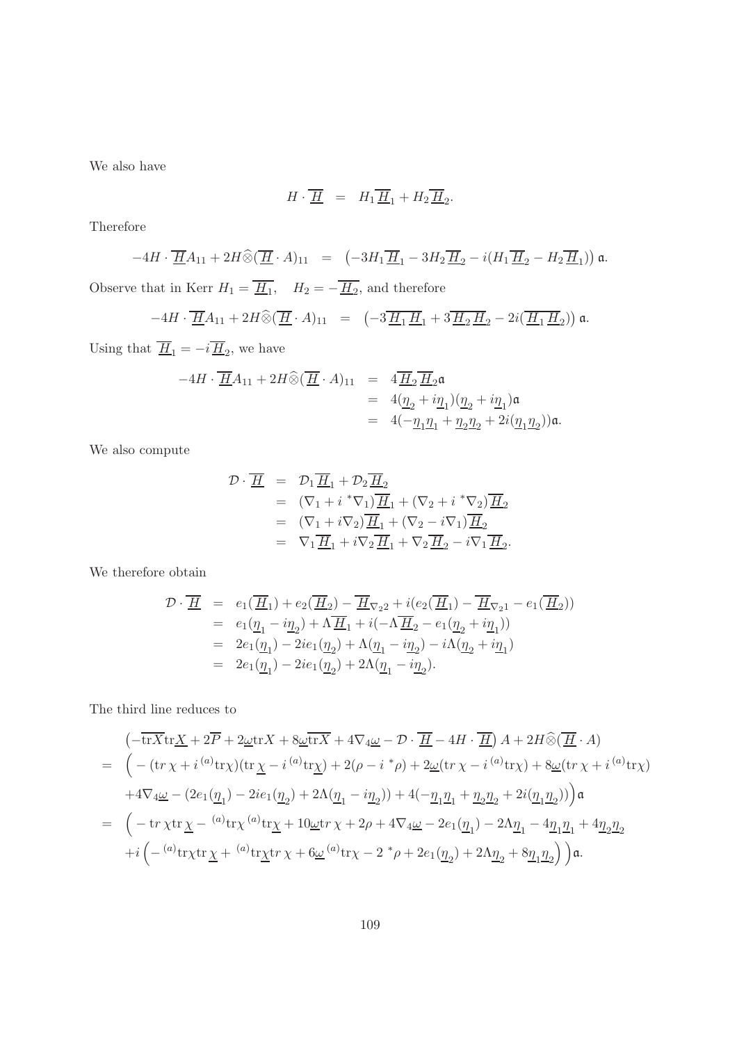We also have

$$H \cdot \overline{\underline{H}} = H_1 \overline{\underline{H}}_1 + H_2 \overline{\underline{H}}_2.$$

Therefore

$$-4H \cdot \overline{\underline{H}} A_{11} + 2H \widehat{\otimes} (\overline{\underline{H}} \cdot A)_{11} = \left(-3H_1 \overline{\underline{H}}_1 - 3H_2 \overline{\underline{H}}_2 - i(H_1 \overline{\underline{H}}_2 - H_2 \overline{\underline{H}}_1)\right) \mathfrak{a}.$$

Observe that in Kerr $H_1 = \overline{\underline{H}_1}, \quad H_2 = -\overline{\underline{H}_2}$, and therefore

$$-4H \cdot \overline{\underline{H}} A_{11} + 2H \widehat{\otimes} (\overline{\underline{H}} \cdot A)_{11} = \left(-3\overline{\underline{H}_1}\, \overline{\underline{H}}_1 + 3\overline{\underline{H}_2}\, \overline{\underline{H}}_2 - 2i(\overline{\underline{H}_1}\, \overline{\underline{H}}_2)\right) \mathfrak{a}.$$

Using that $\overline{\underline{H}}_1 = -i\overline{\underline{H}}_2$, we have

$$
\begin{aligned}
-4H \cdot \overline{\underline{H}} A_{11} + 2H \widehat{\otimes} (\overline{\underline{H}} \cdot A)_{11} &= 4\overline{\underline{H}}_2 \overline{\underline{H}}_2 \mathfrak{a} \\
&= 4(\underline{\eta}_2 + i\underline{\eta}_1)(\underline{\eta}_2 + i\underline{\eta}_1)\mathfrak{a} \\
&= 4(-\underline{\eta}_1 \underline{\eta}_1 + \underline{\eta}_2 \underline{\eta}_2 + 2i(\underline{\eta}_1 \underline{\eta}_2))\mathfrak{a}.
\end{aligned}
$$

We also compute

$$
\begin{aligned}
\mathcal{D} \cdot \overline{\underline{H}} &= \mathcal{D}_1 \overline{\underline{H}}_1 + \mathcal{D}_2 \overline{\underline{H}}_2 \\
&= (\nabla_1 + i\,{}^*\nabla_1)\overline{\underline{H}}_1 + (\nabla_2 + i\,{}^*\nabla_2)\overline{\underline{H}}_2 \\
&= (\nabla_1 + i\nabla_2)\overline{\underline{H}}_1 + (\nabla_2 - i\nabla_1)\overline{\underline{H}}_2 \\
&= \nabla_1 \overline{\underline{H}}_1 + i\nabla_2 \overline{\underline{H}}_1 + \nabla_2 \overline{\underline{H}}_2 - i\nabla_1 \overline{\underline{H}}_2.
\end{aligned}
$$

We therefore obtain

$$
\begin{aligned}
\mathcal{D} \cdot \overline{\underline{H}} &= e_1(\overline{\underline{H}}_1) + e_2(\overline{\underline{H}}_2) - \overline{\underline{H}}_{\nabla_2 2} + i(e_2(\overline{\underline{H}}_1) - \overline{\underline{H}}_{\nabla_2 1} - e_1(\overline{\underline{H}}_2)) \\
&= e_1(\underline{\eta}_1 - i\underline{\eta}_2) + \Lambda \overline{\underline{H}}_1 + i(-\Lambda \overline{\underline{H}}_2 - e_1(\underline{\eta}_2 + i\underline{\eta}_1)) \\
&= 2e_1(\underline{\eta}_1) - 2ie_1(\underline{\eta}_2) + \Lambda(\underline{\eta}_1 - i\underline{\eta}_2) - i\Lambda(\underline{\eta}_2 + i\underline{\eta}_1) \\
&= 2e_1(\underline{\eta}_1) - 2ie_1(\underline{\eta}_2) + 2\Lambda(\underline{\eta}_1 - i\underline{\eta}_2).
\end{aligned}
$$

The third line reduces to

$$
\begin{aligned}
&\left(-\overline{\mathrm{tr} X}\mathrm{tr}\underline{X} + 2\overline{P} + 2\underline{\omega}\mathrm{tr} X + 8\underline{\omega}\overline{\mathrm{tr} X} + 4\nabla_4\underline{\omega} - \mathcal{D} \cdot \overline{\underline{H}} - 4H \cdot \overline{\underline{H}}\right) A + 2H \widehat{\otimes} (\overline{\underline{H}} \cdot A) \\
=& \Big( - (tr\,\chi + i\,{}^{(a)}\mathrm{tr}\chi)(\mathrm{tr}\,\underline{\chi} - i\,{}^{(a)}\mathrm{tr}\underline{\chi}) + 2(\rho - i\,{}^*\rho) + 2\underline{\omega}(tr\,\chi - i\,{}^{(a)}\mathrm{tr}\chi) + 8\underline{\omega}(tr\,\chi + i\,{}^{(a)}\mathrm{tr}\chi) \\
&+ 4\nabla_4\underline{\omega} - (2e_1(\underline{\eta}_1) - 2ie_1(\underline{\eta}_2) + 2\Lambda(\underline{\eta}_1 - i\underline{\eta}_2)) + 4(-\underline{\eta}_1\underline{\eta}_1 + \underline{\eta}_2\underline{\eta}_2 + 2i(\underline{\eta}_1\underline{\eta}_2))\Big)\mathfrak{a} \\
=& \Big( - \mathrm{tr}\,\chi\mathrm{tr}\,\underline{\chi} - {}^{(a)}\mathrm{tr}\chi\,{}^{(a)}\mathrm{tr}\underline{\chi} + 10\underline{\omega}tr\,\chi + 2\rho + 4\nabla_4\underline{\omega} - 2e_1(\underline{\eta}_1) - 2\Lambda\underline{\eta}_1 - 4\underline{\eta}_1\underline{\eta}_1 + 4\underline{\eta}_2\underline{\eta}_2 \\
&+ i\Big( - {}^{(a)}\mathrm{tr}\chi\mathrm{tr}\,\underline{\chi} + {}^{(a)}\mathrm{tr}\underline{\chi}tr\,\chi + 6\underline{\omega}\,{}^{(a)}\mathrm{tr}\chi - 2\,{}^*\rho + 2e_1(\underline{\eta}_2) + 2\Lambda\underline{\eta}_2 + 8\underline{\eta}_1\underline{\eta}_2\Big)\Big)\mathfrak{a}.
\end{aligned}
$$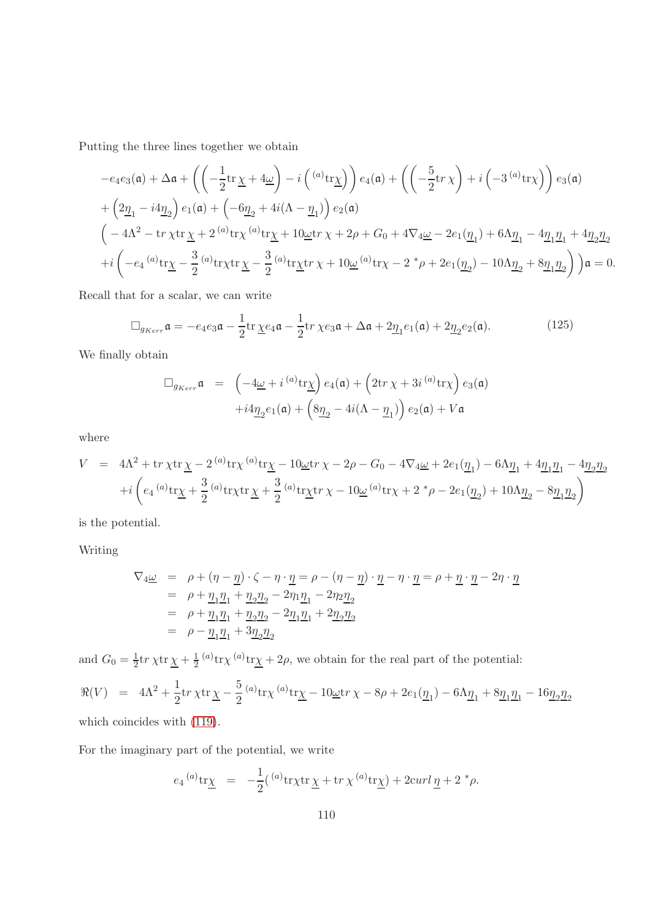Putting the three lines together we obtain

$$
\begin{aligned}
&-e_4e_3(\mathfrak{a}) + \Delta\mathfrak{a} + \left(\left(-\frac{1}{2}\mathrm{tr}\,\underline{\chi} + 4\underline{\omega}\right) - i\left({}^{(a)}\mathrm{tr}\underline{\chi}\right)\right)e_4(\mathfrak{a}) + \left(\left(-\frac{5}{2}tr\,\chi\right) + i\left(-3\,{}^{(a)}\mathrm{tr}\chi\right)\right)e_3(\mathfrak{a})\\
&+\left(2\underline{\eta}_1 - i4\underline{\eta}_2\right)e_1(\mathfrak{a}) + \left(-6\underline{\eta}_2 + 4i(\Lambda - \underline{\eta}_1)\right)e_2(\mathfrak{a})\\
&\Big(-4\Lambda^2 - tr\,\chi\mathrm{tr}\,\underline{\chi} + 2\,{}^{(a)}\mathrm{tr}\chi\,{}^{(a)}\mathrm{tr}\underline{\chi} + 10\underline{\omega}tr\,\chi + 2\rho + G_0 + 4\nabla_4\underline{\omega} - 2e_1(\underline{\eta}_1) + 6\Lambda\underline{\eta}_1 - 4\underline{\eta}_1\underline{\eta}_1 + 4\underline{\eta}_2\underline{\eta}_2\\
&+i\left(-e_4\,{}^{(a)}\mathrm{tr}\underline{\chi} - \frac{3}{2}\,{}^{(a)}\mathrm{tr}\chi\mathrm{tr}\,\underline{\chi} - \frac{3}{2}\,{}^{(a)}\mathrm{tr}\underline{\chi}tr\,\chi + 10\underline{\omega}\,{}^{(a)}\mathrm{tr}\chi - 2\,{}^*\rho + 2e_1(\underline{\eta}_2) - 10\Lambda\underline{\eta}_2 + 8\underline{\eta}_1\underline{\eta}_2\right)\Big)\mathfrak{a} = 0.
\end{aligned}
$$

Recall that for a scalar, we can write

$$
\square_{g_{Kerr}}\mathfrak{a} = -e_4e_3\mathfrak{a} - \frac{1}{2}\mathrm{tr}\,\underline{\chi}e_4\mathfrak{a} - \frac{1}{2}tr\,\chi e_3\mathfrak{a} + \Delta\mathfrak{a} + 2\underline{\eta}_1e_1(\mathfrak{a}) + 2\underline{\eta}_2e_2(\mathfrak{a}). \tag{125}
$$

We finally obtain

$$
\begin{aligned}
\square_{g_{Kerr}}\mathfrak{a} &= \left(-4\underline{\omega} + i\,{}^{(a)}\mathrm{tr}\underline{\chi}\right)e_4(\mathfrak{a}) + \left(2tr\,\chi + 3i\,{}^{(a)}\mathrm{tr}\chi\right)e_3(\mathfrak{a})\\
&\quad + i4\underline{\eta}_2e_1(\mathfrak{a}) + \left(8\underline{\eta}_2 - 4i(\Lambda - \underline{\eta}_1)\right)e_2(\mathfrak{a}) + V\mathfrak{a}
\end{aligned}
$$

where

$$
\begin{aligned}
V &= 4\Lambda^2 + tr\,\chi\mathrm{tr}\,\underline{\chi} - 2\,{}^{(a)}\mathrm{tr}\chi\,{}^{(a)}\mathrm{tr}\underline{\chi} - 10\underline{\omega}tr\,\chi - 2\rho - G_0 - 4\nabla_4\underline{\omega} + 2e_1(\underline{\eta}_1) - 6\Lambda\underline{\eta}_1 + 4\underline{\eta}_1\underline{\eta}_1 - 4\underline{\eta}_2\underline{\eta}_2\\
&\quad + i\left(e_4\,{}^{(a)}\mathrm{tr}\underline{\chi} + \frac{3}{2}\,{}^{(a)}\mathrm{tr}\chi\mathrm{tr}\,\underline{\chi} + \frac{3}{2}\,{}^{(a)}\mathrm{tr}\underline{\chi}tr\,\chi - 10\underline{\omega}\,{}^{(a)}\mathrm{tr}\chi + 2\,{}^*\rho - 2e_1(\underline{\eta}_2) + 10\Lambda\underline{\eta}_2 - 8\underline{\eta}_1\underline{\eta}_2\right)
\end{aligned}
$$

is the potential.

Writing

$$
\begin{aligned}
\nabla_4\underline{\omega} &= \rho + (\eta - \underline{\eta})\cdot\zeta - \eta\cdot\underline{\eta} = \rho - (\eta - \underline{\eta})\cdot\underline{\eta} - \eta\cdot\underline{\eta} = \rho + \underline{\eta}\cdot\underline{\eta} - 2\eta\cdot\underline{\eta}\\
&= \rho + \underline{\eta}_1\underline{\eta}_1 + \underline{\eta}_2\underline{\eta}_2 - 2\eta_1\underline{\eta}_1 - 2\eta_2\underline{\eta}_2\\
&= \rho + \underline{\eta}_1\underline{\eta}_1 + \underline{\eta}_2\underline{\eta}_2 - 2\underline{\eta}_1\underline{\eta}_1 + 2\underline{\eta}_2\underline{\eta}_2\\
&= \rho - \underline{\eta}_1\underline{\eta}_1 + 3\underline{\eta}_2\underline{\eta}_2
\end{aligned}
$$

and $G_0 = \frac{1}{2}tr\,\chi\mathrm{tr}\,\underline{\chi} + \frac{1}{2}\,{}^{(a)}\mathrm{tr}\chi\,{}^{(a)}\mathrm{tr}\underline{\chi} + 2\rho$, we obtain for the real part of the potential:

$$
\Re(V) = 4\Lambda^2 + \frac{1}{2}tr\,\chi\mathrm{tr}\,\underline{\chi} - \frac{5}{2}\,{}^{(a)}\mathrm{tr}\chi\,{}^{(a)}\mathrm{tr}\underline{\chi} - 10\underline{\omega}tr\,\chi - 8\rho + 2e_1(\underline{\eta}_1) - 6\Lambda\underline{\eta}_1 + 8\underline{\eta}_1\underline{\eta}_1 - 16\underline{\eta}_2\underline{\eta}_2
$$

which coincides with (119).

For the imaginary part of the potential, we write

$$
e_4\,{}^{(a)}\mathrm{tr}\underline{\chi} = -\frac{1}{2}\left({}^{(a)}\mathrm{tr}\chi\mathrm{tr}\,\underline{\chi} + tr\,\chi\,{}^{(a)}\mathrm{tr}\underline{\chi}\right) + 2curl\,\underline{\eta} + 2\,{}^*\rho.
$$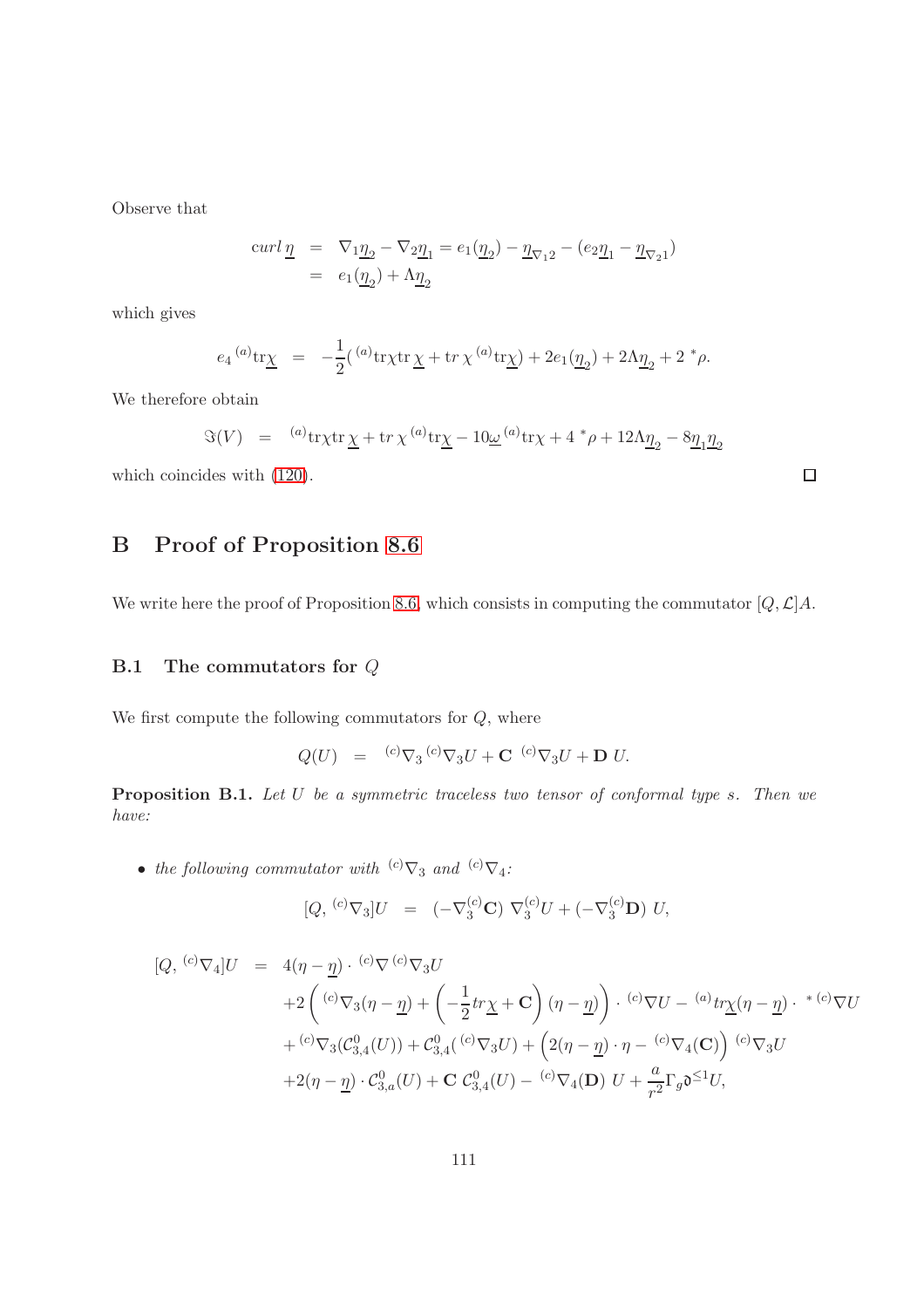Observe that

$$
\begin{aligned}
curl\,\underline{\eta} &= \nabla_1\underline{\eta}_2 - \nabla_2\underline{\eta}_1 = e_1(\underline{\eta}_2) - \underline{\eta}_{\nabla_1 2} - (e_2\underline{\eta}_1 - \underline{\eta}_{\nabla_2 1})\\
&= e_1(\underline{\eta}_2) + \Lambda\underline{\eta}_2
\end{aligned}
$$

which gives

$$
e_4\,{}^{(a)}\mathrm{tr}\underline{\chi} \;=\; -\frac{1}{2}({}^{(a)}\mathrm{tr}\chi\mathrm{tr}\,\underline{\chi} + \mathrm{tr}\,\chi\,{}^{(a)}\mathrm{tr}\underline{\chi}) + 2e_1(\underline{\eta}_2) + 2\Lambda\underline{\eta}_2 + 2\,{}^*\rho.
$$

We therefore obtain

$$
\Im(V) \;=\; {}^{(a)}\mathrm{tr}\chi\mathrm{tr}\,\underline{\chi} + \mathrm{tr}\,\chi\,{}^{(a)}\mathrm{tr}\underline{\chi} - 10\underline{\omega}\,{}^{(a)}\mathrm{tr}\chi + 4\,{}^*\rho + 12\Lambda\underline{\eta}_2 - 8\underline{\eta}_1\underline{\eta}_2
$$

which coincides with (120). □

# B Proof of Proposition 8.6

We write here the proof of Proposition 8.6, which consists in computing the commutator $[Q,\mathcal{L}]A$.

## B.1 The commutators for $Q$

We first compute the following commutators for $Q$, where

$$
Q(U) \;=\; {}^{(c)}\nabla_3\,{}^{(c)}\nabla_3 U + \mathbf{C}\;{}^{(c)}\nabla_3 U + \mathbf{D}\;U.
$$

**Proposition B.1.** *Let $U$ be a symmetric traceless two tensor of conformal type $s$. Then we have:*

- *the following commutator with ${}^{(c)}\nabla_3$ and ${}^{(c)}\nabla_4$:*

$$
[Q,\,{}^{(c)}\nabla_3]U \;=\; (-\nabla_3^{(c)}\mathbf{C})\;\nabla_3^{(c)}U + (-\nabla_3^{(c)}\mathbf{D})\;U,
$$

$$
\begin{aligned}
[Q,\,{}^{(c)}\nabla_4]U \;=\;& 4(\eta-\underline{\eta})\cdot{}^{(c)}\nabla\,{}^{(c)}\nabla_3 U\\
&+2\left({}^{(c)}\nabla_3(\eta-\underline{\eta}) + \left(-\frac{1}{2}tr\underline{\chi} + \mathbf{C}\right)(\eta-\underline{\eta})\right)\cdot{}^{(c)}\nabla U - {}^{(a)}tr\underline{\chi}(\eta-\underline{\eta})\cdot{}^{*\,(c)}\nabla U\\
&+{}^{(c)}\nabla_3(\mathcal{C}^0_{3,4}(U)) + \mathcal{C}^0_{3,4}({}^{(c)}\nabla_3 U) + \left(2(\eta-\underline{\eta})\cdot\eta - {}^{(c)}\nabla_4(\mathbf{C})\right){}^{(c)}\nabla_3 U\\
&+2(\eta-\underline{\eta})\cdot\mathcal{C}^0_{3,a}(U) + \mathbf{C}\;\mathcal{C}^0_{3,4}(U) - {}^{(c)}\nabla_4(\mathbf{D})\;U + \frac{a}{r^2}\Gamma_g\mathfrak{d}^{\leq 1}U,
\end{aligned}
$$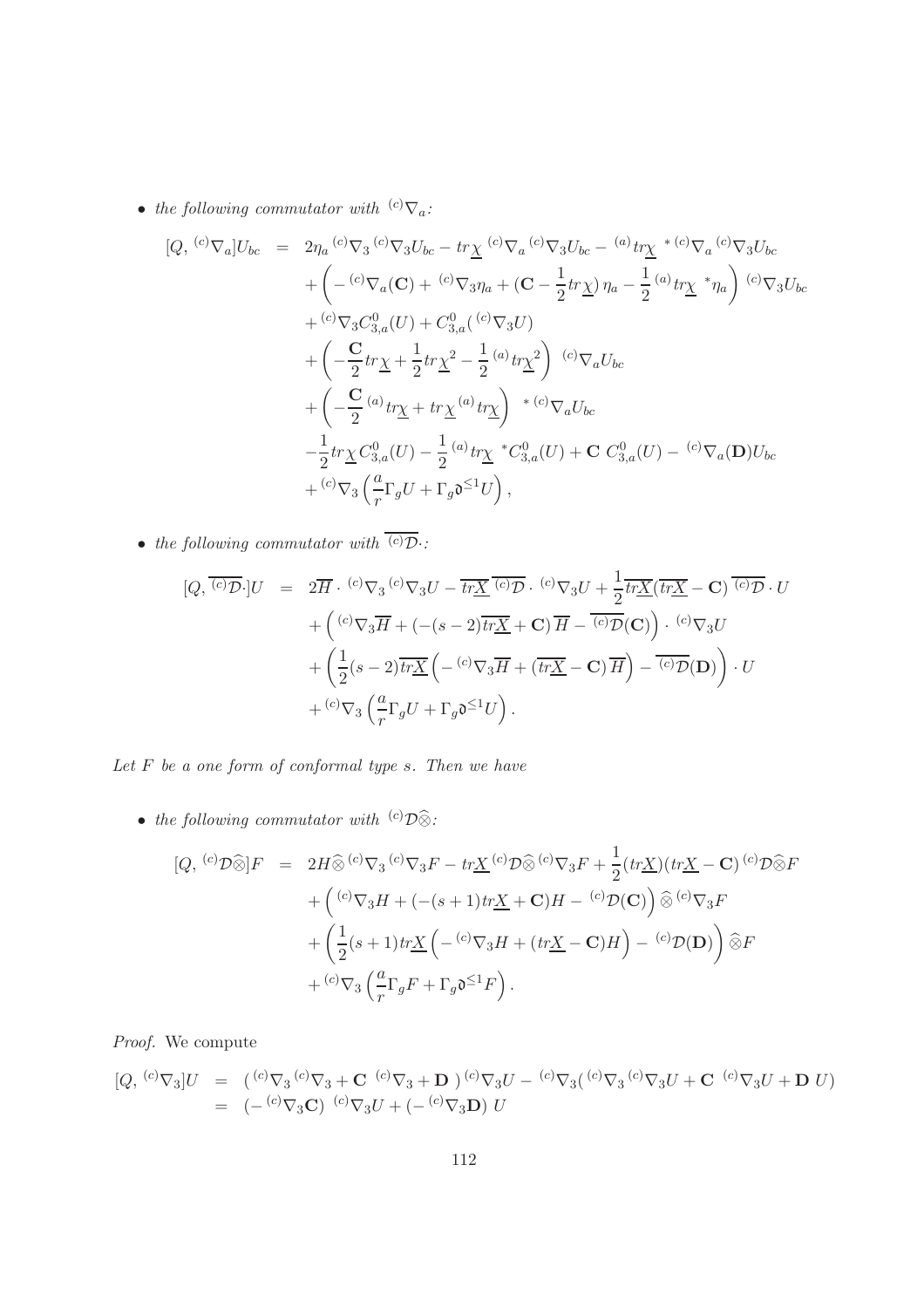- *the following commutator with* ${}^{(c)}\nabla_a$*:*

$$
\begin{aligned}
[Q, {}^{(c)}\nabla_a]U_{bc} &= 2\eta_a {}^{(c)}\nabla_3 {}^{(c)}\nabla_3 U_{bc} - tr\underline{\chi}\, {}^{(c)}\nabla_a {}^{(c)}\nabla_3 U_{bc} - {}^{(a)}tr\underline{\chi}\ {}^*{}^{(c)}\nabla_a {}^{(c)}\nabla_3 U_{bc} \\
&+ \left( - {}^{(c)}\nabla_a(\mathbf{C}) + {}^{(c)}\nabla_3\eta_a + (\mathbf{C} - \frac{1}{2}tr\underline{\chi})\,\eta_a - \frac{1}{2}{}^{(a)}tr\underline{\chi}\ {}^*\eta_a \right) {}^{(c)}\nabla_3 U_{bc} \\
&+ {}^{(c)}\nabla_3 C^0_{3,a}(U) + C^0_{3,a}({}^{(c)}\nabla_3 U) \\
&+ \left( -\frac{\mathbf{C}}{2}tr\underline{\chi} + \frac{1}{2}tr\underline{\chi}^2 - \frac{1}{2}{}^{(a)}tr\underline{\chi}^2 \right) {}^{(c)}\nabla_a U_{bc} \\
&+ \left( -\frac{\mathbf{C}}{2}{}^{(a)}tr\underline{\chi} + tr\underline{\chi}\,{}^{(a)}tr\underline{\chi} \right) {}^*{}^{(c)}\nabla_a U_{bc} \\
&- \frac{1}{2}tr\underline{\chi}\, C^0_{3,a}(U) - \frac{1}{2}{}^{(a)}tr\underline{\chi}\ {}^*C^0_{3,a}(U) + \mathbf{C}\ C^0_{3,a}(U) - {}^{(c)}\nabla_a(\mathbf{D})U_{bc} \\
&+ {}^{(c)}\nabla_3\left(\frac{a}{r}\Gamma_g U + \Gamma_g \mathfrak{d}^{\leq 1}U\right),
\end{aligned}
$$

- *the following commutator with* $\overline{{}^{(c)}\mathcal{D}}\cdot$*:*

$$
\begin{aligned}
[Q, \overline{{}^{(c)}\mathcal{D}}\cdot]U &= 2\overline{H}\cdot {}^{(c)}\nabla_3 {}^{(c)}\nabla_3 U - \overline{tr\underline{X}}\,\overline{{}^{(c)}\mathcal{D}}\cdot {}^{(c)}\nabla_3 U + \frac{1}{2}\overline{tr\underline{X}}(\overline{tr\underline{X}} - \mathbf{C})\,\overline{{}^{(c)}\mathcal{D}}\cdot U \\
&+ \left( {}^{(c)}\nabla_3\overline{H} + (-(s-2)\overline{tr\underline{X}} + \mathbf{C})\,\overline{H} - \overline{{}^{(c)}\mathcal{D}}(\mathbf{C}) \right)\cdot {}^{(c)}\nabla_3 U \\
&+ \left( \frac{1}{2}(s-2)\overline{tr\underline{X}}\left( -{}^{(c)}\nabla_3\overline{H} + (\overline{tr\underline{X}} - \mathbf{C})\,\overline{H} \right) - \overline{{}^{(c)}\mathcal{D}}(\mathbf{D}) \right)\cdot U \\
&+ {}^{(c)}\nabla_3\left(\frac{a}{r}\Gamma_g U + \Gamma_g \mathfrak{d}^{\leq 1}U\right).
\end{aligned}
$$

*Let $F$ be a one form of conformal type $s$. Then we have*

- *the following commutator with* ${}^{(c)}\mathcal{D}\widehat{\otimes}$*:*

$$
\begin{aligned}
[Q, {}^{(c)}\mathcal{D}\widehat{\otimes}]F &= 2H\widehat{\otimes}\, {}^{(c)}\nabla_3 {}^{(c)}\nabla_3 F - tr\underline{X}\, {}^{(c)}\mathcal{D}\widehat{\otimes}\, {}^{(c)}\nabla_3 F + \frac{1}{2}(tr\underline{X})(tr\underline{X} - \mathbf{C})\, {}^{(c)}\mathcal{D}\widehat{\otimes} F \\
&+ \left( {}^{(c)}\nabla_3 H + (-(s+1)tr\underline{X} + \mathbf{C})H - {}^{(c)}\mathcal{D}(\mathbf{C}) \right)\widehat{\otimes}\, {}^{(c)}\nabla_3 F \\
&+ \left( \frac{1}{2}(s+1)tr\underline{X}\left( -{}^{(c)}\nabla_3 H + (tr\underline{X} - \mathbf{C})H \right) - {}^{(c)}\mathcal{D}(\mathbf{D}) \right)\widehat{\otimes} F \\
&+ {}^{(c)}\nabla_3\left(\frac{a}{r}\Gamma_g F + \Gamma_g \mathfrak{d}^{\leq 1}F\right).
\end{aligned}
$$

*Proof.* We compute

$$
\begin{aligned}
[Q, {}^{(c)}\nabla_3]U &= \left( {}^{(c)}\nabla_3 {}^{(c)}\nabla_3 + \mathbf{C}\ {}^{(c)}\nabla_3 + \mathbf{D} \right) {}^{(c)}\nabla_3 U - {}^{(c)}\nabla_3\left( {}^{(c)}\nabla_3 {}^{(c)}\nabla_3 U + \mathbf{C}\ {}^{(c)}\nabla_3 U + \mathbf{D}\ U \right) \\
&= (-{}^{(c)}\nabla_3\mathbf{C})\ {}^{(c)}\nabla_3 U + (-{}^{(c)}\nabla_3\mathbf{D})\ U
\end{aligned}
$$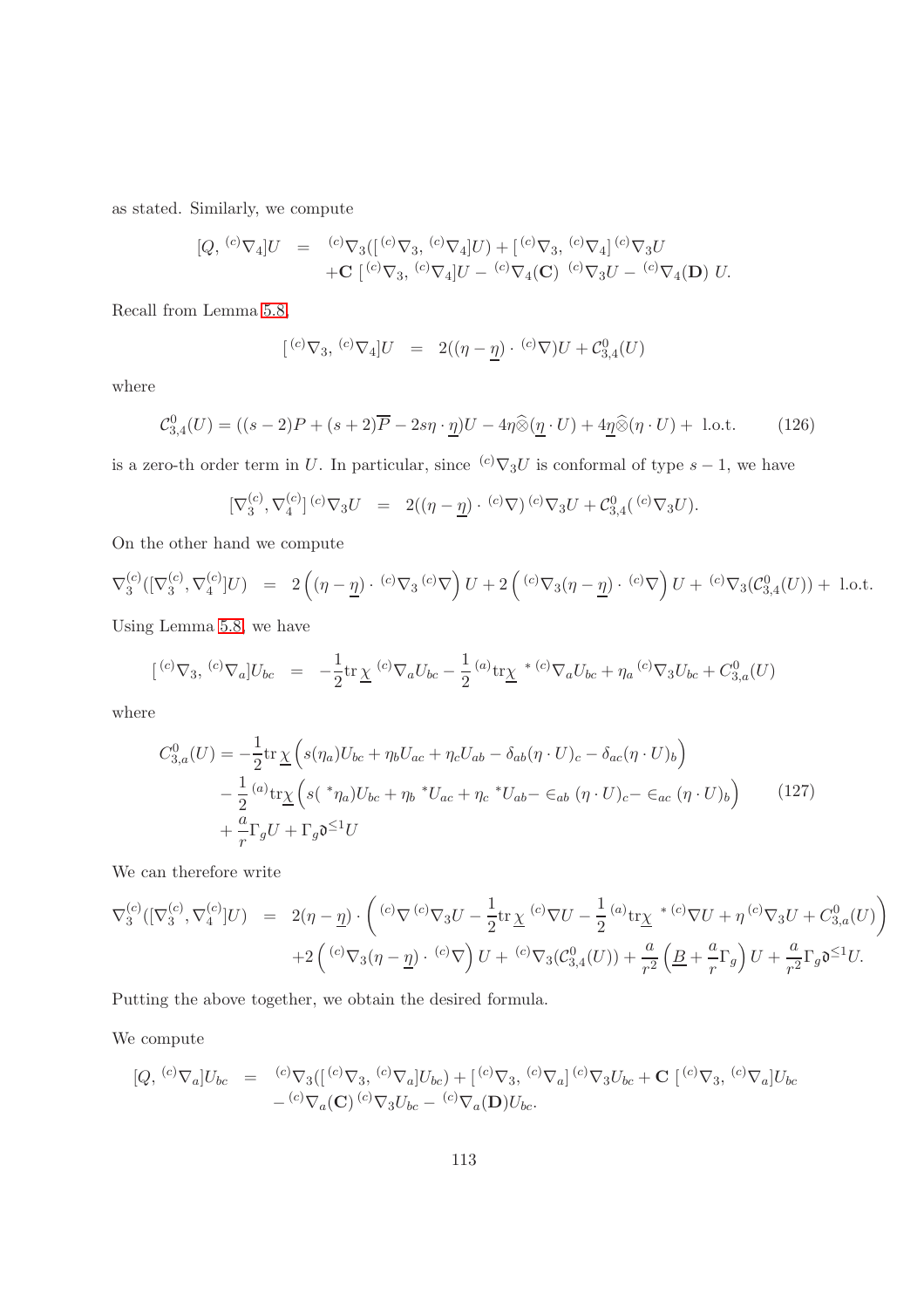as stated. Similarly, we compute

$$
\begin{aligned}
[Q, {}^{(c)}\nabla_4]U &= {}^{(c)}\nabla_3([{}^{(c)}\nabla_3, {}^{(c)}\nabla_4]U) + [{}^{(c)}\nabla_3, {}^{(c)}\nabla_4]\, {}^{(c)}\nabla_3 U \\
&\quad + \mathbf{C}\, [{}^{(c)}\nabla_3, {}^{(c)}\nabla_4]U - {}^{(c)}\nabla_4(\mathbf{C})\, {}^{(c)}\nabla_3 U - {}^{(c)}\nabla_4(\mathbf{D})\, U.
\end{aligned}
$$

Recall from Lemma 5.8,

$$
[{}^{(c)}\nabla_3, {}^{(c)}\nabla_4]U = 2((\eta - \underline{\eta}) \cdot {}^{(c)}\nabla)U + \mathcal{C}^0_{3,4}(U)
$$

where

$$
\mathcal{C}^0_{3,4}(U) = ((s-2)P + (s+2)\overline{P} - 2s\eta \cdot \underline{\eta})U - 4\eta \widehat{\otimes}(\underline{\eta} \cdot U) + 4\underline{\eta} \widehat{\otimes}(\eta \cdot U) + \text{ l.o.t.} \tag{126}
$$

is a zero-th order term in $U$. In particular, since ${}^{(c)}\nabla_3 U$ is conformal of type $s-1$, we have

$$
[\nabla_3^{(c)}, \nabla_4^{(c)}]\, {}^{(c)}\nabla_3 U = 2((\eta - \underline{\eta}) \cdot {}^{(c)}\nabla)\, {}^{(c)}\nabla_3 U + \mathcal{C}^0_{3,4}({}^{(c)}\nabla_3 U).
$$

On the other hand we compute

$$
\nabla_3^{(c)}([\nabla_3^{(c)}, \nabla_4^{(c)}]U) = 2\left((\eta - \underline{\eta}) \cdot {}^{(c)}\nabla_3\, {}^{(c)}\nabla\right)U + 2\left({}^{(c)}\nabla_3(\eta - \underline{\eta}) \cdot {}^{(c)}\nabla\right)U + {}^{(c)}\nabla_3(\mathcal{C}^0_{3,4}(U)) + \text{ l.o.t.}
$$

Using Lemma 5.8, we have

$$
[{}^{(c)}\nabla_3, {}^{(c)}\nabla_a]U_{bc} = -\frac{1}{2}\text{tr}\, \underline{\chi}\, {}^{(c)}\nabla_a U_{bc} - \frac{1}{2}\, {}^{(a)}\text{tr}\underline{\chi}\, {}^*\, {}^{(c)}\nabla_a U_{bc} + \eta_a\, {}^{(c)}\nabla_3 U_{bc} + C^0_{3,a}(U)
$$

where

$$
\begin{aligned}
C^0_{3,a}(U) &= -\frac{1}{2}\text{tr}\, \underline{\chi} \left(s(\eta_a)U_{bc} + \eta_b U_{ac} + \eta_c U_{ab} - \delta_{ab}(\eta \cdot U)_c - \delta_{ac}(\eta \cdot U)_b\right) \\
&\quad - \frac{1}{2}\, {}^{(a)}\text{tr}\underline{\chi} \left(s({}^*\eta_a)U_{bc} + \eta_b\, {}^*U_{ac} + \eta_c\, {}^*U_{ab} - \in_{ab} (\eta \cdot U)_c - \in_{ac} (\eta \cdot U)_b\right) \\
&\quad + \frac{a}{r}\Gamma_g U + \Gamma_g \mathfrak{d}^{\leq 1} U
\end{aligned} \tag{127}
$$

We can therefore write

$$
\begin{aligned}
\nabla_3^{(c)}([\nabla_3^{(c)}, \nabla_4^{(c)}]U) &= 2(\eta - \underline{\eta}) \cdot \left({}^{(c)}\nabla\, {}^{(c)}\nabla_3 U - \frac{1}{2}\text{tr}\, \underline{\chi}\, {}^{(c)}\nabla U - \frac{1}{2}\, {}^{(a)}\text{tr}\underline{\chi}\, {}^*\, {}^{(c)}\nabla U + \eta\, {}^{(c)}\nabla_3 U + C^0_{3,a}(U)\right) \\
&\quad + 2\left({}^{(c)}\nabla_3(\eta - \underline{\eta}) \cdot {}^{(c)}\nabla\right)U + {}^{(c)}\nabla_3(\mathcal{C}^0_{3,4}(U)) + \frac{a}{r^2}\left(\underline{B} + \frac{a}{r}\Gamma_g\right)U + \frac{a}{r^2}\Gamma_g \mathfrak{d}^{\leq 1} U.
\end{aligned}
$$

Putting the above together, we obtain the desired formula.

We compute

$$
\begin{aligned}
[Q, {}^{(c)}\nabla_a]U_{bc} &= {}^{(c)}\nabla_3([{}^{(c)}\nabla_3, {}^{(c)}\nabla_a]U_{bc}) + [{}^{(c)}\nabla_3, {}^{(c)}\nabla_a]\, {}^{(c)}\nabla_3 U_{bc} + \mathbf{C}\, [{}^{(c)}\nabla_3, {}^{(c)}\nabla_a]U_{bc} \\
&\quad - {}^{(c)}\nabla_a(\mathbf{C})\, {}^{(c)}\nabla_3 U_{bc} - {}^{(c)}\nabla_a(\mathbf{D})U_{bc}.
\end{aligned}
$$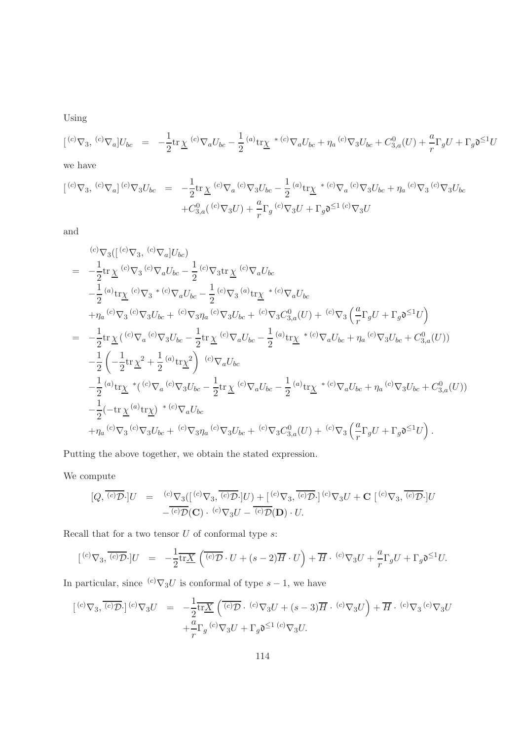Using

$$[\,{}^{(c)}\nabla_3,\,{}^{(c)}\nabla_a]U_{bc} \;=\; -\frac{1}{2}\mathrm{tr}\,\underline{\chi}\,{}^{(c)}\nabla_a U_{bc} - \frac{1}{2}{}^{(a)}\mathrm{tr}\underline{\chi}\,{}^*{}^{(c)}\nabla_a U_{bc} + \eta_a\,{}^{(c)}\nabla_3 U_{bc} + C^0_{3,a}(U) + \frac{a}{r}\Gamma_g U + \Gamma_g \mathfrak{d}^{\le 1} U$$

we have

$$\begin{aligned}
[\,{}^{(c)}\nabla_3,\,{}^{(c)}\nabla_a]\,{}^{(c)}\nabla_3 U_{bc} \;=\;& -\frac{1}{2}\mathrm{tr}\,\underline{\chi}\,{}^{(c)}\nabla_a\,{}^{(c)}\nabla_3 U_{bc} - \frac{1}{2}{}^{(a)}\mathrm{tr}\underline{\chi}\,{}^*{}^{(c)}\nabla_a\,{}^{(c)}\nabla_3 U_{bc} + \eta_a\,{}^{(c)}\nabla_3\,{}^{(c)}\nabla_3 U_{bc}\\
&+C^0_{3,a}({}^{(c)}\nabla_3 U) + \frac{a}{r}\Gamma_g\,{}^{(c)}\nabla_3 U + \Gamma_g \mathfrak{d}^{\le 1}\,{}^{(c)}\nabla_3 U
\end{aligned}$$

and

$$\begin{aligned}
&{}^{(c)}\nabla_3([\,{}^{(c)}\nabla_3,\,{}^{(c)}\nabla_a]U_{bc})\\
=\;& -\frac{1}{2}\mathrm{tr}\,\underline{\chi}\,{}^{(c)}\nabla_3\,{}^{(c)}\nabla_a U_{bc} - \frac{1}{2}\,{}^{(c)}\nabla_3\mathrm{tr}\,\underline{\chi}\,{}^{(c)}\nabla_a U_{bc}\\
&-\frac{1}{2}{}^{(a)}\mathrm{tr}\underline{\chi}\,{}^{(c)}\nabla_3\,{}^*{}^{(c)}\nabla_a U_{bc} - \frac{1}{2}\,{}^{(c)}\nabla_3\,{}^{(a)}\mathrm{tr}\underline{\chi}\,{}^*{}^{(c)}\nabla_a U_{bc}\\
&+\eta_a\,{}^{(c)}\nabla_3\,{}^{(c)}\nabla_3 U_{bc} + {}^{(c)}\nabla_3\eta_a\,{}^{(c)}\nabla_3 U_{bc} + {}^{(c)}\nabla_3 C^0_{3,a}(U) + {}^{(c)}\nabla_3\left(\frac{a}{r}\Gamma_g U + \Gamma_g\mathfrak{d}^{\le 1}U\right)\\
=\;& -\frac{1}{2}\mathrm{tr}\,\underline{\chi}\,(\,{}^{(c)}\nabla_a\,{}^{(c)}\nabla_3 U_{bc} - \frac{1}{2}\mathrm{tr}\,\underline{\chi}\,{}^{(c)}\nabla_a U_{bc} - \frac{1}{2}{}^{(a)}\mathrm{tr}\underline{\chi}\,{}^*{}^{(c)}\nabla_a U_{bc} + \eta_a\,{}^{(c)}\nabla_3 U_{bc} + C^0_{3,a}(U))\\
&-\frac{1}{2}\left(-\frac{1}{2}\mathrm{tr}\,\underline{\chi}^2 + \frac{1}{2}{}^{(a)}\mathrm{tr}\underline{\chi}^2\right)\,{}^{(c)}\nabla_a U_{bc}\\
&-\frac{1}{2}{}^{(a)}\mathrm{tr}\underline{\chi}\,{}^*(\,{}^{(c)}\nabla_a\,{}^{(c)}\nabla_3 U_{bc} - \frac{1}{2}\mathrm{tr}\,\underline{\chi}\,{}^{(c)}\nabla_a U_{bc} - \frac{1}{2}{}^{(a)}\mathrm{tr}\underline{\chi}\,{}^*{}^{(c)}\nabla_a U_{bc} + \eta_a\,{}^{(c)}\nabla_3 U_{bc} + C^0_{3,a}(U))\\
&-\frac{1}{2}(-\mathrm{tr}\,\underline{\chi}\,{}^{(a)}\mathrm{tr}\underline{\chi})\,{}^*{}^{(c)}\nabla_a U_{bc}\\
&+\eta_a\,{}^{(c)}\nabla_3\,{}^{(c)}\nabla_3 U_{bc} + {}^{(c)}\nabla_3\eta_a\,{}^{(c)}\nabla_3 U_{bc} + {}^{(c)}\nabla_3 C^0_{3,a}(U) + {}^{(c)}\nabla_3\left(\frac{a}{r}\Gamma_g U + \Gamma_g\mathfrak{d}^{\le 1}U\right).
\end{aligned}$$

Putting the above together, we obtain the stated expression.

We compute

$$\begin{aligned}
[Q,\,\overline{{}^{(c)}\mathcal{D}}\cdot]U \;=\;& {}^{(c)}\nabla_3([\,{}^{(c)}\nabla_3,\,\overline{{}^{(c)}\mathcal{D}}\cdot]U) + [\,{}^{(c)}\nabla_3,\,\overline{{}^{(c)}\mathcal{D}}\cdot]\,{}^{(c)}\nabla_3 U + \mathbf{C}\,[\,{}^{(c)}\nabla_3,\,\overline{{}^{(c)}\mathcal{D}}\cdot]U\\
&-\overline{{}^{(c)}\mathcal{D}}(\mathbf{C})\cdot\,{}^{(c)}\nabla_3 U - \overline{{}^{(c)}\mathcal{D}}(\mathbf{D})\cdot U.
\end{aligned}$$

Recall that for a two tensor $U$ of conformal type $s$:

$$[\,{}^{(c)}\nabla_3,\,\overline{{}^{(c)}\mathcal{D}}\cdot]U \;=\; -\frac{1}{2}\overline{\mathrm{tr}\underline{X}}\left(\overline{{}^{(c)}\mathcal{D}}\cdot U + (s-2)\overline{H}\cdot U\right) + \overline{H}\cdot\,{}^{(c)}\nabla_3 U + \frac{a}{r}\Gamma_g U + \Gamma_g\mathfrak{d}^{\le 1}U.$$

In particular, since ${}^{(c)}\nabla_3 U$ is conformal of type $s-1$, we have

$$\begin{aligned}
[\,{}^{(c)}\nabla_3,\,\overline{{}^{(c)}\mathcal{D}}\cdot]\,{}^{(c)}\nabla_3 U \;=\;& -\frac{1}{2}\overline{\mathrm{tr}\underline{X}}\left(\overline{{}^{(c)}\mathcal{D}}\cdot\,{}^{(c)}\nabla_3 U + (s-3)\overline{H}\cdot\,{}^{(c)}\nabla_3 U\right) + \overline{H}\cdot\,{}^{(c)}\nabla_3\,{}^{(c)}\nabla_3 U\\
&+\frac{a}{r}\Gamma_g\,{}^{(c)}\nabla_3 U + \Gamma_g\mathfrak{d}^{\le 1}\,{}^{(c)}\nabla_3 U.
\end{aligned}$$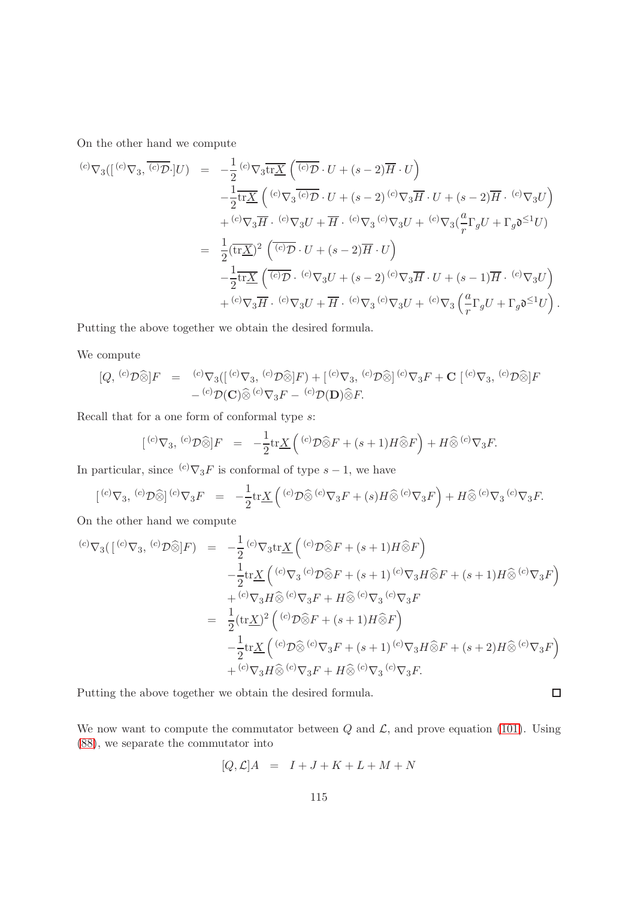On the other hand we compute

$$
\begin{aligned}
{}^{(c)}\nabla_3([{}^{(c)}\nabla_3, \overline{{}^{(c)}\mathcal{D}}\cdot]U) &= -\frac{1}{2}{}^{(c)}\nabla_3\overline{\mathrm{tr}\underline{X}}\left(\overline{{}^{(c)}\mathcal{D}}\cdot U+(s-2)\overline{H}\cdot U\right)\\
&\quad -\frac{1}{2}\overline{\mathrm{tr}\underline{X}}\left({}^{(c)}\nabla_3\overline{{}^{(c)}\mathcal{D}}\cdot U+(s-2)\,{}^{(c)}\nabla_3\overline{H}\cdot U+(s-2)\overline{H}\cdot{}^{(c)}\nabla_3 U\right)\\
&\quad +{}^{(c)}\nabla_3\overline{H}\cdot{}^{(c)}\nabla_3 U+\overline{H}\cdot{}^{(c)}\nabla_3{}^{(c)}\nabla_3 U+{}^{(c)}\nabla_3\big(\frac{a}{r}\Gamma_g U+\Gamma_g\mathfrak{d}^{\leq 1}U\big)\\
&= \frac{1}{2}(\overline{\mathrm{tr}\underline{X}})^2\left(\overline{{}^{(c)}\mathcal{D}}\cdot U+(s-2)\overline{H}\cdot U\right)\\
&\quad -\frac{1}{2}\overline{\mathrm{tr}\underline{X}}\left(\overline{{}^{(c)}\mathcal{D}}\cdot{}^{(c)}\nabla_3 U+(s-2)\,{}^{(c)}\nabla_3\overline{H}\cdot U+(s-1)\overline{H}\cdot{}^{(c)}\nabla_3 U\right)\\
&\quad +{}^{(c)}\nabla_3\overline{H}\cdot{}^{(c)}\nabla_3 U+\overline{H}\cdot{}^{(c)}\nabla_3{}^{(c)}\nabla_3 U+{}^{(c)}\nabla_3\left(\frac{a}{r}\Gamma_g U+\Gamma_g\mathfrak{d}^{\leq 1}U\right).
\end{aligned}
$$

Putting the above together we obtain the desired formula.

We compute

$$
\begin{aligned}
[Q, {}^{(c)}\mathcal{D}\widehat{\otimes}]F &= {}^{(c)}\nabla_3([{}^{(c)}\nabla_3, {}^{(c)}\mathcal{D}\widehat{\otimes}]F)+[{}^{(c)}\nabla_3, {}^{(c)}\mathcal{D}\widehat{\otimes}]\,{}^{(c)}\nabla_3 F+\mathbf{C}\,[{}^{(c)}\nabla_3, {}^{(c)}\mathcal{D}\widehat{\otimes}]F\\
&\quad -{}^{(c)}\mathcal{D}(\mathbf{C})\widehat{\otimes}\,{}^{(c)}\nabla_3 F-{}^{(c)}\mathcal{D}(\mathbf{D})\widehat{\otimes}F.
\end{aligned}
$$

Recall that for a one form of conformal type $s$:

$$
[{}^{(c)}\nabla_3, {}^{(c)}\mathcal{D}\widehat{\otimes}]F = -\frac{1}{2}\mathrm{tr}\underline{X}\left({}^{(c)}\mathcal{D}\widehat{\otimes}F+(s+1)H\widehat{\otimes}F\right)+H\widehat{\otimes}\,{}^{(c)}\nabla_3 F.
$$

In particular, since ${}^{(c)}\nabla_3 F$ is conformal of type $s-1$, we have

$$
[{}^{(c)}\nabla_3, {}^{(c)}\mathcal{D}\widehat{\otimes}]\,{}^{(c)}\nabla_3 F = -\frac{1}{2}\mathrm{tr}\underline{X}\left({}^{(c)}\mathcal{D}\widehat{\otimes}\,{}^{(c)}\nabla_3 F+(s)H\widehat{\otimes}\,{}^{(c)}\nabla_3 F\right)+H\widehat{\otimes}\,{}^{(c)}\nabla_3{}^{(c)}\nabla_3 F.
$$

On the other hand we compute

$$
\begin{aligned}
{}^{(c)}\nabla_3([{}^{(c)}\nabla_3, {}^{(c)}\mathcal{D}\widehat{\otimes}]F) &= -\frac{1}{2}{}^{(c)}\nabla_3\mathrm{tr}\underline{X}\left({}^{(c)}\mathcal{D}\widehat{\otimes}F+(s+1)H\widehat{\otimes}F\right)\\
&\quad -\frac{1}{2}\mathrm{tr}\underline{X}\left({}^{(c)}\nabla_3{}^{(c)}\mathcal{D}\widehat{\otimes}F+(s+1)\,{}^{(c)}\nabla_3 H\widehat{\otimes}F+(s+1)H\widehat{\otimes}\,{}^{(c)}\nabla_3 F\right)\\
&\quad +{}^{(c)}\nabla_3 H\widehat{\otimes}\,{}^{(c)}\nabla_3 F+H\widehat{\otimes}\,{}^{(c)}\nabla_3{}^{(c)}\nabla_3 F\\
&= \frac{1}{2}(\mathrm{tr}\underline{X})^2\left({}^{(c)}\mathcal{D}\widehat{\otimes}F+(s+1)H\widehat{\otimes}F\right)\\
&\quad -\frac{1}{2}\mathrm{tr}\underline{X}\left({}^{(c)}\mathcal{D}\widehat{\otimes}\,{}^{(c)}\nabla_3 F+(s+1)\,{}^{(c)}\nabla_3 H\widehat{\otimes}F+(s+2)H\widehat{\otimes}\,{}^{(c)}\nabla_3 F\right)\\
&\quad +{}^{(c)}\nabla_3 H\widehat{\otimes}\,{}^{(c)}\nabla_3 F+H\widehat{\otimes}\,{}^{(c)}\nabla_3{}^{(c)}\nabla_3 F.
\end{aligned}
$$

Putting the above together we obtain the desired formula. □

We now want to compute the commutator between $Q$ and $\mathcal{L}$, and prove equation (101). Using (88), we separate the commutator into

$$
[Q,\mathcal{L}]A = I+J+K+L+M+N
$$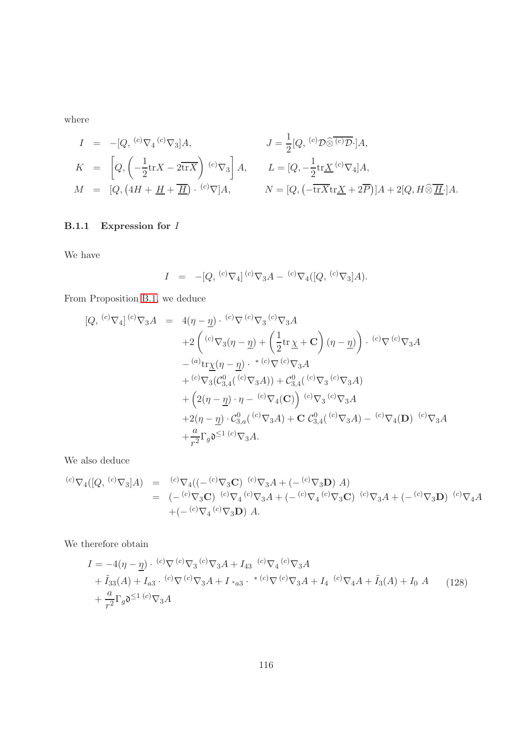where

$$
\begin{aligned}
I &= -[Q, {}^{(c)}\nabla_4 {}^{(c)}\nabla_3]A, & J &= \frac{1}{2}[Q, {}^{(c)}\mathcal{D}\widehat{\otimes}\overline{{}^{(c)}\mathcal{D}}\cdot]A,\\
K &= \left[Q, \left(-\frac{1}{2}\mathrm{tr}X - 2\overline{\mathrm{tr}X}\right) {}^{(c)}\nabla_3\right] A, & L &= [Q, -\frac{1}{2}\mathrm{tr}\underline{X}\, {}^{(c)}\nabla_4]A,\\
M &= [Q, \left(4H + \underline{H} + \overline{\underline{H}}\right) \cdot {}^{(c)}\nabla]A, & N &= [Q, \left(-\overline{\mathrm{tr}X}\mathrm{tr}\underline{X} + 2\overline{P}\right)]A + 2[Q, H\widehat{\otimes}\overline{\underline{H}}\cdot]A.
\end{aligned}
$$

### B.1.1 Expression for $I$

We have

$$
I \;=\; -[Q, {}^{(c)}\nabla_4]\, {}^{(c)}\nabla_3 A - {}^{(c)}\nabla_4([Q, {}^{(c)}\nabla_3]A).
$$

From Proposition B.1, we deduce

$$
\begin{aligned}
[Q, {}^{(c)}\nabla_4]\, {}^{(c)}\nabla_3 A \;=\;& 4(\eta - \underline{\eta}) \cdot {}^{(c)}\nabla\, {}^{(c)}\nabla_3\, {}^{(c)}\nabla_3 A\\
&+2\left({}^{(c)}\nabla_3(\eta - \underline{\eta}) + \left(\frac{1}{2}\mathrm{tr}\,\underline{\chi} + \mathbf{C}\right)(\eta - \underline{\eta})\right) \cdot {}^{(c)}\nabla\, {}^{(c)}\nabla_3 A\\
&- {}^{(a)}\mathrm{tr}\underline{\chi}(\eta - \underline{\eta}) \cdot {}^{*\,(c)}\nabla\, {}^{(c)}\nabla_3 A\\
&+ {}^{(c)}\nabla_3(\mathcal{C}^0_{3,4}({}^{(c)}\nabla_3 A)) + \mathcal{C}^0_{3,4}({}^{(c)}\nabla_3\, {}^{(c)}\nabla_3 A)\\
&+ \left(2(\eta - \underline{\eta}) \cdot \eta - {}^{(c)}\nabla_4(\mathbf{C})\right)\, {}^{(c)}\nabla_3\, {}^{(c)}\nabla_3 A\\
&+2(\eta - \underline{\eta}) \cdot \mathcal{C}^0_{3,a}({}^{(c)}\nabla_3 A) + \mathbf{C}\; \mathcal{C}^0_{3,4}({}^{(c)}\nabla_3 A) - {}^{(c)}\nabla_4(\mathbf{D})\; {}^{(c)}\nabla_3 A\\
&+\frac{a}{r^2}\Gamma_g \mathfrak{d}^{\leq 1}\, {}^{(c)}\nabla_3 A.
\end{aligned}
$$

We also deduce

$$
\begin{aligned}
{}^{(c)}\nabla_4([Q, {}^{(c)}\nabla_3]A) \;=\;& {}^{(c)}\nabla_4((-\, {}^{(c)}\nabla_3\mathbf{C})\; {}^{(c)}\nabla_3 A + (-\, {}^{(c)}\nabla_3\mathbf{D})\; A)\\
=\;& (-\, {}^{(c)}\nabla_3\mathbf{C})\; {}^{(c)}\nabla_4\, {}^{(c)}\nabla_3 A + (-\, {}^{(c)}\nabla_4\, {}^{(c)}\nabla_3\mathbf{C})\; {}^{(c)}\nabla_3 A + (-\, {}^{(c)}\nabla_3\mathbf{D})\; {}^{(c)}\nabla_4 A\\
&+(-\, {}^{(c)}\nabla_4\, {}^{(c)}\nabla_3\mathbf{D})\; A.
\end{aligned}
$$

We therefore obtain

$$
\begin{aligned}
I =& -4(\eta - \underline{\eta}) \cdot {}^{(c)}\nabla\, {}^{(c)}\nabla_3\, {}^{(c)}\nabla_3 A + I_{43}\; {}^{(c)}\nabla_4\, {}^{(c)}\nabla_3 A\\
&+ \tilde{I}_{33}(A) + I_{a3} \cdot {}^{(c)}\nabla\, {}^{(c)}\nabla_3 A + I_{\,*a3} \cdot {}^{*\,(c)}\nabla\, {}^{(c)}\nabla_3 A + I_4\; {}^{(c)}\nabla_4 A + \tilde{I}_3(A) + I_0\; A\\
&+ \frac{a}{r^2}\Gamma_g \mathfrak{d}^{\leq 1}\, {}^{(c)}\nabla_3 A
\end{aligned} \tag{128}
$$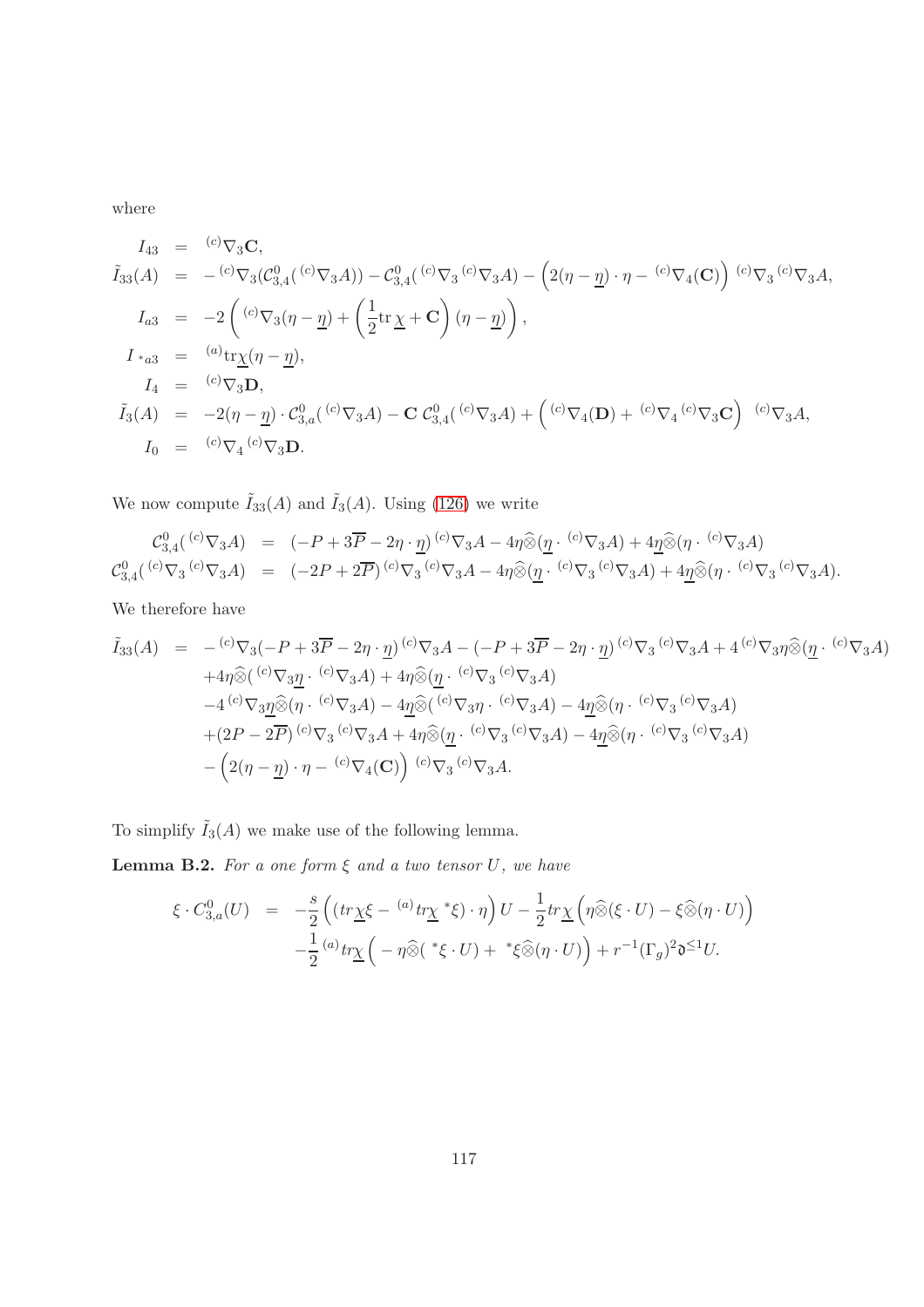where

$$
\begin{aligned}
I_{43} &= {}^{(c)}\nabla_3 \mathbf{C},\\
\tilde{I}_{33}(A) &= -{}^{(c)}\nabla_3(\mathcal{C}^0_{3,4}({}^{(c)}\nabla_3 A)) - \mathcal{C}^0_{3,4}({}^{(c)}\nabla_3{}^{(c)}\nabla_3 A) - \Big(2(\eta-\underline{\eta})\cdot\eta - {}^{(c)}\nabla_4(\mathbf{C})\Big)\,{}^{(c)}\nabla_3{}^{(c)}\nabla_3 A,\\
I_{a3} &= -2\left({}^{(c)}\nabla_3(\eta-\underline{\eta}) + \left(\frac{1}{2}\mathrm{tr}\,\underline{\chi} + \mathbf{C}\right)(\eta-\underline{\eta})\right),\\
I_{{}^*a3} &= {}^{(a)}\mathrm{tr}\underline{\chi}(\eta-\underline{\eta}),\\
I_4 &= {}^{(c)}\nabla_3 \mathbf{D},\\
\tilde{I}_3(A) &= -2(\eta-\underline{\eta})\cdot \mathcal{C}^0_{3,a}({}^{(c)}\nabla_3 A) - \mathbf{C}\,\mathcal{C}^0_{3,4}({}^{(c)}\nabla_3 A) + \Big({}^{(c)}\nabla_4(\mathbf{D}) + {}^{(c)}\nabla_4{}^{(c)}\nabla_3\mathbf{C}\Big)\;{}^{(c)}\nabla_3 A,\\
I_0 &= {}^{(c)}\nabla_4{}^{(c)}\nabla_3\mathbf{D}.
\end{aligned}
$$

We now compute $\tilde{I}_{33}(A)$ and $\tilde{I}_3(A)$. Using (126) we write

$$
\begin{aligned}
\mathcal{C}^0_{3,4}({}^{(c)}\nabla_3 A) &= (-P + 3\overline{P} - 2\eta\cdot\underline{\eta})\,{}^{(c)}\nabla_3 A - 4\eta\widehat{\otimes}(\underline{\eta}\cdot{}^{(c)}\nabla_3 A) + 4\underline{\eta}\widehat{\otimes}(\eta\cdot{}^{(c)}\nabla_3 A)\\
\mathcal{C}^0_{3,4}({}^{(c)}\nabla_3{}^{(c)}\nabla_3 A) &= (-2P + 2\overline{P})\,{}^{(c)}\nabla_3{}^{(c)}\nabla_3 A - 4\eta\widehat{\otimes}(\underline{\eta}\cdot{}^{(c)}\nabla_3{}^{(c)}\nabla_3 A) + 4\underline{\eta}\widehat{\otimes}(\eta\cdot{}^{(c)}\nabla_3{}^{(c)}\nabla_3 A).
\end{aligned}
$$

We therefore have

$$
\begin{aligned}
\tilde{I}_{33}(A) &= -{}^{(c)}\nabla_3(-P + 3\overline{P} - 2\eta\cdot\underline{\eta})\,{}^{(c)}\nabla_3 A - (-P + 3\overline{P} - 2\eta\cdot\underline{\eta})\,{}^{(c)}\nabla_3{}^{(c)}\nabla_3 A + 4\,{}^{(c)}\nabla_3\eta\widehat{\otimes}(\underline{\eta}\cdot{}^{(c)}\nabla_3 A)\\
&\quad + 4\eta\widehat{\otimes}({}^{(c)}\nabla_3\underline{\eta}\cdot{}^{(c)}\nabla_3 A) + 4\eta\widehat{\otimes}(\underline{\eta}\cdot{}^{(c)}\nabla_3{}^{(c)}\nabla_3 A)\\
&\quad - 4\,{}^{(c)}\nabla_3\underline{\eta}\widehat{\otimes}(\eta\cdot{}^{(c)}\nabla_3 A) - 4\underline{\eta}\widehat{\otimes}({}^{(c)}\nabla_3\eta\cdot{}^{(c)}\nabla_3 A) - 4\underline{\eta}\widehat{\otimes}(\eta\cdot{}^{(c)}\nabla_3{}^{(c)}\nabla_3 A)\\
&\quad + (2P - 2\overline{P})\,{}^{(c)}\nabla_3{}^{(c)}\nabla_3 A + 4\eta\widehat{\otimes}(\underline{\eta}\cdot{}^{(c)}\nabla_3{}^{(c)}\nabla_3 A) - 4\underline{\eta}\widehat{\otimes}(\eta\cdot{}^{(c)}\nabla_3{}^{(c)}\nabla_3 A)\\
&\quad - \Big(2(\eta-\underline{\eta})\cdot\eta - {}^{(c)}\nabla_4(\mathbf{C})\Big)\,{}^{(c)}\nabla_3{}^{(c)}\nabla_3 A.
\end{aligned}
$$

To simplify $\tilde{I}_3(A)$ we make use of the following lemma.

**Lemma B.2.** *For a one form $\xi$ and a two tensor $U$, we have*

$$
\begin{aligned}
\xi\cdot C^0_{3,a}(U) &= -\frac{s}{2}\Big((tr\underline{\chi}\xi - {}^{(a)}tr\underline{\chi}\,{}^*\xi)\cdot\eta\Big)U - \frac{1}{2}tr\underline{\chi}\Big(\eta\widehat{\otimes}(\xi\cdot U) - \xi\widehat{\otimes}(\eta\cdot U)\Big)\\
&\quad - \frac{1}{2}{}^{(a)}tr\underline{\chi}\Big(-\eta\widehat{\otimes}({}^*\xi\cdot U) + {}^*\xi\widehat{\otimes}(\eta\cdot U)\Big) + r^{-1}(\Gamma_g)^2\mathfrak{d}^{\leq 1}U.
\end{aligned}
$$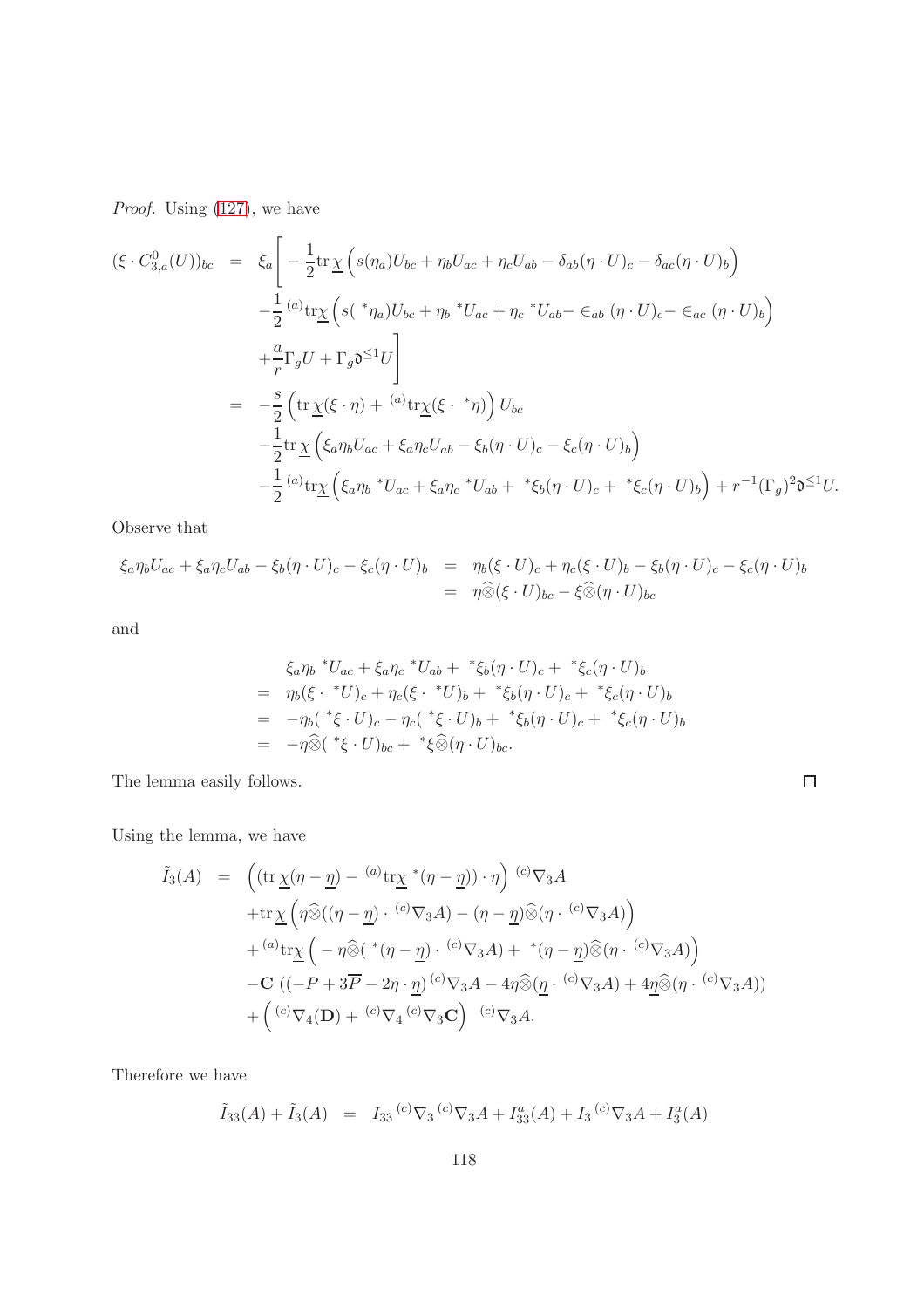*Proof.* Using (127), we have

$$
\begin{aligned}
(\xi\cdot C^0_{3,a}(U))_{bc} &= \xi_a\Bigg[-\frac{1}{2}\mathrm{tr}\,\underline{\chi}\Big(s(\eta_a)U_{bc}+\eta_b U_{ac}+\eta_c U_{ab}-\delta_{ab}(\eta\cdot U)_c-\delta_{ac}(\eta\cdot U)_b\Big)\\
&\quad -\frac{1}{2}{}^{(a)}\mathrm{tr}\underline{\chi}\Big(s({}^*\eta_a)U_{bc}+\eta_b\,{}^*U_{ac}+\eta_c\,{}^*U_{ab}-\in_{ab}(\eta\cdot U)_c-\in_{ac}(\eta\cdot U)_b\Big)\\
&\quad +\frac{a}{r}\Gamma_g U+\Gamma_g\mathfrak{d}^{\leq 1}U\Bigg]\\
&= -\frac{s}{2}\Big(\mathrm{tr}\,\underline{\chi}(\xi\cdot\eta)+{}^{(a)}\mathrm{tr}\underline{\chi}(\xi\cdot{}^*\eta)\Big)U_{bc}\\
&\quad -\frac{1}{2}\mathrm{tr}\,\underline{\chi}\Big(\xi_a\eta_b U_{ac}+\xi_a\eta_c U_{ab}-\xi_b(\eta\cdot U)_c-\xi_c(\eta\cdot U)_b\Big)\\
&\quad -\frac{1}{2}{}^{(a)}\mathrm{tr}\underline{\chi}\Big(\xi_a\eta_b\,{}^*U_{ac}+\xi_a\eta_c\,{}^*U_{ab}+{}^*\xi_b(\eta\cdot U)_c+{}^*\xi_c(\eta\cdot U)_b\Big)+r^{-1}(\Gamma_g)^2\mathfrak{d}^{\leq 1}U.
\end{aligned}
$$

Observe that

$$
\begin{aligned}
\xi_a\eta_b U_{ac}+\xi_a\eta_c U_{ab}-\xi_b(\eta\cdot U)_c-\xi_c(\eta\cdot U)_b &= \eta_b(\xi\cdot U)_c+\eta_c(\xi\cdot U)_b-\xi_b(\eta\cdot U)_c-\xi_c(\eta\cdot U)_b\\
&= \eta\widehat{\otimes}(\xi\cdot U)_{bc}-\xi\widehat{\otimes}(\eta\cdot U)_{bc}
\end{aligned}
$$

and

$$
\begin{aligned}
&\xi_a\eta_b\,{}^*U_{ac}+\xi_a\eta_c\,{}^*U_{ab}+{}^*\xi_b(\eta\cdot U)_c+{}^*\xi_c(\eta\cdot U)_b\\
&= \eta_b(\xi\cdot{}^*U)_c+\eta_c(\xi\cdot{}^*U)_b+{}^*\xi_b(\eta\cdot U)_c+{}^*\xi_c(\eta\cdot U)_b\\
&= -\eta_b({}^*\xi\cdot U)_c-\eta_c({}^*\xi\cdot U)_b+{}^*\xi_b(\eta\cdot U)_c+{}^*\xi_c(\eta\cdot U)_b\\
&= -\eta\widehat{\otimes}({}^*\xi\cdot U)_{bc}+{}^*\xi\widehat{\otimes}(\eta\cdot U)_{bc}.
\end{aligned}
$$

The lemma easily follows. $\square$

Using the lemma, we have

$$
\begin{aligned}
\tilde{I}_3(A) &= \Big((\mathrm{tr}\,\underline{\chi}(\eta-\underline{\eta})-{}^{(a)}\mathrm{tr}\underline{\chi}\,{}^*(\eta-\underline{\eta}))\cdot\eta\Big)\,{}^{(c)}\nabla_3 A\\
&\quad +\mathrm{tr}\,\underline{\chi}\Big(\eta\widehat{\otimes}((\eta-\underline{\eta})\cdot{}^{(c)}\nabla_3 A)-(\eta-\underline{\eta})\widehat{\otimes}(\eta\cdot{}^{(c)}\nabla_3 A)\Big)\\
&\quad +{}^{(a)}\mathrm{tr}\underline{\chi}\Big(-\eta\widehat{\otimes}({}^*(\eta-\underline{\eta})\cdot{}^{(c)}\nabla_3 A)+{}^*(\eta-\underline{\eta})\widehat{\otimes}(\eta\cdot{}^{(c)}\nabla_3 A)\Big)\\
&\quad -\mathbf{C}\,\big((-P+3\overline{P}-2\eta\cdot\underline{\eta})\,{}^{(c)}\nabla_3 A-4\eta\widehat{\otimes}(\underline{\eta}\cdot{}^{(c)}\nabla_3 A)+4\underline{\eta}\widehat{\otimes}(\eta\cdot{}^{(c)}\nabla_3 A)\big)\\
&\quad +\Big({}^{(c)}\nabla_4(\mathbf{D})+{}^{(c)}\nabla_4\,{}^{(c)}\nabla_3\mathbf{C}\Big)\;{}^{(c)}\nabla_3 A.
\end{aligned}
$$

Therefore we have

$$
\tilde{I}_{33}(A)+\tilde{I}_3(A) = I_{33}\,{}^{(c)}\nabla_3\,{}^{(c)}\nabla_3 A+I^a_{33}(A)+I_3\,{}^{(c)}\nabla_3 A+I^a_3(A)
$$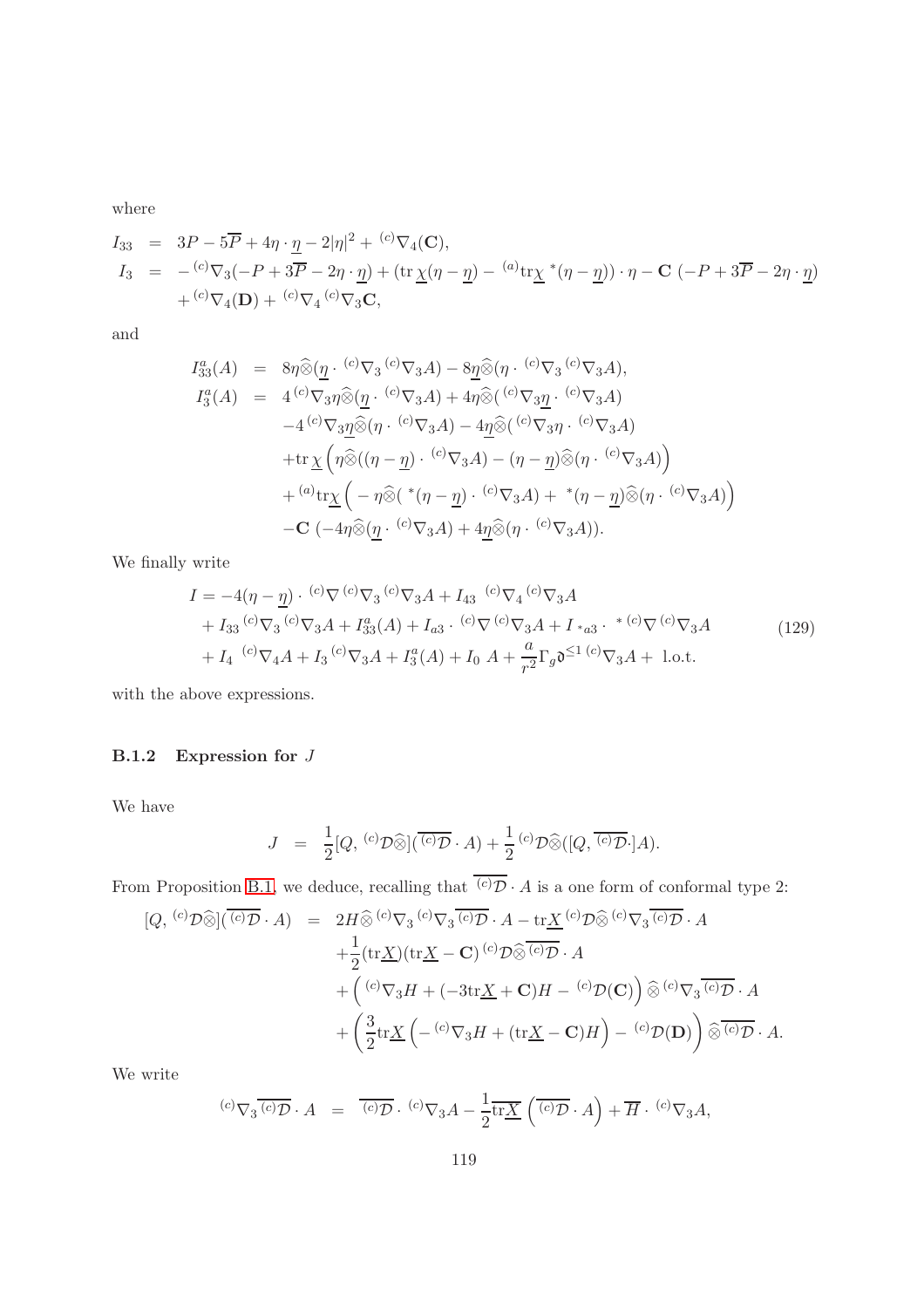where

$$
\begin{aligned}
I_{33} &= 3P - 5\overline{P} + 4\eta\cdot\underline{\eta} - 2|\eta|^2 + {}^{(c)}\nabla_4(\mathbf{C}),\\
I_3 &= -{}^{(c)}\nabla_3(-P + 3\overline{P} - 2\eta\cdot\underline{\eta}) + (\mathrm{tr}\,\underline{\chi}(\eta-\underline{\eta}) - {}^{(a)}\mathrm{tr}\underline{\chi}\,{}^*(\eta-\underline{\eta}))\cdot\eta - \mathbf{C}\,(-P + 3\overline{P} - 2\eta\cdot\underline{\eta})\\
&\quad + {}^{(c)}\nabla_4(\mathbf{D}) + {}^{(c)}\nabla_4\,{}^{(c)}\nabla_3\mathbf{C},
\end{aligned}
$$

and

$$
\begin{aligned}
I^a_{33}(A) &= 8\eta\widehat{\otimes}(\underline{\eta}\cdot{}^{(c)}\nabla_3\,{}^{(c)}\nabla_3 A) - 8\underline{\eta}\widehat{\otimes}(\eta\cdot{}^{(c)}\nabla_3\,{}^{(c)}\nabla_3 A),\\
I^a_3(A) &= 4\,{}^{(c)}\nabla_3\eta\widehat{\otimes}(\underline{\eta}\cdot{}^{(c)}\nabla_3 A) + 4\eta\widehat{\otimes}({}^{(c)}\nabla_3\underline{\eta}\cdot{}^{(c)}\nabla_3 A)\\
&\quad -4\,{}^{(c)}\nabla_3\underline{\eta}\widehat{\otimes}(\eta\cdot{}^{(c)}\nabla_3 A) - 4\underline{\eta}\widehat{\otimes}({}^{(c)}\nabla_3\eta\cdot{}^{(c)}\nabla_3 A)\\
&\quad +\mathrm{tr}\,\underline{\chi}\Big(\eta\widehat{\otimes}((\eta-\underline{\eta})\cdot{}^{(c)}\nabla_3 A) - (\eta-\underline{\eta})\widehat{\otimes}(\eta\cdot{}^{(c)}\nabla_3 A)\Big)\\
&\quad + {}^{(a)}\mathrm{tr}\underline{\chi}\Big(-\eta\widehat{\otimes}({}^*(\eta-\underline{\eta})\cdot{}^{(c)}\nabla_3 A) + {}^*(\eta-\underline{\eta})\widehat{\otimes}(\eta\cdot{}^{(c)}\nabla_3 A)\Big)\\
&\quad -\mathbf{C}\,(-4\eta\widehat{\otimes}(\underline{\eta}\cdot{}^{(c)}\nabla_3 A) + 4\underline{\eta}\widehat{\otimes}(\eta\cdot{}^{(c)}\nabla_3 A)).
\end{aligned}
$$

We finally write

$$
\begin{aligned}
I &= -4(\eta-\underline{\eta})\cdot{}^{(c)}\nabla\,{}^{(c)}\nabla_3\,{}^{(c)}\nabla_3 A + I_{43}\;{}^{(c)}\nabla_4\,{}^{(c)}\nabla_3 A\\
&\quad + I_{33}\,{}^{(c)}\nabla_3\,{}^{(c)}\nabla_3 A + I^a_{33}(A) + I_{a3}\cdot{}^{(c)}\nabla\,{}^{(c)}\nabla_3 A + I_{{}^*a3}\cdot{}^*\,{}^{(c)}\nabla\,{}^{(c)}\nabla_3 A\\
&\quad + I_4\;{}^{(c)}\nabla_4 A + I_3\,{}^{(c)}\nabla_3 A + I^a_3(A) + I_0\;A + \frac{a}{r^2}\Gamma_g\mathfrak{d}^{\leq 1}\,{}^{(c)}\nabla_3 A + \text{ l.o.t.}
\end{aligned}
\tag{129}
$$

with the above expressions.

### B.1.2 Expression for $J$

We have

$$
J \;=\; \frac{1}{2}[Q,\,{}^{(c)}\mathcal{D}\widehat{\otimes}](\overline{{}^{(c)}\mathcal{D}}\cdot A) + \frac{1}{2}\,{}^{(c)}\mathcal{D}\widehat{\otimes}([Q,\overline{{}^{(c)}\mathcal{D}}\cdot]A).
$$

From Proposition B.1, we deduce, recalling that $\overline{{}^{(c)}\mathcal{D}}\cdot A$ is a one form of conformal type 2:

$$
\begin{aligned}
[Q,\,{}^{(c)}\mathcal{D}\widehat{\otimes}](\overline{{}^{(c)}\mathcal{D}}\cdot A) &= 2H\widehat{\otimes}\,{}^{(c)}\nabla_3\,{}^{(c)}\nabla_3\overline{{}^{(c)}\mathcal{D}}\cdot A - \mathrm{tr}\underline{X}\,{}^{(c)}\mathcal{D}\widehat{\otimes}\,{}^{(c)}\nabla_3\overline{{}^{(c)}\mathcal{D}}\cdot A\\
&\quad +\frac{1}{2}(\mathrm{tr}\underline{X})(\mathrm{tr}\underline{X} - \mathbf{C})\,{}^{(c)}\mathcal{D}\widehat{\otimes}\overline{{}^{(c)}\mathcal{D}}\cdot A\\
&\quad + \Big({}^{(c)}\nabla_3 H + (-3\mathrm{tr}\underline{X} + \mathbf{C})H - {}^{(c)}\mathcal{D}(\mathbf{C})\Big)\,\widehat{\otimes}\,{}^{(c)}\nabla_3\overline{{}^{(c)}\mathcal{D}}\cdot A\\
&\quad + \left(\frac{3}{2}\mathrm{tr}\underline{X}\Big(-{}^{(c)}\nabla_3 H + (\mathrm{tr}\underline{X} - \mathbf{C})H\Big) - {}^{(c)}\mathcal{D}(\mathbf{D})\right)\widehat{\otimes}\overline{{}^{(c)}\mathcal{D}}\cdot A.
\end{aligned}
$$

We write

$$
{}^{(c)}\nabla_3\overline{{}^{(c)}\mathcal{D}}\cdot A \;=\; \overline{{}^{(c)}\mathcal{D}}\cdot{}^{(c)}\nabla_3 A - \frac{1}{2}\overline{\mathrm{tr}\underline{X}}\left(\overline{{}^{(c)}\mathcal{D}}\cdot A\right) + \overline{H}\cdot{}^{(c)}\nabla_3 A,
$$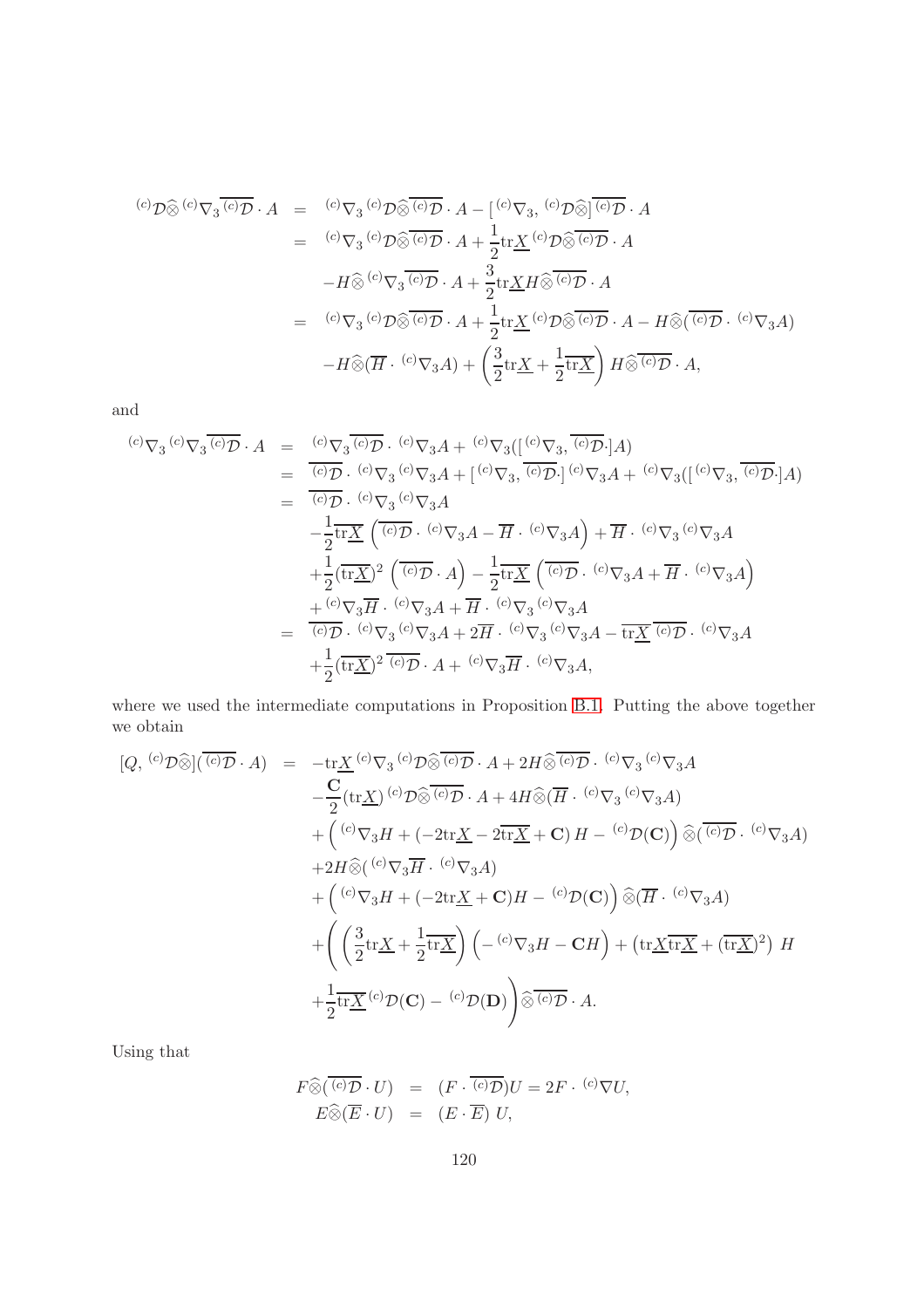$$
\begin{aligned}
{}^{(c)}\mathcal{D}\widehat{\otimes}\,{}^{(c)}\nabla_3\overline{{}^{(c)}\mathcal{D}}\cdot A &= {}^{(c)}\nabla_3\,{}^{(c)}\mathcal{D}\widehat{\otimes}\overline{{}^{(c)}\mathcal{D}}\cdot A-[\,{}^{(c)}\nabla_3,\,{}^{(c)}\mathcal{D}\widehat{\otimes}]\overline{{}^{(c)}\mathcal{D}}\cdot A\\
&= {}^{(c)}\nabla_3\,{}^{(c)}\mathcal{D}\widehat{\otimes}\overline{{}^{(c)}\mathcal{D}}\cdot A+\frac{1}{2}\mathrm{tr}\underline{X}\,{}^{(c)}\mathcal{D}\widehat{\otimes}\overline{{}^{(c)}\mathcal{D}}\cdot A\\
&\quad -H\widehat{\otimes}\,{}^{(c)}\nabla_3\overline{{}^{(c)}\mathcal{D}}\cdot A+\frac{3}{2}\mathrm{tr}\underline{X}H\widehat{\otimes}\overline{{}^{(c)}\mathcal{D}}\cdot A\\
&= {}^{(c)}\nabla_3\,{}^{(c)}\mathcal{D}\widehat{\otimes}\overline{{}^{(c)}\mathcal{D}}\cdot A+\frac{1}{2}\mathrm{tr}\underline{X}\,{}^{(c)}\mathcal{D}\widehat{\otimes}\overline{{}^{(c)}\mathcal{D}}\cdot A-H\widehat{\otimes}(\overline{{}^{(c)}\mathcal{D}}\cdot\,{}^{(c)}\nabla_3A)\\
&\quad -H\widehat{\otimes}(\overline{H}\cdot\,{}^{(c)}\nabla_3A)+\left(\frac{3}{2}\mathrm{tr}\underline{X}+\frac{1}{2}\overline{\mathrm{tr}\underline{X}}\right)H\widehat{\otimes}\overline{{}^{(c)}\mathcal{D}}\cdot A,
\end{aligned}
$$

and

$$
\begin{aligned}
{}^{(c)}\nabla_3\,{}^{(c)}\nabla_3\overline{{}^{(c)}\mathcal{D}}\cdot A &= {}^{(c)}\nabla_3\overline{{}^{(c)}\mathcal{D}}\cdot\,{}^{(c)}\nabla_3A+\,{}^{(c)}\nabla_3([\,{}^{(c)}\nabla_3,\overline{{}^{(c)}\mathcal{D}}\cdot]A)\\
&= \overline{{}^{(c)}\mathcal{D}}\cdot\,{}^{(c)}\nabla_3\,{}^{(c)}\nabla_3A+[\,{}^{(c)}\nabla_3,\overline{{}^{(c)}\mathcal{D}}\cdot]\,{}^{(c)}\nabla_3A+\,{}^{(c)}\nabla_3([\,{}^{(c)}\nabla_3,\overline{{}^{(c)}\mathcal{D}}\cdot]A)\\
&= \overline{{}^{(c)}\mathcal{D}}\cdot\,{}^{(c)}\nabla_3\,{}^{(c)}\nabla_3A\\
&\quad -\frac{1}{2}\overline{\mathrm{tr}\underline{X}}\left(\overline{{}^{(c)}\mathcal{D}}\cdot\,{}^{(c)}\nabla_3A-\overline{H}\cdot\,{}^{(c)}\nabla_3A\right)+\overline{H}\cdot\,{}^{(c)}\nabla_3\,{}^{(c)}\nabla_3A\\
&\quad +\frac{1}{2}(\overline{\mathrm{tr}\underline{X}})^2\left(\overline{{}^{(c)}\mathcal{D}}\cdot A\right)-\frac{1}{2}\overline{\mathrm{tr}\underline{X}}\left(\overline{{}^{(c)}\mathcal{D}}\cdot\,{}^{(c)}\nabla_3A+\overline{H}\cdot\,{}^{(c)}\nabla_3A\right)\\
&\quad +\,{}^{(c)}\nabla_3\overline{H}\cdot\,{}^{(c)}\nabla_3A+\overline{H}\cdot\,{}^{(c)}\nabla_3\,{}^{(c)}\nabla_3A\\
&= \overline{{}^{(c)}\mathcal{D}}\cdot\,{}^{(c)}\nabla_3\,{}^{(c)}\nabla_3A+2\overline{H}\cdot\,{}^{(c)}\nabla_3\,{}^{(c)}\nabla_3A-\overline{\mathrm{tr}\underline{X}}\,\overline{{}^{(c)}\mathcal{D}}\cdot\,{}^{(c)}\nabla_3A\\
&\quad +\frac{1}{2}(\overline{\mathrm{tr}\underline{X}})^2\,\overline{{}^{(c)}\mathcal{D}}\cdot A+\,{}^{(c)}\nabla_3\overline{H}\cdot\,{}^{(c)}\nabla_3A,
\end{aligned}
$$

where we used the intermediate computations in Proposition B.1. Putting the above together we obtain

$$
\begin{aligned}
[Q,\,{}^{(c)}\mathcal{D}\widehat{\otimes}](\overline{{}^{(c)}\mathcal{D}}\cdot A) &= -\mathrm{tr}\underline{X}\,{}^{(c)}\nabla_3\,{}^{(c)}\mathcal{D}\widehat{\otimes}\overline{{}^{(c)}\mathcal{D}}\cdot A+2H\widehat{\otimes}\overline{{}^{(c)}\mathcal{D}}\cdot\,{}^{(c)}\nabla_3\,{}^{(c)}\nabla_3A\\
&\quad -\frac{\mathbf{C}}{2}(\mathrm{tr}\underline{X})\,{}^{(c)}\mathcal{D}\widehat{\otimes}\overline{{}^{(c)}\mathcal{D}}\cdot A+4H\widehat{\otimes}(\overline{H}\cdot\,{}^{(c)}\nabla_3\,{}^{(c)}\nabla_3A)\\
&\quad +\Big(\,{}^{(c)}\nabla_3H+(-2\mathrm{tr}\underline{X}-2\overline{\mathrm{tr}\underline{X}}+\mathbf{C})\,H-\,{}^{(c)}\mathcal{D}(\mathbf{C})\Big)\widehat{\otimes}(\overline{{}^{(c)}\mathcal{D}}\cdot\,{}^{(c)}\nabla_3A)\\
&\quad +2H\widehat{\otimes}(\,{}^{(c)}\nabla_3\overline{H}\cdot\,{}^{(c)}\nabla_3A)\\
&\quad +\Big(\,{}^{(c)}\nabla_3H+(-2\mathrm{tr}\underline{X}+\mathbf{C})H-\,{}^{(c)}\mathcal{D}(\mathbf{C})\Big)\widehat{\otimes}(\overline{H}\cdot\,{}^{(c)}\nabla_3A)\\
&\quad +\Bigg(\left(\frac{3}{2}\mathrm{tr}\underline{X}+\frac{1}{2}\overline{\mathrm{tr}\underline{X}}\right)\Big(-\,{}^{(c)}\nabla_3H-\mathbf{C}H\Big)+\big(\mathrm{tr}\underline{X}\overline{\mathrm{tr}\underline{X}}+(\overline{\mathrm{tr}\underline{X}})^2\big)\,H\\
&\quad +\frac{1}{2}\overline{\mathrm{tr}\underline{X}}\,{}^{(c)}\mathcal{D}(\mathbf{C})-\,{}^{(c)}\mathcal{D}(\mathbf{D})\Bigg)\widehat{\otimes}\overline{{}^{(c)}\mathcal{D}}\cdot A.
\end{aligned}
$$

Using that

$$
\begin{aligned}
F\widehat{\otimes}(\overline{{}^{(c)}\mathcal{D}}\cdot U) &= (F\cdot\overline{{}^{(c)}\mathcal{D}})U=2F\cdot\,{}^{(c)}\nabla U,\\
E\widehat{\otimes}(\overline{E}\cdot U) &= (E\cdot\overline{E})\,U,
\end{aligned}
$$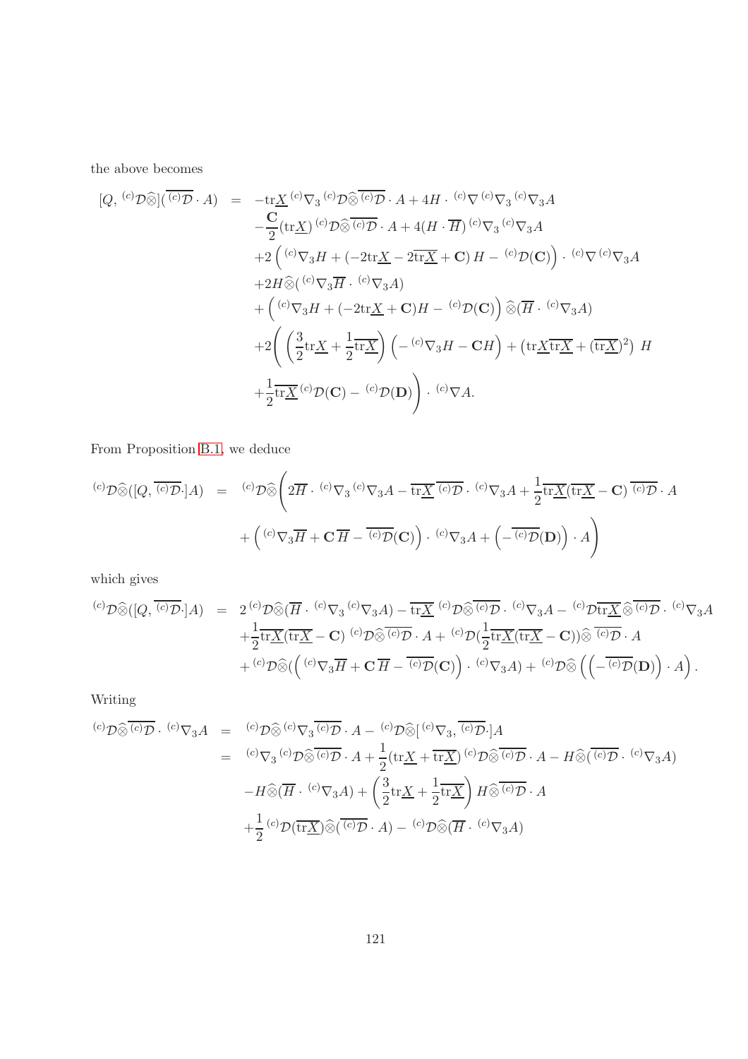the above becomes

$$
\begin{aligned}
[Q, {}^{(c)}\mathcal{D}\widehat{\otimes}](\overline{{}^{(c)}\mathcal{D}}\cdot A) \;=\;& -\mathrm{tr}\underline{X}\,{}^{(c)}\nabla_3\,{}^{(c)}\mathcal{D}\widehat{\otimes}\overline{{}^{(c)}\mathcal{D}}\cdot A + 4H\cdot{}^{(c)}\nabla\,{}^{(c)}\nabla_3\,{}^{(c)}\nabla_3 A\\
&-\frac{\mathbf{C}}{2}(\mathrm{tr}\underline{X})\,{}^{(c)}\mathcal{D}\widehat{\otimes}\overline{{}^{(c)}\mathcal{D}}\cdot A + 4(H\cdot\overline{H})\,{}^{(c)}\nabla_3\,{}^{(c)}\nabla_3 A\\
&+2\left({}^{(c)}\nabla_3 H + (-2\mathrm{tr}\underline{X} - 2\overline{\mathrm{tr}\underline{X}} + \mathbf{C})\,H - {}^{(c)}\mathcal{D}(\mathbf{C})\right)\cdot{}^{(c)}\nabla\,{}^{(c)}\nabla_3 A\\
&+2H\widehat{\otimes}({}^{(c)}\nabla_3\overline{H}\cdot{}^{(c)}\nabla_3 A)\\
&+\left({}^{(c)}\nabla_3 H + (-2\mathrm{tr}\underline{X} + \mathbf{C})H - {}^{(c)}\mathcal{D}(\mathbf{C})\right)\widehat{\otimes}(\overline{H}\cdot{}^{(c)}\nabla_3 A)\\
&+2\Bigg(\left(\frac{3}{2}\mathrm{tr}\underline{X} + \frac{1}{2}\overline{\mathrm{tr}\underline{X}}\right)\left(-{}^{(c)}\nabla_3 H - \mathbf{C}H\right) + \left(\mathrm{tr}\underline{X}\,\overline{\mathrm{tr}\underline{X}} + (\overline{\mathrm{tr}\underline{X}})^2\right)\,H\\
&+\frac{1}{2}\overline{\mathrm{tr}\underline{X}}\,{}^{(c)}\mathcal{D}(\mathbf{C}) - {}^{(c)}\mathcal{D}(\mathbf{D})\Bigg)\cdot{}^{(c)}\nabla A.
\end{aligned}
$$

From Proposition B.1, we deduce

$$
\begin{aligned}
{}^{(c)}\mathcal{D}\widehat{\otimes}([Q, \overline{{}^{(c)}\mathcal{D}}\cdot]A) \;=\;& {}^{(c)}\mathcal{D}\widehat{\otimes}\Bigg(2\overline{H}\cdot{}^{(c)}\nabla_3\,{}^{(c)}\nabla_3 A - \overline{\mathrm{tr}\underline{X}}\,\overline{{}^{(c)}\mathcal{D}}\cdot{}^{(c)}\nabla_3 A + \frac{1}{2}\overline{\mathrm{tr}\underline{X}}(\overline{\mathrm{tr}\underline{X}} - \mathbf{C})\,\overline{{}^{(c)}\mathcal{D}}\cdot A\\
&+\left({}^{(c)}\nabla_3\overline{H} + \mathbf{C}\,\overline{H} - \overline{{}^{(c)}\mathcal{D}}(\mathbf{C})\right)\cdot{}^{(c)}\nabla_3 A + \left(-\overline{{}^{(c)}\mathcal{D}}(\mathbf{D})\right)\cdot A\Bigg)
\end{aligned}
$$

which gives

$$
\begin{aligned}
{}^{(c)}\mathcal{D}\widehat{\otimes}([Q, \overline{{}^{(c)}\mathcal{D}}\cdot]A) \;=\;& 2\,{}^{(c)}\mathcal{D}\widehat{\otimes}(\overline{H}\cdot{}^{(c)}\nabla_3\,{}^{(c)}\nabla_3 A) - \overline{\mathrm{tr}\underline{X}}\,{}^{(c)}\mathcal{D}\widehat{\otimes}\overline{{}^{(c)}\mathcal{D}}\cdot{}^{(c)}\nabla_3 A - {}^{(c)}\mathcal{D}\overline{\mathrm{tr}\underline{X}}\,\widehat{\otimes}\,\overline{{}^{(c)}\mathcal{D}}\cdot{}^{(c)}\nabla_3 A\\
&+\frac{1}{2}\overline{\mathrm{tr}\underline{X}}(\overline{\mathrm{tr}\underline{X}} - \mathbf{C})\,{}^{(c)}\mathcal{D}\widehat{\otimes}\overline{{}^{(c)}\mathcal{D}}\cdot A + {}^{(c)}\mathcal{D}(\frac{1}{2}\overline{\mathrm{tr}\underline{X}}(\overline{\mathrm{tr}\underline{X}} - \mathbf{C}))\widehat{\otimes}\,\overline{{}^{(c)}\mathcal{D}}\cdot A\\
&+{}^{(c)}\mathcal{D}\widehat{\otimes}(\left({}^{(c)}\nabla_3\overline{H} + \mathbf{C}\,\overline{H} - \overline{{}^{(c)}\mathcal{D}}(\mathbf{C})\right)\cdot{}^{(c)}\nabla_3 A) + {}^{(c)}\mathcal{D}\widehat{\otimes}\left(\left(-\overline{{}^{(c)}\mathcal{D}}(\mathbf{D})\right)\cdot A\right).
\end{aligned}
$$

Writing

$$
\begin{aligned}
{}^{(c)}\mathcal{D}\widehat{\otimes}\overline{{}^{(c)}\mathcal{D}}\cdot{}^{(c)}\nabla_3 A \;=\;& {}^{(c)}\mathcal{D}\widehat{\otimes}\,{}^{(c)}\nabla_3\overline{{}^{(c)}\mathcal{D}}\cdot A - {}^{(c)}\mathcal{D}\widehat{\otimes}[{}^{(c)}\nabla_3, \overline{{}^{(c)}\mathcal{D}}\cdot]A\\
=\;& {}^{(c)}\nabla_3\,{}^{(c)}\mathcal{D}\widehat{\otimes}\overline{{}^{(c)}\mathcal{D}}\cdot A + \frac{1}{2}(\mathrm{tr}\underline{X} + \overline{\mathrm{tr}\underline{X}})\,{}^{(c)}\mathcal{D}\widehat{\otimes}\overline{{}^{(c)}\mathcal{D}}\cdot A - H\widehat{\otimes}(\overline{{}^{(c)}\mathcal{D}}\cdot{}^{(c)}\nabla_3 A)\\
&-H\widehat{\otimes}(\overline{H}\cdot{}^{(c)}\nabla_3 A) + \left(\frac{3}{2}\mathrm{tr}\underline{X} + \frac{1}{2}\overline{\mathrm{tr}\underline{X}}\right)H\widehat{\otimes}\overline{{}^{(c)}\mathcal{D}}\cdot A\\
&+\frac{1}{2}\,{}^{(c)}\mathcal{D}(\overline{\mathrm{tr}\underline{X}})\widehat{\otimes}(\overline{{}^{(c)}\mathcal{D}}\cdot A) - {}^{(c)}\mathcal{D}\widehat{\otimes}(\overline{H}\cdot{}^{(c)}\nabla_3 A)
\end{aligned}
$$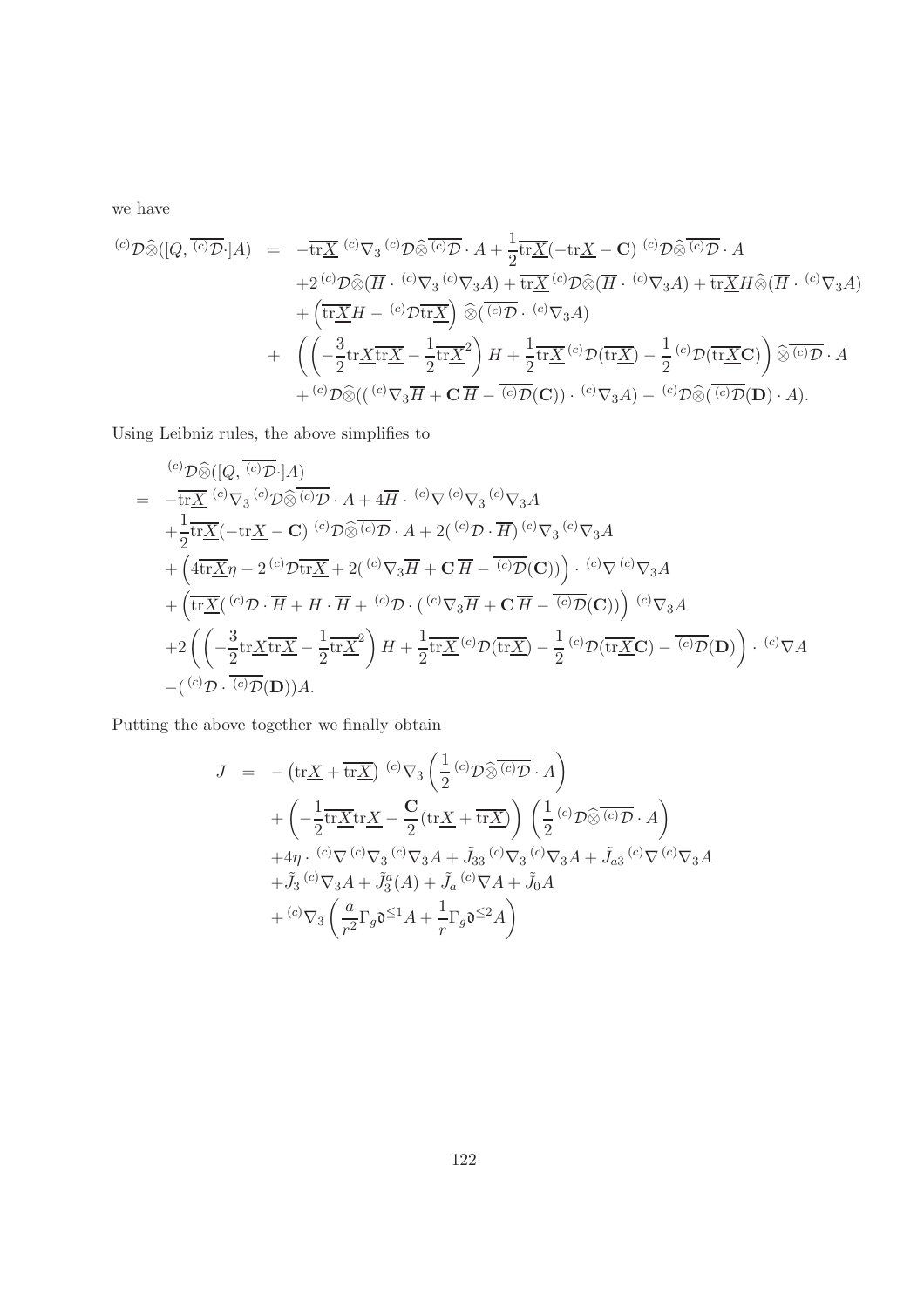we have

$$
\begin{aligned}
{}^{(c)}\mathcal{D}\widehat{\otimes}([Q, \overline{{}^{(c)}\mathcal{D}}\cdot]A) &= -\overline{\mathrm{tr}\underline{X}}\,{}^{(c)}\nabla_3\,{}^{(c)}\mathcal{D}\widehat{\otimes}\overline{{}^{(c)}\mathcal{D}}\cdot A + \frac{1}{2}\overline{\mathrm{tr}\underline{X}}(-\mathrm{tr}\underline{X} - \mathbf{C})\,{}^{(c)}\mathcal{D}\widehat{\otimes}\overline{{}^{(c)}\mathcal{D}}\cdot A\\
&\quad +2\,{}^{(c)}\mathcal{D}\widehat{\otimes}(\overline{H}\cdot\,{}^{(c)}\nabla_3\,{}^{(c)}\nabla_3 A) + \overline{\mathrm{tr}\underline{X}}\,{}^{(c)}\mathcal{D}\widehat{\otimes}(\overline{H}\cdot\,{}^{(c)}\nabla_3 A) + \overline{\mathrm{tr}\underline{X}}H\widehat{\otimes}(\overline{H}\cdot\,{}^{(c)}\nabla_3 A)\\
&\quad +\left(\overline{\mathrm{tr}\underline{X}}H - {}^{(c)}\mathcal{D}\overline{\mathrm{tr}\underline{X}}\right)\widehat{\otimes}(\overline{{}^{(c)}\mathcal{D}}\cdot\,{}^{(c)}\nabla_3 A)\\
&\quad + \left(\left(-\frac{3}{2}\mathrm{tr}\underline{X}\overline{\mathrm{tr}\underline{X}} - \frac{1}{2}\overline{\mathrm{tr}\underline{X}}^2\right)H + \frac{1}{2}\overline{\mathrm{tr}\underline{X}}\,{}^{(c)}\mathcal{D}(\overline{\mathrm{tr}\underline{X}}) - \frac{1}{2}\,{}^{(c)}\mathcal{D}(\overline{\mathrm{tr}\underline{X}}\mathbf{C})\right)\widehat{\otimes}\overline{{}^{(c)}\mathcal{D}}\cdot A\\
&\quad +{}^{(c)}\mathcal{D}\widehat{\otimes}(({}^{(c)}\nabla_3\overline{H} + \mathbf{C}\,\overline{H} - \overline{{}^{(c)}\mathcal{D}}(\mathbf{C}))\cdot\,{}^{(c)}\nabla_3 A) - {}^{(c)}\mathcal{D}\widehat{\otimes}(\overline{{}^{(c)}\mathcal{D}}(\mathbf{D})\cdot A).
\end{aligned}
$$

Using Leibniz rules, the above simplifies to

$$
\begin{aligned}
&{}^{(c)}\mathcal{D}\widehat{\otimes}([Q, \overline{{}^{(c)}\mathcal{D}}\cdot]A)\\
=\;& -\overline{\mathrm{tr}\underline{X}}\,{}^{(c)}\nabla_3\,{}^{(c)}\mathcal{D}\widehat{\otimes}\overline{{}^{(c)}\mathcal{D}}\cdot A + 4\overline{H}\cdot\,{}^{(c)}\nabla\,{}^{(c)}\nabla_3\,{}^{(c)}\nabla_3 A\\
&+\frac{1}{2}\overline{\mathrm{tr}\underline{X}}(-\mathrm{tr}\underline{X} - \mathbf{C})\,{}^{(c)}\mathcal{D}\widehat{\otimes}\overline{{}^{(c)}\mathcal{D}}\cdot A + 2({}^{(c)}\mathcal{D}\cdot\overline{H})\,{}^{(c)}\nabla_3\,{}^{(c)}\nabla_3 A\\
&+\left(4\overline{\mathrm{tr}\underline{X}}\eta - 2\,{}^{(c)}\mathcal{D}\overline{\mathrm{tr}\underline{X}} + 2({}^{(c)}\nabla_3\overline{H} + \mathbf{C}\,\overline{H} - \overline{{}^{(c)}\mathcal{D}}(\mathbf{C}))\right)\cdot\,{}^{(c)}\nabla\,{}^{(c)}\nabla_3 A\\
&+\left(\overline{\mathrm{tr}\underline{X}}({}^{(c)}\mathcal{D}\cdot\overline{H} + H\cdot\overline{H} + {}^{(c)}\mathcal{D}\cdot({}^{(c)}\nabla_3\overline{H} + \mathbf{C}\,\overline{H} - \overline{{}^{(c)}\mathcal{D}}(\mathbf{C}))\right)\,{}^{(c)}\nabla_3 A\\
&+2\left(\left(-\frac{3}{2}\mathrm{tr}\underline{X}\overline{\mathrm{tr}\underline{X}} - \frac{1}{2}\overline{\mathrm{tr}\underline{X}}^2\right)H + \frac{1}{2}\overline{\mathrm{tr}\underline{X}}\,{}^{(c)}\mathcal{D}(\overline{\mathrm{tr}\underline{X}}) - \frac{1}{2}\,{}^{(c)}\mathcal{D}(\overline{\mathrm{tr}\underline{X}}\mathbf{C}) - \overline{{}^{(c)}\mathcal{D}}(\mathbf{D})\right)\cdot\,{}^{(c)}\nabla A\\
&-({}^{(c)}\mathcal{D}\cdot\overline{{}^{(c)}\mathcal{D}}(\mathbf{D}))A.
\end{aligned}
$$

Putting the above together we finally obtain

$$
\begin{aligned}
J &= -\left(\mathrm{tr}\underline{X} + \overline{\mathrm{tr}\underline{X}}\right)\,{}^{(c)}\nabla_3\left(\frac{1}{2}\,{}^{(c)}\mathcal{D}\widehat{\otimes}\overline{{}^{(c)}\mathcal{D}}\cdot A\right)\\
&\quad +\left(-\frac{1}{2}\overline{\mathrm{tr}\underline{X}}\mathrm{tr}\underline{X} - \frac{\mathbf{C}}{2}(\mathrm{tr}\underline{X} + \overline{\mathrm{tr}\underline{X}})\right)\left(\frac{1}{2}\,{}^{(c)}\mathcal{D}\widehat{\otimes}\overline{{}^{(c)}\mathcal{D}}\cdot A\right)\\
&\quad +4\eta\cdot\,{}^{(c)}\nabla\,{}^{(c)}\nabla_3\,{}^{(c)}\nabla_3 A + \tilde{J}_{33}\,{}^{(c)}\nabla_3\,{}^{(c)}\nabla_3 A + \tilde{J}_{a3}\,{}^{(c)}\nabla\,{}^{(c)}\nabla_3 A\\
&\quad +\tilde{J}_3\,{}^{(c)}\nabla_3 A + \tilde{J}_3^a(A) + \tilde{J}_a\,{}^{(c)}\nabla A + \tilde{J}_0 A\\
&\quad +{}^{(c)}\nabla_3\left(\frac{a}{r^2}\Gamma_g\mathfrak{d}^{\leq 1}A + \frac{1}{r}\Gamma_g\mathfrak{d}^{\leq 2}A\right)
\end{aligned}
$$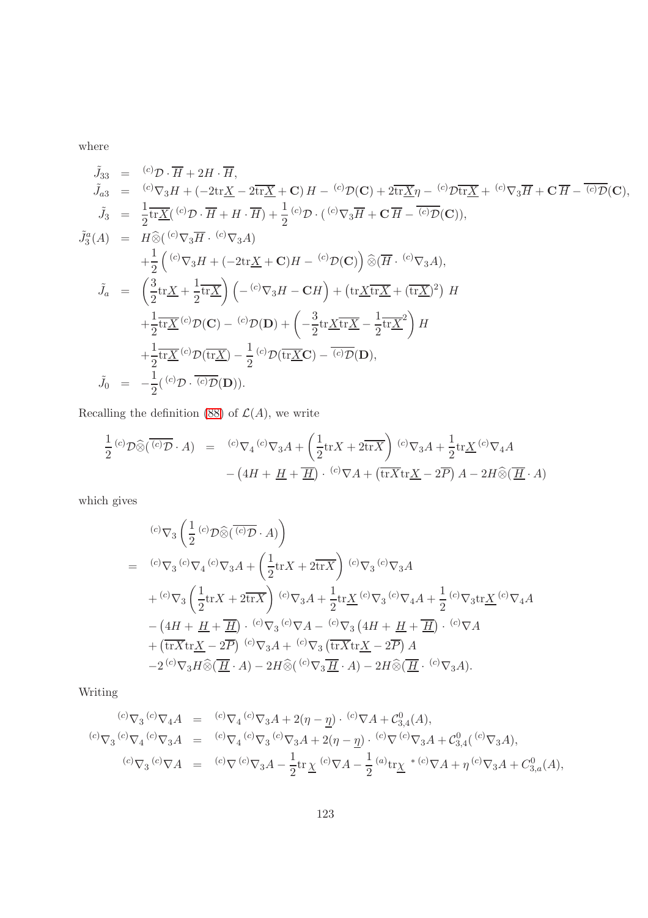where

$$
\begin{aligned}
\tilde{J}_{33} &= {}^{(c)}\mathcal{D}\cdot\overline{H} + 2H\cdot\overline{H},\\
\tilde{J}_{a3} &= {}^{(c)}\nabla_3 H + \left(-2\mathrm{tr}\underline{X} - 2\overline{\mathrm{tr}\underline{X}} + \mathbf{C}\right)H - {}^{(c)}\mathcal{D}(\mathbf{C}) + 2\overline{\mathrm{tr}\underline{X}}\eta - {}^{(c)}\mathcal{D}\overline{\mathrm{tr}\underline{X}} + {}^{(c)}\nabla_3\overline{H} + \mathbf{C}\,\overline{H} - \overline{{}^{(c)}\mathcal{D}}(\mathbf{C}),\\
\tilde{J}_3 &= \frac{1}{2}\overline{\mathrm{tr}\underline{X}}({}^{(c)}\mathcal{D}\cdot\overline{H} + H\cdot\overline{H}) + \frac{1}{2}{}^{(c)}\mathcal{D}\cdot({}^{(c)}\nabla_3\overline{H} + \mathbf{C}\,\overline{H} - \overline{{}^{(c)}\mathcal{D}}(\mathbf{C})),\\
\tilde{J}_3^a(A) &= H\widehat{\otimes}({}^{(c)}\nabla_3\overline{H}\cdot{}^{(c)}\nabla_3 A)\\
&\quad+\frac{1}{2}\left({}^{(c)}\nabla_3 H + (-2\mathrm{tr}\underline{X} + \mathbf{C})H - {}^{(c)}\mathcal{D}(\mathbf{C})\right)\widehat{\otimes}(\overline{H}\cdot{}^{(c)}\nabla_3 A),\\
\tilde{J}_a &= \left(\frac{3}{2}\mathrm{tr}\underline{X} + \frac{1}{2}\overline{\mathrm{tr}\underline{X}}\right)\left(-{}^{(c)}\nabla_3 H - \mathbf{C}H\right) + \left(\mathrm{tr}\underline{X}\,\overline{\mathrm{tr}\underline{X}} + (\overline{\mathrm{tr}\underline{X}})^2\right)H\\
&\quad+\frac{1}{2}\overline{\mathrm{tr}\underline{X}}\,{}^{(c)}\mathcal{D}(\mathbf{C}) - {}^{(c)}\mathcal{D}(\mathbf{D}) + \left(-\frac{3}{2}\mathrm{tr}\underline{X}\,\overline{\mathrm{tr}\underline{X}} - \frac{1}{2}\overline{\mathrm{tr}\underline{X}}^2\right)H\\
&\quad+\frac{1}{2}\overline{\mathrm{tr}\underline{X}}\,{}^{(c)}\mathcal{D}(\overline{\mathrm{tr}\underline{X}}) - \frac{1}{2}{}^{(c)}\mathcal{D}(\overline{\mathrm{tr}\underline{X}}\mathbf{C}) - \overline{{}^{(c)}\mathcal{D}}(\mathbf{D}),\\
\tilde{J}_0 &= -\frac{1}{2}({}^{(c)}\mathcal{D}\cdot\overline{{}^{(c)}\mathcal{D}}(\mathbf{D})).
\end{aligned}
$$

Recalling the definition (88) of $\mathcal{L}(A)$, we write

$$
\begin{aligned}
\frac{1}{2}{}^{(c)}\mathcal{D}\widehat{\otimes}(\overline{{}^{(c)}\mathcal{D}}\cdot A) &= {}^{(c)}\nabla_4{}^{(c)}\nabla_3 A + \left(\frac{1}{2}\mathrm{tr}X + 2\overline{\mathrm{tr}X}\right){}^{(c)}\nabla_3 A + \frac{1}{2}\mathrm{tr}\underline{X}\,{}^{(c)}\nabla_4 A\\
&\quad-\left(4H + \underline{H} + \overline{\underline{H}}\right)\cdot{}^{(c)}\nabla A + \left(\overline{\mathrm{tr}X}\mathrm{tr}\underline{X} - 2\overline{P}\right)A - 2H\widehat{\otimes}(\overline{\underline{H}}\cdot A)
\end{aligned}
$$

which gives

$$
\begin{aligned}
&{}^{(c)}\nabla_3\left(\frac{1}{2}{}^{(c)}\mathcal{D}\widehat{\otimes}(\overline{{}^{(c)}\mathcal{D}}\cdot A)\right)\\
=&\ {}^{(c)}\nabla_3{}^{(c)}\nabla_4{}^{(c)}\nabla_3 A + \left(\frac{1}{2}\mathrm{tr}X + 2\overline{\mathrm{tr}X}\right){}^{(c)}\nabla_3{}^{(c)}\nabla_3 A\\
&+{}^{(c)}\nabla_3\left(\frac{1}{2}\mathrm{tr}X + 2\overline{\mathrm{tr}X}\right){}^{(c)}\nabla_3 A + \frac{1}{2}\mathrm{tr}\underline{X}\,{}^{(c)}\nabla_3{}^{(c)}\nabla_4 A + \frac{1}{2}{}^{(c)}\nabla_3\mathrm{tr}\underline{X}\,{}^{(c)}\nabla_4 A\\
&-\left(4H + \underline{H} + \overline{\underline{H}}\right)\cdot{}^{(c)}\nabla_3{}^{(c)}\nabla A - {}^{(c)}\nabla_3\left(4H + \underline{H} + \overline{\underline{H}}\right)\cdot{}^{(c)}\nabla A\\
&+\left(\overline{\mathrm{tr}X}\mathrm{tr}\underline{X} - 2\overline{P}\right){}^{(c)}\nabla_3 A + {}^{(c)}\nabla_3\left(\overline{\mathrm{tr}X}\mathrm{tr}\underline{X} - 2\overline{P}\right)A\\
&-2\,{}^{(c)}\nabla_3 H\widehat{\otimes}(\overline{\underline{H}}\cdot A) - 2H\widehat{\otimes}({}^{(c)}\nabla_3\overline{\underline{H}}\cdot A) - 2H\widehat{\otimes}(\overline{\underline{H}}\cdot{}^{(c)}\nabla_3 A).
\end{aligned}
$$

Writing

$$
\begin{aligned}
{}^{(c)}\nabla_3{}^{(c)}\nabla_4 A &= {}^{(c)}\nabla_4{}^{(c)}\nabla_3 A + 2(\eta - \underline{\eta})\cdot{}^{(c)}\nabla A + \mathcal{C}^0_{3,4}(A),\\
{}^{(c)}\nabla_3{}^{(c)}\nabla_4{}^{(c)}\nabla_3 A &= {}^{(c)}\nabla_4{}^{(c)}\nabla_3{}^{(c)}\nabla_3 A + 2(\eta - \underline{\eta})\cdot{}^{(c)}\nabla{}^{(c)}\nabla_3 A + \mathcal{C}^0_{3,4}({}^{(c)}\nabla_3 A),\\
{}^{(c)}\nabla_3{}^{(c)}\nabla A &= {}^{(c)}\nabla{}^{(c)}\nabla_3 A - \frac{1}{2}\mathrm{tr}\,\underline{\chi}\,{}^{(c)}\nabla A - \frac{1}{2}{}^{(a)}\mathrm{tr}\underline{\chi}\,{}^{*(c)}\nabla A + \eta\,{}^{(c)}\nabla_3 A + C^0_{3,a}(A),
\end{aligned}
$$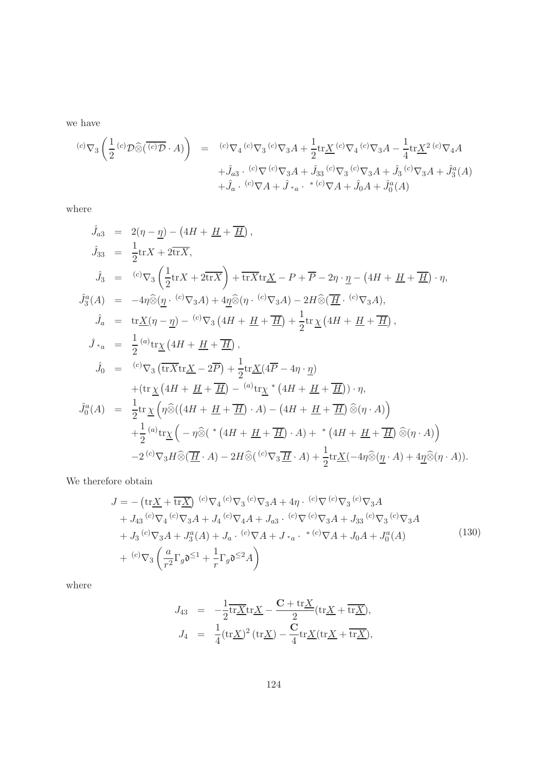we have

$$
\begin{aligned}
{}^{(c)}\nabla_3\left(\frac{1}{2}{}^{(c)}\mathcal{D}\widehat{\otimes}(\overline{{}^{(c)}\mathcal{D}}\cdot A)\right) &= {}^{(c)}\nabla_4{}^{(c)}\nabla_3{}^{(c)}\nabla_3 A+\frac{1}{2}\mathrm{tr}\underline{X}\,{}^{(c)}\nabla_4{}^{(c)}\nabla_3 A-\frac{1}{4}\mathrm{tr}\underline{X}^2\,{}^{(c)}\nabla_4 A\\
&\quad+\hat{J}_{a3}\cdot{}^{(c)}\nabla{}^{(c)}\nabla_3 A+\hat{J}_{33}{}^{(c)}\nabla_3{}^{(c)}\nabla_3 A+\hat{J}_3{}^{(c)}\nabla_3 A+\hat{J}^a_3(A)\\
&\quad+\hat{J}_a\cdot{}^{(c)}\nabla A+\hat{J}_{*a}\cdot{}^{*(c)}\nabla A+\hat{J}_0 A+\hat{J}^a_0(A)
\end{aligned}
$$

where

$$
\begin{aligned}
\hat{J}_{a3} &= 2(\eta-\underline{\eta})-\left(4H+\underline{H}+\overline{\underline{H}}\right),\\
\hat{J}_{33} &= \frac{1}{2}\mathrm{tr}X+2\overline{\mathrm{tr}X},\\
\hat{J}_3 &= {}^{(c)}\nabla_3\left(\frac{1}{2}\mathrm{tr}X+2\overline{\mathrm{tr}X}\right)+\overline{\mathrm{tr}X}\mathrm{tr}\underline{X}-P+\overline{P}-2\eta\cdot\underline{\eta}-\left(4H+\underline{H}+\overline{\underline{H}}\right)\cdot\eta,\\
\hat{J}^a_3(A) &= -4\eta\widehat{\otimes}(\underline{\eta}\cdot{}^{(c)}\nabla_3 A)+4\underline{\eta}\widehat{\otimes}(\eta\cdot{}^{(c)}\nabla_3 A)-2H\widehat{\otimes}(\overline{\underline{H}}\cdot{}^{(c)}\nabla_3 A),\\
\hat{J}_a &= \mathrm{tr}\underline{X}(\eta-\underline{\eta})-{}^{(c)}\nabla_3\left(4H+\underline{H}+\overline{\underline{H}}\right)+\frac{1}{2}\mathrm{tr}\,\underline{\chi}\left(4H+\underline{H}+\overline{\underline{H}}\right),\\
\hat{J}_{*a} &= \frac{1}{2}{}^{(a)}\mathrm{tr}\underline{\chi}\left(4H+\underline{H}+\overline{\underline{H}}\right),\\
\hat{J}_0 &= {}^{(c)}\nabla_3\left(\overline{\mathrm{tr}X}\mathrm{tr}\underline{X}-2\overline{P}\right)+\frac{1}{2}\mathrm{tr}\underline{X}(4\overline{P}-4\eta\cdot\underline{\eta})\\
&\quad+(\mathrm{tr}\,\underline{\chi}\left(4H+\underline{H}+\overline{\underline{H}}\right)-{}^{(a)}\mathrm{tr}\underline{\chi}\,{}^*\left(4H+\underline{H}+\overline{\underline{H}}\right))\cdot\eta,\\
\hat{J}^a_0(A) &= \frac{1}{2}\mathrm{tr}\,\underline{\chi}\left(\eta\widehat{\otimes}((4H+\underline{H}+\overline{\underline{H}})\cdot A)-\left(4H+\underline{H}+\overline{\underline{H}}\right)\widehat{\otimes}(\eta\cdot A)\right)\\
&\quad+\frac{1}{2}{}^{(a)}\mathrm{tr}\underline{\chi}\Big(-\eta\widehat{\otimes}({}^*\left(4H+\underline{H}+\overline{\underline{H}}\right)\cdot A)+{}^*\left(4H+\underline{H}+\overline{\underline{H}}\right)\widehat{\otimes}(\eta\cdot A)\Big)\\
&\quad-2\,{}^{(c)}\nabla_3 H\widehat{\otimes}(\overline{\underline{H}}\cdot A)-2H\widehat{\otimes}({}^{(c)}\nabla_3\overline{\underline{H}}\cdot A)+\frac{1}{2}\mathrm{tr}\underline{X}(-4\eta\widehat{\otimes}(\underline{\eta}\cdot A)+4\underline{\eta}\widehat{\otimes}(\eta\cdot A)).
\end{aligned}
$$

We therefore obtain

$$
\begin{aligned}
J = &-\left(\mathrm{tr}\underline{X}+\overline{\mathrm{tr}\underline{X}}\right){}^{(c)}\nabla_4{}^{(c)}\nabla_3{}^{(c)}\nabla_3 A+4\eta\cdot{}^{(c)}\nabla{}^{(c)}\nabla_3{}^{(c)}\nabla_3 A\\
&+J_{43}{}^{(c)}\nabla_4{}^{(c)}\nabla_3 A+J_4{}^{(c)}\nabla_4 A+J_{a3}\cdot{}^{(c)}\nabla{}^{(c)}\nabla_3 A+J_{33}{}^{(c)}\nabla_3{}^{(c)}\nabla_3 A\\
&+J_3{}^{(c)}\nabla_3 A+J^a_3(A)+J_a\cdot{}^{(c)}\nabla A+J_{*a}\cdot{}^{*(c)}\nabla A+J_0 A+J^a_0(A)\\
&+{}^{(c)}\nabla_3\left(\frac{a}{r^2}\Gamma_g\mathfrak{d}^{\leq 1}+\frac{1}{r}\Gamma_g\mathfrak{d}^{\leq 2}A\right)
\end{aligned}
\tag{130}
$$

where

$$
\begin{aligned}
J_{43} &= -\frac{1}{2}\overline{\mathrm{tr}\underline{X}}\mathrm{tr}\underline{X}-\frac{\mathbf{C}+\mathrm{tr}\underline{X}}{2}(\mathrm{tr}\underline{X}+\overline{\mathrm{tr}\underline{X}}),\\
J_4 &= \frac{1}{4}(\mathrm{tr}\underline{X})^2\,(\mathrm{tr}\underline{X})-\frac{\mathbf{C}}{4}\mathrm{tr}\underline{X}(\mathrm{tr}\underline{X}+\overline{\mathrm{tr}\underline{X}}),
\end{aligned}
$$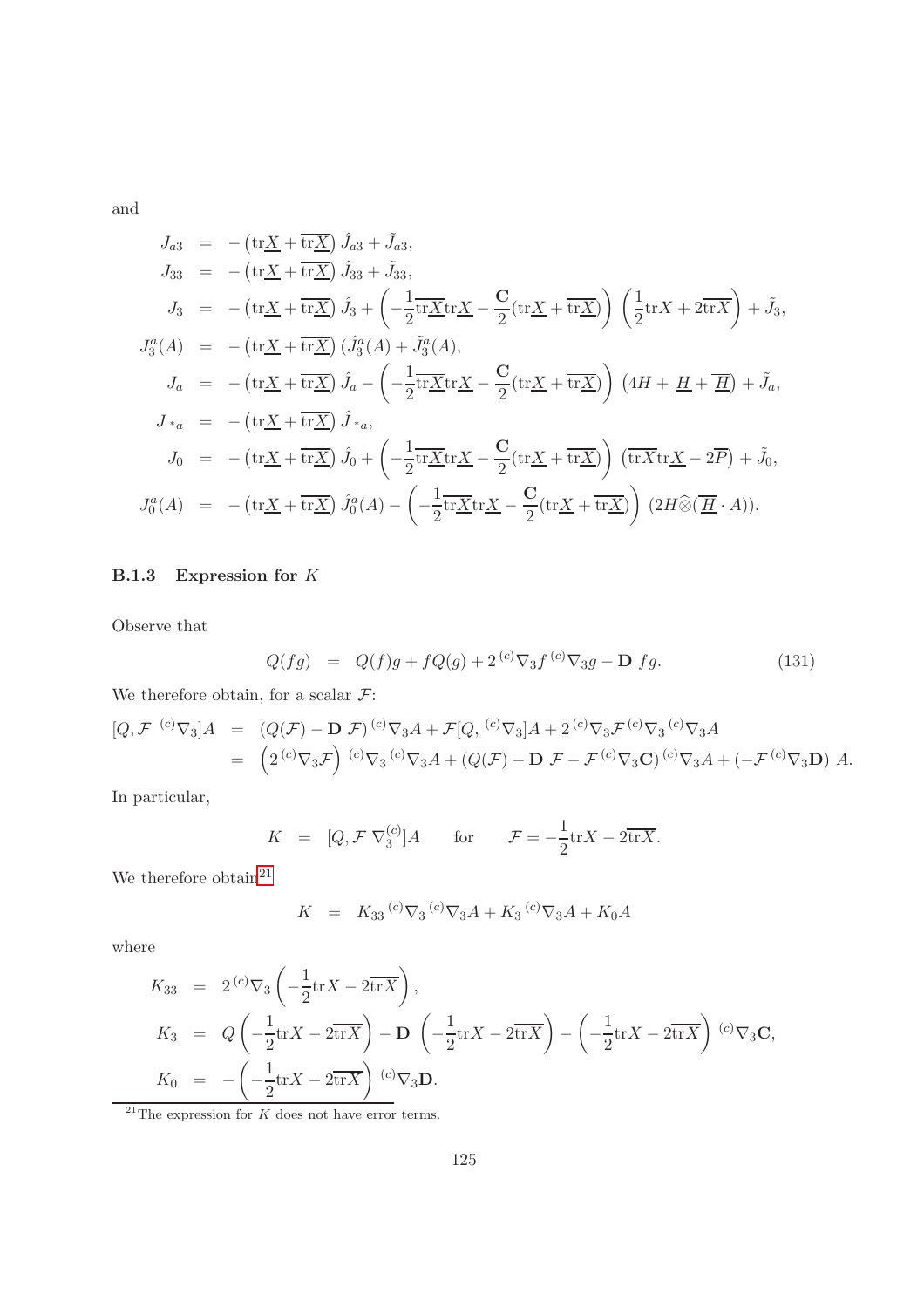and

$$
\begin{aligned}
J_{a3} &= -\left(\mathrm{tr}\underline{X}+\overline{\mathrm{tr}\underline{X}}\right)\hat{J}_{a3}+\tilde{J}_{a3},\\
J_{33} &= -\left(\mathrm{tr}\underline{X}+\overline{\mathrm{tr}\underline{X}}\right)\hat{J}_{33}+\tilde{J}_{33},\\
J_{3} &= -\left(\mathrm{tr}\underline{X}+\overline{\mathrm{tr}\underline{X}}\right)\hat{J}_{3}+\left(-\frac{1}{2}\overline{\mathrm{tr}\underline{X}}\mathrm{tr}\underline{X}-\frac{\mathbf{C}}{2}(\mathrm{tr}\underline{X}+\overline{\mathrm{tr}\underline{X}})\right)\left(\frac{1}{2}\mathrm{tr}X+2\overline{\mathrm{tr}X}\right)+\tilde{J}_{3},\\
J_{3}^{a}(A) &= -\left(\mathrm{tr}\underline{X}+\overline{\mathrm{tr}\underline{X}}\right)(\hat{J}_{3}^{a}(A)+\tilde{J}_{3}^{a}(A),\\
J_{a} &= -\left(\mathrm{tr}\underline{X}+\overline{\mathrm{tr}\underline{X}}\right)\hat{J}_{a}-\left(-\frac{1}{2}\overline{\mathrm{tr}\underline{X}}\mathrm{tr}\underline{X}-\frac{\mathbf{C}}{2}(\mathrm{tr}\underline{X}+\overline{\mathrm{tr}\underline{X}})\right)\left(4H+\underline{H}+\overline{\underline{H}}\right)+\tilde{J}_{a},\\
J_{*a} &= -\left(\mathrm{tr}\underline{X}+\overline{\mathrm{tr}\underline{X}}\right)\hat{J}_{*a},\\
J_{0} &= -\left(\mathrm{tr}\underline{X}+\overline{\mathrm{tr}\underline{X}}\right)\hat{J}_{0}+\left(-\frac{1}{2}\overline{\mathrm{tr}\underline{X}}\mathrm{tr}\underline{X}-\frac{\mathbf{C}}{2}(\mathrm{tr}\underline{X}+\overline{\mathrm{tr}\underline{X}})\right)\left(\overline{\mathrm{tr}X}\mathrm{tr}\underline{X}-2\overline{P}\right)+\tilde{J}_{0},\\
J_{0}^{a}(A) &= -\left(\mathrm{tr}\underline{X}+\overline{\mathrm{tr}\underline{X}}\right)\hat{J}_{0}^{a}(A)-\left(-\frac{1}{2}\overline{\mathrm{tr}\underline{X}}\mathrm{tr}\underline{X}-\frac{\mathbf{C}}{2}(\mathrm{tr}\underline{X}+\overline{\mathrm{tr}\underline{X}})\right)(2H\widehat{\otimes}(\overline{\underline{H}}\cdot A)).
\end{aligned}
$$

### B.1.3 Expression for $K$

Observe that

$$
Q(fg) \;=\; Q(f)g+fQ(g)+2\,{}^{(c)}\nabla_3 f\,{}^{(c)}\nabla_3 g-\mathbf{D}\,fg. \tag{131}
$$

We therefore obtain, for a scalar $\mathcal{F}$:

$$
\begin{aligned}
[Q,\mathcal{F}\,{}^{(c)}\nabla_3]A &= (Q(\mathcal{F})-\mathbf{D}\,\mathcal{F})\,{}^{(c)}\nabla_3 A+\mathcal{F}[Q,\,{}^{(c)}\nabla_3]A+2\,{}^{(c)}\nabla_3\mathcal{F}\,{}^{(c)}\nabla_3\,{}^{(c)}\nabla_3 A\\
&= \left(2\,{}^{(c)}\nabla_3\mathcal{F}\right)\,{}^{(c)}\nabla_3\,{}^{(c)}\nabla_3 A+(Q(\mathcal{F})-\mathbf{D}\,\mathcal{F}-\mathcal{F}\,{}^{(c)}\nabla_3\mathbf{C})\,{}^{(c)}\nabla_3 A+(-\mathcal{F}\,{}^{(c)}\nabla_3\mathbf{D})\,A.
\end{aligned}
$$

In particular,

$$
K \;=\; [Q,\mathcal{F}\,\nabla_3^{(c)}]A \qquad \text{for} \qquad \mathcal{F}=-\frac{1}{2}\mathrm{tr}X-2\overline{\mathrm{tr}X}.
$$

We therefore obtain[21]

$$
K \;=\; K_{33}\,{}^{(c)}\nabla_3\,{}^{(c)}\nabla_3 A+K_3\,{}^{(c)}\nabla_3 A+K_0 A
$$

where

$$
\begin{aligned}
K_{33} &= 2\,{}^{(c)}\nabla_3\left(-\frac{1}{2}\mathrm{tr}X-2\overline{\mathrm{tr}X}\right),\\
K_{3} &= Q\left(-\frac{1}{2}\mathrm{tr}X-2\overline{\mathrm{tr}X}\right)-\mathbf{D}\,\left(-\frac{1}{2}\mathrm{tr}X-2\overline{\mathrm{tr}X}\right)-\left(-\frac{1}{2}\mathrm{tr}X-2\overline{\mathrm{tr}X}\right)\,{}^{(c)}\nabla_3\mathbf{C},\\
K_{0} &= -\left(-\frac{1}{2}\mathrm{tr}X-2\overline{\mathrm{tr}X}\right)\,{}^{(c)}\nabla_3\mathbf{D}.
\end{aligned}
$$

[21] The expression for $K$ does not have error terms.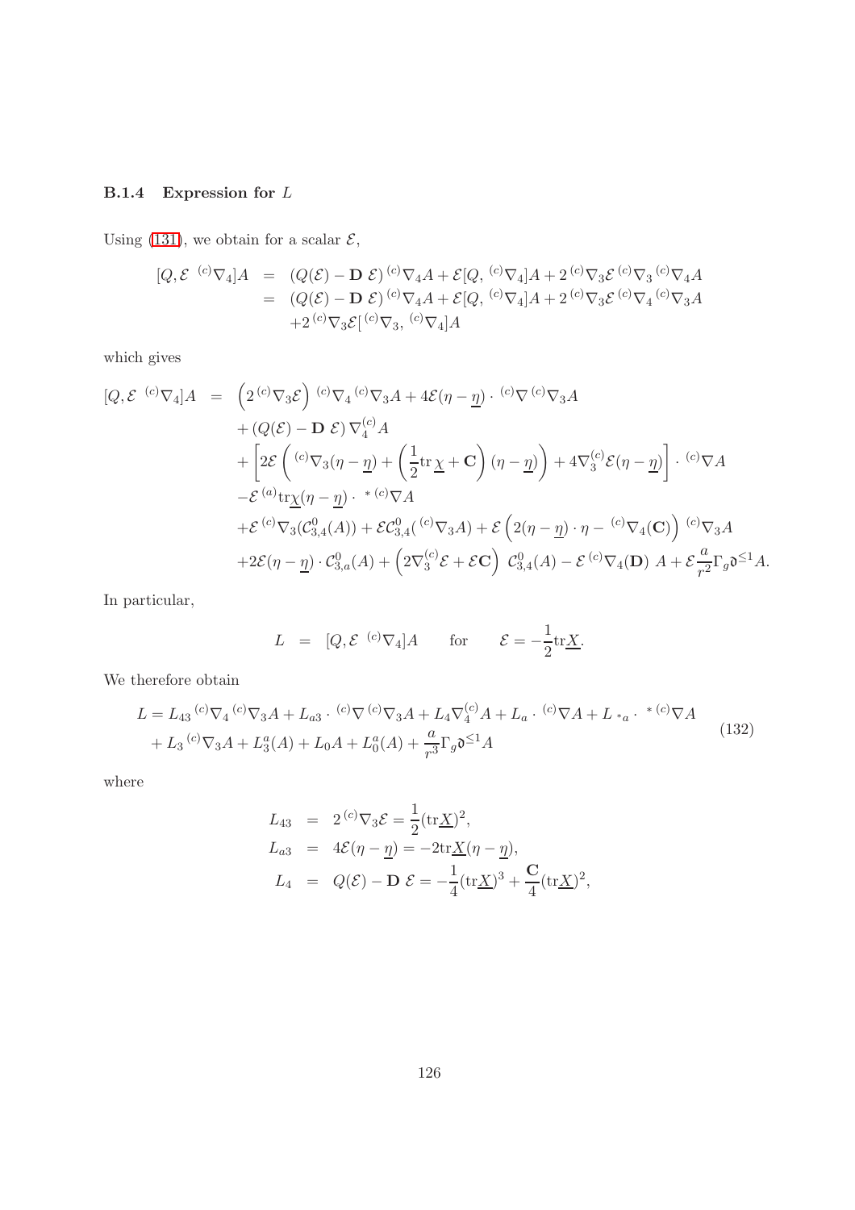### B.1.4 Expression for $L$

Using (131), we obtain for a scalar $\mathcal{E}$,

$$
\begin{aligned}
[Q, \mathcal{E}\ {}^{(c)}\nabla_4]A &= (Q(\mathcal{E}) - \mathbf{D}\ \mathcal{E})\, {}^{(c)}\nabla_4 A + \mathcal{E}[Q, {}^{(c)}\nabla_4]A + 2\, {}^{(c)}\nabla_3 \mathcal{E}\, {}^{(c)}\nabla_3\, {}^{(c)}\nabla_4 A \\
&= (Q(\mathcal{E}) - \mathbf{D}\ \mathcal{E})\, {}^{(c)}\nabla_4 A + \mathcal{E}[Q, {}^{(c)}\nabla_4]A + 2\, {}^{(c)}\nabla_3 \mathcal{E}\, {}^{(c)}\nabla_4\, {}^{(c)}\nabla_3 A \\
&\quad + 2\, {}^{(c)}\nabla_3 \mathcal{E} [{}^{(c)}\nabla_3, {}^{(c)}\nabla_4]A
\end{aligned}
$$

which gives

$$
\begin{aligned}
[Q, \mathcal{E}\ {}^{(c)}\nabla_4]A &= \left(2\, {}^{(c)}\nabla_3 \mathcal{E}\right) {}^{(c)}\nabla_4\, {}^{(c)}\nabla_3 A + 4\mathcal{E}(\eta - \underline{\eta}) \cdot {}^{(c)}\nabla\, {}^{(c)}\nabla_3 A \\
&\quad + (Q(\mathcal{E}) - \mathbf{D}\ \mathcal{E})\, \nabla_4^{(c)} A \\
&\quad + \left[2\mathcal{E}\left({}^{(c)}\nabla_3(\eta - \underline{\eta}) + \left(\frac{1}{2}\mathrm{tr}\,\underline{\chi} + \mathbf{C}\right)(\eta - \underline{\eta})\right) + 4\nabla_3^{(c)}\mathcal{E}(\eta - \underline{\eta})\right] \cdot {}^{(c)}\nabla A \\
&\quad - \mathcal{E}\, {}^{(a)}\mathrm{tr}\underline{\chi}(\eta - \underline{\eta}) \cdot {}^{*\,(c)}\nabla A \\
&\quad + \mathcal{E}\, {}^{(c)}\nabla_3(\mathcal{C}^0_{3,4}(A)) + \mathcal{E}\mathcal{C}^0_{3,4}({}^{(c)}\nabla_3 A) + \mathcal{E}\left(2(\eta - \underline{\eta}) \cdot \eta - {}^{(c)}\nabla_4(\mathbf{C})\right) {}^{(c)}\nabla_3 A \\
&\quad + 2\mathcal{E}(\eta - \underline{\eta}) \cdot \mathcal{C}^0_{3,a}(A) + \left(2\nabla_3^{(c)}\mathcal{E} + \mathcal{E}\mathbf{C}\right) \mathcal{C}^0_{3,4}(A) - \mathcal{E}\, {}^{(c)}\nabla_4(\mathbf{D})\ A + \mathcal{E}\frac{a}{r^2}\Gamma_g \mathfrak{d}^{\leq 1} A.
\end{aligned}
$$

In particular,

$$
L \;=\; [Q, \mathcal{E}\ {}^{(c)}\nabla_4]A \qquad \text{for} \qquad \mathcal{E} = -\frac{1}{2}\mathrm{tr}\underline{X}.
$$

We therefore obtain

$$
\begin{aligned}
L &= L_{43}\, {}^{(c)}\nabla_4\, {}^{(c)}\nabla_3 A + L_{a3} \cdot {}^{(c)}\nabla\, {}^{(c)}\nabla_3 A + L_4 \nabla_4^{(c)} A + L_a \cdot {}^{(c)}\nabla A + L_{\ {}^*a} \cdot {}^{*\,(c)}\nabla A \\
&\quad + L_3\, {}^{(c)}\nabla_3 A + L_3^a(A) + L_0 A + L_0^a(A) + \frac{a}{r^3}\Gamma_g \mathfrak{d}^{\leq 1} A
\end{aligned}
\tag{132}
$$

where

$$
\begin{aligned}
L_{43} &= 2\, {}^{(c)}\nabla_3 \mathcal{E} = \frac{1}{2}(\mathrm{tr}\underline{X})^2, \\
L_{a3} &= 4\mathcal{E}(\eta - \underline{\eta}) = -2\mathrm{tr}\underline{X}(\eta - \underline{\eta}), \\
L_4 &= Q(\mathcal{E}) - \mathbf{D}\ \mathcal{E} = -\frac{1}{4}(\mathrm{tr}\underline{X})^3 + \frac{\mathbf{C}}{4}(\mathrm{tr}\underline{X})^2,
\end{aligned}
$$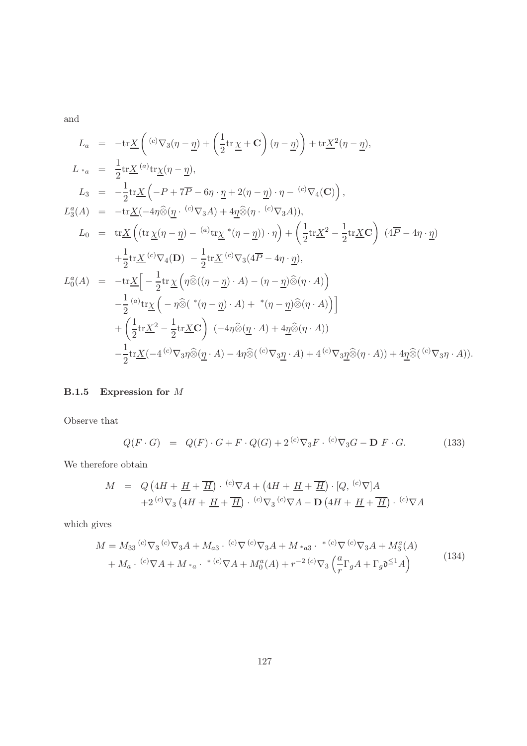and

$$
\begin{aligned}
L_a &= -\mathrm{tr}\underline{X}\left( {}^{(c)}\nabla_3(\eta-\underline{\eta}) + \left(\frac{1}{2}\mathrm{tr}\,\underline{\chi} + \mathbf{C}\right)(\eta-\underline{\eta})\right) + \mathrm{tr}\underline{X}^2(\eta-\underline{\eta}),\\
L_{{}^*a} &= \frac{1}{2}\mathrm{tr}\underline{X}\,{}^{(a)}\mathrm{tr}\underline{\chi}(\eta-\underline{\eta}),\\
L_3 &= -\frac{1}{2}\mathrm{tr}\underline{X}\left(-P+7\overline{P}-6\eta\cdot\underline{\eta}+2(\eta-\underline{\eta})\cdot\eta - {}^{(c)}\nabla_4(\mathbf{C})\right),\\
L_3^a(A) &= -\mathrm{tr}\underline{X}(-4\eta\widehat{\otimes}(\underline{\eta}\cdot {}^{(c)}\nabla_3 A)+4\underline{\eta}\widehat{\otimes}(\eta\cdot {}^{(c)}\nabla_3 A)),\\
L_0 &= \mathrm{tr}\underline{X}\left((\mathrm{tr}\,\underline{\chi}(\eta-\underline{\eta}) - {}^{(a)}\mathrm{tr}\underline{\chi}\,{}^*(\eta-\underline{\eta}))\cdot\eta\right) + \left(\frac{1}{2}\mathrm{tr}\underline{X}^2 - \frac{1}{2}\mathrm{tr}\underline{X}\mathbf{C}\right)\ (4\overline{P}-4\eta\cdot\underline{\eta})\\
&\quad +\frac{1}{2}\mathrm{tr}\underline{X}\,{}^{(c)}\nabla_4(\mathbf{D})\ -\frac{1}{2}\mathrm{tr}\underline{X}\,{}^{(c)}\nabla_3(4\overline{P}-4\eta\cdot\underline{\eta}),\\
L_0^a(A) &= -\mathrm{tr}\underline{X}\Big[-\frac{1}{2}\mathrm{tr}\,\underline{\chi}\left(\eta\widehat{\otimes}((\eta-\underline{\eta})\cdot A)-(\eta-\underline{\eta})\widehat{\otimes}(\eta\cdot A)\right)\\
&\quad -\frac{1}{2}\,{}^{(a)}\mathrm{tr}\underline{\chi}\left(-\eta\widehat{\otimes}({}^*(\eta-\underline{\eta})\cdot A)+{}^*(\eta-\underline{\eta})\widehat{\otimes}(\eta\cdot A)\right)\Big]\\
&\quad +\left(\frac{1}{2}\mathrm{tr}\underline{X}^2-\frac{1}{2}\mathrm{tr}\underline{X}\mathbf{C}\right)\ (-4\eta\widehat{\otimes}(\underline{\eta}\cdot A)+4\underline{\eta}\widehat{\otimes}(\eta\cdot A))\\
&\quad -\frac{1}{2}\mathrm{tr}\underline{X}(-4\,{}^{(c)}\nabla_3\eta\widehat{\otimes}(\underline{\eta}\cdot A)-4\eta\widehat{\otimes}({}^{(c)}\nabla_3\underline{\eta}\cdot A)+4\,{}^{(c)}\nabla_3\underline{\eta}\widehat{\otimes}(\eta\cdot A))+4\underline{\eta}\widehat{\otimes}({}^{(c)}\nabla_3\eta\cdot A)).
\end{aligned}
$$

### B.1.5 Expression for $M$

Observe that

$$
Q(F\cdot G) \;=\; Q(F)\cdot G + F\cdot Q(G) + 2\,{}^{(c)}\nabla_3 F\cdot {}^{(c)}\nabla_3 G - \mathbf{D}\ F\cdot G. \tag{133}
$$

We therefore obtain

$$
\begin{aligned}
M &= Q\left(4H+\underline{H}+\overline{\underline{H}}\right)\cdot {}^{(c)}\nabla A + \left(4H+\underline{H}+\overline{\underline{H}}\right)\cdot [Q, {}^{(c)}\nabla]A\\
&\quad +2\,{}^{(c)}\nabla_3\left(4H+\underline{H}+\overline{\underline{H}}\right)\cdot {}^{(c)}\nabla_3\,{}^{(c)}\nabla A - \mathbf{D}\left(4H+\underline{H}+\overline{\underline{H}}\right)\cdot {}^{(c)}\nabla A
\end{aligned}
$$

which gives

$$
\begin{aligned}
M &= M_{33}\,{}^{(c)}\nabla_3\,{}^{(c)}\nabla_3 A + M_{a3}\cdot {}^{(c)}\nabla\,{}^{(c)}\nabla_3 A + M_{{}^*a3}\cdot {}^{*\,(c)}\nabla\,{}^{(c)}\nabla_3 A + M_3^a(A)\\
&\quad + M_a\cdot {}^{(c)}\nabla A + M_{{}^*a}\cdot {}^{*\,(c)}\nabla A + M_0^a(A) + r^{-2}\,{}^{(c)}\nabla_3\left(\frac{a}{r}\Gamma_g A + \Gamma_g\mathfrak{d}^{\leq 1}A\right)
\end{aligned}
\tag{134}
$$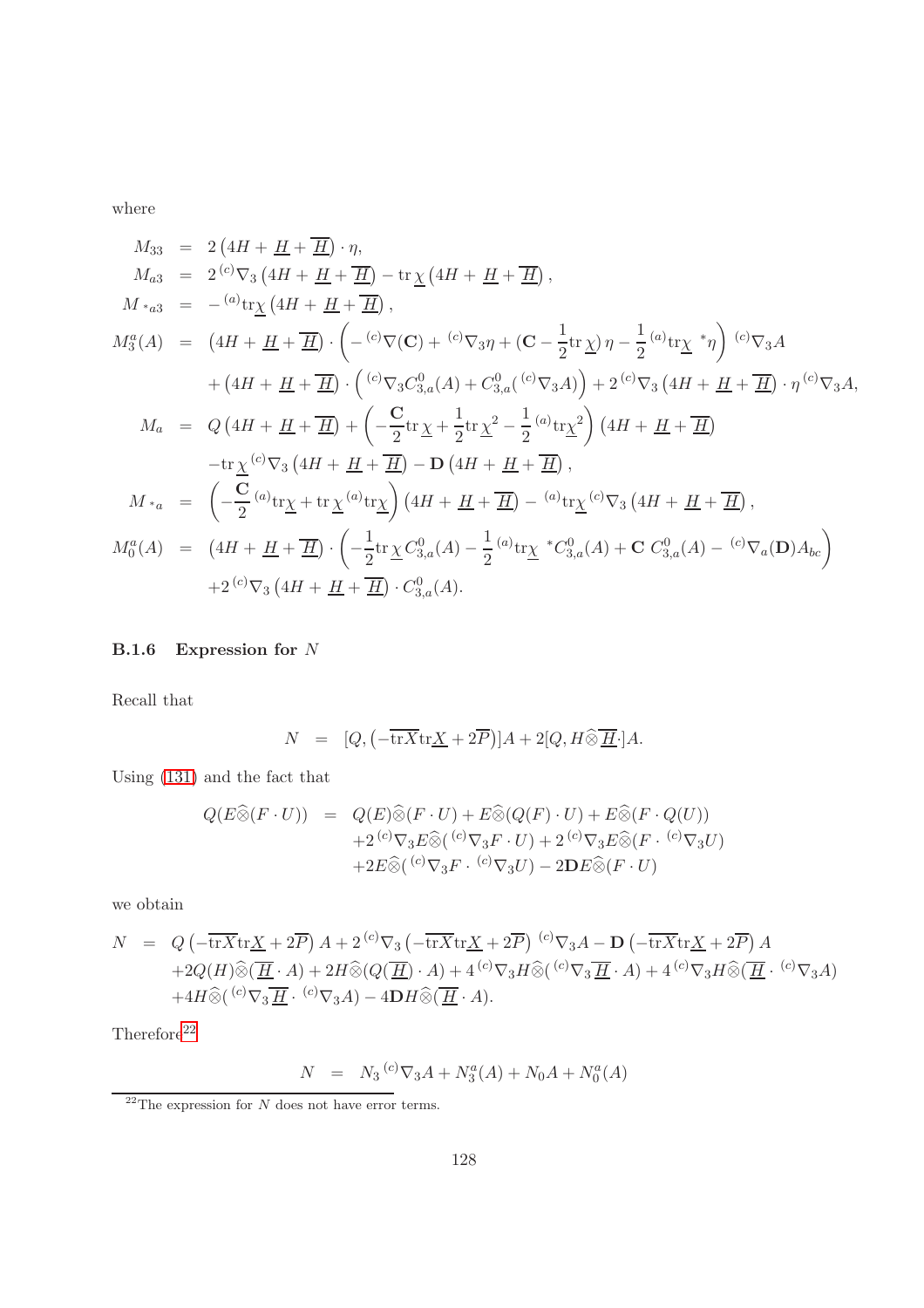where

$$
\begin{aligned}
M_{33} &= 2\left(4H+\underline{H}+\overline{\underline{H}}\right)\cdot\eta,\\
M_{a3} &= 2\,{}^{(c)}\nabla_3\left(4H+\underline{H}+\overline{\underline{H}}\right)-\mathrm{tr}\,\underline{\chi}\left(4H+\underline{H}+\overline{\underline{H}}\right),\\
M_{\,{}^*a3} &= -{}^{(a)}\mathrm{tr}\underline{\chi}\left(4H+\underline{H}+\overline{\underline{H}}\right),\\
M_3^a(A) &= \left(4H+\underline{H}+\overline{\underline{H}}\right)\cdot\left(-{}^{(c)}\nabla(\mathbf{C})+{}^{(c)}\nabla_3\eta+(\mathbf{C}-\frac{1}{2}\mathrm{tr}\,\underline{\chi})\,\eta-\frac{1}{2}{}^{(a)}\mathrm{tr}\underline{\chi}\ {}^*\eta\right){}^{(c)}\nabla_3 A\\
&\quad+\left(4H+\underline{H}+\overline{\underline{H}}\right)\cdot\left({}^{(c)}\nabla_3 C^0_{3,a}(A)+C^0_{3,a}({}^{(c)}\nabla_3 A)\right)+2\,{}^{(c)}\nabla_3\left(4H+\underline{H}+\overline{\underline{H}}\right)\cdot\eta\,{}^{(c)}\nabla_3 A,\\
M_a &= Q\left(4H+\underline{H}+\overline{\underline{H}}\right)+\left(-\frac{\mathbf{C}}{2}\mathrm{tr}\,\underline{\chi}+\frac{1}{2}\mathrm{tr}\,\underline{\chi}^2-\frac{1}{2}{}^{(a)}\mathrm{tr}\underline{\chi}^2\right)\left(4H+\underline{H}+\overline{\underline{H}}\right)\\
&\quad-\mathrm{tr}\,\underline{\chi}\,{}^{(c)}\nabla_3\left(4H+\underline{H}+\overline{\underline{H}}\right)-\mathbf{D}\left(4H+\underline{H}+\overline{\underline{H}}\right),\\
M_{\,{}^*a} &= \left(-\frac{\mathbf{C}}{2}{}^{(a)}\mathrm{tr}\underline{\chi}+\mathrm{tr}\,\underline{\chi}\,{}^{(a)}\mathrm{tr}\underline{\chi}\right)\left(4H+\underline{H}+\overline{\underline{H}}\right)-{}^{(a)}\mathrm{tr}\underline{\chi}\,{}^{(c)}\nabla_3\left(4H+\underline{H}+\overline{\underline{H}}\right),\\
M_0^a(A) &= \left(4H+\underline{H}+\overline{\underline{H}}\right)\cdot\left(-\frac{1}{2}\mathrm{tr}\,\underline{\chi}\,C^0_{3,a}(A)-\frac{1}{2}{}^{(a)}\mathrm{tr}\underline{\chi}\ {}^*C^0_{3,a}(A)+\mathbf{C}\ C^0_{3,a}(A)-{}^{(c)}\nabla_a(\mathbf{D})A_{bc}\right)\\
&\quad+2\,{}^{(c)}\nabla_3\left(4H+\underline{H}+\overline{\underline{H}}\right)\cdot C^0_{3,a}(A).
\end{aligned}
$$

#### B.1.6 Expression for $N$

Recall that

$$
N = [Q,(-\overline{\mathrm{tr} X}\mathrm{tr}\underline{X}+2\overline{P})]A+2[Q,H\widehat{\otimes}\overline{\underline{H}}\cdot]A.
$$

Using (131) and the fact that

$$
\begin{aligned}
Q(E\widehat{\otimes}(F\cdot U)) &= Q(E)\widehat{\otimes}(F\cdot U)+E\widehat{\otimes}(Q(F)\cdot U)+E\widehat{\otimes}(F\cdot Q(U))\\
&\quad+2\,{}^{(c)}\nabla_3 E\widehat{\otimes}({}^{(c)}\nabla_3 F\cdot U)+2\,{}^{(c)}\nabla_3 E\widehat{\otimes}(F\cdot{}^{(c)}\nabla_3 U)\\
&\quad+2E\widehat{\otimes}({}^{(c)}\nabla_3 F\cdot{}^{(c)}\nabla_3 U)-2\mathbf{D}E\widehat{\otimes}(F\cdot U)
\end{aligned}
$$

we obtain

$$
\begin{aligned}
N &= Q\left(-\overline{\mathrm{tr} X}\mathrm{tr}\underline{X}+2\overline{P}\right)A+2\,{}^{(c)}\nabla_3\left(-\overline{\mathrm{tr} X}\mathrm{tr}\underline{X}+2\overline{P}\right){}^{(c)}\nabla_3 A-\mathbf{D}\left(-\overline{\mathrm{tr} X}\mathrm{tr}\underline{X}+2\overline{P}\right)A\\
&\quad+2Q(H)\widehat{\otimes}(\overline{\underline{H}}\cdot A)+2H\widehat{\otimes}(Q(\overline{\underline{H}})\cdot A)+4\,{}^{(c)}\nabla_3 H\widehat{\otimes}({}^{(c)}\nabla_3\overline{\underline{H}}\cdot A)+4\,{}^{(c)}\nabla_3 H\widehat{\otimes}(\overline{\underline{H}}\cdot{}^{(c)}\nabla_3 A)\\
&\quad+4H\widehat{\otimes}({}^{(c)}\nabla_3\overline{\underline{H}}\cdot{}^{(c)}\nabla_3 A)-4\mathbf{D}H\widehat{\otimes}(\overline{\underline{H}}\cdot A).
\end{aligned}
$$

Therefore[22]

$$
N = N_3\,{}^{(c)}\nabla_3 A+N_3^a(A)+N_0 A+N_0^a(A)
$$

[22] The expression for $N$ does not have error terms.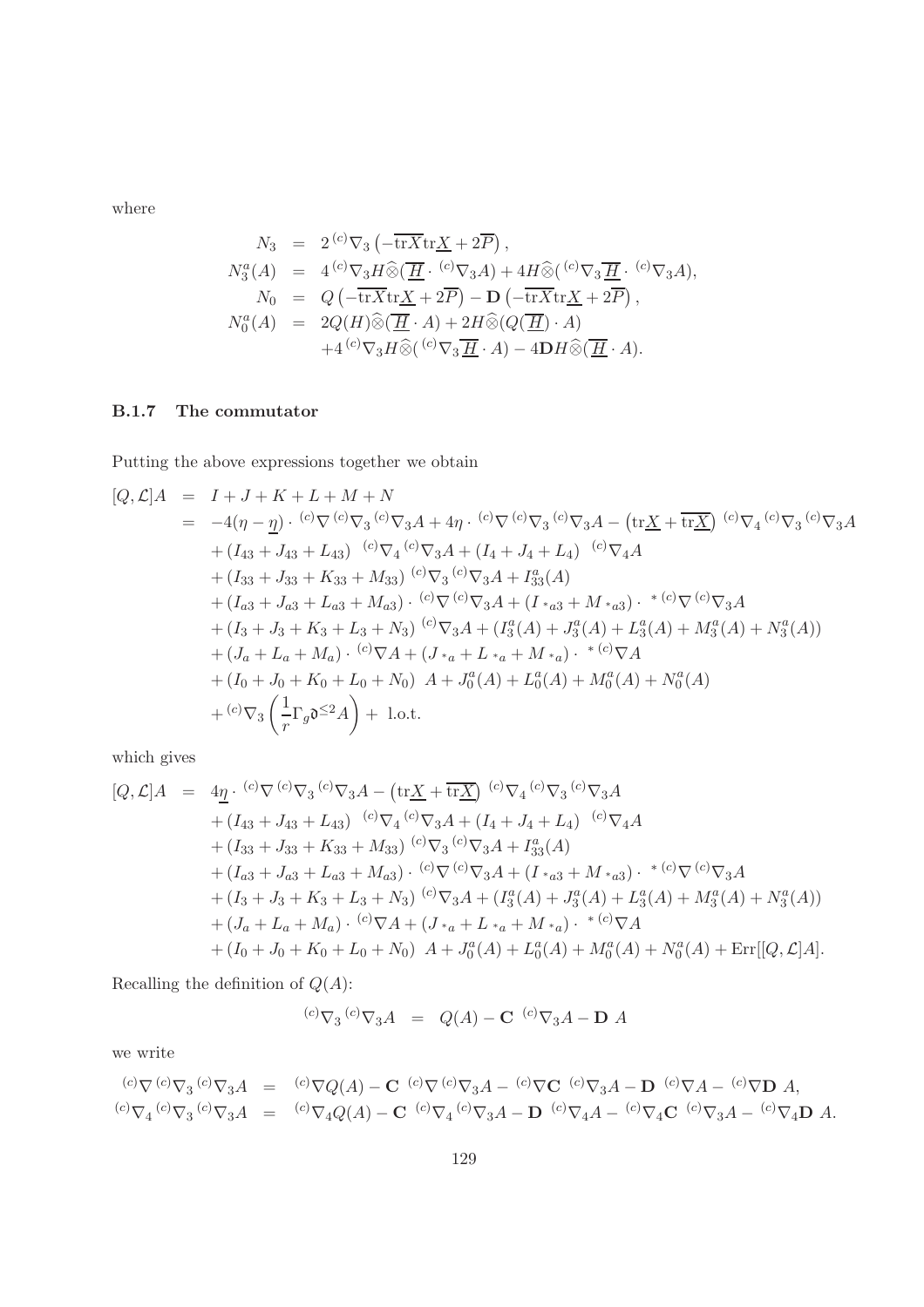where

$$
\begin{aligned}
N_3 &= 2\,{}^{(c)}\nabla_3\left(-\overline{\mathrm{tr}X}\mathrm{tr}\underline{X}+2\overline{P}\right),\\
N_3^a(A) &= 4\,{}^{(c)}\nabla_3 H\widehat{\otimes}(\underline{\overline{H}}\cdot{}^{(c)}\nabla_3 A)+4H\widehat{\otimes}({}^{(c)}\nabla_3\underline{\overline{H}}\cdot{}^{(c)}\nabla_3 A),\\
N_0 &= Q\left(-\overline{\mathrm{tr}X}\mathrm{tr}\underline{X}+2\overline{P}\right)-\mathbf{D}\left(-\overline{\mathrm{tr}X}\mathrm{tr}\underline{X}+2\overline{P}\right),\\
N_0^a(A) &= 2Q(H)\widehat{\otimes}(\underline{\overline{H}}\cdot A)+2H\widehat{\otimes}(Q(\underline{\overline{H}})\cdot A)\\
&\quad+4\,{}^{(c)}\nabla_3 H\widehat{\otimes}({}^{(c)}\nabla_3\underline{\overline{H}}\cdot A)-4\mathbf{D}H\widehat{\otimes}(\underline{\overline{H}}\cdot A).
\end{aligned}
$$

### B.1.7 The commutator

Putting the above expressions together we obtain

$$
\begin{aligned}
[Q,\mathcal{L}]A &= I+J+K+L+M+N\\
&= -4(\eta-\underline{\eta})\cdot{}^{(c)}\nabla\,{}^{(c)}\nabla_3\,{}^{(c)}\nabla_3 A+4\eta\cdot{}^{(c)}\nabla\,{}^{(c)}\nabla_3\,{}^{(c)}\nabla_3 A-\left(\mathrm{tr}\underline{X}+\overline{\mathrm{tr}\underline{X}}\right){}^{(c)}\nabla_4\,{}^{(c)}\nabla_3\,{}^{(c)}\nabla_3 A\\
&\quad+(I_{43}+J_{43}+L_{43})\ {}^{(c)}\nabla_4\,{}^{(c)}\nabla_3 A+(I_4+J_4+L_4)\ {}^{(c)}\nabla_4 A\\
&\quad+(I_{33}+J_{33}+K_{33}+M_{33})\,{}^{(c)}\nabla_3\,{}^{(c)}\nabla_3 A+I_{33}^a(A)\\
&\quad+(I_{a3}+J_{a3}+L_{a3}+M_{a3})\cdot{}^{(c)}\nabla\,{}^{(c)}\nabla_3 A+(I_{{}^*a3}+M_{{}^*a3})\cdot{}^{*\,(c)}\nabla\,{}^{(c)}\nabla_3 A\\
&\quad+(I_3+J_3+K_3+L_3+N_3)\,{}^{(c)}\nabla_3 A+(I_3^a(A)+J_3^a(A)+L_3^a(A)+M_3^a(A)+N_3^a(A))\\
&\quad+(J_a+L_a+M_a)\cdot{}^{(c)}\nabla A+(J_{{}^*a}+L_{{}^*a}+M_{{}^*a})\cdot{}^{*\,(c)}\nabla A\\
&\quad+(I_0+J_0+K_0+L_0+N_0)\ A+J_0^a(A)+L_0^a(A)+M_0^a(A)+N_0^a(A)\\
&\quad+{}^{(c)}\nabla_3\left(\frac{1}{r}\Gamma_g\mathfrak{d}^{\leq 2}A\right)+\text{ l.o.t.}
\end{aligned}
$$

which gives

$$
\begin{aligned}
[Q,\mathcal{L}]A &= 4\underline{\eta}\cdot{}^{(c)}\nabla\,{}^{(c)}\nabla_3\,{}^{(c)}\nabla_3 A-\left(\mathrm{tr}\underline{X}+\overline{\mathrm{tr}\underline{X}}\right){}^{(c)}\nabla_4\,{}^{(c)}\nabla_3\,{}^{(c)}\nabla_3 A\\
&\quad+(I_{43}+J_{43}+L_{43})\ {}^{(c)}\nabla_4\,{}^{(c)}\nabla_3 A+(I_4+J_4+L_4)\ {}^{(c)}\nabla_4 A\\
&\quad+(I_{33}+J_{33}+K_{33}+M_{33})\,{}^{(c)}\nabla_3\,{}^{(c)}\nabla_3 A+I_{33}^a(A)\\
&\quad+(I_{a3}+J_{a3}+L_{a3}+M_{a3})\cdot{}^{(c)}\nabla\,{}^{(c)}\nabla_3 A+(I_{{}^*a3}+M_{{}^*a3})\cdot{}^{*\,(c)}\nabla\,{}^{(c)}\nabla_3 A\\
&\quad+(I_3+J_3+K_3+L_3+N_3)\,{}^{(c)}\nabla_3 A+(I_3^a(A)+J_3^a(A)+L_3^a(A)+M_3^a(A)+N_3^a(A))\\
&\quad+(J_a+L_a+M_a)\cdot{}^{(c)}\nabla A+(J_{{}^*a}+L_{{}^*a}+M_{{}^*a})\cdot{}^{*\,(c)}\nabla A\\
&\quad+(I_0+J_0+K_0+L_0+N_0)\ A+J_0^a(A)+L_0^a(A)+M_0^a(A)+N_0^a(A)+\mathrm{Err}[[Q,\mathcal{L}]A].
\end{aligned}
$$

Recalling the definition of $Q(A)$:

$$
{}^{(c)}\nabla_3\,{}^{(c)}\nabla_3 A = Q(A)-\mathbf{C}\ {}^{(c)}\nabla_3 A-\mathbf{D}\ A
$$

we write

$$
\begin{aligned}
{}^{(c)}\nabla\,{}^{(c)}\nabla_3\,{}^{(c)}\nabla_3 A &= {}^{(c)}\nabla Q(A)-\mathbf{C}\ {}^{(c)}\nabla\,{}^{(c)}\nabla_3 A-{}^{(c)}\nabla\mathbf{C}\ {}^{(c)}\nabla_3 A-\mathbf{D}\ {}^{(c)}\nabla A-{}^{(c)}\nabla\mathbf{D}\ A,\\
{}^{(c)}\nabla_4\,{}^{(c)}\nabla_3\,{}^{(c)}\nabla_3 A &= {}^{(c)}\nabla_4 Q(A)-\mathbf{C}\ {}^{(c)}\nabla_4\,{}^{(c)}\nabla_3 A-\mathbf{D}\ {}^{(c)}\nabla_4 A-{}^{(c)}\nabla_4\mathbf{C}\ {}^{(c)}\nabla_3 A-{}^{(c)}\nabla_4\mathbf{D}\ A.
\end{aligned}
$$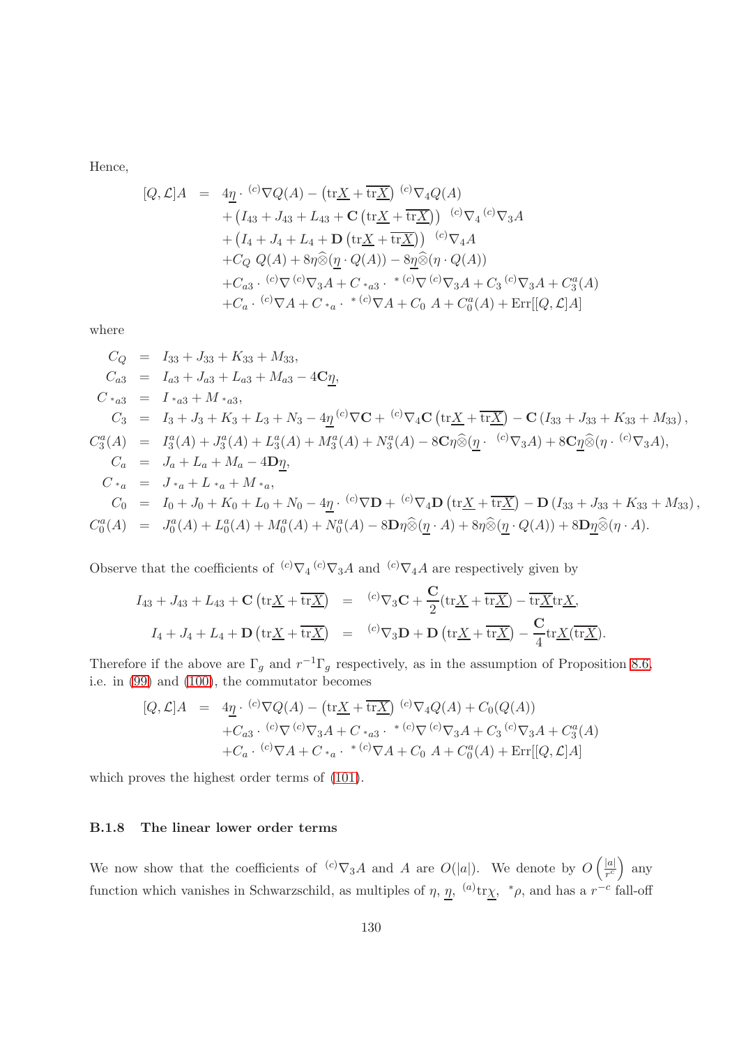Hence,

$$
\begin{aligned}
[Q,\mathcal{L}]A &= 4\underline{\eta}\cdot {}^{(c)}\nabla Q(A) - \left(\mathrm{tr}\underline{X}+\overline{\mathrm{tr}\underline{X}}\right){}^{(c)}\nabla_4 Q(A)\\
&\quad + \left(I_{43}+J_{43}+L_{43}+\mathbf{C}\left(\mathrm{tr}\underline{X}+\overline{\mathrm{tr}\underline{X}}\right)\right){}^{(c)}\nabla_4{}^{(c)}\nabla_3 A\\
&\quad + \left(I_4+J_4+L_4+\mathbf{D}\left(\mathrm{tr}\underline{X}+\overline{\mathrm{tr}\underline{X}}\right)\right){}^{(c)}\nabla_4 A\\
&\quad + C_Q\, Q(A) + 8\eta\widehat{\otimes}(\underline{\eta}\cdot Q(A)) - 8\underline{\eta}\widehat{\otimes}(\eta\cdot Q(A))\\
&\quad + C_{a3}\cdot {}^{(c)}\nabla{}^{(c)}\nabla_3 A + C_{*a3}\cdot {}^{*(c)}\nabla{}^{(c)}\nabla_3 A + C_3\,{}^{(c)}\nabla_3 A + C_3^a(A)\\
&\quad + C_a\cdot {}^{(c)}\nabla A + C_{*a}\cdot {}^{*(c)}\nabla A + C_0\, A + C_0^a(A) + \mathrm{Err}[[Q,\mathcal{L}]A]
\end{aligned}
$$

where

$$
\begin{aligned}
C_Q &= I_{33}+J_{33}+K_{33}+M_{33},\\
C_{a3} &= I_{a3}+J_{a3}+L_{a3}+M_{a3}-4\mathbf{C}\underline{\eta},\\
C_{*a3} &= I_{*a3}+M_{*a3},\\
C_3 &= I_3+J_3+K_3+L_3+N_3-4\underline{\eta}\,{}^{(c)}\nabla\mathbf{C} + {}^{(c)}\nabla_4\mathbf{C}\left(\mathrm{tr}\underline{X}+\overline{\mathrm{tr}\underline{X}}\right) - \mathbf{C}\left(I_{33}+J_{33}+K_{33}+M_{33}\right),\\
C_3^a(A) &= I_3^a(A)+J_3^a(A)+L_3^a(A)+M_3^a(A)+N_3^a(A) - 8\mathbf{C}\eta\widehat{\otimes}(\underline{\eta}\cdot {}^{(c)}\nabla_3 A) + 8\mathbf{C}\underline{\eta}\widehat{\otimes}(\eta\cdot {}^{(c)}\nabla_3 A),\\
C_a &= J_a+L_a+M_a-4\mathbf{D}\underline{\eta},\\
C_{*a} &= J_{*a}+L_{*a}+M_{*a},\\
C_0 &= I_0+J_0+K_0+L_0+N_0-4\underline{\eta}\cdot {}^{(c)}\nabla\mathbf{D} + {}^{(c)}\nabla_4\mathbf{D}\left(\mathrm{tr}\underline{X}+\overline{\mathrm{tr}\underline{X}}\right) - \mathbf{D}\left(I_{33}+J_{33}+K_{33}+M_{33}\right),\\
C_0^a(A) &= J_0^a(A)+L_0^a(A)+M_0^a(A)+N_0^a(A) - 8\mathbf{D}\eta\widehat{\otimes}(\underline{\eta}\cdot A) + 8\eta\widehat{\otimes}(\underline{\eta}\cdot Q(A)) + 8\mathbf{D}\underline{\eta}\widehat{\otimes}(\eta\cdot A).
\end{aligned}
$$

Observe that the coefficients of ${}^{(c)}\nabla_4{}^{(c)}\nabla_3 A$ and ${}^{(c)}\nabla_4 A$ are respectively given by

$$
\begin{aligned}
I_{43}+J_{43}+L_{43}+\mathbf{C}\left(\mathrm{tr}\underline{X}+\overline{\mathrm{tr}\underline{X}}\right) &= {}^{(c)}\nabla_3\mathbf{C} + \frac{\mathbf{C}}{2}(\mathrm{tr}\underline{X}+\overline{\mathrm{tr}\underline{X}}) - \overline{\mathrm{tr}\underline{X}}\mathrm{tr}\underline{X},\\
I_4+J_4+L_4+\mathbf{D}\left(\mathrm{tr}\underline{X}+\overline{\mathrm{tr}\underline{X}}\right) &= {}^{(c)}\nabla_3\mathbf{D} + \mathbf{D}\left(\mathrm{tr}\underline{X}+\overline{\mathrm{tr}\underline{X}}\right) - \frac{\mathbf{C}}{4}\mathrm{tr}\underline{X}(\overline{\mathrm{tr}\underline{X}}).
\end{aligned}
$$

Therefore if the above are $\Gamma_g$ and $r^{-1}\Gamma_g$ respectively, as in the assumption of Proposition 8.6, i.e. in (99) and (100), the commutator becomes

$$
\begin{aligned}
[Q,\mathcal{L}]A &= 4\underline{\eta}\cdot {}^{(c)}\nabla Q(A) - \left(\mathrm{tr}\underline{X}+\overline{\mathrm{tr}\underline{X}}\right){}^{(c)}\nabla_4 Q(A) + C_0(Q(A))\\
&\quad + C_{a3}\cdot {}^{(c)}\nabla{}^{(c)}\nabla_3 A + C_{*a3}\cdot {}^{*(c)}\nabla{}^{(c)}\nabla_3 A + C_3\,{}^{(c)}\nabla_3 A + C_3^a(A)\\
&\quad + C_a\cdot {}^{(c)}\nabla A + C_{*a}\cdot {}^{*(c)}\nabla A + C_0\, A + C_0^a(A) + \mathrm{Err}[[Q,\mathcal{L}]A]
\end{aligned}
$$

which proves the highest order terms of (101).

### B.1.8 The linear lower order terms

We now show that the coefficients of ${}^{(c)}\nabla_3 A$ and $A$ are $O(|a|)$. We denote by $O\left(\frac{|a|}{r^c}\right)$ any function which vanishes in Schwarzschild, as multiples of $\eta$, $\underline{\eta}$, ${}^{(a)}\mathrm{tr}\underline{\chi}$, ${}^*\rho$, and has a $r^{-c}$ fall-off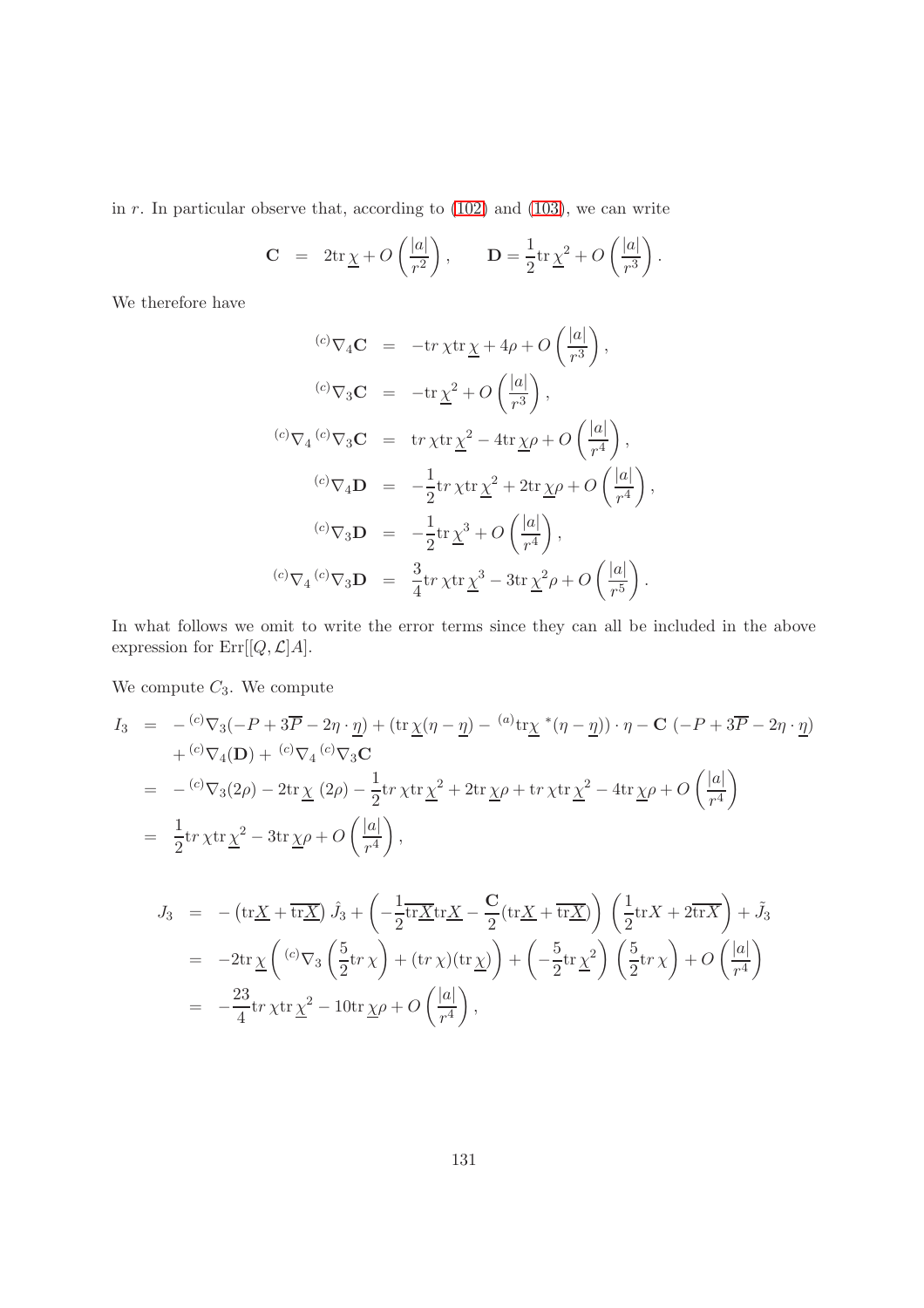in $r$. In particular observe that, according to (102) and (103), we can write

$$\mathbf{C} \;=\; 2\mathrm{tr}\,\underline{\chi} + O\left(\frac{|a|}{r^2}\right), \qquad \mathbf{D} = \frac{1}{2}\mathrm{tr}\,\underline{\chi}^2 + O\left(\frac{|a|}{r^3}\right).$$

We therefore have

$$\begin{aligned}
{}^{(c)}\nabla_4\mathbf{C} &= -\mathrm{tr}\,\chi\mathrm{tr}\,\underline{\chi} + 4\rho + O\left(\frac{|a|}{r^3}\right),\\
{}^{(c)}\nabla_3\mathbf{C} &= -\mathrm{tr}\,\underline{\chi}^2 + O\left(\frac{|a|}{r^3}\right),\\
{}^{(c)}\nabla_4\,{}^{(c)}\nabla_3\mathbf{C} &= \mathrm{tr}\,\chi\mathrm{tr}\,\underline{\chi}^2 - 4\mathrm{tr}\,\underline{\chi}\rho + O\left(\frac{|a|}{r^4}\right),\\
{}^{(c)}\nabla_4\mathbf{D} &= -\frac{1}{2}\mathrm{tr}\,\chi\mathrm{tr}\,\underline{\chi}^2 + 2\mathrm{tr}\,\underline{\chi}\rho + O\left(\frac{|a|}{r^4}\right),\\
{}^{(c)}\nabla_3\mathbf{D} &= -\frac{1}{2}\mathrm{tr}\,\underline{\chi}^3 + O\left(\frac{|a|}{r^4}\right),\\
{}^{(c)}\nabla_4\,{}^{(c)}\nabla_3\mathbf{D} &= \frac{3}{4}\mathrm{tr}\,\chi\mathrm{tr}\,\underline{\chi}^3 - 3\mathrm{tr}\,\underline{\chi}^2\rho + O\left(\frac{|a|}{r^5}\right).
\end{aligned}$$

In what follows we omit to write the error terms since they can all be included in the above expression for $\mathrm{Err}[[Q,\mathcal{L}]A]$.

We compute $C_3$. We compute

$$\begin{aligned}
I_3 &= -\,{}^{(c)}\nabla_3(-P+3\overline{P}-2\eta\cdot\underline{\eta}) + (\mathrm{tr}\,\underline{\chi}(\eta-\underline{\eta}) - {}^{(a)}\mathrm{tr}\underline{\chi}\,{}^*(\eta-\underline{\eta}))\cdot\eta - \mathbf{C}\,(-P+3\overline{P}-2\eta\cdot\underline{\eta})\\
&\quad + {}^{(c)}\nabla_4(\mathbf{D}) + {}^{(c)}\nabla_4\,{}^{(c)}\nabla_3\mathbf{C}\\
&= -\,{}^{(c)}\nabla_3(2\rho) - 2\mathrm{tr}\,\underline{\chi}\,(2\rho) - \frac{1}{2}\mathrm{tr}\,\chi\mathrm{tr}\,\underline{\chi}^2 + 2\mathrm{tr}\,\underline{\chi}\rho + \mathrm{tr}\,\chi\mathrm{tr}\,\underline{\chi}^2 - 4\mathrm{tr}\,\underline{\chi}\rho + O\left(\frac{|a|}{r^4}\right)\\
&= \frac{1}{2}\mathrm{tr}\,\chi\mathrm{tr}\,\underline{\chi}^2 - 3\mathrm{tr}\,\underline{\chi}\rho + O\left(\frac{|a|}{r^4}\right),
\end{aligned}$$

$$\begin{aligned}
J_3 &= -\left(\mathrm{tr}\underline{X}+\overline{\mathrm{tr}\underline{X}}\right)\hat{J}_3 + \left(-\frac{1}{2}\overline{\mathrm{tr}\underline{X}}\mathrm{tr}\underline{X} - \frac{\mathbf{C}}{2}(\mathrm{tr}\underline{X}+\overline{\mathrm{tr}\underline{X}})\right)\left(\frac{1}{2}\mathrm{tr}X + 2\overline{\mathrm{tr}X}\right) + \tilde{J}_3\\
&= -2\mathrm{tr}\,\underline{\chi}\left({}^{(c)}\nabla_3\left(\frac{5}{2}\mathrm{tr}\,\chi\right) + (\mathrm{tr}\,\chi)(\mathrm{tr}\,\underline{\chi})\right) + \left(-\frac{5}{2}\mathrm{tr}\,\underline{\chi}^2\right)\left(\frac{5}{2}\mathrm{tr}\,\chi\right) + O\left(\frac{|a|}{r^4}\right)\\
&= -\frac{23}{4}\mathrm{tr}\,\chi\mathrm{tr}\,\underline{\chi}^2 - 10\mathrm{tr}\,\underline{\chi}\rho + O\left(\frac{|a|}{r^4}\right),
\end{aligned}$$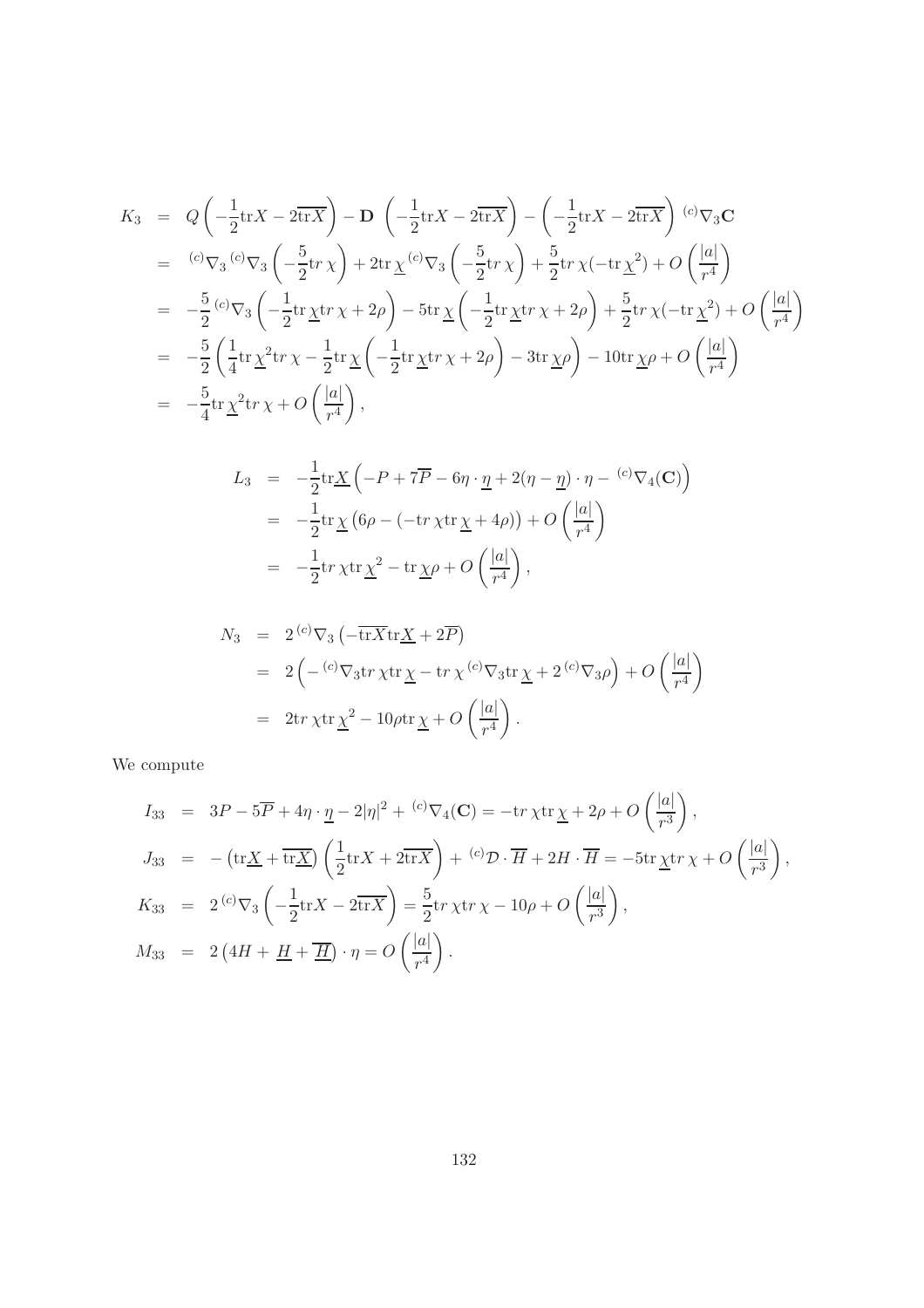$$
\begin{aligned}
K_3 &= Q\left(-\frac{1}{2}\mathrm{tr}X - 2\overline{\mathrm{tr}X}\right) - \mathbf{D}\ \left(-\frac{1}{2}\mathrm{tr}X - 2\overline{\mathrm{tr}X}\right) - \left(-\frac{1}{2}\mathrm{tr}X - 2\overline{\mathrm{tr}X}\right)\ {}^{(c)}\nabla_3\mathbf{C}\\
&= {}^{(c)}\nabla_3\,{}^{(c)}\nabla_3\left(-\frac{5}{2}tr\,\chi\right) + 2\mathrm{tr}\,\underline{\chi}\,{}^{(c)}\nabla_3\left(-\frac{5}{2}tr\,\chi\right) + \frac{5}{2}tr\,\chi(-\mathrm{tr}\,\underline{\chi}^2) + O\left(\frac{|a|}{r^4}\right)\\
&= -\frac{5}{2}\,{}^{(c)}\nabla_3\left(-\frac{1}{2}\mathrm{tr}\,\underline{\chi}tr\,\chi + 2\rho\right) - 5\mathrm{tr}\,\underline{\chi}\left(-\frac{1}{2}\mathrm{tr}\,\underline{\chi}tr\,\chi + 2\rho\right) + \frac{5}{2}tr\,\chi(-\mathrm{tr}\,\underline{\chi}^2) + O\left(\frac{|a|}{r^4}\right)\\
&= -\frac{5}{2}\left(\frac{1}{4}\mathrm{tr}\,\underline{\chi}^2 tr\,\chi - \frac{1}{2}\mathrm{tr}\,\underline{\chi}\left(-\frac{1}{2}\mathrm{tr}\,\underline{\chi}tr\,\chi + 2\rho\right) - 3\mathrm{tr}\,\underline{\chi}\rho\right) - 10\mathrm{tr}\,\underline{\chi}\rho + O\left(\frac{|a|}{r^4}\right)\\
&= -\frac{5}{4}\mathrm{tr}\,\underline{\chi}^2 tr\,\chi + O\left(\frac{|a|}{r^4}\right),
\end{aligned}
$$

$$
\begin{aligned}
L_3 &= -\frac{1}{2}\mathrm{tr}\underline{X}\left(-P + 7\overline{P} - 6\eta\cdot\underline{\eta} + 2(\eta - \underline{\eta})\cdot\eta - {}^{(c)}\nabla_4(\mathbf{C})\right)\\
&= -\frac{1}{2}\mathrm{tr}\,\underline{\chi}\left(6\rho - (-tr\,\chi\mathrm{tr}\,\underline{\chi} + 4\rho)\right) + O\left(\frac{|a|}{r^4}\right)\\
&= -\frac{1}{2}tr\,\chi\mathrm{tr}\,\underline{\chi}^2 - \mathrm{tr}\,\underline{\chi}\rho + O\left(\frac{|a|}{r^4}\right),
\end{aligned}
$$

$$
\begin{aligned}
N_3 &= 2\,{}^{(c)}\nabla_3\left(-\overline{\mathrm{tr}X}\mathrm{tr}\underline{X} + 2\overline{P}\right)\\
&= 2\left(-\,{}^{(c)}\nabla_3 tr\,\chi\mathrm{tr}\,\underline{\chi} - tr\,\chi\,{}^{(c)}\nabla_3\mathrm{tr}\,\underline{\chi} + 2\,{}^{(c)}\nabla_3\rho\right) + O\left(\frac{|a|}{r^4}\right)\\
&= 2tr\,\chi\mathrm{tr}\,\underline{\chi}^2 - 10\rho\mathrm{tr}\,\underline{\chi} + O\left(\frac{|a|}{r^4}\right).
\end{aligned}
$$

We compute

$$
\begin{aligned}
I_{33} &= 3P - 5\overline{P} + 4\eta\cdot\underline{\eta} - 2|\eta|^2 + {}^{(c)}\nabla_4(\mathbf{C}) = -tr\,\chi\mathrm{tr}\,\underline{\chi} + 2\rho + O\left(\frac{|a|}{r^3}\right),\\
J_{33} &= -\left(\mathrm{tr}\underline{X} + \overline{\mathrm{tr}\underline{X}}\right)\left(\frac{1}{2}\mathrm{tr}X + 2\overline{\mathrm{tr}X}\right) + {}^{(c)}\mathcal{D}\cdot\overline{H} + 2H\cdot\overline{H} = -5\mathrm{tr}\,\underline{\chi}tr\,\chi + O\left(\frac{|a|}{r^3}\right),\\
K_{33} &= 2\,{}^{(c)}\nabla_3\left(-\frac{1}{2}\mathrm{tr}X - 2\overline{\mathrm{tr}X}\right) = \frac{5}{2}tr\,\chi tr\,\chi - 10\rho + O\left(\frac{|a|}{r^3}\right),\\
M_{33} &= 2\left(4H + \underline{H} + \overline{\underline{H}}\right)\cdot\eta = O\left(\frac{|a|}{r^4}\right).
\end{aligned}
$$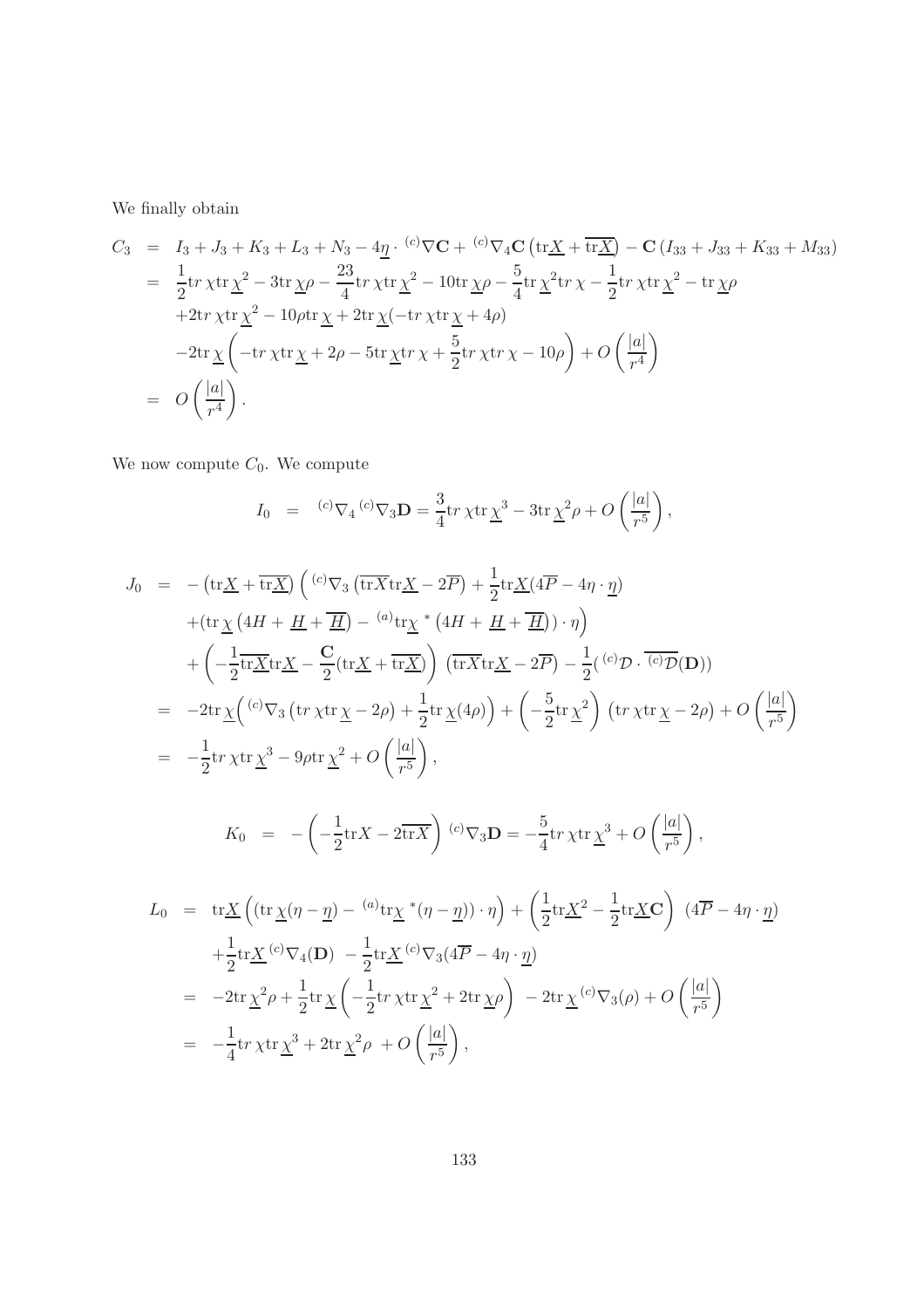We finally obtain

$$
\begin{aligned}
C_3 &= I_3+J_3+K_3+L_3+N_3-4\underline{\eta}\cdot {}^{(c)}\nabla\mathbf{C}+{}^{(c)}\nabla_4\mathbf{C}\left(\mathrm{tr}\underline{X}+\overline{\mathrm{tr}\underline{X}}\right)-\mathbf{C}\left(I_{33}+J_{33}+K_{33}+M_{33}\right)\\
&= \frac{1}{2}\mathrm{tr}\,\chi\mathrm{tr}\,\underline{\chi}^2-3\mathrm{tr}\,\underline{\chi}\rho-\frac{23}{4}\mathrm{tr}\,\chi\mathrm{tr}\,\underline{\chi}^2-10\mathrm{tr}\,\underline{\chi}\rho-\frac{5}{4}\mathrm{tr}\,\underline{\chi}^2\mathrm{tr}\,\chi-\frac{1}{2}\mathrm{tr}\,\chi\mathrm{tr}\,\underline{\chi}^2-\mathrm{tr}\,\underline{\chi}\rho\\
&\quad +2\mathrm{tr}\,\chi\mathrm{tr}\,\underline{\chi}^2-10\rho\mathrm{tr}\,\underline{\chi}+2\mathrm{tr}\,\underline{\chi}(-\mathrm{tr}\,\chi\mathrm{tr}\,\underline{\chi}+4\rho)\\
&\quad -2\mathrm{tr}\,\underline{\chi}\left(-\mathrm{tr}\,\chi\mathrm{tr}\,\underline{\chi}+2\rho-5\mathrm{tr}\,\underline{\chi}\mathrm{tr}\,\chi+\frac{5}{2}\mathrm{tr}\,\chi\mathrm{tr}\,\chi-10\rho\right)+O\left(\frac{|a|}{r^4}\right)\\
&= O\left(\frac{|a|}{r^4}\right).
\end{aligned}
$$

We now compute $C_0$. We compute

$$
I_0 \;=\; {}^{(c)}\nabla_4\,{}^{(c)}\nabla_3\mathbf{D}=\frac{3}{4}\mathrm{tr}\,\chi\mathrm{tr}\,\underline{\chi}^3-3\mathrm{tr}\,\underline{\chi}^2\rho+O\left(\frac{|a|}{r^5}\right),
$$

$$
\begin{aligned}
J_0 &= -\left(\mathrm{tr}\underline{X}+\overline{\mathrm{tr}\underline{X}}\right)\Big({}^{(c)}\nabla_3\left(\overline{\mathrm{tr}X}\mathrm{tr}\underline{X}-2\overline{P}\right)+\frac{1}{2}\mathrm{tr}\underline{X}(4\overline{P}-4\eta\cdot\underline{\eta})\\
&\quad +(\mathrm{tr}\,\underline{\chi}\left(4H+\underline{H}+\overline{\underline{H}}\right)-{}^{(a)}\mathrm{tr}\underline{\chi}\,{}^*\left(4H+\underline{H}+\overline{\underline{H}}\right))\cdot\eta\Big)\\
&\quad +\left(-\frac{1}{2}\overline{\mathrm{tr}\underline{X}}\mathrm{tr}\underline{X}-\frac{\mathbf{C}}{2}(\mathrm{tr}\underline{X}+\overline{\mathrm{tr}\underline{X}})\right)\left(\overline{\mathrm{tr}X}\mathrm{tr}\underline{X}-2\overline{P}\right)-\frac{1}{2}({}^{(c)}\mathcal{D}\cdot\overline{{}^{(c)}\mathcal{D}}(\mathbf{D}))\\
&= -2\mathrm{tr}\,\underline{\chi}\Big({}^{(c)}\nabla_3\left(\mathrm{tr}\,\chi\mathrm{tr}\,\underline{\chi}-2\rho\right)+\frac{1}{2}\mathrm{tr}\,\underline{\chi}(4\rho)\Big)+\left(-\frac{5}{2}\mathrm{tr}\,\underline{\chi}^2\right)\left(\mathrm{tr}\,\chi\mathrm{tr}\,\underline{\chi}-2\rho\right)+O\left(\frac{|a|}{r^5}\right)\\
&= -\frac{1}{2}\mathrm{tr}\,\chi\mathrm{tr}\,\underline{\chi}^3-9\rho\mathrm{tr}\,\underline{\chi}^2+O\left(\frac{|a|}{r^5}\right),
\end{aligned}
$$

$$
K_0 \;=\; -\left(-\frac{1}{2}\mathrm{tr}X-2\overline{\mathrm{tr}X}\right){}^{(c)}\nabla_3\mathbf{D}=-\frac{5}{4}\mathrm{tr}\,\chi\mathrm{tr}\,\underline{\chi}^3+O\left(\frac{|a|}{r^5}\right),
$$

$$
\begin{aligned}
L_0 &= \mathrm{tr}\underline{X}\left((\mathrm{tr}\,\underline{\chi}(\eta-\underline{\eta})-{}^{(a)}\mathrm{tr}\underline{\chi}\,{}^*(\eta-\underline{\eta}))\cdot\eta\right)+\left(\frac{1}{2}\mathrm{tr}\underline{X}^2-\frac{1}{2}\mathrm{tr}\underline{X}\mathbf{C}\right)(4\overline{P}-4\eta\cdot\underline{\eta})\\
&\quad +\frac{1}{2}\mathrm{tr}\underline{X}\,{}^{(c)}\nabla_4(\mathbf{D})\;-\frac{1}{2}\mathrm{tr}\underline{X}\,{}^{(c)}\nabla_3(4\overline{P}-4\eta\cdot\underline{\eta})\\
&= -2\mathrm{tr}\,\underline{\chi}^2\rho+\frac{1}{2}\mathrm{tr}\,\underline{\chi}\left(-\frac{1}{2}\mathrm{tr}\,\chi\mathrm{tr}\,\underline{\chi}^2+2\mathrm{tr}\,\underline{\chi}\rho\right)\;-2\mathrm{tr}\,\underline{\chi}\,{}^{(c)}\nabla_3(\rho)+O\left(\frac{|a|}{r^5}\right)\\
&= -\frac{1}{4}\mathrm{tr}\,\chi\mathrm{tr}\,\underline{\chi}^3+2\mathrm{tr}\,\underline{\chi}^2\rho\;+O\left(\frac{|a|}{r^5}\right),
\end{aligned}
$$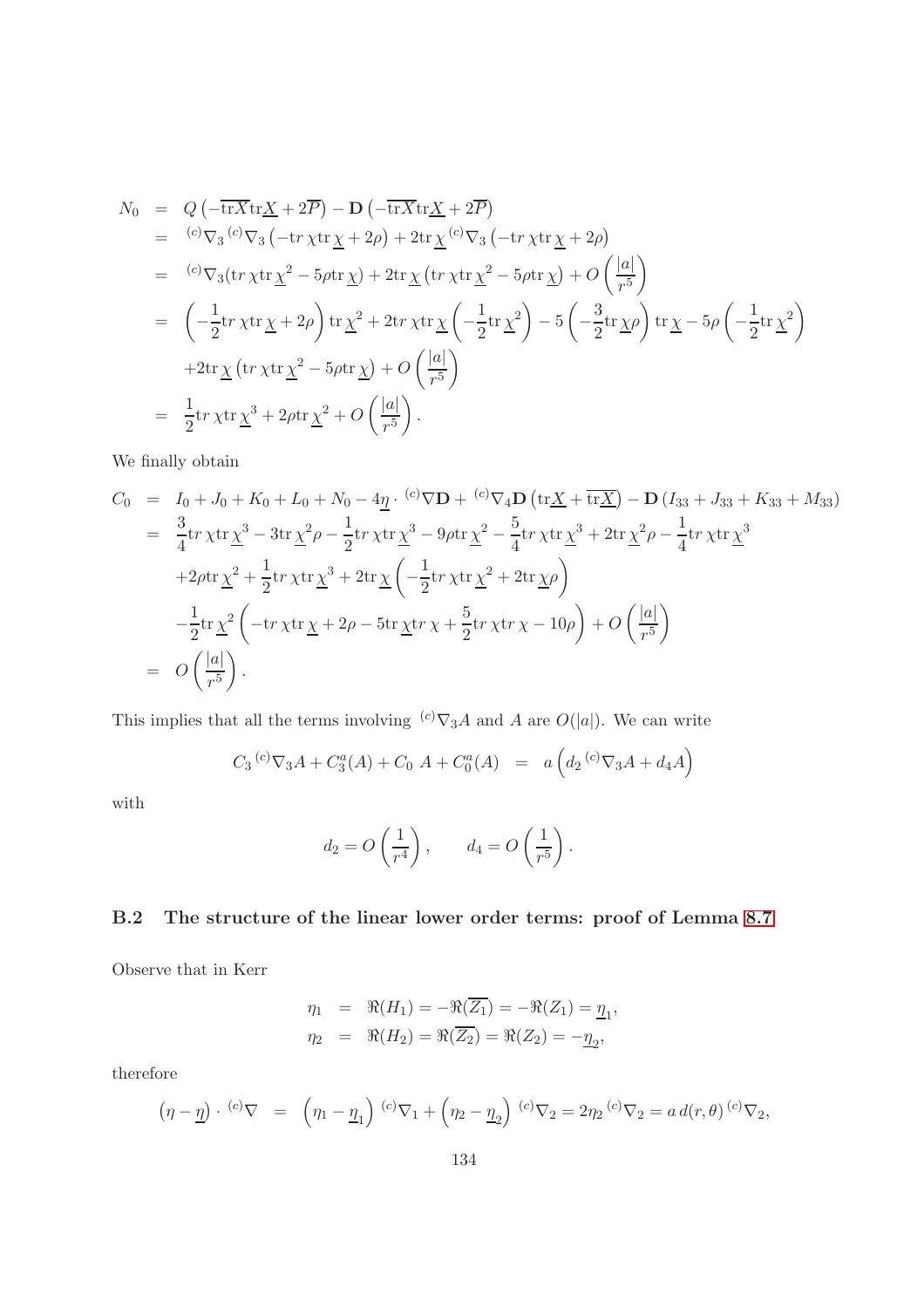$$
\begin{aligned}
N_0 &= Q\left(-\overline{\mathrm{tr} X}\mathrm{tr}\underline{X}+2\overline{P}\right)-\mathbf{D}\left(-\overline{\mathrm{tr} X}\mathrm{tr}\underline{X}+2\overline{P}\right)\\
&= {}^{(c)}\nabla_3\,{}^{(c)}\nabla_3\left(-\mathrm{tr}\,\chi\mathrm{tr}\,\underline{\chi}+2\rho\right)+2\mathrm{tr}\,\underline{\chi}\,{}^{(c)}\nabla_3\left(-\mathrm{tr}\,\chi\mathrm{tr}\,\underline{\chi}+2\rho\right)\\
&= {}^{(c)}\nabla_3(\mathrm{tr}\,\chi\mathrm{tr}\,\underline{\chi}^2-5\rho\mathrm{tr}\,\underline{\chi})+2\mathrm{tr}\,\underline{\chi}\left(\mathrm{tr}\,\chi\mathrm{tr}\,\underline{\chi}^2-5\rho\mathrm{tr}\,\underline{\chi}\right)+O\left(\frac{|a|}{r^5}\right)\\
&= \left(-\frac{1}{2}\mathrm{tr}\,\chi\mathrm{tr}\,\underline{\chi}+2\rho\right)\mathrm{tr}\,\underline{\chi}^2+2\mathrm{tr}\,\chi\mathrm{tr}\,\underline{\chi}\left(-\frac{1}{2}\mathrm{tr}\,\underline{\chi}^2\right)-5\left(-\frac{3}{2}\mathrm{tr}\,\underline{\chi}\rho\right)\mathrm{tr}\,\underline{\chi}-5\rho\left(-\frac{1}{2}\mathrm{tr}\,\underline{\chi}^2\right)\\
&\quad+2\mathrm{tr}\,\underline{\chi}\left(\mathrm{tr}\,\chi\mathrm{tr}\,\underline{\chi}^2-5\rho\mathrm{tr}\,\underline{\chi}\right)+O\left(\frac{|a|}{r^5}\right)\\
&= \frac{1}{2}\mathrm{tr}\,\chi\mathrm{tr}\,\underline{\chi}^3+2\rho\mathrm{tr}\,\underline{\chi}^2+O\left(\frac{|a|}{r^5}\right).
\end{aligned}
$$

We finally obtain

$$
\begin{aligned}
C_0 &= I_0+J_0+K_0+L_0+N_0-4\underline{\eta}\cdot{}^{(c)}\nabla\mathbf{D}+{}^{(c)}\nabla_4\mathbf{D}\left(\mathrm{tr}\underline{X}+\overline{\mathrm{tr}\underline{X}}\right)-\mathbf{D}\left(I_{33}+J_{33}+K_{33}+M_{33}\right)\\
&= \frac{3}{4}\mathrm{tr}\,\chi\mathrm{tr}\,\underline{\chi}^3-3\mathrm{tr}\,\underline{\chi}^2\rho-\frac{1}{2}\mathrm{tr}\,\chi\mathrm{tr}\,\underline{\chi}^3-9\rho\mathrm{tr}\,\underline{\chi}^2-\frac{5}{4}\mathrm{tr}\,\chi\mathrm{tr}\,\underline{\chi}^3+2\mathrm{tr}\,\underline{\chi}^2\rho-\frac{1}{4}\mathrm{tr}\,\chi\mathrm{tr}\,\underline{\chi}^3\\
&\quad+2\rho\mathrm{tr}\,\underline{\chi}^2+\frac{1}{2}\mathrm{tr}\,\chi\mathrm{tr}\,\underline{\chi}^3+2\mathrm{tr}\,\underline{\chi}\left(-\frac{1}{2}\mathrm{tr}\,\chi\mathrm{tr}\,\underline{\chi}^2+2\mathrm{tr}\,\underline{\chi}\rho\right)\\
&\quad-\frac{1}{2}\mathrm{tr}\,\underline{\chi}^2\left(-\mathrm{tr}\,\chi\mathrm{tr}\,\underline{\chi}+2\rho-5\mathrm{tr}\,\underline{\chi}\mathrm{tr}\,\chi+\frac{5}{2}\mathrm{tr}\,\chi\mathrm{tr}\,\chi-10\rho\right)+O\left(\frac{|a|}{r^5}\right)\\
&= O\left(\frac{|a|}{r^5}\right).
\end{aligned}
$$

This implies that all the terms involving ${}^{(c)}\nabla_3 A$ and $A$ are $O(|a|)$. We can write

$$
C_3\,{}^{(c)}\nabla_3 A+C_3^a(A)+C_0\,A+C_0^a(A) \;=\; a\left(d_2\,{}^{(c)}\nabla_3 A+d_4 A\right)
$$

with

$$
d_2=O\left(\frac{1}{r^4}\right),\qquad d_4=O\left(\frac{1}{r^5}\right).
$$

### B.2 The structure of the linear lower order terms: proof of Lemma 8.7

Observe that in Kerr

$$
\begin{aligned}
\eta_1 &= \Re(H_1)=-\Re(\overline{Z_1})=-\Re(Z_1)=\underline{\eta}_1,\\
\eta_2 &= \Re(H_2)=\Re(\overline{Z_2})=\Re(Z_2)=-\underline{\eta}_2,
\end{aligned}
$$

therefore

$$
\left(\eta-\underline{\eta}\right)\cdot{}^{(c)}\nabla \;=\; \left(\eta_1-\underline{\eta}_1\right){}^{(c)}\nabla_1+\left(\eta_2-\underline{\eta}_2\right){}^{(c)}\nabla_2=2\eta_2\,{}^{(c)}\nabla_2=a\,d(r,\theta)\,{}^{(c)}\nabla_2,
$$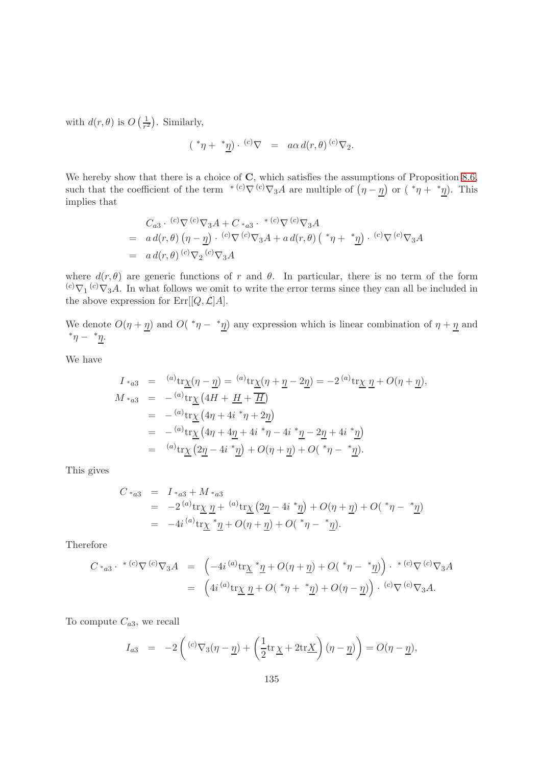with $d(r,\theta)$ is $O\left(\frac{1}{r^2}\right)$. Similarly,

$$({}^*\eta + {}^*\underline{\eta}) \cdot {}^{(c)}\nabla \;\; = \;\; a\alpha\, d(r,\theta)\, {}^{(c)}\nabla_2.$$

We hereby show that there is a choice of $\mathbf{C}$, which satisfies the assumptions of Proposition 8.6, such that the coefficient of the term ${}^{*\,(c)}\nabla\, {}^{(c)}\nabla_3 A$ are multiple of $(\eta - \underline{\eta})$ or $({}^*\eta + {}^*\underline{\eta})$. This implies that

$$\begin{aligned}
& C_{a3} \cdot {}^{(c)}\nabla\, {}^{(c)}\nabla_3 A + C_{{}^*a3} \cdot {}^{*\,(c)}\nabla\, {}^{(c)}\nabla_3 A \\
=\;& a\, d(r,\theta)\left(\eta - \underline{\eta}\right) \cdot {}^{(c)}\nabla\, {}^{(c)}\nabla_3 A + a\, d(r,\theta)\left({}^*\eta + {}^*\underline{\eta}\right) \cdot {}^{(c)}\nabla\, {}^{(c)}\nabla_3 A \\
=\;& a\, d(r,\theta)\, {}^{(c)}\nabla_2\, {}^{(c)}\nabla_3 A
\end{aligned}$$

where $d(r,\theta)$ are generic functions of $r$ and $\theta$. In particular, there is no term of the form ${}^{(c)}\nabla_1\, {}^{(c)}\nabla_3 A$. In what follows we omit to write the error terms since they can all be included in the above expression for $\text{Err}[[Q,\mathcal{L}]A]$.

We denote $O(\eta + \underline{\eta})$ and $O({}^*\eta - {}^*\underline{\eta})$ any expression which is linear combination of $\eta + \underline{\eta}$ and ${}^*\eta - {}^*\underline{\eta}$.

We have

$$\begin{aligned}
I_{{}^*a3} &= {}^{(a)}\text{tr}\underline{\chi}(\eta - \underline{\eta}) = {}^{(a)}\text{tr}\underline{\chi}(\eta + \underline{\eta} - 2\underline{\eta}) = -2\, {}^{(a)}\text{tr}\underline{\chi}\, \underline{\eta} + O(\eta + \underline{\eta}), \\
M_{{}^*a3} &= -\,{}^{(a)}\text{tr}\underline{\chi}\left(4H + \underline{H} + \overline{\underline{H}}\right) \\
&= -\,{}^{(a)}\text{tr}\underline{\chi}\left(4\eta + 4i\, {}^*\eta + 2\underline{\eta}\right) \\
&= -\,{}^{(a)}\text{tr}\underline{\chi}\left(4\eta + 4\underline{\eta} + 4i\, {}^*\eta - 4i\, {}^*\underline{\eta} - 2\underline{\eta} + 4i\, {}^*\underline{\eta}\right) \\
&= {}^{(a)}\text{tr}\underline{\chi}\left(2\underline{\eta} - 4i\, {}^*\underline{\eta}\right) + O(\eta + \underline{\eta}) + O({}^*\eta - {}^*\underline{\eta}).
\end{aligned}$$

This gives

$$\begin{aligned}
C_{{}^*a3} &= I_{{}^*a3} + M_{{}^*a3} \\
&= -2\, {}^{(a)}\text{tr}\underline{\chi}\, \underline{\eta} + {}^{(a)}\text{tr}\underline{\chi}\left(2\underline{\eta} - 4i\, {}^*\underline{\eta}\right) + O(\eta + \underline{\eta}) + O({}^*\eta - {}^*\underline{\eta}) \\
&= -4i\, {}^{(a)}\text{tr}\underline{\chi}\, {}^*\underline{\eta} + O(\eta + \underline{\eta}) + O({}^*\eta - {}^*\underline{\eta}).
\end{aligned}$$

Therefore

$$\begin{aligned}
C_{{}^*a3} \cdot {}^{*\,(c)}\nabla\, {}^{(c)}\nabla_3 A &= \left(-4i\, {}^{(a)}\text{tr}\underline{\chi}\, {}^*\underline{\eta} + O(\eta + \underline{\eta}) + O({}^*\eta - {}^*\underline{\eta})\right) \cdot {}^{*\,(c)}\nabla\, {}^{(c)}\nabla_3 A \\
&= \left(4i\, {}^{(a)}\text{tr}\underline{\chi}\, \underline{\eta} + O({}^*\eta + {}^*\underline{\eta}) + O(\eta - \underline{\eta})\right) \cdot {}^{(c)}\nabla\, {}^{(c)}\nabla_3 A.
\end{aligned}$$

To compute $C_{a3}$, we recall

$$I_{a3} \;\; = \;\; -2\left({}^{(c)}\nabla_3(\eta - \underline{\eta}) + \left(\frac{1}{2}\text{tr}\,\underline{\chi} + 2\text{tr}\underline{X}\right)(\eta - \underline{\eta})\right) = O(\eta - \underline{\eta}),$$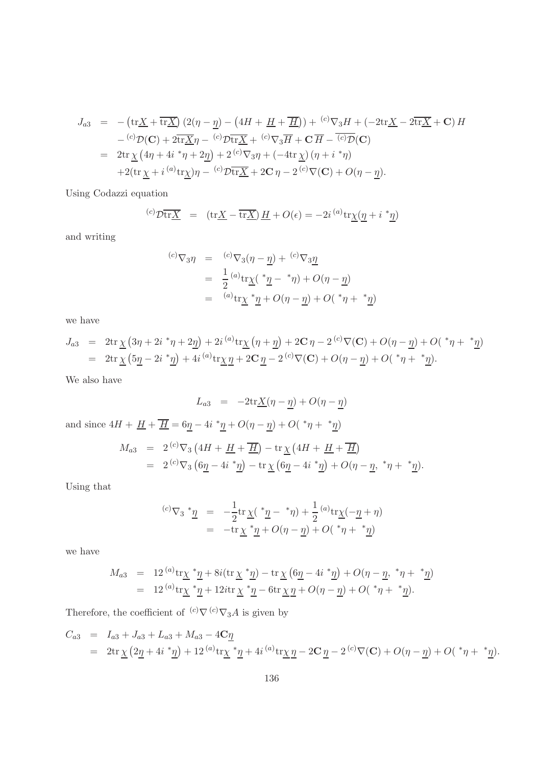$$
\begin{aligned}
J_{a3} &= -\left(\mathrm{tr}\underline{X}+\overline{\mathrm{tr}\underline{X}}\right)\left(2(\eta-\underline{\eta})-\left(4H+\underline{H}+\overline{\underline{H}}\right)\right)+{}^{(c)}\nabla_3 H+\left(-2\mathrm{tr}\underline{X}-2\overline{\mathrm{tr}\underline{X}}+\mathbf{C}\right)H\\
&\quad -{}^{(c)}\mathcal{D}(\mathbf{C})+2\overline{\mathrm{tr}\underline{X}}\eta-{}^{(c)}\mathcal{D}\overline{\mathrm{tr}\underline{X}}+{}^{(c)}\nabla_3\overline{H}+\mathbf{C}\,\overline{H}-\overline{{}^{(c)}\mathcal{D}}(\mathbf{C})\\
&= 2\mathrm{tr}\,\underline{\chi}\left(4\eta+4i\,{}^*\eta+2\underline{\eta}\right)+2\,{}^{(c)}\nabla_3\eta+\left(-4\mathrm{tr}\,\underline{\chi}\right)\left(\eta+i\,{}^*\eta\right)\\
&\quad +2(\mathrm{tr}\,\underline{\chi}+i\,{}^{(a)}\mathrm{tr}\underline{\chi})\eta-{}^{(c)}\mathcal{D}\overline{\mathrm{tr}\underline{X}}+2\mathbf{C}\,\eta-2\,{}^{(c)}\nabla(\mathbf{C})+O(\eta-\underline{\eta}).
\end{aligned}
$$

Using Codazzi equation

$$
{}^{(c)}\mathcal{D}\overline{\mathrm{tr}\underline{X}} \;=\; \left(\mathrm{tr}\underline{X}-\overline{\mathrm{tr}\underline{X}}\right)\underline{H}+O(\epsilon)=-2i\,{}^{(a)}\mathrm{tr}\underline{\chi}(\underline{\eta}+i\,{}^*\underline{\eta})
$$

and writing

$$
\begin{aligned}
{}^{(c)}\nabla_3\eta &= {}^{(c)}\nabla_3(\eta-\underline{\eta})+{}^{(c)}\nabla_3\underline{\eta}\\
&= \frac{1}{2}\,{}^{(a)}\mathrm{tr}\underline{\chi}(\,{}^*\underline{\eta}-\,{}^*\eta)+O(\eta-\underline{\eta})\\
&= {}^{(a)}\mathrm{tr}\underline{\chi}\,{}^*\underline{\eta}+O(\eta-\underline{\eta})+O(\,{}^*\eta+\,{}^*\underline{\eta})
\end{aligned}
$$

we have

$$
\begin{aligned}
J_{a3} &= 2\mathrm{tr}\,\underline{\chi}\left(3\eta+2i\,{}^*\eta+2\underline{\eta}\right)+2i\,{}^{(a)}\mathrm{tr}\underline{\chi}\left(\eta+\underline{\eta}\right)+2\mathbf{C}\,\eta-2\,{}^{(c)}\nabla(\mathbf{C})+O(\eta-\underline{\eta})+O(\,{}^*\eta+\,{}^*\underline{\eta})\\
&= 2\mathrm{tr}\,\underline{\chi}\left(5\underline{\eta}-2i\,{}^*\underline{\eta}\right)+4i\,{}^{(a)}\mathrm{tr}\underline{\chi}\,\underline{\eta}+2\mathbf{C}\,\underline{\eta}-2\,{}^{(c)}\nabla(\mathbf{C})+O(\eta-\underline{\eta})+O(\,{}^*\eta+\,{}^*\underline{\eta}).
\end{aligned}
$$

We also have

$$
L_{a3} \;=\; -2\mathrm{tr}\underline{X}(\eta-\underline{\eta})+O(\eta-\underline{\eta})
$$

and since $4H+\underline{H}+\overline{\underline{H}}=6\underline{\eta}-4i\,{}^*\underline{\eta}+O(\eta-\underline{\eta})+O(\,{}^*\eta+\,{}^*\underline{\eta})$

$$
\begin{aligned}
M_{a3} &= 2\,{}^{(c)}\nabla_3\left(4H+\underline{H}+\overline{\underline{H}}\right)-\mathrm{tr}\,\underline{\chi}\left(4H+\underline{H}+\overline{\underline{H}}\right)\\
&= 2\,{}^{(c)}\nabla_3\left(6\underline{\eta}-4i\,{}^*\underline{\eta}\right)-\mathrm{tr}\,\underline{\chi}\left(6\underline{\eta}-4i\,{}^*\underline{\eta}\right)+O(\eta-\underline{\eta},\,{}^*\eta+\,{}^*\underline{\eta}).
\end{aligned}
$$

Using that

$$
\begin{aligned}
{}^{(c)}\nabla_3\,{}^*\underline{\eta} &= -\frac{1}{2}\mathrm{tr}\,\underline{\chi}(\,{}^*\underline{\eta}-\,{}^*\eta)+\frac{1}{2}\,{}^{(a)}\mathrm{tr}\underline{\chi}(-\underline{\eta}+\eta)\\
&= -\mathrm{tr}\,\underline{\chi}\,{}^*\underline{\eta}+O(\eta-\underline{\eta})+O(\,{}^*\eta+\,{}^*\underline{\eta})
\end{aligned}
$$

we have

$$
\begin{aligned}
M_{a3} &= 12\,{}^{(a)}\mathrm{tr}\underline{\chi}\,{}^*\underline{\eta}+8i(\mathrm{tr}\,\underline{\chi}\,{}^*\underline{\eta})-\mathrm{tr}\,\underline{\chi}\left(6\underline{\eta}-4i\,{}^*\underline{\eta}\right)+O(\eta-\underline{\eta},\,{}^*\eta+\,{}^*\underline{\eta})\\
&= 12\,{}^{(a)}\mathrm{tr}\underline{\chi}\,{}^*\underline{\eta}+12i\mathrm{tr}\,\underline{\chi}\,{}^*\underline{\eta}-6\mathrm{tr}\,\underline{\chi}\,\underline{\eta}+O(\eta-\underline{\eta})+O(\,{}^*\eta+\,{}^*\underline{\eta}).
\end{aligned}
$$

Therefore, the coefficient of ${}^{(c)}\nabla\,{}^{(c)}\nabla_3 A$ is given by

$$
\begin{aligned}
C_{a3} &= I_{a3}+J_{a3}+L_{a3}+M_{a3}-4\mathbf{C}\underline{\eta}\\
&= 2\mathrm{tr}\,\underline{\chi}\left(2\underline{\eta}+4i\,{}^*\underline{\eta}\right)+12\,{}^{(a)}\mathrm{tr}\underline{\chi}\,{}^*\underline{\eta}+4i\,{}^{(a)}\mathrm{tr}\underline{\chi}\,\underline{\eta}-2\mathbf{C}\,\underline{\eta}-2\,{}^{(c)}\nabla(\mathbf{C})+O(\eta-\underline{\eta})+O(\,{}^*\eta+\,{}^*\underline{\eta}).
\end{aligned}
$$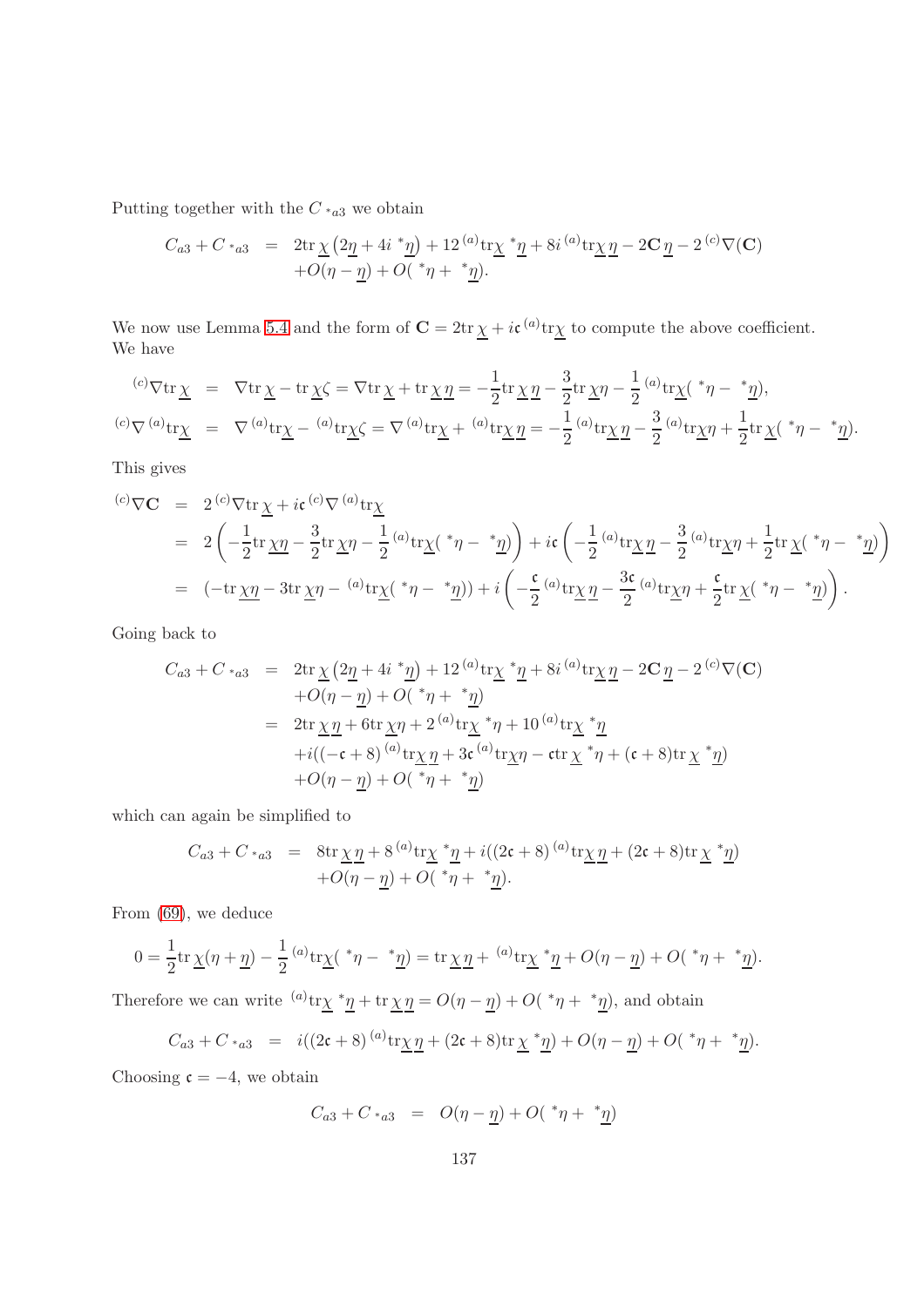Putting together with the $C_{{}^*a3}$ we obtain

$$
\begin{aligned}
C_{a3} + C_{{}^*a3} &= 2\mathrm{tr}\,\underline{\chi}\left(2\underline{\eta} + 4i\,{}^*\underline{\eta}\right) + 12\,{}^{(a)}\mathrm{tr}\underline{\chi}\,{}^*\underline{\eta} + 8i\,{}^{(a)}\mathrm{tr}\underline{\chi}\,\underline{\eta} - 2\mathbf{C}\,\underline{\eta} - 2\,{}^{(c)}\nabla(\mathbf{C}) \\
&\quad + O(\eta - \underline{\eta}) + O({}^*\eta + {}^*\underline{\eta}).
\end{aligned}
$$

We now use Lemma 5.4 and the form of $\mathbf{C} = 2\mathrm{tr}\,\underline{\chi} + i\mathfrak{c}\,{}^{(a)}\mathrm{tr}\underline{\chi}$ to compute the above coefficient. We have

$$
\begin{aligned}
{}^{(c)}\nabla\mathrm{tr}\,\underline{\chi} &= \nabla\mathrm{tr}\,\underline{\chi} - \mathrm{tr}\,\underline{\chi}\zeta = \nabla\mathrm{tr}\,\underline{\chi} + \mathrm{tr}\,\underline{\chi}\,\underline{\eta} = -\frac{1}{2}\mathrm{tr}\,\underline{\chi}\,\underline{\eta} - \frac{3}{2}\mathrm{tr}\,\underline{\chi}\eta - \frac{1}{2}\,{}^{(a)}\mathrm{tr}\underline{\chi}({}^*\eta - {}^*\underline{\eta}), \\
{}^{(c)}\nabla\,{}^{(a)}\mathrm{tr}\underline{\chi} &= \nabla\,{}^{(a)}\mathrm{tr}\underline{\chi} - {}^{(a)}\mathrm{tr}\underline{\chi}\zeta = \nabla\,{}^{(a)}\mathrm{tr}\underline{\chi} + {}^{(a)}\mathrm{tr}\underline{\chi}\,\underline{\eta} = -\frac{1}{2}\,{}^{(a)}\mathrm{tr}\underline{\chi}\,\underline{\eta} - \frac{3}{2}\,{}^{(a)}\mathrm{tr}\underline{\chi}\eta + \frac{1}{2}\mathrm{tr}\,\underline{\chi}({}^*\eta - {}^*\underline{\eta}).
\end{aligned}
$$

This gives

$$
\begin{aligned}
{}^{(c)}\nabla\mathbf{C} &= 2\,{}^{(c)}\nabla\mathrm{tr}\,\underline{\chi} + i\mathfrak{c}\,{}^{(c)}\nabla\,{}^{(a)}\mathrm{tr}\underline{\chi} \\
&= 2\left(-\frac{1}{2}\mathrm{tr}\,\underline{\chi}\underline{\eta} - \frac{3}{2}\mathrm{tr}\,\underline{\chi}\eta - \frac{1}{2}\,{}^{(a)}\mathrm{tr}\underline{\chi}({}^*\eta - {}^*\underline{\eta})\right) + i\mathfrak{c}\left(-\frac{1}{2}\,{}^{(a)}\mathrm{tr}\underline{\chi}\,\underline{\eta} - \frac{3}{2}\,{}^{(a)}\mathrm{tr}\underline{\chi}\eta + \frac{1}{2}\mathrm{tr}\,\underline{\chi}({}^*\eta - {}^*\underline{\eta})\right) \\
&= (-\mathrm{tr}\,\underline{\chi}\underline{\eta} - 3\mathrm{tr}\,\underline{\chi}\eta - {}^{(a)}\mathrm{tr}\underline{\chi}({}^*\eta - {}^*\underline{\eta})) + i\left(-\frac{\mathfrak{c}}{2}\,{}^{(a)}\mathrm{tr}\underline{\chi}\,\underline{\eta} - \frac{3\mathfrak{c}}{2}\,{}^{(a)}\mathrm{tr}\underline{\chi}\eta + \frac{\mathfrak{c}}{2}\mathrm{tr}\,\underline{\chi}({}^*\eta - {}^*\underline{\eta})\right).
\end{aligned}
$$

Going back to

$$
\begin{aligned}
C_{a3} + C_{{}^*a3} &= 2\mathrm{tr}\,\underline{\chi}\left(2\underline{\eta} + 4i\,{}^*\underline{\eta}\right) + 12\,{}^{(a)}\mathrm{tr}\underline{\chi}\,{}^*\underline{\eta} + 8i\,{}^{(a)}\mathrm{tr}\underline{\chi}\,\underline{\eta} - 2\mathbf{C}\,\underline{\eta} - 2\,{}^{(c)}\nabla(\mathbf{C}) \\
&\quad + O(\eta - \underline{\eta}) + O({}^*\eta + {}^*\underline{\eta}) \\
&= 2\mathrm{tr}\,\underline{\chi}\,\underline{\eta} + 6\mathrm{tr}\,\underline{\chi}\eta + 2\,{}^{(a)}\mathrm{tr}\underline{\chi}\,{}^*\eta + 10\,{}^{(a)}\mathrm{tr}\underline{\chi}\,{}^*\underline{\eta} \\
&\quad + i((-\mathfrak{c} + 8)\,{}^{(a)}\mathrm{tr}\underline{\chi}\,\underline{\eta} + 3\mathfrak{c}\,{}^{(a)}\mathrm{tr}\underline{\chi}\eta - \mathfrak{c}\mathrm{tr}\,\underline{\chi}\,{}^*\eta + (\mathfrak{c} + 8)\mathrm{tr}\,\underline{\chi}\,{}^*\underline{\eta}) \\
&\quad + O(\eta - \underline{\eta}) + O({}^*\eta + {}^*\underline{\eta})
\end{aligned}
$$

which can again be simplified to

$$
\begin{aligned}
C_{a3} + C_{{}^*a3} &= 8\mathrm{tr}\,\underline{\chi}\,\underline{\eta} + 8\,{}^{(a)}\mathrm{tr}\underline{\chi}\,{}^*\underline{\eta} + i((2\mathfrak{c} + 8)\,{}^{(a)}\mathrm{tr}\underline{\chi}\,\underline{\eta} + (2\mathfrak{c} + 8)\mathrm{tr}\,\underline{\chi}\,{}^*\underline{\eta}) \\
&\quad + O(\eta - \underline{\eta}) + O({}^*\eta + {}^*\underline{\eta}).
\end{aligned}
$$

From (69), we deduce

$$
0 = \frac{1}{2}\mathrm{tr}\,\underline{\chi}(\eta + \underline{\eta}) - \frac{1}{2}\,{}^{(a)}\mathrm{tr}\underline{\chi}({}^*\eta - {}^*\underline{\eta}) = \mathrm{tr}\,\underline{\chi}\,\underline{\eta} + {}^{(a)}\mathrm{tr}\underline{\chi}\,{}^*\underline{\eta} + O(\eta - \underline{\eta}) + O({}^*\eta + {}^*\underline{\eta}).
$$

Therefore we can write ${}^{(a)}\mathrm{tr}\underline{\chi}\,{}^*\underline{\eta} + \mathrm{tr}\,\underline{\chi}\,\underline{\eta} = O(\eta - \underline{\eta}) + O({}^*\eta + {}^*\underline{\eta})$, and obtain

$$
C_{a3} + C_{{}^*a3} = i((2\mathfrak{c} + 8)\,{}^{(a)}\mathrm{tr}\underline{\chi}\,\underline{\eta} + (2\mathfrak{c} + 8)\mathrm{tr}\,\underline{\chi}\,{}^*\underline{\eta}) + O(\eta - \underline{\eta}) + O({}^*\eta + {}^*\underline{\eta}).
$$

Choosing $\mathfrak{c} = -4$, we obtain

$$
C_{a3} + C_{{}^*a3} = O(\eta - \underline{\eta}) + O({}^*\eta + {}^*\underline{\eta})
$$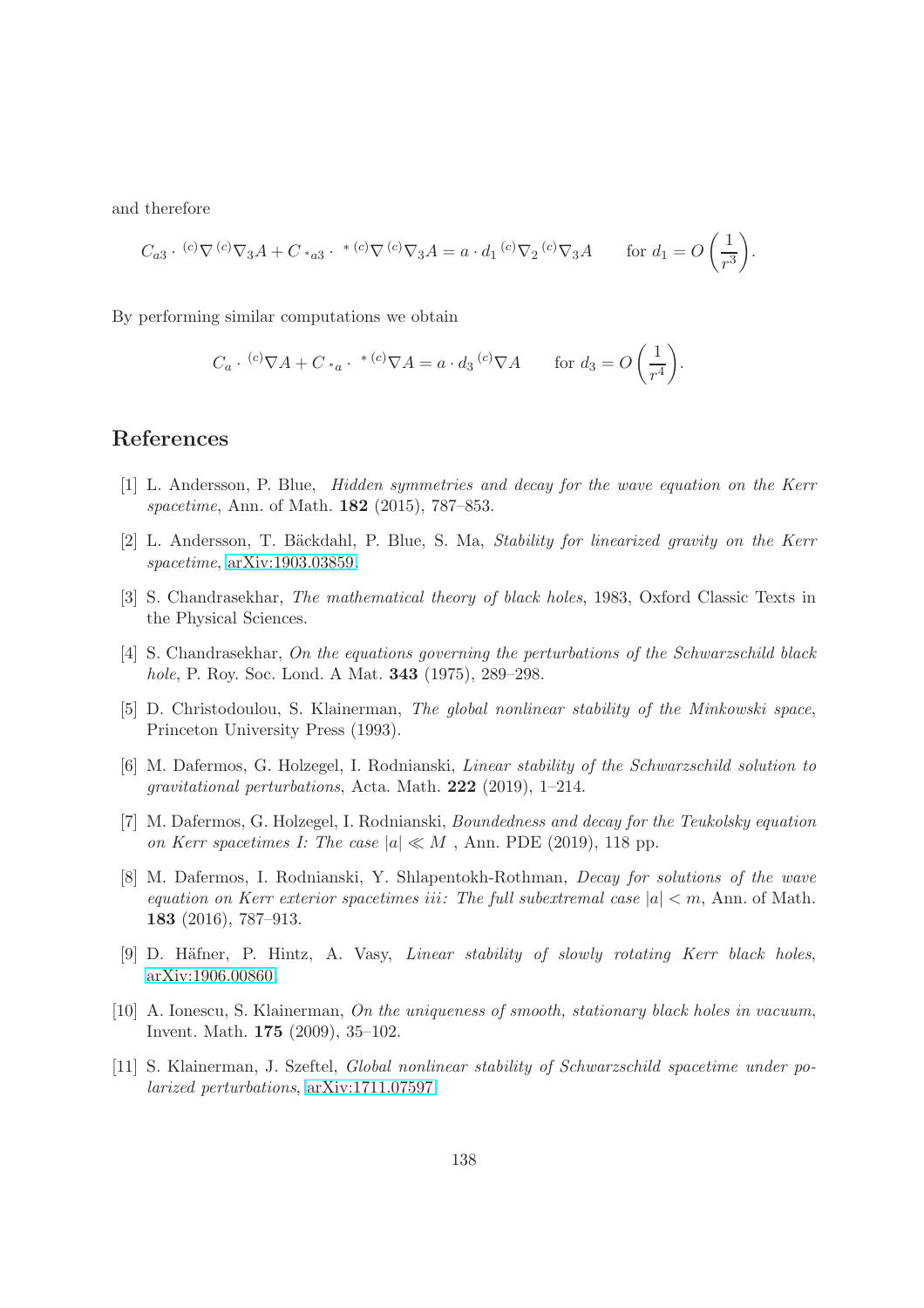and therefore

$$C_{a3} \cdot {}^{(c)}\nabla {}^{(c)}\nabla_3 A + C_{{}^*a3} \cdot {}^{*\,(c)}\nabla {}^{(c)}\nabla_3 A = a \cdot d_1 {}^{(c)}\nabla_2 {}^{(c)}\nabla_3 A \qquad \text{for } d_1 = O\left(\frac{1}{r^3}\right).$$

By performing similar computations we obtain

$$C_a \cdot {}^{(c)}\nabla A + C_{{}^*a} \cdot {}^{*\,(c)}\nabla A = a \cdot d_3 {}^{(c)}\nabla A \qquad \text{for } d_3 = O\left(\frac{1}{r^4}\right).$$

## References

[1] L. Andersson, P. Blue, *Hidden symmetries and decay for the wave equation on the Kerr spacetime*, Ann. of Math. **182** (2015), 787–853.

[2] L. Andersson, T. Bäckdahl, P. Blue, S. Ma, *Stability for linearized gravity on the Kerr spacetime*, arXiv:1903.03859.

[3] S. Chandrasekhar, *The mathematical theory of black holes*, 1983, Oxford Classic Texts in the Physical Sciences.

[4] S. Chandrasekhar, *On the equations governing the perturbations of the Schwarzschild black hole*, P. Roy. Soc. Lond. A Mat. **343** (1975), 289–298.

[5] D. Christodoulou, S. Klainerman, *The global nonlinear stability of the Minkowski space*, Princeton University Press (1993).

[6] M. Dafermos, G. Holzegel, I. Rodnianski, *Linear stability of the Schwarzschild solution to gravitational perturbations*, Acta. Math. **222** (2019), 1–214.

[7] M. Dafermos, G. Holzegel, I. Rodnianski, *Boundedness and decay for the Teukolsky equation on Kerr spacetimes I: The case $|a| \ll M$*, Ann. PDE (2019), 118 pp.

[8] M. Dafermos, I. Rodnianski, Y. Shlapentokh-Rothman, *Decay for solutions of the wave equation on Kerr exterior spacetimes iii: The full subextremal case $|a| < m$*, Ann. of Math. **183** (2016), 787–913.

[9] D. Häfner, P. Hintz, A. Vasy, *Linear stability of slowly rotating Kerr black holes*, arXiv:1906.00860.

[10] A. Ionescu, S. Klainerman, *On the uniqueness of smooth, stationary black holes in vacuum*, Invent. Math. **175** (2009), 35–102.

[11] S. Klainerman, J. Szeftel, *Global nonlinear stability of Schwarzschild spacetime under polarized perturbations*, arXiv:1711.07597.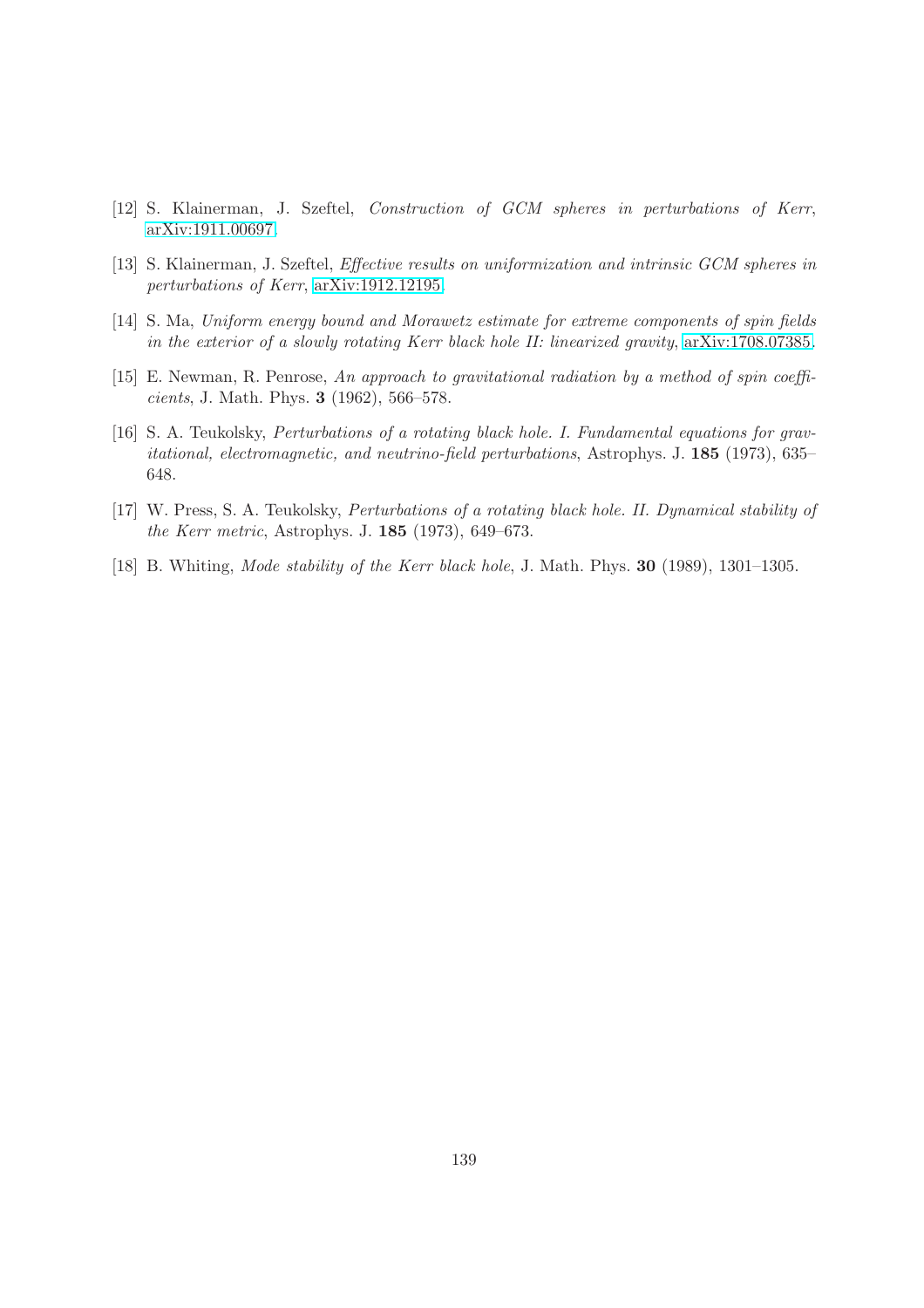[12] S. Klainerman, J. Szeftel, *Construction of GCM spheres in perturbations of Kerr*, arXiv:1911.00697.

[13] S. Klainerman, J. Szeftel, *Effective results on uniformization and intrinsic GCM spheres in perturbations of Kerr*, arXiv:1912.12195.

[14] S. Ma, *Uniform energy bound and Morawetz estimate for extreme components of spin fields in the exterior of a slowly rotating Kerr black hole II: linearized gravity*, arXiv:1708.07385.

[15] E. Newman, R. Penrose, *An approach to gravitational radiation by a method of spin coefficients*, J. Math. Phys. **3** (1962), 566–578.

[16] S. A. Teukolsky, *Perturbations of a rotating black hole. I. Fundamental equations for gravitational, electromagnetic, and neutrino-field perturbations*, Astrophys. J. **185** (1973), 635–648.

[17] W. Press, S. A. Teukolsky, *Perturbations of a rotating black hole. II. Dynamical stability of the Kerr metric*, Astrophys. J. **185** (1973), 649–673.

[18] B. Whiting, *Mode stability of the Kerr black hole*, J. Math. Phys. **30** (1989), 1301–1305.